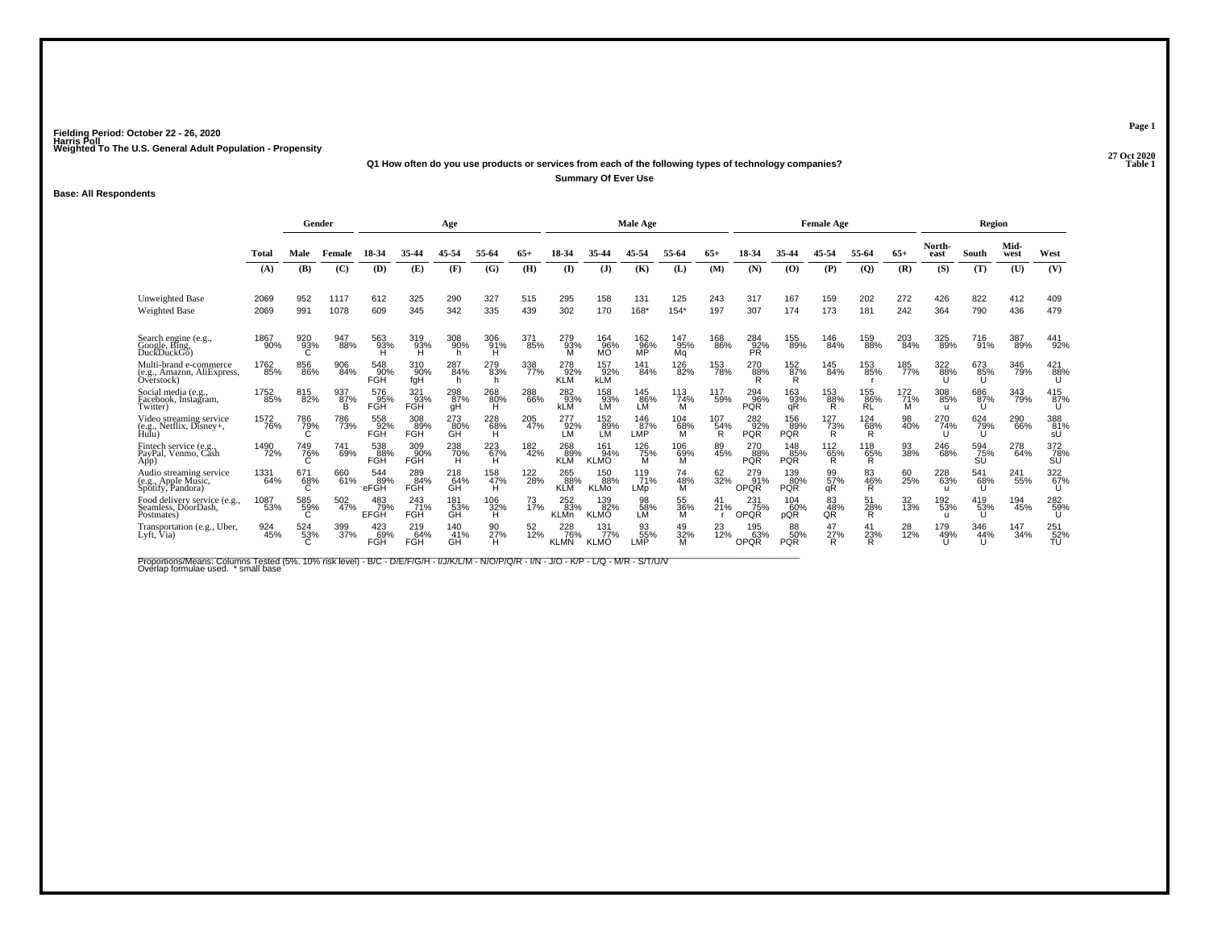Fielding Period: October 22 - 26, 2020
Harris Poll
Weighted To The U.S. General Adult Population - Propensity

27 Oct 2020
Table 1

**Q1 How often do you use products or services from each of the following types of technology companies?**

**Summary Of Ever Use**

**Base: All Respondents**

| | Total | Gender | | Age | | | | | Male Age | | | | | Female Age | | | | | Region | | | |
|---|---|---|---|---|---|---|---|---|---|---|---|---|---|---|---|---|---|---|---|---|---|---|
| | Total | Male | Female | 18-34 | 35-44 | 45-54 | 55-64 | 65+ | 18-34 | 35-44 | 45-54 | 55-64 | 65+ | 18-34 | 35-44 | 45-54 | 55-64 | 65+ | North-east | South | Mid-west | West |
| | (A) | (B) | (C) | (D) | (E) | (F) | (G) | (H) | (I) | (J) | (K) | (L) | (M) | (N) | (O) | (P) | (Q) | (R) | (S) | (T) | (U) | (V) |
| Unweighted Base | 2069 | 952 | 1117 | 612 | 325 | 290 | 327 | 515 | 295 | 158 | 131 | 125 | 243 | 317 | 167 | 159 | 202 | 272 | 426 | 822 | 412 | 409 |
| Weighted Base | 2069 | 991 | 1078 | 609 | 345 | 342 | 335 | 439 | 302 | 170 | 168* | 154* | 197 | 307 | 174 | 173 | 181 | 242 | 364 | 790 | 436 | 479 |
| Search engine (e.g., Google, Bing, DuckDuckGo) | 1867 90% | 920 93% C | 947 88% | 563 93% H | 319 93% H | 308 90% h | 306 91% H | 371 85% | 279 93% M | 164 96% MO | 162 96% MP | 147 95% Mq | 168 86% | 284 92% PR | 155 89% | 146 84% | 159 88% | 203 84% | 325 89% | 716 91% | 387 89% | 441 92% |
| Multi-brand e-commerce (e.g., Amazon, AliExpress, Overstock) | 1762 85% | 856 86% | 906 84% | 548 90% FGH | 310 90% fgH | 287 84% h | 279 83% h | 338 77% | 278 92% KLM | 157 92% kLM | 141 84% | 126 82% | 153 78% | 270 88% R | 152 87% R | 145 84% | 153 85% r | 185 77% | 322 88% U | 673 85% U | 346 79% | 421 88% U |
| Social media (e.g., Facebook, Instagram, Twitter) | 1752 85% | 815 82% | 937 87% B | 576 95% FGH | 321 93% FGH | 298 87% gH | 268 80% H | 288 66% | 282 93% kLM | 158 93% LM | 145 86% LM | 113 74% M | 117 59% | 294 96% PQR | 163 93% qR | 153 88% R | 155 86% RL | 172 71% M | 308 85% u | 686 87% U | 343 79% | 415 87% U |
| Video streaming service (e.g., Netflix, Disney+, Hulu) | 1572 76% | 786 79% C | 786 73% | 558 92% FGH | 308 89% FGH | 273 80% GH | 228 68% H | 205 47% | 277 92% LM | 152 89% LM | 146 87% LMP | 104 68% M | 107 54% R | 282 92% PQR | 156 89% PQR | 127 73% R | 124 68% R | 98 40% | 270 74% U | 624 79% U | 290 66% | 388 81% sU |
| Fintech service (e.g., PayPal, Venmo, Cash App) | 1490 72% | 749 76% C | 741 69% | 538 88% FGH | 309 90% FGH | 238 70% H | 223 67% H | 182 42% | 268 89% KLM | 161 94% KLMO | 126 75% M | 106 69% M | 89 45% | 270 88% PQR | 148 85% PQR | 112 65% R | 118 65% R | 93 38% | 246 68% | 594 75% SU | 278 64% | 372 78% SU |
| Audio streaming service (e.g., Apple Music, Spotify, Pandora) | 1331 64% | 671 68% C | 660 61% | 544 89% eFGH | 289 84% FGH | 218 64% GH | 158 47% H | 122 28% | 265 88% KLM | 150 88% KLMo | 119 71% LMp | 74 48% M | 62 32% | 279 91% OPQR | 139 80% PQR | 99 57% qR | 83 46% R | 60 25% | 228 63% u | 541 68% U | 241 55% | 322 67% U |
| Food delivery service (e.g., Seamless, DoorDash, Postmates) | 1087 53% | 585 59% C | 502 47% | 483 79% EFGH | 243 71% FGH | 181 53% GH | 106 32% H | 73 17% | 252 83% KLMn | 139 82% KLMO | 98 58% LM | 55 36% M | 41 21% r | 231 75% OPQR | 104 60% pQR | 83 48% QR | 51 28% R | 32 13% | 192 53% u | 419 53% U | 194 45% | 282 59% U |
| Transportation (e.g., Uber, Lyft, Via) | 924 45% | 524 53% C | 399 37% | 423 69% FGH | 219 64% FGH | 140 41% GH | 90 27% H | 52 12% | 228 76% KLMN | 131 77% KLMO | 93 55% LMP | 49 32% M | 23 12% | 195 63% OPQR | 88 50% PQR | 47 27% R | 41 23% R | 28 12% | 179 49% U | 346 44% U | 147 34% | 251 52% TU |

Proportions/Means: Columns Tested (5%, 10% risk level) - B/C - D/E/F/G/H - I/J/K/L/M - N/O/P/Q/R - I/N - J/O - K/P - L/Q - M/R - S/T/U/V
Overlap formulae used. * small base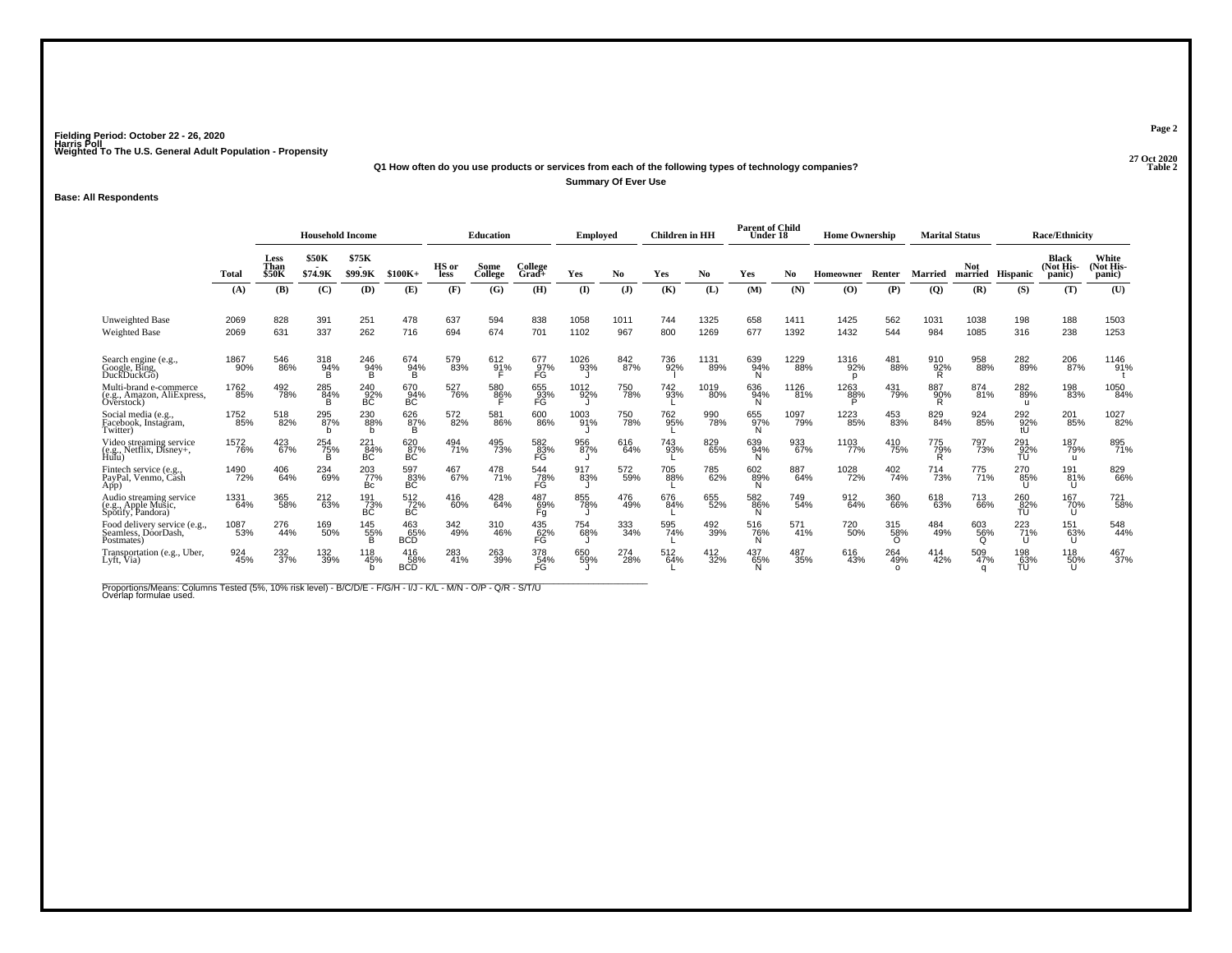Fielding Period: October 22 - 26, 2020
Harris Poll
Weighted To The U.S. General Adult Population - Propensity

27 Oct 2020
Table 2

**Q1 How often do you use products or services from each of the following types of technology companies?**

**Summary Of Ever Use**

**Base: All Respondents**

| | Total | Household Income | | | | Education | | | Employed | | Children in HH | | Parent of Child Under 18 | | Home Ownership | | Marital Status | | Race/Ethnicity | | |
|---|---|---|---|---|---|---|---|---|---|---|---|---|---|---|---|---|---|---|---|---|---|
| | Total | Less Than $50K | $50K - $74.9K | $75K - $99.9K | $100K+ | HS or less | Some College | College Grad+ | Yes | No | Yes | No | Yes | No | Homeowner | Renter | Married | Not married | Hispanic | Black (Not Hispanic) | White (Not Hispanic) |
| | (A) | (B) | (C) | (D) | (E) | (F) | (G) | (H) | (I) | (J) | (K) | (L) | (M) | (N) | (O) | (P) | (Q) | (R) | (S) | (T) | (U) |
| Unweighted Base | 2069 | 828 | 391 | 251 | 478 | 637 | 594 | 838 | 1058 | 1011 | 744 | 1325 | 658 | 1411 | 1425 | 562 | 1031 | 1038 | 198 | 188 | 1503 |
| Weighted Base | 2069 | 631 | 337 | 262 | 716 | 694 | 674 | 701 | 1102 | 967 | 800 | 1269 | 677 | 1392 | 1432 | 544 | 984 | 1085 | 316 | 238 | 1253 |
| Search engine (e.g., Google, Bing, DuckDuckGo) | 1867 90% | 546 86% | 318 94% B | 246 94% B | 674 94% B | 579 83% | 612 91% F | 677 97% FG | 1026 93% J | 842 87% | 736 92% l | 1131 89% | 639 94% N | 1229 88% | 1316 92% p | 481 88% | 910 92% R | 958 88% | 282 89% | 206 87% | 1146 91% t |
| Multi-brand e-commerce (e.g., Amazon, AliExpress, Overstock) | 1762 85% | 492 78% | 285 84% B | 240 92% BC | 670 94% BC | 527 76% | 580 86% F | 655 93% FG | 1012 92% J | 750 78% | 742 93% L | 1019 80% | 636 94% N | 1126 81% | 1263 88% P | 431 79% | 887 90% R | 874 81% | 282 89% u | 198 83% | 1050 84% |
| Social media (e.g., Facebook, Instagram, Twitter) | 1752 85% | 518 82% | 295 87% b | 230 88% b | 626 87% B | 572 82% | 581 86% | 600 86% | 1003 91% J | 750 78% | 762 95% L | 990 78% | 655 97% N | 1097 79% | 1223 85% | 453 83% | 829 84% | 924 85% | 292 92% tU | 201 85% | 1027 82% |
| Video streaming service (e.g., Netflix, Disney+, Hulu) | 1572 76% | 423 67% | 254 75% B | 221 84% BC | 620 87% BC | 494 71% | 495 73% | 582 83% FG | 956 87% J | 616 64% | 743 93% L | 829 65% | 639 94% N | 933 67% | 1103 77% | 410 75% | 775 79% R | 797 73% | 291 92% TU | 187 79% u | 895 71% |
| Fintech service (e.g., PayPal, Venmo, Cash App) | 1490 72% | 406 64% | 234 69% | 203 77% Bc | 597 83% BC | 467 67% | 478 71% | 544 78% FG | 917 83% J | 572 59% | 705 88% L | 785 62% | 602 89% N | 887 64% | 1028 72% | 402 74% | 714 73% | 775 71% | 270 85% U | 191 81% U | 829 66% |
| Audio streaming service (e.g., Apple Music, Spotify, Pandora) | 1331 64% | 365 58% | 212 63% | 191 73% BC | 512 72% BC | 416 60% | 428 64% | 487 69% Fg | 855 78% J | 476 49% | 676 84% L | 655 52% | 582 86% N | 749 54% | 912 64% | 360 66% | 618 63% | 713 66% | 260 82% TU | 167 70% U | 721 58% |
| Food delivery service (e.g., Seamless, DoorDash, Postmates) | 1087 53% | 276 44% | 169 50% | 145 55% B | 463 65% BCD | 342 49% | 310 46% | 435 62% FG | 754 68% J | 333 34% | 595 74% L | 492 39% | 516 76% N | 571 41% | 720 50% | 315 58% O | 484 49% | 603 56% Q | 223 71% U | 151 63% U | 548 44% |
| Transportation (e.g., Uber, Lyft, Via) | 924 45% | 232 37% | 132 39% | 118 45% b | 416 58% BCD | 283 41% | 263 39% | 378 54% FG | 650 59% J | 274 28% | 512 64% L | 412 32% | 437 65% N | 487 35% | 616 43% | 264 49% o | 414 42% | 509 47% q | 198 63% TU | 118 50% U | 467 37% |

Proportions/Means: Columns Tested (5%, 10% risk level) - B/C/D/E - F/G/H - I/J - K/L - M/N - O/P - Q/R - S/T/U
Overlap formulae used.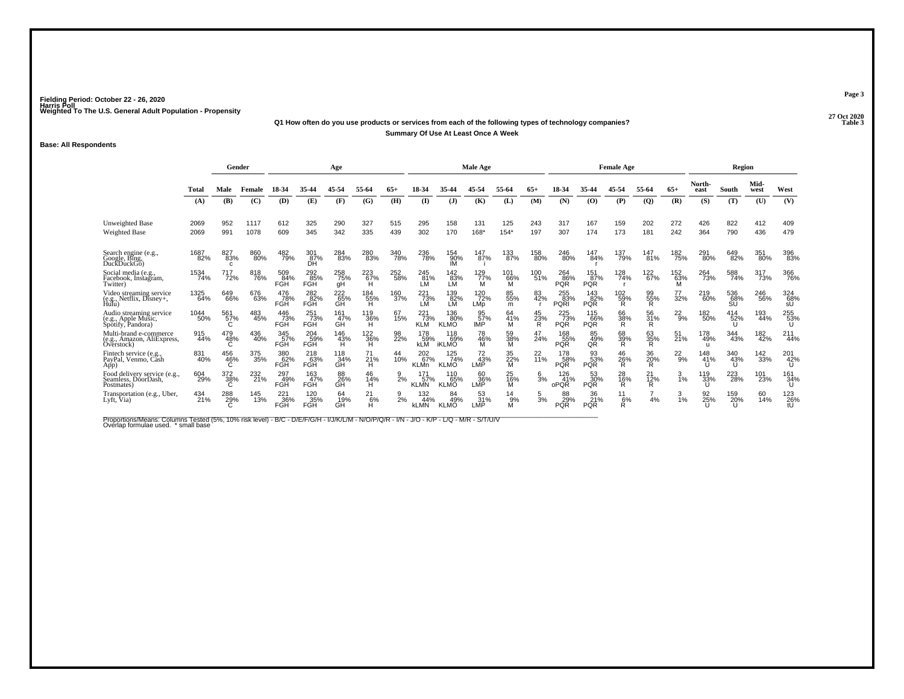Fielding Period: October 22 - 26, 2020
Harris Poll
Weighted To The U.S. General Adult Population - Propensity

27 Oct 2020
Table 3

**Q1 How often do you use products or services from each of the following types of technology companies?**
**Summary Of Use At Least Once A Week**

**Base: All Respondents**

| | Total | Gender | | Age | | | | | Male Age | | | | | Female Age | | | | | Region | | | |
|---|---|---|---|---|---|---|---|---|---|---|---|---|---|---|---|---|---|---|---|---|---|---|
| | Total | Male | Female | 18-34 | 35-44 | 45-54 | 55-64 | 65+ | 18-34 | 35-44 | 45-54 | 55-64 | 65+ | 18-34 | 35-44 | 45-54 | 55-64 | 65+ | North-east | South | Mid-west | West |
| | (A) | (B) | (C) | (D) | (E) | (F) | (G) | (H) | (I) | (J) | (K) | (L) | (M) | (N) | (O) | (P) | (Q) | (R) | (S) | (T) | (U) | (V) |
| Unweighted Base | 2069 | 952 | 1117 | 612 | 325 | 290 | 327 | 515 | 295 | 158 | 131 | 125 | 243 | 317 | 167 | 159 | 202 | 272 | 426 | 822 | 412 | 409 |
| Weighted Base | 2069 | 991 | 1078 | 609 | 345 | 342 | 335 | 439 | 302 | 170 | 168* | 154* | 197 | 307 | 174 | 173 | 181 | 242 | 364 | 790 | 436 | 479 |
| Search engine (e.g., Google, Bing, DuckDuckGo) | 1687 82% | 827 83% c | 860 80% | 482 79% | 301 87% DH | 284 83% | 280 83% | 340 78% | 236 78% | 154 90% IM | 147 87% i | 133 87% | 158 80% | 246 80% | 147 84% r | 137 79% | 147 81% | 182 75% | 291 80% | 649 82% | 351 80% | 396 83% |
| Social media (e.g., Facebook, Instagram, Twitter) | 1534 74% | 717 72% | 818 76% | 509 84% FGH | 292 85% FGH | 258 75% gH | 223 67% H | 252 58% | 245 81% LM | 142 83% LM | 129 77% M | 101 66% M | 100 51% | 264 86% PQR | 151 87% PQR | 128 74% | 122 67% | 152 63% M | 264 73% | 588 74% | 317 73% | 366 76% |
| Video streaming service (e.g., Netflix, Disney+, Hulu) | 1325 64% | 649 66% | 676 63% | 476 78% FGH | 282 82% FGH | 222 65% GH | 184 55% H | 160 37% | 221 73% LM | 139 82% LM | 120 72% LMp | 85 55% m | 83 42% r | 255 83% PQRI | 143 82% PQR | 102 59% R | 99 55% R | 77 32% | 219 60% | 536 68% SU | 246 56% | 324 68% sU |
| Audio streaming service (e.g., Apple Music, Spotify, Pandora) | 1044 50% | 561 57% C | 483 45% | 446 73% FGH | 251 73% FGH | 161 47% GH | 119 36% H | 67 15% | 221 73% KLM | 136 80% KLMO | 95 57% IMP | 64 41% M | 45 23% R | 225 73% PQR | 115 66% PQR | 66 38% R | 56 31% R | 22 9% | 182 50% | 414 52% U | 193 44% | 255 53% U |
| Multi-brand e-commerce (e.g., Amazon, AliExpress, Overstock) | 915 44% | 479 48% C | 436 40% | 345 57% FGH | 204 59% FGH | 146 43% H | 122 36% H | 98 22% | 178 59% kLM | 118 69% iKLMO | 78 46% M | 59 38% M | 47 24% | 168 55% PQR | 85 49% QR | 68 39% R | 63 35% R | 51 21% | 178 49% u | 344 43% | 182 42% | 211 44% |
| Fintech service (e.g., PayPal, Venmo, Cash App) | 831 40% | 456 46% C | 375 35% | 380 62% FGH | 218 63% FGH | 118 34% GH | 71 21% H | 44 10% | 202 67% KLMn | 125 74% KLMO | 72 43% LMP | 35 22% M | 22 11% | 178 58% PQR | 93 53% PQR | 46 26% R | 36 20% R | 22 9% | 148 41% U | 340 43% U | 142 33% | 201 42% U |
| Food delivery service (e.g., Seamless, DoorDash, Postmates) | 604 29% | 372 38% C | 232 21% | 297 49% FGH | 163 47% FGH | 88 26% GH | 46 14% H | 9 2% | 171 57% KLMN | 110 65% KLMO | 60 36% LMP | 25 16% M | 6 3% | 126 41% oPQR | 53 30% PQR | 28 16% R | 21 12% R | 3 1% | 119 33% U | 223 28% | 101 23% | 161 34% U |
| Transportation (e.g., Uber, Lyft, Via) | 434 21% | 288 29% C | 145 13% | 221 36% FGH | 120 35% FGH | 64 19% GH | 21 6% H | 9 2% | 132 44% kLMN | 84 49% KLMO | 53 31% LMP | 14 9% M | 5 3% | 88 29% PQR | 36 21% PQR | 11 6% R | 7 4% | 3 1% | 92 25% U | 159 20% U | 60 14% | 123 26% tU |

Proportions/Means: Columns Tested (5%, 10% risk level) - B/C - D/E/F/G/H - I/J/K/L/M - N/O/P/Q/R - I/N - J/O - K/P - L/Q - M/R - S/T/U/V
Overlap formulae used. * small base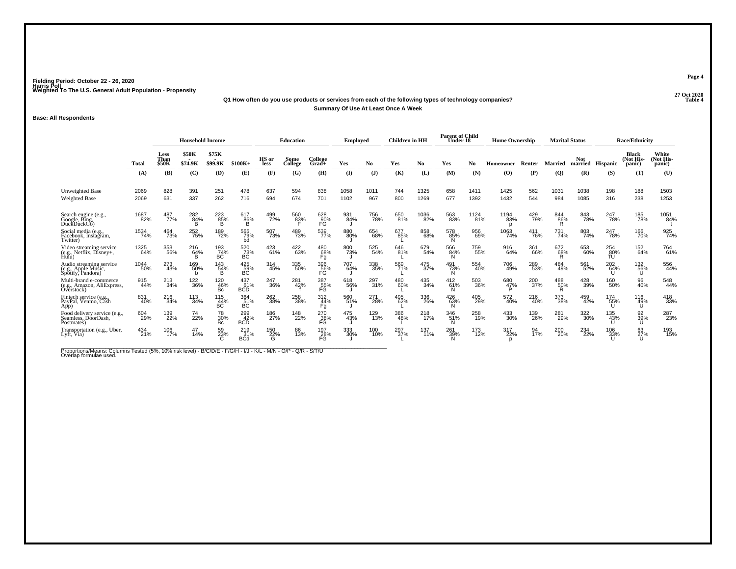Fielding Period: October 22 - 26, 2020
Harris Poll
Weighted To The U.S. General Adult Population - Propensity

27 Oct 2020
Table 4

**Q1 How often do you use products or services from each of the following types of technology companies?**
**Summary Of Use At Least Once A Week**

**Base: All Respondents**

| | | Household Income | | | | Education | | | Employed | | Children in HH | | Parent of Child Under 18 | | Home Ownership | | Marital Status | | Race/Ethnicity | | |
|---|---|---|---|---|---|---|---|---|---|---|---|---|---|---|---|---|---|---|---|---|---|
| | Total | Less Than $50K | $50K - $74.9K | $75K - $99.9K | $100K+ | HS or less | Some College | College Grad+ | Yes | No | Yes | No | Yes | No | Homeowner | Renter | Married | Not married | Hispanic | Black (Not Hispanic) | White (Not Hispanic) |
| | (A) | (B) | (C) | (D) | (E) | (F) | (G) | (H) | (I) | (J) | (K) | (L) | (M) | (N) | (O) | (P) | (Q) | (R) | (S) | (T) | (U) |
| Unweighted Base | 2069 | 828 | 391 | 251 | 478 | 637 | 594 | 838 | 1058 | 1011 | 744 | 1325 | 658 | 1411 | 1425 | 562 | 1031 | 1038 | 198 | 188 | 1503 |
| Weighted Base | 2069 | 631 | 337 | 262 | 716 | 694 | 674 | 701 | 1102 | 967 | 800 | 1269 | 677 | 1392 | 1432 | 544 | 984 | 1085 | 316 | 238 | 1253 |
| Search engine (e.g., Google, Bing, DuckDuckGo) | 1687 82% | 487 77% | 282 84% B | 223 85% B | 617 86% B | 499 72% | 560 83% F | 628 90% FG | 931 84% J | 756 78% | 650 81% | 1036 82% | 563 83% | 1124 81% | 1194 83% p | 429 79% | 844 86% R | 843 78% | 247 78% | 185 78% | 1051 84% t |
| Social media (e.g., Facebook, Instagram, Twitter) | 1534 74% | 464 73% | 252 75% | 189 72% | 565 79% bd | 507 73% | 489 73% | 539 77% | 880 80% J | 654 68% | 677 85% L | 858 68% | 578 85% N | 956 69% | 1063 74% | 411 76% | 731 74% | 803 74% | 247 78% | 166 70% | 925 74% |
| Video streaming service (e.g., Netflix, Disney+, Hulu) | 1325 64% | 353 56% | 216 64% B | 193 74% BC | 520 73% BC | 423 61% | 422 63% | 480 68% Fg | 800 73% J | 525 54% | 646 81% L | 679 54% | 566 84% N | 759 55% | 916 64% | 361 66% | 672 68% R | 653 60% | 254 80% TU | 152 64% | 764 61% |
| Audio streaming service (e.g., Apple Music, Spotify, Pandora) | 1044 50% | 273 43% | 169 50% b | 143 54% B | 425 59% BC | 314 45% | 335 50% | 396 56% FG | 707 64% J | 338 35% | 569 71% L | 475 37% | 491 73% N | 554 40% | 706 49% | 289 53% | 484 49% | 561 52% | 202 64% U | 132 56% U | 556 44% |
| Multi-brand e-commerce (e.g., Amazon, AliExpress, Overstock) | 915 44% | 213 34% | 122 36% | 120 46% Bc | 437 61% BCD | 247 36% | 281 42% f | 387 55% FG | 618 56% J | 297 31% | 480 60% L | 435 34% | 412 61% N | 503 36% | 680 47% P | 200 37% | 488 50% R | 428 39% | 160 50% | 96 40% | 548 44% |
| Fintech service (e.g., PayPal, Venmo, Cash App) | 831 40% | 216 34% | 113 34% | 115 44% BC | 364 51% BC | 262 38% | 258 38% | 312 44% Fg | 560 51% J | 271 28% | 495 62% L | 336 26% | 426 63% N | 405 29% | 572 40% | 216 40% | 373 38% | 459 42% | 174 55% U | 116 49% U | 418 33% |
| Food delivery service (e.g., Seamless, DoorDash, Postmates) | 604 29% | 139 22% | 74 22% | 78 30% Bc | 299 42% BCD | 186 27% | 148 22% | 270 38% FG | 475 43% J | 129 13% | 386 48% L | 218 17% | 346 51% N | 258 19% | 433 30% | 139 26% | 281 29% | 322 30% | 135 43% U | 92 39% U | 287 23% |
| Transportation (e.g., Uber, Lyft, Via) | 434 21% | 106 17% | 47 14% | 59 23% C | 219 31% BCd | 150 22% G | 86 13% | 197 28% FG | 333 30% J | 100 10% | 297 37% L | 137 11% | 261 39% N | 173 12% | 317 22% p | 94 17% | 200 20% | 234 22% | 106 33% U | 63 27% U | 193 15% |

Proportions/Means: Columns Tested (5%, 10% risk level) - B/C/D/E - F/G/H - I/J - K/L - M/N - O/P - Q/R - S/T/U
Overlap formulae used.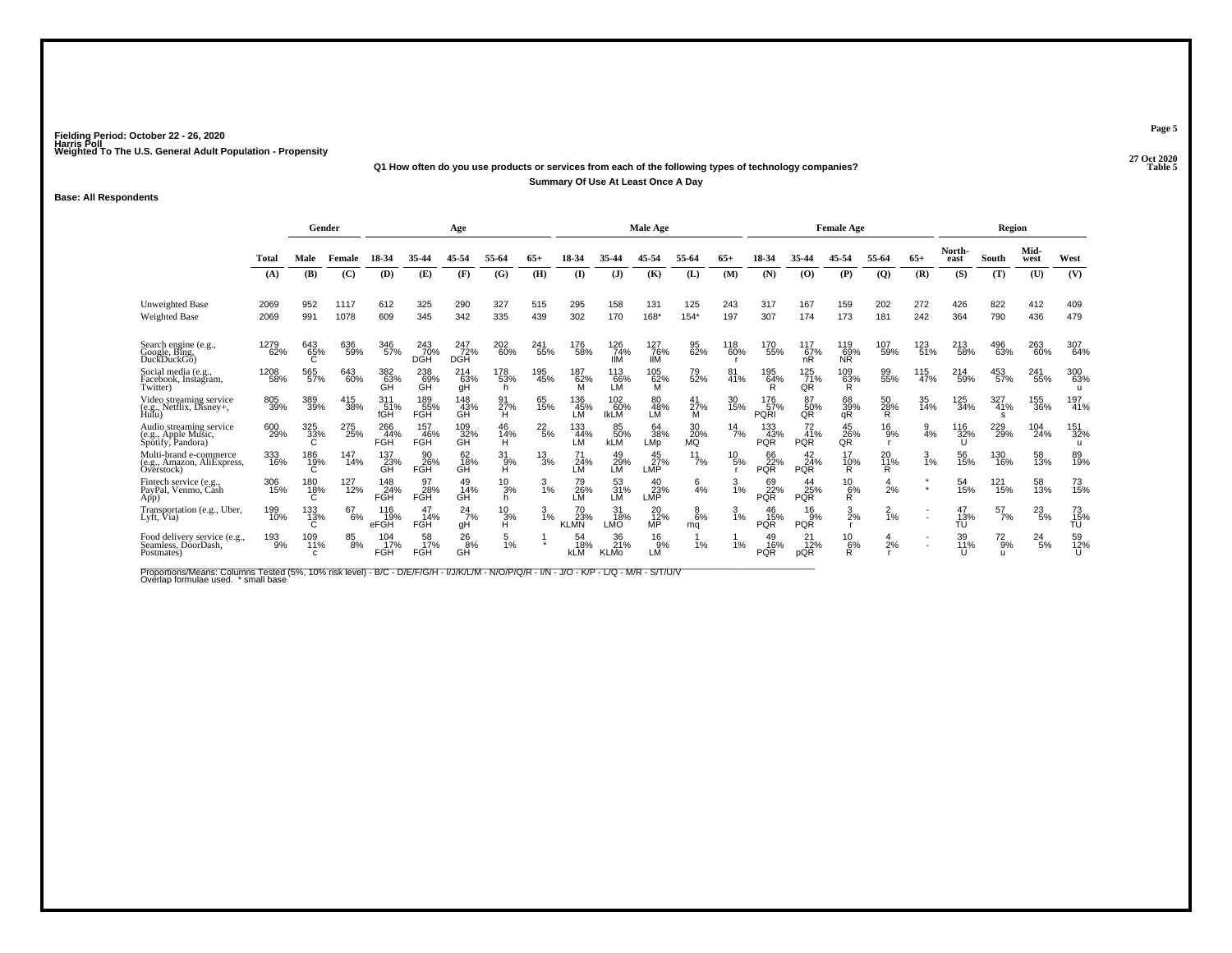Fielding Period: October 22 - 26, 2020
Harris Poll
Weighted To The U.S. General Adult Population - Propensity

27 Oct 2020
Table 5

**Q1 How often do you use products or services from each of the following types of technology companies?**
**Summary Of Use At Least Once A Day**

**Base: All Respondents**

| | | Gender | | Age | | | | | Male Age | | | | | Female Age | | | | | Region | | | |
|---|---|---|---|---|---|---|---|---|---|---|---|---|---|---|---|---|---|---|---|---|---|---|
| | Total | Male | Female | 18-34 | 35-44 | 45-54 | 55-64 | 65+ | 18-34 | 35-44 | 45-54 | 55-64 | 65+ | 18-34 | 35-44 | 45-54 | 55-64 | 65+ | North-east | South | Mid-west | West |
| | (A) | (B) | (C) | (D) | (E) | (F) | (G) | (H) | (I) | (J) | (K) | (L) | (M) | (N) | (O) | (P) | (Q) | (R) | (S) | (T) | (U) | (V) |
| Unweighted Base | 2069 | 952 | 1117 | 612 | 325 | 290 | 327 | 515 | 295 | 158 | 131 | 125 | 243 | 317 | 167 | 159 | 202 | 272 | 426 | 822 | 412 | 409 |
| Weighted Base | 2069 | 991 | 1078 | 609 | 345 | 342 | 335 | 439 | 302 | 170 | 168* | 154* | 197 | 307 | 174 | 173 | 181 | 242 | 364 | 790 | 436 | 479 |
| Search engine (e.g., Google, Bing, DuckDuckGo) | 1279 | 643 | 636 | 346 | 243 | 247 | 202 | 241 | 176 | 126 | 127 | 95 | 118 | 170 | 117 | 119 | 107 | 123 | 213 | 496 | 263 | 307 |
| | 62% | 65% | 59% | 57% | 70% | 72% | 60% | 55% | 58% | 74% | 76% | 62% | 60% | 55% | 67% | 69% | 59% | 51% | 58% | 63% | 60% | 64% |
| | | C | | | DGH | DGH | | | | IlM | IlM | | r | | nR | NR | | | | | | |
| Social media (e.g., Facebook, Instagram, Twitter) | 1208 | 565 | 643 | 382 | 238 | 214 | 178 | 195 | 187 | 113 | 105 | 79 | 81 | 195 | 125 | 109 | 99 | 115 | 214 | 453 | 241 | 300 |
| | 58% | 57% | 60% | 63% | 69% | 63% | 53% | 45% | 62% | 66% | 62% | 52% | 41% | 64% | 71% | 63% | 55% | 47% | 59% | 57% | 55% | 63% |
| | | | | GH | GH | gH | h | | M | LM | M | | | R | QR | R | | | | | | u |
| Video streaming service (e.g., Netflix, Disney+, Hulu) | 805 | 389 | 415 | 311 | 189 | 148 | 91 | 65 | 136 | 102 | 80 | 41 | 30 | 176 | 87 | 68 | 50 | 35 | 125 | 327 | 155 | 197 |
| | 39% | 39% | 38% | 51% | 55% | 43% | 27% | 15% | 45% | 60% | 48% | 27% | 15% | 57% | 50% | 39% | 28% | 14% | 34% | 41% | 36% | 41% |
| | | | | fGH | FGH | GH | H | | LM | IkLM | LM | M | | PQRI | QR | qR | R | | | s | | |
| Audio streaming service (e.g., Apple Music, Spotify, Pandora) | 600 | 325 | 275 | 266 | 157 | 109 | 46 | 22 | 133 | 85 | 64 | 30 | 14 | 133 | 72 | 45 | 16 | 9 | 116 | 229 | 104 | 151 |
| | 29% | 33% | 25% | 44% | 46% | 32% | 14% | 5% | 44% | 50% | 38% | 20% | 7% | 43% | 41% | 26% | 9% | 4% | 32% | 29% | 24% | 32% |
| | | C | | FGH | FGH | GH | H | | LM | kLM | LMp | MQ | | PQR | PQR | QR | r | | U | | | u |
| Multi-brand e-commerce (e.g., Amazon, AliExpress, Overstock) | 333 | 186 | 147 | 137 | 90 | 62 | 31 | 13 | 71 | 49 | 45 | 11 | 10 | 66 | 42 | 17 | 20 | 3 | 56 | 130 | 58 | 89 |
| | 16% | 19% | 14% | 23% | 26% | 18% | 9% | 3% | 24% | 29% | 27% | 7% | 5% | 22% | 24% | 10% | 11% | 1% | 15% | 16% | 13% | 19% |
| | | C | | GH | FGH | GH | H | | LM | LM | LMP | | r | PQR | PQR | R | R | | | | | |
| Fintech service (e.g., PayPal, Venmo, Cash App) | 306 | 180 | 127 | 148 | 97 | 49 | 10 | 3 | 79 | 53 | 40 | 6 | 3 | 69 | 44 | 10 | 4 | * | 54 | 121 | 58 | 73 |
| | 15% | 18% | 12% | 24% | 28% | 14% | 3% | 1% | 26% | 31% | 23% | 4% | 1% | 22% | 25% | 6% | 2% | * | 15% | 15% | 13% | 15% |
| | | C | | FGH | FGH | GH | h | | LM | LM | LMP | | | PQR | PQR | R | | | | | | |
| Transportation (e.g., Uber, Lyft, Via) | 199 | 133 | 67 | 116 | 47 | 24 | 10 | 3 | 70 | 31 | 20 | 8 | 3 | 46 | 16 | 3 | 2 | - | 47 | 57 | 23 | 73 |
| | 10% | 13% | 6% | 19% | 14% | 7% | 3% | 1% | 23% | 18% | 12% | 6% | 1% | 15% | 9% | 2% | 1% | - | 13% | 7% | 5% | 15% |
| | | C | | eFGH | FGH | gH | H | | KLMN | LMO | MP | mq | | PQR | PQR | r | | | TU | | | TU |
| Food delivery service (e.g., Seamless, DoorDash, Postmates) | 193 | 109 | 85 | 104 | 58 | 26 | 5 | 1 | 54 | 36 | 16 | 1 | 1 | 49 | 21 | 10 | 4 | - | 39 | 72 | 24 | 59 |
| | 9% | 11% | 8% | 17% | 17% | 8% | 1% | * | 18% | 21% | 9% | 1% | 1% | 16% | 12% | 6% | 2% | - | 11% | 9% | 5% | 12% |
| | | c | | FGH | FGH | GH | | | kLM | KLMo | LM | | | PQR | pQR | R | r | | U | u | | U |

Proportions/Means: Columns Tested (5%, 10% risk level) - B/C - D/E/F/G/H - I/J/K/L/M - N/O/P/Q/R - I/N - J/O - K/P - L/Q - M/R - S/T/U/V
Overlap formulae used. * small base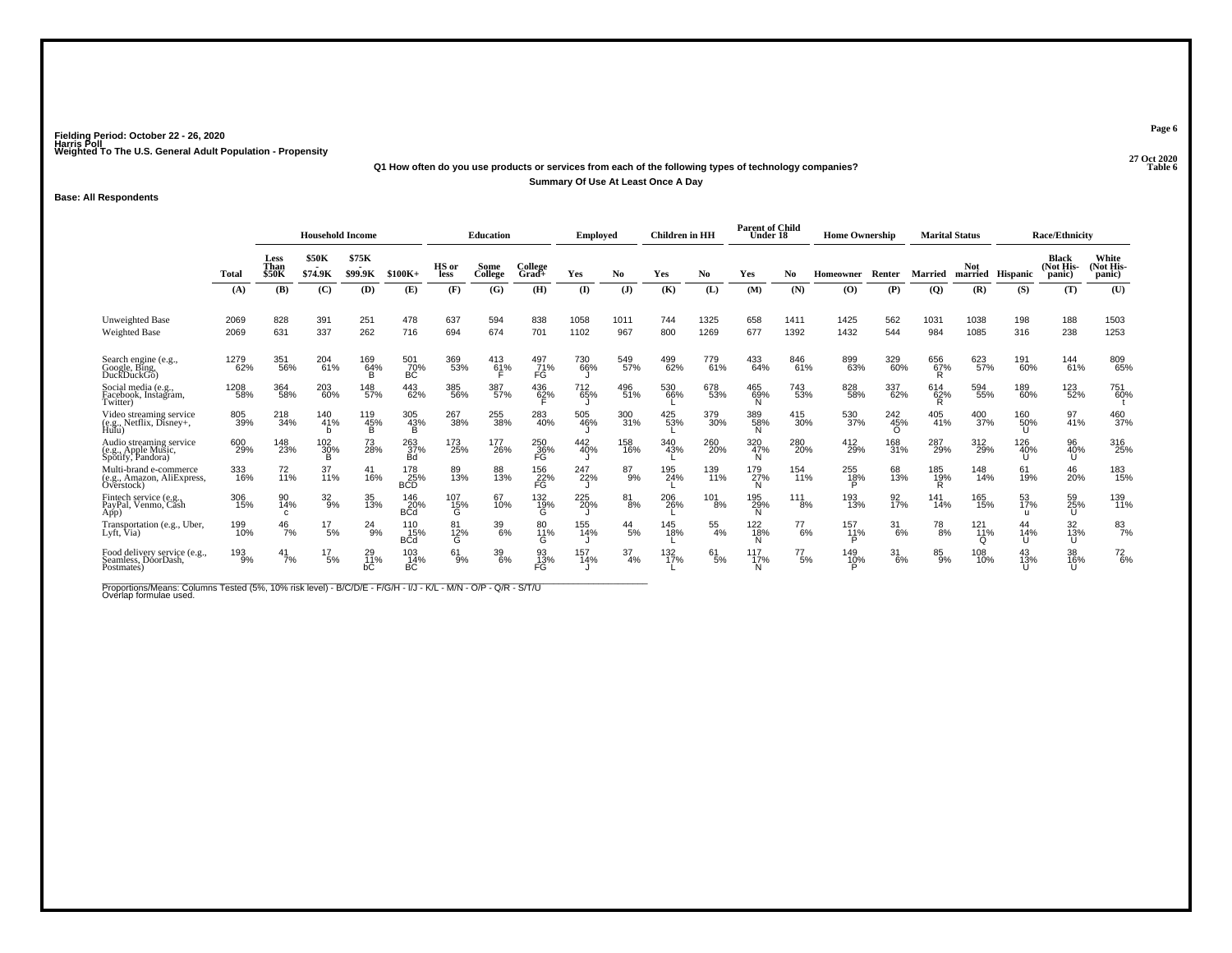Fielding Period: October 22 - 26, 2020
Harris Poll
Weighted To The U.S. General Adult Population - Propensity

27 Oct 2020
Table 6

**Q1 How often do you use products or services from each of the following types of technology companies?**
**Summary Of Use At Least Once A Day**

**Base: All Respondents**

| | | Household Income | | | | Education | | | Employed | | Children in HH | | Parent of Child Under 18 | | Home Ownership | | Marital Status | | Race/Ethnicity | | |
|---|---|---|---|---|---|---|---|---|---|---|---|---|---|---|---|---|---|---|---|---|---|
| | Total | Less Than $50K | $50K - $74.9K | $75K - $99.9K | $100K+ | HS or less | Some College | College Grad+ | Yes | No | Yes | No | Yes | No | Homeowner | Renter | Married | Not married | Hispanic | Black (Not His-panic) | White (Not His-panic) |
| | (A) | (B) | (C) | (D) | (E) | (F) | (G) | (H) | (I) | (J) | (K) | (L) | (M) | (N) | (O) | (P) | (Q) | (R) | (S) | (T) | (U) |
| Unweighted Base | 2069 | 828 | 391 | 251 | 478 | 637 | 594 | 838 | 1058 | 1011 | 744 | 1325 | 658 | 1411 | 1425 | 562 | 1031 | 1038 | 198 | 188 | 1503 |
| Weighted Base | 2069 | 631 | 337 | 262 | 716 | 694 | 674 | 701 | 1102 | 967 | 800 | 1269 | 677 | 1392 | 1432 | 544 | 984 | 1085 | 316 | 238 | 1253 |
| Search engine (e.g., Google, Bing, DuckDuckGo) | 1279 62% | 351 56% | 204 61% | 169 64% B | 501 70% BC | 369 53% | 413 61% F | 497 71% FG | 730 66% J | 549 57% | 499 62% | 779 61% | 433 64% | 846 61% | 899 63% | 329 60% | 656 67% R | 623 57% | 191 60% | 144 61% | 809 65% |
| Social media (e.g., Facebook, Instagram, Twitter) | 1208 58% | 364 58% | 203 60% | 148 57% | 443 62% | 385 56% | 387 57% | 436 62% F | 712 65% J | 496 51% | 530 66% L | 678 53% | 465 69% N | 743 53% | 828 58% | 337 62% | 614 62% R | 594 55% | 189 60% | 123 52% | 751 60% t |
| Video streaming service (e.g., Netflix, Disney+, Hulu) | 805 39% | 218 34% | 140 41% b | 119 45% B | 305 43% B | 267 38% | 255 38% | 283 40% | 505 46% J | 300 31% | 425 53% L | 379 30% | 389 58% N | 415 30% | 530 37% | 242 45% O | 405 41% | 400 37% | 160 50% U | 97 41% | 460 37% |
| Audio streaming service (e.g., Apple Music, Spotify, Pandora) | 600 29% | 148 23% | 102 30% B | 73 28% | 263 37% Bd | 173 25% | 177 26% | 250 36% FG | 442 40% J | 158 16% | 340 43% L | 260 20% | 320 47% N | 280 20% | 412 29% | 168 31% | 287 29% | 312 29% | 126 40% U | 96 40% U | 316 25% |
| Multi-brand e-commerce (e.g., Amazon, AliExpress, Overstock) | 333 16% | 72 11% | 37 11% | 41 16% | 178 25% BCD | 89 13% | 88 13% | 156 22% FG | 247 22% J | 87 9% | 195 24% L | 139 11% | 179 27% N | 154 11% | 255 18% P | 68 13% | 185 19% R | 148 14% | 61 19% | 46 20% | 183 15% |
| Fintech service (e.g., PayPal, Venmo, Cash App) | 306 15% | 90 14% c | 32 9% | 35 13% | 146 20% BCd | 107 15% G | 67 10% | 132 19% G | 225 20% J | 81 8% | 206 26% L | 101 8% | 195 29% N | 111 8% | 193 13% | 92 17% | 141 14% | 165 15% | 53 17% u | 59 25% U | 139 11% |
| Transportation (e.g., Uber, Lyft, Via) | 199 10% | 46 7% | 17 5% | 24 9% | 110 15% BCd | 81 12% G | 39 6% | 80 11% G | 155 14% J | 44 5% | 145 18% L | 55 4% | 122 18% N | 77 6% | 157 11% P | 31 6% | 78 8% | 121 11% Q | 44 14% U | 32 13% U | 83 7% |
| Food delivery service (e.g., Seamless, DoorDash, Postmates) | 193 9% | 41 7% | 17 5% | 29 11% bC | 103 14% BC | 61 9% | 39 6% | 93 13% FG | 157 14% J | 37 4% | 132 17% L | 61 5% | 117 17% N | 77 5% | 149 10% P | 31 6% | 85 9% | 108 10% | 43 13% U | 38 16% U | 72 6% |

Proportions/Means: Columns Tested (5%, 10% risk level) - B/C/D/E - F/G/H - I/J - K/L - M/N - O/P - Q/R - S/T/U
Overlap formulae used.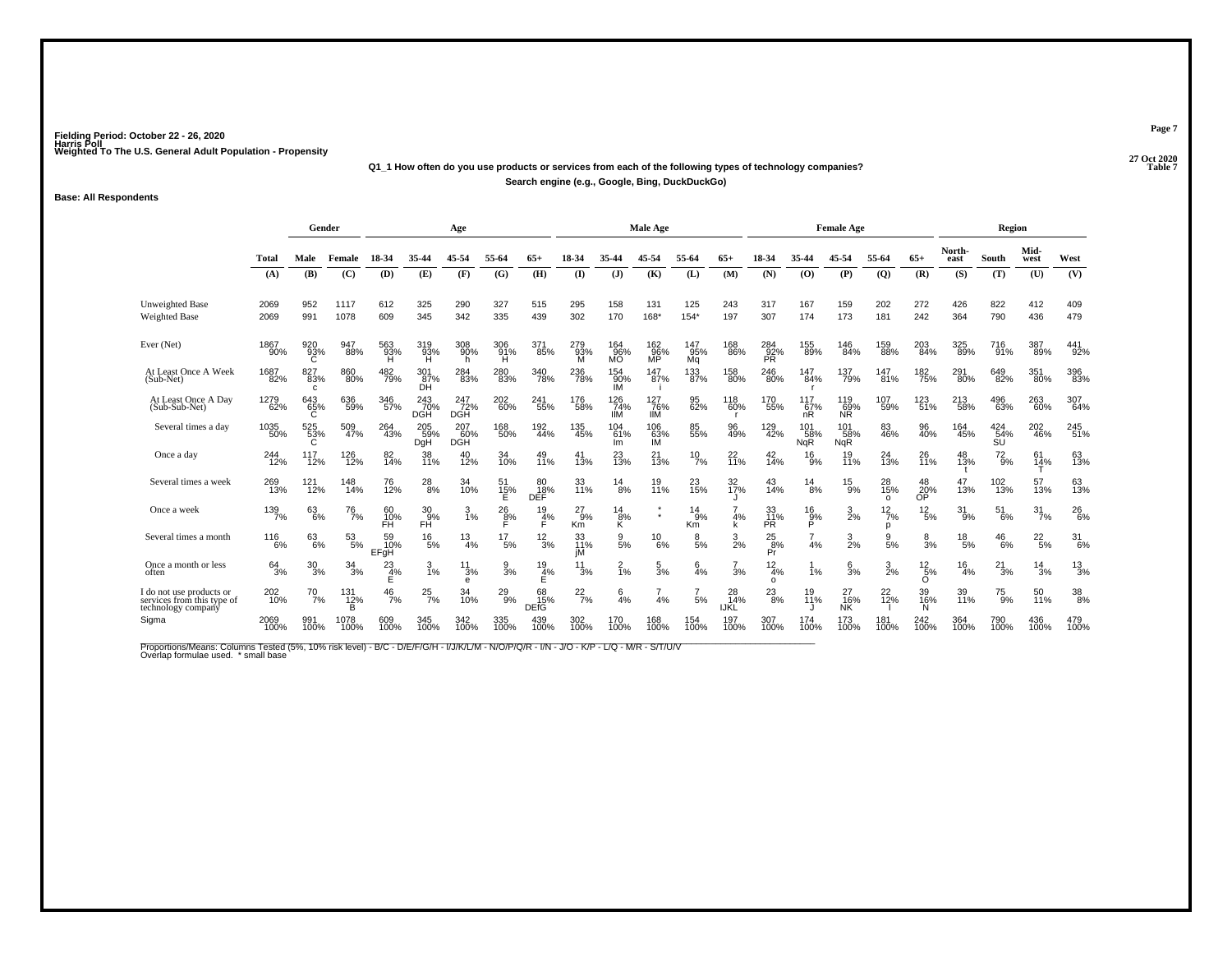Fielding Period: October 22 - 26, 2020
Harris Poll
Weighted To The U.S. General Adult Population - Propensity

27 Oct 2020
Table 7

**Q1_1 How often do you use products or services from each of the following types of technology companies?**

**Search engine (e.g., Google, Bing, DuckDuckGo)**

**Base: All Respondents**

| | Total | Gender | | Age | | | | | Male Age | | | | | Female Age | | | | | Region | | | |
|---|---|---|---|---|---|---|---|---|---|---|---|---|---|---|---|---|---|---|---|---|---|---|
| | Total | Male | Female | 18-34 | 35-44 | 45-54 | 55-64 | 65+ | 18-34 | 35-44 | 45-54 | 55-64 | 65+ | 18-34 | 35-44 | 45-54 | 55-64 | 65+ | North-east | South | Mid-west | West |
| | (A) | (B) | (C) | (D) | (E) | (F) | (G) | (H) | (I) | (J) | (K) | (L) | (M) | (N) | (O) | (P) | (Q) | (R) | (S) | (T) | (U) | (V) |
| Unweighted Base | 2069 | 952 | 1117 | 612 | 325 | 290 | 327 | 515 | 295 | 158 | 131 | 125 | 243 | 317 | 167 | 159 | 202 | 272 | 426 | 822 | 412 | 409 |
| Weighted Base | 2069 | 991 | 1078 | 609 | 345 | 342 | 335 | 439 | 302 | 170 | 168* | 154* | 197 | 307 | 174 | 173 | 181 | 242 | 364 | 790 | 436 | 479 |
| Ever (Net) | 1867 90% | 920 93% C | 947 88% | 563 93% H | 319 93% H | 308 90% h | 306 91% H | 371 85% | 279 93% M | 164 96% MO | 162 96% MP | 147 95% Mq | 168 86% | 284 92% PR | 155 89% | 146 84% | 159 88% | 203 84% | 325 89% | 716 91% | 387 89% | 441 92% |
| At Least Once A Week (Sub-Net) | 1687 82% | 827 83% c | 860 80% | 482 79% | 301 87% DH | 284 83% | 280 83% | 340 78% | 236 78% | 154 90% IM | 147 87% i | 133 87% | 158 80% | 246 80% | 147 84% r | 137 79% | 147 81% | 182 75% | 291 80% | 649 82% | 351 80% | 396 83% |
| At Least Once A Day (Sub-Sub-Net) | 1279 62% | 643 65% C | 636 59% | 346 57% | 243 70% DGH | 247 72% DGH | 202 60% | 241 55% | 176 58% | 126 74% IlM | 127 76% IlM | 95 62% | 118 60% r | 170 55% | 117 67% nR | 119 69% NR | 107 59% | 123 51% | 213 58% | 496 63% | 263 60% | 307 64% |
| Several times a day | 1035 50% | 525 53% C | 509 47% | 264 43% | 205 59% DgH | 207 60% DGH | 168 50% | 192 44% | 135 45% | 104 61% Im | 106 63% IM | 85 55% | 96 49% | 129 42% | 101 58% NqR | 101 58% NqR | 83 46% | 96 40% | 164 45% | 424 54% SU | 202 46% | 245 51% |
| Once a day | 244 12% | 117 12% | 126 12% | 82 14% | 38 11% | 40 12% | 34 10% | 49 11% | 41 13% | 23 13% | 21 13% | 10 7% | 22 11% | 42 14% | 16 9% | 19 11% | 24 13% | 26 11% | 48 13% t | 72 9% | 61 14% T | 63 13% |
| Several times a week | 269 13% | 121 12% | 148 14% | 76 12% | 28 8% | 34 10% | 51 15% E | 80 18% DEF | 33 11% | 14 8% | 19 11% | 23 15% | 32 17% J | 43 14% | 14 8% | 15 9% | 28 15% o | 48 20% OP | 47 13% | 102 13% | 57 13% | 63 13% |
| Once a week | 139 7% | 63 6% | 76 7% | 60 10% FH | 30 9% FH | 3 1% | 26 8% F | 19 4% F | 27 9% Km | 14 8% K | * * | 14 9% Km | 7 4% k | 33 11% PR | 16 9% P | 3 2% | 12 7% p | 12 5% | 31 9% | 51 6% | 31 7% | 26 6% |
| Several times a month | 116 6% | 63 6% | 53 5% | 59 10% EFgH | 16 5% | 13 4% | 17 5% | 12 3% | 33 11% jM | 9 5% | 10 6% | 8 5% | 3 2% | 25 8% Pr | 7 4% | 3 2% | 9 5% | 8 3% | 18 5% | 46 6% | 22 5% | 31 6% |
| Once a month or less often | 64 3% | 30 3% | 34 3% | 23 4% E | 3 1% | 11 3% e | 9 3% | 19 4% E | 11 3% | 2 1% | 5 3% | 6 4% | 7 3% | 12 4% o | 1 1% | 6 3% | 3 2% | 12 5% O | 16 4% | 21 3% | 14 3% | 13 3% |
| I do not use products or services from this type of technology company | 202 10% | 70 7% | 131 12% B | 46 7% | 25 7% | 34 10% | 29 9% | 68 15% DEfG | 22 7% | 6 4% | 7 4% | 7 5% | 28 14% IJKL | 23 8% | 19 11% J | 27 16% NK | 22 12% l | 39 16% N | 39 11% | 75 9% | 50 11% | 38 8% |
| Sigma | 2069 100% | 991 100% | 1078 100% | 609 100% | 345 100% | 342 100% | 335 100% | 439 100% | 302 100% | 170 100% | 168 100% | 154 100% | 197 100% | 307 100% | 174 100% | 173 100% | 181 100% | 242 100% | 364 100% | 790 100% | 436 100% | 479 100% |

Proportions/Means: Columns Tested (5%, 10% risk level) - B/C - D/E/F/G/H - I/J/K/L/M - N/O/P/Q/R - I/N - J/O - K/P - L/Q - M/R - S/T/U/V
Overlap formulae used. * small base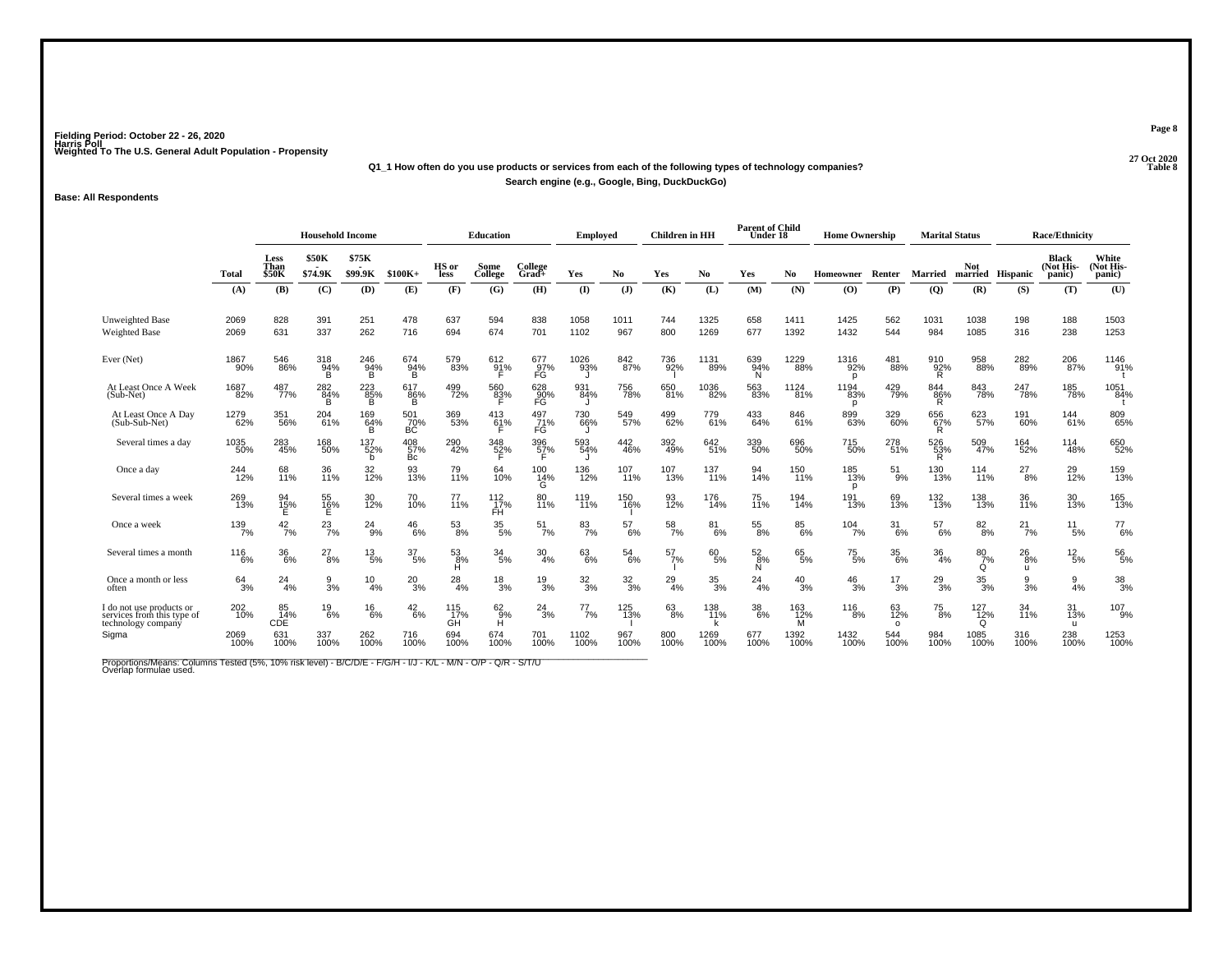Fielding Period: October 22 - 26, 2020
Harris Poll
Weighted To The U.S. General Adult Population - Propensity

27 Oct 2020
Table 8

Q1_1 How often do you use products or services from each of the following types of technology companies?
Search engine (e.g., Google, Bing, DuckDuckGo)

Base: All Respondents

| | Total | Household Income | | | | Education | | | Employed | | Children in HH | | Parent of Child Under 18 | | Home Ownership | | Marital Status | | Race/Ethnicity | | |
|---|---|---|---|---|---|---|---|---|---|---|---|---|---|---|---|---|---|---|---|---|---|
| | | Less Than $50K | $50K - $74.9K | $75K - $99.9K | $100K+ | HS or less | Some College | College Grad+ | Yes | No | Yes | No | Yes | No | Homeowner | Renter | Married | Not married | Hispanic | Black (Not Hispanic) | White (Not Hispanic) |
| | (A) | (B) | (C) | (D) | (E) | (F) | (G) | (H) | (I) | (J) | (K) | (L) | (M) | (N) | (O) | (P) | (Q) | (R) | (S) | (T) | (U) |
| Unweighted Base | 2069 | 828 | 391 | 251 | 478 | 637 | 594 | 838 | 1058 | 1011 | 744 | 1325 | 658 | 1411 | 1425 | 562 | 1031 | 1038 | 198 | 188 | 1503 |
| Weighted Base | 2069 | 631 | 337 | 262 | 716 | 694 | 674 | 701 | 1102 | 967 | 800 | 1269 | 677 | 1392 | 1432 | 544 | 984 | 1085 | 316 | 238 | 1253 |
| Ever (Net) | 1867 90% | 546 86% | 318 94% B | 246 94% B | 674 94% B | 579 83% | 612 91% F | 677 97% FG | 1026 93% J | 842 87% | 736 92% I | 1131 89% | 639 94% N | 1229 88% | 1316 92% p | 481 88% | 910 92% R | 958 88% | 282 89% | 206 87% | 1146 91% t |
| At Least Once A Week (Sub-Net) | 1687 82% | 487 77% | 282 84% B | 223 85% B | 617 86% B | 499 72% | 560 83% F | 628 90% FG | 931 84% J | 756 78% | 650 81% | 1036 82% | 563 83% | 1124 81% | 1194 83% p | 429 79% | 844 86% R | 843 78% | 247 78% | 185 78% | 1051 84% t |
| At Least Once A Day (Sub-Sub-Net) | 1279 62% | 351 56% | 204 61% | 169 64% B | 501 70% BC | 369 53% | 413 61% F | 497 71% FG | 730 66% J | 549 57% | 499 62% | 779 61% | 433 64% | 846 61% | 899 63% | 329 60% | 656 67% R | 623 57% | 191 60% | 144 61% | 809 65% |
| Several times a day | 1035 50% | 283 45% | 168 50% | 137 52% b | 408 57% Bc | 290 42% | 348 52% F | 396 57% F | 593 54% J | 442 46% | 392 49% | 642 51% | 339 50% | 696 50% | 715 50% | 278 51% | 526 53% R | 509 47% | 164 52% | 114 48% | 650 52% |
| Once a day | 244 12% | 68 11% | 36 11% | 32 12% | 93 13% | 79 11% | 64 10% | 100 14% G | 136 12% | 107 11% | 107 13% | 137 11% | 94 14% | 150 11% | 185 13% p | 51 9% | 130 13% | 114 11% | 27 8% | 29 12% | 159 13% |
| Several times a week | 269 13% | 94 15% E | 55 16% E | 30 12% | 70 10% | 77 11% | 112 17% FH | 80 11% | 119 11% | 150 16% I | 93 12% | 176 14% | 75 11% | 194 14% | 191 13% | 69 13% | 132 13% | 138 13% | 36 11% | 30 13% | 165 13% |
| Once a week | 139 7% | 42 7% | 23 7% | 24 9% | 46 6% | 53 8% | 35 5% | 51 7% | 83 7% | 57 6% | 58 7% | 81 6% | 55 8% | 85 6% | 104 7% | 31 6% | 57 6% | 82 8% | 21 7% | 11 5% | 77 6% |
| Several times a month | 116 6% | 36 6% | 27 8% | 13 5% | 37 5% | 53 8% H | 34 5% | 30 4% | 63 6% | 54 6% | 57 7% I | 60 5% | 52 8% N | 65 5% | 75 5% | 35 6% | 36 4% | 80 7% Q | 26 8% u | 12 5% | 56 5% |
| Once a month or less often | 64 3% | 24 4% | 9 3% | 10 4% | 20 3% | 28 4% | 18 3% | 19 3% | 32 3% | 32 3% | 29 4% | 35 3% | 24 4% | 40 3% | 46 3% | 17 3% | 29 3% | 35 3% | 9 3% | 9 4% | 38 3% |
| I do not use products or services from this type of technology company | 202 10% | 85 14% CDE | 19 6% | 16 6% | 42 6% | 115 17% GH | 62 9% H | 24 3% | 77 7% | 125 13% I | 63 8% | 138 11% k | 38 6% | 163 12% M | 116 8% | 63 12% o | 75 8% | 127 12% Q | 34 11% | 31 13% u | 107 9% |
| Sigma | 2069 100% | 631 100% | 337 100% | 262 100% | 716 100% | 694 100% | 674 100% | 701 100% | 1102 100% | 967 100% | 800 100% | 1269 100% | 677 100% | 1392 100% | 1432 100% | 544 100% | 984 100% | 1085 100% | 316 100% | 238 100% | 1253 100% |

Proportions/Means: Columns Tested (5%, 10% risk level) - B/C/D/E - F/G/H - I/J - K/L - M/N - O/P - Q/R - S/T/U
Overlap formulae used.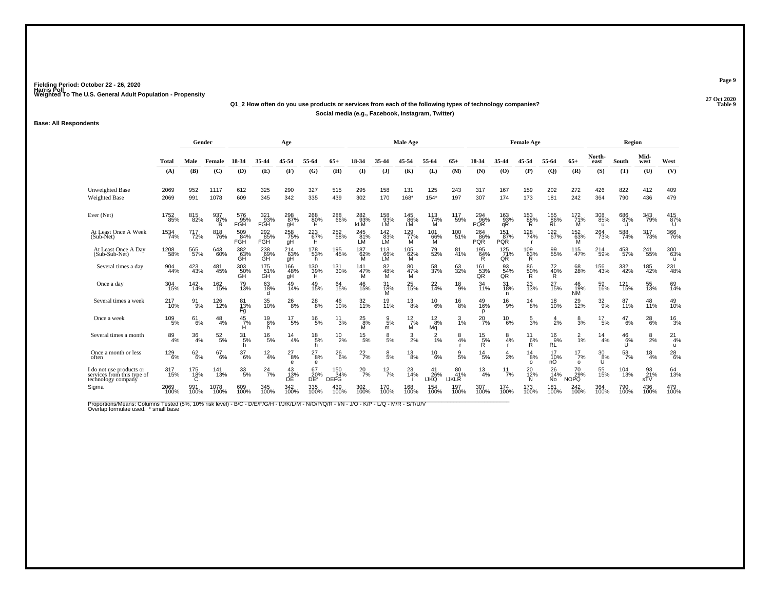Fielding Period: October 22 - 26, 2020
Harris Poll
Weighted To The U.S. General Adult Population - Propensity

27 Oct 2020
Table 9

**Q1_2 How often do you use products or services from each of the following types of technology companies?**
**Social media (e.g., Facebook, Instagram, Twitter)**

**Base: All Respondents**

| | Total | Gender | | Age | | | | | Male Age | | | | | Female Age | | | | | Region | | | |
|---|---|---|---|---|---|---|---|---|---|---|---|---|---|---|---|---|---|---|---|---|---|---|
| | Total | Male | Female | 18-34 | 35-44 | 45-54 | 55-64 | 65+ | 18-34 | 35-44 | 45-54 | 55-64 | 65+ | 18-34 | 35-44 | 45-54 | 55-64 | 65+ | North-east | South | Mid-west | West |
| | (A) | (B) | (C) | (D) | (E) | (F) | (G) | (H) | (I) | (J) | (K) | (L) | (M) | (N) | (O) | (P) | (Q) | (R) | (S) | (T) | (U) | (V) |
| Unweighted Base | 2069 | 952 | 1117 | 612 | 325 | 290 | 327 | 515 | 295 | 158 | 131 | 125 | 243 | 317 | 167 | 159 | 202 | 272 | 426 | 822 | 412 | 409 |
| Weighted Base | 2069 | 991 | 1078 | 609 | 345 | 342 | 335 | 439 | 302 | 170 | 168* | 154* | 197 | 307 | 174 | 173 | 181 | 242 | 364 | 790 | 436 | 479 |
| Ever (Net) | 1752 85% | 815 82% | 937 87% B | 576 95% FGH | 321 93% FGH | 298 87% gH | 268 80% H | 288 66% | 282 93% kLM | 158 93% LM | 145 86% LM | 113 74% M | 117 59% | 294 96% PQR | 163 93% qR | 153 88% R | 155 86% RL | 172 71% M | 308 85% u | 686 87% U | 343 79% | 415 87% U |
| At Least Once A Week (Sub-Net) | 1534 74% | 717 72% | 818 76% | 509 84% FGH | 292 85% FGH | 258 75% gH | 223 67% H | 252 58% | 245 81% LM | 142 83% LM | 129 77% M | 101 66% M | 100 51% | 264 86% PQR | 151 87% PQR | 128 74% r | 122 67% | 152 63% M | 264 73% | 588 74% | 317 73% | 366 76% |
| At Least Once A Day (Sub-Sub-Net) | 1208 58% | 565 57% | 643 60% | 382 63% GH | 238 69% GH | 214 63% gH | 178 53% h | 195 45% | 187 62% M | 113 66% LM | 105 62% M | 79 52% | 81 41% | 195 64% R | 125 71% QR | 109 63% R | 99 55% | 115 47% | 214 59% | 453 57% | 241 55% | 300 63% u |
| Several times a day | 904 44% | 423 43% | 481 45% | 303 50% GH | 175 51% GH | 166 48% gH | 130 39% H | 131 30% | 141 47% M | 82 48% M | 80 47% M | 58 37% | 63 32% | 161 53% QR | 93 54% QR | 86 50% R | 72 40% R | 68 28% | 156 43% | 332 42% | 185 42% | 231 48% |
| Once a day | 304 15% | 142 14% | 162 15% | 79 13% | 63 18% d | 49 14% | 49 15% | 64 15% | 46 15% | 31 18% M | 25 15% | 22 14% | 18 9% | 34 11% | 31 18% n | 23 13% | 27 15% | 46 19% NM | 59 16% | 121 15% | 55 13% | 69 14% |
| Several times a week | 217 10% | 91 9% | 126 12% | 81 13% Fg | 35 10% | 26 8% | 28 8% | 46 10% | 32 11% | 19 11% | 13 8% | 10 6% | 16 8% | 49 16% p | 16 9% | 14 8% | 18 10% | 29 12% | 32 9% | 87 11% | 48 11% | 49 10% |
| Once a week | 109 5% | 61 6% | 48 4% | 45 7% H | 19 6% h | 17 5% | 16 5% | 11 3% | 25 8% M | 9 5% m | 12 7% M | 12 8% Mq | 3 1% | 20 7% | 10 6% | 5 3% | 4 2% | 8 3% | 17 5% | 47 6% | 28 6% | 16 3% |
| Several times a month | 89 4% | 36 4% | 52 5% | 31 5% h | 16 5% | 14 4% | 18 5% h | 10 2% | 15 5% | 8 5% | 3 2% | 2 1% | 8 4% r | 15 5% R | 8 4% r | 11 6% R | 16 9% RL | 2 1% | 14 4% | 46 6% U | 8 2% | 21 4% u |
| Once a month or less often | 129 6% | 62 6% | 67 6% | 37 6% | 12 4% | 27 8% e | 27 8% e | 26 6% | 22 7% | 8 5% | 13 8% | 10 6% | 9 5% | 14 5% | 4 2% | 14 8% o | 17 10% nO | 17 7% o | 30 8% U | 53 7% | 18 4% | 28 6% |
| I do not use products or services from this type of technology company | 317 15% | 175 18% C | 141 13% | 33 5% | 24 7% | 43 13% DE | 67 20% DEf | 150 34% DEFG | 20 7% | 12 7% | 23 14% I | 41 26% IJKQ | 80 41% IJKLR | 13 4% | 11 7% | 20 12% N | 26 14% No | 70 29% NOPQ | 55 15% | 104 13% | 93 21% sTV | 64 13% |
| Sigma | 2069 100% | 991 100% | 1078 100% | 609 100% | 345 100% | 342 100% | 335 100% | 439 100% | 302 100% | 170 100% | 168 100% | 154 100% | 197 100% | 307 100% | 174 100% | 173 100% | 181 100% | 242 100% | 364 100% | 790 100% | 436 100% | 479 100% |

Proportions/Means: Columns Tested (5%, 10% risk level) - B/C - D/E/F/G/H - I/J/K/L/M - N/O/P/Q/R - I/N - J/O - K/P - L/Q - M/R - S/T/U/V
Overlap formulae used. * small base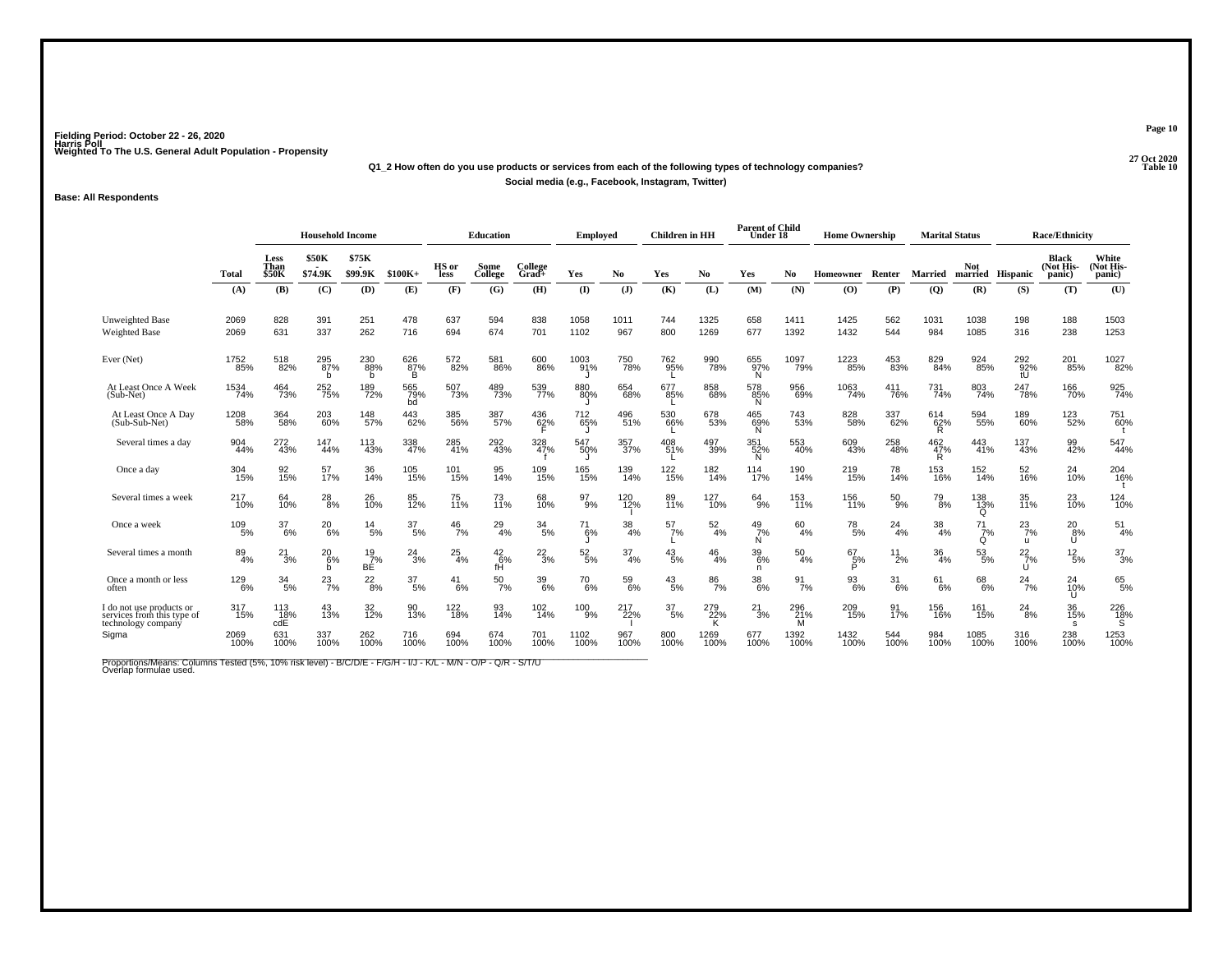Fielding Period: October 22 - 26, 2020
Harris Poll
Weighted To The U.S. General Adult Population - Propensity

27 Oct 2020
Table 10

**Q1_2 How often do you use products or services from each of the following types of technology companies?**
**Social media (e.g., Facebook, Instagram, Twitter)**

**Base: All Respondents**

| | | Household Income | | | | Education | | | Employed | | Children in HH | | Parent of Child Under 18 | | Home Ownership | | Marital Status | | Race/Ethnicity | | |
|---|---|---|---|---|---|---|---|---|---|---|---|---|---|---|---|---|---|---|---|---|---|
| | Total | Less Than $50K | $50K - $74.9K | $75K - $99.9K | $100K+ | HS or less | Some College | College Grad+ | Yes | No | Yes | No | Yes | No | Homeowner | Renter | Married | Not married | Hispanic | Black (Not Hispanic) | White (Not Hispanic) |
| | (A) | (B) | (C) | (D) | (E) | (F) | (G) | (H) | (I) | (J) | (K) | (L) | (M) | (N) | (O) | (P) | (Q) | (R) | (S) | (T) | (U) |
| Unweighted Base | 2069 | 828 | 391 | 251 | 478 | 637 | 594 | 838 | 1058 | 1011 | 744 | 1325 | 658 | 1411 | 1425 | 562 | 1031 | 1038 | 198 | 188 | 1503 |
| Weighted Base | 2069 | 631 | 337 | 262 | 716 | 694 | 674 | 701 | 1102 | 967 | 800 | 1269 | 677 | 1392 | 1432 | 544 | 984 | 1085 | 316 | 238 | 1253 |
| Ever (Net) | 1752 85% | 518 82% | 295 87% b | 230 88% b | 626 87% B | 572 82% | 581 86% | 600 86% | 1003 91% J | 750 78% | 762 95% L | 990 78% | 655 97% N | 1097 79% | 1223 85% | 453 83% | 829 84% | 924 85% | 292 92% tU | 201 85% | 1027 82% |
| At Least Once A Week (Sub-Net) | 1534 74% | 464 73% | 252 75% | 189 72% | 565 79% bd | 507 73% | 489 73% | 539 77% | 880 80% J | 654 68% | 677 85% L | 858 68% | 578 85% N | 956 69% | 1063 74% | 411 76% | 731 74% | 803 74% | 247 78% | 166 70% | 925 74% |
| At Least Once A Day (Sub-Sub-Net) | 1208 58% | 364 58% | 203 60% | 148 57% | 443 62% | 385 56% | 387 57% | 436 62% F | 712 65% J | 496 51% | 530 66% L | 678 53% | 465 69% N | 743 53% | 828 58% | 337 62% | 614 62% R | 594 55% | 189 60% | 123 52% | 751 60% t |
| Several times a day | 904 44% | 272 43% | 147 44% | 113 43% | 338 47% | 285 41% | 292 43% | 328 47% f | 547 50% J | 357 37% | 408 51% L | 497 39% | 351 52% N | 553 40% | 609 43% | 258 48% | 462 47% R | 443 41% | 137 43% | 99 42% | 547 44% |
| Once a day | 304 15% | 92 15% | 57 17% | 36 14% | 105 15% | 101 15% | 95 14% | 109 15% | 165 15% | 139 14% | 122 15% | 182 14% | 114 17% | 190 14% | 219 15% | 78 14% | 153 16% | 152 14% | 52 16% | 24 10% | 204 16% t |
| Several times a week | 217 10% | 64 10% | 28 8% | 26 10% | 85 12% | 75 11% | 73 11% | 68 10% | 97 9% | 120 12% I | 89 11% | 127 10% | 64 9% | 153 11% | 156 11% | 50 9% | 79 8% | 138 13% Q | 35 11% | 23 10% | 124 10% |
| Once a week | 109 5% | 37 6% | 20 6% | 14 5% | 37 5% | 46 7% | 29 4% | 34 5% | 71 6% J | 38 4% | 57 7% L | 52 4% | 49 7% N | 60 4% | 78 5% | 24 4% | 38 4% | 71 7% Q | 23 7% u | 20 8% U | 51 4% |
| Several times a month | 89 4% | 21 3% | 20 6% b | 19 7% BE | 24 3% | 25 4% | 42 6% fH | 22 3% | 52 5% | 37 4% | 43 5% | 46 4% | 39 6% n | 50 4% | 67 5% P | 11 2% | 36 4% | 53 5% | 22 7% U | 12 5% | 37 3% |
| Once a month or less often | 129 6% | 34 5% | 23 7% | 22 8% | 37 5% | 41 6% | 50 7% | 39 6% | 70 6% | 59 6% | 43 5% | 86 7% | 38 6% | 91 7% | 93 6% | 31 6% | 61 6% | 68 6% | 24 7% | 24 10% U | 65 5% |
| I do not use products or services from this type of technology company | 317 15% | 113 18% cdE | 43 13% | 32 12% | 90 13% | 122 18% | 93 14% | 102 14% | 100 9% | 217 22% I | 37 5% | 279 22% K | 21 3% | 296 21% M | 209 15% | 91 17% | 156 16% | 161 15% | 24 8% | 36 15% s | 226 18% S |
| Sigma | 2069 100% | 631 100% | 337 100% | 262 100% | 716 100% | 694 100% | 674 100% | 701 100% | 1102 100% | 967 100% | 800 100% | 1269 100% | 677 100% | 1392 100% | 1432 100% | 544 100% | 984 100% | 1085 100% | 316 100% | 238 100% | 1253 100% |

Proportions/Means: Columns Tested (5%, 10% risk level) - B/C/D/E - F/G/H - I/J - K/L - M/N - O/P - Q/R - S/T/U
Overlap formulae used.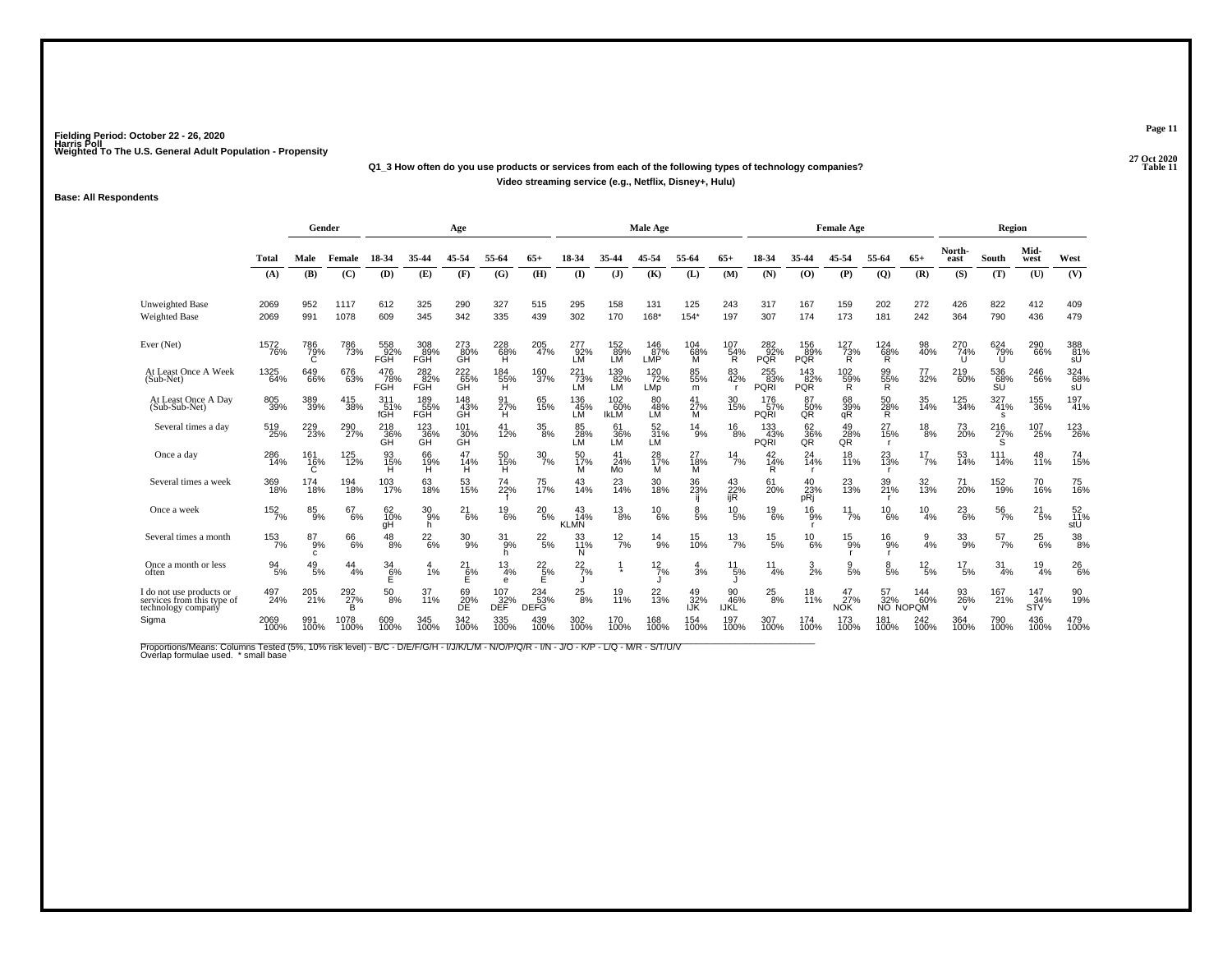Fielding Period: October 22 - 26, 2020
Harris Poll
Weighted To The U.S. General Adult Population - Propensity

27 Oct 2020
Table 11

**Q1_3 How often do you use products or services from each of the following types of technology companies?**
**Video streaming service (e.g., Netflix, Disney+, Hulu)**

**Base: All Respondents**

| | Total | Gender | | Age | | | | | Male Age | | | | | Female Age | | | | | Region | | | |
|---|---|---|---|---|---|---|---|---|---|---|---|---|---|---|---|---|---|---|---|---|---|---|
| | | Male | Female | 18-34 | 35-44 | 45-54 | 55-64 | 65+ | 18-34 | 35-44 | 45-54 | 55-64 | 65+ | 18-34 | 35-44 | 45-54 | 55-64 | 65+ | North-east | South | Mid-west | West |
| | (A) | (B) | (C) | (D) | (E) | (F) | (G) | (H) | (I) | (J) | (K) | (L) | (M) | (N) | (O) | (P) | (Q) | (R) | (S) | (T) | (U) | (V) |
| Unweighted Base | 2069 | 952 | 1117 | 612 | 325 | 290 | 327 | 515 | 295 | 158 | 131 | 125 | 243 | 317 | 167 | 159 | 202 | 272 | 426 | 822 | 412 | 409 |
| Weighted Base | 2069 | 991 | 1078 | 609 | 345 | 342 | 335 | 439 | 302 | 170 | 168* | 154* | 197 | 307 | 174 | 173 | 181 | 242 | 364 | 790 | 436 | 479 |
| Ever (Net) | 1572 76% | 786 79% C | 786 73% | 558 92% FGH | 308 89% FGH | 273 80% GH | 228 68% H | 205 47% | 277 92% LM | 152 89% LM | 146 87% LMP | 104 68% M | 107 54% R | 282 92% PQR | 156 89% PQR | 127 73% R | 124 68% R | 98 40% | 270 74% U | 624 79% U | 290 66% | 388 81% sU |
| At Least Once A Week (Sub-Net) | 1325 64% | 649 66% | 676 63% | 476 78% FGH | 282 82% FGH | 222 65% GH | 184 55% H | 160 37% | 221 73% LM | 139 82% LM | 120 72% LMp | 85 55% m | 83 42% r | 255 83% PQRI | 143 82% PQR | 102 59% R | 99 55% R | 77 32% | 219 60% | 536 68% SU | 246 56% | 324 68% sU |
| At Least Once A Day (Sub-Sub-Net) | 805 39% | 389 39% | 415 38% | 311 51% fGH | 189 55% FGH | 148 43% GH | 91 27% H | 65 15% | 136 45% LM | 102 60% IkLM | 80 48% LM | 41 27% M | 30 15% | 176 57% PQRI | 87 50% QR | 68 39% qR | 50 28% R | 35 14% | 125 34% | 327 41% s | 155 36% | 197 41% |
| Several times a day | 519 25% | 229 23% | 290 27% | 218 36% GH | 123 36% GH | 101 30% GH | 41 12% | 35 8% | 85 28% LM | 61 36% LM | 52 31% LM | 14 9% | 16 8% | 133 43% PQRI | 62 36% QR | 49 28% QR | 27 15% r | 18 8% | 73 20% | 216 27% S | 107 25% | 123 26% |
| Once a day | 286 14% | 161 16% C | 125 12% | 93 15% H | 66 19% H | 47 14% H | 50 15% H | 30 7% | 50 17% M | 41 24% Mo | 28 17% M | 27 18% M | 14 7% | 42 14% R | 24 14% r | 18 11% | 23 13% r | 17 7% | 53 14% | 111 14% | 48 11% | 74 15% |
| Several times a week | 369 18% | 174 18% | 194 18% | 103 17% | 63 18% | 53 15% | 74 22% f | 75 17% | 43 14% | 23 14% | 30 18% | 36 23% ij | 43 22% ijR | 61 20% | 40 23% pRj | 23 13% | 39 21% r | 32 13% | 71 20% | 152 19% | 70 16% | 75 16% |
| Once a week | 152 7% | 85 9% | 67 6% | 62 10% gH | 30 9% h | 21 6% | 19 6% | 20 5% | 43 14% KLMN | 13 8% | 10 6% | 8 5% | 10 5% | 19 6% | 16 9% r | 11 7% | 10 6% | 10 4% | 23 6% | 56 7% | 21 5% | 52 11% stU |
| Several times a month | 153 7% | 87 9% c | 66 6% | 48 8% | 22 6% | 30 9% | 31 9% h | 22 5% | 33 11% N | 12 7% | 14 9% | 15 10% | 13 7% | 15 5% | 10 6% | 15 9% r | 16 9% r | 9 4% | 33 9% | 57 7% | 25 6% | 38 8% |
| Once a month or less often | 94 5% | 49 5% | 44 4% | 34 6% E | 4 1% | 21 6% E | 13 4% e | 22 5% E | 22 7% J | 1 * | 12 7% J | 4 3% | 11 5% J | 11 4% | 3 2% | 9 5% | 8 5% | 12 5% | 17 5% | 31 4% | 19 4% | 26 6% |
| I do not use products or services from this type of technology company | 497 24% | 205 21% | 292 27% B | 50 8% | 37 11% | 69 20% DE | 107 32% DEF | 234 53% DEFG | 25 8% | 19 11% | 22 13% | 49 32% IJK | 90 46% IJKL | 25 8% | 18 11% | 47 27% NOK | 57 32% NO | 144 60% NOPQM | 93 26% v | 167 21% | 147 34% STV | 90 19% |
| Sigma | 2069 100% | 991 100% | 1078 100% | 609 100% | 345 100% | 342 100% | 335 100% | 439 100% | 302 100% | 170 100% | 168 100% | 154 100% | 197 100% | 307 100% | 174 100% | 173 100% | 181 100% | 242 100% | 364 100% | 790 100% | 436 100% | 479 100% |

Proportions/Means: Columns Tested (5%, 10% risk level) - B/C - D/E/F/G/H - I/J/K/L/M - N/O/P/Q/R - I/N - J/O - K/P - L/Q - M/R - S/T/U/V
Overlap formulae used. * small base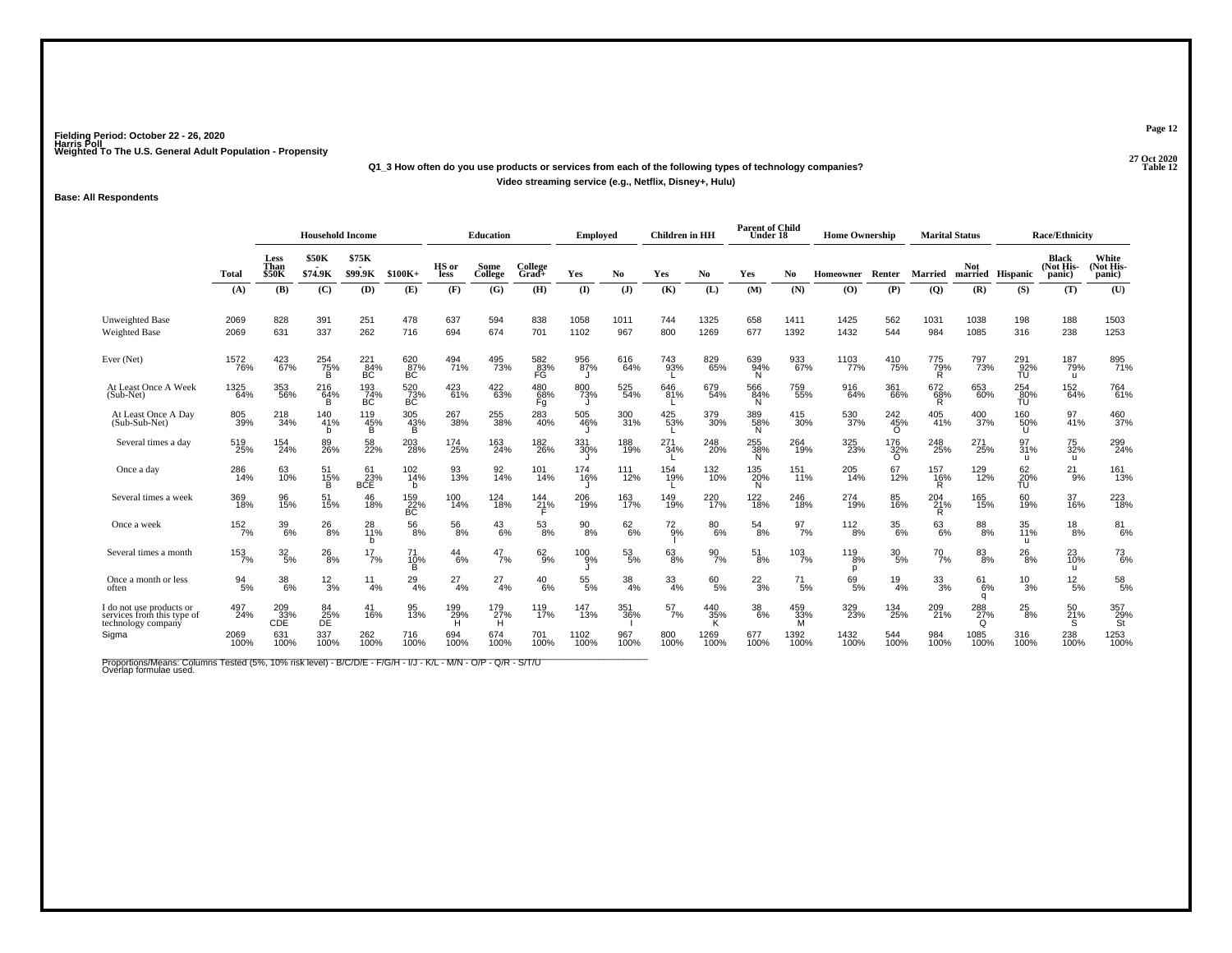Fielding Period: October 22 - 26, 2020
Harris Poll
Weighted To The U.S. General Adult Population - Propensity

27 Oct 2020
Table 12

**Q1_3 How often do you use products or services from each of the following types of technology companies?**

**Video streaming service (e.g., Netflix, Disney+, Hulu)**

**Base: All Respondents**

| | | Household Income | | | | Education | | | Employed | | Children in HH | | Parent of Child Under 18 | | Home Ownership | | Marital Status | | Race/Ethnicity | | |
|---|---|---|---|---|---|---|---|---|---|---|---|---|---|---|---|---|---|---|---|---|---|
| | Total | Less Than $50K | $50K - $74.9K | $75K - $99.9K | $100K+ | HS or less | Some College | College Grad+ | Yes | No | Yes | No | Yes | No | Homeowner | Renter | Married | Not married | Hispanic | Black (Not Hispanic) | White (Not Hispanic) |
| | (A) | (B) | (C) | (D) | (E) | (F) | (G) | (H) | (I) | (J) | (K) | (L) | (M) | (N) | (O) | (P) | (Q) | (R) | (S) | (T) | (U) |
| Unweighted Base | 2069 | 828 | 391 | 251 | 478 | 637 | 594 | 838 | 1058 | 1011 | 744 | 1325 | 658 | 1411 | 1425 | 562 | 1031 | 1038 | 198 | 188 | 1503 |
| Weighted Base | 2069 | 631 | 337 | 262 | 716 | 694 | 674 | 701 | 1102 | 967 | 800 | 1269 | 677 | 1392 | 1432 | 544 | 984 | 1085 | 316 | 238 | 1253 |
| Ever (Net) | 1572 76% | 423 67% | 254 75% B | 221 84% BC | 620 87% BC | 494 71% | 495 73% | 582 83% FG | 956 87% J | 616 64% | 743 93% L | 829 65% | 639 94% N | 933 67% | 1103 77% | 410 75% | 775 79% R | 797 73% | 291 92% TU | 187 79% u | 895 71% |
| At Least Once A Week (Sub-Net) | 1325 64% | 353 56% | 216 64% B | 193 74% BC | 520 73% BC | 423 61% | 422 63% | 480 68% Fg | 800 73% J | 525 54% | 646 81% L | 679 54% | 566 84% N | 759 55% | 916 64% | 361 66% | 672 68% R | 653 60% | 254 80% TU | 152 64% | 764 61% |
| At Least Once A Day (Sub-Sub-Net) | 805 39% | 218 34% | 140 41% b | 119 45% B | 305 43% B | 267 38% | 255 38% | 283 40% | 505 46% J | 300 31% | 425 53% L | 379 30% | 389 58% N | 415 30% | 530 37% | 242 45% O | 405 41% | 400 37% | 160 50% U | 97 41% | 460 37% |
| Several times a day | 519 25% | 154 24% | 89 26% | 58 22% | 203 28% | 174 25% | 163 24% | 182 26% | 331 30% J | 188 19% | 271 34% L | 248 20% | 255 38% N | 264 19% | 325 23% | 176 32% O | 248 25% | 271 25% | 97 31% u | 75 32% u | 299 24% |
| Once a day | 286 14% | 63 10% | 51 15% B | 61 23% BCE | 102 14% b | 93 13% | 92 14% | 101 14% | 174 16% J | 111 12% | 154 19% L | 132 10% | 135 20% N | 151 11% | 205 14% | 67 12% | 157 16% R | 129 12% | 62 20% TU | 21 9% | 161 13% |
| Several times a week | 369 18% | 96 15% | 51 15% | 46 18% | 159 22% BC | 100 14% | 124 18% | 144 21% F | 206 19% | 163 17% | 149 19% | 220 17% | 122 18% | 246 18% | 274 19% | 85 16% | 204 21% R | 165 15% | 60 19% | 37 16% | 223 18% |
| Once a week | 152 7% | 39 6% | 26 8% | 28 11% b | 56 8% | 56 8% | 43 6% | 53 8% | 90 8% | 62 6% | 72 9% l | 80 6% | 54 8% | 97 7% | 112 8% | 35 6% | 63 6% | 88 8% | 35 11% u | 18 8% | 81 6% |
| Several times a month | 153 7% | 32 5% | 26 8% | 17 7% | 71 10% B | 44 6% | 47 7% | 62 9% | 100 9% J | 53 5% | 63 8% | 90 7% | 51 8% | 103 7% | 119 8% p | 30 5% | 70 7% | 83 8% | 26 8% | 23 10% u | 73 6% |
| Once a month or less often | 94 5% | 38 6% | 12 3% | 11 4% | 29 4% | 27 4% | 27 4% | 40 6% | 55 5% | 38 4% | 33 4% | 60 5% | 22 3% | 71 5% | 69 5% | 19 4% | 33 3% | 61 6% q | 10 3% | 12 5% | 58 5% |
| I do not use products or services from this type of technology company | 497 24% | 209 33% CDE | 84 25% DE | 41 16% | 95 13% | 199 29% H | 179 27% H | 119 17% | 147 13% | 351 36% I | 57 7% | 440 35% K | 38 6% | 459 33% M | 329 23% | 134 25% | 209 21% | 288 27% Q | 25 8% | 50 21% S | 357 29% St |
| Sigma | 2069 100% | 631 100% | 337 100% | 262 100% | 716 100% | 694 100% | 674 100% | 701 100% | 1102 100% | 967 100% | 800 100% | 1269 100% | 677 100% | 1392 100% | 1432 100% | 544 100% | 984 100% | 1085 100% | 316 100% | 238 100% | 1253 100% |

Proportions/Means: Columns Tested (5%, 10% risk level) - B/C/D/E - F/G/H - I/J - K/L - M/N - O/P - Q/R - S/T/U
Overlap formulae used.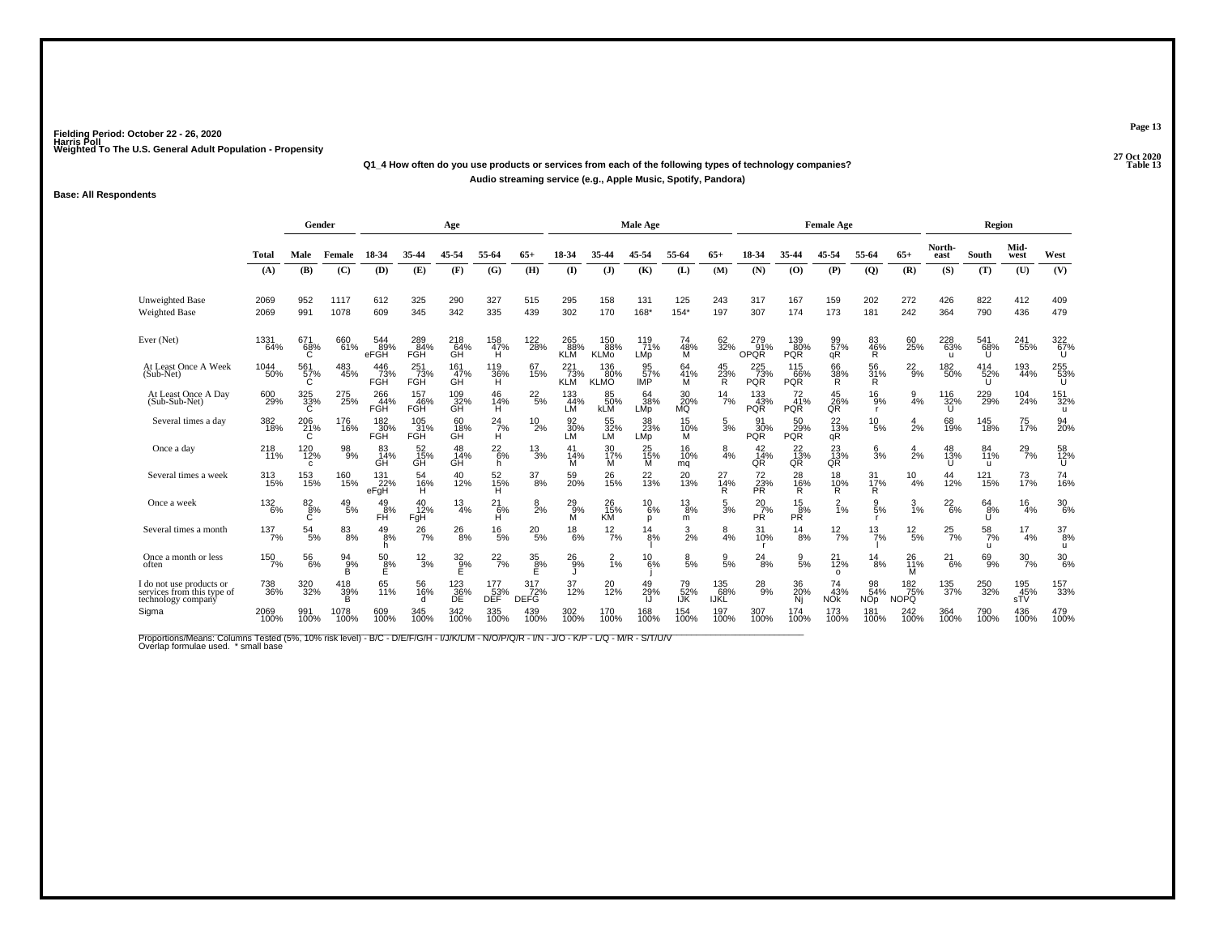Fielding Period: October 22 - 26, 2020
Harris Poll
Weighted To The U.S. General Adult Population - Propensity

27 Oct 2020
Table 13

**Q1_4 How often do you use products or services from each of the following types of technology companies?**
**Audio streaming service (e.g., Apple Music, Spotify, Pandora)**

**Base: All Respondents**

| | Total | Gender | | Age | | | | | Male Age | | | | | Female Age | | | | | Region | | | |
|---|---|---|---|---|---|---|---|---|---|---|---|---|---|---|---|---|---|---|---|---|---|---|
| | Total | Male | Female | 18-34 | 35-44 | 45-54 | 55-64 | 65+ | 18-34 | 35-44 | 45-54 | 55-64 | 65+ | 18-34 | 35-44 | 45-54 | 55-64 | 65+ | North-east | South | Mid-west | West |
| | (A) | (B) | (C) | (D) | (E) | (F) | (G) | (H) | (I) | (J) | (K) | (L) | (M) | (N) | (O) | (P) | (Q) | (R) | (S) | (T) | (U) | (V) |
| Unweighted Base | 2069 | 952 | 1117 | 612 | 325 | 290 | 327 | 515 | 295 | 158 | 131 | 125 | 243 | 317 | 167 | 159 | 202 | 272 | 426 | 822 | 412 | 409 |
| Weighted Base | 2069 | 991 | 1078 | 609 | 345 | 342 | 335 | 439 | 302 | 170 | 168* | 154* | 197 | 307 | 174 | 173 | 181 | 242 | 364 | 790 | 436 | 479 |
| Ever (Net) | 1331 64% | 671 68% C | 660 61% | 544 89% eFGH | 289 84% FGH | 218 64% GH | 158 47% H | 122 28% | 265 88% KLM | 150 88% KLMo | 119 71% LMp | 74 48% M | 62 32% | 279 91% OPQR | 139 80% PQR | 99 57% qR | 83 46% R | 60 25% | 228 63% u | 541 68% U | 241 55% | 322 67% U |
| At Least Once A Week (Sub-Net) | 1044 50% | 561 57% C | 483 45% | 446 73% FGH | 251 73% FGH | 161 47% GH | 119 36% H | 67 15% | 221 73% KLM | 136 80% KLMO | 95 57% IMP | 64 41% M | 45 23% R | 225 73% PQR | 115 66% PQR | 66 38% R | 56 31% R | 22 9% | 182 50% | 414 52% U | 193 44% | 255 53% U |
| At Least Once A Day (Sub-Sub-Net) | 600 29% | 325 33% C | 275 25% | 266 44% FGH | 157 46% FGH | 109 32% GH | 46 14% H | 22 5% | 133 44% LM | 85 50% kLM | 64 38% LMp | 30 20% MQ | 14 7% | 133 43% PQR | 72 41% PQR | 45 26% QR | 16 9% r | 9 4% | 116 32% U | 229 29% | 104 24% | 151 32% u |
| Several times a day | 382 18% | 206 21% C | 176 16% | 182 30% FGH | 105 31% FGH | 60 18% GH | 24 7% H | 10 2% | 92 30% LM | 55 32% LM | 38 23% LMp | 15 10% M | 5 3% | 91 30% PQR | 50 29% PQR | 22 13% qR | 10 5% | 4 2% | 68 19% | 145 18% | 75 17% | 94 20% |
| Once a day | 218 11% | 120 12% c | 98 9% | 83 14% GH | 52 15% GH | 48 14% GH | 22 6% h | 13 3% | 41 14% M | 30 17% M | 25 15% M | 16 10% mq | 8 4% | 42 14% QR | 22 13% QR | 23 13% QR | 6 3% | 4 2% | 48 13% U | 84 11% u | 29 7% | 58 12% U |
| Several times a week | 313 15% | 153 15% | 160 15% | 131 22% eFgH | 54 16% H | 40 12% | 52 15% H | 37 8% | 59 20% | 26 15% | 22 13% | 20 13% | 27 14% R | 72 23% PR | 28 16% R | 18 10% R | 31 17% R | 10 4% | 44 12% | 121 15% | 73 17% | 74 16% |
| Once a week | 132 6% | 82 8% C | 49 5% | 49 8% FH | 40 12% FgH | 13 4% | 21 6% H | 8 2% | 29 9% M | 26 15% KM | 10 6% p | 13 8% m | 5 3% | 20 7% PR | 15 8% PR | 2 1% | 9 5% r | 3 1% | 22 6% | 64 8% U | 16 4% | 30 6% |
| Several times a month | 137 7% | 54 5% | 83 8% | 49 8% h | 26 7% | 26 8% | 16 5% | 20 5% | 18 6% | 12 7% | 14 8% l | 3 2% | 8 4% | 31 10% r | 14 8% | 12 7% | 13 7% l | 12 5% | 25 7% | 58 7% u | 17 4% | 37 8% u |
| Once a month or less often | 150 7% | 56 6% | 94 9% B | 50 8% E | 12 3% | 32 9% E | 22 7% | 35 8% E | 26 9% J | 2 1% | 10 6% j | 8 5% | 9 5% | 24 8% | 9 5% | 21 12% o | 14 8% | 26 11% M | 21 6% | 69 9% | 30 7% | 30 6% |
| I do not use products or services from this type of technology company | 738 36% | 320 32% | 418 39% B | 65 11% | 56 16% d | 123 36% DE | 177 53% DEF | 317 72% DEFG | 37 12% | 20 12% | 49 29% IJ | 79 52% IJK | 135 68% IJKL | 28 9% | 36 20% Nj | 74 43% NOk | 98 54% NOp | 182 75% NOPQ | 135 37% | 250 32% | 195 45% sTV | 157 33% |
| Sigma | 2069 100% | 991 100% | 1078 100% | 609 100% | 345 100% | 342 100% | 335 100% | 439 100% | 302 100% | 170 100% | 168 100% | 154 100% | 197 100% | 307 100% | 174 100% | 173 100% | 181 100% | 242 100% | 364 100% | 790 100% | 436 100% | 479 100% |

Proportions/Means: Columns Tested (5%, 10% risk level) - B/C - D/E/F/G/H - I/J/K/L/M - N/O/P/Q/R - I/N - J/O - K/P - L/Q - M/R - S/T/U/V
Overlap formulae used. * small base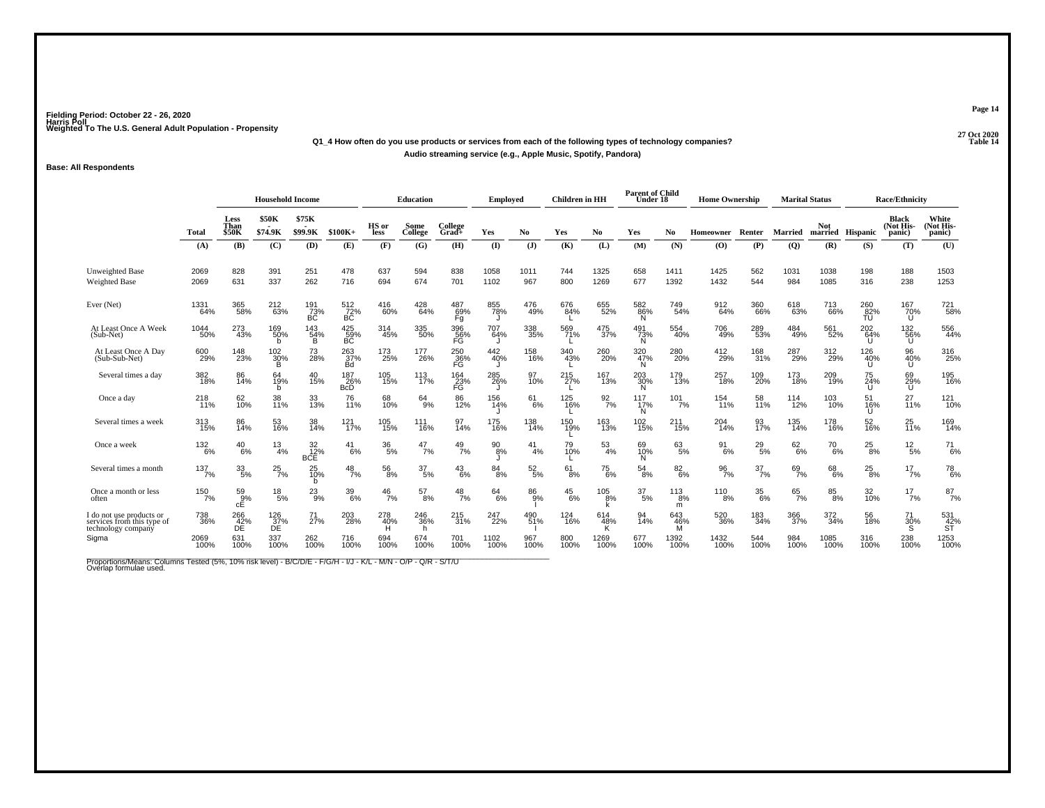Fielding Period: October 22 - 26, 2020
Harris Poll
Weighted To The U.S. General Adult Population - Propensity

27 Oct 2020
Table 14

**Q1_4 How often do you use products or services from each of the following types of technology companies?**
**Audio streaming service (e.g., Apple Music, Spotify, Pandora)**

**Base: All Respondents**

| | Total | Household Income: Less Than $50K | $50K - $74.9K | $75K - $99.9K | $100K+ | Education: HS or less | Some College | College Grad+ | Employed: Yes | Employed: No | Children in HH: Yes | Children in HH: No | Parent of Child Under 18: Yes | Parent of Child Under 18: No | Home Ownership: Homeowner | Renter | Marital Status: Married | Not married | Race/Ethnicity: Hispanic | Black (Not Hispanic) | White (Not Hispanic) |
|---|---|---|---|---|---|---|---|---|---|---|---|---|---|---|---|---|---|---|---|---|---|
| | (A) | (B) | (C) | (D) | (E) | (F) | (G) | (H) | (I) | (J) | (K) | (L) | (M) | (N) | (O) | (P) | (Q) | (R) | (S) | (T) | (U) |
| Unweighted Base | 2069 | 828 | 391 | 251 | 478 | 637 | 594 | 838 | 1058 | 1011 | 744 | 1325 | 658 | 1411 | 1425 | 562 | 1031 | 1038 | 198 | 188 | 1503 |
| Weighted Base | 2069 | 631 | 337 | 262 | 716 | 694 | 674 | 701 | 1102 | 967 | 800 | 1269 | 677 | 1392 | 1432 | 544 | 984 | 1085 | 316 | 238 | 1253 |
| Ever (Net) | 1331 64% | 365 58% | 212 63% | 191 73% BC | 512 72% BC | 416 60% | 428 64% | 487 69% Fg | 855 78% J | 476 49% | 676 84% L | 655 52% | 582 86% N | 749 54% | 912 64% | 360 66% | 618 63% | 713 66% | 260 82% TU | 167 70% U | 721 58% |
| At Least Once A Week (Sub-Net) | 1044 50% | 273 43% | 169 50% b | 143 54% B | 425 59% BC | 314 45% | 335 50% | 396 56% FG | 707 64% J | 338 35% | 569 71% L | 475 37% | 491 73% N | 554 40% | 706 49% | 289 53% | 484 49% | 561 52% | 202 64% U | 132 56% U | 556 44% |
| At Least Once A Day (Sub-Sub-Net) | 600 29% | 148 23% | 102 30% B | 73 28% | 263 37% Bd | 173 25% | 177 26% | 250 36% FG | 442 40% J | 158 16% | 340 43% L | 260 20% | 320 47% N | 280 20% | 412 29% | 168 31% | 287 29% | 312 29% | 126 40% U | 96 40% U | 316 25% |
| Several times a day | 382 18% | 86 14% | 64 19% b | 40 15% | 187 26% BcD | 105 15% | 113 17% | 164 23% FG | 285 26% J | 97 10% | 215 27% L | 167 13% | 203 30% N | 179 13% | 257 18% | 109 20% | 173 18% | 209 19% | 75 24% U | 69 29% U | 195 16% |
| Once a day | 218 11% | 62 10% | 38 11% | 33 13% | 76 11% | 68 10% | 64 9% | 86 12% | 156 14% J | 61 6% | 125 16% L | 92 7% | 117 17% N | 101 7% | 154 11% | 58 11% | 114 12% | 103 10% | 51 16% U | 27 11% | 121 10% |
| Several times a week | 313 15% | 86 14% | 53 16% | 38 14% | 121 17% | 105 15% | 111 16% | 97 14% | 175 16% | 138 14% | 150 19% L | 163 13% | 102 15% | 211 15% | 204 14% | 93 17% | 135 14% | 178 16% | 52 16% | 25 11% | 169 14% |
| Once a week | 132 6% | 40 6% | 13 4% | 32 12% BCE | 41 6% | 36 5% | 47 7% | 49 7% | 90 8% J | 41 4% | 79 10% L | 53 4% | 69 10% N | 63 5% | 91 6% | 29 5% | 62 6% | 70 6% | 25 8% | 12 5% | 71 6% |
| Several times a month | 137 7% | 33 5% | 25 7% | 25 10% b | 48 7% | 56 8% | 37 5% | 43 6% | 84 8% | 52 5% | 61 8% | 75 6% | 54 8% | 82 6% | 96 7% | 37 7% | 69 7% | 68 6% | 25 8% | 17 7% | 78 6% |
| Once a month or less often | 150 7% | 59 9% cE | 18 5% | 23 9% | 39 6% | 46 7% | 57 8% | 48 7% | 64 6% | 86 9% I | 45 6% | 105 8% k | 37 5% | 113 8% m | 110 8% | 35 6% | 65 7% | 85 8% | 32 10% | 17 7% | 87 7% |
| I do not use products or services from this type of technology company | 738 36% | 266 42% DE | 126 37% DE | 71 27% | 203 28% | 278 40% H | 246 36% h | 215 31% | 247 22% | 490 51% I | 124 16% | 614 48% K | 94 14% | 643 46% M | 520 36% | 183 34% | 366 37% | 372 34% | 56 18% | 71 30% S | 531 42% ST |
| Sigma | 2069 100% | 631 100% | 337 100% | 262 100% | 716 100% | 694 100% | 674 100% | 701 100% | 1102 100% | 967 100% | 800 100% | 1269 100% | 677 100% | 1392 100% | 1432 100% | 544 100% | 984 100% | 1085 100% | 316 100% | 238 100% | 1253 100% |

Proportions/Means: Columns Tested (5%, 10% risk level) - B/C/D/E - F/G/H - I/J - K/L - M/N - O/P - Q/R - S/T/U
Overlap formulae used.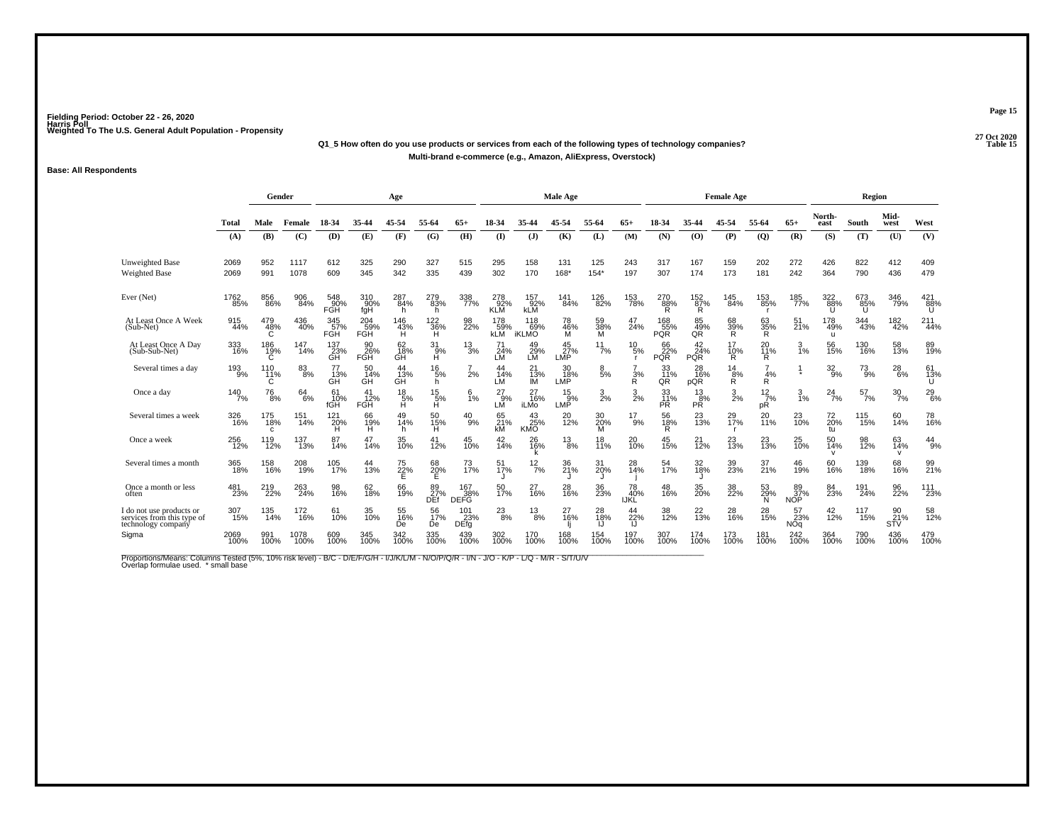Fielding Period: October 22 - 26, 2020
Harris Poll
Weighted To The U.S. General Adult Population - Propensity

27 Oct 2020
Table 15

**Q1_5 How often do you use products or services from each of the following types of technology companies?**
**Multi-brand e-commerce (e.g., Amazon, AliExpress, Overstock)**

**Base: All Respondents**

| | Total | Gender | | Age | | | | | Male Age | | | | | Female Age | | | | | Region | | | |
|---|---|---|---|---|---|---|---|---|---|---|---|---|---|---|---|---|---|---|---|---|---|---|
| | Total | Male | Female | 18-34 | 35-44 | 45-54 | 55-64 | 65+ | 18-34 | 35-44 | 45-54 | 55-64 | 65+ | 18-34 | 35-44 | 45-54 | 55-64 | 65+ | North-east | South | Mid-west | West |
| | (A) | (B) | (C) | (D) | (E) | (F) | (G) | (H) | (I) | (J) | (K) | (L) | (M) | (N) | (O) | (P) | (Q) | (R) | (S) | (T) | (U) | (V) |
| Unweighted Base | 2069 | 952 | 1117 | 612 | 325 | 290 | 327 | 515 | 295 | 158 | 131 | 125 | 243 | 317 | 167 | 159 | 202 | 272 | 426 | 822 | 412 | 409 |
| Weighted Base | 2069 | 991 | 1078 | 609 | 345 | 342 | 335 | 439 | 302 | 170 | 168* | 154* | 197 | 307 | 174 | 173 | 181 | 242 | 364 | 790 | 436 | 479 |
| Ever (Net) | 1762 85% | 856 86% | 906 84% | 548 90% FGH | 310 90% fgH | 287 84% h | 279 83% h | 338 77% | 278 92% KLM | 157 92% kLM | 141 84% | 126 82% | 153 78% | 270 88% R | 152 87% R | 145 84% | 153 85% r | 185 77% | 322 88% U | 673 85% U | 346 79% | 421 88% U |
| At Least Once A Week (Sub-Net) | 915 44% | 479 48% C | 436 40% | 345 57% FGH | 204 59% FGH | 146 43% H | 122 36% H | 98 22% | 178 59% kLM | 118 69% iKLMO | 78 46% M | 59 38% M | 47 24% | 168 55% PQR | 85 49% QR | 68 39% R | 63 35% R | 51 21% | 178 49% u | 344 43% | 182 42% | 211 44% |
| At Least Once A Day (Sub-Sub-Net) | 333 16% | 186 19% C | 147 14% | 137 23% GH | 90 26% FGH | 62 18% GH | 31 9% H | 13 3% | 71 24% LM | 49 29% LM | 45 27% LMP | 11 7% | 10 5% r | 66 22% PQR | 42 24% PQR | 17 10% R | 20 11% R | 3 1% | 56 15% | 130 16% | 58 13% | 89 19% |
| Several times a day | 193 9% | 110 11% C | 83 8% | 77 13% GH | 50 14% GH | 44 13% GH | 16 5% h | 7 2% | 44 14% LM | 21 13% lM | 30 18% LMP | 8 5% | 7 3% R | 33 11% QR | 28 16% pQR | 14 8% R | 7 4% R | 1 * | 32 9% | 73 9% | 28 6% | 61 13% U |
| Once a day | 140 7% | 76 8% | 64 6% | 61 10% fGH | 41 12% FGH | 18 5% H | 15 5% H | 6 1% | 27 9% LM | 27 16% iLMo | 15 9% LMP | 3 2% | 3 2% | 33 11% PR | 13 8% PR | 3 2% | 12 7% pR | 3 1% | 24 7% | 57 7% | 30 7% | 29 6% |
| Several times a week | 326 16% | 175 18% c | 151 14% | 121 20% H | 66 19% H | 49 14% h | 50 15% H | 40 9% | 65 21% kM | 43 25% KMO | 20 12% | 30 20% M | 17 9% | 56 18% R | 23 13% | 29 17% r | 20 11% | 23 10% | 72 20% tu | 115 15% | 60 14% | 78 16% |
| Once a week | 256 12% | 119 12% | 137 13% | 87 14% | 47 14% | 35 10% | 41 12% | 45 10% | 42 14% | 26 16% k | 13 8% | 18 11% | 20 10% | 45 15% | 21 12% | 23 13% | 23 13% | 25 10% | 50 14% v | 98 12% | 63 14% v | 44 9% |
| Several times a month | 365 18% | 158 16% | 208 19% | 105 17% | 44 13% | 75 22% E | 68 20% E | 73 17% | 51 17% J | 12 7% | 36 21% J | 31 20% J | 28 14% | 54 17% | 32 18% J | 39 23% | 37 21% | 46 19% | 60 16% | 139 18% | 68 16% | 99 21% |
| Once a month or less often | 481 23% | 219 22% | 263 24% | 98 16% | 62 18% | 66 19% | 89 27% DEf | 167 38% DEFG | 50 17% | 27 16% | 28 16% | 36 23% | 78 40% IJKL | 48 16% | 35 20% | 38 22% | 53 29% N | 89 37% NOP | 84 23% | 191 24% | 96 22% | 111 23% |
| I do not use products or services from this type of technology company | 307 15% | 135 14% | 172 16% | 61 10% | 35 10% | 55 16% De | 56 17% De | 101 23% DEfg | 23 8% | 13 8% | 27 16% Ij | 28 18% IJ | 44 22% IJ | 38 12% | 22 13% | 28 16% | 28 15% | 57 23% NOq | 42 12% | 117 15% | 90 21% STV | 58 12% |
| Sigma | 2069 100% | 991 100% | 1078 100% | 609 100% | 345 100% | 342 100% | 335 100% | 439 100% | 302 100% | 170 100% | 168 100% | 154 100% | 197 100% | 307 100% | 174 100% | 173 100% | 181 100% | 242 100% | 364 100% | 790 100% | 436 100% | 479 100% |

Proportions/Means: Columns Tested (5%, 10% risk level) - B/C - D/E/F/G/H - I/J/K/L/M - N/O/P/Q/R - I/N - J/O - K/P - L/Q - M/R - S/T/U/V
Overlap formulae used. * small base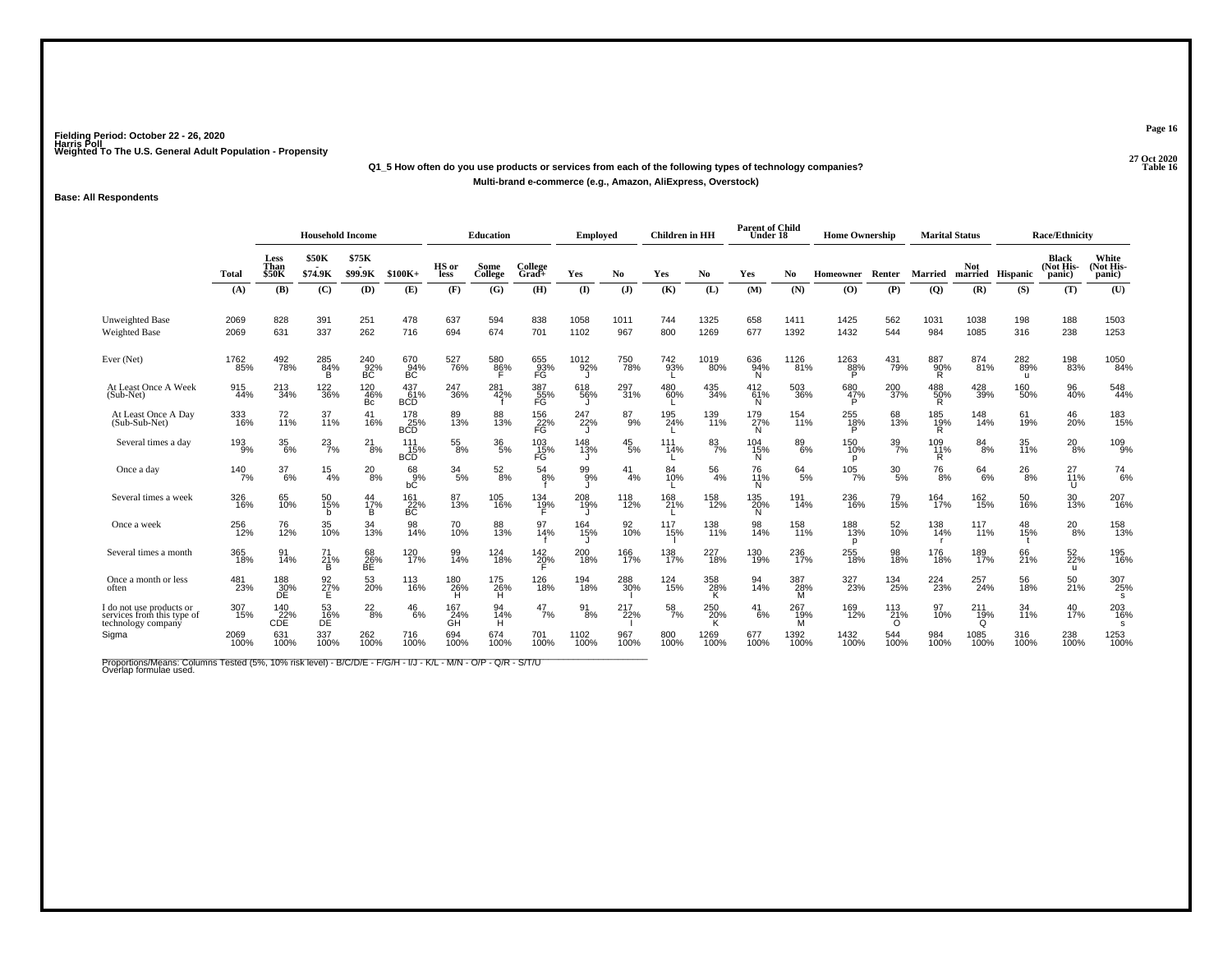Fielding Period: October 22 - 26, 2020
Harris Poll
Weighted To The U.S. General Adult Population - Propensity

27 Oct 2020
Table 16

Q1_5 How often do you use products or services from each of the following types of technology companies?

Multi-brand e-commerce (e.g., Amazon, AliExpress, Overstock)

Base: All Respondents

| | Total | Household Income | | | | Education | | | Employed | | Children in HH | | Parent of Child Under 18 | | Home Ownership | | Marital Status | | Race/Ethnicity | | |
|---|---|---|---|---|---|---|---|---|---|---|---|---|---|---|---|---|---|---|---|---|---|
| | | Less Than $50K | $50K - $74.9K | $75K - $99.9K | $100K+ | HS or less | Some College | College Grad+ | Yes | No | Yes | No | Yes | No | Homeowner | Renter | Married | Not married | Hispanic | Black (Not His-panic) | White (Not His-panic) |
| | (A) | (B) | (C) | (D) | (E) | (F) | (G) | (H) | (I) | (J) | (K) | (L) | (M) | (N) | (O) | (P) | (Q) | (R) | (S) | (T) | (U) |
| Unweighted Base | 2069 | 828 | 391 | 251 | 478 | 637 | 594 | 838 | 1058 | 1011 | 744 | 1325 | 658 | 1411 | 1425 | 562 | 1031 | 1038 | 198 | 188 | 1503 |
| Weighted Base | 2069 | 631 | 337 | 262 | 716 | 694 | 674 | 701 | 1102 | 967 | 800 | 1269 | 677 | 1392 | 1432 | 544 | 984 | 1085 | 316 | 238 | 1253 |
| Ever (Net) | 1762 85% | 492 78% | 285 84% B | 240 92% BC | 670 94% BC | 527 76% | 580 86% F | 655 93% FG | 1012 92% J | 750 78% | 742 93% L | 1019 80% | 636 94% N | 1126 81% | 1263 88% P | 431 79% | 887 90% R | 874 81% | 282 89% u | 198 83% | 1050 84% |
| At Least Once A Week (Sub-Net) | 915 44% | 213 34% | 122 36% | 120 46% Bc | 437 61% BCD | 247 36% | 281 42% f | 387 55% FG | 618 56% J | 297 31% | 480 60% L | 435 34% | 412 61% N | 503 36% | 680 47% P | 200 37% | 488 50% R | 428 39% | 160 50% | 96 40% | 548 44% |
| At Least Once A Day (Sub-Sub-Net) | 333 16% | 72 11% | 37 11% | 41 16% | 178 25% BCD | 89 13% | 88 13% | 156 22% FG | 247 22% J | 87 9% | 195 24% L | 139 11% | 179 27% N | 154 11% | 255 18% P | 68 13% | 185 19% R | 148 14% | 61 19% | 46 20% | 183 15% |
| Several times a day | 193 9% | 35 6% | 23 7% | 21 8% | 111 15% BCD | 55 8% | 36 5% | 103 15% FG | 148 13% J | 45 5% | 111 14% L | 83 7% | 104 15% N | 89 6% | 150 10% p | 39 7% | 109 11% R | 84 8% | 35 11% | 20 8% | 109 9% |
| Once a day | 140 7% | 37 6% | 15 4% | 20 8% | 68 9% bC | 34 5% | 52 8% | 54 8% f | 99 9% J | 41 4% | 84 10% L | 56 4% | 76 11% N | 64 5% | 105 7% | 30 5% | 76 8% | 64 6% | 26 8% | 27 11% U | 74 6% |
| Several times a week | 326 16% | 65 10% | 50 15% b | 44 17% B | 161 22% BC | 87 13% | 105 16% | 134 19% F | 208 19% J | 118 12% | 168 21% L | 158 12% | 135 20% N | 191 14% | 236 16% | 79 15% | 164 17% | 162 15% | 50 16% | 30 13% | 207 16% |
| Once a week | 256 12% | 76 12% | 35 10% | 34 13% | 98 14% | 70 10% | 88 13% | 97 14% f | 164 15% J | 92 10% | 117 15% l | 138 11% | 98 14% | 158 11% | 188 13% p | 52 10% | 138 14% r | 117 11% | 48 15% t | 20 8% | 158 13% |
| Several times a month | 365 18% | 91 14% | 71 21% B | 68 26% BE | 120 17% | 99 14% | 124 18% | 142 20% F | 200 18% | 166 17% | 138 17% | 227 18% | 130 19% | 236 17% | 255 18% | 98 18% | 176 18% | 189 17% | 66 21% | 52 22% u | 195 16% |
| Once a month or less often | 481 23% | 188 30% DE | 92 27% E | 53 20% | 113 16% | 180 26% H | 175 26% H | 126 18% | 194 18% | 288 30% I | 124 15% | 358 28% K | 94 14% | 387 28% M | 327 23% | 134 25% | 224 23% | 257 24% | 56 18% | 50 21% | 307 25% s |
| I do not use products or services from this type of technology company | 307 15% | 140 22% CDE | 53 16% DE | 22 8% | 46 6% | 167 24% GH | 94 14% H | 47 7% | 91 8% | 217 22% I | 58 7% | 250 20% K | 41 6% | 267 19% M | 169 12% | 113 21% O | 97 10% | 211 19% Q | 34 11% | 40 17% | 203 16% s |
| Sigma | 2069 100% | 631 100% | 337 100% | 262 100% | 716 100% | 694 100% | 674 100% | 701 100% | 1102 100% | 967 100% | 800 100% | 1269 100% | 677 100% | 1392 100% | 1432 100% | 544 100% | 984 100% | 1085 100% | 316 100% | 238 100% | 1253 100% |

Proportions/Means: Columns Tested (5%, 10% risk level) - B/C/D/E - F/G/H - I/J - K/L - M/N - O/P - Q/R - S/T/U
Overlap formulae used.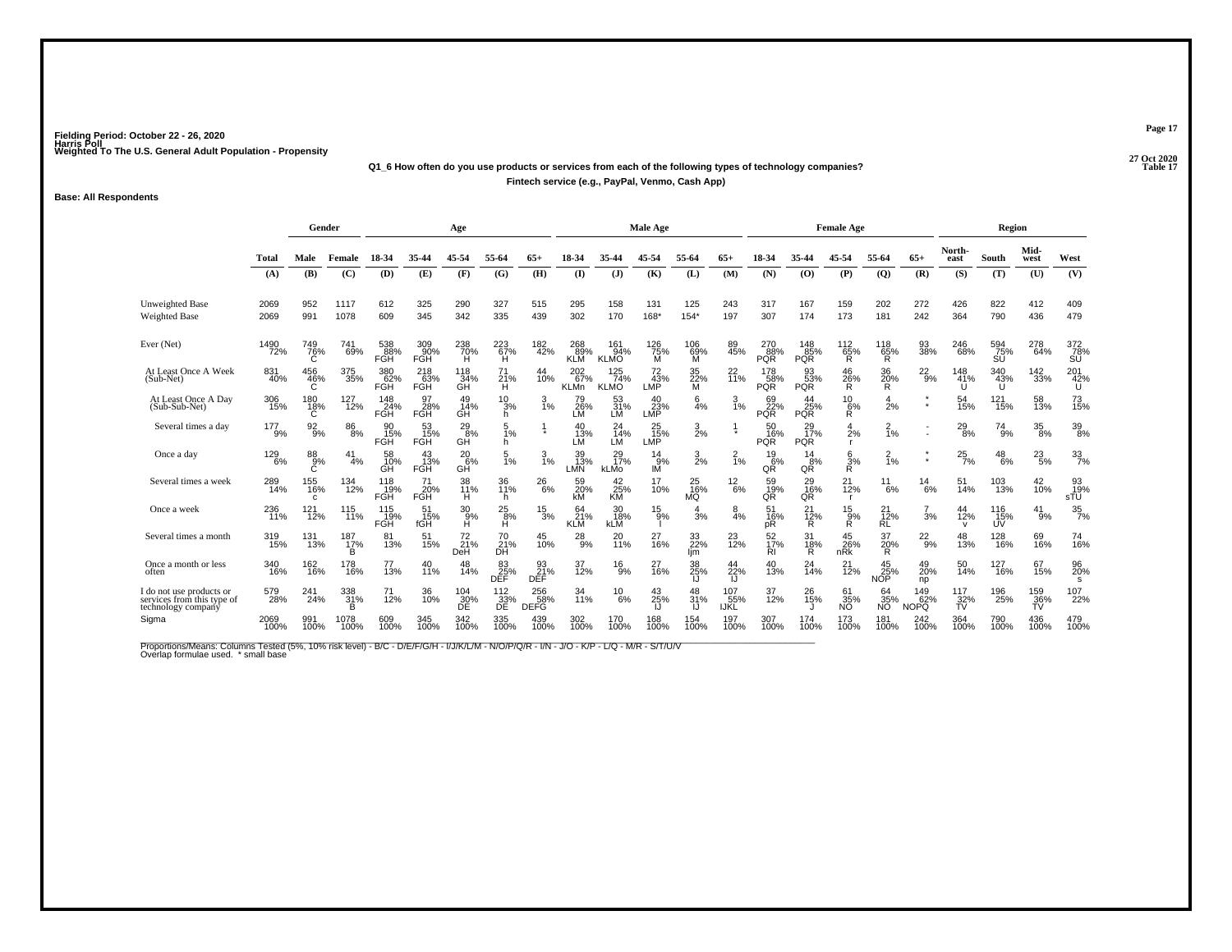Fielding Period: October 22 - 26, 2020
Harris Poll
Weighted To The U.S. General Adult Population - Propensity

27 Oct 2020
Table 17

**Q1_6 How often do you use products or services from each of the following types of technology companies?**
**Fintech service (e.g., PayPal, Venmo, Cash App)**

**Base: All Respondents**

| | Total | Gender | | Age | | | | | Male Age | | | | | Female Age | | | | | Region | | | |
|---|---|---|---|---|---|---|---|---|---|---|---|---|---|---|---|---|---|---|---|---|---|---|
| | Total | Male | Female | 18-34 | 35-44 | 45-54 | 55-64 | 65+ | 18-34 | 35-44 | 45-54 | 55-64 | 65+ | 18-34 | 35-44 | 45-54 | 55-64 | 65+ | North-east | South | Mid-west | West |
| | (A) | (B) | (C) | (D) | (E) | (F) | (G) | (H) | (I) | (J) | (K) | (L) | (M) | (N) | (O) | (P) | (Q) | (R) | (S) | (T) | (U) | (V) |
| Unweighted Base | 2069 | 952 | 1117 | 612 | 325 | 290 | 327 | 515 | 295 | 158 | 131 | 125 | 243 | 317 | 167 | 159 | 202 | 272 | 426 | 822 | 412 | 409 |
| Weighted Base | 2069 | 991 | 1078 | 609 | 345 | 342 | 335 | 439 | 302 | 170 | 168* | 154* | 197 | 307 | 174 | 173 | 181 | 242 | 364 | 790 | 436 | 479 |
| Ever (Net) | 1490 72% | 749 76% C | 741 69% | 538 88% FGH | 309 90% FGH | 238 70% H | 223 67% H | 182 42% | 268 89% KLM | 161 94% KLMO | 126 75% M | 106 69% M | 89 45% | 270 88% PQR | 148 85% PQR | 112 65% R | 118 65% R | 93 38% | 246 68% | 594 75% SU | 278 64% | 372 78% SU |
| At Least Once A Week (Sub-Net) | 831 40% | 456 46% C | 375 35% | 380 62% FGH | 218 63% FGH | 118 34% GH | 71 21% H | 44 10% | 202 67% KLMn | 125 74% KLMO | 72 43% LMP | 35 22% M | 22 11% | 178 58% PQR | 93 53% PQR | 46 26% R | 36 20% R | 22 9% | 148 41% U | 340 43% U | 142 33% | 201 42% U |
| At Least Once A Day (Sub-Sub-Net) | 306 15% | 180 18% C | 127 12% | 148 24% FGH | 97 28% FGH | 49 14% GH | 10 3% h | 3 1% | 79 26% LM | 53 31% LM | 40 23% LMP | 6 4% | 3 1% | 69 22% PQR | 44 25% PQR | 10 6% R | 4 2% | * * | 54 15% | 121 15% | 58 13% | 73 15% |
| Several times a day | 177 9% | 92 9% | 86 8% | 90 15% FGH | 53 15% FGH | 29 8% GH | 5 1% h | 1 * | 40 13% LM | 24 14% LM | 25 15% LMP | 3 2% | 1 * | 50 16% PQR | 29 17% PQR | 4 2% r | 2 1% | - - | 29 8% | 74 9% | 35 8% | 39 8% |
| Once a day | 129 6% | 88 9% C | 41 4% | 58 10% GH | 43 13% FGH | 20 6% GH | 5 1% | 3 1% | 39 13% LMN | 29 17% kLMo | 14 9% lM | 3 2% | 2 1% | 19 6% QR | 14 8% QR | 6 3% R | 2 1% | * * | 25 7% | 48 6% | 23 5% | 33 7% |
| Several times a week | 289 14% | 155 16% c | 134 12% | 118 19% FGH | 71 20% FGH | 38 11% H | 36 11% h | 26 6% | 59 20% kM | 42 25% KM | 17 10% | 25 16% MQ | 12 6% | 59 19% QR | 29 16% QR | 21 12% r | 11 6% | 14 6% | 51 14% | 103 13% | 42 10% | 93 19% sTU |
| Once a week | 236 11% | 121 12% | 115 11% | 115 19% FGH | 51 15% fGH | 30 9% H | 25 8% H | 15 3% | 64 21% KLM | 30 18% kLM | 15 9% l | 4 3% | 8 4% | 51 16% pR | 21 12% R | 15 9% R | 21 12% RL | 7 3% | 44 12% v | 116 15% UV | 41 9% | 35 7% |
| Several times a month | 319 15% | 131 13% | 187 17% B | 81 13% | 51 15% | 72 21% DeH | 70 21% DH | 45 10% | 28 9% | 20 11% | 27 16% | 33 22% Ijm | 23 12% | 52 17% RI | 31 18% R | 45 26% nRk | 37 20% R | 22 9% | 48 13% | 128 16% | 69 16% | 74 16% |
| Once a month or less often | 340 16% | 162 16% | 178 16% | 77 13% | 40 11% | 48 14% | 83 25% DEF | 93 21% DEF | 37 12% | 16 9% | 27 16% | 38 25% IJ | 44 22% IJ | 40 13% | 24 14% | 21 12% | 45 25% NOP | 49 20% np | 50 14% | 127 16% | 67 15% | 96 20% s |
| I do not use products or services from this type of technology company | 579 28% | 241 24% | 338 31% B | 71 12% | 36 10% | 104 30% DE | 112 33% DE | 256 58% DEFG | 34 11% | 10 6% | 43 25% IJ | 48 31% IJ | 107 55% IJKL | 37 12% | 26 15% J | 61 35% NO | 64 35% NO | 149 62% NOPQ | 117 32% TV | 196 25% | 159 36% TV | 107 22% |
| Sigma | 2069 100% | 991 100% | 1078 100% | 609 100% | 345 100% | 342 100% | 335 100% | 439 100% | 302 100% | 170 100% | 168 100% | 154 100% | 197 100% | 307 100% | 174 100% | 173 100% | 181 100% | 242 100% | 364 100% | 790 100% | 436 100% | 479 100% |

Proportions/Means: Columns Tested (5%, 10% risk level) - B/C - D/E/F/G/H - I/J/K/L/M - N/O/P/Q/R - I/N - J/O - K/P - L/Q - M/R - S/T/U/V
Overlap formulae used. * small base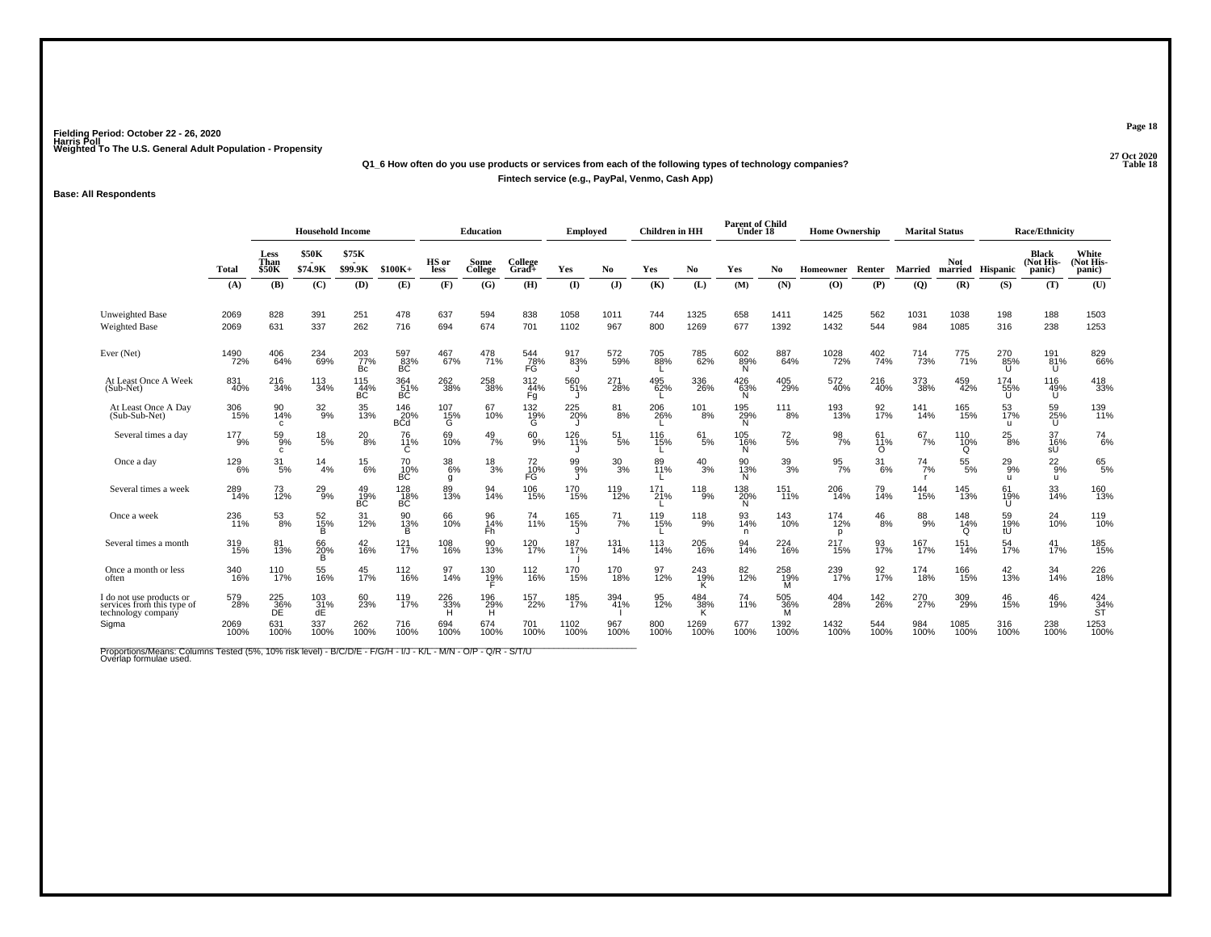Fielding Period: October 22 - 26, 2020
Harris Poll
Weighted To The U.S. General Adult Population - Propensity

27 Oct 2020
Table 18

**Q1_6 How often do you use products or services from each of the following types of technology companies?**
**Fintech service (e.g., PayPal, Venmo, Cash App)**

**Base: All Respondents**

| | Total | Household Income | | | | Education | | | Employed | | Children in HH | | Parent of Child Under 18 | | Home Ownership | | Marital Status | | Race/Ethnicity | | |
|---|---|---|---|---|---|---|---|---|---|---|---|---|---|---|---|---|---|---|---|---|---|
| | Total | Less Than $50K | $50K - $74.9K | $75K - $99.9K | $100K+ | HS or less | Some College | College Grad+ | Yes | No | Yes | No | Yes | No | Homeowner | Renter | Married | Not married | Hispanic | Black (Not Hispanic) | White (Not Hispanic) |
| | (A) | (B) | (C) | (D) | (E) | (F) | (G) | (H) | (I) | (J) | (K) | (L) | (M) | (N) | (O) | (P) | (Q) | (R) | (S) | (T) | (U) |
| Unweighted Base | 2069 | 828 | 391 | 251 | 478 | 637 | 594 | 838 | 1058 | 1011 | 744 | 1325 | 658 | 1411 | 1425 | 562 | 1031 | 1038 | 198 | 188 | 1503 |
| Weighted Base | 2069 | 631 | 337 | 262 | 716 | 694 | 674 | 701 | 1102 | 967 | 800 | 1269 | 677 | 1392 | 1432 | 544 | 984 | 1085 | 316 | 238 | 1253 |
| Ever (Net) | 1490 72% | 406 64% | 234 69% | 203 77% Bc | 597 83% BC | 467 67% | 478 71% | 544 78% FG | 917 83% J | 572 59% | 705 88% L | 785 62% | 602 89% N | 887 64% | 1028 72% | 402 74% | 714 73% | 775 71% | 270 85% U | 191 81% U | 829 66% |
| At Least Once A Week (Sub-Net) | 831 40% | 216 34% | 113 34% | 115 44% BC | 364 51% BC | 262 38% | 258 38% | 312 44% Fg | 560 51% J | 271 28% | 495 62% L | 336 26% | 426 63% N | 405 29% | 572 40% | 216 40% | 373 38% | 459 42% | 174 55% U | 116 49% U | 418 33% |
| At Least Once A Day (Sub-Sub-Net) | 306 15% | 90 14% c | 32 9% | 35 13% | 146 20% BCd | 107 15% G | 67 10% | 132 19% G | 225 20% J | 81 8% | 206 26% L | 101 8% | 195 29% N | 111 8% | 193 13% | 92 17% | 141 14% | 165 15% | 53 17% u | 59 25% U | 139 11% |
| Several times a day | 177 9% | 59 9% c | 18 5% | 20 8% | 76 11% C | 69 10% | 49 7% | 60 9% | 126 11% J | 51 5% | 116 15% L | 61 5% | 105 16% N | 72 5% | 98 7% | 61 11% O | 67 7% | 110 10% Q | 25 8% | 37 16% sU | 74 6% |
| Once a day | 129 6% | 31 5% | 14 4% | 15 6% | 70 10% BC | 38 6% g | 18 3% | 72 10% FG | 99 9% J | 30 3% | 89 11% L | 40 3% | 90 13% N | 39 3% | 95 7% | 31 6% | 74 7% r | 55 5% | 29 9% u | 22 9% u | 65 5% |
| Several times a week | 289 14% | 73 12% | 29 9% | 49 19% BC | 128 18% BC | 89 13% | 94 14% | 106 15% | 170 15% | 119 12% | 171 21% L | 118 9% | 138 20% N | 151 11% | 206 14% | 79 14% | 144 15% | 145 13% | 61 19% u | 33 14% | 160 13% |
| Once a week | 236 11% | 53 8% | 52 15% B | 31 12% | 90 13% B | 66 10% | 96 14% Fh | 74 11% | 165 15% J | 71 7% | 119 15% L | 118 9% | 93 14% n | 143 10% | 174 12% p | 46 8% | 88 9% | 148 14% Q | 59 19% tU | 24 10% | 119 10% |
| Several times a month | 319 15% | 81 13% | 66 20% B | 42 16% | 121 17% | 108 16% | 90 13% | 120 17% | 187 17% j | 131 14% | 113 14% | 205 16% | 94 14% | 224 16% | 217 15% | 93 17% | 167 17% | 151 14% | 54 17% | 41 17% | 185 15% |
| Once a month or less often | 340 16% | 110 17% | 55 16% | 45 17% | 112 16% | 97 14% | 130 19% F | 112 16% | 170 15% | 170 18% | 97 12% | 243 19% K | 82 12% | 258 19% M | 239 17% | 92 17% | 174 18% | 166 15% | 42 13% | 34 14% | 226 18% |
| I do not use products or services from this type of technology company | 579 28% | 225 36% DE | 103 31% dE | 60 23% | 119 17% | 226 33% H | 196 29% H | 157 22% | 185 17% | 394 41% I | 95 12% | 484 38% K | 74 11% | 505 36% M | 404 28% | 142 26% | 270 27% | 309 29% | 46 15% | 46 19% | 424 34% ST |
| Sigma | 2069 100% | 631 100% | 337 100% | 262 100% | 716 100% | 694 100% | 674 100% | 701 100% | 1102 100% | 967 100% | 800 100% | 1269 100% | 677 100% | 1392 100% | 1432 100% | 544 100% | 984 100% | 1085 100% | 316 100% | 238 100% | 1253 100% |

Proportions/Means: Columns Tested (5%, 10% risk level) - B/C/D/E - F/G/H - I/J - K/L - M/N - O/P - Q/R - S/T/U
Overlap formulae used.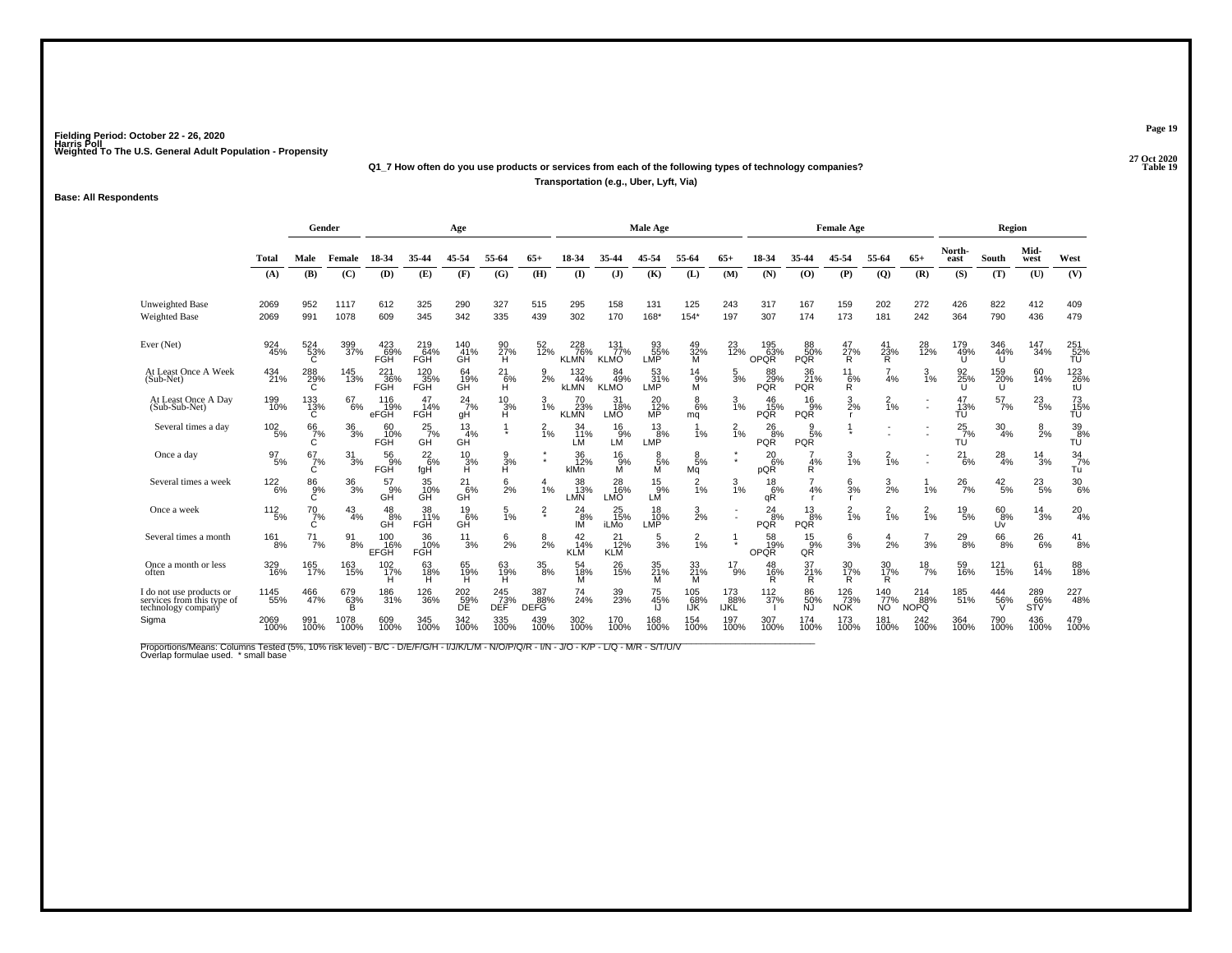Fielding Period: October 22 - 26, 2020
Harris Poll
Weighted To The U.S. General Adult Population - Propensity

27 Oct 2020
Table 19

**Q1_7 How often do you use products or services from each of the following types of technology companies?**

**Transportation (e.g., Uber, Lyft, Via)**

**Base: All Respondents**

| | Total | Gender | | Age | | | | | Male Age | | | | | Female Age | | | | | Region | | | |
|---|---|---|---|---|---|---|---|---|---|---|---|---|---|---|---|---|---|---|---|---|---|---|
| | Total | Male | Female | 18-34 | 35-44 | 45-54 | 55-64 | 65+ | 18-34 | 35-44 | 45-54 | 55-64 | 65+ | 18-34 | 35-44 | 45-54 | 55-64 | 65+ | North-east | South | Mid-west | West |
| | (A) | (B) | (C) | (D) | (E) | (F) | (G) | (H) | (I) | (J) | (K) | (L) | (M) | (N) | (O) | (P) | (Q) | (R) | (S) | (T) | (U) | (V) |
| Unweighted Base | 2069 | 952 | 1117 | 612 | 325 | 290 | 327 | 515 | 295 | 158 | 131 | 125 | 243 | 317 | 167 | 159 | 202 | 272 | 426 | 822 | 412 | 409 |
| Weighted Base | 2069 | 991 | 1078 | 609 | 345 | 342 | 335 | 439 | 302 | 170 | 168* | 154* | 197 | 307 | 174 | 173 | 181 | 242 | 364 | 790 | 436 | 479 |
| Ever (Net) | 924 45% | 524 53% C | 399 37% | 423 69% FGH | 219 64% FGH | 140 41% GH | 90 27% H | 52 12% | 228 76% KLMN | 131 77% KLMO | 93 55% LMP | 49 32% M | 23 12% | 195 63% OPQR | 88 50% PQR | 47 27% R | 41 23% R | 28 12% | 179 49% U | 346 44% U | 147 34% | 251 52% TU |
| At Least Once A Week (Sub-Net) | 434 21% | 288 29% C | 145 13% | 221 36% FGH | 120 35% FGH | 64 19% GH | 21 6% H | 9 2% | 132 44% kLMN | 84 49% KLMO | 53 31% LMP | 14 9% M | 5 3% | 88 29% PQR | 36 21% PQR | 11 6% R | 7 4% | 3 1% | 92 25% U | 159 20% U | 60 14% | 123 26% tU |
| At Least Once A Day (Sub-Sub-Net) | 199 10% | 133 13% C | 67 6% | 116 19% eFGH | 47 14% FGH | 24 7% gH | 10 3% H | 3 1% | 70 23% KLMN | 31 18% LMO | 20 12% MP | 8 6% mq | 3 1% | 46 15% PQR | 16 9% PQR | 3 2% r | 2 1% | - - | 47 13% TU | 57 7% | 23 5% | 73 15% TU |
| Several times a day | 102 5% | 66 7% C | 36 3% | 60 10% FGH | 25 7% GH | 13 4% GH | 1 * | 2 1% | 34 11% LM | 16 9% LM | 13 8% LMP | 1 1% | 2 1% | 26 8% PQR | 9 5% PQR | 1 * | - - | - - | 25 7% TU | 30 4% | 8 2% | 39 8% TU |
| Once a day | 97 5% | 67 7% C | 31 3% | 56 9% FGH | 22 6% fgH | 10 3% H | 9 3% H | * * | 36 12% klMn | 16 9% M | 8 5% M | 8 5% Mq | * * | 20 6% pQR | 7 4% R | 3 1% | 2 1% | - - | 21 6% | 28 4% | 14 3% | 34 7% Tu |
| Several times a week | 122 6% | 86 9% C | 36 3% | 57 9% GH | 35 10% GH | 21 6% GH | 6 2% | 4 1% | 38 13% LMN | 28 16% LMO | 15 9% LM | 2 1% | 3 1% | 18 6% qR | 7 4% r | 6 3% r | 3 2% | 1 1% | 26 7% | 42 5% | 23 5% | 30 6% |
| Once a week | 112 5% | 70 7% C | 43 4% | 48 8% GH | 38 11% FGH | 19 6% GH | 5 1% | 2 * | 24 8% IM | 25 15% iLMo | 18 10% LMP | 3 2% | - - | 24 8% PQR | 13 8% PQR | 2 1% | 2 1% | 2 1% | 19 5% | 60 8% Uv | 14 3% | 20 4% |
| Several times a month | 161 8% | 71 7% | 91 8% | 100 16% EFGH | 36 10% FGH | 11 3% | 6 2% | 8 2% | 42 14% KLM | 21 12% KLM | 5 3% | 2 1% | 1 * | 58 19% OPQR | 15 9% QR | 6 3% | 4 2% | 7 3% | 29 8% | 66 8% | 26 6% | 41 8% |
| Once a month or less often | 329 16% | 165 17% | 163 15% | 102 17% H | 63 18% H | 65 19% H | 63 19% H | 35 8% | 54 18% M | 26 15% | 35 21% M | 33 21% M | 17 9% | 48 16% R | 37 21% R | 30 17% R | 30 17% R | 18 7% | 59 16% | 121 15% | 61 14% | 88 18% |
| I do not use products or services from this type of technology company | 1145 55% | 466 47% | 679 63% B | 186 31% | 126 36% | 202 59% DE | 245 73% DEF | 387 88% DEFG | 74 24% | 39 23% | 75 45% IJ | 105 68% IJK | 173 88% IJKL | 112 37% I | 86 50% NJ | 126 73% NOK | 140 77% NO | 214 88% NOPQ | 185 51% | 444 56% V | 289 66% STV | 227 48% |
| Sigma | 2069 100% | 991 100% | 1078 100% | 609 100% | 345 100% | 342 100% | 335 100% | 439 100% | 302 100% | 170 100% | 168 100% | 154 100% | 197 100% | 307 100% | 174 100% | 173 100% | 181 100% | 242 100% | 364 100% | 790 100% | 436 100% | 479 100% |

Proportions/Means: Columns Tested (5%, 10% risk level) - B/C - D/E/F/G/H - I/J/K/L/M - N/O/P/Q/R - I/N - J/O - K/P - L/Q - M/R - S/T/U/V
Overlap formulae used. * small base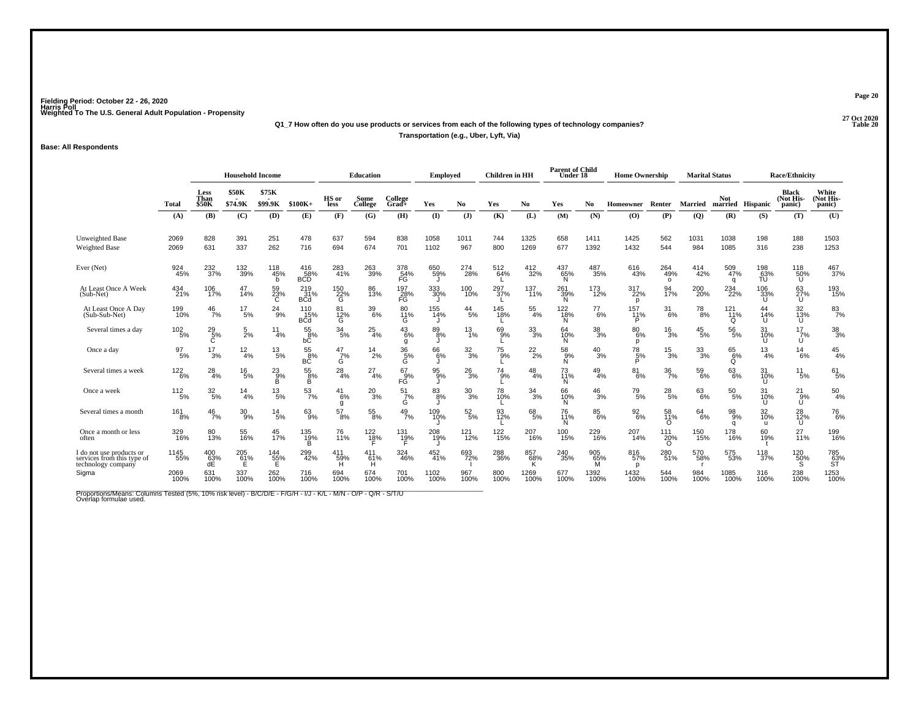Fielding Period: October 22 - 26, 2020
Harris Poll
Weighted To The U.S. General Adult Population - Propensity

27 Oct 2020
Table 20

**Q1_7 How often do you use products or services from each of the following types of technology companies?**

**Transportation (e.g., Uber, Lyft, Via)**

**Base: All Respondents**

| | Total | Household Income: Less Than $50K | Household Income: $50K - $74.9K | Household Income: $75K - $99.9K | Household Income: $100K+ | Education: HS or less | Education: Some College | Education: College Grad+ | Employed: Yes | Employed: No | Children in HH: Yes | Children in HH: No | Parent of Child Under 18: Yes | Parent of Child Under 18: No | Home Ownership: Homeowner | Home Ownership: Renter | Marital Status: Married | Marital Status: Not married | Race/Ethnicity: Hispanic | Race/Ethnicity: Black (Not Hispanic) | Race/Ethnicity: White (Not Hispanic) |
|---|---|---|---|---|---|---|---|---|---|---|---|---|---|---|---|---|---|---|---|---|---|
| | (A) | (B) | (C) | (D) | (E) | (F) | (G) | (H) | (I) | (J) | (K) | (L) | (M) | (N) | (O) | (P) | (Q) | (R) | (S) | (T) | (U) |
| Unweighted Base | 2069 | 828 | 391 | 251 | 478 | 637 | 594 | 838 | 1058 | 1011 | 744 | 1325 | 658 | 1411 | 1425 | 562 | 1031 | 1038 | 198 | 188 | 1503 |
| Weighted Base | 2069 | 631 | 337 | 262 | 716 | 694 | 674 | 701 | 1102 | 967 | 800 | 1269 | 677 | 1392 | 1432 | 544 | 984 | 1085 | 316 | 238 | 1253 |
| Ever (Net) | 924 45% | 232 37% | 132 39% | 118 45% b | 416 58% BCD | 283 41% | 263 39% | 378 54% FG | 650 59% J | 274 28% | 512 64% L | 412 32% | 437 65% N | 487 35% | 616 43% | 264 49% o | 414 42% | 509 47% q | 198 63% TU | 118 50% U | 467 37% |
| At Least Once A Week (Sub-Net) | 434 21% | 106 17% | 47 14% | 59 23% C | 219 31% BCd | 150 22% G | 86 13% | 197 28% FG | 333 30% J | 100 10% | 297 37% L | 137 11% | 261 39% N | 173 12% | 317 22% p | 94 17% | 200 20% | 234 22% | 106 33% U | 63 27% U | 193 15% |
| At Least Once A Day (Sub-Sub-Net) | 199 10% | 46 7% | 17 5% | 24 9% | 110 15% BCd | 81 12% G | 39 6% | 80 11% G | 155 14% J | 44 5% | 145 18% L | 55 4% | 122 18% N | 77 6% | 157 11% P | 31 6% | 78 8% | 121 11% Q | 44 14% U | 32 13% U | 83 7% |
| Several times a day | 102 5% | 29 5% C | 5 2% | 11 4% | 55 8% bC | 34 5% | 25 4% | 43 6% g | 89 8% J | 13 1% | 69 9% L | 33 3% | 64 10% N | 38 3% | 80 6% p | 16 3% | 45 5% | 56 5% | 31 10% U | 17 7% U | 38 3% |
| Once a day | 97 5% | 17 3% | 12 4% | 13 5% | 55 8% BC | 47 7% G | 14 2% | 36 5% G | 66 6% J | 32 3% | 75 9% L | 22 2% | 58 9% N | 40 3% | 78 5% P | 15 3% | 33 3% | 65 6% Q | 13 4% | 14 6% | 45 4% |
| Several times a week | 122 6% | 28 4% | 16 5% | 23 9% B | 55 8% B | 28 4% | 27 4% | 67 9% FG | 95 9% J | 26 3% | 74 9% L | 48 4% | 73 11% N | 49 4% | 81 6% | 36 7% | 59 6% | 63 6% | 31 10% U | 11 5% | 61 5% |
| Once a week | 112 5% | 32 5% | 14 4% | 13 5% | 53 7% | 41 6% g | 20 3% | 51 7% G | 83 8% J | 30 3% | 78 10% L | 34 3% | 66 10% N | 46 3% | 79 5% | 28 5% | 63 6% | 50 5% | 31 10% U | 21 9% U | 50 4% |
| Several times a month | 161 8% | 46 7% | 30 9% | 14 5% | 63 9% | 57 8% | 55 8% | 49 7% | 109 10% J | 52 5% | 93 12% L | 68 5% | 76 11% N | 85 6% | 92 6% | 58 11% O | 64 6% | 98 9% q | 32 10% u | 28 12% U | 76 6% |
| Once a month or less often | 329 16% | 80 13% | 55 16% | 45 17% | 135 19% B | 76 11% | 122 18% F | 131 19% F | 208 19% J | 121 12% | 122 15% | 207 16% | 100 15% | 229 16% | 207 14% | 111 20% O | 150 15% | 178 16% | 60 19% t | 27 11% | 199 16% |
| I do not use products or services from this type of technology company | 1145 55% | 400 63% dE | 205 61% E | 144 55% E | 299 42% | 411 59% H | 411 61% H | 324 46% | 452 41% | 693 72% I | 288 36% | 857 68% K | 240 35% | 905 65% M | 816 57% p | 280 51% | 570 58% r | 575 53% | 118 37% | 120 50% S | 785 63% ST |
| Sigma | 2069 100% | 631 100% | 337 100% | 262 100% | 716 100% | 694 100% | 674 100% | 701 100% | 1102 100% | 967 100% | 800 100% | 1269 100% | 677 100% | 1392 100% | 1432 100% | 544 100% | 984 100% | 1085 100% | 316 100% | 238 100% | 1253 100% |

Proportions/Means: Columns Tested (5%, 10% risk level) - B/C/D/E - F/G/H - I/J - K/L - M/N - O/P - Q/R - S/T/U
Overlap formulae used.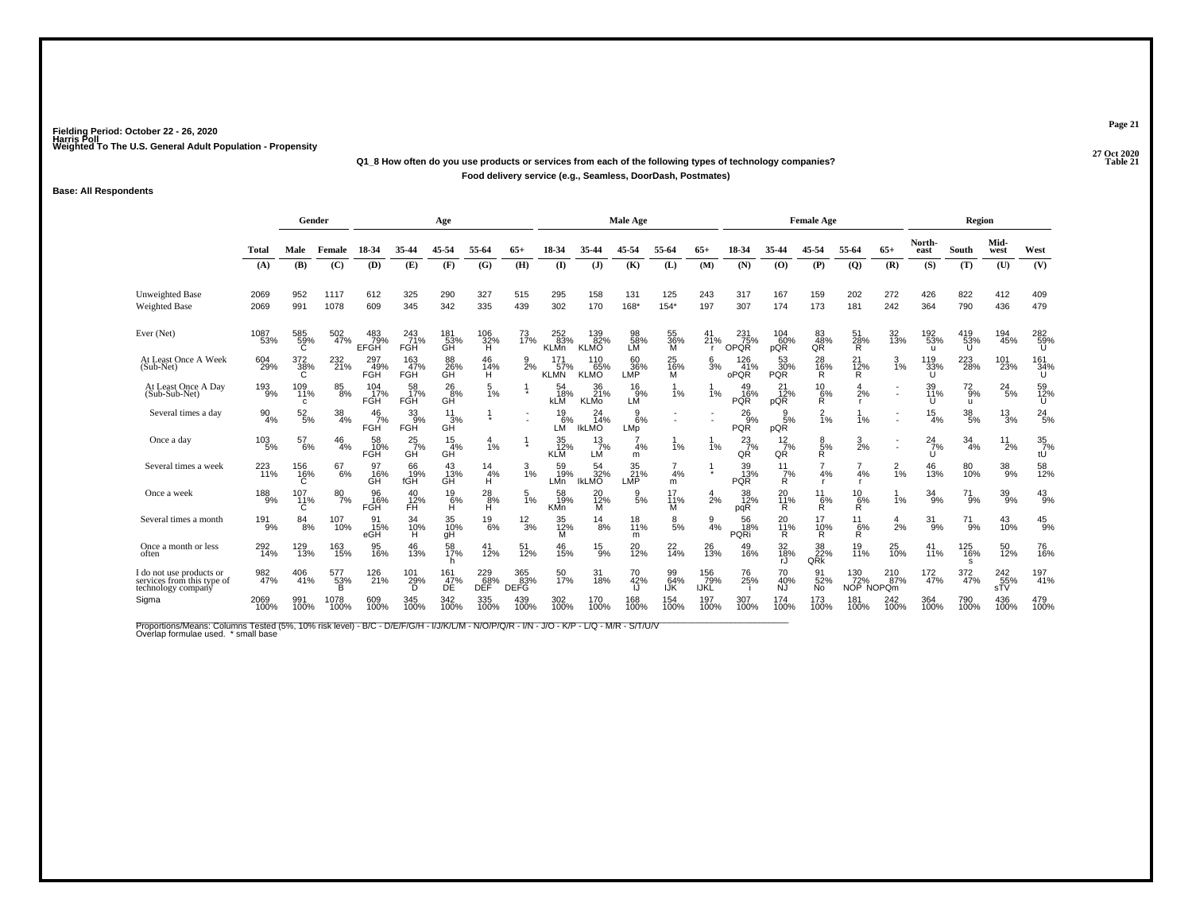Fielding Period: October 22 - 26, 2020
Harris Poll
Weighted To The U.S. General Adult Population - Propensity

27 Oct 2020
Table 21

**Q1_8 How often do you use products or services from each of the following types of technology companies?**
**Food delivery service (e.g., Seamless, DoorDash, Postmates)**

**Base: All Respondents**

| | Total | Gender | | Age | | | | | Male Age | | | | | Female Age | | | | | Region | | | |
|---|---|---|---|---|---|---|---|---|---|---|---|---|---|---|---|---|---|---|---|---|---|---|
| | Total | Male | Female | 18-34 | 35-44 | 45-54 | 55-64 | 65+ | 18-34 | 35-44 | 45-54 | 55-64 | 65+ | 18-34 | 35-44 | 45-54 | 55-64 | 65+ | North-east | South | Mid-west | West |
| | (A) | (B) | (C) | (D) | (E) | (F) | (G) | (H) | (I) | (J) | (K) | (L) | (M) | (N) | (O) | (P) | (Q) | (R) | (S) | (T) | (U) | (V) |
| Unweighted Base | 2069 | 952 | 1117 | 612 | 325 | 290 | 327 | 515 | 295 | 158 | 131 | 125 | 243 | 317 | 167 | 159 | 202 | 272 | 426 | 822 | 412 | 409 |
| Weighted Base | 2069 | 991 | 1078 | 609 | 345 | 342 | 335 | 439 | 302 | 170 | 168* | 154* | 197 | 307 | 174 | 173 | 181 | 242 | 364 | 790 | 436 | 479 |
| Ever (Net) | 1087 53% | 585 59% C | 502 47% | 483 79% EFGH | 243 71% FGH | 181 53% GH | 106 32% H | 73 17% | 252 83% KLMn | 139 82% KLMO | 98 58% LM | 55 36% M | 41 21% r | 231 75% OPQR | 104 60% pQR | 83 48% QR | 51 28% R | 32 13% | 192 53% u | 419 53% U | 194 45% | 282 59% U |
| At Least Once A Week (Sub-Net) | 604 29% | 372 38% C | 232 21% | 297 49% FGH | 163 47% FGH | 88 26% GH | 46 14% H | 9 2% | 171 57% KLMN | 110 65% KLMO | 60 36% LMP | 25 16% M | 6 3% | 126 41% oPQR | 53 30% PQR | 28 16% R | 21 12% R | 3 1% | 119 33% U | 223 28% | 101 23% | 161 34% U |
| At Least Once A Day (Sub-Sub-Net) | 193 9% | 109 11% c | 85 8% | 104 17% FGH | 58 17% FGH | 26 8% GH | 5 1% | 1 * | 54 18% kLM | 36 21% KLMo | 16 9% LM | 1 1% | 1 1% | 49 16% PQR | 21 12% pQR | 10 6% R | 4 2% r | - - | 39 11% U | 72 9% u | 24 5% | 59 12% U |
| Several times a day | 90 4% | 52 5% | 38 4% | 46 7% FGH | 33 9% FGH | 11 3% GH | 1 * | - - | 19 6% LM | 24 14% IkLMO | 9 6% LMp | - - | - - | 26 9% PQR | 9 5% pQR | 2 1% | 1 1% | - - | 15 4% | 38 5% | 13 3% | 24 5% |
| Once a day | 103 5% | 57 6% | 46 4% | 58 10% FGH | 25 7% GH | 15 4% GH | 4 1% | 1 * | 35 12% KLM | 13 7% LM | 7 4% m | 1 1% | 1 1% | 23 7% QR | 12 7% QR | 8 5% R | 3 2% | - - | 24 7% U | 34 4% | 11 2% | 35 7% tU |
| Several times a week | 223 11% | 156 16% C | 67 6% | 97 16% GH | 66 19% fGH | 43 13% GH | 14 4% H | 3 1% | 59 19% LMn | 54 32% IkLMO | 35 21% LMP | 7 4% m | 1 * | 39 13% PQR | 11 7% R | 7 4% r | 7 4% r | 2 1% | 46 13% | 80 10% | 38 9% | 58 12% |
| Once a week | 188 9% | 107 11% C | 80 7% | 96 16% FGH | 40 12% FH | 19 6% H | 28 8% H | 5 1% | 58 19% KMn | 20 12% M | 9 5% | 17 11% M | 4 2% | 38 12% pqR | 20 11% R | 11 6% R | 10 6% R | 1 1% | 34 9% | 71 9% | 39 9% | 43 9% |
| Several times a month | 191 9% | 84 8% | 107 10% | 91 15% eGH | 34 10% H | 35 10% gH | 19 6% | 12 3% | 35 12% M | 14 8% | 18 11% m | 8 5% | 9 4% | 56 18% PQRi | 20 11% R | 17 10% R | 11 6% R | 4 2% | 31 9% | 71 9% | 43 10% | 45 9% |
| Once a month or less often | 292 14% | 129 13% | 163 15% | 95 16% | 46 13% | 58 17% h | 41 12% | 51 12% | 46 15% | 15 9% | 20 12% | 22 14% | 26 13% | 49 16% | 32 18% rJ | 38 22% QRk | 19 11% | 25 10% | 41 11% | 125 16% s | 50 12% | 76 16% |
| I do not use products or services from this type of technology company | 982 47% | 406 41% | 577 53% B | 126 21% | 101 29% D | 161 47% DE | 229 68% DEF | 365 83% DEFG | 50 17% | 31 18% | 70 42% IJ | 99 64% IJK | 156 79% IJKL | 76 25% | 70 40% NJ | 91 52% No | 130 72% NOP | 210 87% NOPQm | 172 47% | 372 47% | 242 55% sTV | 197 41% |
| Sigma | 2069 100% | 991 100% | 1078 100% | 609 100% | 345 100% | 342 100% | 335 100% | 439 100% | 302 100% | 170 100% | 168 100% | 154 100% | 197 100% | 307 100% | 174 100% | 173 100% | 181 100% | 242 100% | 364 100% | 790 100% | 436 100% | 479 100% |

Proportions/Means: Columns Tested (5%, 10% risk level) - B/C - D/E/F/G/H - I/J/K/L/M - N/O/P/Q/R - I/N - J/O - K/P - L/Q - M/R - S/T/U/V
Overlap formulae used. * small base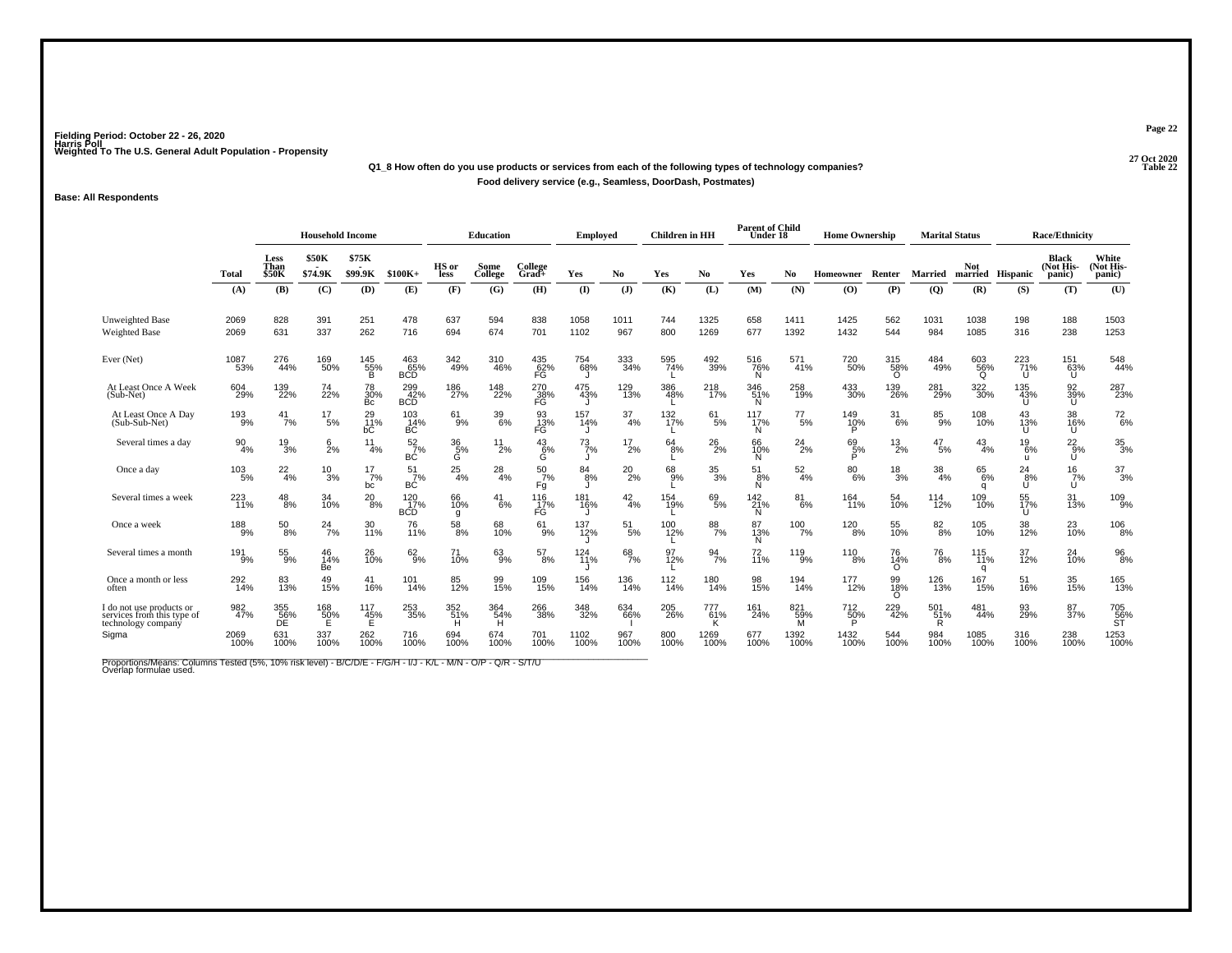Fielding Period: October 22 - 26, 2020
Harris Poll
Weighted To The U.S. General Adult Population - Propensity

27 Oct 2020
Table 22

**Q1_8 How often do you use products or services from each of the following types of technology companies?**
**Food delivery service (e.g., Seamless, DoorDash, Postmates)**

**Base: All Respondents**

| | | Household Income | | | | Education | | | Employed | | Children in HH | | Parent of Child Under 18 | | Home Ownership | | Marital Status | | Race/Ethnicity | | |
|---|---|---|---|---|---|---|---|---|---|---|---|---|---|---|---|---|---|---|---|---|---|
| | Total | Less Than $50K | $50K - $74.9K | $75K - $99.9K | $100K+ | HS or less | Some College | College Grad+ | Yes | No | Yes | No | Yes | No | Homeowner | Renter | Married | Not married | Hispanic | Black (Not His-panic) | White (Not His-panic) |
| | (A) | (B) | (C) | (D) | (E) | (F) | (G) | (H) | (I) | (J) | (K) | (L) | (M) | (N) | (O) | (P) | (Q) | (R) | (S) | (T) | (U) |
| Unweighted Base | 2069 | 828 | 391 | 251 | 478 | 637 | 594 | 838 | 1058 | 1011 | 744 | 1325 | 658 | 1411 | 1425 | 562 | 1031 | 1038 | 198 | 188 | 1503 |
| Weighted Base | 2069 | 631 | 337 | 262 | 716 | 694 | 674 | 701 | 1102 | 967 | 800 | 1269 | 677 | 1392 | 1432 | 544 | 984 | 1085 | 316 | 238 | 1253 |
| Ever (Net) | 1087 53% | 276 44% | 169 50% | 145 55% B | 463 65% BCD | 342 49% | 310 46% | 435 62% FG | 754 68% J | 333 34% | 595 74% L | 492 39% | 516 76% N | 571 41% | 720 50% | 315 58% O | 484 49% | 603 56% Q | 223 71% U | 151 63% U | 548 44% |
| At Least Once A Week (Sub-Net) | 604 29% | 139 22% | 74 22% | 78 30% Bc | 299 42% BCD | 186 27% | 148 22% | 270 38% FG | 475 43% J | 129 13% | 386 48% L | 218 17% | 346 51% N | 258 19% | 433 30% | 139 26% | 281 29% | 322 30% | 135 43% U | 92 39% U | 287 23% |
| At Least Once A Day (Sub-Sub-Net) | 193 9% | 41 7% | 17 5% | 29 11% bC | 103 14% BC | 61 9% | 39 6% | 93 13% FG | 157 14% J | 37 4% | 132 17% L | 61 5% | 117 17% N | 77 5% | 149 10% P | 31 6% | 85 9% | 108 10% | 43 13% U | 38 16% U | 72 6% |
| Several times a day | 90 4% | 19 3% | 6 2% | 11 4% | 52 7% BC | 36 5% G | 11 2% | 43 6% G | 73 7% J | 17 2% | 64 8% L | 26 2% | 66 10% N | 24 2% | 69 5% P | 13 2% | 47 5% | 43 4% | 19 6% u | 22 9% U | 35 3% |
| Once a day | 103 5% | 22 4% | 10 3% | 17 7% bc | 51 7% BC | 25 4% | 28 4% | 50 7% Fg | 84 8% J | 20 2% | 68 9% L | 35 3% | 51 8% N | 52 4% | 80 6% | 18 3% | 38 4% | 65 6% q | 24 8% U | 16 7% U | 37 3% |
| Several times a week | 223 11% | 48 8% | 34 10% | 20 8% | 120 17% BCD | 66 10% g | 41 6% | 116 17% FG | 181 16% J | 42 4% | 154 19% L | 69 5% | 142 21% N | 81 6% | 164 11% | 54 10% | 114 12% | 109 10% | 55 17% U | 31 13% | 109 9% |
| Once a week | 188 9% | 50 8% | 24 7% | 30 11% | 76 11% | 58 8% | 68 10% | 61 9% | 137 12% J | 51 5% | 100 12% L | 88 7% | 87 13% N | 100 7% | 120 8% | 55 10% | 82 8% | 105 10% | 38 12% | 23 10% | 106 8% |
| Several times a month | 191 9% | 55 9% | 46 14% Be | 26 10% | 62 9% | 71 10% | 63 9% | 57 8% | 124 11% J | 68 7% | 97 12% L | 94 7% | 72 11% | 119 9% | 110 8% | 76 14% O | 76 8% | 115 11% q | 37 12% | 24 10% | 96 8% |
| Once a month or less often | 292 14% | 83 13% | 49 15% | 41 16% | 101 14% | 85 12% | 99 15% | 109 15% | 156 14% | 136 14% | 112 14% | 180 14% | 98 15% | 194 14% | 177 12% | 99 18% O | 126 13% | 167 15% | 51 16% | 35 15% | 165 13% |
| I do not use products or services from this type of technology company | 982 47% | 355 56% DE | 168 50% E | 117 45% E | 253 35% | 352 51% H | 364 54% H | 266 38% | 348 32% | 634 66% I | 205 26% | 777 61% K | 161 24% | 821 59% M | 712 50% P | 229 42% | 501 51% R | 481 44% | 93 29% | 87 37% | 705 56% ST |
| Sigma | 2069 100% | 631 100% | 337 100% | 262 100% | 716 100% | 694 100% | 674 100% | 701 100% | 1102 100% | 967 100% | 800 100% | 1269 100% | 677 100% | 1392 100% | 1432 100% | 544 100% | 984 100% | 1085 100% | 316 100% | 238 100% | 1253 100% |

Proportions/Means: Columns Tested (5%, 10% risk level) - B/C/D/E - F/G/H - I/J - K/L - M/N - O/P - Q/R - S/T/U
Overlap formulae used.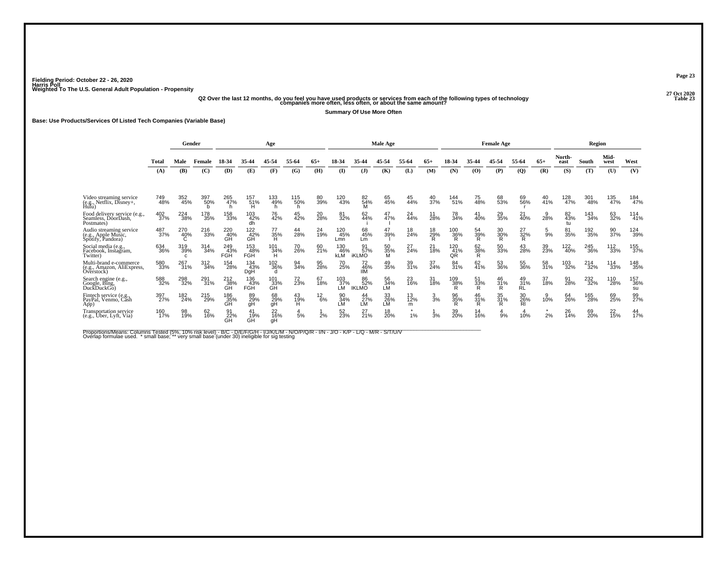Fielding Period: October 22 - 26, 2020
Harris Poll
Weighted To The U.S. General Adult Population - Propensity

27 Oct 2020
Table 23

**Q2 Over the last 12 months, do you feel you have used products or services from each of the following types of technology companies more often, less often, or about the same amount?**

**Summary Of Use More Often**

**Base: Use Products/Services Of Listed Tech Companies (Variable Base)**

| | Total | Gender | | Age | | | | | Male Age | | | | | Female Age | | | | | Region | | | |
|---|---|---|---|---|---|---|---|---|---|---|---|---|---|---|---|---|---|---|---|---|---|---|
| | Total | Male | Female | 18-34 | 35-44 | 45-54 | 55-64 | 65+ | 18-34 | 35-44 | 45-54 | 55-64 | 65+ | 18-34 | 35-44 | 45-54 | 55-64 | 65+ | North-east | South | Mid-west | West |
| | (A) | (B) | (C) | (D) | (E) | (F) | (G) | (H) | (I) | (J) | (K) | (L) | (M) | (N) | (O) | (P) | (Q) | (R) | (S) | (T) | (U) | (V) |
| Video streaming service (e.g., Netflix, Disney+, Hulu) | 749 48% | 352 45% | 397 50% b | 265 47% h | 157 51% H | 133 49% h | 115 50% h | 80 39% | 120 43% | 82 54% M | 65 45% | 45 44% | 40 37% | 144 51% | 75 48% | 68 53% | 69 56% r | 40 41% | 128 47% | 301 48% | 135 47% | 184 47% |
| Food delivery service (e.g., Seamless, DoorDash, Postmates) | 402 37% | 224 38% | 178 35% | 158 33% | 103 42% dh | 76 42% | 45 42% | 20 28% | 81 32% | 62 44% i | 47 47% | 24 44% | 11 28% | 78 34% | 41 40% | 29 35% | 21 40% | 9 28% | 82 43% tu | 143 34% | 63 32% | 114 41% |
| Audio streaming service (e.g., Apple Music, Spotify, Pandora) | 487 37% | 270 40% C | 216 33% | 220 40% GH | 122 42% GH | 77 35% H | 44 28% | 24 19% | 120 45% Lmn | 68 45% Lm | 47 39% l | 18 24% | 18 29% R | 100 36% R | 54 39% R | 30 30% R | 27 32% R | 5 9% | 81 35% | 192 35% | 90 37% | 124 39% |
| Social media (e.g., Facebook, Instagram, Twitter) | 634 36% | 319 39% c | 314 34% | 249 43% FGH | 153 48% FGH | 101 34% H | 70 26% | 60 21% | 130 46% kLM | 91 57% iKLMO | 50 35% M | 27 24% | 21 18% | 120 41% QR | 62 38% R | 50 33% | 43 28% | 39 23% | 122 40% | 245 36% | 112 33% | 155 37% |
| Multi-brand e-commerce (e.g., Amazon, AliExpress, Overstock) | 580 33% | 267 31% | 312 34% | 154 28% | 134 43% DgH | 102 36% d | 94 34% | 95 28% | 70 25% | 72 46% IlM | 49 35% | 39 31% | 37 24% | 84 31% | 62 41% | 53 36% | 55 36% | 58 31% | 103 32% | 214 32% | 114 33% | 148 35% |
| Search engine (e.g., Google, Bing, DuckDuckGo) | 588 32% | 298 32% | 291 31% | 212 38% GH | 136 43% FGH | 101 33% GH | 72 23% | 67 18% | 103 37% LM | 86 52% IKLMO | 56 34% LM | 23 16% | 31 18% | 109 38% R | 51 33% R | 46 31% R | 49 31% RL | 37 18% | 91 28% | 232 32% | 110 28% | 157 36% su |
| Fintech service (e.g., PayPal, Venmo, Cash App) | 397 27% | 182 24% | 215 29% | 186 35% GH | 89 29% gH | 68 29% gH | 43 19% H | 12 6% | 90 34% LM | 44 27% LM | 33 26% LM | 13 12% m | 3 3% | 96 35% R | 46 31% R | 35 31% R | 30 26% Rl | 9 10% | 64 26% | 165 28% | 69 25% | 99 27% |
| Transportation service (e.g., Uber, Lyft, Via) | 160 17% | 98 19% | 62 16% | 91 22% GH | 41 19% GH | 22 16% gH | 4 5% | 1 2% | 52 23% | 27 21% | 18 20% | * 1% | 1 3% | 39 20% | 14 16% | 4 9% | 4 10% | * 2% | 26 14% | 69 20% | 22 15% | 44 17% |

Proportions/Means: Columns Tested (5%, 10% risk level) - B/C - D/E/F/G/H - I/J/K/L/M - N/O/P/Q/R - I/N - J/O - K/P - L/Q - M/R - S/T/U/V
Overlap formulae used. * small base; ** very small base (under 30) ineligible for sig testing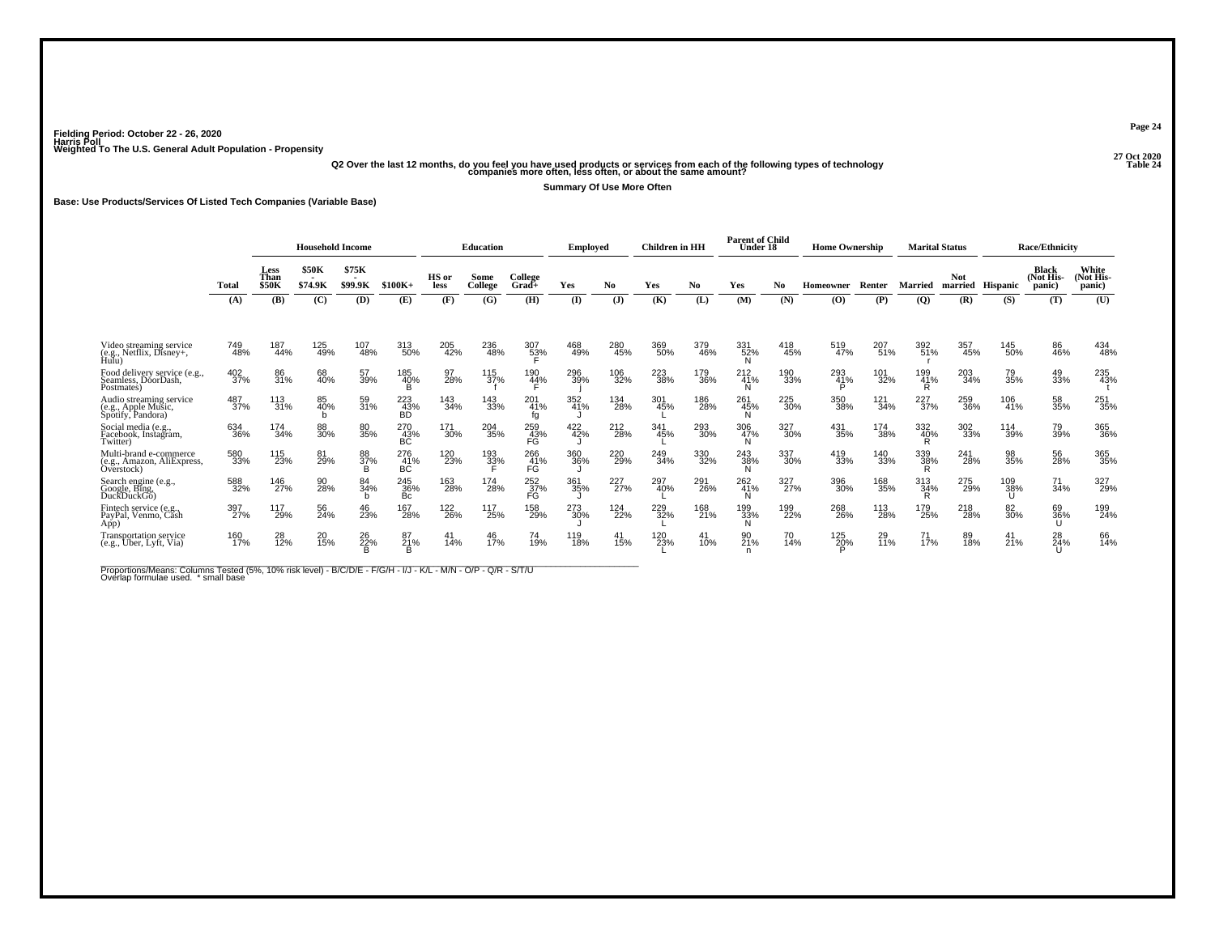Fielding Period: October 22 - 26, 2020
Harris Poll
Weighted To The U.S. General Adult Population - Propensity

27 Oct 2020
Table 24

**Q2 Over the last 12 months, do you feel you have used products or services from each of the following types of technology companies more often, less often, or about the same amount?**

**Summary Of Use More Often**

**Base: Use Products/Services Of Listed Tech Companies (Variable Base)**

| | Total | Household Income | | | | Education | | | Employed | | Children in HH | | Parent of Child Under 18 | | Home Ownership | | Marital Status | | Race/Ethnicity | | |
|---|---|---|---|---|---|---|---|---|---|---|---|---|---|---|---|---|---|---|---|---|---|
| | | Less Than $50K | $50K - $74.9K | $75K - $99.9K | $100K+ | HS or less | Some College | College Grad+ | Yes | No | Yes | No | Yes | No | Homeowner | Renter | Married | Not married | Hispanic | Black (Not His-panic) | White (Not His-panic) |
| | (A) | (B) | (C) | (D) | (E) | (F) | (G) | (H) | (I) | (J) | (K) | (L) | (M) | (N) | (O) | (P) | (Q) | (R) | (S) | (T) | (U) |
| Video streaming service (e.g., Netflix, Disney+, Hulu) | 749 48% | 187 44% | 125 49% | 107 48% | 313 50% | 205 42% | 236 48% | 307 53% F | 468 49% | 280 45% | 369 50% | 379 46% | 331 52% N | 418 45% | 519 47% | 207 51% | 392 51% r | 357 45% | 145 50% | 86 46% | 434 48% |
| Food delivery service (e.g., Seamless, DoorDash, Postmates) | 402 37% | 86 31% | 68 40% | 57 39% | 185 40% B | 97 28% | 115 37% f | 190 44% F | 296 39% j | 106 32% | 223 38% | 179 36% | 212 41% N | 190 33% | 293 41% P | 101 32% | 199 41% R | 203 34% | 79 35% | 49 33% | 235 43% t |
| Audio streaming service (e.g., Apple Music, Spotify, Pandora) | 487 37% | 113 31% | 85 40% b | 59 31% | 223 43% BD | 143 34% | 143 33% | 201 41% fg | 352 41% J | 134 28% | 301 45% L | 186 28% | 261 45% N | 225 30% | 350 38% | 121 34% | 227 37% | 259 36% | 106 41% | 58 35% | 251 35% |
| Social media (e.g., Facebook, Instagram, Twitter) | 634 36% | 174 34% | 88 30% | 80 35% | 270 43% BC | 171 30% | 204 35% | 259 43% FG | 422 42% J | 212 28% | 341 45% L | 293 30% | 306 47% N | 327 30% | 431 35% | 174 38% | 332 40% R | 302 33% | 114 39% | 79 39% | 365 36% |
| Multi-brand e-commerce (e.g., Amazon, AliExpress, Overstock) | 580 33% | 115 23% | 81 29% | 88 37% B | 276 41% BC | 120 23% | 193 33% F | 266 41% FG | 360 36% J | 220 29% | 249 34% | 330 32% | 243 38% N | 337 30% | 419 33% | 140 33% | 339 38% R | 241 28% | 98 35% | 56 28% | 365 35% |
| Search engine (e.g., Google, Bing, DuckDuckGo) | 588 32% | 146 27% | 90 28% | 84 34% b | 245 36% Bc | 163 28% | 174 28% | 252 37% FG | 361 35% J | 227 27% | 297 40% L | 291 26% | 262 41% N | 327 27% | 396 30% | 168 35% | 313 34% R | 275 29% | 109 38% U | 71 34% | 327 29% |
| Fintech service (e.g., PayPal, Venmo, Cash App) | 397 27% | 117 29% | 56 24% | 46 23% | 167 28% | 122 26% | 117 25% | 158 29% | 273 30% J | 124 22% | 229 32% L | 168 21% | 199 33% N | 199 22% | 268 26% | 113 28% | 179 25% | 218 28% | 82 30% | 69 36% U | 199 24% |
| Transportation service (e.g., Uber, Lyft, Via) | 160 17% | 28 12% | 20 15% | 26 22% B | 87 21% B | 41 14% | 46 17% | 74 19% | 119 18% | 41 15% | 120 23% L | 41 10% | 90 21% n | 70 14% | 125 20% P | 29 11% | 71 17% | 89 18% | 41 21% | 28 24% U | 66 14% |

Proportions/Means: Columns Tested (5%, 10% risk level) - B/C/D/E - F/G/H - I/J - K/L - M/N - O/P - Q/R - S/T/U
Overlap formulae used. * small base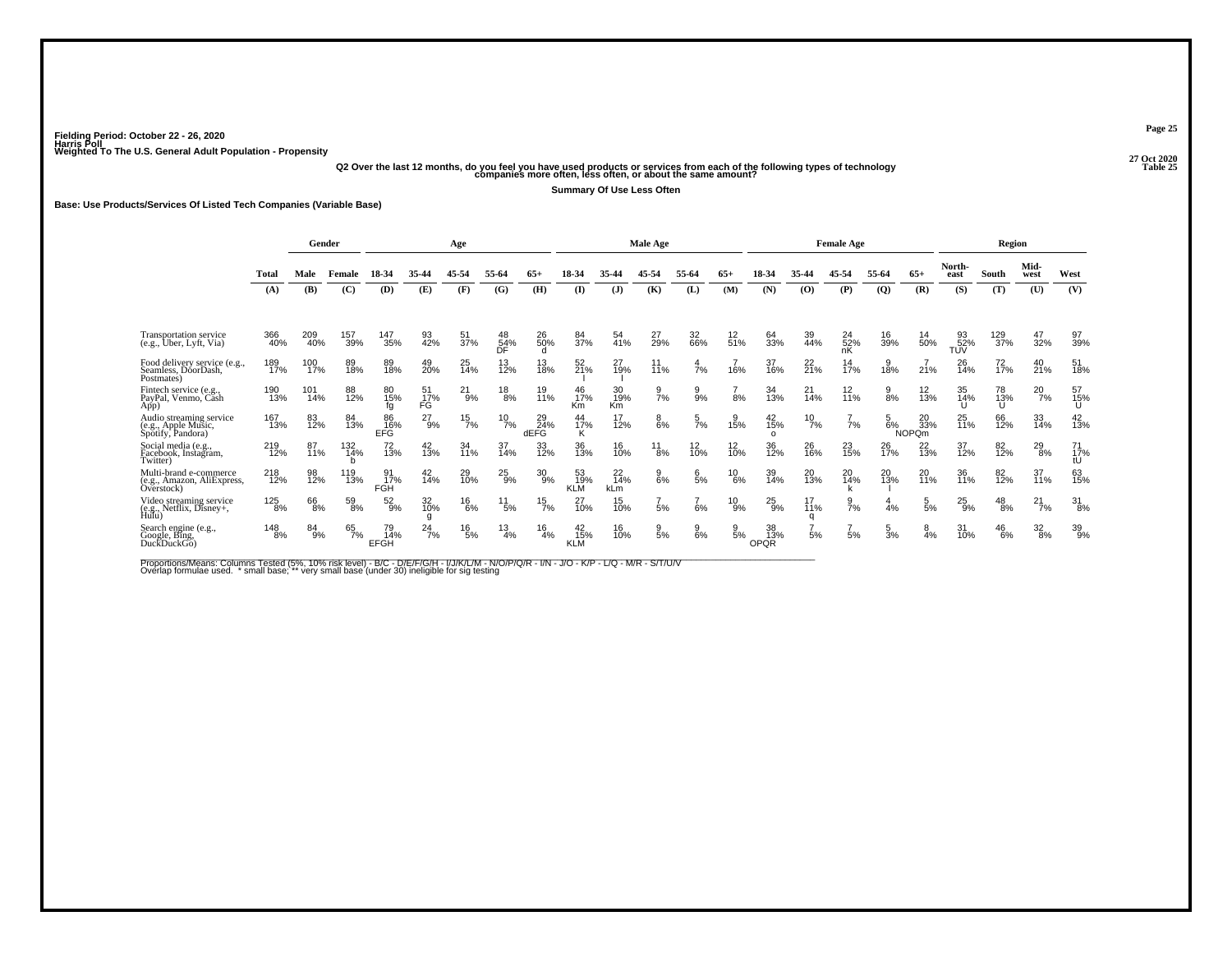Fielding Period: October 22 - 26, 2020
Harris Poll
Weighted To The U.S. General Adult Population - Propensity

27 Oct 2020
Table 25

Q2 Over the last 12 months, do you feel you have used products or services from each of the following types of technology companies more often, less often, or about the same amount?

Summary Of Use Less Often

Base: Use Products/Services Of Listed Tech Companies (Variable Base)

| | Total | Gender | | Age | | | | | Male Age | | | | | Female Age | | | | | Region | | | |
|---|---|---|---|---|---|---|---|---|---|---|---|---|---|---|---|---|---|---|---|---|---|---|
| | Total | Male | Female | 18-34 | 35-44 | 45-54 | 55-64 | 65+ | 18-34 | 35-44 | 45-54 | 55-64 | 65+ | 18-34 | 35-44 | 45-54 | 55-64 | 65+ | North-east | South | Mid-west | West |
| | (A) | (B) | (C) | (D) | (E) | (F) | (G) | (H) | (I) | (J) | (K) | (L) | (M) | (N) | (O) | (P) | (Q) | (R) | (S) | (T) | (U) | (V) |
| Transportation service (e.g., Uber, Lyft, Via) | 366 40% | 209 40% | 157 39% | 147 35% | 93 42% | 51 37% | 48 54% DF | 26 50% d | 84 37% | 54 41% | 27 29% | 32 66% | 12 51% | 64 33% | 39 44% | 24 52% nK | 16 39% | 14 50% | 93 52% TUV | 129 37% | 47 32% | 97 39% |
| Food delivery service (e.g., Seamless, DoorDash, Postmates) | 189 17% | 100 17% | 89 18% | 89 18% | 49 20% | 25 14% | 13 12% | 13 18% | 52 21% I | 27 19% I | 11 11% | 4 7% | 7 16% | 37 16% | 22 21% | 14 17% | 9 18% | 7 21% | 26 14% | 72 17% | 40 21% | 51 18% |
| Fintech service (e.g., PayPal, Venmo, Cash App) | 190 13% | 101 14% | 88 12% | 80 15% fg | 51 17% FG | 21 9% | 18 8% | 19 11% | 46 17% Km | 30 19% Km | 9 7% | 9 9% | 7 8% | 34 13% | 21 14% | 12 11% | 9 8% | 12 13% | 35 14% U | 78 13% U | 20 7% | 57 15% U |
| Audio streaming service (e.g., Apple Music, Spotify, Pandora) | 167 13% | 83 12% | 84 13% | 86 16% EFG | 27 9% | 15 7% | 10 7% | 29 24% dEFG | 44 17% K | 17 12% | 8 6% | 5 7% | 9 15% | 42 15% o | 10 7% | 7 7% | 5 6% | 20 33% NOPQm | 25 11% | 66 12% | 33 14% | 42 13% |
| Social media (e.g., Facebook, Instagram, Twitter) | 219 12% | 87 11% | 132 14% b | 72 13% | 42 13% | 34 11% | 37 14% | 33 12% | 36 13% | 16 10% | 11 8% | 12 10% | 12 10% | 36 12% | 26 16% | 23 15% | 26 17% | 22 13% | 37 12% | 82 12% | 29 8% | 71 17% tU |
| Multi-brand e-commerce (e.g., Amazon, AliExpress, Overstock) | 218 12% | 98 12% | 119 13% | 91 17% FGH | 42 14% | 29 10% | 25 9% | 30 9% | 53 19% KLM | 22 14% kLm | 9 6% | 6 5% | 10 6% | 39 14% | 20 13% | 20 14% k | 20 13% l | 20 11% | 36 11% | 82 12% | 37 11% | 63 15% |
| Video streaming service (e.g., Netflix, Disney+, Hulu) | 125 8% | 66 8% | 59 8% | 52 9% | 32 10% g | 16 6% | 11 5% | 15 7% | 27 10% | 15 10% | 7 5% | 7 6% | 10 9% | 25 9% | 17 11% q | 9 7% | 4 4% | 5 5% | 25 9% | 48 8% | 21 7% | 31 8% |
| Search engine (e.g., Google, Bing, DuckDuckGo) | 148 8% | 84 9% | 65 7% | 79 14% EFGH | 24 7% | 16 5% | 13 4% | 16 4% | 42 15% KLM | 16 10% | 9 5% | 9 6% | 9 5% | 38 13% OPQR | 7 5% | 7 5% | 5 3% | 8 4% | 31 10% | 46 6% | 32 8% | 39 9% |

Proportions/Means: Columns Tested (5%, 10% risk level) - B/C - D/E/F/G/H - I/J/K/L/M - N/O/P/Q/R - I/N - J/O - K/P - L/Q - M/R - S/T/U/V
Overlap formulae used. * small base; ** very small base (under 30) ineligible for sig testing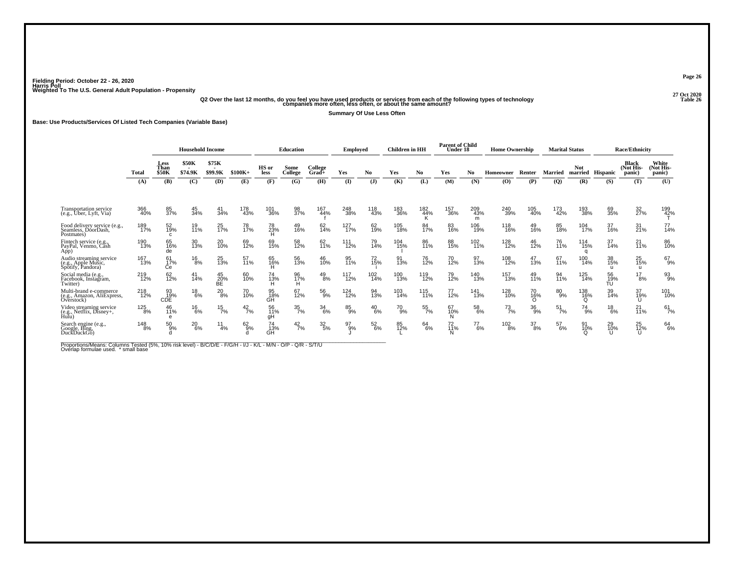Fielding Period: October 22 - 26, 2020
Harris Poll
Weighted To The U.S. General Adult Population - Propensity

27 Oct 2020
Table 26

Q2 Over the last 12 months, do you feel you have used products or services from each of the following types of technology companies more often, less often, or about the same amount?

Summary Of Use Less Often

Base: Use Products/Services Of Listed Tech Companies (Variable Base)

| | Total | Household Income | | | | Education | | | Employed | | Children in HH | | Parent of Child Under 18 | | Home Ownership | | Marital Status | | Race/Ethnicity | | |
|---|---|---|---|---|---|---|---|---|---|---|---|---|---|---|---|---|---|---|---|---|---|
| | Total | Less Than $50K | $50K - $74.9K | $75K - $99.9K | $100K+ | HS or less | Some College | College Grad+ | Yes | No | Yes | No | Yes | No | Homeowner | Renter | Married | Not married | Hispanic | Black (Not His-panic) | White (Not His-panic) |
| | (A) | (B) | (C) | (D) | (E) | (F) | (G) | (H) | (I) | (J) | (K) | (L) | (M) | (N) | (O) | (P) | (Q) | (R) | (S) | (T) | (U) |
| Transportation service (e.g., Uber, Lyft, Via) | 366 40% | 85 37% | 45 34% | 41 34% | 178 43% | 101 36% | 98 37% | 167 44% f | 248 38% | 118 43% | 183 36% | 182 44% K | 157 36% | 209 43% m | 240 39% | 105 40% | 173 42% | 193 38% | 69 35% | 32 27% | 199 42% T |
| Food delivery service (e.g., Seamless, DoorDash, Postmates) | 189 17% | 52 19% c | 19 11% | 25 17% | 78 17% | 78 23% H | 49 16% | 62 14% | 127 17% | 62 19% | 105 18% | 84 17% | 83 16% | 106 19% | 118 16% | 49 16% | 85 18% | 104 17% | 37 16% | 31 21% | 77 14% |
| Fintech service (e.g., PayPal, Venmo, Cash App) | 190 13% | 65 16% de | 30 13% | 20 10% | 69 12% | 69 15% | 58 12% | 62 11% | 111 12% | 79 14% | 104 15% l | 86 11% | 88 15% | 102 11% | 128 12% | 46 12% | 76 11% | 114 15% q | 37 14% | 21 11% | 86 10% |
| Audio streaming service (e.g., Apple Music, Spotify, Pandora) | 167 13% | 61 17% Ce | 16 8% | 25 13% | 57 11% | 65 16% H | 56 13% | 46 10% | 95 11% | 72 15% i | 91 13% | 76 12% | 70 12% | 97 13% | 108 12% | 47 13% | 67 11% | 100 14% | 38 15% u | 25 15% u | 67 9% |
| Social media (e.g., Facebook, Instagram, Twitter) | 219 12% | 62 12% | 41 14% | 45 20% BE | 60 10% | 74 13% H | 96 17% H | 49 8% | 117 12% | 102 14% | 100 13% | 119 12% | 79 12% | 140 13% | 157 13% | 49 11% | 94 11% | 125 14% | 56 19% TU | 17 8% | 93 9% |
| Multi-brand e-commerce (e.g., Amazon, AliExpress, Overstock) | 218 12% | 93 19% CDE | 18 6% | 20 8% | 70 10% | 95 18% GH | 67 12% | 56 9% | 124 12% | 94 13% | 103 14% | 115 11% | 77 12% | 141 13% | 128 10% | 70 16% O | 80 9% | 138 16% Q | 39 14% | 37 19% U | 101 10% |
| Video streaming service (e.g., Netflix, Disney+, Hulu) | 125 8% | 46 11% e | 16 6% | 15 7% | 42 7% | 56 11% gH | 35 7% | 34 6% | 85 9% | 40 6% | 70 9% | 55 7% | 67 10% N | 58 6% | 73 7% | 36 9% | 51 7% | 74 9% | 18 6% | 21 11% | 61 7% |
| Search engine (e.g., Google, Bing, DuckDuckGo) | 148 8% | 50 9% d | 20 6% | 11 4% | 62 9% d | 74 13% GH | 42 7% | 32 5% | 97 9% J | 52 6% | 85 12% L | 64 6% | 72 11% N | 77 6% | 102 8% | 37 8% | 57 6% | 91 10% Q | 29 10% U | 25 12% U | 64 6% |

Proportions/Means: Columns Tested (5%, 10% risk level) - B/C/D/E - F/G/H - I/J - K/L - M/N - O/P - Q/R - S/T/U
Overlap formulae used. * small base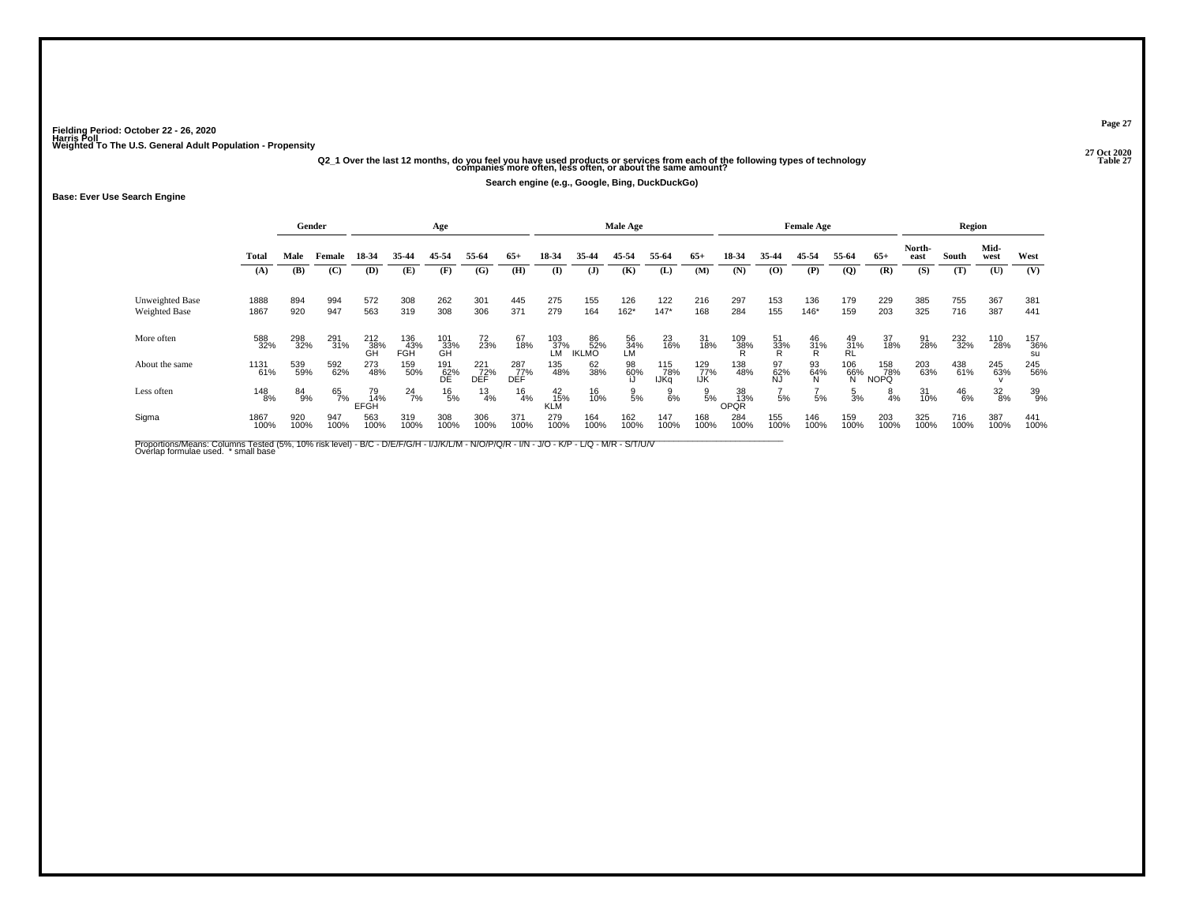Fielding Period: October 22 - 26, 2020
Harris Poll
Weighted To The U.S. General Adult Population - Propensity

27 Oct 2020
Table 27

**Q2_1 Over the last 12 months, do you feel you have used products or services from each of the following types of technology companies more often, less often, or about the same amount?**

**Search engine (e.g., Google, Bing, DuckDuckGo)**

**Base: Ever Use Search Engine**

| | Total | Gender | | Age | | | | | Male Age | | | | | Female Age | | | | | Region | | | |
|---|---|---|---|---|---|---|---|---|---|---|---|---|---|---|---|---|---|---|---|---|---|---|
| | Total | Male | Female | 18-34 | 35-44 | 45-54 | 55-64 | 65+ | 18-34 | 35-44 | 45-54 | 55-64 | 65+ | 18-34 | 35-44 | 45-54 | 55-64 | 65+ | North-east | South | Mid-west | West |
| | (A) | (B) | (C) | (D) | (E) | (F) | (G) | (H) | (I) | (J) | (K) | (L) | (M) | (N) | (O) | (P) | (Q) | (R) | (S) | (T) | (U) | (V) |
| Unweighted Base | 1888 | 894 | 994 | 572 | 308 | 262 | 301 | 445 | 275 | 155 | 126 | 122 | 216 | 297 | 153 | 136 | 179 | 229 | 385 | 755 | 367 | 381 |
| Weighted Base | 1867 | 920 | 947 | 563 | 319 | 308 | 306 | 371 | 279 | 164 | 162* | 147* | 168 | 284 | 155 | 146* | 159 | 203 | 325 | 716 | 387 | 441 |
| More often | 588 | 298 | 291 | 212 | 136 | 101 | 72 | 67 | 103 | 86 | 56 | 23 | 31 | 109 | 51 | 46 | 49 | 37 | 91 | 232 | 110 | 157 |
| | 32% | 32% | 31% | 38% | 43% | 33% | 23% | 18% | 37% | 52% | 34% | 16% | 18% | 38% | 33% | 31% | 31% | 18% | 28% | 32% | 28% | 36% |
| | | | | GH | FGH | GH | | | LM | IKLMO | LM | | | R | R | R | RL | | | | | su |
| About the same | 1131 | 539 | 592 | 273 | 159 | 191 | 221 | 287 | 135 | 62 | 98 | 115 | 129 | 138 | 97 | 93 | 106 | 158 | 203 | 438 | 245 | 245 |
| | 61% | 59% | 62% | 48% | 50% | 62% | 72% | 77% | 48% | 38% | 60% | 78% | 77% | 48% | 62% | 64% | 66% | 78% | 63% | 61% | 63% | 56% |
| | | | | | | DE | DEF | DEF | | | iJ | IJKq | IJK | | NJ | N | N | NOPQ | | | v | |
| Less often | 148 | 84 | 65 | 79 | 24 | 16 | 13 | 16 | 42 | 16 | 9 | 9 | 9 | 38 | 7 | 7 | 5 | 8 | 31 | 46 | 32 | 39 |
| | 8% | 9% | 7% | 14% | 7% | 5% | 4% | 4% | 15% | 10% | 5% | 6% | 5% | 13% | 5% | 5% | 3% | 4% | 10% | 6% | 8% | 9% |
| | | | | EFGH | | | | | KLM | | | | | OPQR | | | | | | | | |
| Sigma | 1867 | 920 | 947 | 563 | 319 | 308 | 306 | 371 | 279 | 164 | 162 | 147 | 168 | 284 | 155 | 146 | 159 | 203 | 325 | 716 | 387 | 441 |
| | 100% | 100% | 100% | 100% | 100% | 100% | 100% | 100% | 100% | 100% | 100% | 100% | 100% | 100% | 100% | 100% | 100% | 100% | 100% | 100% | 100% | 100% |

Proportions/Means: Columns Tested (5%, 10% risk level) - B/C - D/E/F/G/H - I/J/K/L/M - N/O/P/Q/R - I/N - J/O - K/P - L/Q - M/R - S/T/U/V
Overlap formulae used. * small base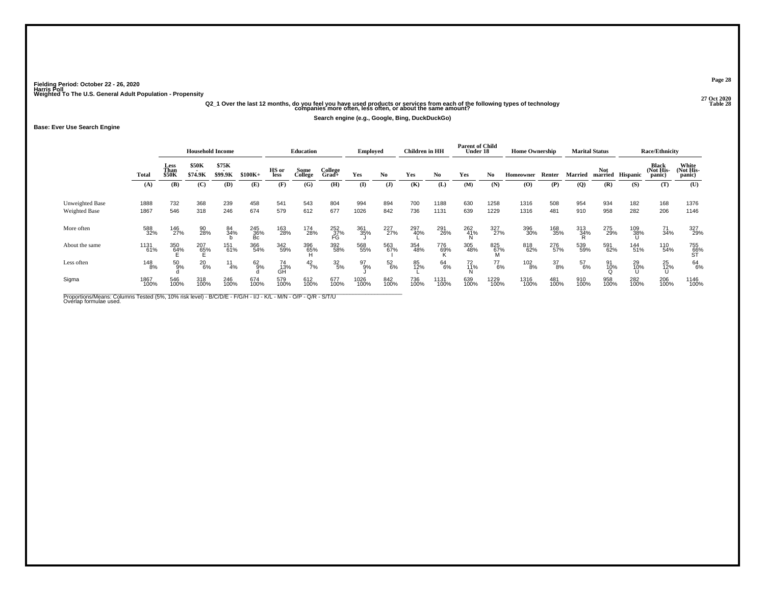Fielding Period: October 22 - 26, 2020
Harris Poll
Weighted To The U.S. General Adult Population - Propensity

27 Oct 2020
Table 28

Q2_1 Over the last 12 months, do you feel you have used products or services from each of the following types of technology companies more often, less often, or about the same amount?

Search engine (e.g., Google, Bing, DuckDuckGo)

**Base: Ever Use Search Engine**

| | Total | Household Income | | | | Education | | | Employed | | Children in HH | | Parent of Child Under 18 | | Home Ownership | | Marital Status | | Race/Ethnicity | | |
|---|---|---|---|---|---|---|---|---|---|---|---|---|---|---|---|---|---|---|---|---|---|
| | Total | Less Than $50K | $50K - $74.9K | $75K - $99.9K | $100K+ | HS or less | Some College | College Grad+ | Yes | No | Yes | No | Yes | No | Homeowner | Renter | Married | Not married | Hispanic | Black (Not His-panic) | White (Not His-panic) |
| | (A) | (B) | (C) | (D) | (E) | (F) | (G) | (H) | (I) | (J) | (K) | (L) | (M) | (N) | (O) | (P) | (Q) | (R) | (S) | (T) | (U) |
| Unweighted Base | 1888 | 732 | 368 | 239 | 458 | 541 | 543 | 804 | 994 | 894 | 700 | 1188 | 630 | 1258 | 1316 | 508 | 954 | 934 | 182 | 168 | 1376 |
| Weighted Base | 1867 | 546 | 318 | 246 | 674 | 579 | 612 | 677 | 1026 | 842 | 736 | 1131 | 639 | 1229 | 1316 | 481 | 910 | 958 | 282 | 206 | 1146 |
| More often | 588 32% | 146 27% | 90 28% | 84 34% b | 245 36% Bc | 163 28% | 174 28% | 252 37% FG | 361 35% J | 227 27% | 297 40% L | 291 26% | 262 41% N | 327 27% | 396 30% | 168 35% | 313 34% R | 275 29% | 109 38% U | 71 34% | 327 29% |
| About the same | 1131 61% | 350 64% E | 207 65% E | 151 61% | 366 54% | 342 59% | 396 65% H | 392 58% | 568 55% | 563 67% I | 354 48% | 776 69% K | 305 48% | 825 67% M | 818 62% | 276 57% | 539 59% | 591 62% | 144 51% | 110 54% | 755 66% ST |
| Less often | 148 8% | 50 9% d | 20 6% | 11 4% | 62 9% d | 74 13% GH | 42 7% | 32 5% | 97 9% J | 52 6% | 85 12% L | 64 6% | 72 11% N | 77 6% | 102 8% | 37 8% | 57 6% | 91 10% Q | 29 10% U | 25 12% U | 64 6% |
| Sigma | 1867 100% | 546 100% | 318 100% | 246 100% | 674 100% | 579 100% | 612 100% | 677 100% | 1026 100% | 842 100% | 736 100% | 1131 100% | 639 100% | 1229 100% | 1316 100% | 481 100% | 910 100% | 958 100% | 282 100% | 206 100% | 1146 100% |

Proportions/Means: Columns Tested (5%, 10% risk level) - B/C/D/E - F/G/H - I/J - K/L - M/N - O/P - Q/R - S/T/U
Overlap formulae used.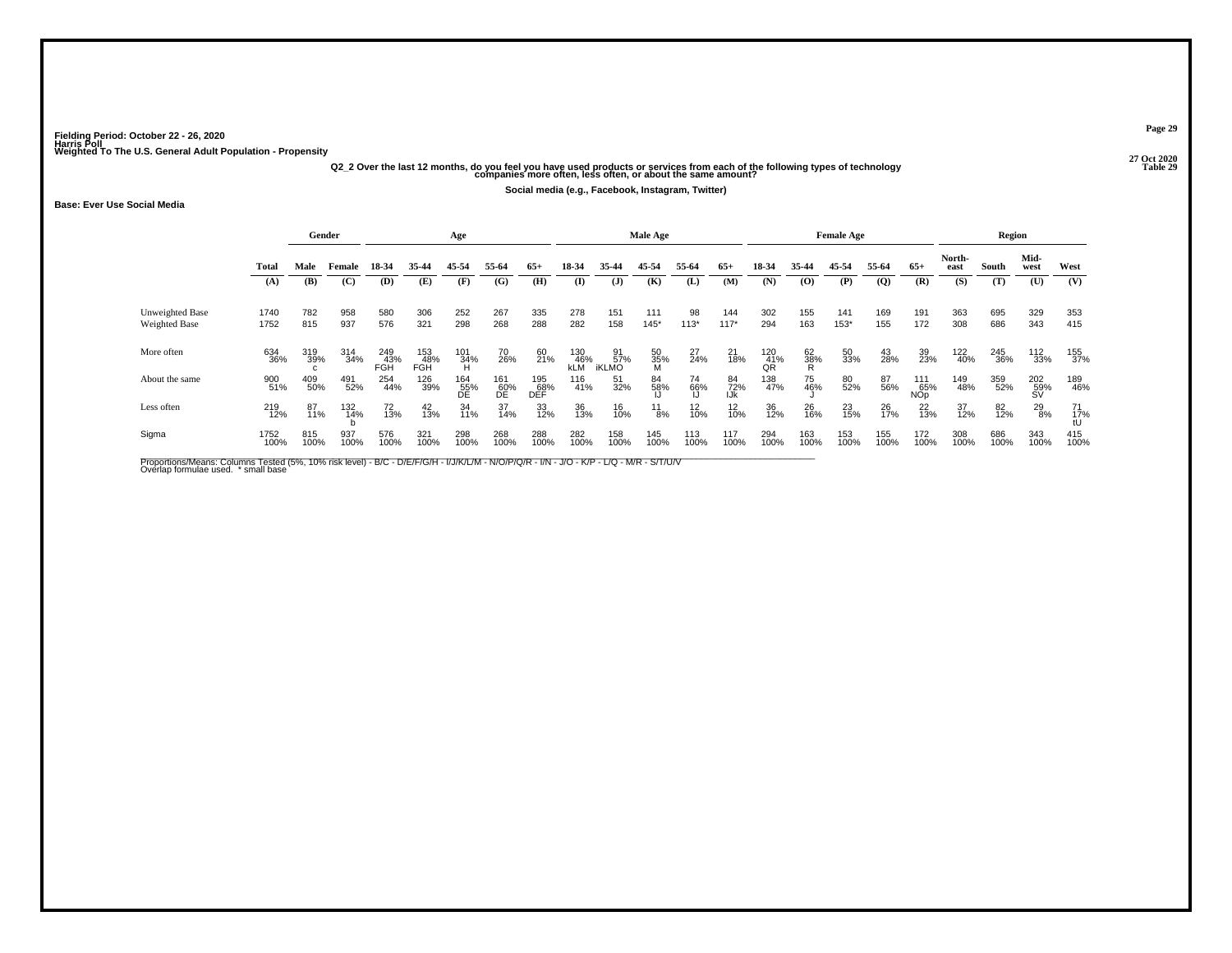Fielding Period: October 22 - 26, 2020
Harris Poll
Weighted To The U.S. General Adult Population - Propensity

27 Oct 2020
Table 29

**Q2_2 Over the last 12 months, do you feel you have used products or services from each of the following types of technology companies more often, less often, or about the same amount?**

**Social media (e.g., Facebook, Instagram, Twitter)**

**Base: Ever Use Social Media**

| | Total | Gender | | Age | | | | | Male Age | | | | | Female Age | | | | | Region | | | |
|---|---|---|---|---|---|---|---|---|---|---|---|---|---|---|---|---|---|---|---|---|---|---|
| | Total | Male | Female | 18-34 | 35-44 | 45-54 | 55-64 | 65+ | 18-34 | 35-44 | 45-54 | 55-64 | 65+ | 18-34 | 35-44 | 45-54 | 55-64 | 65+ | North-east | South | Mid-west | West |
| | (A) | (B) | (C) | (D) | (E) | (F) | (G) | (H) | (I) | (J) | (K) | (L) | (M) | (N) | (O) | (P) | (Q) | (R) | (S) | (T) | (U) | (V) |
| Unweighted Base | 1740 | 782 | 958 | 580 | 306 | 252 | 267 | 335 | 278 | 151 | 111 | 98 | 144 | 302 | 155 | 141 | 169 | 191 | 363 | 695 | 329 | 353 |
| Weighted Base | 1752 | 815 | 937 | 576 | 321 | 298 | 268 | 288 | 282 | 158 | 145* | 113* | 117* | 294 | 163 | 153* | 155 | 172 | 308 | 686 | 343 | 415 |
| More often | 634 36% | 319 39% c | 314 34% | 249 43% FGH | 153 48% FGH | 101 34% H | 70 26% | 60 21% | 130 46% kLM | 91 57% iKLMO | 50 35% M | 27 24% | 21 18% | 120 41% QR | 62 38% R | 50 33% | 43 28% | 39 23% | 122 40% | 245 36% | 112 33% | 155 37% |
| About the same | 900 51% | 409 50% | 491 52% | 254 44% | 126 39% | 164 55% DE | 161 60% DE | 195 68% DEF | 116 41% | 51 32% | 84 58% IJ | 74 66% IJ | 84 72% IJk | 138 47% | 75 46% J | 80 52% | 87 56% | 111 65% NOp | 149 48% | 359 52% | 202 59% SV | 189 46% |
| Less often | 219 12% | 87 11% | 132 14% b | 72 13% | 42 13% | 34 11% | 37 14% | 33 12% | 36 13% | 16 10% | 11 8% | 12 10% | 12 10% | 36 12% | 26 16% | 23 15% | 26 17% | 22 13% | 37 12% | 82 12% | 29 8% | 71 17% tU |
| Sigma | 1752 100% | 815 100% | 937 100% | 576 100% | 321 100% | 298 100% | 268 100% | 288 100% | 282 100% | 158 100% | 145 100% | 113 100% | 117 100% | 294 100% | 163 100% | 153 100% | 155 100% | 172 100% | 308 100% | 686 100% | 343 100% | 415 100% |

Proportions/Means: Columns Tested (5%, 10% risk level) - B/C - D/E/F/G/H - I/J/K/L/M - N/O/P/Q/R - I/N - J/O - K/P - L/Q - M/R - S/T/U/V
Overlap formulae used. * small base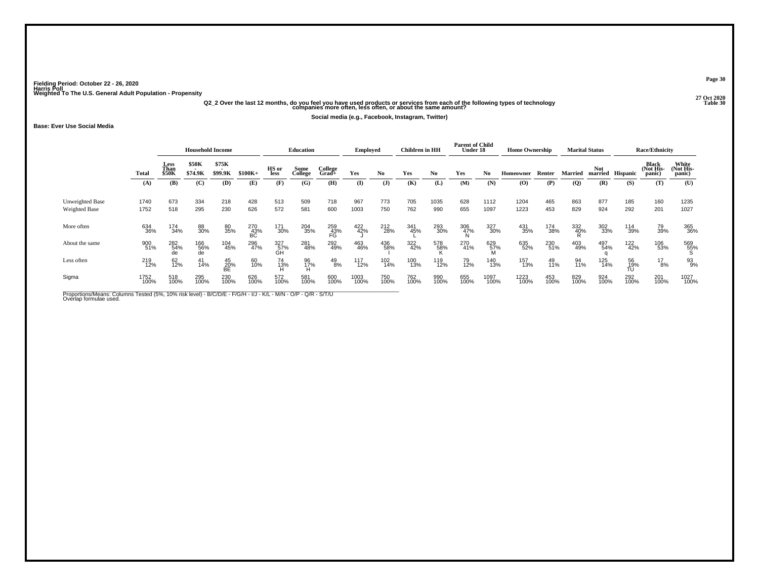Fielding Period: October 22 - 26, 2020
Harris Poll
Weighted To The U.S. General Adult Population - Propensity

27 Oct 2020
Table 30

Q2_2 Over the last 12 months, do you feel you have used products or services from each of the following types of technology companies more often, less often, or about the same amount?

Social media (e.g., Facebook, Instagram, Twitter)

Base: Ever Use Social Media

| | Total | Household Income | | | | Education | | | Employed | | Children in HH | | Parent of Child Under 18 | | Home Ownership | | Marital Status | | Race/Ethnicity | | |
|---|---|---|---|---|---|---|---|---|---|---|---|---|---|---|---|---|---|---|---|---|---|
| | | Less Than $50K | $50K - $74.9K | $75K - $99.9K | $100K+ | HS or less | Some College | College Grad+ | Yes | No | Yes | No | Yes | No | Homeowner | Renter | Married | Not married | Hispanic | Black (Not His-panic) | White (Not His-panic) |
| | (A) | (B) | (C) | (D) | (E) | (F) | (G) | (H) | (I) | (J) | (K) | (L) | (M) | (N) | (O) | (P) | (Q) | (R) | (S) | (T) | (U) |
| Unweighted Base | 1740 | 673 | 334 | 218 | 428 | 513 | 509 | 718 | 967 | 773 | 705 | 1035 | 628 | 1112 | 1204 | 465 | 863 | 877 | 185 | 160 | 1235 |
| Weighted Base | 1752 | 518 | 295 | 230 | 626 | 572 | 581 | 600 | 1003 | 750 | 762 | 990 | 655 | 1097 | 1223 | 453 | 829 | 924 | 292 | 201 | 1027 |
| More often | 634 36% | 174 34% | 88 30% | 80 35% | 270 43% BC | 171 30% | 204 35% | 259 43% FG | 422 42% J | 212 28% | 341 45% L | 293 30% | 306 47% N | 327 30% | 431 35% | 174 38% | 332 40% R | 302 33% | 114 39% | 79 39% | 365 36% |
| About the same | 900 51% | 282 54% de | 166 56% de | 104 45% | 296 47% | 327 57% GH | 281 48% | 292 49% | 463 46% | 436 58% I | 322 42% | 578 58% K | 270 41% | 629 57% M | 635 52% | 230 51% | 403 49% | 497 54% q | 122 42% | 106 53% | 569 55% S |
| Less often | 219 12% | 62 12% | 41 14% | 45 20% BE | 60 10% | 74 13% H | 96 17% H | 49 8% | 117 12% | 102 14% | 100 13% | 119 12% | 79 12% | 140 13% | 157 13% | 49 11% | 94 11% | 125 14% | 56 19% TU | 17 8% | 93 9% |
| Sigma | 1752 100% | 518 100% | 295 100% | 230 100% | 626 100% | 572 100% | 581 100% | 600 100% | 1003 100% | 750 100% | 762 100% | 990 100% | 655 100% | 1097 100% | 1223 100% | 453 100% | 829 100% | 924 100% | 292 100% | 201 100% | 1027 100% |

Proportions/Means: Columns Tested (5%, 10% risk level) - B/C/D/E - F/G/H - I/J - K/L - M/N - O/P - Q/R - S/T/U
Overlap formulae used.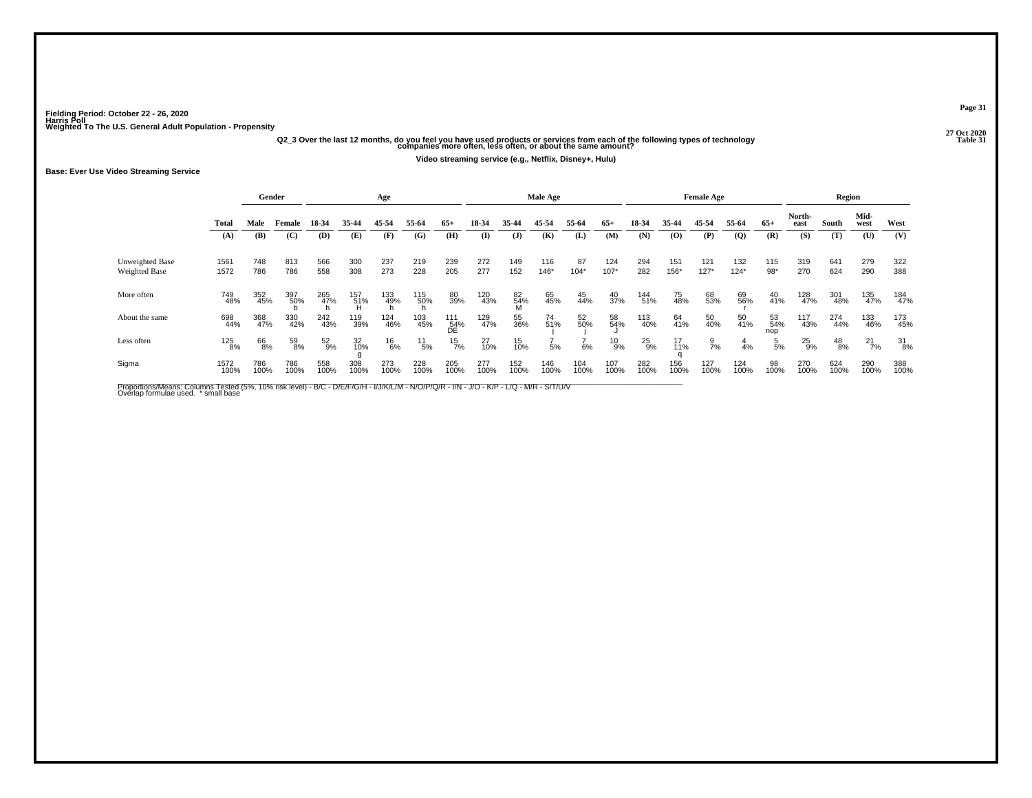Fielding Period: October 22 - 26, 2020
Harris Poll
Weighted To The U.S. General Adult Population - Propensity

27 Oct 2020
Table 31

**Q2_3 Over the last 12 months, do you feel you have used products or services from each of the following types of technology companies more often, less often, or about the same amount?**

**Video streaming service (e.g., Netflix, Disney+, Hulu)**

**Base: Ever Use Video Streaming Service**

| | Total | Gender | | Age | | | | | Male Age | | | | | Female Age | | | | | Region | | | |
|---|---|---|---|---|---|---|---|---|---|---|---|---|---|---|---|---|---|---|---|---|---|---|
| | Total | Male | Female | 18-34 | 35-44 | 45-54 | 55-64 | 65+ | 18-34 | 35-44 | 45-54 | 55-64 | 65+ | 18-34 | 35-44 | 45-54 | 55-64 | 65+ | North-east | South | Mid-west | West |
| | (A) | (B) | (C) | (D) | (E) | (F) | (G) | (H) | (I) | (J) | (K) | (L) | (M) | (N) | (O) | (P) | (Q) | (R) | (S) | (T) | (U) | (V) |
| Unweighted Base | 1561 | 748 | 813 | 566 | 300 | 237 | 219 | 239 | 272 | 149 | 116 | 87 | 124 | 294 | 151 | 121 | 132 | 115 | 319 | 641 | 279 | 322 |
| Weighted Base | 1572 | 786 | 786 | 558 | 308 | 273 | 228 | 205 | 277 | 152 | 146* | 104* | 107* | 282 | 156* | 127* | 124* | 98* | 270 | 624 | 290 | 388 |
| More often | 749 | 352 | 397 | 265 | 157 | 133 | 115 | 80 | 120 | 82 | 65 | 45 | 40 | 144 | 75 | 68 | 69 | 40 | 128 | 301 | 135 | 184 |
| | 48% | 45% | 50% | 47% | 51% | 49% | 50% | 39% | 43% | 54% | 45% | 44% | 37% | 51% | 48% | 53% | 56% | 41% | 47% | 48% | 47% | 47% |
| | | | b | h | H | h | h | | | M | | | | | | | r | | | | | |
| About the same | 698 | 368 | 330 | 242 | 119 | 124 | 103 | 111 | 129 | 55 | 74 | 52 | 58 | 113 | 64 | 50 | 50 | 53 | 117 | 274 | 133 | 173 |
| | 44% | 47% | 42% | 43% | 39% | 46% | 45% | 54% | 47% | 36% | 51% | 50% | 54% | 40% | 41% | 40% | 41% | 54% | 43% | 44% | 46% | 45% |
| | | | | | | | | DE | | | j | j | J | | | | | nop | | | | |
| Less often | 125 | 66 | 59 | 52 | 32 | 16 | 11 | 15 | 27 | 15 | 7 | 7 | 10 | 25 | 17 | 9 | 4 | 5 | 25 | 48 | 21 | 31 |
| | 8% | 8% | 8% | 9% | 10% | 6% | 5% | 7% | 10% | 10% | 5% | 6% | 9% | 9% | 11% | 7% | 4% | 5% | 9% | 8% | 7% | 8% |
| | | | | | g | | | | | | | | | | q | | | | | | | |
| Sigma | 1572 | 786 | 786 | 558 | 308 | 273 | 228 | 205 | 277 | 152 | 146 | 104 | 107 | 282 | 156 | 127 | 124 | 98 | 270 | 624 | 290 | 388 |
| | 100% | 100% | 100% | 100% | 100% | 100% | 100% | 100% | 100% | 100% | 100% | 100% | 100% | 100% | 100% | 100% | 100% | 100% | 100% | 100% | 100% | 100% |

Proportions/Means: Columns Tested (5%, 10% risk level) - B/C - D/E/F/G/H - I/J/K/L/M - N/O/P/Q/R - I/N - J/O - K/P - L/Q - M/R - S/T/U/V
Overlap formulae used. * small base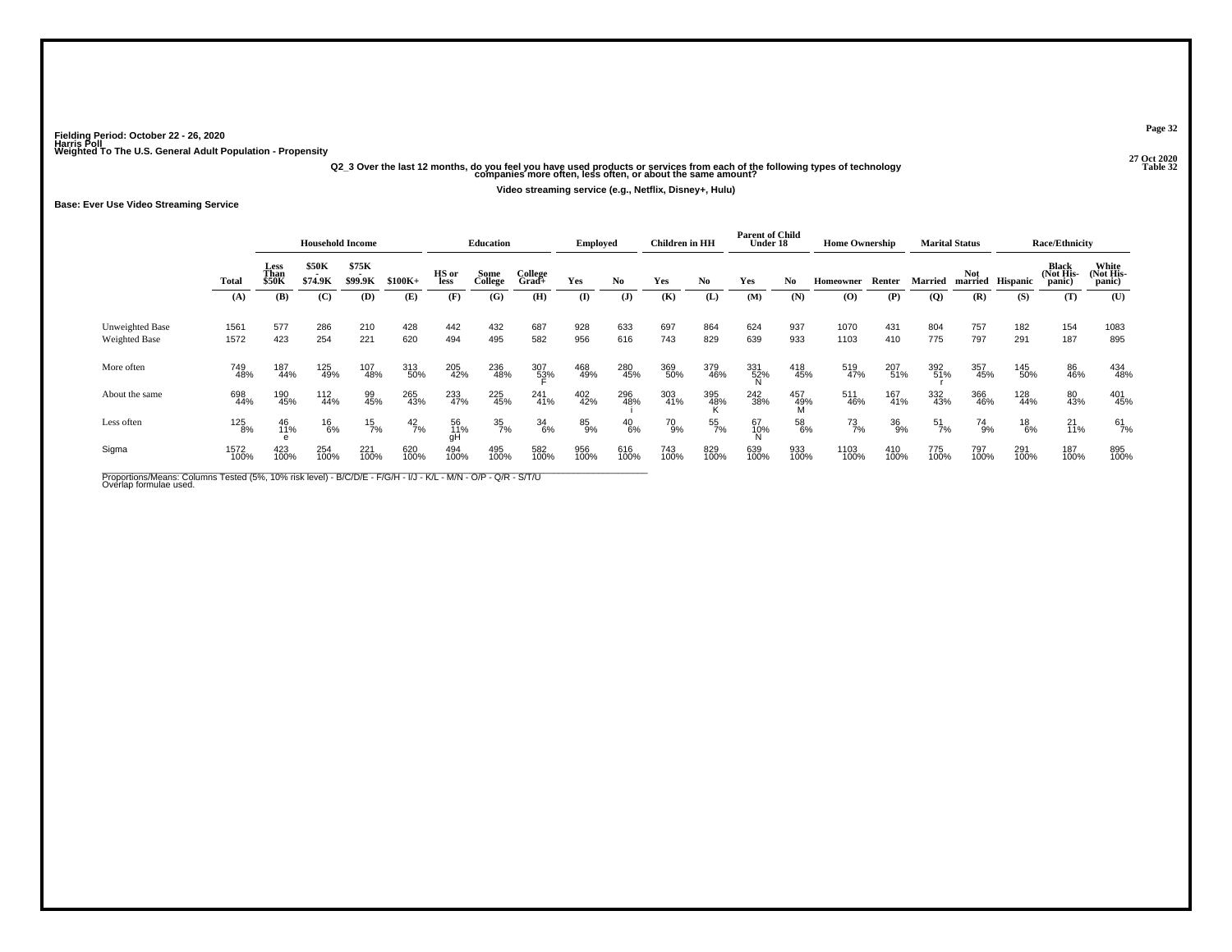Fielding Period: October 22 - 26, 2020
Harris Poll
Weighted To The U.S. General Adult Population - Propensity

27 Oct 2020
Table 32

**Q2_3 Over the last 12 months, do you feel you have used products or services from each of the following types of technology companies more often, less often, or about the same amount?**

**Video streaming service (e.g., Netflix, Disney+, Hulu)**

**Base: Ever Use Video Streaming Service**

| | Total | Household Income | | | | Education | | | Employed | | Children in HH | | Parent of Child Under 18 | | Home Ownership | | Marital Status | | Race/Ethnicity | | |
|---|---|---|---|---|---|---|---|---|---|---|---|---|---|---|---|---|---|---|---|---|---|
| | Total | Less Than $50K | $50K - $74.9K | $75K - $99.9K | $100K+ | HS or less | Some College | College Grad+ | Yes | No | Yes | No | Yes | No | Homeowner | Renter | Married | Not married | Hispanic | Black (Not Hispanic) | White (Not Hispanic) |
| | (A) | (B) | (C) | (D) | (E) | (F) | (G) | (H) | (I) | (J) | (K) | (L) | (M) | (N) | (O) | (P) | (Q) | (R) | (S) | (T) | (U) |
| Unweighted Base | 1561 | 577 | 286 | 210 | 428 | 442 | 432 | 687 | 928 | 633 | 697 | 864 | 624 | 937 | 1070 | 431 | 804 | 757 | 182 | 154 | 1083 |
| Weighted Base | 1572 | 423 | 254 | 221 | 620 | 494 | 495 | 582 | 956 | 616 | 743 | 829 | 639 | 933 | 1103 | 410 | 775 | 797 | 291 | 187 | 895 |
| More often | 749 48% | 187 44% | 125 49% | 107 48% | 313 50% | 205 42% | 236 48% | 307 53% F | 468 49% | 280 45% | 369 50% | 379 46% | 331 52% N | 418 45% | 519 47% | 207 51% | 392 51% r | 357 45% | 145 50% | 86 46% | 434 48% |
| About the same | 698 44% | 190 45% | 112 44% | 99 45% | 265 43% | 233 47% | 225 45% | 241 41% | 402 42% | 296 48% i | 303 41% | 395 48% K | 242 38% | 457 49% M | 511 46% | 167 41% | 332 43% | 366 46% | 128 44% | 80 43% | 401 45% |
| Less often | 125 8% | 46 11% e | 16 6% | 15 7% | 42 7% | 56 11% gH | 35 7% | 34 6% | 85 9% | 40 6% | 70 9% | 55 7% | 67 10% N | 58 6% | 73 7% | 36 9% | 51 7% | 74 9% | 18 6% | 21 11% | 61 7% |
| Sigma | 1572 100% | 423 100% | 254 100% | 221 100% | 620 100% | 494 100% | 495 100% | 582 100% | 956 100% | 616 100% | 743 100% | 829 100% | 639 100% | 933 100% | 1103 100% | 410 100% | 775 100% | 797 100% | 291 100% | 187 100% | 895 100% |

Proportions/Means: Columns Tested (5%, 10% risk level) - B/C/D/E - F/G/H - I/J - K/L - M/N - O/P - Q/R - S/T/U
Overlap formulae used.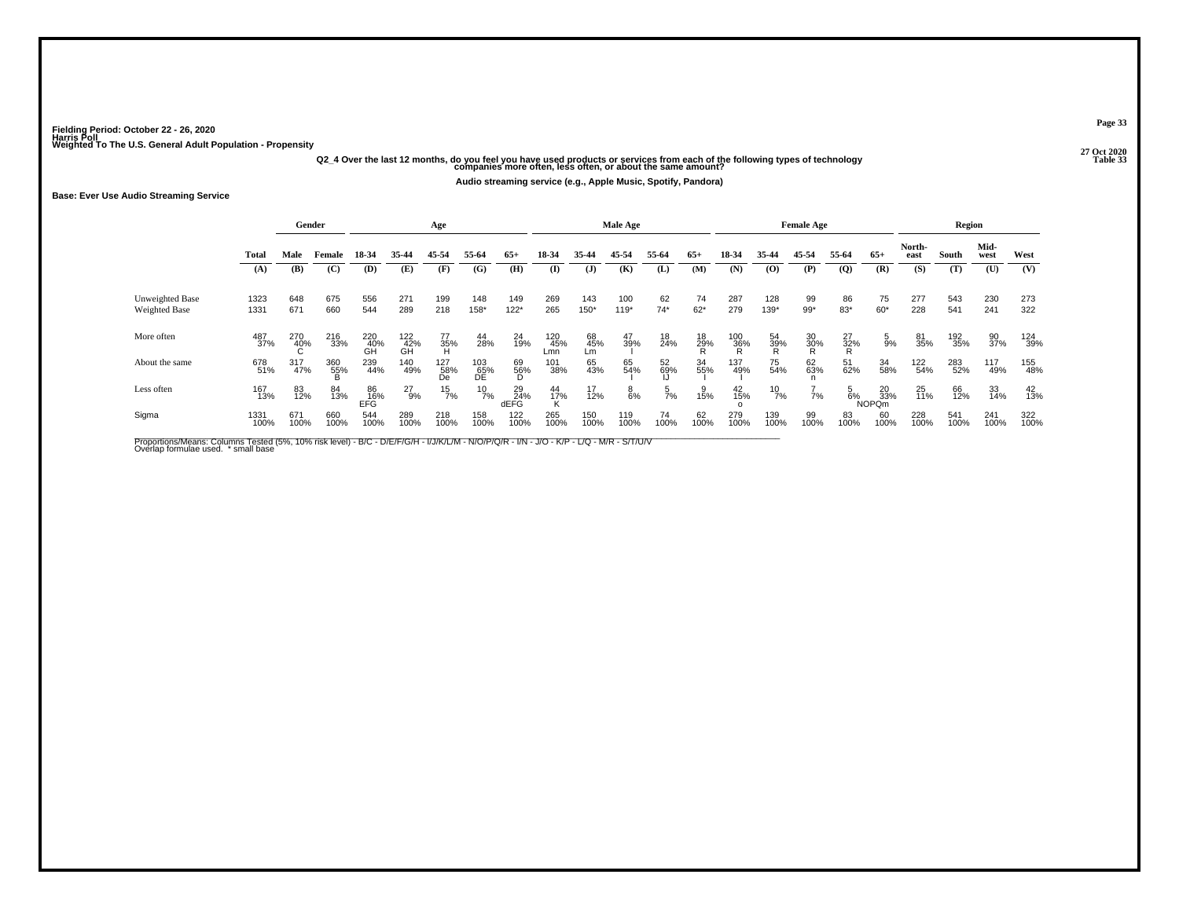Fielding Period: October 22 - 26, 2020
Harris Poll
Weighted To The U.S. General Adult Population - Propensity

27 Oct 2020
Table 33

**Q2_4 Over the last 12 months, do you feel you have used products or services from each of the following types of technology companies more often, less often, or about the same amount?**

**Audio streaming service (e.g., Apple Music, Spotify, Pandora)**

**Base: Ever Use Audio Streaming Service**

| | Total | Gender | | Age | | | | | Male Age | | | | | Female Age | | | | | Region | | | |
|---|---|---|---|---|---|---|---|---|---|---|---|---|---|---|---|---|---|---|---|---|---|---|
| | Total | Male | Female | 18-34 | 35-44 | 45-54 | 55-64 | 65+ | 18-34 | 35-44 | 45-54 | 55-64 | 65+ | 18-34 | 35-44 | 45-54 | 55-64 | 65+ | North-east | South | Mid-west | West |
| | (A) | (B) | (C) | (D) | (E) | (F) | (G) | (H) | (I) | (J) | (K) | (L) | (M) | (N) | (O) | (P) | (Q) | (R) | (S) | (T) | (U) | (V) |
| Unweighted Base | 1323 | 648 | 675 | 556 | 271 | 199 | 148 | 149 | 269 | 143 | 100 | 62 | 74 | 287 | 128 | 99 | 86 | 75 | 277 | 543 | 230 | 273 |
| Weighted Base | 1331 | 671 | 660 | 544 | 289 | 218 | 158* | 122* | 265 | 150* | 119* | 74* | 62* | 279 | 139* | 99* | 83* | 60* | 228 | 541 | 241 | 322 |
| More often | 487 | 270 | 216 | 220 | 122 | 77 | 44 | 24 | 120 | 68 | 47 | 18 | 18 | 100 | 54 | 30 | 27 | 5 | 81 | 192 | 90 | 124 |
| | 37% | 40% | 33% | 40% | 42% | 35% | 28% | 19% | 45% | 45% | 39% | 24% | 29% | 36% | 39% | 30% | 32% | 9% | 35% | 35% | 37% | 39% |
| | | C | | GH | GH | H | | | Lmn | Lm | I | | R | R | R | R | R | | | | | |
| About the same | 678 | 317 | 360 | 239 | 140 | 127 | 103 | 69 | 101 | 65 | 65 | 52 | 34 | 137 | 75 | 62 | 51 | 34 | 122 | 283 | 117 | 155 |
| | 51% | 47% | 55% | 44% | 49% | 58% | 65% | 56% | 38% | 43% | 54% | 69% | 55% | 49% | 54% | 63% | 62% | 58% | 54% | 52% | 49% | 48% |
| | | | B | | | De | DE | D | | | I | IJ | I | I | | n | | | | | | |
| Less often | 167 | 83 | 84 | 86 | 27 | 15 | 10 | 29 | 44 | 17 | 8 | 5 | 9 | 42 | 10 | 7 | 5 | 20 | 25 | 66 | 33 | 42 |
| | 13% | 12% | 13% | 16% | 9% | 7% | 7% | 24% | 17% | 12% | 6% | 7% | 15% | 15% | 7% | 7% | 6% | 33% | 11% | 12% | 14% | 13% |
| | | | | EFG | | | | dEFG | K | | | | | o | | | | NOPQm | | | | |
| Sigma | 1331 | 671 | 660 | 544 | 289 | 218 | 158 | 122 | 265 | 150 | 119 | 74 | 62 | 279 | 139 | 99 | 83 | 60 | 228 | 541 | 241 | 322 |
| | 100% | 100% | 100% | 100% | 100% | 100% | 100% | 100% | 100% | 100% | 100% | 100% | 100% | 100% | 100% | 100% | 100% | 100% | 100% | 100% | 100% | 100% |

Proportions/Means: Columns Tested (5%, 10% risk level) - B/C - D/E/F/G/H - I/J/K/L/M - N/O/P/Q/R - I/N - J/O - K/P - L/Q - M/R - S/T/U/V
Overlap formulae used. * small base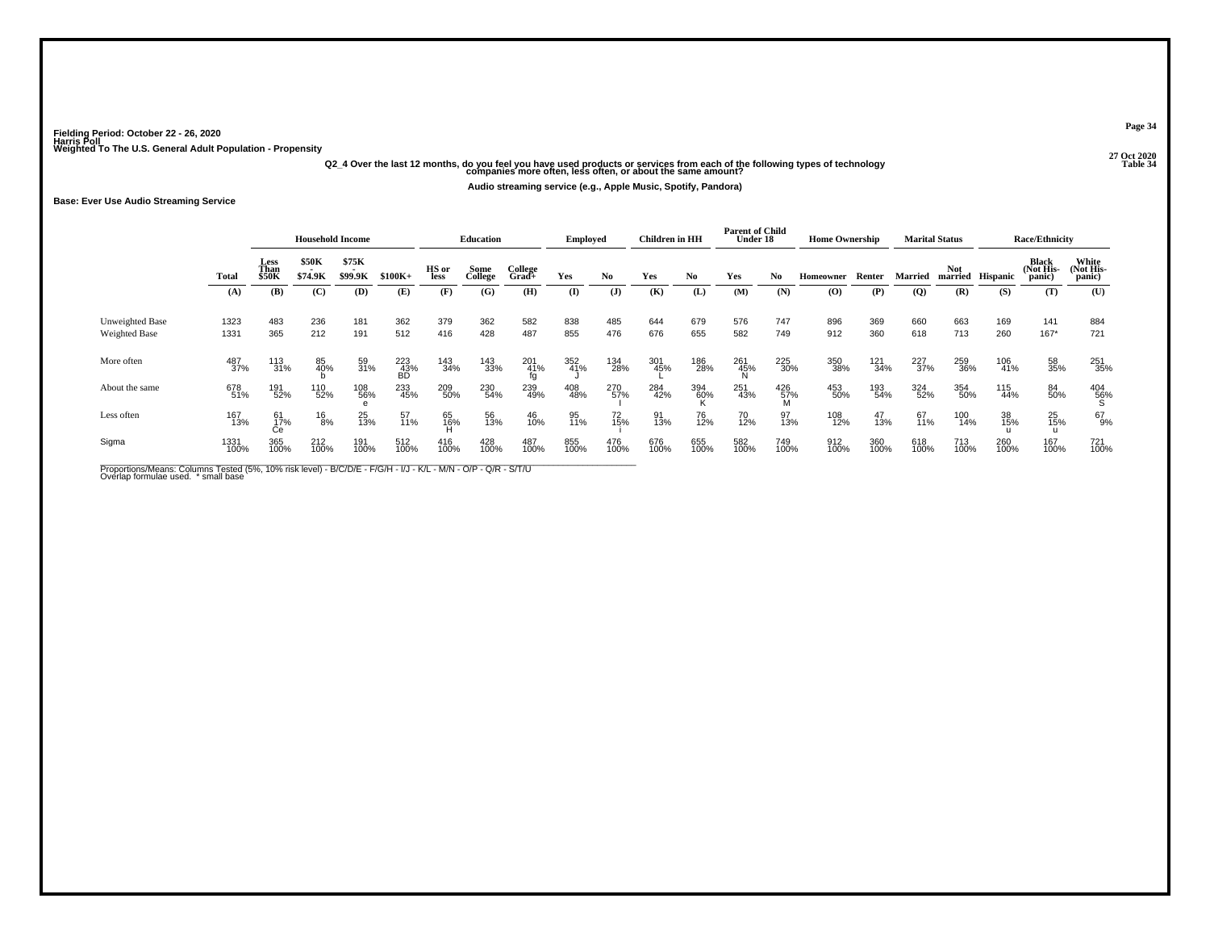Fielding Period: October 22 - 26, 2020
Harris Poll
Weighted To The U.S. General Adult Population - Propensity

27 Oct 2020
Table 34

**Q2_4 Over the last 12 months, do you feel you have used products or services from each of the following types of technology companies more often, less often, or about the same amount?**

**Audio streaming service (e.g., Apple Music, Spotify, Pandora)**

**Base: Ever Use Audio Streaming Service**

| | | Household Income | | | | Education | | | Employed | | Children in HH | | Parent of Child Under 18 | | Home Ownership | | Marital Status | | Race/Ethnicity | | |
|---|---|---|---|---|---|---|---|---|---|---|---|---|---|---|---|---|---|---|---|---|---|
| | Total | Less Than $50K | $50K - $74.9K | $75K - $99.9K | $100K+ | HS or less | Some College | College Grad+ | Yes | No | Yes | No | Yes | No | Homeowner | Renter | Married | Not married | Hispanic | Black (Not Hispanic) | White (Not Hispanic) |
| | (A) | (B) | (C) | (D) | (E) | (F) | (G) | (H) | (I) | (J) | (K) | (L) | (M) | (N) | (O) | (P) | (Q) | (R) | (S) | (T) | (U) |
| Unweighted Base | 1323 | 483 | 236 | 181 | 362 | 379 | 362 | 582 | 838 | 485 | 644 | 679 | 576 | 747 | 896 | 369 | 660 | 663 | 169 | 141 | 884 |
| Weighted Base | 1331 | 365 | 212 | 191 | 512 | 416 | 428 | 487 | 855 | 476 | 676 | 655 | 582 | 749 | 912 | 360 | 618 | 713 | 260 | 167* | 721 |
| More often | 487 37% | 113 31% | 85 40% b | 59 31% | 223 43% BD | 143 34% | 143 33% | 201 41% fg | 352 41% J | 134 28% | 301 45% L | 186 28% | 261 45% N | 225 30% | 350 38% | 121 34% | 227 37% | 259 36% | 106 41% | 58 35% | 251 35% |
| About the same | 678 51% | 191 52% | 110 52% | 108 56% e | 233 45% | 209 50% | 230 54% | 239 49% | 408 48% | 270 57% I | 284 42% | 394 60% K | 251 43% | 426 57% M | 453 50% | 193 54% | 324 52% | 354 50% | 115 44% | 84 50% | 404 56% S |
| Less often | 167 13% | 61 17% Ce | 16 8% | 25 13% | 57 11% | 65 16% H | 56 13% | 46 10% | 95 11% | 72 15% i | 91 13% | 76 12% | 70 12% | 97 13% | 108 12% | 47 13% | 67 11% | 100 14% | 38 15% u | 25 15% u | 67 9% |
| Sigma | 1331 100% | 365 100% | 212 100% | 191 100% | 512 100% | 416 100% | 428 100% | 487 100% | 855 100% | 476 100% | 676 100% | 655 100% | 582 100% | 749 100% | 912 100% | 360 100% | 618 100% | 713 100% | 260 100% | 167 100% | 721 100% |

Proportions/Means: Columns Tested (5%, 10% risk level) - B/C/D/E - F/G/H - I/J - K/L - M/N - O/P - Q/R - S/T/U
Overlap formulae used. * small base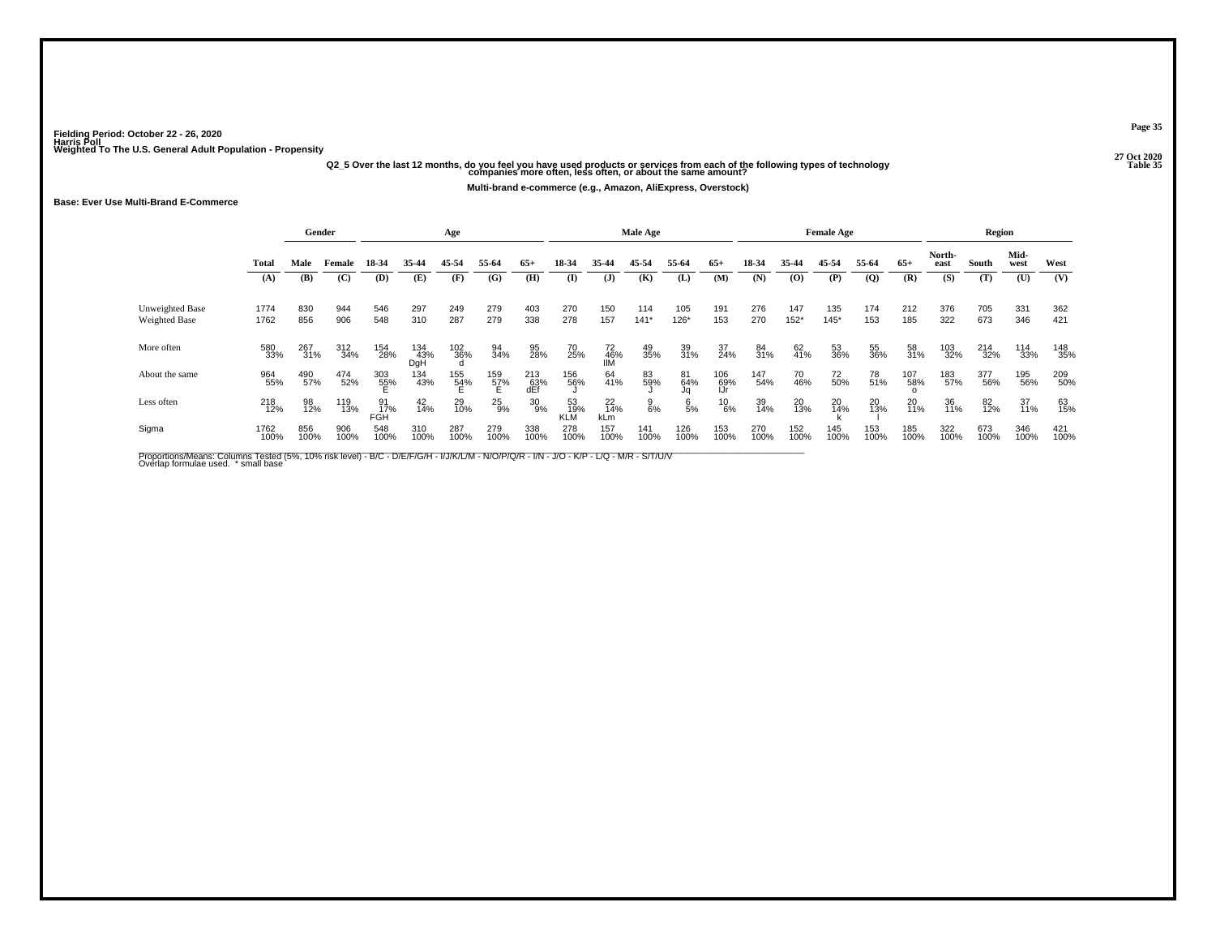Fielding Period: October 22 - 26, 2020
Harris Poll
Weighted To The U.S. General Adult Population - Propensity

27 Oct 2020
Table 35

Q2_5 Over the last 12 months, do you feel you have used products or services from each of the following types of technology companies more often, less often, or about the same amount?

Multi-brand e-commerce (e.g., Amazon, AliExpress, Overstock)

Base: Ever Use Multi-Brand E-Commerce

| | Total | Gender | | Age | | | | | Male Age | | | | | Female Age | | | | | Region | | | |
|---|---|---|---|---|---|---|---|---|---|---|---|---|---|---|---|---|---|---|---|---|---|---|
| | Total | Male | Female | 18-34 | 35-44 | 45-54 | 55-64 | 65+ | 18-34 | 35-44 | 45-54 | 55-64 | 65+ | 18-34 | 35-44 | 45-54 | 55-64 | 65+ | North-east | South | Mid-west | West |
| | (A) | (B) | (C) | (D) | (E) | (F) | (G) | (H) | (I) | (J) | (K) | (L) | (M) | (N) | (O) | (P) | (Q) | (R) | (S) | (T) | (U) | (V) |
| Unweighted Base | 1774 | 830 | 944 | 546 | 297 | 249 | 279 | 403 | 270 | 150 | 114 | 105 | 191 | 276 | 147 | 135 | 174 | 212 | 376 | 705 | 331 | 362 |
| Weighted Base | 1762 | 856 | 906 | 548 | 310 | 287 | 279 | 338 | 278 | 157 | 141* | 126* | 153 | 270 | 152* | 145* | 153 | 185 | 322 | 673 | 346 | 421 |
| More often | 580 | 267 | 312 | 154 | 134 | 102 | 94 | 95 | 70 | 72 | 49 | 39 | 37 | 84 | 62 | 53 | 55 | 58 | 103 | 214 | 114 | 148 |
| | 33% | 31% | 34% | 28% | 43% | 36% | 34% | 28% | 25% | 46% | 35% | 31% | 24% | 31% | 41% | 36% | 36% | 31% | 32% | 32% | 33% | 35% |
| | | | | | DgH | d | | | | IlM | | | | | | | | | | | | |
| About the same | 964 | 490 | 474 | 303 | 134 | 155 | 159 | 213 | 156 | 64 | 83 | 81 | 106 | 147 | 70 | 72 | 78 | 107 | 183 | 377 | 195 | 209 |
| | 55% | 57% | 52% | 55% | 43% | 54% | 57% | 63% | 56% | 41% | 59% | 64% | 69% | 54% | 46% | 50% | 51% | 58% | 57% | 56% | 56% | 50% |
| | | | | E | | E | E | dEf | J | | J | Jq | lJr | | | | | o | | | | |
| Less often | 218 | 98 | 119 | 91 | 42 | 29 | 25 | 30 | 53 | 22 | 9 | 6 | 10 | 39 | 20 | 20 | 20 | 20 | 36 | 82 | 37 | 63 |
| | 12% | 12% | 13% | 17% | 14% | 10% | 9% | 9% | 19% | 14% | 6% | 5% | 6% | 14% | 13% | 14% | 13% | 11% | 11% | 12% | 11% | 15% |
| | | | | FGH | | | | | KLM | kLm | | | | | | k | l | | | | | |
| Sigma | 1762 | 856 | 906 | 548 | 310 | 287 | 279 | 338 | 278 | 157 | 141 | 126 | 153 | 270 | 152 | 145 | 153 | 185 | 322 | 673 | 346 | 421 |
| | 100% | 100% | 100% | 100% | 100% | 100% | 100% | 100% | 100% | 100% | 100% | 100% | 100% | 100% | 100% | 100% | 100% | 100% | 100% | 100% | 100% | 100% |

Proportions/Means: Columns Tested (5%, 10% risk level) - B/C - D/E/F/G/H - I/J/K/L/M - N/O/P/Q/R - I/N - J/O - K/P - L/Q - M/R - S/T/U/V
Overlap formulae used. * small base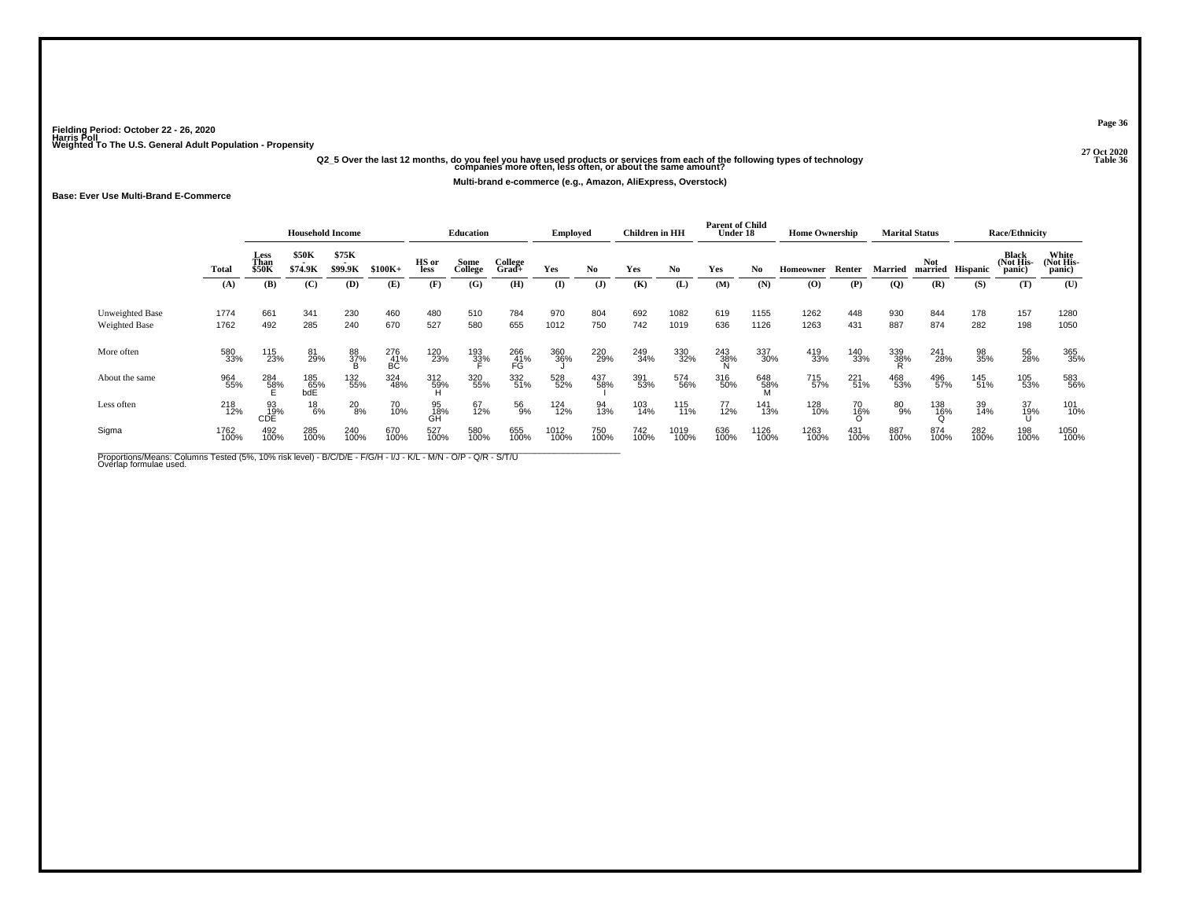Fielding Period: October 22 - 26, 2020
Harris Poll
Weighted To The U.S. General Adult Population - Propensity

27 Oct 2020
Table 36

Q2_5 Over the last 12 months, do you feel you have used products or services from each of the following types of technology companies more often, less often, or about the same amount?

Multi-brand e-commerce (e.g., Amazon, AliExpress, Overstock)

Base: Ever Use Multi-Brand E-Commerce

| | Total | Household Income | | | | Education | | | Employed | | Children in HH | | Parent of Child Under 18 | | Home Ownership | | Marital Status | | Race/Ethnicity | | |
|---|---|---|---|---|---|---|---|---|---|---|---|---|---|---|---|---|---|---|---|---|---|
| | Total | Less Than $50K | $50K - $74.9K | $75K - $99.9K | $100K+ | HS or less | Some College | College Grad+ | Yes | No | Yes | No | Yes | No | Homeowner | Renter | Married | Not married | Hispanic | Black (Not His-panic) | White (Not His-panic) |
| | (A) | (B) | (C) | (D) | (E) | (F) | (G) | (H) | (I) | (J) | (K) | (L) | (M) | (N) | (O) | (P) | (Q) | (R) | (S) | (T) | (U) |
| Unweighted Base | 1774 | 661 | 341 | 230 | 460 | 480 | 510 | 784 | 970 | 804 | 692 | 1082 | 619 | 1155 | 1262 | 448 | 930 | 844 | 178 | 157 | 1280 |
| Weighted Base | 1762 | 492 | 285 | 240 | 670 | 527 | 580 | 655 | 1012 | 750 | 742 | 1019 | 636 | 1126 | 1263 | 431 | 887 | 874 | 282 | 198 | 1050 |
| More often | 580 33% | 115 23% | 81 29% | 88 37% B | 276 41% BC | 120 23% | 193 33% F | 266 41% FG | 360 36% J | 220 29% | 249 34% | 330 32% | 243 38% N | 337 30% | 419 33% | 140 33% | 339 38% R | 241 28% | 98 35% | 56 28% | 365 35% |
| About the same | 964 55% | 284 58% E | 185 65% bdE | 132 55% | 324 48% | 312 59% H | 320 55% | 332 51% | 528 52% | 437 58% I | 391 53% | 574 56% | 316 50% | 648 58% M | 715 57% | 221 51% | 468 53% | 496 57% | 145 51% | 105 53% | 583 56% |
| Less often | 218 12% | 93 19% CDE | 18 6% | 20 8% | 70 10% | 95 18% GH | 67 12% | 56 9% | 124 12% | 94 13% | 103 14% | 115 11% | 77 12% | 141 13% | 128 10% | 70 16% O | 80 9% | 138 16% Q | 39 14% | 37 19% U | 101 10% |
| Sigma | 1762 100% | 492 100% | 285 100% | 240 100% | 670 100% | 527 100% | 580 100% | 655 100% | 1012 100% | 750 100% | 742 100% | 1019 100% | 636 100% | 1126 100% | 1263 100% | 431 100% | 887 100% | 874 100% | 282 100% | 198 100% | 1050 100% |

Proportions/Means: Columns Tested (5%, 10% risk level) - B/C/D/E - F/G/H - I/J - K/L - M/N - O/P - Q/R - S/T/U
Overlap formulae used.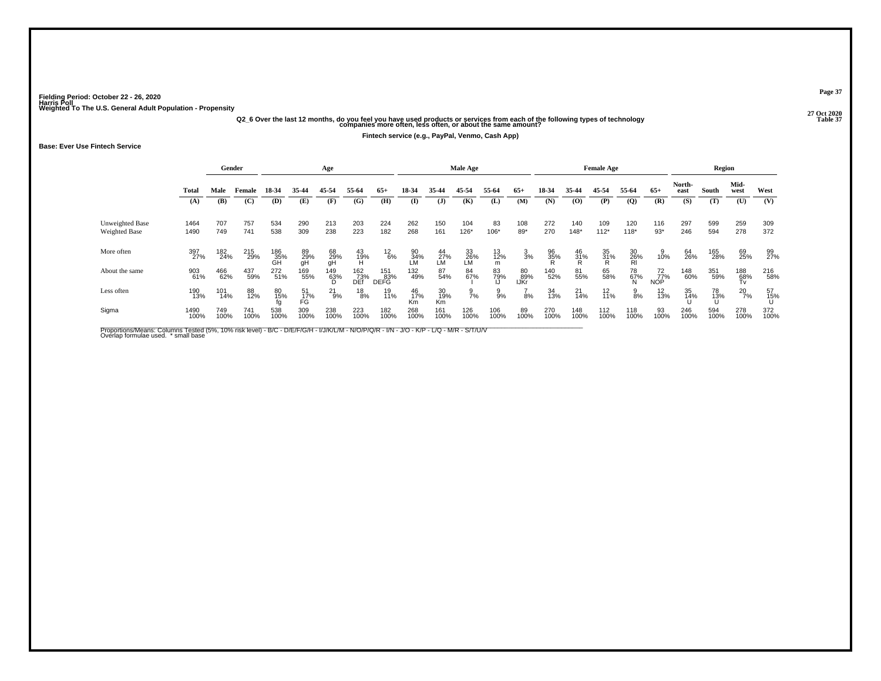Fielding Period: October 22 - 26, 2020
Harris Poll
Weighted To The U.S. General Adult Population - Propensity

27 Oct 2020
Table 37

**Q2_6 Over the last 12 months, do you feel you have used products or services from each of the following types of technology companies more often, less often, or about the same amount?**

**Fintech service (e.g., PayPal, Venmo, Cash App)**

**Base: Ever Use Fintech Service**

| | Total | Gender | | Age | | | | | Male Age | | | | | Female Age | | | | | Region | | | |
|---|---|---|---|---|---|---|---|---|---|---|---|---|---|---|---|---|---|---|---|---|---|---|
| | Total | Male | Female | 18-34 | 35-44 | 45-54 | 55-64 | 65+ | 18-34 | 35-44 | 45-54 | 55-64 | 65+ | 18-34 | 35-44 | 45-54 | 55-64 | 65+ | North-east | South | Mid-west | West |
| | (A) | (B) | (C) | (D) | (E) | (F) | (G) | (H) | (I) | (J) | (K) | (L) | (M) | (N) | (O) | (P) | (Q) | (R) | (S) | (T) | (U) | (V) |
| Unweighted Base | 1464 | 707 | 757 | 534 | 290 | 213 | 203 | 224 | 262 | 150 | 104 | 83 | 108 | 272 | 140 | 109 | 120 | 116 | 297 | 599 | 259 | 309 |
| Weighted Base | 1490 | 749 | 741 | 538 | 309 | 238 | 223 | 182 | 268 | 161 | 126* | 106* | 89* | 270 | 148* | 112* | 118* | 93* | 246 | 594 | 278 | 372 |
| More often | 397 27% | 182 24% | 215 29% | 186 35% GH | 89 29% gH | 68 29% gH | 43 19% H | 12 6% | 90 34% LM | 44 27% LM | 33 26% LM | 13 12% m | 3 3% | 96 35% R | 46 31% R | 35 31% R | 30 26% RI | 9 10% | 64 26% | 165 28% | 69 25% | 99 27% |
| About the same | 903 61% | 466 62% | 437 59% | 272 51% | 169 55% | 149 63% D | 162 73% DEf | 151 83% DEFG | 132 49% | 87 54% | 84 67% I | 83 79% IJ | 80 89% IJKr | 140 52% | 81 55% | 65 58% | 78 67% N | 72 77% NOP | 148 60% | 351 59% | 188 68% Tv | 216 58% |
| Less often | 190 13% | 101 14% | 88 12% | 80 15% fg | 51 17% FG | 21 9% | 18 8% | 19 11% | 46 17% Km | 30 19% Km | 9 7% | 9 9% | 7 8% | 34 13% | 21 14% | 12 11% | 9 8% | 12 13% | 35 14% U | 78 13% U | 20 7% | 57 15% U |
| Sigma | 1490 100% | 749 100% | 741 100% | 538 100% | 309 100% | 238 100% | 223 100% | 182 100% | 268 100% | 161 100% | 126 100% | 106 100% | 89 100% | 270 100% | 148 100% | 112 100% | 118 100% | 93 100% | 246 100% | 594 100% | 278 100% | 372 100% |

Proportions/Means: Columns Tested (5%, 10% risk level) - B/C - D/E/F/G/H - I/J/K/L/M - N/O/P/Q/R - I/N - J/O - K/P - L/Q - M/R - S/T/U/V
Overlap formulae used. * small base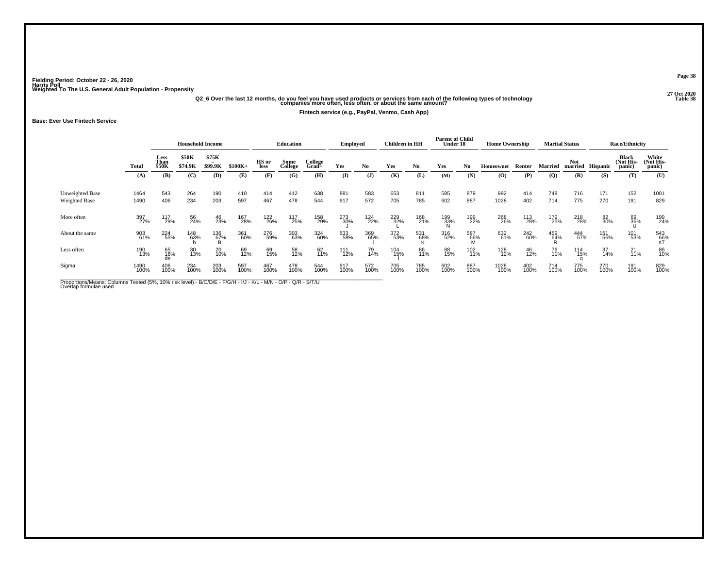Fielding Period: October 22 - 26, 2020
Harris Poll
Weighted To The U.S. General Adult Population - Propensity

27 Oct 2020
Table 38

## Q2_6 Over the last 12 months, do you feel you have used products or services from each of the following types of technology companies more often, less often, or about the same amount?

Fintech service (e.g., PayPal, Venmo, Cash App)

**Base: Ever Use Fintech Service**

| | | Household Income | | | | Education | | | Employed | | Children in HH | | Parent of Child Under 18 | | Home Ownership | | Marital Status | | Race/Ethnicity | | |
|---|---|---|---|---|---|---|---|---|---|---|---|---|---|---|---|---|---|---|---|---|---|
| | Total | Less Than $50K | $50K - $74.9K | $75K - $99.9K | $100K+ | HS or less | Some College | College Grad+ | Yes | No | Yes | No | Yes | No | Homeowner | Renter | Married | Not married | Hispanic | Black (Not Hispanic) | White (Not Hispanic) |
| | (A) | (B) | (C) | (D) | (E) | (F) | (G) | (H) | (I) | (J) | (K) | (L) | (M) | (N) | (O) | (P) | (Q) | (R) | (S) | (T) | (U) |
| Unweighted Base | 1464 | 543 | 264 | 190 | 410 | 414 | 412 | 638 | 881 | 583 | 653 | 811 | 585 | 879 | 992 | 414 | 748 | 716 | 171 | 152 | 1001 |
| Weighted Base | 1490 | 406 | 234 | 203 | 597 | 467 | 478 | 544 | 917 | 572 | 705 | 785 | 602 | 887 | 1028 | 402 | 714 | 775 | 270 | 191 | 829 |
| More often | 397 27% | 117 29% | 56 24% | 46 23% | 167 28% | 122 26% | 117 25% | 158 29% | 273 30% J | 124 22% | 229 32% L | 168 21% | 199 33% N | 199 22% | 268 26% | 113 28% | 179 25% | 218 28% | 82 30% | 69 36% U | 199 24% |
| About the same | 903 61% | 224 55% | 148 63% b | 136 67% B | 361 60% | 276 59% | 303 63% | 324 60% | 533 58% | 369 65% i | 372 53% | 531 68% K | 316 52% | 587 66% M | 632 61% | 242 60% | 459 64% R | 444 57% | 151 56% | 101 53% | 543 66% sT |
| Less often | 190 13% | 65 16% de | 30 13% | 20 10% | 69 12% | 69 15% | 58 12% | 62 11% | 111 12% | 79 14% | 104 15% l | 86 11% | 88 15% | 102 11% | 128 12% | 46 12% | 76 11% | 114 15% q | 37 14% | 21 11% | 86 10% |
| Sigma | 1490 100% | 406 100% | 234 100% | 203 100% | 597 100% | 467 100% | 478 100% | 544 100% | 917 100% | 572 100% | 705 100% | 785 100% | 602 100% | 887 100% | 1028 100% | 402 100% | 714 100% | 775 100% | 270 100% | 191 100% | 829 100% |

Proportions/Means: Columns Tested (5%, 10% risk level) - B/C/D/E - F/G/H - I/J - K/L - M/N - O/P - Q/R - S/T/U
Overlap formulae used.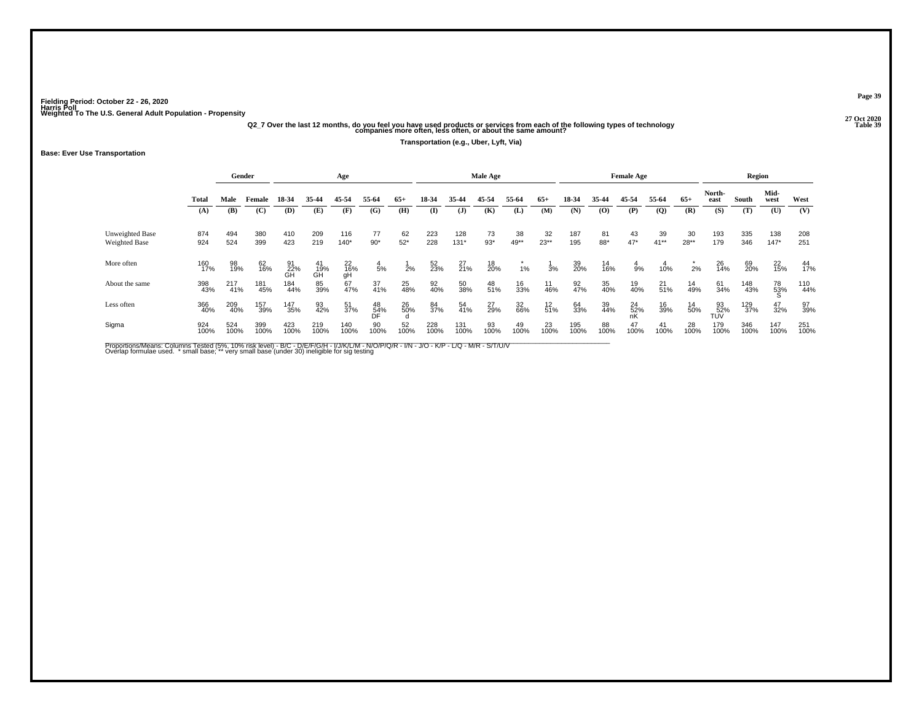Fielding Period: October 22 - 26, 2020
Harris Poll
Weighted To The U.S. General Adult Population - Propensity

27 Oct 2020
Table 39

**Q2_7 Over the last 12 months, do you feel you have used products or services from each of the following types of technology companies more often, less often, or about the same amount?**

**Transportation (e.g., Uber, Lyft, Via)**

**Base: Ever Use Transportation**

| | | Gender | | Age | | | | | Male Age | | | | | Female Age | | | | | Region | | | |
|---|---|---|---|---|---|---|---|---|---|---|---|---|---|---|---|---|---|---|---|---|---|---|
| | Total | Male | Female | 18-34 | 35-44 | 45-54 | 55-64 | 65+ | 18-34 | 35-44 | 45-54 | 55-64 | 65+ | 18-34 | 35-44 | 45-54 | 55-64 | 65+ | North-east | South | Mid-west | West |
| | (A) | (B) | (C) | (D) | (E) | (F) | (G) | (H) | (I) | (J) | (K) | (L) | (M) | (N) | (O) | (P) | (Q) | (R) | (S) | (T) | (U) | (V) |
| Unweighted Base | 874 | 494 | 380 | 410 | 209 | 116 | 77 | 62 | 223 | 128 | 73 | 38 | 32 | 187 | 81 | 43 | 39 | 30 | 193 | 335 | 138 | 208 |
| Weighted Base | 924 | 524 | 399 | 423 | 219 | 140* | 90* | 52* | 228 | 131* | 93* | 49** | 23** | 195 | 88* | 47* | 41** | 28** | 179 | 346 | 147* | 251 |
| More often | 160 | 98 | 62 | 91 | 41 | 22 | 4 | 1 | 52 | 27 | 18 | * | 1 | 39 | 14 | 4 | 4 | * | 26 | 69 | 22 | 44 |
| | 17% | 19% | 16% | 22% | 19% | 16% | 5% | 2% | 23% | 21% | 20% | 1% | 3% | 20% | 16% | 9% | 10% | 2% | 14% | 20% | 15% | 17% |
| | | | | GH | GH | gH | | | | | | | | | | | | | | | | |
| About the same | 398 | 217 | 181 | 184 | 85 | 67 | 37 | 25 | 92 | 50 | 48 | 16 | 11 | 92 | 35 | 19 | 21 | 14 | 61 | 148 | 78 | 110 |
| | 43% | 41% | 45% | 44% | 39% | 47% | 41% | 48% | 40% | 38% | 51% | 33% | 46% | 47% | 40% | 40% | 51% | 49% | 34% | 43% | 53% | 44% |
| | | | | | | | | | | | | | | | | | | | | | S | |
| Less often | 366 | 209 | 157 | 147 | 93 | 51 | 48 | 26 | 84 | 54 | 27 | 32 | 12 | 64 | 39 | 24 | 16 | 14 | 93 | 129 | 47 | 97 |
| | 40% | 40% | 39% | 35% | 42% | 37% | 54% | 50% | 37% | 41% | 29% | 66% | 51% | 33% | 44% | 52% | 39% | 50% | 52% | 37% | 32% | 39% |
| | | | | | | | DF | d | | | | | | | | nK | | | TUV | | | |
| Sigma | 924 | 524 | 399 | 423 | 219 | 140 | 90 | 52 | 228 | 131 | 93 | 49 | 23 | 195 | 88 | 47 | 41 | 28 | 179 | 346 | 147 | 251 |
| | 100% | 100% | 100% | 100% | 100% | 100% | 100% | 100% | 100% | 100% | 100% | 100% | 100% | 100% | 100% | 100% | 100% | 100% | 100% | 100% | 100% | 100% |

Proportions/Means: Columns Tested (5%, 10% risk level) - B/C - D/E/F/G/H - I/J/K/L/M - N/O/P/Q/R - I/N - J/O - K/P - L/Q - M/R - S/T/U/V
Overlap formulae used. * small base; ** very small base (under 30) ineligible for sig testing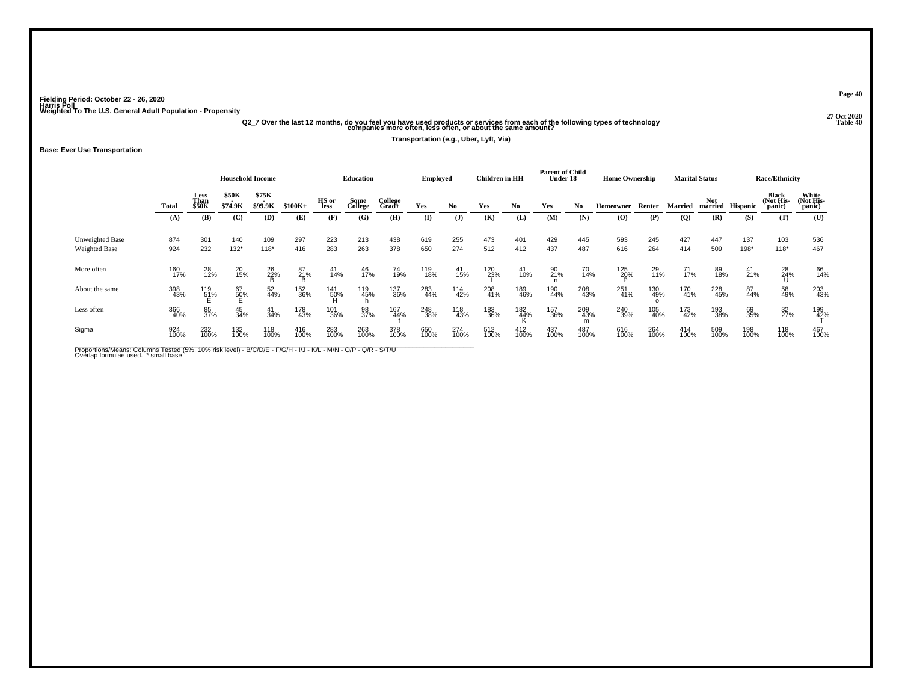Fielding Period: October 22 - 26, 2020
Harris Poll
Weighted To The U.S. General Adult Population - Propensity

27 Oct 2020
Table 40

**Q2_7 Over the last 12 months, do you feel you have used products or services from each of the following types of technology companies more often, less often, or about the same amount?**

**Transportation (e.g., Uber, Lyft, Via)**

**Base: Ever Use Transportation**

| | Total | Household Income | | | | Education | | | Employed | | Children in HH | | Parent of Child Under 18 | | Home Ownership | | Marital Status | | Race/Ethnicity | | |
|---|---|---|---|---|---|---|---|---|---|---|---|---|---|---|---|---|---|---|---|---|---|
| | Total | Less Than $50K | $50K - $74.9K | $75K - $99.9K | $100K+ | HS or less | Some College | College Grad+ | Yes | No | Yes | No | Yes | No | Homeowner | Renter | Married | Not married | Hispanic | Black (Not Hispanic) | White (Not Hispanic) |
| | (A) | (B) | (C) | (D) | (E) | (F) | (G) | (H) | (I) | (J) | (K) | (L) | (M) | (N) | (O) | (P) | (Q) | (R) | (S) | (T) | (U) |
| Unweighted Base | 874 | 301 | 140 | 109 | 297 | 223 | 213 | 438 | 619 | 255 | 473 | 401 | 429 | 445 | 593 | 245 | 427 | 447 | 137 | 103 | 536 |
| Weighted Base | 924 | 232 | 132* | 118* | 416 | 283 | 263 | 378 | 650 | 274 | 512 | 412 | 437 | 487 | 616 | 264 | 414 | 509 | 198* | 118* | 467 |
| More often | 160<br>17% | 28<br>12% | 20<br>15% | 26<br>22%<br>B | 87<br>21%<br>B | 41<br>14% | 46<br>17% | 74<br>19% | 119<br>18% | 41<br>15% | 120<br>23%<br>L | 41<br>10% | 90<br>21%<br>n | 70<br>14% | 125<br>20%<br>P | 29<br>11% | 71<br>17% | 89<br>18% | 41<br>21% | 28<br>24%<br>U | 66<br>14% |
| About the same | 398<br>43% | 119<br>51%<br>E | 67<br>50%<br>E | 52<br>44% | 152<br>36% | 141<br>50%<br>H | 119<br>45%<br>h | 137<br>36% | 283<br>44% | 114<br>42% | 208<br>41% | 189<br>46% | 190<br>44% | 208<br>43% | 251<br>41% | 130<br>49%<br>o | 170<br>41% | 228<br>45% | 87<br>44% | 58<br>49% | 203<br>43% |
| Less often | 366<br>40% | 85<br>37% | 45<br>34% | 41<br>34% | 178<br>43% | 101<br>36% | 98<br>37% | 167<br>44%<br>f | 248<br>38% | 118<br>43% | 183<br>36% | 182<br>44%<br>K | 157<br>36% | 209<br>43%<br>m | 240<br>39% | 105<br>40% | 173<br>42% | 193<br>38% | 69<br>35% | 32<br>27% | 199<br>42%<br>T |
| Sigma | 924<br>100% | 232<br>100% | 132<br>100% | 118<br>100% | 416<br>100% | 283<br>100% | 263<br>100% | 378<br>100% | 650<br>100% | 274<br>100% | 512<br>100% | 412<br>100% | 437<br>100% | 487<br>100% | 616<br>100% | 264<br>100% | 414<br>100% | 509<br>100% | 198<br>100% | 118<br>100% | 467<br>100% |

Proportions/Means: Columns Tested (5%, 10% risk level) - B/C/D/E - F/G/H - I/J - K/L - M/N - O/P - Q/R - S/T/U
Overlap formulae used. * small base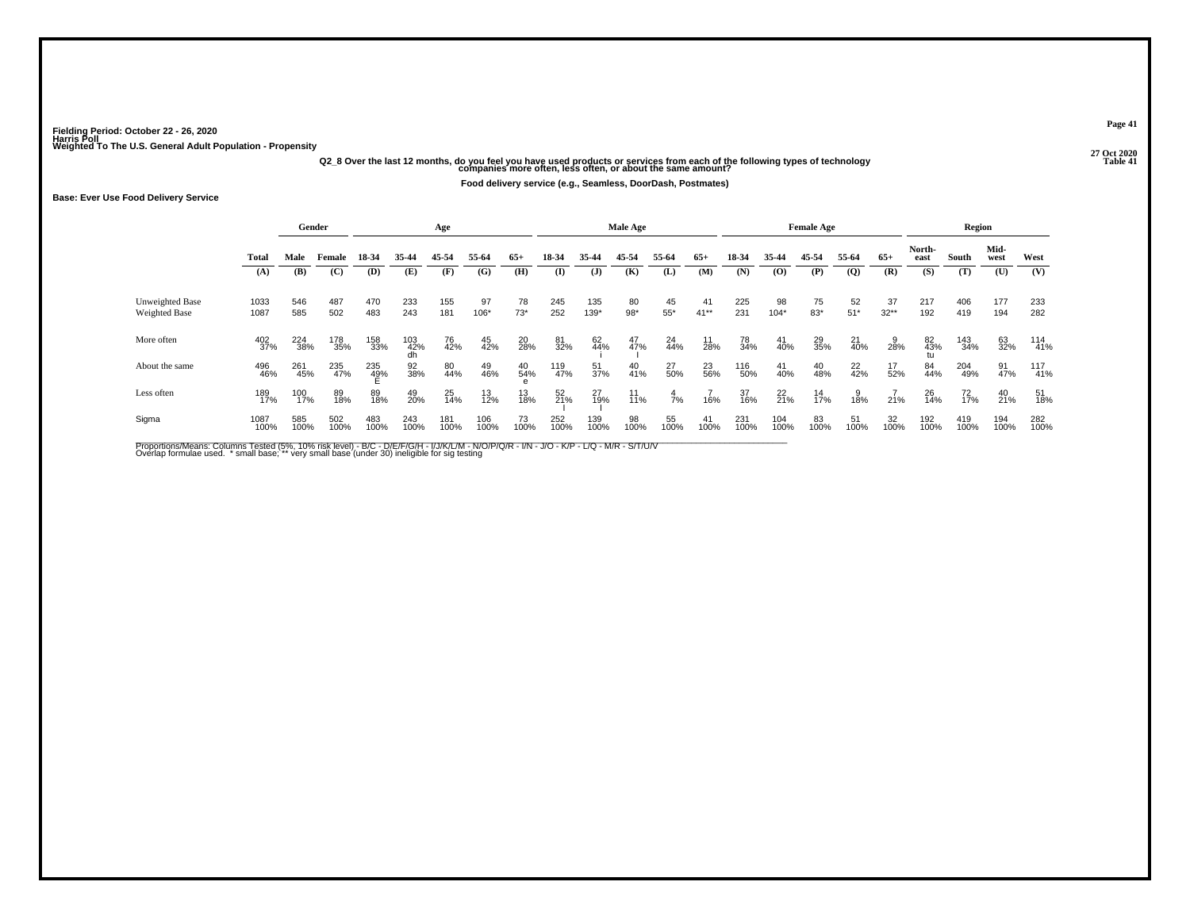Fielding Period: October 22 - 26, 2020
Harris Poll
Weighted To The U.S. General Adult Population - Propensity

27 Oct 2020
Table 41

**Q2_8 Over the last 12 months, do you feel you have used products or services from each of the following types of technology companies more often, less often, or about the same amount?**

**Food delivery service (e.g., Seamless, DoorDash, Postmates)**

**Base: Ever Use Food Delivery Service**

| | Total | Gender | | Age | | | | | Male Age | | | | | Female Age | | | | | Region | | | |
|---|---|---|---|---|---|---|---|---|---|---|---|---|---|---|---|---|---|---|---|---|---|---|
| | Total | Male | Female | 18-34 | 35-44 | 45-54 | 55-64 | 65+ | 18-34 | 35-44 | 45-54 | 55-64 | 65+ | 18-34 | 35-44 | 45-54 | 55-64 | 65+ | North-east | South | Mid-west | West |
| | (A) | (B) | (C) | (D) | (E) | (F) | (G) | (H) | (I) | (J) | (K) | (L) | (M) | (N) | (O) | (P) | (Q) | (R) | (S) | (T) | (U) | (V) |
| Unweighted Base | 1033 | 546 | 487 | 470 | 233 | 155 | 97 | 78 | 245 | 135 | 80 | 45 | 41 | 225 | 98 | 75 | 52 | 37 | 217 | 406 | 177 | 233 |
| Weighted Base | 1087 | 585 | 502 | 483 | 243 | 181 | 106* | 73* | 252 | 139* | 98* | 55* | 41** | 231 | 104* | 83* | 51* | 32** | 192 | 419 | 194 | 282 |
| More often | 402<br>37% | 224<br>38% | 178<br>35% | 158<br>33% | 103<br>42%<br>dh | 76<br>42% | 45<br>42% | 20<br>28% | 81<br>32% | 62<br>44%<br>i | 47<br>47%<br>I | 24<br>44% | 11<br>28% | 78<br>34% | 41<br>40% | 29<br>35% | 21<br>40% | 9<br>28% | 82<br>43%<br>tu | 143<br>34% | 63<br>32% | 114<br>41% |
| About the same | 496<br>46% | 261<br>45% | 235<br>47% | 235<br>49%<br>E | 92<br>38% | 80<br>44% | 49<br>46% | 40<br>54%<br>e | 119<br>47% | 51<br>37% | 40<br>41% | 27<br>50% | 23<br>56% | 116<br>50% | 41<br>40% | 40<br>48% | 22<br>42% | 17<br>52% | 84<br>44% | 204<br>49% | 91<br>47% | 117<br>41% |
| Less often | 189<br>17% | 100<br>17% | 89<br>18% | 89<br>18% | 49<br>20% | 25<br>14% | 13<br>12% | 13<br>18% | 52<br>21%<br>l | 27<br>19%<br>l | 11<br>11% | 4<br>7% | 7<br>16% | 37<br>16% | 22<br>21% | 14<br>17% | 9<br>18% | 7<br>21% | 26<br>14% | 72<br>17% | 40<br>21% | 51<br>18% |
| Sigma | 1087<br>100% | 585<br>100% | 502<br>100% | 483<br>100% | 243<br>100% | 181<br>100% | 106<br>100% | 73<br>100% | 252<br>100% | 139<br>100% | 98<br>100% | 55<br>100% | 41<br>100% | 231<br>100% | 104<br>100% | 83<br>100% | 51<br>100% | 32<br>100% | 192<br>100% | 419<br>100% | 194<br>100% | 282<br>100% |

Proportions/Means: Columns Tested (5%, 10% risk level) - B/C - D/E/F/G/H - I/J/K/L/M - N/O/P/Q/R - I/N - J/O - K/P - L/Q - M/R - S/T/U/V
Overlap formulae used. * small base; ** very small base (under 30) ineligible for sig testing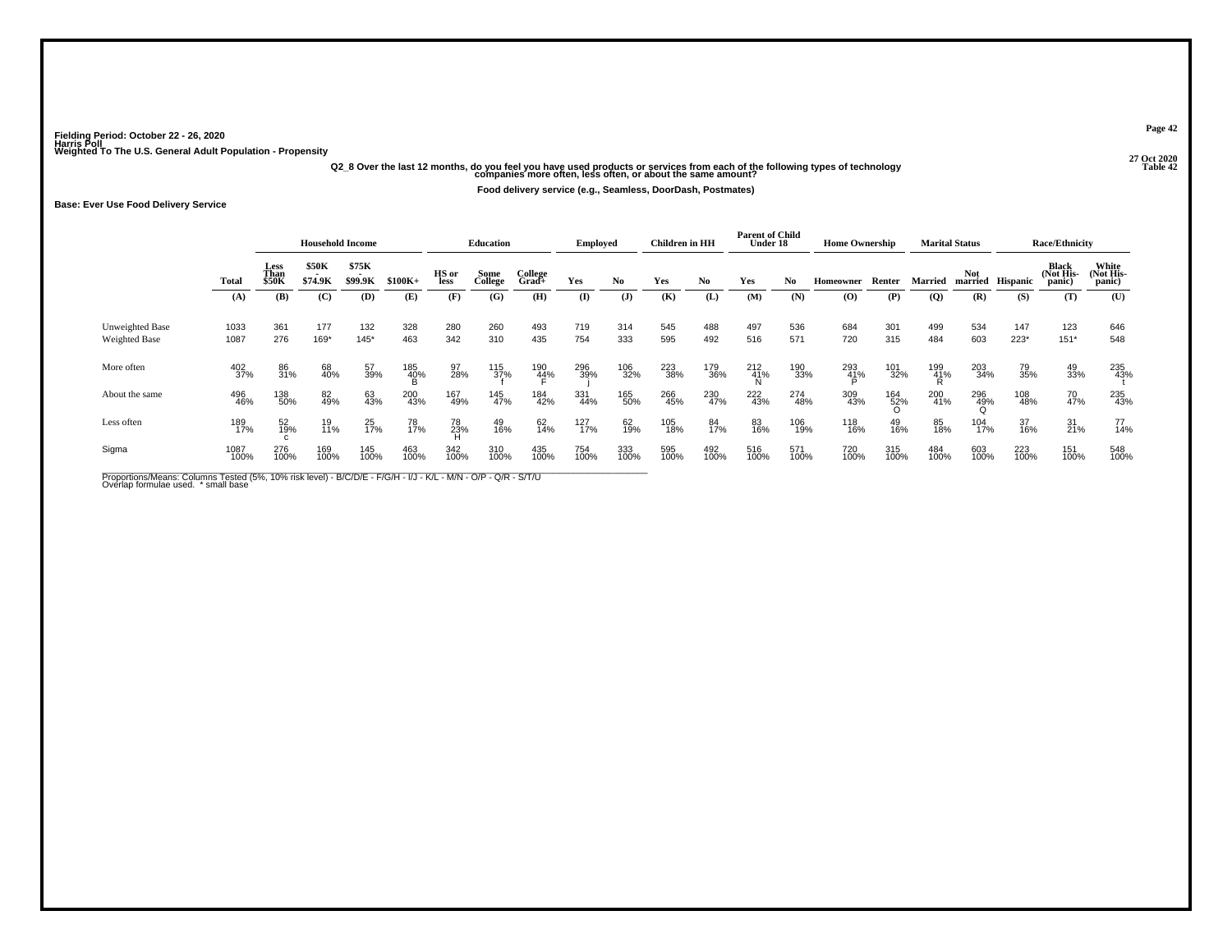Fielding Period: October 22 - 26, 2020
Harris Poll
Weighted To The U.S. General Adult Population - Propensity

27 Oct 2020
Table 42

**Q2_8 Over the last 12 months, do you feel you have used products or services from each of the following types of technology companies more often, less often, or about the same amount?**

**Food delivery service (e.g., Seamless, DoorDash, Postmates)**

**Base: Ever Use Food Delivery Service**

| | | Household Income | | | | Education | | | Employed | | Children in HH | | Parent of Child Under 18 | | Home Ownership | | Marital Status | | Race/Ethnicity | | |
|---|---|---|---|---|---|---|---|---|---|---|---|---|---|---|---|---|---|---|---|---|---|
| | Total | Less Than $50K | $50K - $74.9K | $75K - $99.9K | $100K+ | HS or less | Some College | College Grad+ | Yes | No | Yes | No | Yes | No | Homeowner | Renter | Married | Not married | Hispanic | Black (Not Hispanic) | White (Not Hispanic) |
| | (A) | (B) | (C) | (D) | (E) | (F) | (G) | (H) | (I) | (J) | (K) | (L) | (M) | (N) | (O) | (P) | (Q) | (R) | (S) | (T) | (U) |
| Unweighted Base | 1033 | 361 | 177 | 132 | 328 | 280 | 260 | 493 | 719 | 314 | 545 | 488 | 497 | 536 | 684 | 301 | 499 | 534 | 147 | 123 | 646 |
| Weighted Base | 1087 | 276 | 169* | 145* | 463 | 342 | 310 | 435 | 754 | 333 | 595 | 492 | 516 | 571 | 720 | 315 | 484 | 603 | 223* | 151* | 548 |
| More often | 402 37% | 86 31% | 68 40% | 57 39% | 185 40% B | 97 28% | 115 37% f | 190 44% F | 296 39% j | 106 32% | 223 38% | 179 36% | 212 41% N | 190 33% | 293 41% P | 101 32% | 199 41% R | 203 34% | 79 35% | 49 33% | 235 43% t |
| About the same | 496 46% | 138 50% | 82 49% | 63 43% | 200 43% | 167 49% | 145 47% | 184 42% | 331 44% | 165 50% | 266 45% | 230 47% | 222 43% | 274 48% | 309 43% | 164 52% O | 200 41% | 296 49% Q | 108 48% | 70 47% | 235 43% |
| Less often | 189 17% | 52 19% c | 19 11% | 25 17% | 78 17% | 78 23% H | 49 16% | 62 14% | 127 17% | 62 19% | 105 18% | 84 17% | 83 16% | 106 19% | 118 16% | 49 16% | 85 18% | 104 17% | 37 16% | 31 21% | 77 14% |
| Sigma | 1087 100% | 276 100% | 169 100% | 145 100% | 463 100% | 342 100% | 310 100% | 435 100% | 754 100% | 333 100% | 595 100% | 492 100% | 516 100% | 571 100% | 720 100% | 315 100% | 484 100% | 603 100% | 223 100% | 151 100% | 548 100% |

Proportions/Means: Columns Tested (5%, 10% risk level) - B/C/D/E - F/G/H - I/J - K/L - M/N - O/P - Q/R - S/T/U
Overlap formulae used. * small base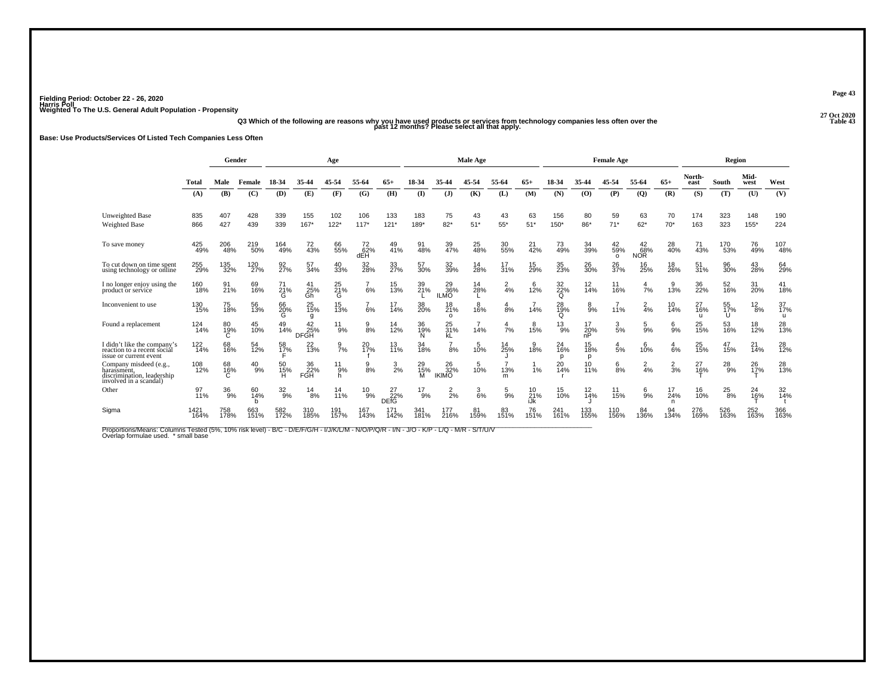Fielding Period: October 22 - 26, 2020
Harris Poll
Weighted To The U.S. General Adult Population - Propensity

27 Oct 2020
Table 43

### Q3 Which of the following are reasons why you have used products or services from technology companies less often over the past 12 months? Please select all that apply.

Base: Use Products/Services Of Listed Tech Companies Less Often

| | Total | Gender | | Age | | | | | Male Age | | | | | Female Age | | | | | Region | | | |
|---|---|---|---|---|---|---|---|---|---|---|---|---|---|---|---|---|---|---|---|---|---|---|
| | | Male | Female | 18-34 | 35-44 | 45-54 | 55-64 | 65+ | 18-34 | 35-44 | 45-54 | 55-64 | 65+ | 18-34 | 35-44 | 45-54 | 55-64 | 65+ | North-east | South | Mid-west | West |
| | (A) | (B) | (C) | (D) | (E) | (F) | (G) | (H) | (I) | (J) | (K) | (L) | (M) | (N) | (O) | (P) | (Q) | (R) | (S) | (T) | (U) | (V) |
| Unweighted Base | 835 | 407 | 428 | 339 | 155 | 102 | 106 | 133 | 183 | 75 | 43 | 43 | 63 | 156 | 80 | 59 | 63 | 70 | 174 | 323 | 148 | 190 |
| Weighted Base | 866 | 427 | 439 | 339 | 167* | 122* | 117* | 121* | 189* | 82* | 51* | 55* | 51* | 150* | 86* | 71* | 62* | 70* | 163 | 323 | 155* | 224 |
| To save money | 425 49% | 206 48% | 219 50% | 164 49% | 72 43% | 66 55% | 72 62% dEH | 49 41% | 91 48% | 39 47% | 25 48% | 30 55% | 21 42% | 73 49% | 34 39% | 42 59% o | 42 68% NOR | 28 40% | 71 43% | 170 53% | 76 49% | 107 48% |
| To cut down on time spent using technology or online | 255 29% | 135 32% | 120 27% | 92 27% | 57 34% | 40 33% | 32 28% | 33 27% | 57 30% | 32 39% | 14 28% | 17 31% | 15 29% | 35 23% | 26 30% | 26 37% | 16 25% | 18 26% | 51 31% | 96 30% | 43 28% | 64 29% |
| I no longer enjoy using the product or service | 160 18% | 91 21% | 69 16% | 71 21% G | 41 25% Gh | 25 21% G | 7 6% | 15 13% | 39 21% L | 29 36% ILMO | 14 28% L | 2 4% | 6 12% | 32 22% Q | 12 14% | 11 16% | 4 7% | 9 13% | 36 22% | 52 16% | 31 20% | 41 18% |
| Inconvenient to use | 130 15% | 75 18% | 56 13% | 66 20% G | 25 15% g | 15 13% | 7 6% | 17 14% | 38 20% | 18 21% o | 8 16% | 4 8% | 7 14% | 28 19% Q | 8 9% | 7 11% | 2 4% | 10 14% | 27 16% u | 55 17% U | 12 8% | 37 17% u |
| Found a replacement | 124 14% | 80 19% C | 45 10% | 49 14% | 42 25% DFGH | 11 9% | 9 8% | 14 12% | 36 19% N | 25 31% kL | 7 14% | 4 7% | 8 15% | 13 9% | 17 20% nP | 3 5% | 5 9% | 6 9% | 25 15% | 53 16% | 18 12% | 28 13% |
| I didn't like the company's reaction to a recent social issue or current event | 122 14% | 68 16% | 54 12% | 58 17% F | 22 13% | 9 7% | 20 17% f | 13 11% | 34 18% | 7 8% | 5 10% | 14 25% J | 9 18% | 24 16% p | 15 18% p | 4 5% | 6 10% | 4 6% | 25 15% | 47 15% | 21 14% | 28 12% |
| Company misdeed (e.g., harassment, discrimination, leadership involved in a scandal) | 108 12% | 68 16% C | 40 9% | 50 15% H | 36 22% FGH | 11 9% h | 9 8% | 3 2% | 29 15% M | 26 32% IKIMO | 5 10% | 7 13% m | 1 1% | 20 14% r | 10 11% | 6 8% | 2 4% | 2 3% | 27 16% T | 28 9% | 26 17% T | 28 13% |
| Other | 97 11% | 36 9% | 60 14% b | 32 9% | 14 8% | 14 11% | 10 9% | 27 22% DEfG | 17 9% | 2 2% | 3 6% | 5 9% | 10 21% iJk | 15 10% | 12 14% J | 11 15% | 6 9% | 17 24% n | 16 10% | 25 8% | 24 16% T | 32 14% t |
| Sigma | 1421 164% | 758 178% | 663 151% | 582 172% | 310 185% | 191 157% | 167 143% | 171 142% | 341 181% | 177 216% | 81 159% | 83 151% | 76 151% | 241 161% | 133 155% | 110 156% | 84 136% | 94 134% | 276 169% | 526 163% | 252 163% | 366 163% |

Proportions/Means: Columns Tested (5%, 10% risk level) - B/C - D/E/F/G/H - I/J/K/L/M - N/O/P/Q/R - I/N - J/O - K/P - L/Q - M/R - S/T/U/V
Overlap formulae used. * small base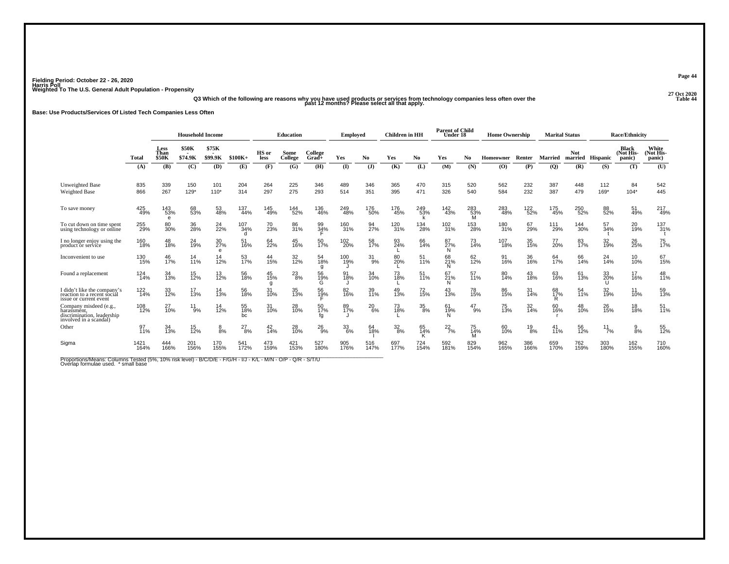Fielding Period: October 22 - 26, 2020
Harris Poll
Weighted To The U.S. General Adult Population - Propensity

27 Oct 2020
Table 44

Q3 Which of the following are reasons why you have used products or services from technology companies less often over the past 12 months? Please select all that apply.

Base: Use Products/Services Of Listed Tech Companies Less Often

| | Total | Household Income | | | | Education | | | Employed | | Children in HH | | Parent of Child Under 18 | | Home Ownership | | Marital Status | | Race/Ethnicity | | |
|---|---|---|---|---|---|---|---|---|---|---|---|---|---|---|---|---|---|---|---|---|---|
| | Total | Less Than $50K | $50K - $74.9K | $75K - $99.9K | $100K+ | HS or less | Some College | College Grad+ | Yes | No | Yes | No | Yes | No | Homeowner | Renter | Married | Not married | Hispanic | Black (Not His-panic) | White (Not His-panic) |
| | (A) | (B) | (C) | (D) | (E) | (F) | (G) | (H) | (I) | (J) | (K) | (L) | (M) | (N) | (O) | (P) | (Q) | (R) | (S) | (T) | (U) |
| Unweighted Base | 835 | 339 | 150 | 101 | 204 | 264 | 225 | 346 | 489 | 346 | 365 | 470 | 315 | 520 | 562 | 232 | 387 | 448 | 112 | 84 | 542 |
| Weighted Base | 866 | 267 | 129* | 110* | 314 | 297 | 275 | 293 | 514 | 351 | 395 | 471 | 326 | 540 | 584 | 232 | 387 | 479 | 169* | 104* | 445 |
| To save money | 425 49% | 143 53% e | 68 53% | 53 48% | 137 44% | 145 49% | 144 52% | 136 46% | 249 48% | 176 50% | 176 45% | 249 53% k | 142 43% | 283 53% M | 283 48% | 122 52% | 175 45% | 250 52% | 88 52% | 51 49% | 217 49% |
| To cut down on time spent using technology or online | 255 29% | 80 30% | 36 28% | 24 22% | 107 34% d | 70 23% | 86 31% | 99 34% F | 160 31% | 94 27% | 120 31% | 134 28% | 102 31% | 153 28% | 180 31% | 67 29% | 111 29% | 144 30% | 57 34% t | 20 19% | 137 31% t |
| I no longer enjoy using the product or service | 160 18% | 48 18% | 24 19% | 30 27% e | 51 16% | 64 22% | 45 16% | 50 17% | 102 20% | 58 17% | 93 24% L | 66 14% | 87 27% N | 73 14% | 107 18% | 35 15% | 77 20% | 83 17% | 32 19% | 26 25% | 75 17% |
| Inconvenient to use | 130 15% | 46 17% | 14 11% | 14 12% | 53 17% | 44 15% | 32 12% | 54 18% g | 100 19% J | 31 9% | 80 20% L | 51 11% | 68 21% N | 62 12% | 91 16% | 36 16% | 64 17% | 66 14% | 24 14% | 10 10% | 67 15% |
| Found a replacement | 124 14% | 34 13% | 15 12% | 13 12% | 56 18% | 45 15% g | 23 8% | 56 19% G | 91 18% J | 34 10% | 73 18% L | 51 11% | 67 21% N | 57 11% | 80 14% | 43 18% | 63 16% | 61 13% | 33 20% U | 17 16% | 48 11% |
| I didn't like the company's reaction to a recent social issue or current event | 122 14% | 33 12% | 17 13% | 14 13% | 56 18% | 31 10% | 35 13% | 56 19% F | 82 16% | 39 11% | 49 13% | 72 15% | 43 13% | 78 15% | 86 15% | 31 14% | 68 17% R | 54 11% | 32 19% | 11 10% | 59 13% |
| Company misdeed (e.g., harassment, discrimination, leadership involved in a scandal) | 108 12% | 27 10% | 11 9% | 14 12% | 55 18% bc | 31 10% | 28 10% | 50 17% fg | 89 17% J | 20 6% | 73 18% L | 35 8% | 61 19% N | 47 9% | 75 13% | 32 14% | 60 16% r | 48 10% | 26 15% | 18 18% | 51 11% |
| Other | 97 11% | 34 13% | 15 12% | 8 8% | 27 8% | 42 14% | 28 10% | 26 9% | 33 6% | 64 18% I | 32 8% | 65 14% K | 22 7% | 75 14% M | 60 10% | 19 8% | 41 11% | 56 12% | 11 7% | 9 8% | 55 12% |
| Sigma | 1421 164% | 444 166% | 201 156% | 170 155% | 541 172% | 473 159% | 421 153% | 527 180% | 905 176% | 516 147% | 697 177% | 724 154% | 592 181% | 829 154% | 962 165% | 386 166% | 659 170% | 762 159% | 303 180% | 162 155% | 710 160% |

Proportions/Means: Columns Tested (5%, 10% risk level) - B/C/D/E - F/G/H - I/J - K/L - M/N - O/P - Q/R - S/T/U
Overlap formulae used. * small base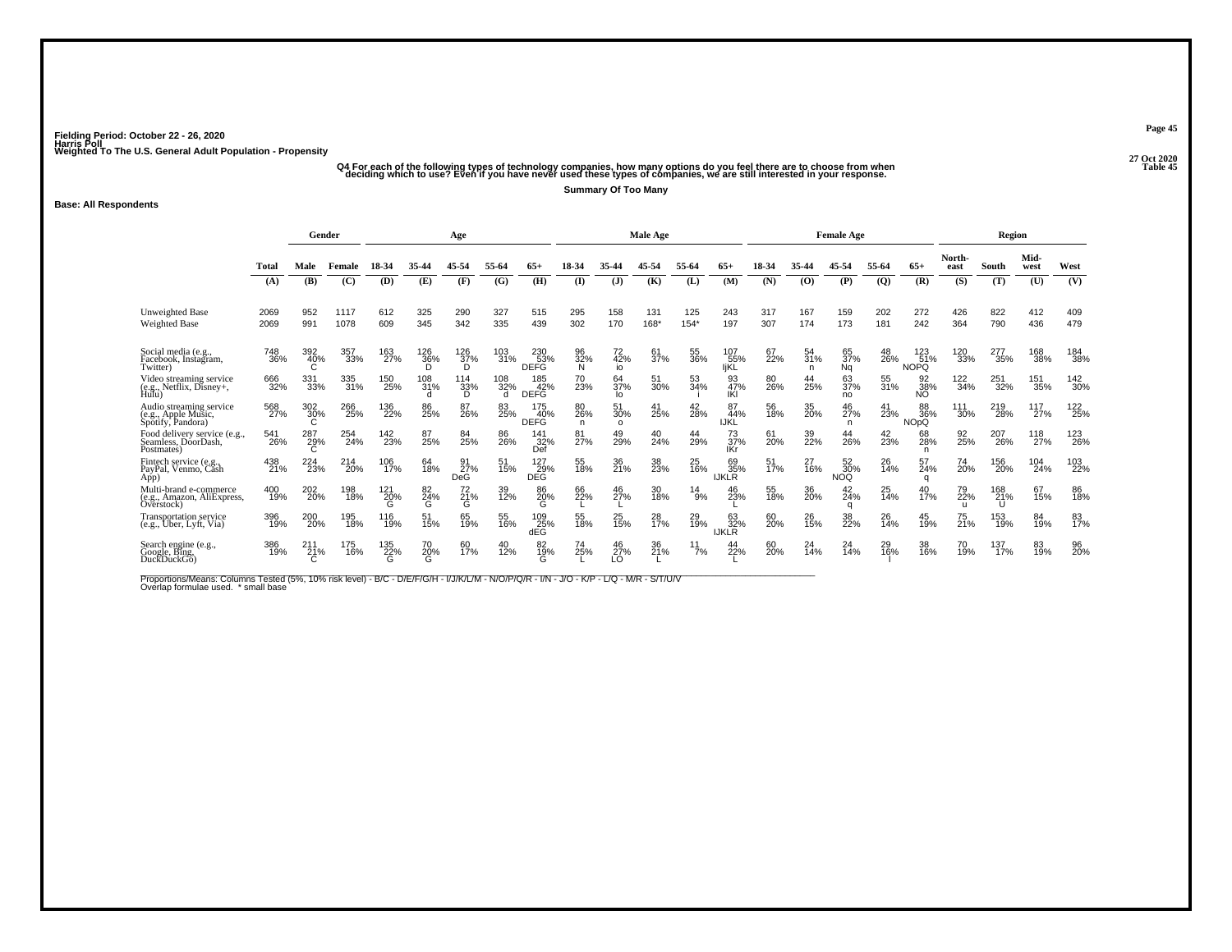Fielding Period: October 22 - 26, 2020
Harris Poll
Weighted To The U.S. General Adult Population - Propensity

27 Oct 2020
Table 45

Q4 For each of the following types of technology companies, how many options do you feel there are to choose from when deciding which to use? Even if you have never used these types of companies, we are still interested in your response.

Summary Of Too Many

Base: All Respondents

| | Total | Gender | | Age | | | | | Male Age | | | | | Female Age | | | | | Region | | | |
|---|---|---|---|---|---|---|---|---|---|---|---|---|---|---|---|---|---|---|---|---|---|---|
| | Total | Male | Female | 18-34 | 35-44 | 45-54 | 55-64 | 65+ | 18-34 | 35-44 | 45-54 | 55-64 | 65+ | 18-34 | 35-44 | 45-54 | 55-64 | 65+ | North-east | South | Mid-west | West |
| | (A) | (B) | (C) | (D) | (E) | (F) | (G) | (H) | (I) | (J) | (K) | (L) | (M) | (N) | (O) | (P) | (Q) | (R) | (S) | (T) | (U) | (V) |
| Unweighted Base | 2069 | 952 | 1117 | 612 | 325 | 290 | 327 | 515 | 295 | 158 | 131 | 125 | 243 | 317 | 167 | 159 | 202 | 272 | 426 | 822 | 412 | 409 |
| Weighted Base | 2069 | 991 | 1078 | 609 | 345 | 342 | 335 | 439 | 302 | 170 | 168* | 154* | 197 | 307 | 174 | 173 | 181 | 242 | 364 | 790 | 436 | 479 |
| Social media (e.g., Facebook, Instagram, Twitter) | 748 36% | 392 40% C | 357 33% | 163 27% | 126 36% D | 126 37% D | 103 31% | 230 53% DEFG | 96 32% N | 72 42% io | 61 37% | 55 36% | 107 55% IjKL | 67 22% | 54 31% n | 65 37% Nq | 48 26% | 123 51% NOPQ | 120 33% | 277 35% | 168 38% | 184 38% |
| Video streaming service (e.g., Netflix, Disney+, Hulu) | 666 32% | 331 33% | 335 31% | 150 25% | 108 31% d | 114 33% D | 108 32% d | 185 42% DEFG | 70 23% | 64 37% Io | 51 30% | 53 34% i | 93 47% IKl | 80 26% | 44 25% | 63 37% no | 55 31% | 92 38% NO | 122 34% | 251 32% | 151 35% | 142 30% |
| Audio streaming service (e.g., Apple Music, Spotify, Pandora) | 568 27% | 302 30% C | 266 25% | 136 22% | 86 25% | 87 26% | 83 25% | 175 40% DEFG | 80 26% n | 51 30% o | 41 25% | 42 28% | 87 44% IJKL | 56 18% | 35 20% | 46 27% n | 41 23% | 88 36% NOpQ | 111 30% | 219 28% | 117 27% | 122 25% |
| Food delivery service (e.g., Seamless, DoorDash, Postmates) | 541 26% | 287 29% C | 254 24% | 142 23% | 87 25% | 84 25% | 86 26% | 141 32% Def | 81 27% | 49 29% | 40 24% | 44 29% | 73 37% IKr | 61 20% | 39 22% | 44 26% | 42 23% | 68 28% n | 92 25% | 207 26% | 118 27% | 123 26% |
| Fintech service (e.g., PayPal, Venmo, Cash App) | 438 21% | 224 23% | 214 20% | 106 17% | 64 18% | 91 27% DeG | 51 15% | 127 29% DEG | 55 18% | 36 21% | 38 23% | 25 16% | 69 35% IJKLR | 51 17% | 27 16% | 52 30% NOQ | 26 14% | 57 24% q | 74 20% | 156 20% | 104 24% | 103 22% |
| Multi-brand e-commerce (e.g., Amazon, AliExpress, Overstock) | 400 19% | 202 20% | 198 18% | 121 20% G | 82 24% G | 72 21% G | 39 12% | 86 20% G | 66 22% L | 46 27% L | 30 18% | 14 9% | 46 23% L | 55 18% | 36 20% | 42 24% q | 25 14% | 40 17% | 79 22% u | 168 21% U | 67 15% | 86 18% |
| Transportation service (e.g., Uber, Lyft, Via) | 396 19% | 200 20% | 195 18% | 116 19% | 51 15% | 65 19% | 55 16% | 109 25% dEG | 55 18% | 25 15% | 28 17% | 29 19% | 63 32% IJKLR | 60 20% | 26 15% | 38 22% | 26 14% | 45 19% | 75 21% | 153 19% | 84 19% | 83 17% |
| Search engine (e.g., Google, Bing, DuckDuckGo) | 386 19% | 211 21% C | 175 16% | 135 22% G | 70 20% G | 60 17% | 40 12% | 82 19% G | 74 25% L | 46 27% LO | 36 21% L | 11 7% | 44 22% L | 60 20% | 24 14% | 24 14% | 29 16% l | 38 16% | 70 19% | 137 17% | 83 19% | 96 20% |

Proportions/Means: Columns Tested (5%, 10% risk level) - B/C - D/E/F/G/H - I/J/K/L/M - N/O/P/Q/R - I/N - J/O - K/P - L/Q - M/R - S/T/U/V
Overlap formulae used. * small base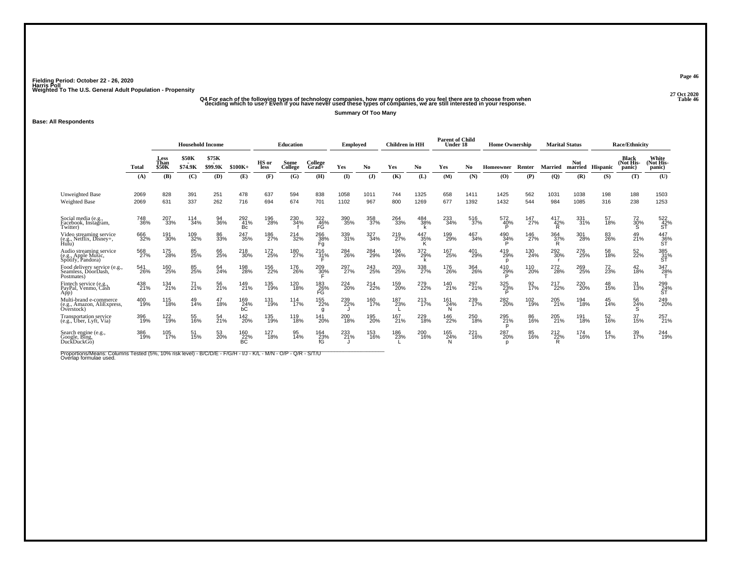Fielding Period: October 22 - 26, 2020
Harris Poll
Weighted To The U.S. General Adult Population - Propensity

27 Oct 2020
Table 46

**Q4 For each of the following types of technology companies, how many options do you feel there are to choose from when deciding which to use? Even if you have never used these types of companies, we are still interested in your response.**

**Summary Of Too Many**

**Base: All Respondents**

| | Total | Household Income | | | | Education | | | Employed | | Children in HH | | Parent of Child Under 18 | | Home Ownership | | Marital Status | | Race/Ethnicity | | |
|---|---|---|---|---|---|---|---|---|---|---|---|---|---|---|---|---|---|---|---|---|---|
| | Total | Less Than $50K | $50K - $74.9K | $75K - $99.9K | $100K+ | HS or less | Some College | College Grad+ | Yes | No | Yes | No | Yes | No | Homeowner | Renter | Married | Not married | Hispanic | Black (Not Hispanic) | White (Not Hispanic) |
| | (A) | (B) | (C) | (D) | (E) | (F) | (G) | (H) | (I) | (J) | (K) | (L) | (M) | (N) | (O) | (P) | (Q) | (R) | (S) | (T) | (U) |
| Unweighted Base | 2069 | 828 | 391 | 251 | 478 | 637 | 594 | 838 | 1058 | 1011 | 744 | 1325 | 658 | 1411 | 1425 | 562 | 1031 | 1038 | 198 | 188 | 1503 |
| Weighted Base | 2069 | 631 | 337 | 262 | 716 | 694 | 674 | 701 | 1102 | 967 | 800 | 1269 | 677 | 1392 | 1432 | 544 | 984 | 1085 | 316 | 238 | 1253 |
| Social media (e.g., Facebook, Instagram, Twitter) | 748 36% | 207 33% | 114 34% | 94 36% | 292 41% Bc | 196 28% | 230 34% f | 322 46% FG | 390 35% | 358 37% | 264 33% | 484 38% k | 233 34% | 516 37% | 572 40% P | 147 27% | 417 42% R | 331 31% | 57 18% | 72 30% S | 522 42% ST |
| Video streaming service (e.g., Netflix, Disney+, Hulu) | 666 32% | 191 30% | 109 32% | 86 33% | 247 35% | 186 27% | 214 32% | 266 38% Fg | 339 31% | 327 34% | 219 27% | 447 35% K | 199 29% | 467 34% | 490 34% P | 146 27% | 364 37% R | 301 28% | 83 26% | 49 21% | 447 36% ST |
| Audio streaming service (e.g., Apple Music, Spotify, Pandora) | 568 27% | 175 28% | 85 25% | 66 25% | 218 30% | 172 25% | 180 27% | 216 31% F | 284 26% | 284 29% | 196 24% | 372 29% k | 167 25% | 401 29% | 419 29% p | 130 24% | 292 30% r | 276 25% | 58 18% | 52 22% | 385 31% ST |
| Food delivery service (e.g., Seamless, DoorDash, Postmates) | 541 26% | 160 25% | 85 25% | 64 24% | 198 28% | 156 22% | 176 26% | 209 30% F | 297 27% | 243 25% | 203 25% | 338 27% | 176 26% | 364 26% | 410 29% P | 110 20% | 272 28% | 269 25% | 72 23% | 42 18% | 347 28% T |
| Fintech service (e.g., PayPal, Venmo, Cash App) | 438 21% | 134 21% | 71 21% | 56 21% | 149 21% | 135 19% | 120 18% | 183 26% FG | 224 20% | 214 22% | 159 20% | 279 22% | 140 21% | 297 21% | 325 23% P | 92 17% | 217 22% | 220 20% | 48 15% | 31 13% | 299 24% ST |
| Multi-brand e-commerce (e.g., Amazon, AliExpress, Overstock) | 400 19% | 115 18% | 49 14% | 47 18% | 169 24% bC | 131 19% | 114 17% | 155 22% g | 239 22% J | 160 17% | 187 23% L | 213 17% | 161 24% N | 239 17% | 282 20% | 102 19% | 205 21% | 194 18% | 45 14% | 56 24% S | 249 20% |
| Transportation service (e.g., Uber, Lyft, Via) | 396 19% | 122 19% | 55 16% | 54 21% | 142 20% | 135 19% | 119 18% | 141 20% | 200 18% | 195 20% | 167 21% | 229 18% | 146 22% | 250 18% | 295 21% p | 86 16% | 205 21% | 191 18% | 52 16% | 37 15% | 257 21% |
| Search engine (e.g., Google, Bing, DuckDuckGo) | 386 19% | 105 17% | 51 15% | 53 20% | 160 22% BC | 127 18% | 95 14% | 164 23% fG | 233 21% J | 153 16% | 186 23% L | 200 16% | 165 24% N | 221 16% | 287 20% p | 85 16% | 212 22% R | 174 16% | 54 17% | 39 17% | 244 19% |

Proportions/Means: Columns Tested (5%, 10% risk level) - B/C/D/E - F/G/H - I/J - K/L - M/N - O/P - Q/R - S/T/U
Overlap formulae used.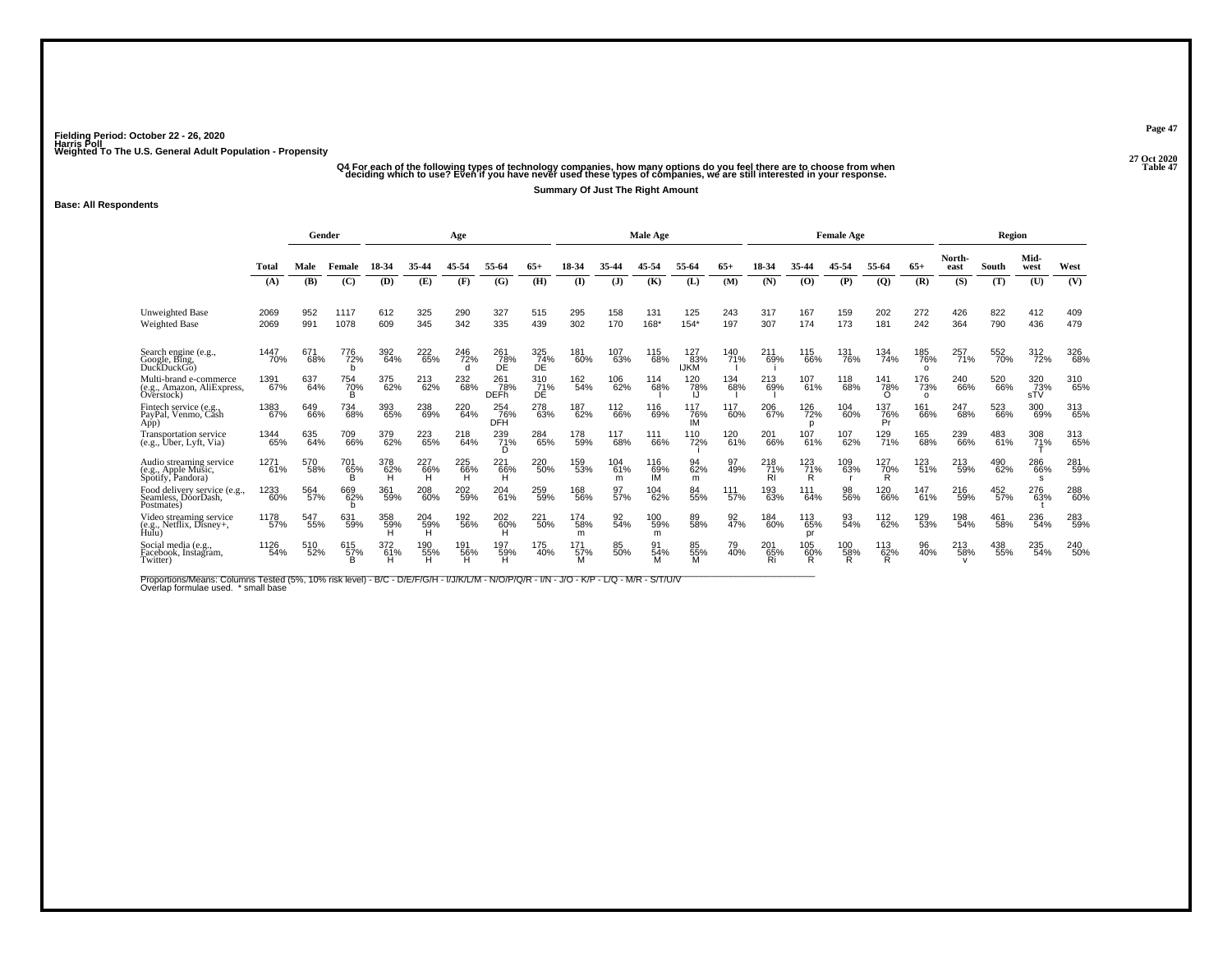Fielding Period: October 22 - 26, 2020
Harris Poll
Weighted To The U.S. General Adult Population - Propensity

27 Oct 2020
Table 47

Q4 For each of the following types of technology companies, how many options do you feel there are to choose from when deciding which to use? Even if you have never used these types of companies, we are still interested in your response.

Summary Of Just The Right Amount

**Base: All Respondents**

| | Total | Gender | | Age | | | | | Male Age | | | | | Female Age | | | | | Region | | | |
|---|---|---|---|---|---|---|---|---|---|---|---|---|---|---|---|---|---|---|---|---|---|---|
| | Total | Male | Female | 18-34 | 35-44 | 45-54 | 55-64 | 65+ | 18-34 | 35-44 | 45-54 | 55-64 | 65+ | 18-34 | 35-44 | 45-54 | 55-64 | 65+ | North-east | South | Mid-west | West |
| | (A) | (B) | (C) | (D) | (E) | (F) | (G) | (H) | (I) | (J) | (K) | (L) | (M) | (N) | (O) | (P) | (Q) | (R) | (S) | (T) | (U) | (V) |
| Unweighted Base | 2069 | 952 | 1117 | 612 | 325 | 290 | 327 | 515 | 295 | 158 | 131 | 125 | 243 | 317 | 167 | 159 | 202 | 272 | 426 | 822 | 412 | 409 |
| Weighted Base | 2069 | 991 | 1078 | 609 | 345 | 342 | 335 | 439 | 302 | 170 | 168* | 154* | 197 | 307 | 174 | 173 | 181 | 242 | 364 | 790 | 436 | 479 |
| Search engine (e.g., Google, Bing, DuckDuckGo) | 1447 70% | 671 68% | 776 72% b | 392 64% | 222 65% | 246 72% d | 261 78% DE | 325 74% DE | 181 60% | 107 63% | 115 68% | 127 83% IJKM | 140 71% I | 211 69% i | 115 66% | 131 76% | 134 74% | 185 76% o | 257 71% | 552 70% | 312 72% | 326 68% |
| Multi-brand e-commerce (e.g., Amazon, AliExpress, Overstock) | 1391 67% | 637 64% | 754 70% B | 375 62% | 213 62% | 232 68% | 261 78% DEFh | 310 71% DE | 162 54% | 106 62% | 114 68% I | 120 78% IJ | 134 68% I | 213 69% I | 107 61% | 118 68% | 141 78% O | 176 73% o | 240 66% | 520 66% | 320 73% sTV | 310 65% |
| Fintech service (e.g., PayPal, Venmo, Cash App) | 1383 67% | 649 66% | 734 68% | 393 65% | 238 69% | 220 64% | 254 76% DFH | 278 63% | 187 62% | 112 66% | 116 69% | 117 76% IM | 117 60% | 206 67% | 126 72% p | 104 60% | 137 76% Pr | 161 66% | 247 68% | 523 66% | 300 69% | 313 65% |
| Transportation service (e.g., Uber, Lyft, Via) | 1344 65% | 635 64% | 709 66% | 379 62% | 223 65% | 218 64% | 239 71% D | 284 65% | 178 59% | 117 68% | 111 66% | 110 72% i | 120 61% | 201 66% | 107 61% | 107 62% | 129 71% | 165 68% | 239 66% | 483 61% | 308 71% T | 313 65% |
| Audio streaming service (e.g., Apple Music, Spotify, Pandora) | 1271 61% | 570 58% | 701 65% B | 378 62% H | 227 66% H | 225 66% H | 221 66% H | 220 50% | 159 53% | 104 61% m | 116 69% IM | 94 62% m | 97 49% | 218 71% RI | 123 71% R | 109 63% r | 127 70% R | 123 51% | 213 59% | 490 62% | 286 66% s | 281 59% |
| Food delivery service (e.g., Seamless, DoorDash, Postmates) | 1233 60% | 564 57% | 669 62% b | 361 59% | 208 60% | 202 59% | 204 61% | 259 59% | 168 56% | 97 57% | 104 62% | 84 55% | 111 57% | 193 63% | 111 64% | 98 56% | 120 66% | 147 61% | 216 59% | 452 57% | 276 63% t | 288 60% |
| Video streaming service (e.g., Netflix, Disney+, Hulu) | 1178 57% | 547 55% | 631 59% | 358 59% H | 204 59% H | 192 56% | 202 60% H | 221 50% | 174 58% m | 92 54% | 100 59% m | 89 58% | 92 47% | 184 60% | 113 65% pr | 93 54% | 112 62% | 129 53% | 198 54% | 461 58% | 236 54% | 283 59% |
| Social media (e.g., Facebook, Instagram, Twitter) | 1126 54% | 510 52% | 615 57% B | 372 61% H | 190 55% H | 191 56% H | 197 59% H | 175 40% | 171 57% M | 85 50% | 91 54% M | 85 55% M | 79 40% | 201 65% Ri | 105 60% R | 100 58% R | 113 62% R | 96 40% | 213 58% v | 438 55% | 235 54% | 240 50% |

Proportions/Means: Columns Tested (5%, 10% risk level) - B/C - D/E/F/G/H - I/J/K/L/M - N/O/P/Q/R - I/N - J/O - K/P - L/Q - M/R - S/T/U/V
Overlap formulae used. * small base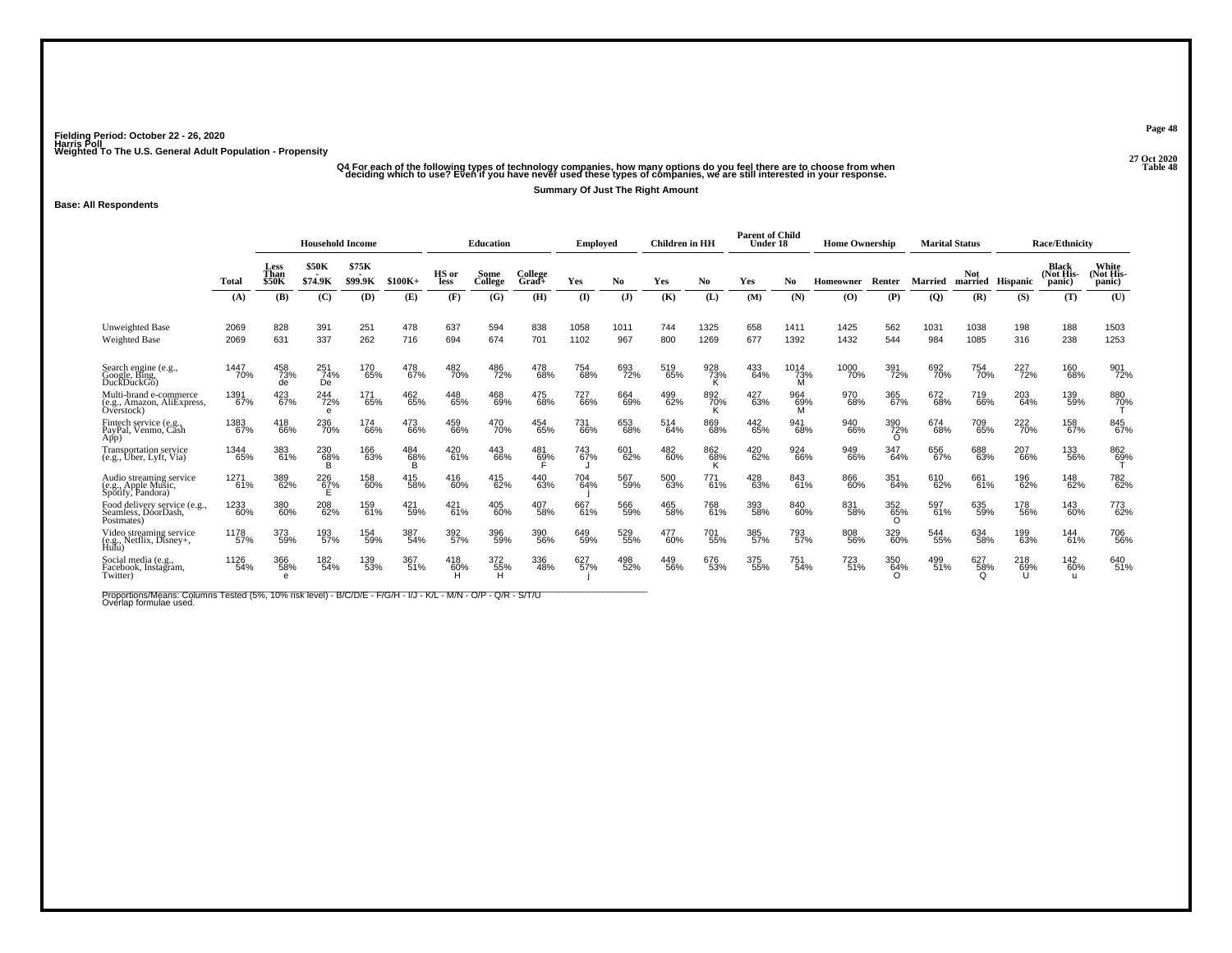Fielding Period: October 22 - 26, 2020
Harris Poll
Weighted To The U.S. General Adult Population - Propensity

27 Oct 2020
Table 48

Q4 For each of the following types of technology companies, how many options do you feel there are to choose from when deciding which to use? Even if you have never used these types of companies, we are still interested in your response.

Summary Of Just The Right Amount

Base: All Respondents

| | Total | Household Income | | | | Education | | | Employed | | Children in HH | | Parent of Child Under 18 | | Home Ownership | | Marital Status | | Race/Ethnicity | | |
|---|---|---|---|---|---|---|---|---|---|---|---|---|---|---|---|---|---|---|---|---|---|
| | Total | Less Than $50K | $50K - $74.9K | $75K - $99.9K | $100K+ | HS or less | Some College | College Grad+ | Yes | No | Yes | No | Yes | No | Homeowner | Renter | Married | Not married | Hispanic | Black (Not His-panic) | White (Not His-panic) |
| | (A) | (B) | (C) | (D) | (E) | (F) | (G) | (H) | (I) | (J) | (K) | (L) | (M) | (N) | (O) | (P) | (Q) | (R) | (S) | (T) | (U) |
| Unweighted Base | 2069 | 828 | 391 | 251 | 478 | 637 | 594 | 838 | 1058 | 1011 | 744 | 1325 | 658 | 1411 | 1425 | 562 | 1031 | 1038 | 198 | 188 | 1503 |
| Weighted Base | 2069 | 631 | 337 | 262 | 716 | 694 | 674 | 701 | 1102 | 967 | 800 | 1269 | 677 | 1392 | 1432 | 544 | 984 | 1085 | 316 | 238 | 1253 |
| Search engine (e.g., Google, Bing, DuckDuckGo) | 1447 70% | 458 73% de | 251 74% De | 170 65% | 478 67% | 482 70% | 486 72% | 478 68% | 754 68% | 693 72% | 519 65% | 928 73% K | 433 64% | 1014 73% M | 1000 70% | 391 72% | 692 70% | 754 70% | 227 72% | 160 68% | 901 72% |
| Multi-brand e-commerce (e.g., Amazon, AliExpress, Overstock) | 1391 67% | 423 67% | 244 72% e | 171 65% | 462 65% | 448 65% | 468 69% | 475 68% | 727 66% | 664 69% | 499 62% | 892 70% K | 427 63% | 964 69% M | 970 68% | 365 67% | 672 68% | 719 66% | 203 64% | 139 59% | 880 70% T |
| Fintech service (e.g., PayPal, Venmo, Cash App) | 1383 67% | 418 66% | 236 70% | 174 66% | 473 66% | 459 66% | 470 70% | 454 65% | 731 66% | 653 68% | 514 64% | 869 68% | 442 65% | 941 68% | 940 66% | 390 72% O | 674 68% | 709 65% | 222 70% | 158 67% | 845 67% |
| Transportation service (e.g., Uber, Lyft, Via) | 1344 65% | 383 61% | 230 68% B | 166 63% | 484 68% B | 420 61% | 443 66% | 481 69% F | 743 67% J | 601 62% | 482 60% | 862 68% K | 420 62% | 924 66% | 949 66% | 347 64% | 656 67% | 688 63% | 207 66% | 133 56% | 862 69% T |
| Audio streaming service (e.g., Apple Music, Spotify, Pandora) | 1271 61% | 389 62% | 226 67% E | 158 60% | 415 58% | 416 60% | 415 62% | 440 63% | 704 64% j | 567 59% | 500 63% | 771 61% | 428 63% | 843 61% | 866 60% | 351 64% | 610 62% | 661 61% | 196 62% | 148 62% | 782 62% |
| Food delivery service (e.g., Seamless, DoorDash, Postmates) | 1233 60% | 380 60% | 208 62% | 159 61% | 421 59% | 421 61% | 405 60% | 407 58% | 667 61% | 566 59% | 465 58% | 768 61% | 393 58% | 840 60% | 831 58% | 352 65% O | 597 61% | 635 59% | 178 56% | 143 60% | 773 62% |
| Video streaming service (e.g., Netflix, Disney+, Hulu) | 1178 57% | 373 59% | 193 57% | 154 59% | 387 54% | 392 57% | 396 59% | 390 56% | 649 59% | 529 55% | 477 60% | 701 55% | 385 57% | 793 57% | 808 56% | 329 60% | 544 55% | 634 58% | 199 63% | 144 61% | 706 56% |
| Social media (e.g., Facebook, Instagram, Twitter) | 1126 54% | 366 58% e | 182 54% | 139 53% | 367 51% | 418 60% H | 372 55% H | 336 48% | 627 57% j | 498 52% | 449 56% | 676 53% | 375 55% | 751 54% | 723 51% | 350 64% O | 499 51% | 627 58% Q | 218 69% U | 142 60% u | 640 51% |

Proportions/Means: Columns Tested (5%, 10% risk level) - B/C/D/E - F/G/H - I/J - K/L - M/N - O/P - Q/R - S/T/U
Overlap formulae used.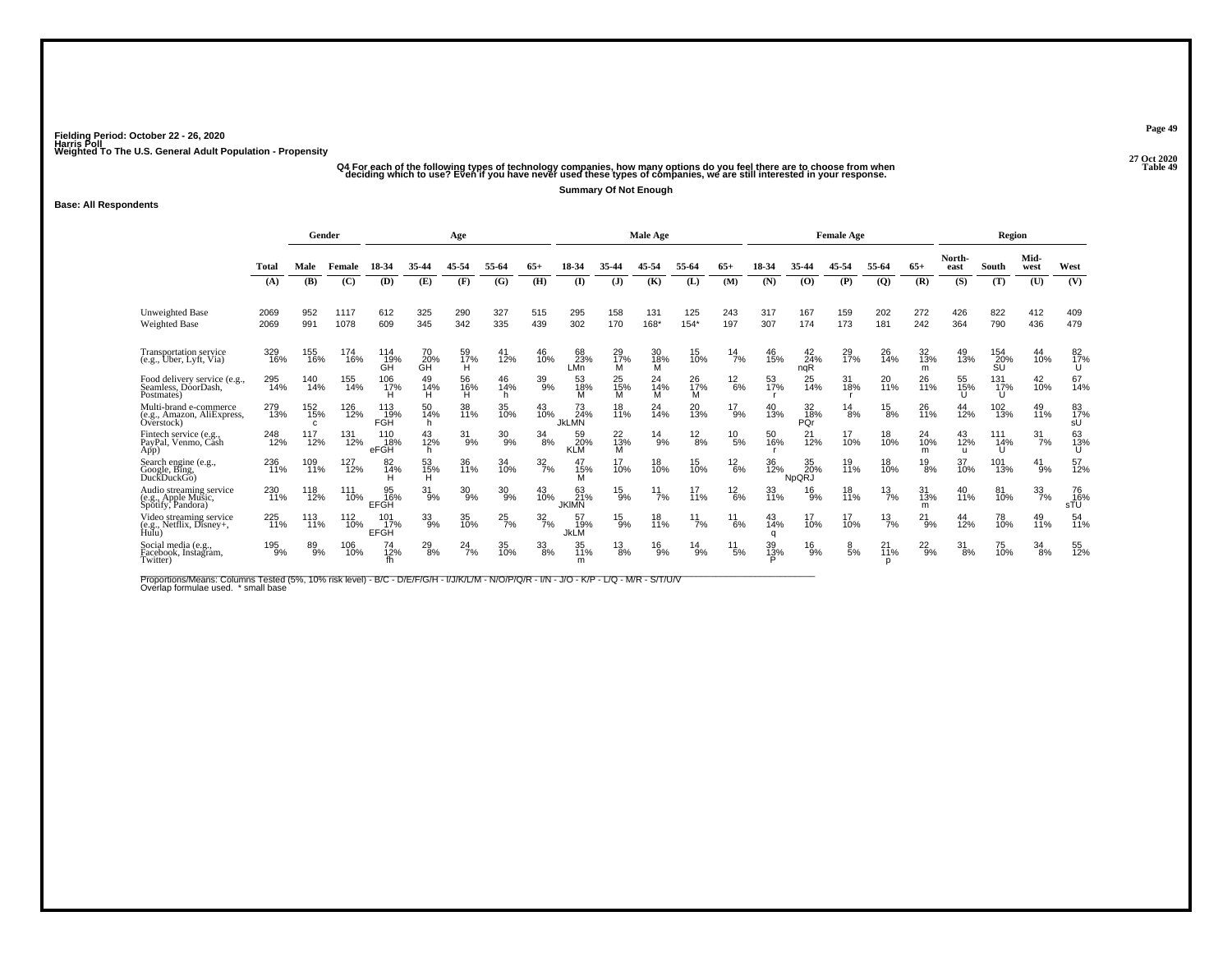Fielding Period: October 22 - 26, 2020
Harris Poll
Weighted To The U.S. General Adult Population - Propensity

27 Oct 2020
Table 49

Q4 For each of the following types of technology companies, how many options do you feel there are to choose from when deciding which to use? Even if you have never used these types of companies, we are still interested in your response.

Summary Of Not Enough

Base: All Respondents

| | Total | Gender | | Age | | | | | Male Age | | | | | Female Age | | | | | Region | | | |
|---|---|---|---|---|---|---|---|---|---|---|---|---|---|---|---|---|---|---|---|---|---|---|
| | Total | Male | Female | 18-34 | 35-44 | 45-54 | 55-64 | 65+ | 18-34 | 35-44 | 45-54 | 55-64 | 65+ | 18-34 | 35-44 | 45-54 | 55-64 | 65+ | North-east | South | Mid-west | West |
| | (A) | (B) | (C) | (D) | (E) | (F) | (G) | (H) | (I) | (J) | (K) | (L) | (M) | (N) | (O) | (P) | (Q) | (R) | (S) | (T) | (U) | (V) |
| Unweighted Base | 2069 | 952 | 1117 | 612 | 325 | 290 | 327 | 515 | 295 | 158 | 131 | 125 | 243 | 317 | 167 | 159 | 202 | 272 | 426 | 822 | 412 | 409 |
| Weighted Base | 2069 | 991 | 1078 | 609 | 345 | 342 | 335 | 439 | 302 | 170 | 168* | 154* | 197 | 307 | 174 | 173 | 181 | 242 | 364 | 790 | 436 | 479 |
| Transportation service (e.g., Uber, Lyft, Via) | 329 16% | 155 16% | 174 16% | 114 19% GH | 70 20% GH | 59 17% H | 41 12% | 46 10% | 68 23% LMn | 29 17% M | 30 18% M | 15 10% | 14 7% | 46 15% | 42 24% nqR | 29 17% | 26 14% | 32 13% m | 49 13% | 154 20% SU | 44 10% | 82 17% U |
| Food delivery service (e.g., Seamless, DoorDash, Postmates) | 295 14% | 140 14% | 155 14% | 106 17% H | 49 14% H | 56 16% H | 46 14% h | 39 9% | 53 18% M | 25 15% M | 24 14% M | 26 17% M | 12 6% | 53 17% r | 25 14% | 31 18% r | 20 11% | 26 11% | 55 15% U | 131 17% U | 42 10% | 67 14% |
| Multi-brand e-commerce (e.g., Amazon, AliExpress, Overstock) | 279 13% | 152 15% c | 126 12% | 113 19% FGH | 50 14% h | 38 11% | 35 10% | 43 10% | 73 24% JkLMN | 18 11% | 24 14% | 20 13% | 17 9% | 40 13% | 32 18% PQr | 14 8% | 15 8% | 26 11% | 44 12% | 102 13% | 49 11% | 83 17% sU |
| Fintech service (e.g., PayPal, Venmo, Cash App) | 248 12% | 117 12% | 131 12% | 110 18% eFGH | 43 12% h | 31 9% | 30 9% | 34 8% | 59 20% KLM | 22 13% M | 14 9% | 12 8% | 10 5% | 50 16% r | 21 12% | 17 10% | 18 10% | 24 10% m | 43 12% u | 111 14% U | 31 7% | 63 13% U |
| Search engine (e.g., Google, Bing, DuckDuckGo) | 236 11% | 109 11% | 127 12% | 82 14% H | 53 15% H | 36 11% | 34 10% | 32 7% | 47 15% M | 17 10% | 18 10% | 15 10% | 12 6% | 36 12% | 35 20% NpQRJ | 19 11% | 18 10% | 19 8% | 37 10% | 101 13% | 41 9% | 57 12% |
| Audio streaming service (e.g., Apple Music, Spotify, Pandora) | 230 11% | 118 12% | 111 10% | 95 16% EFGH | 31 9% | 30 9% | 30 9% | 43 10% | 63 21% JKIMN | 15 9% | 11 7% | 17 11% | 12 6% | 33 11% | 16 9% | 18 11% | 13 7% | 31 13% m | 40 11% | 81 10% | 33 7% | 76 16% sTU |
| Video streaming service (e.g., Netflix, Disney+, Hulu) | 225 11% | 113 11% | 112 10% | 101 17% EFGH | 33 9% | 35 10% | 25 7% | 32 7% | 57 19% JkLM | 15 9% | 18 11% | 11 7% | 11 6% | 43 14% q | 17 10% | 17 10% | 13 7% | 21 9% | 44 12% | 78 10% | 49 11% | 54 11% |
| Social media (e.g., Facebook, Instagram, Twitter) | 195 9% | 89 9% | 106 10% | 74 12% fh | 29 8% | 24 7% | 35 10% | 33 8% | 35 11% m | 13 8% | 16 9% | 14 9% | 11 5% | 39 13% P | 16 9% | 8 5% | 21 11% p | 22 9% | 31 8% | 75 10% | 34 8% | 55 12% |

Proportions/Means: Columns Tested (5%, 10% risk level) - B/C - D/E/F/G/H - I/J/K/L/M - N/O/P/Q/R - I/N - J/O - K/P - L/Q - M/R - S/T/U/V
Overlap formulae used. * small base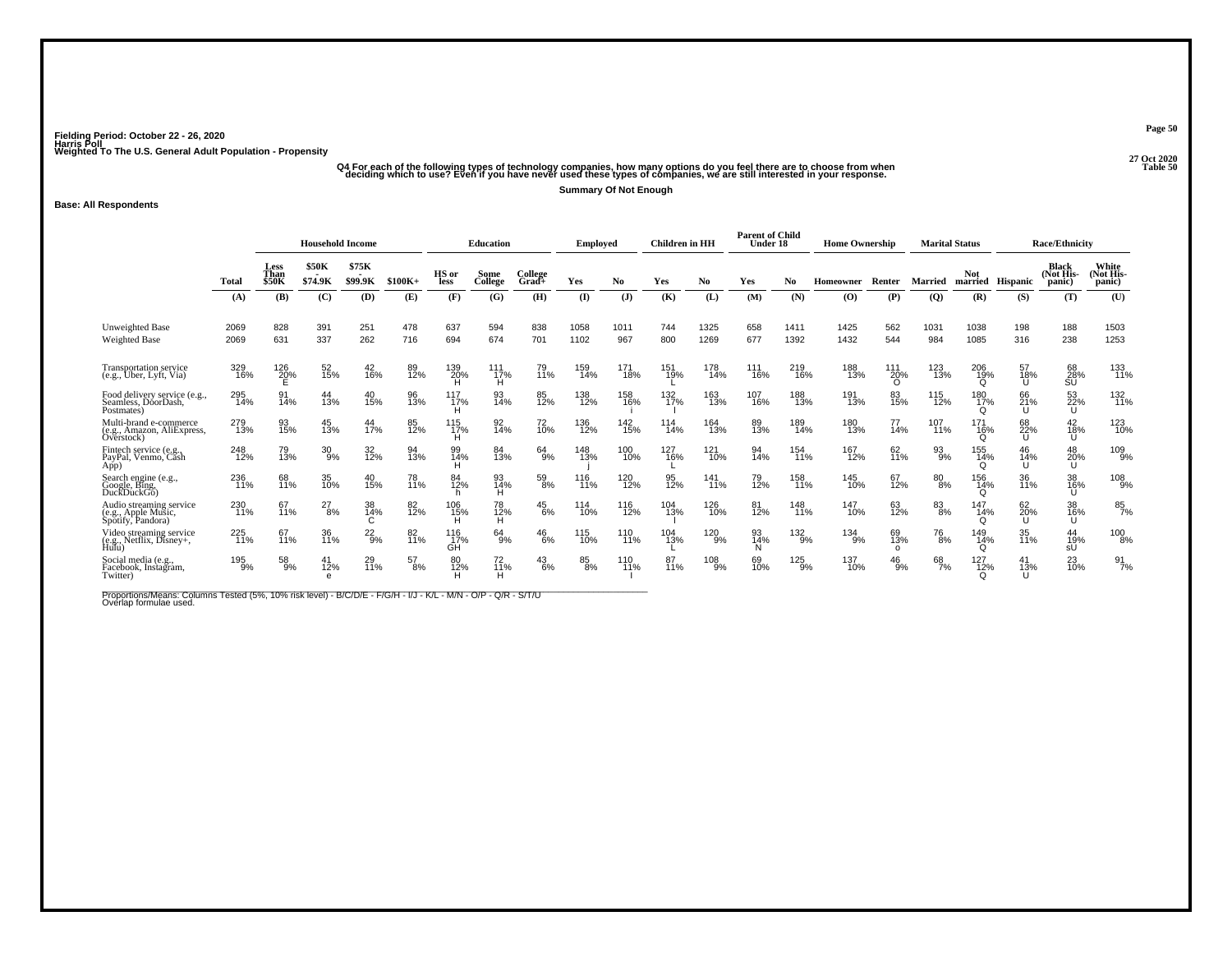Fielding Period: October 22 - 26, 2020
Harris Poll
Weighted To The U.S. General Adult Population - Propensity

27 Oct 2020
Table 50

Q4 For each of the following types of technology companies, how many options do you feel there are to choose from when deciding which to use? Even if you have never used these types of companies, we are still interested in your response.

Summary Of Not Enough

Base: All Respondents

| | Total | Household Income | | | | Education | | | Employed | | Children in HH | | Parent of Child Under 18 | | Home Ownership | | Marital Status | | Race/Ethnicity | | |
|---|---|---|---|---|---|---|---|---|---|---|---|---|---|---|---|---|---|---|---|---|---|
| | Total | Less Than $50K | $50K - $74.9K | $75K - $99.9K | $100K+ | HS or less | Some College | College Grad+ | Yes | No | Yes | No | Yes | No | Homeowner | Renter | Married | Not married | Hispanic | Black (Not Hispanic) | White (Not Hispanic) |
| | (A) | (B) | (C) | (D) | (E) | (F) | (G) | (H) | (I) | (J) | (K) | (L) | (M) | (N) | (O) | (P) | (Q) | (R) | (S) | (T) | (U) |
| Unweighted Base | 2069 | 828 | 391 | 251 | 478 | 637 | 594 | 838 | 1058 | 1011 | 744 | 1325 | 658 | 1411 | 1425 | 562 | 1031 | 1038 | 198 | 188 | 1503 |
| Weighted Base | 2069 | 631 | 337 | 262 | 716 | 694 | 674 | 701 | 1102 | 967 | 800 | 1269 | 677 | 1392 | 1432 | 544 | 984 | 1085 | 316 | 238 | 1253 |
| Transportation service (e.g., Uber, Lyft, Via) | 329 16% | 126 20% E | 52 15% | 42 16% | 89 12% | 139 20% H | 111 17% H | 79 11% | 159 14% | 171 18% | 151 19% L | 178 14% | 111 16% | 219 16% | 188 13% | 111 20% O | 123 13% | 206 19% Q | 57 18% U | 68 28% SU | 133 11% |
| Food delivery service (e.g., Seamless, DoorDash, Postmates) | 295 14% | 91 14% | 44 13% | 40 15% | 96 13% | 117 17% H | 93 14% | 85 12% | 138 12% | 158 16% i | 132 17% l | 163 13% | 107 16% | 188 13% | 191 13% | 83 15% | 115 12% | 180 17% Q | 66 21% U | 53 22% U | 132 11% |
| Multi-brand e-commerce (e.g., Amazon, AliExpress, Overstock) | 279 13% | 93 15% | 45 13% | 44 17% | 85 12% | 115 17% H | 92 14% | 72 10% | 136 12% | 142 15% | 114 14% | 164 13% | 89 13% | 189 14% | 180 13% | 77 14% | 107 11% | 171 16% Q | 68 22% U | 42 18% U | 123 10% |
| Fintech service (e.g., PayPal, Venmo, Cash App) | 248 12% | 79 13% | 30 9% | 32 12% | 94 13% | 99 14% H | 84 13% | 64 9% | 148 13% j | 100 10% | 127 16% L | 121 10% | 94 14% | 154 11% | 167 12% | 62 11% | 93 9% | 155 14% Q | 46 14% U | 48 20% U | 109 9% |
| Search engine (e.g., Google, Bing, DuckDuckGo) | 236 11% | 68 11% | 35 10% | 40 15% | 78 11% | 84 12% h | 93 14% H | 59 8% | 116 11% | 120 12% | 95 12% | 141 11% | 79 12% | 158 11% | 145 10% | 67 12% | 80 8% | 156 14% Q | 36 11% | 38 16% U | 108 9% |
| Audio streaming service (e.g., Apple Music, Spotify, Pandora) | 230 11% | 67 11% | 27 8% | 38 14% C | 82 12% | 106 15% H | 78 12% H | 45 6% | 114 10% | 116 12% | 104 13% l | 126 10% | 81 12% | 148 11% | 147 10% | 63 12% | 83 8% | 147 14% Q | 62 20% U | 38 16% U | 85 7% |
| Video streaming service (e.g., Netflix, Disney+, Hulu) | 225 11% | 67 11% | 36 11% | 22 9% | 82 11% | 116 17% GH | 64 9% | 46 6% | 115 10% | 110 11% | 104 13% L | 120 9% | 93 14% N | 132 9% | 134 9% | 69 13% o | 76 8% | 149 14% Q | 35 11% | 44 19% sU | 100 8% |
| Social media (e.g., Facebook, Instagram, Twitter) | 195 9% | 58 9% | 41 12% e | 29 11% | 57 8% | 80 12% H | 72 11% H | 43 6% | 85 8% | 110 11% I | 87 11% | 108 9% | 69 10% | 125 9% | 137 10% | 46 9% | 68 7% | 127 12% Q | 41 13% U | 23 10% | 91 7% |

Proportions/Means: Columns Tested (5%, 10% risk level) - B/C/D/E - F/G/H - I/J - K/L - M/N - O/P - Q/R - S/T/U
Overlap formulae used.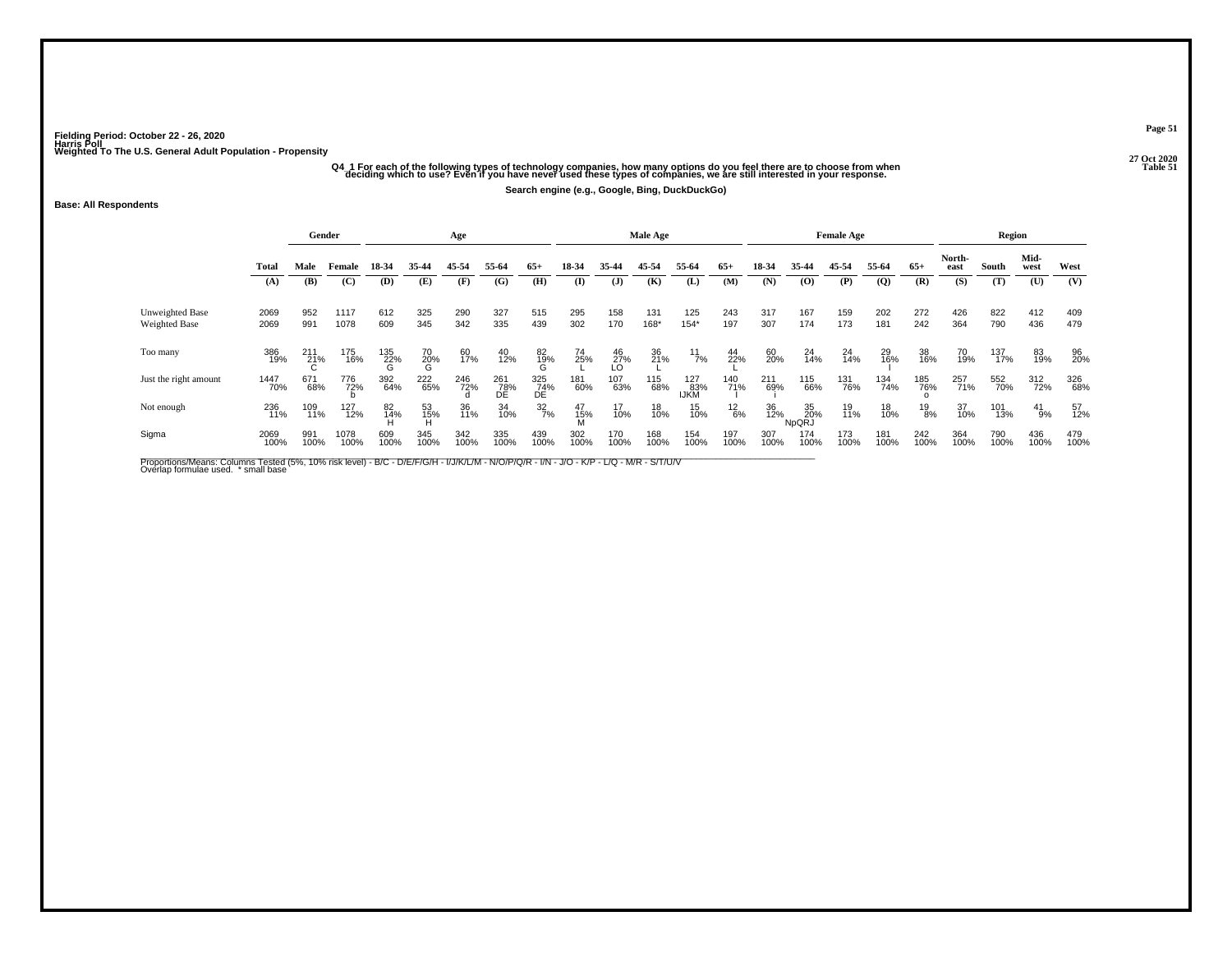Fielding Period: October 22 - 26, 2020
Harris Poll
Weighted To The U.S. General Adult Population - Propensity

27 Oct 2020
Table 51

### Q4_1 For each of the following types of technology companies, how many options do you feel there are to choose from when deciding which to use? Even if you have never used these types of companies, we are still interested in your response.

**Search engine (e.g., Google, Bing, DuckDuckGo)**

**Base: All Respondents**

| | Total | Gender | | Age | | | | | Male Age | | | | | Female Age | | | | | Region | | | |
|---|---|---|---|---|---|---|---|---|---|---|---|---|---|---|---|---|---|---|---|---|---|---|
| | Total | Male | Female | 18-34 | 35-44 | 45-54 | 55-64 | 65+ | 18-34 | 35-44 | 45-54 | 55-64 | 65+ | 18-34 | 35-44 | 45-54 | 55-64 | 65+ | North-east | South | Mid-west | West |
| | (A) | (B) | (C) | (D) | (E) | (F) | (G) | (H) | (I) | (J) | (K) | (L) | (M) | (N) | (O) | (P) | (Q) | (R) | (S) | (T) | (U) | (V) |
| Unweighted Base | 2069 | 952 | 1117 | 612 | 325 | 290 | 327 | 515 | 295 | 158 | 131 | 125 | 243 | 317 | 167 | 159 | 202 | 272 | 426 | 822 | 412 | 409 |
| Weighted Base | 2069 | 991 | 1078 | 609 | 345 | 342 | 335 | 439 | 302 | 170 | 168* | 154* | 197 | 307 | 174 | 173 | 181 | 242 | 364 | 790 | 436 | 479 |
| Too many | 386 19% | 211 21% C | 175 16% | 135 22% G | 70 20% G | 60 17% | 40 12% | 82 19% G | 74 25% L | 46 27% LO | 36 21% L | 11 7% | 44 22% L | 60 20% | 24 14% | 24 14% | 29 16% | 38 16% | 70 19% | 137 17% | 83 19% | 96 20% |
| Just the right amount | 1447 70% | 671 68% | 776 72% b | 392 64% | 222 65% | 246 72% d | 261 78% DE | 325 74% DE | 181 60% | 107 63% | 115 68% | 127 83% IJKM | 140 71% I | 211 69% i | 115 66% | 131 76% | 134 74% | 185 76% o | 257 71% | 552 70% | 312 72% | 326 68% |
| Not enough | 236 11% | 109 11% | 127 12% | 82 14% H | 53 15% H | 36 11% | 34 10% | 32 7% | 47 15% M | 17 10% | 18 10% | 15 10% | 12 6% | 36 12% | 35 20% NpQRJ | 19 11% | 18 10% | 19 8% | 37 10% | 101 13% | 41 9% | 57 12% |
| Sigma | 2069 100% | 991 100% | 1078 100% | 609 100% | 345 100% | 342 100% | 335 100% | 439 100% | 302 100% | 170 100% | 168 100% | 154 100% | 197 100% | 307 100% | 174 100% | 173 100% | 181 100% | 242 100% | 364 100% | 790 100% | 436 100% | 479 100% |

Proportions/Means: Columns Tested (5%, 10% risk level) - B/C - D/E/F/G/H - I/J/K/L/M - N/O/P/Q/R - I/N - J/O - K/P - L/Q - M/R - S/T/U/V
Overlap formulae used. * small base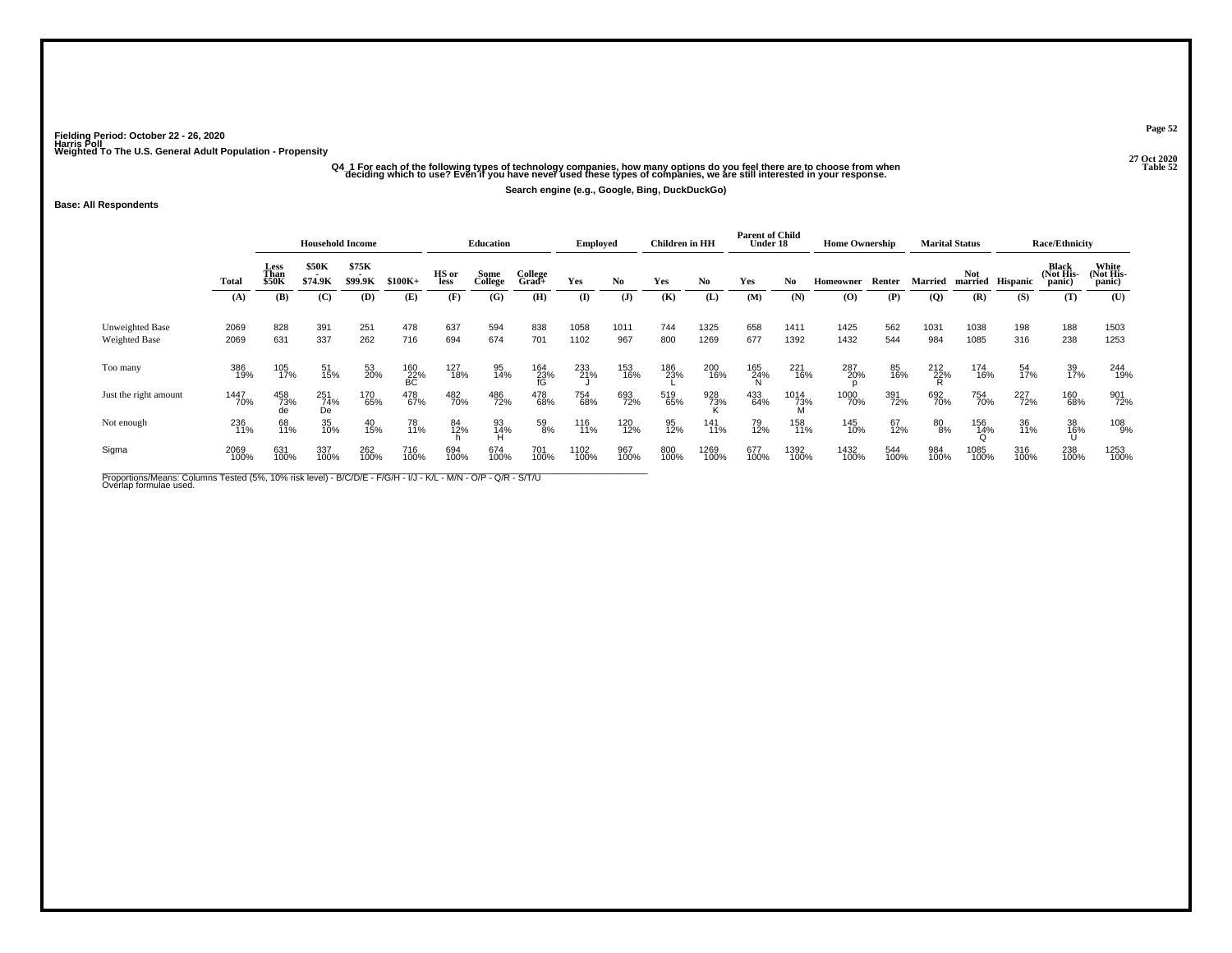Fielding Period: October 22 - 26, 2020
Harris Poll
Weighted To The U.S. General Adult Population - Propensity

27 Oct 2020
Table 52

Q4_1 For each of the following types of technology companies, how many options do you feel there are to choose from when deciding which to use? Even if you have never used these types of companies, we are still interested in your response.

Search engine (e.g., Google, Bing, DuckDuckGo)

**Base: All Respondents**

| | Total | Household Income | | | | Education | | | Employed | | Children in HH | | Parent of Child Under 18 | | Home Ownership | | Marital Status | | Race/Ethnicity | | |
|---|---|---|---|---|---|---|---|---|---|---|---|---|---|---|---|---|---|---|---|---|---|
| | Total | Less Than $50K | $50K - $74.9K | $75K - $99.9K | $100K+ | HS or less | Some College | College Grad+ | Yes | No | Yes | No | Yes | No | Homeowner | Renter | Married | Not married | Hispanic | Black (Not His-panic) | White (Not His-panic) |
| | (A) | (B) | (C) | (D) | (E) | (F) | (G) | (H) | (I) | (J) | (K) | (L) | (M) | (N) | (O) | (P) | (Q) | (R) | (S) | (T) | (U) |
| Unweighted Base | 2069 | 828 | 391 | 251 | 478 | 637 | 594 | 838 | 1058 | 1011 | 744 | 1325 | 658 | 1411 | 1425 | 562 | 1031 | 1038 | 198 | 188 | 1503 |
| Weighted Base | 2069 | 631 | 337 | 262 | 716 | 694 | 674 | 701 | 1102 | 967 | 800 | 1269 | 677 | 1392 | 1432 | 544 | 984 | 1085 | 316 | 238 | 1253 |
| Too many | 386 19% | 105 17% | 51 15% | 53 20% | 160 22% BC | 127 18% | 95 14% | 164 23% fG | 233 21% J | 153 16% | 186 23% L | 200 16% | 165 24% N | 221 16% | 287 20% p | 85 16% | 212 22% R | 174 16% | 54 17% | 39 17% | 244 19% |
| Just the right amount | 1447 70% | 458 73% de | 251 74% De | 170 65% | 478 67% | 482 70% | 486 72% | 478 68% | 754 68% | 693 72% | 519 65% | 928 73% K | 433 64% | 1014 73% M | 1000 70% | 391 72% | 692 70% | 754 70% | 227 72% | 160 68% | 901 72% |
| Not enough | 236 11% | 68 11% | 35 10% | 40 15% | 78 11% | 84 12% h | 93 14% H | 59 8% | 116 11% | 120 12% | 95 12% | 141 11% | 79 12% | 158 11% | 145 10% | 67 12% | 80 8% | 156 14% Q | 36 11% | 38 16% U | 108 9% |
| Sigma | 2069 100% | 631 100% | 337 100% | 262 100% | 716 100% | 694 100% | 674 100% | 701 100% | 1102 100% | 967 100% | 800 100% | 1269 100% | 677 100% | 1392 100% | 1432 100% | 544 100% | 984 100% | 1085 100% | 316 100% | 238 100% | 1253 100% |

Proportions/Means: Columns Tested (5%, 10% risk level) - B/C/D/E - F/G/H - I/J - K/L - M/N - O/P - Q/R - S/T/U
Overlap formulae used.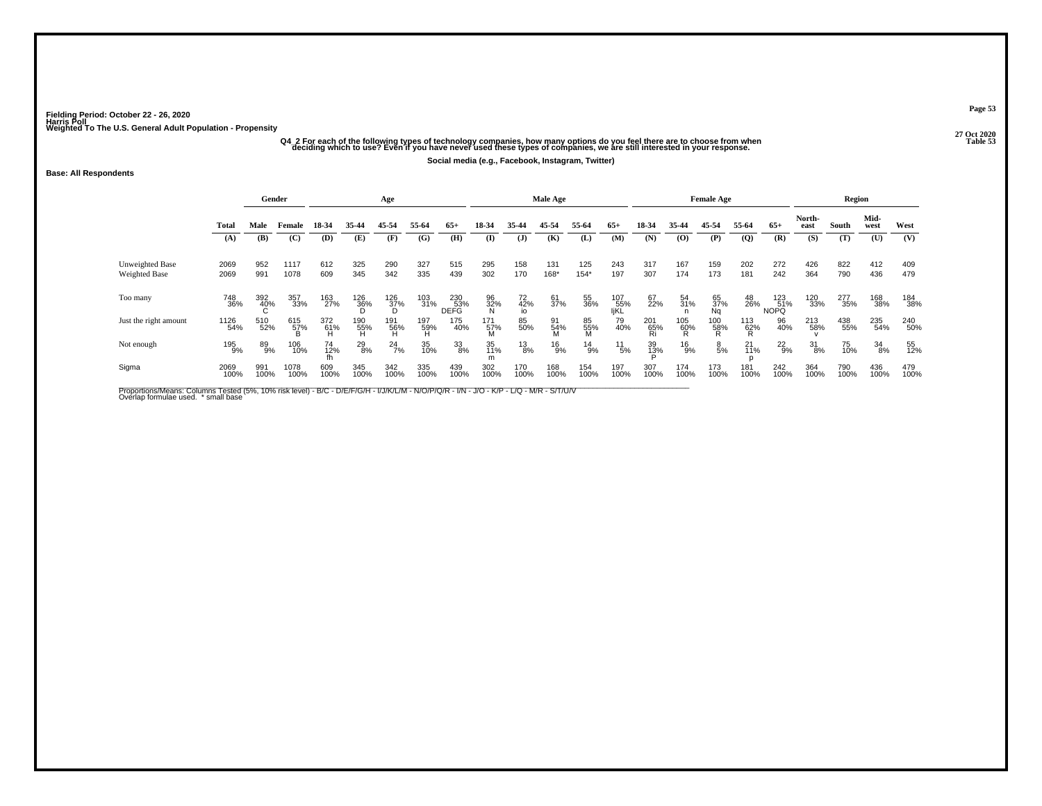Fielding Period: October 22 - 26, 2020
Harris Poll
Weighted To The U.S. General Adult Population - Propensity

27 Oct 2020
Table 53

Q4_2 For each of the following types of technology companies, how many options do you feel there are to choose from when deciding which to use? Even if you have never used these types of companies, we are still interested in your response.

Social media (e.g., Facebook, Instagram, Twitter)

Base: All Respondents

| | Total | Gender | | Age | | | | | Male Age | | | | | Female Age | | | | | Region | | | |
|---|---|---|---|---|---|---|---|---|---|---|---|---|---|---|---|---|---|---|---|---|---|---|
| | | Male | Female | 18-34 | 35-44 | 45-54 | 55-64 | 65+ | 18-34 | 35-44 | 45-54 | 55-64 | 65+ | 18-34 | 35-44 | 45-54 | 55-64 | 65+ | North-east | South | Mid-west | West |
| | (A) | (B) | (C) | (D) | (E) | (F) | (G) | (H) | (I) | (J) | (K) | (L) | (M) | (N) | (O) | (P) | (Q) | (R) | (S) | (T) | (U) | (V) |
| Unweighted Base | 2069 | 952 | 1117 | 612 | 325 | 290 | 327 | 515 | 295 | 158 | 131 | 125 | 243 | 317 | 167 | 159 | 202 | 272 | 426 | 822 | 412 | 409 |
| Weighted Base | 2069 | 991 | 1078 | 609 | 345 | 342 | 335 | 439 | 302 | 170 | 168* | 154* | 197 | 307 | 174 | 173 | 181 | 242 | 364 | 790 | 436 | 479 |
| Too many | 748<br>36% | 392<br>40%<br>C | 357<br>33% | 163<br>27% | 126<br>36%<br>D | 126<br>37%<br>D | 103<br>31% | 230<br>53%<br>DEFG | 96<br>32%<br>N | 72<br>42%<br>io | 61<br>37% | 55<br>36% | 107<br>55%<br>IjKL | 67<br>22% | 54<br>31%<br>n | 65<br>37%<br>Nq | 48<br>26% | 123<br>51%<br>NOPQ | 120<br>33% | 277<br>35% | 168<br>38% | 184<br>38% |
| Just the right amount | 1126<br>54% | 510<br>52% | 615<br>57%<br>B | 372<br>61%<br>H | 190<br>55%<br>H | 191<br>56%<br>H | 197<br>59%<br>H | 175<br>40% | 171<br>57%<br>M | 85<br>50% | 91<br>54%<br>M | 85<br>55%<br>M | 79<br>40% | 201<br>65%<br>Ri | 105<br>60%<br>R | 100<br>58%<br>R | 113<br>62%<br>R | 96<br>40% | 213<br>58%<br>v | 438<br>55% | 235<br>54% | 240<br>50% |
| Not enough | 195<br>9% | 89<br>9% | 106<br>10% | 74<br>12%<br>fh | 29<br>8% | 24<br>7% | 35<br>10% | 33<br>8% | 35<br>11%<br>m | 13<br>8% | 16<br>9% | 14<br>9% | 11<br>5% | 39<br>13%<br>P | 16<br>9% | 8<br>5% | 21<br>11%<br>p | 22<br>9% | 31<br>8% | 75<br>10% | 34<br>8% | 55<br>12% |
| Sigma | 2069<br>100% | 991<br>100% | 1078<br>100% | 609<br>100% | 345<br>100% | 342<br>100% | 335<br>100% | 439<br>100% | 302<br>100% | 170<br>100% | 168<br>100% | 154<br>100% | 197<br>100% | 307<br>100% | 174<br>100% | 173<br>100% | 181<br>100% | 242<br>100% | 364<br>100% | 790<br>100% | 436<br>100% | 479<br>100% |

Proportions/Means: Columns Tested (5%, 10% risk level) - B/C - D/E/F/G/H - I/J/K/L/M - N/O/P/Q/R - I/N - J/O - K/P - L/Q - M/R - S/T/U/V
Overlap formulae used. * small base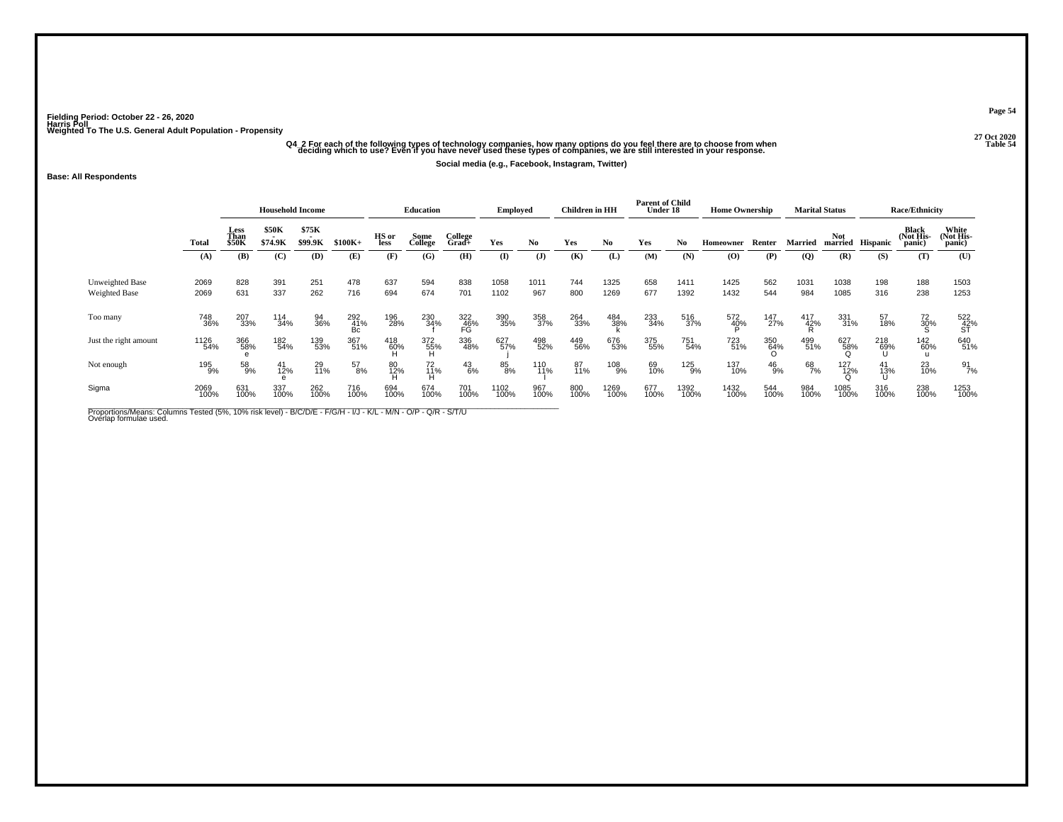Fielding Period: October 22 - 26, 2020
Harris Poll
Weighted To The U.S. General Adult Population - Propensity

27 Oct 2020
Table 54

Q4_2 For each of the following types of technology companies, how many options do you feel there are to choose from when deciding which to use? Even if you have never used these types of companies, we are still interested in your response.

Social media (e.g., Facebook, Instagram, Twitter)

Base: All Respondents

| | Total | Household Income | | | | Education | | | Employed | | Children in HH | | Parent of Child Under 18 | | Home Ownership | | Marital Status | | Race/Ethnicity | | |
|---|---|---|---|---|---|---|---|---|---|---|---|---|---|---|---|---|---|---|---|---|---|
| | | Less Than $50K | $50K - $74.9K | $75K - $99.9K | $100K+ | HS or less | Some College | College Grad+ | Yes | No | Yes | No | Yes | No | Homeowner | Renter | Married | Not married | Hispanic | Black (Not His-panic) | White (Not His-panic) |
| | (A) | (B) | (C) | (D) | (E) | (F) | (G) | (H) | (I) | (J) | (K) | (L) | (M) | (N) | (O) | (P) | (Q) | (R) | (S) | (T) | (U) |
| Unweighted Base | 2069 | 828 | 391 | 251 | 478 | 637 | 594 | 838 | 1058 | 1011 | 744 | 1325 | 658 | 1411 | 1425 | 562 | 1031 | 1038 | 198 | 188 | 1503 |
| Weighted Base | 2069 | 631 | 337 | 262 | 716 | 694 | 674 | 701 | 1102 | 967 | 800 | 1269 | 677 | 1392 | 1432 | 544 | 984 | 1085 | 316 | 238 | 1253 |
| Too many | 748 36% | 207 33% | 114 34% | 94 36% | 292 41% Bc | 196 28% | 230 34% f | 322 46% FG | 390 35% | 358 37% | 264 33% | 484 38% k | 233 34% | 516 37% | 572 40% P | 147 27% | 417 42% R | 331 31% | 57 18% | 72 30% S | 522 42% ST |
| Just the right amount | 1126 54% | 366 58% e | 182 54% | 139 53% | 367 51% | 418 60% H | 372 55% H | 336 48% | 627 57% j | 498 52% | 449 56% | 676 53% | 375 55% | 751 54% | 723 51% | 350 64% O | 499 51% | 627 58% Q | 218 69% U | 142 60% u | 640 51% |
| Not enough | 195 9% | 58 9% | 41 12% e | 29 11% | 57 8% | 80 12% H | 72 11% H | 43 6% | 85 8% | 110 11% I | 87 11% | 108 9% | 69 10% | 125 9% | 137 10% | 46 9% | 68 7% | 127 12% Q | 41 13% U | 23 10% | 91 7% |
| Sigma | 2069 100% | 631 100% | 337 100% | 262 100% | 716 100% | 694 100% | 674 100% | 701 100% | 1102 100% | 967 100% | 800 100% | 1269 100% | 677 100% | 1392 100% | 1432 100% | 544 100% | 984 100% | 1085 100% | 316 100% | 238 100% | 1253 100% |

Proportions/Means: Columns Tested (5%, 10% risk level) - B/C/D/E - F/G/H - I/J - K/L - M/N - O/P - Q/R - S/T/U
Overlap formulae used.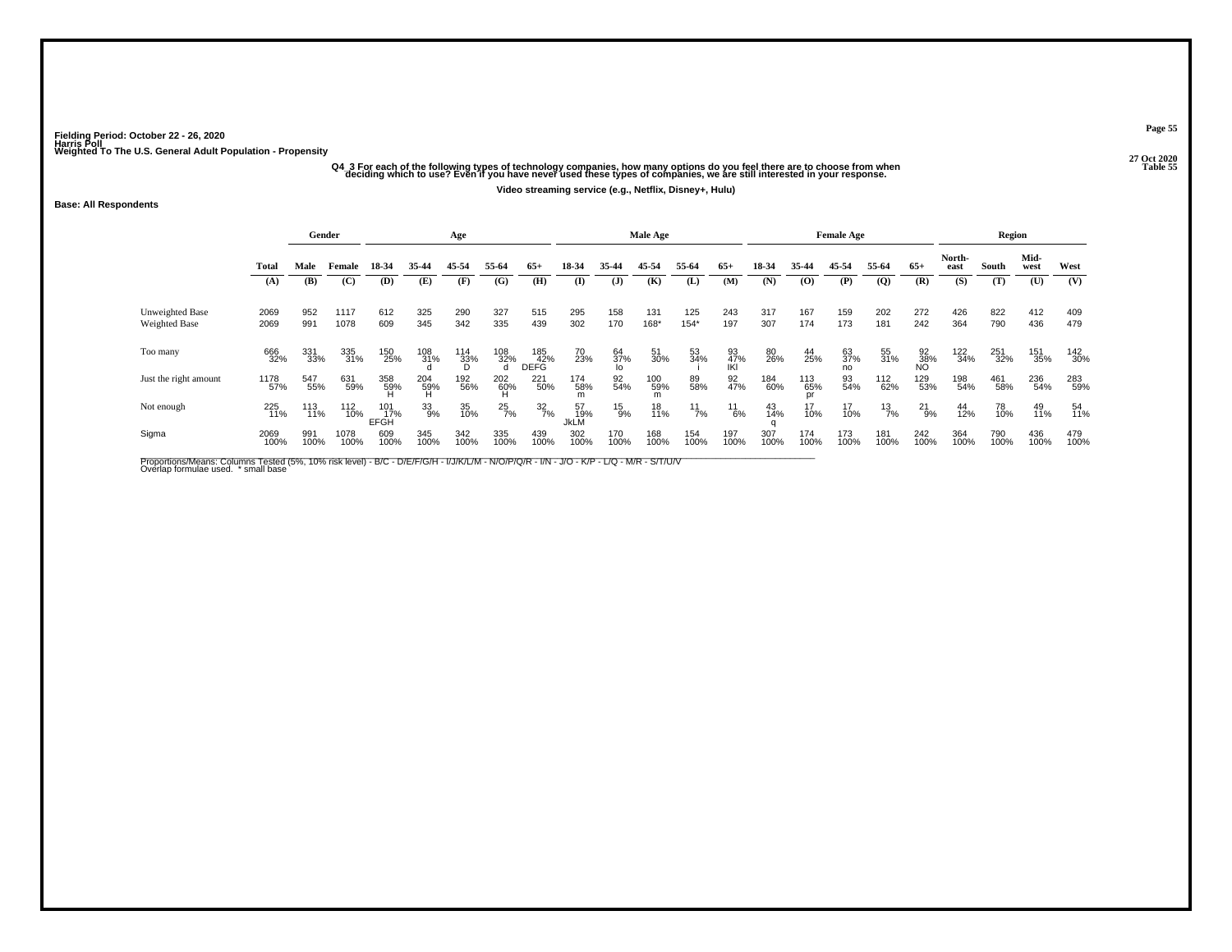Fielding Period: October 22 - 26, 2020
Harris Poll
Weighted To The U.S. General Adult Population - Propensity

27 Oct 2020
Table 55

Q4_3 For each of the following types of technology companies, how many options do you feel there are to choose from when deciding which to use? Even if you have never used these types of companies, we are still interested in your response.

Video streaming service (e.g., Netflix, Disney+, Hulu)

**Base: All Respondents**

| | | Gender | | Age | | | | | Male Age | | | | | Female Age | | | | | Region | | | |
|---|---|---|---|---|---|---|---|---|---|---|---|---|---|---|---|---|---|---|---|---|---|---|
| | Total | Male | Female | 18-34 | 35-44 | 45-54 | 55-64 | 65+ | 18-34 | 35-44 | 45-54 | 55-64 | 65+ | 18-34 | 35-44 | 45-54 | 55-64 | 65+ | North-east | South | Mid-west | West |
| | (A) | (B) | (C) | (D) | (E) | (F) | (G) | (H) | (I) | (J) | (K) | (L) | (M) | (N) | (O) | (P) | (Q) | (R) | (S) | (T) | (U) | (V) |
| Unweighted Base | 2069 | 952 | 1117 | 612 | 325 | 290 | 327 | 515 | 295 | 158 | 131 | 125 | 243 | 317 | 167 | 159 | 202 | 272 | 426 | 822 | 412 | 409 |
| Weighted Base | 2069 | 991 | 1078 | 609 | 345 | 342 | 335 | 439 | 302 | 170 | 168* | 154* | 197 | 307 | 174 | 173 | 181 | 242 | 364 | 790 | 436 | 479 |
| Too many | 666 | 331 | 335 | 150 | 108 | 114 | 108 | 185 | 70 | 64 | 51 | 53 | 93 | 80 | 44 | 63 | 55 | 92 | 122 | 251 | 151 | 142 |
| | 32% | 33% | 31% | 25% | 31% | 33% | 32% | 42% | 23% | 37% | 30% | 34% | 47% | 26% | 25% | 37% | 31% | 38% | 34% | 32% | 35% | 30% |
| | | | | | d | D | d | DEFG | | Io | | i | IKl | | | no | | NO | | | | |
| Just the right amount | 1178 | 547 | 631 | 358 | 204 | 192 | 202 | 221 | 174 | 92 | 100 | 89 | 92 | 184 | 113 | 93 | 112 | 129 | 198 | 461 | 236 | 283 |
| | 57% | 55% | 59% | 59% | 59% | 56% | 60% | 50% | 58% | 54% | 59% | 58% | 47% | 60% | 65% | 54% | 62% | 53% | 54% | 58% | 54% | 59% |
| | | | | H | H | | H | | m | | m | | | | pr | | | | | | | |
| Not enough | 225 | 113 | 112 | 101 | 33 | 35 | 25 | 32 | 57 | 15 | 18 | 11 | 11 | 43 | 17 | 17 | 13 | 21 | 44 | 78 | 49 | 54 |
| | 11% | 11% | 10% | 17% | 9% | 10% | 7% | 7% | 19% | 9% | 11% | 7% | 6% | 14% | 10% | 10% | 7% | 9% | 12% | 10% | 11% | 11% |
| | | | | EFGH | | | | | JkLM | | | | | q | | | | | | | | |
| Sigma | 2069 | 991 | 1078 | 609 | 345 | 342 | 335 | 439 | 302 | 170 | 168 | 154 | 197 | 307 | 174 | 173 | 181 | 242 | 364 | 790 | 436 | 479 |
| | 100% | 100% | 100% | 100% | 100% | 100% | 100% | 100% | 100% | 100% | 100% | 100% | 100% | 100% | 100% | 100% | 100% | 100% | 100% | 100% | 100% | 100% |

Proportions/Means: Columns Tested (5%, 10% risk level) - B/C - D/E/F/G/H - I/J/K/L/M - N/O/P/Q/R - I/N - J/O - K/P - L/Q - M/R - S/T/U/V
Overlap formulae used. * small base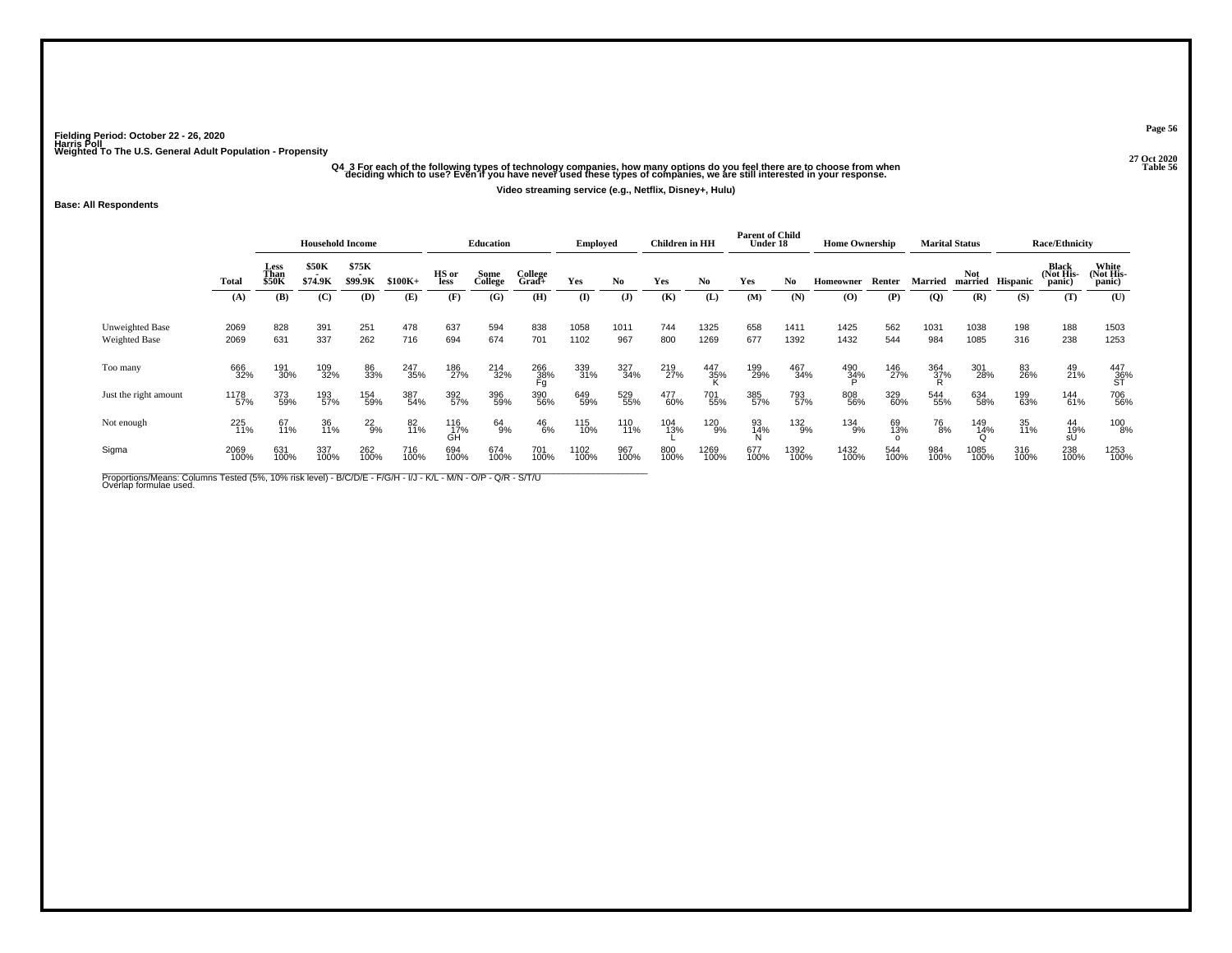Fielding Period: October 22 - 26, 2020
Harris Poll
Weighted To The U.S. General Adult Population - Propensity

27 Oct 2020
Table 56

Q4_3 For each of the following types of technology companies, how many options do you feel there are to choose from when deciding which to use? Even if you have never used these types of companies, we are still interested in your response.

Video streaming service (e.g., Netflix, Disney+, Hulu)

**Base: All Respondents**

| | | Household Income | | | | Education | | | Employed | | Children in HH | | Parent of Child Under 18 | | Home Ownership | | Marital Status | | Race/Ethnicity | | |
|---|---|---|---|---|---|---|---|---|---|---|---|---|---|---|---|---|---|---|---|---|---|
| | Total | Less Than $50K | $50K - $74.9K | $75K - $99.9K | $100K+ | HS or less | Some College | College Grad+ | Yes | No | Yes | No | Yes | No | Homeowner | Renter | Married | Not married | Hispanic | Black (Not His-panic) | White (Not His-panic) |
| | (A) | (B) | (C) | (D) | (E) | (F) | (G) | (H) | (I) | (J) | (K) | (L) | (M) | (N) | (O) | (P) | (Q) | (R) | (S) | (T) | (U) |
| Unweighted Base | 2069 | 828 | 391 | 251 | 478 | 637 | 594 | 838 | 1058 | 1011 | 744 | 1325 | 658 | 1411 | 1425 | 562 | 1031 | 1038 | 198 | 188 | 1503 |
| Weighted Base | 2069 | 631 | 337 | 262 | 716 | 694 | 674 | 701 | 1102 | 967 | 800 | 1269 | 677 | 1392 | 1432 | 544 | 984 | 1085 | 316 | 238 | 1253 |
| Too many | 666 32% | 191 30% | 109 32% | 86 33% | 247 35% | 186 27% | 214 32% | 266 38% Fg | 339 31% | 327 34% | 219 27% | 447 35% K | 199 29% | 467 34% | 490 34% P | 146 27% | 364 37% R | 301 28% | 83 26% | 49 21% | 447 36% ST |
| Just the right amount | 1178 57% | 373 59% | 193 57% | 154 59% | 387 54% | 392 57% | 396 59% | 390 56% | 649 59% | 529 55% | 477 60% | 701 55% | 385 57% | 793 57% | 808 56% | 329 60% | 544 55% | 634 58% | 199 63% | 144 61% | 706 56% |
| Not enough | 225 11% | 67 11% | 36 11% | 22 9% | 82 11% | 116 17% GH | 64 9% | 46 6% | 115 10% | 110 11% | 104 13% L | 120 9% | 93 14% N | 132 9% | 134 9% | 69 13% o | 76 8% | 149 14% Q | 35 11% | 44 19% sU | 100 8% |
| Sigma | 2069 100% | 631 100% | 337 100% | 262 100% | 716 100% | 694 100% | 674 100% | 701 100% | 1102 100% | 967 100% | 800 100% | 1269 100% | 677 100% | 1392 100% | 1432 100% | 544 100% | 984 100% | 1085 100% | 316 100% | 238 100% | 1253 100% |

Proportions/Means: Columns Tested (5%, 10% risk level) - B/C/D/E - F/G/H - I/J - K/L - M/N - O/P - Q/R - S/T/U
Overlap formulae used.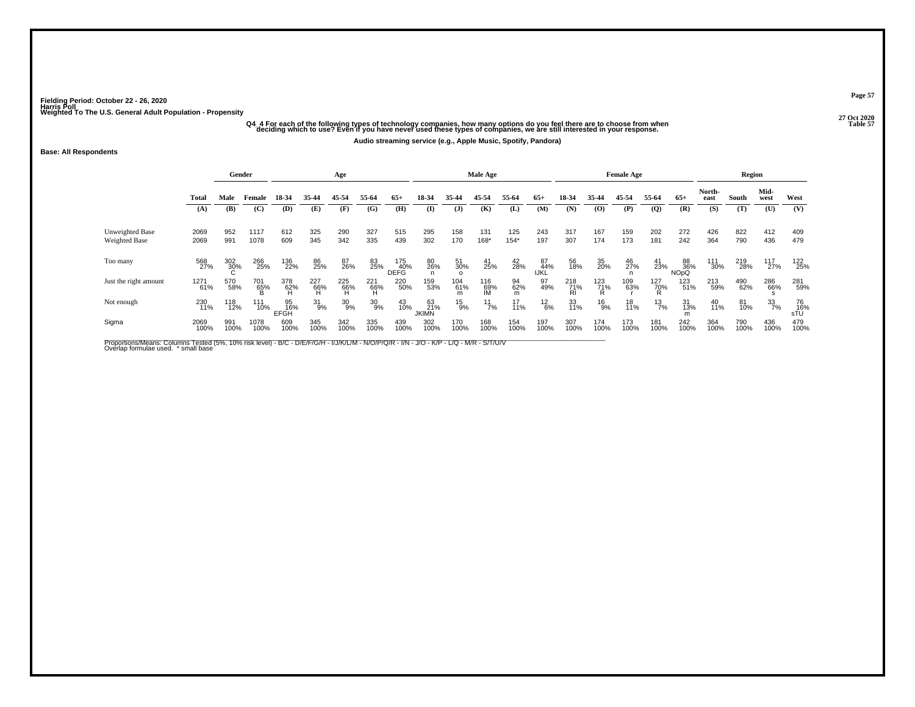Fielding Period: October 22 - 26, 2020
Harris Poll
Weighted To The U.S. General Adult Population - Propensity

27 Oct 2020
Table 57

Q4_4 For each of the following types of technology companies, how many options do you feel there are to choose from when deciding which to use? Even if you have never used these types of companies, we are still interested in your response.

Audio streaming service (e.g., Apple Music, Spotify, Pandora)

**Base: All Respondents**

| | Total | Gender | | Age | | | | | Male Age | | | | | Female Age | | | | | Region | | | |
|---|---|---|---|---|---|---|---|---|---|---|---|---|---|---|---|---|---|---|---|---|---|---|
| | Total | Male | Female | 18-34 | 35-44 | 45-54 | 55-64 | 65+ | 18-34 | 35-44 | 45-54 | 55-64 | 65+ | 18-34 | 35-44 | 45-54 | 55-64 | 65+ | North-east | South | Mid-west | West |
| | (A) | (B) | (C) | (D) | (E) | (F) | (G) | (H) | (I) | (J) | (K) | (L) | (M) | (N) | (O) | (P) | (Q) | (R) | (S) | (T) | (U) | (V) |
| Unweighted Base | 2069 | 952 | 1117 | 612 | 325 | 290 | 327 | 515 | 295 | 158 | 131 | 125 | 243 | 317 | 167 | 159 | 202 | 272 | 426 | 822 | 412 | 409 |
| Weighted Base | 2069 | 991 | 1078 | 609 | 345 | 342 | 335 | 439 | 302 | 170 | 168* | 154* | 197 | 307 | 174 | 173 | 181 | 242 | 364 | 790 | 436 | 479 |
| Too many | 568 27% | 302 30% C | 266 25% | 136 22% | 86 25% | 87 26% | 83 25% | 175 40% DEFG | 80 26% n | 51 30% o | 41 25% | 42 28% | 87 44% IJKL | 56 18% | 35 20% | 46 27% n | 41 23% | 88 36% NOpQ | 111 30% | 219 28% | 117 27% | 122 25% |
| Just the right amount | 1271 61% | 570 58% | 701 65% B | 378 62% H | 227 66% H | 225 66% H | 221 66% H | 220 50% | 159 53% | 104 61% m | 116 69% IM | 94 62% m | 97 49% | 218 71% RI | 123 71% R | 109 63% r | 127 70% R | 123 51% | 213 59% | 490 62% | 286 66% s | 281 59% |
| Not enough | 230 11% | 118 12% | 111 10% | 95 16% EFGH | 31 9% | 30 9% | 30 9% | 43 10% | 63 21% JKIMN | 15 9% | 11 7% | 17 11% | 12 6% | 33 11% | 16 9% | 18 11% | 13 7% | 31 13% m | 40 11% | 81 10% | 33 7% | 76 16% sTU |
| Sigma | 2069 100% | 991 100% | 1078 100% | 609 100% | 345 100% | 342 100% | 335 100% | 439 100% | 302 100% | 170 100% | 168 100% | 154 100% | 197 100% | 307 100% | 174 100% | 173 100% | 181 100% | 242 100% | 364 100% | 790 100% | 436 100% | 479 100% |

Proportions/Means: Columns Tested (5%, 10% risk level) - B/C - D/E/F/G/H - I/J/K/L/M - N/O/P/Q/R - I/N - J/O - K/P - L/Q - M/R - S/T/U/V
Overlap formulae used. * small base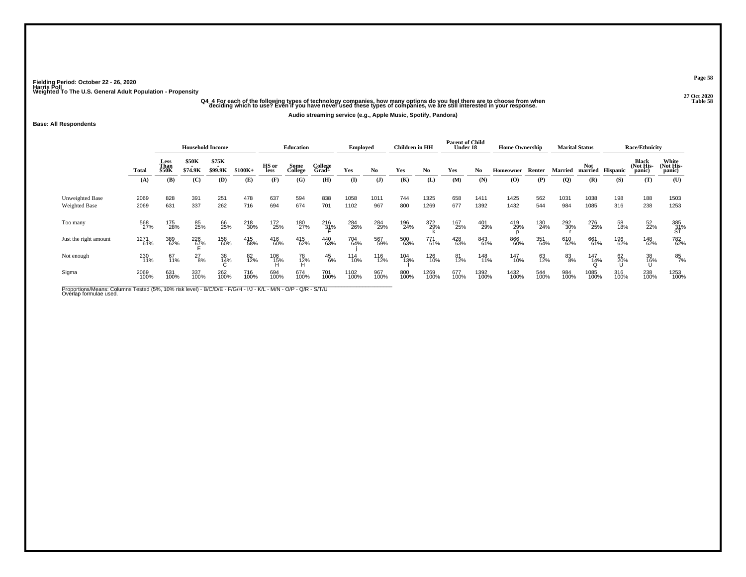Fielding Period: October 22 - 26, 2020
Harris Poll
Weighted To The U.S. General Adult Population - Propensity

27 Oct 2020
Table 58

Q4_4 For each of the following types of technology companies, how many options do you feel there are to choose from when deciding which to use? Even if you have never used these types of companies, we are still interested in your response.

Audio streaming service (e.g., Apple Music, Spotify, Pandora)

Base: All Respondents

| | Total | Household Income | | | | Education | | | Employed | | Children in HH | | Parent of Child Under 18 | | Home Ownership | | Marital Status | | Race/Ethnicity | | |
|---|---|---|---|---|---|---|---|---|---|---|---|---|---|---|---|---|---|---|---|---|---|
| | Total | Less Than $50K | $50K - $74.9K | $75K - $99.9K | $100K+ | HS or less | Some College | College Grad+ | Yes | No | Yes | No | Yes | No | Homeowner | Renter | Married | Not married | Hispanic | Black (Not His-panic) | White (Not His-panic) |
| | (A) | (B) | (C) | (D) | (E) | (F) | (G) | (H) | (I) | (J) | (K) | (L) | (M) | (N) | (O) | (P) | (Q) | (R) | (S) | (T) | (U) |
| Unweighted Base | 2069 | 828 | 391 | 251 | 478 | 637 | 594 | 838 | 1058 | 1011 | 744 | 1325 | 658 | 1411 | 1425 | 562 | 1031 | 1038 | 198 | 188 | 1503 |
| Weighted Base | 2069 | 631 | 337 | 262 | 716 | 694 | 674 | 701 | 1102 | 967 | 800 | 1269 | 677 | 1392 | 1432 | 544 | 984 | 1085 | 316 | 238 | 1253 |
| Too many | 568 27% | 175 28% | 85 25% | 66 25% | 218 30% | 172 25% | 180 27% | 216 31% F | 284 26% | 284 29% | 196 24% | 372 29% k | 167 25% | 401 29% | 419 29% p | 130 24% | 292 30% r | 276 25% | 58 18% | 52 22% | 385 31% ST |
| Just the right amount | 1271 61% | 389 62% | 226 67% E | 158 60% | 415 58% | 416 60% | 415 62% | 440 63% | 704 64% j | 567 59% | 500 63% | 771 61% | 428 63% | 843 61% | 866 60% | 351 64% | 610 62% | 661 61% | 196 62% | 148 62% | 782 62% |
| Not enough | 230 11% | 67 11% | 27 8% | 38 14% C | 82 12% | 106 15% H | 78 12% H | 45 6% | 114 10% | 116 12% | 104 13% l | 126 10% | 81 12% | 148 11% | 147 10% | 63 12% | 83 8% | 147 14% Q | 62 20% U | 38 16% U | 85 7% |
| Sigma | 2069 100% | 631 100% | 337 100% | 262 100% | 716 100% | 694 100% | 674 100% | 701 100% | 1102 100% | 967 100% | 800 100% | 1269 100% | 677 100% | 1392 100% | 1432 100% | 544 100% | 984 100% | 1085 100% | 316 100% | 238 100% | 1253 100% |

Proportions/Means: Columns Tested (5%, 10% risk level) - B/C/D/E - F/G/H - I/J - K/L - M/N - O/P - Q/R - S/T/U
Overlap formulae used.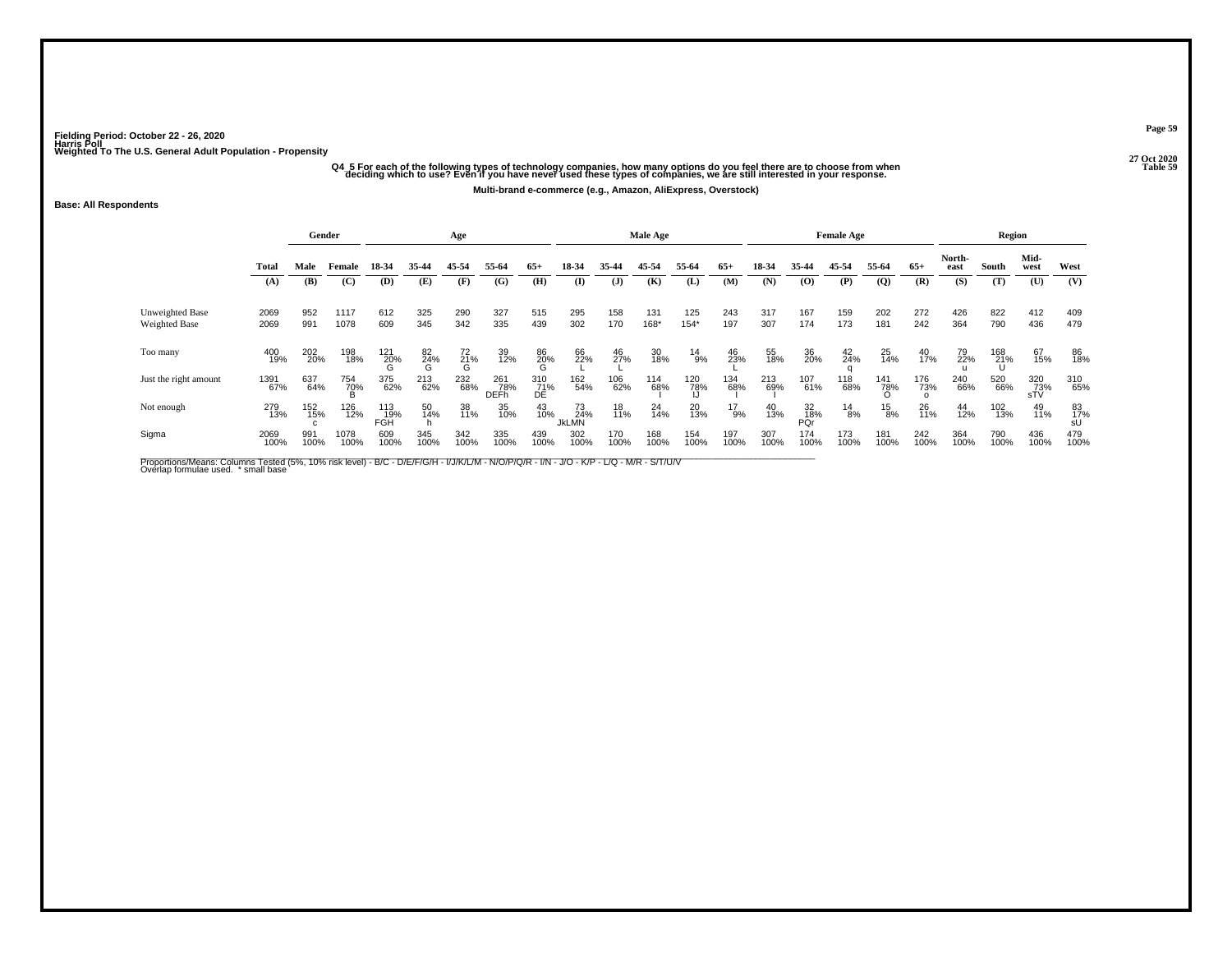Fielding Period: October 22 - 26, 2020
Harris Poll
Weighted To The U.S. General Adult Population - Propensity

27 Oct 2020
Table 59

Q4_5 For each of the following types of technology companies, how many options do you feel there are to choose from when deciding which to use? Even if you have never used these types of companies, we are still interested in your response.

Multi-brand e-commerce (e.g., Amazon, AliExpress, Overstock)

Base: All Respondents

| | Total | Gender | | Age | | | | | Male Age | | | | | Female Age | | | | | Region | | | |
|---|---|---|---|---|---|---|---|---|---|---|---|---|---|---|---|---|---|---|---|---|---|---|
| | Total | Male | Female | 18-34 | 35-44 | 45-54 | 55-64 | 65+ | 18-34 | 35-44 | 45-54 | 55-64 | 65+ | 18-34 | 35-44 | 45-54 | 55-64 | 65+ | North-east | South | Mid-west | West |
| | (A) | (B) | (C) | (D) | (E) | (F) | (G) | (H) | (I) | (J) | (K) | (L) | (M) | (N) | (O) | (P) | (Q) | (R) | (S) | (T) | (U) | (V) |
| Unweighted Base | 2069 | 952 | 1117 | 612 | 325 | 290 | 327 | 515 | 295 | 158 | 131 | 125 | 243 | 317 | 167 | 159 | 202 | 272 | 426 | 822 | 412 | 409 |
| Weighted Base | 2069 | 991 | 1078 | 609 | 345 | 342 | 335 | 439 | 302 | 170 | 168* | 154* | 197 | 307 | 174 | 173 | 181 | 242 | 364 | 790 | 436 | 479 |
| Too many | 400 19% | 202 20% | 198 18% | 121 20% G | 82 24% G | 72 21% G | 39 12% | 86 20% G | 66 22% L | 46 27% L | 30 18% | 14 9% | 46 23% L | 55 18% | 36 20% | 42 24% q | 25 14% | 40 17% | 79 22% u | 168 21% U | 67 15% | 86 18% |
| Just the right amount | 1391 67% | 637 64% | 754 70% B | 375 62% | 213 62% | 232 68% | 261 78% DEFh | 310 71% DE | 162 54% | 106 62% | 114 68% I | 120 78% IJ | 134 68% I | 213 69% I | 107 61% | 118 68% | 141 78% O | 176 73% o | 240 66% | 520 66% | 320 73% sTV | 310 65% |
| Not enough | 279 13% | 152 15% c | 126 12% | 113 19% FGH | 50 14% h | 38 11% | 35 10% | 43 10% | 73 24% JkLMN | 18 11% | 24 14% | 20 13% | 17 9% | 40 13% | 32 18% PQr | 14 8% | 15 8% | 26 11% | 44 12% | 102 13% | 49 11% | 83 17% sU |
| Sigma | 2069 100% | 991 100% | 1078 100% | 609 100% | 345 100% | 342 100% | 335 100% | 439 100% | 302 100% | 170 100% | 168 100% | 154 100% | 197 100% | 307 100% | 174 100% | 173 100% | 181 100% | 242 100% | 364 100% | 790 100% | 436 100% | 479 100% |

Proportions/Means: Columns Tested (5%, 10% risk level) - B/C - D/E/F/G/H - I/J/K/L/M - N/O/P/Q/R - I/N - J/O - K/P - L/Q - M/R - S/T/U/V
Overlap formulae used. * small base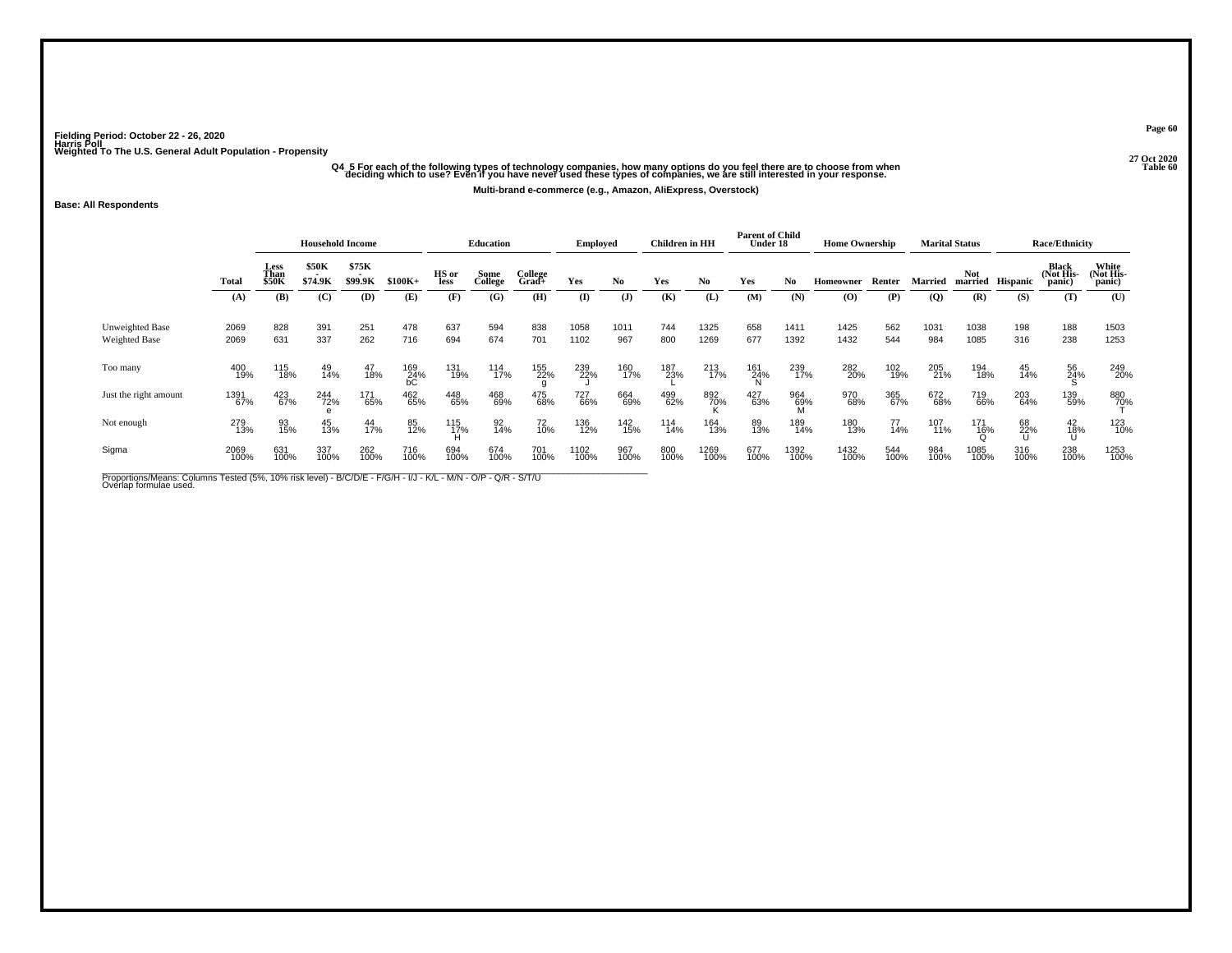Fielding Period: October 22 - 26, 2020
Harris Poll
Weighted To The U.S. General Adult Population - Propensity

27 Oct 2020
Table 60

Q4_5 For each of the following types of technology companies, how many options do you feel there are to choose from when deciding which to use? Even if you have never used these types of companies, we are still interested in your response.

Multi-brand e-commerce (e.g., Amazon, AliExpress, Overstock)

**Base: All Respondents**

| | | Household Income | | | | Education | | | Employed | | Children in HH | | Parent of Child Under 18 | | Home Ownership | | Marital Status | | Race/Ethnicity | | |
|---|---|---|---|---|---|---|---|---|---|---|---|---|---|---|---|---|---|---|---|---|---|
| | Total | Less Than $50K | $50K - $74.9K | $75K - $99.9K | $100K+ | HS or less | Some College | College Grad+ | Yes | No | Yes | No | Yes | No | Homeowner | Renter | Married | Not married | Hispanic | Black (Not His-panic) | White (Not His-panic) |
| | (A) | (B) | (C) | (D) | (E) | (F) | (G) | (H) | (I) | (J) | (K) | (L) | (M) | (N) | (O) | (P) | (Q) | (R) | (S) | (T) | (U) |
| Unweighted Base | 2069 | 828 | 391 | 251 | 478 | 637 | 594 | 838 | 1058 | 1011 | 744 | 1325 | 658 | 1411 | 1425 | 562 | 1031 | 1038 | 198 | 188 | 1503 |
| Weighted Base | 2069 | 631 | 337 | 262 | 716 | 694 | 674 | 701 | 1102 | 967 | 800 | 1269 | 677 | 1392 | 1432 | 544 | 984 | 1085 | 316 | 238 | 1253 |
| Too many | 400 19% | 115 18% | 49 14% | 47 18% | 169 24% bC | 131 19% | 114 17% | 155 22% g | 239 22% J | 160 17% | 187 23% L | 213 17% | 161 24% N | 239 17% | 282 20% | 102 19% | 205 21% | 194 18% | 45 14% | 56 24% S | 249 20% |
| Just the right amount | 1391 67% | 423 67% | 244 72% e | 171 65% | 462 65% | 448 65% | 468 69% | 475 68% | 727 66% | 664 69% | 499 62% | 892 70% K | 427 63% | 964 69% M | 970 68% | 365 67% | 672 68% | 719 66% | 203 64% | 139 59% | 880 70% T |
| Not enough | 279 13% | 93 15% | 45 13% | 44 17% | 85 12% | 115 17% H | 92 14% | 72 10% | 136 12% | 142 15% | 114 14% | 164 13% | 89 13% | 189 14% | 180 13% | 77 14% | 107 11% | 171 16% Q | 68 22% U | 42 18% U | 123 10% |
| Sigma | 2069 100% | 631 100% | 337 100% | 262 100% | 716 100% | 694 100% | 674 100% | 701 100% | 1102 100% | 967 100% | 800 100% | 1269 100% | 677 100% | 1392 100% | 1432 100% | 544 100% | 984 100% | 1085 100% | 316 100% | 238 100% | 1253 100% |

Proportions/Means: Columns Tested (5%, 10% risk level) - B/C/D/E - F/G/H - I/J - K/L - M/N - O/P - Q/R - S/T/U
Overlap formulae used.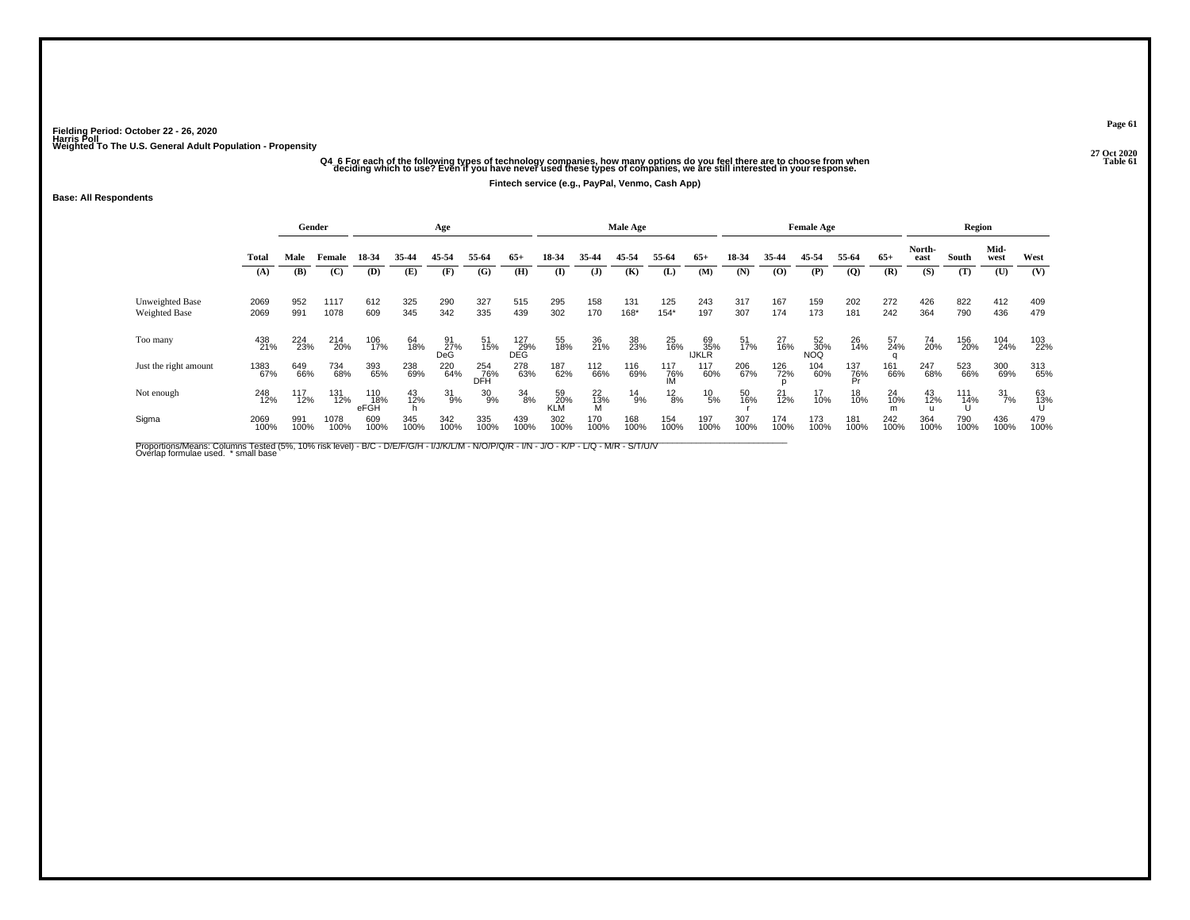Fielding Period: October 22 - 26, 2020
Harris Poll
Weighted To The U.S. General Adult Population - Propensity

27 Oct 2020
Table 61

Q4_6 For each of the following types of technology companies, how many options do you feel there are to choose from when deciding which to use? Even if you have never used these types of companies, we are still interested in your response.

Fintech service (e.g., PayPal, Venmo, Cash App)

**Base: All Respondents**

| | Total | Gender | | Age | | | | | Male Age | | | | | Female Age | | | | | Region | | | |
|---|---|---|---|---|---|---|---|---|---|---|---|---|---|---|---|---|---|---|---|---|---|---|
| | Total | Male | Female | 18-34 | 35-44 | 45-54 | 55-64 | 65+ | 18-34 | 35-44 | 45-54 | 55-64 | 65+ | 18-34 | 35-44 | 45-54 | 55-64 | 65+ | North-east | South | Mid-west | West |
| | (A) | (B) | (C) | (D) | (E) | (F) | (G) | (H) | (I) | (J) | (K) | (L) | (M) | (N) | (O) | (P) | (Q) | (R) | (S) | (T) | (U) | (V) |
| Unweighted Base | 2069 | 952 | 1117 | 612 | 325 | 290 | 327 | 515 | 295 | 158 | 131 | 125 | 243 | 317 | 167 | 159 | 202 | 272 | 426 | 822 | 412 | 409 |
| Weighted Base | 2069 | 991 | 1078 | 609 | 345 | 342 | 335 | 439 | 302 | 170 | 168* | 154* | 197 | 307 | 174 | 173 | 181 | 242 | 364 | 790 | 436 | 479 |
| Too many | 438 | 224 | 214 | 106 | 64 | 91 | 51 | 127 | 55 | 36 | 38 | 25 | 69 | 51 | 27 | 52 | 26 | 57 | 74 | 156 | 104 | 103 |
| | 21% | 23% | 20% | 17% | 18% | 27% | 15% | 29% | 18% | 21% | 23% | 16% | 35% | 17% | 16% | 30% | 14% | 24% | 20% | 20% | 24% | 22% |
| | | | | | | DeG | | DEG | | | | | IJKLR | | | NOQ | | q | | | | |
| Just the right amount | 1383 | 649 | 734 | 393 | 238 | 220 | 254 | 278 | 187 | 112 | 116 | 117 | 117 | 206 | 126 | 104 | 137 | 161 | 247 | 523 | 300 | 313 |
| | 67% | 66% | 68% | 65% | 69% | 64% | 76% | 63% | 62% | 66% | 69% | 76% | 60% | 67% | 72% | 60% | 76% | 66% | 68% | 66% | 69% | 65% |
| | | | | | | | DFH | | | | | IM | | | p | | Pr | | | | | |
| Not enough | 248 | 117 | 131 | 110 | 43 | 31 | 30 | 34 | 59 | 22 | 14 | 12 | 10 | 50 | 21 | 17 | 18 | 24 | 43 | 111 | 31 | 63 |
| | 12% | 12% | 12% | 18% | 12% | 9% | 9% | 8% | 20% | 13% | 9% | 8% | 5% | 16% | 12% | 10% | 10% | 10% | 12% | 14% | 7% | 13% |
| | | | | eFGH | h | | | | KLM | M | | | | r | | | | m | u | U | | U |
| Sigma | 2069 | 991 | 1078 | 609 | 345 | 342 | 335 | 439 | 302 | 170 | 168 | 154 | 197 | 307 | 174 | 173 | 181 | 242 | 364 | 790 | 436 | 479 |
| | 100% | 100% | 100% | 100% | 100% | 100% | 100% | 100% | 100% | 100% | 100% | 100% | 100% | 100% | 100% | 100% | 100% | 100% | 100% | 100% | 100% | 100% |

Proportions/Means: Columns Tested (5%, 10% risk level) - B/C - D/E/F/G/H - I/J/K/L/M - N/O/P/Q/R - I/N - J/O - K/P - L/Q - M/R - S/T/U/V
Overlap formulae used. * small base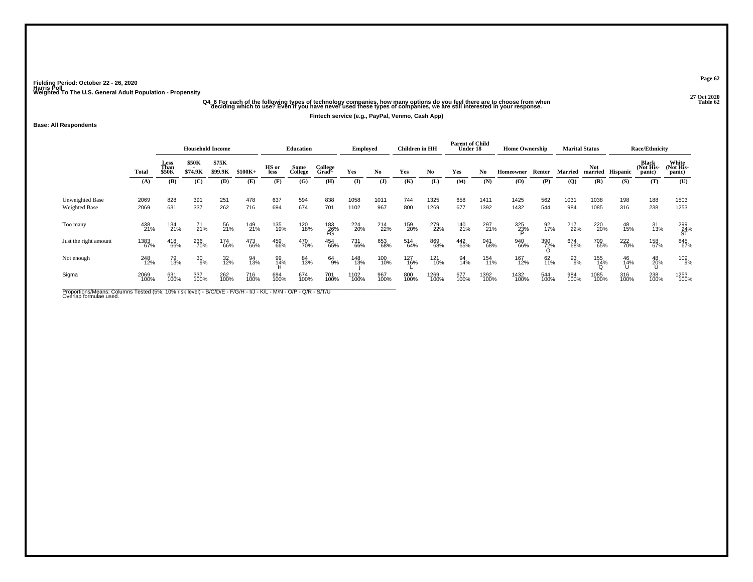Fielding Period: October 22 - 26, 2020
Harris Poll
Weighted To The U.S. General Adult Population - Propensity

27 Oct 2020
Table 62

Q4_6 For each of the following types of technology companies, how many options do you feel there are to choose from when deciding which to use? Even if you have never used these types of companies, we are still interested in your response.

Fintech service (e.g., PayPal, Venmo, Cash App)

Base: All Respondents

| | Total | Household Income | | | | Education | | | Employed | | Children in HH | | Parent of Child Under 18 | | Home Ownership | | Marital Status | | Race/Ethnicity | | |
|---|---|---|---|---|---|---|---|---|---|---|---|---|---|---|---|---|---|---|---|---|---|
| | Total | Less Than $50K | $50K - $74.9K | $75K - $99.9K | $100K+ | HS or less | Some College | College Grad+ | Yes | No | Yes | No | Yes | No | Homeowner | Renter | Married | Not married | Hispanic | Black (Not His-panic) | White (Not His-panic) |
| | (A) | (B) | (C) | (D) | (E) | (F) | (G) | (H) | (I) | (J) | (K) | (L) | (M) | (N) | (O) | (P) | (Q) | (R) | (S) | (T) | (U) |
| Unweighted Base | 2069 | 828 | 391 | 251 | 478 | 637 | 594 | 838 | 1058 | 1011 | 744 | 1325 | 658 | 1411 | 1425 | 562 | 1031 | 1038 | 198 | 188 | 1503 |
| Weighted Base | 2069 | 631 | 337 | 262 | 716 | 694 | 674 | 701 | 1102 | 967 | 800 | 1269 | 677 | 1392 | 1432 | 544 | 984 | 1085 | 316 | 238 | 1253 |
| Too many | 438 21% | 134 21% | 71 21% | 56 21% | 149 21% | 135 19% | 120 18% | 183 26% FG | 224 20% | 214 22% | 159 20% | 279 22% | 140 21% | 297 21% | 325 23% P | 92 17% | 217 22% | 220 20% | 48 15% | 31 13% | 299 24% ST |
| Just the right amount | 1383 67% | 418 66% | 236 70% | 174 66% | 473 66% | 459 66% | 470 70% | 454 65% | 731 66% | 653 68% | 514 64% | 869 68% | 442 65% | 941 68% | 940 66% | 390 72% O | 674 68% | 709 65% | 222 70% | 158 67% | 845 67% |
| Not enough | 248 12% | 79 13% | 30 9% | 32 12% | 94 13% | 99 14% H | 84 13% | 64 9% | 148 13% j | 100 10% | 127 16% L | 121 10% | 94 14% | 154 11% | 167 12% | 62 11% | 93 9% | 155 14% Q | 46 14% U | 48 20% U | 109 9% |
| Sigma | 2069 100% | 631 100% | 337 100% | 262 100% | 716 100% | 694 100% | 674 100% | 701 100% | 1102 100% | 967 100% | 800 100% | 1269 100% | 677 100% | 1392 100% | 1432 100% | 544 100% | 984 100% | 1085 100% | 316 100% | 238 100% | 1253 100% |

Proportions/Means: Columns Tested (5%, 10% risk level) - B/C/D/E - F/G/H - I/J - K/L - M/N - O/P - Q/R - S/T/U
Overlap formulae used.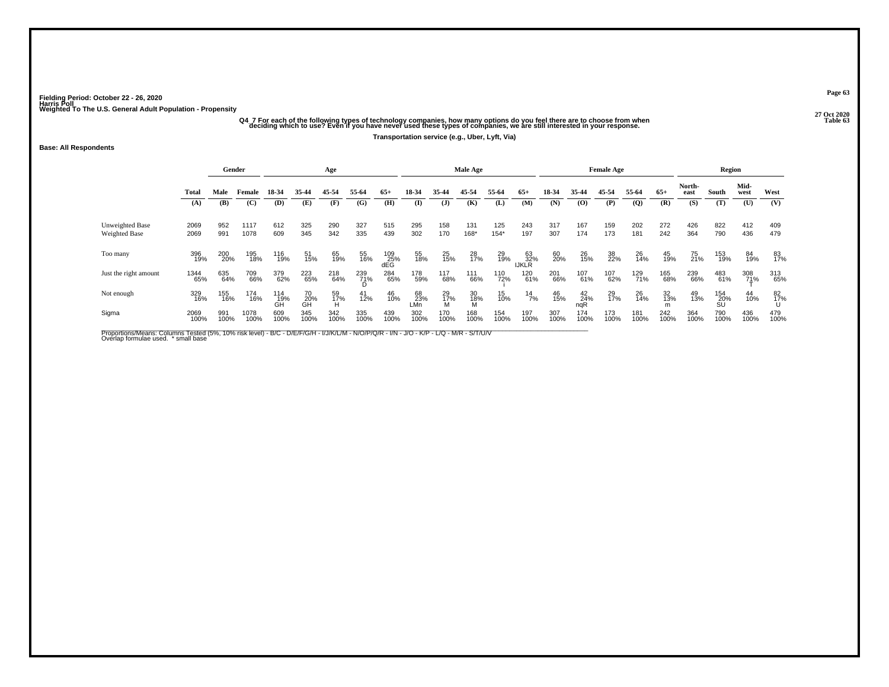Fielding Period: October 22 - 26, 2020
Harris Poll
Weighted To The U.S. General Adult Population - Propensity

27 Oct 2020
Table 63

Q4_7 For each of the following types of technology companies, how many options do you feel there are to choose from when deciding which to use? Even if you have never used these types of companies, we are still interested in your response.

Transportation service (e.g., Uber, Lyft, Via)

**Base: All Respondents**

| | | Gender | | Age | | | | | Male Age | | | | | Female Age | | | | | Region | | | |
|---|---|---|---|---|---|---|---|---|---|---|---|---|---|---|---|---|---|---|---|---|---|---|
| | Total | Male | Female | 18-34 | 35-44 | 45-54 | 55-64 | 65+ | 18-34 | 35-44 | 45-54 | 55-64 | 65+ | 18-34 | 35-44 | 45-54 | 55-64 | 65+ | North-east | South | Mid-west | West |
| | (A) | (B) | (C) | (D) | (E) | (F) | (G) | (H) | (I) | (J) | (K) | (L) | (M) | (N) | (O) | (P) | (Q) | (R) | (S) | (T) | (U) | (V) |
| Unweighted Base | 2069 | 952 | 1117 | 612 | 325 | 290 | 327 | 515 | 295 | 158 | 131 | 125 | 243 | 317 | 167 | 159 | 202 | 272 | 426 | 822 | 412 | 409 |
| Weighted Base | 2069 | 991 | 1078 | 609 | 345 | 342 | 335 | 439 | 302 | 170 | 168* | 154* | 197 | 307 | 174 | 173 | 181 | 242 | 364 | 790 | 436 | 479 |
| Too many | 396 19% | 200 20% | 195 18% | 116 19% | 51 15% | 65 19% | 55 16% | 109 25% dEG | 55 18% | 25 15% | 28 17% | 29 19% | 63 32% IJKLR | 60 20% | 26 15% | 38 22% | 26 14% | 45 19% | 75 21% | 153 19% | 84 19% | 83 17% |
| Just the right amount | 1344 65% | 635 64% | 709 66% | 379 62% | 223 65% | 218 64% | 239 71% D | 284 65% | 178 59% | 117 68% | 111 66% | 110 72% i | 120 61% | 201 66% | 107 61% | 107 62% | 129 71% | 165 68% | 239 66% | 483 61% | 308 71% T | 313 65% |
| Not enough | 329 16% | 155 16% | 174 16% | 114 19% GH | 70 20% GH | 59 17% H | 41 12% | 46 10% | 68 23% LMn | 29 17% M | 30 18% M | 15 10% | 14 7% | 46 15% | 42 24% nqR | 29 17% | 26 14% | 32 13% m | 49 13% | 154 20% SU | 44 10% | 82 17% U |
| Sigma | 2069 100% | 991 100% | 1078 100% | 609 100% | 345 100% | 342 100% | 335 100% | 439 100% | 302 100% | 170 100% | 168 100% | 154 100% | 197 100% | 307 100% | 174 100% | 173 100% | 181 100% | 242 100% | 364 100% | 790 100% | 436 100% | 479 100% |

Proportions/Means: Columns Tested (5%, 10% risk level) - B/C - D/E/F/G/H - I/J/K/L/M - N/O/P/Q/R - I/N - J/O - K/P - L/Q - M/R - S/T/U/V
Overlap formulae used. * small base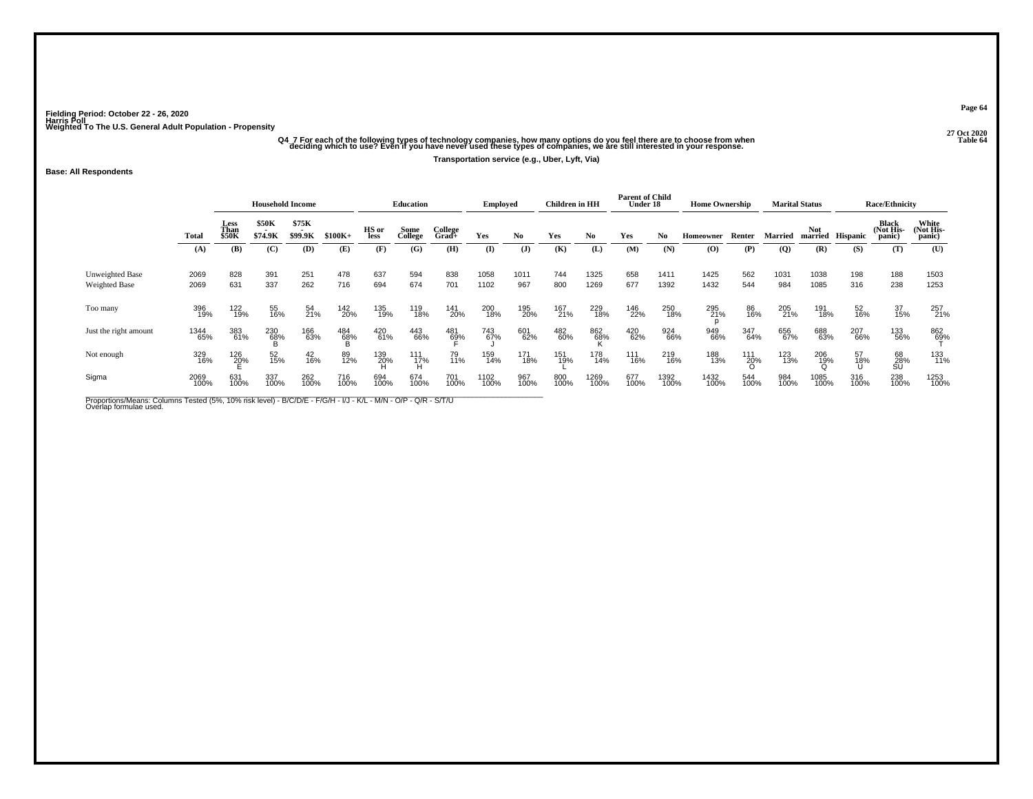Fielding Period: October 22 - 26, 2020
Harris Poll
Weighted To The U.S. General Adult Population - Propensity

27 Oct 2020
Table 64

Q4_7 For each of the following types of technology companies, how many options do you feel there are to choose from when deciding which to use? Even if you have never used these types of companies, we are still interested in your response.

Transportation service (e.g., Uber, Lyft, Via)

**Base: All Respondents**

| | Total | Household Income | | | | Education | | | Employed | | Children in HH | | Parent of Child Under 18 | | Home Ownership | | Marital Status | | Race/Ethnicity | | |
|---|---|---|---|---|---|---|---|---|---|---|---|---|---|---|---|---|---|---|---|---|---|
| | | Less Than $50K | $50K - $74.9K | $75K - $99.9K | $100K+ | HS or less | Some College | College Grad+ | Yes | No | Yes | No | Yes | No | Homeowner | Renter | Married | Not married | Hispanic | Black (Not Hispanic) | White (Not Hispanic) |
| | (A) | (B) | (C) | (D) | (E) | (F) | (G) | (H) | (I) | (J) | (K) | (L) | (M) | (N) | (O) | (P) | (Q) | (R) | (S) | (T) | (U) |
| Unweighted Base | 2069 | 828 | 391 | 251 | 478 | 637 | 594 | 838 | 1058 | 1011 | 744 | 1325 | 658 | 1411 | 1425 | 562 | 1031 | 1038 | 198 | 188 | 1503 |
| Weighted Base | 2069 | 631 | 337 | 262 | 716 | 694 | 674 | 701 | 1102 | 967 | 800 | 1269 | 677 | 1392 | 1432 | 544 | 984 | 1085 | 316 | 238 | 1253 |
| Too many | 396 19% | 122 19% | 55 16% | 54 21% | 142 20% | 135 19% | 119 18% | 141 20% | 200 18% | 195 20% | 167 21% | 229 18% | 146 22% | 250 18% | 295 21% p | 86 16% | 205 21% | 191 18% | 52 16% | 37 15% | 257 21% |
| Just the right amount | 1344 65% | 383 61% | 230 68% B | 166 63% | 484 68% B | 420 61% | 443 66% | 481 69% F | 743 67% J | 601 62% | 482 60% | 862 68% K | 420 62% | 924 66% | 949 66% | 347 64% | 656 67% | 688 63% | 207 66% | 133 56% | 862 69% T |
| Not enough | 329 16% | 126 20% E | 52 15% | 42 16% | 89 12% | 139 20% H | 111 17% H | 79 11% | 159 14% | 171 18% | 151 19% L | 178 14% | 111 16% | 219 16% | 188 13% | 111 20% O | 123 13% | 206 19% Q | 57 18% U | 68 28% SU | 133 11% |
| Sigma | 2069 100% | 631 100% | 337 100% | 262 100% | 716 100% | 694 100% | 674 100% | 701 100% | 1102 100% | 967 100% | 800 100% | 1269 100% | 677 100% | 1392 100% | 1432 100% | 544 100% | 984 100% | 1085 100% | 316 100% | 238 100% | 1253 100% |

Proportions/Means: Columns Tested (5%, 10% risk level) - B/C/D/E - F/G/H - I/J - K/L - M/N - O/P - Q/R - S/T/U
Overlap formulae used.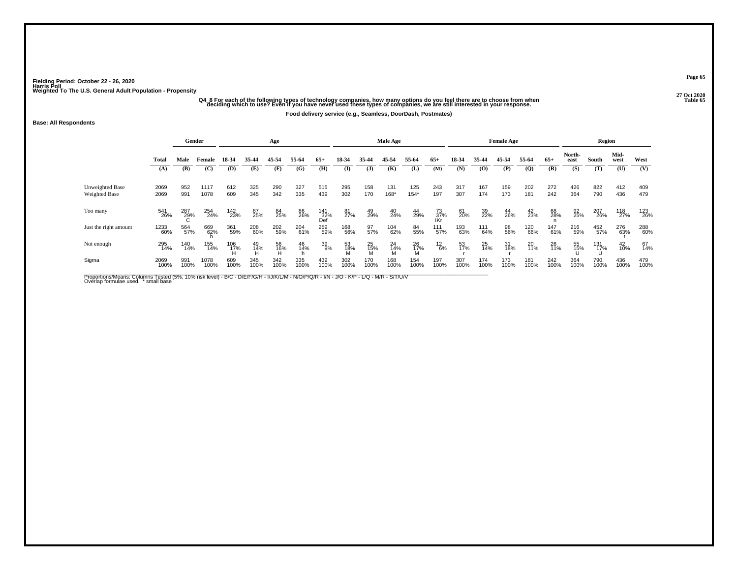Fielding Period: October 22 - 26, 2020
Harris Poll
Weighted To The U.S. General Adult Population - Propensity

27 Oct 2020
Table 65

**Q4_8 For each of the following types of technology companies, how many options do you feel there are to choose from when deciding which to use? Even if you have never used these types of companies, we are still interested in your response.**

**Food delivery service (e.g., Seamless, DoorDash, Postmates)**

**Base: All Respondents**

| | Total | Gender | | Age | | | | | Male Age | | | | | Female Age | | | | | Region | | | |
|---|---|---|---|---|---|---|---|---|---|---|---|---|---|---|---|---|---|---|---|---|---|---|
| | | Male | Female | 18-34 | 35-44 | 45-54 | 55-64 | 65+ | 18-34 | 35-44 | 45-54 | 55-64 | 65+ | 18-34 | 35-44 | 45-54 | 55-64 | 65+ | North-east | South | Mid-west | West |
| | (A) | (B) | (C) | (D) | (E) | (F) | (G) | (H) | (I) | (J) | (K) | (L) | (M) | (N) | (O) | (P) | (Q) | (R) | (S) | (T) | (U) | (V) |
| Unweighted Base | 2069 | 952 | 1117 | 612 | 325 | 290 | 327 | 515 | 295 | 158 | 131 | 125 | 243 | 317 | 167 | 159 | 202 | 272 | 426 | 822 | 412 | 409 |
| Weighted Base | 2069 | 991 | 1078 | 609 | 345 | 342 | 335 | 439 | 302 | 170 | 168* | 154* | 197 | 307 | 174 | 173 | 181 | 242 | 364 | 790 | 436 | 479 |
| Too many | 541 26% | 287 29% C | 254 24% | 142 23% | 87 25% | 84 25% | 86 26% | 141 32% Def | 81 27% | 49 29% | 40 24% | 44 29% | 73 37% IKr | 61 20% | 39 22% | 44 26% | 42 23% | 68 28% n | 92 25% | 207 26% | 118 27% | 123 26% |
| Just the right amount | 1233 60% | 564 57% | 669 62% b | 361 59% | 208 60% | 202 59% | 204 61% | 259 59% | 168 56% | 97 57% | 104 62% | 84 55% | 111 57% | 193 63% | 111 64% | 98 56% | 120 66% | 147 61% | 216 59% | 452 57% | 276 63% t | 288 60% |
| Not enough | 295 14% | 140 14% | 155 14% | 106 17% H | 49 14% H | 56 16% H | 46 14% h | 39 9% | 53 18% M | 25 15% M | 24 14% M | 26 17% M | 12 6% | 53 17% r | 25 14% | 31 18% r | 20 11% | 26 11% | 55 15% U | 131 17% U | 42 10% | 67 14% |
| Sigma | 2069 100% | 991 100% | 1078 100% | 609 100% | 345 100% | 342 100% | 335 100% | 439 100% | 302 100% | 170 100% | 168 100% | 154 100% | 197 100% | 307 100% | 174 100% | 173 100% | 181 100% | 242 100% | 364 100% | 790 100% | 436 100% | 479 100% |

Proportions/Means: Columns Tested (5%, 10% risk level) - B/C - D/E/F/G/H - I/J/K/L/M - N/O/P/Q/R - I/N - J/O - K/P - L/Q - M/R - S/T/U/V
Overlap formulae used. * small base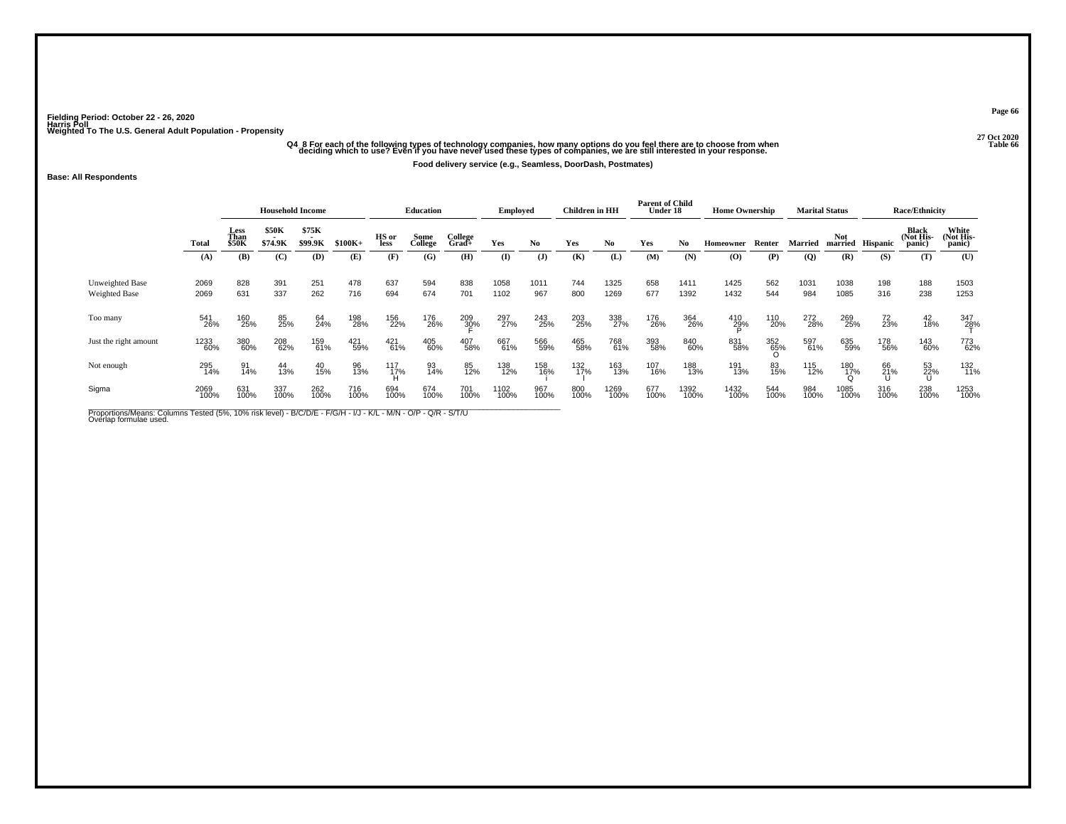Fielding Period: October 22 - 26, 2020
Harris Poll
Weighted To The U.S. General Adult Population - Propensity

27 Oct 2020
Table 66

Q4_8 For each of the following types of technology companies, how many options do you feel there are to choose from when deciding which to use? Even if you have never used these types of companies, we are still interested in your response.

Food delivery service (e.g., Seamless, DoorDash, Postmates)

Base: All Respondents

| | Total | Household Income | | | | Education | | | Employed | | Children in HH | | Parent of Child Under 18 | | Home Ownership | | Marital Status | | Race/Ethnicity | | |
|---|---|---|---|---|---|---|---|---|---|---|---|---|---|---|---|---|---|---|---|---|---|
| | Total | Less Than $50K | $50K - $74.9K | $75K - $99.9K | $100K+ | HS or less | Some College | College Grad+ | Yes | No | Yes | No | Yes | No | Homeowner | Renter | Married | Not married | Hispanic | Black (Not Hispanic) | White (Not Hispanic) |
| | (A) | (B) | (C) | (D) | (E) | (F) | (G) | (H) | (I) | (J) | (K) | (L) | (M) | (N) | (O) | (P) | (Q) | (R) | (S) | (T) | (U) |
| Unweighted Base | 2069 | 828 | 391 | 251 | 478 | 637 | 594 | 838 | 1058 | 1011 | 744 | 1325 | 658 | 1411 | 1425 | 562 | 1031 | 1038 | 198 | 188 | 1503 |
| Weighted Base | 2069 | 631 | 337 | 262 | 716 | 694 | 674 | 701 | 1102 | 967 | 800 | 1269 | 677 | 1392 | 1432 | 544 | 984 | 1085 | 316 | 238 | 1253 |
| Too many | 541 26% | 160 25% | 85 25% | 64 24% | 198 28% | 156 22% | 176 26% | 209 30% F | 297 27% | 243 25% | 203 25% | 338 27% | 176 26% | 364 26% | 410 29% P | 110 20% | 272 28% | 269 25% | 72 23% | 42 18% | 347 28% T |
| Just the right amount | 1233 60% | 380 60% | 208 62% | 159 61% | 421 59% | 421 61% | 405 60% | 407 58% | 667 61% | 566 59% | 465 58% | 768 61% | 393 58% | 840 60% | 831 58% | 352 65% O | 597 61% | 635 59% | 178 56% | 143 60% | 773 62% |
| Not enough | 295 14% | 91 14% | 44 13% | 40 15% | 96 13% | 117 17% H | 93 14% | 85 12% | 138 12% | 158 16% I | 132 17% I | 163 13% | 107 16% | 188 13% | 191 13% | 83 15% | 115 12% | 180 17% Q | 66 21% U | 53 22% U | 132 11% |
| Sigma | 2069 100% | 631 100% | 337 100% | 262 100% | 716 100% | 694 100% | 674 100% | 701 100% | 1102 100% | 967 100% | 800 100% | 1269 100% | 677 100% | 1392 100% | 1432 100% | 544 100% | 984 100% | 1085 100% | 316 100% | 238 100% | 1253 100% |

Proportions/Means: Columns Tested (5%, 10% risk level) - B/C/D/E - F/G/H - I/J - K/L - M/N - O/P - Q/R - S/T/U
Overlap formulae used.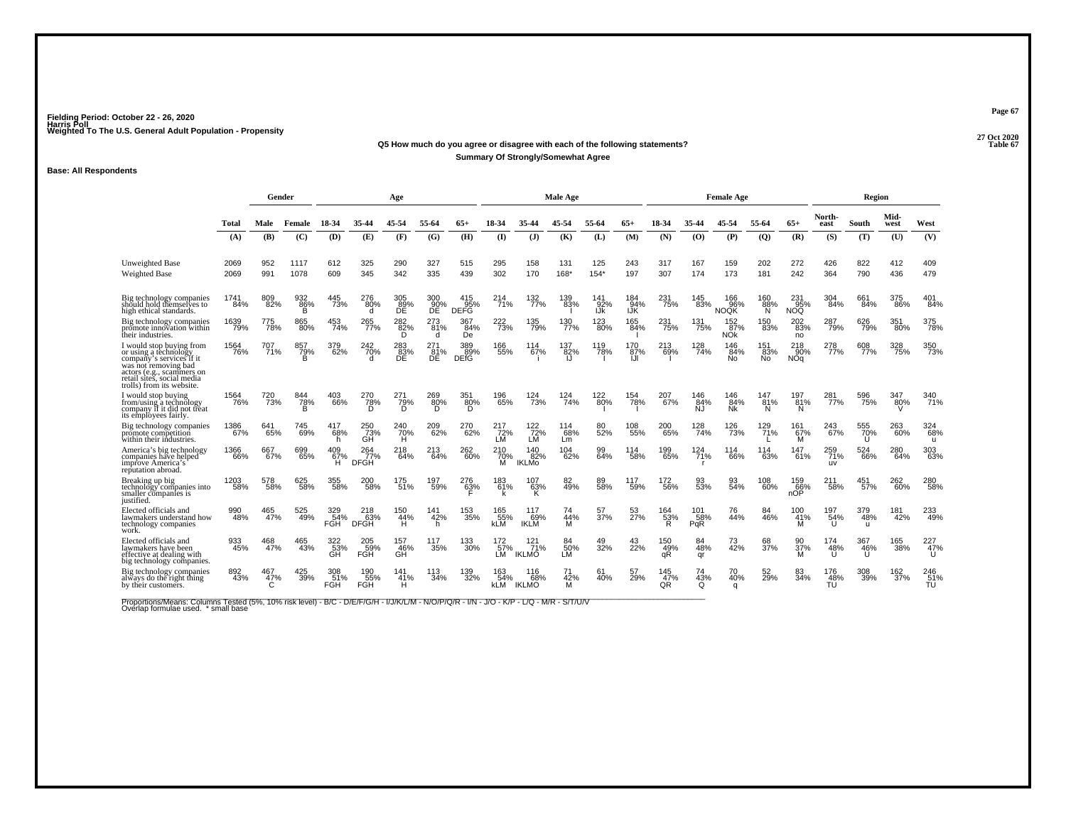Fielding Period: October 22 - 26, 2020
Harris Poll
Weighted To The U.S. General Adult Population - Propensity

27 Oct 2020
Table 67

**Q5 How much do you agree or disagree with each of the following statements?**
**Summary Of Strongly/Somewhat Agree**

**Base: All Respondents**

| | Total | Gender | | Age | | | | | Male Age | | | | | Female Age | | | | | Region | | | |
|---|---|---|---|---|---|---|---|---|---|---|---|---|---|---|---|---|---|---|---|---|---|---|
| | | Male | Female | 18-34 | 35-44 | 45-54 | 55-64 | 65+ | 18-34 | 35-44 | 45-54 | 55-64 | 65+ | 18-34 | 35-44 | 45-54 | 55-64 | 65+ | North-east | South | Mid-west | West |
| | (A) | (B) | (C) | (D) | (E) | (F) | (G) | (H) | (I) | (J) | (K) | (L) | (M) | (N) | (O) | (P) | (Q) | (R) | (S) | (T) | (U) | (V) |
| Unweighted Base | 2069 | 952 | 1117 | 612 | 325 | 290 | 327 | 515 | 295 | 158 | 131 | 125 | 243 | 317 | 167 | 159 | 202 | 272 | 426 | 822 | 412 | 409 |
| Weighted Base | 2069 | 991 | 1078 | 609 | 345 | 342 | 335 | 439 | 302 | 170 | 168* | 154* | 197 | 307 | 174 | 173 | 181 | 242 | 364 | 790 | 436 | 479 |
| Big technology companies should hold themselves to high ethical standards. | 1741 84% | 809 82% | 932 86% B | 445 73% | 276 80% d | 305 89% DE | 300 90% DE | 415 95% DEFG | 214 71% | 132 77% | 139 83% I | 141 92% IJk | 184 94% IJK | 231 75% | 145 83% | 166 96% NOQK | 160 88% N | 231 95% NOQ | 304 84% | 661 84% | 375 86% | 401 84% |
| Big technology companies promote innovation within their industries. | 1639 79% | 775 78% | 865 80% | 453 74% | 265 77% | 282 82% D | 273 81% d | 367 84% De | 222 73% | 135 79% | 130 77% | 123 80% | 165 84% I | 231 75% | 131 75% | 152 87% NOk | 150 83% | 202 83% no | 287 79% | 626 79% | 351 80% | 375 78% |
| I would stop buying from or using a technology company's services if it was not removing bad actors (e.g., scammers on retail sites, social media trolls) from its website. | 1564 76% | 707 71% | 857 79% B | 379 62% | 242 70% d | 283 83% DE | 271 81% DE | 389 89% DEfG | 166 55% | 114 67% i | 137 82% IJ | 119 78% I | 170 87% IJl | 213 69% I | 128 74% | 146 84% No | 151 83% No | 218 90% NOq | 278 77% | 608 77% | 328 75% | 350 73% |
| I would stop buying from/using a technology company if it did not treat its employees fairly. | 1564 76% | 720 73% | 844 78% B | 403 66% | 270 78% D | 271 79% D | 269 80% D | 351 80% D | 196 65% | 124 73% | 124 74% | 122 80% I | 154 78% I | 207 67% | 146 84% NJ | 146 84% Nk | 147 81% N | 197 81% N | 281 77% | 596 75% | 347 80% V | 340 71% |
| Big technology companies promote competition within their industries. | 1386 67% | 641 65% | 745 69% | 417 68% h | 250 73% GH | 240 70% H | 209 62% | 270 62% | 217 72% LM | 122 72% LM | 114 68% Lm | 80 52% | 108 55% | 200 65% | 128 74% | 126 73% | 129 71% L | 161 67% M | 243 67% | 555 70% U | 263 60% | 324 68% u |
| America's big technology companies have helped improve America's reputation abroad. | 1366 66% | 667 67% | 699 65% | 409 67% H | 264 77% DFGH | 218 64% | 213 64% | 262 60% | 210 70% M | 140 82% IKLMo | 104 62% | 99 64% | 114 58% | 199 65% | 124 71% r | 114 66% | 114 63% | 147 61% | 259 71% uv | 524 66% | 280 64% | 303 63% |
| Breaking up big technology companies into smaller companies is justified. | 1203 58% | 578 58% | 625 58% | 355 58% | 200 58% | 175 51% | 197 59% | 276 63% F | 183 61% k | 107 63% K | 82 49% | 89 58% | 117 59% | 172 56% | 93 53% | 93 54% | 108 60% | 159 66% nOP | 211 58% | 451 57% | 262 60% | 280 58% |
| Elected officials and lawmakers understand how technology companies work. | 990 48% | 465 47% | 525 49% | 329 54% FGH | 218 63% DFGH | 150 44% H | 141 42% h | 153 35% | 165 55% kLM | 117 69% IKLM | 74 44% M | 57 37% | 53 27% | 164 53% R | 101 58% PqR | 76 44% | 84 46% | 100 41% M | 197 54% U | 379 48% u | 181 42% | 233 49% |
| Elected officials and lawmakers have been effective at dealing with big technology companies. | 933 45% | 468 47% | 465 43% | 322 53% GH | 205 59% FGH | 157 46% GH | 117 35% | 133 30% | 172 57% LM | 121 71% IKLMO | 84 50% LM | 49 32% | 43 22% | 150 49% qR | 84 48% qr | 73 42% | 68 37% | 90 37% M | 174 48% U | 367 46% U | 165 38% | 227 47% U |
| Big technology companies always do the right thing by their customers. | 892 43% | 467 47% C | 425 39% | 308 51% FGH | 190 55% FGH | 141 41% H | 113 34% | 139 32% | 163 54% kLM | 116 68% IKLMO | 71 42% M | 61 40% | 57 29% | 145 47% QR | 74 43% Q | 70 40% q | 52 29% | 83 34% | 176 48% TU | 308 39% | 162 37% | 246 51% TU |

Proportions/Means: Columns Tested (5%, 10% risk level) - B/C - D/E/F/G/H - I/J/K/L/M - N/O/P/Q/R - I/N - J/O - K/P - L/Q - M/R - S/T/U/V
Overlap formulae used. * small base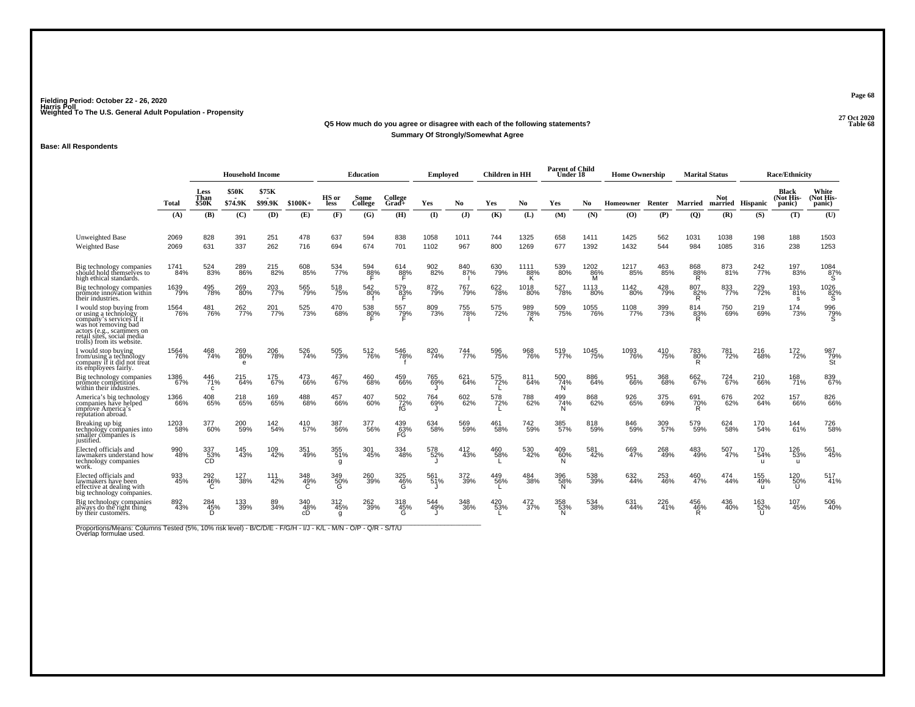Fielding Period: October 22 - 26, 2020
Harris Poll
Weighted To The U.S. General Adult Population - Propensity

27 Oct 2020
Table 68

**Q5 How much do you agree or disagree with each of the following statements?**
**Summary Of Strongly/Somewhat Agree**

**Base: All Respondents**

| | Total | Household Income | | | | Education | | | Employed | | Children in HH | | Parent of Child Under 18 | | Home Ownership | | Marital Status | | Race/Ethnicity | | |
|---|---|---|---|---|---|---|---|---|---|---|---|---|---|---|---|---|---|---|---|---|---|
| | | Less Than $50K | $50K - $74.9K | $75K - $99.9K | $100K+ | HS or less | Some College | College Grad+ | Yes | No | Yes | No | Yes | No | Homeowner | Renter | Married | Not married | Hispanic | Black (Not Hispanic) | White (Not Hispanic) |
| | (A) | (B) | (C) | (D) | (E) | (F) | (G) | (H) | (I) | (J) | (K) | (L) | (M) | (N) | (O) | (P) | (Q) | (R) | (S) | (T) | (U) |
| Unweighted Base | 2069 | 828 | 391 | 251 | 478 | 637 | 594 | 838 | 1058 | 1011 | 744 | 1325 | 658 | 1411 | 1425 | 562 | 1031 | 1038 | 198 | 188 | 1503 |
| Weighted Base | 2069 | 631 | 337 | 262 | 716 | 694 | 674 | 701 | 1102 | 967 | 800 | 1269 | 677 | 1392 | 1432 | 544 | 984 | 1085 | 316 | 238 | 1253 |
| Big technology companies should hold themselves to high ethical standards. | 1741 84% | 524 83% | 289 86% | 215 82% | 608 85% | 534 77% | 594 88% F | 614 88% F | 902 82% | 840 87% I | 630 79% | 1111 88% K | 539 80% | 1202 86% M | 1217 85% | 463 85% | 868 88% R | 873 81% | 242 77% | 197 83% | 1084 87% S |
| Big technology companies promote innovation within their industries. | 1639 79% | 495 78% | 269 80% | 203 77% | 565 79% | 518 75% | 542 80% f | 579 83% F | 872 79% | 767 79% | 622 78% | 1018 80% | 527 78% | 1113 80% | 1142 80% | 428 79% | 807 82% R | 833 77% | 229 72% | 193 81% s | 1026 82% S |
| I would stop buying from or using a technology company's services if it was not removing bad actors (e.g., scammers on retail sites, social media trolls) from its website. | 1564 76% | 481 76% | 262 77% | 201 77% | 525 73% | 470 68% | 538 80% F | 557 79% F | 809 73% | 755 78% I | 575 72% | 989 78% K | 509 75% | 1055 76% | 1108 77% | 399 73% | 814 83% R | 750 69% | 219 69% | 174 73% | 996 79% S |
| I would stop buying from/using a technology company if it did not treat its employees fairly. | 1564 76% | 468 74% | 269 80% e | 206 78% | 526 74% | 505 73% | 512 76% | 546 78% f | 820 74% | 744 77% | 596 75% | 968 76% | 519 77% | 1045 75% | 1093 76% | 410 75% | 783 80% R | 781 72% | 216 68% | 172 72% | 987 79% St |
| Big technology companies promote competition within their industries. | 1386 67% | 446 71% c | 215 64% | 175 67% | 473 66% | 467 67% | 460 68% | 459 66% | 765 69% J | 621 64% | 575 72% L | 811 64% | 500 74% N | 886 64% | 951 66% | 368 68% | 662 67% | 724 67% | 210 66% | 168 71% | 839 67% |
| America's big technology companies have helped improve America's reputation abroad. | 1366 66% | 408 65% | 218 65% | 169 65% | 488 68% | 457 66% | 407 60% | 502 72% fG | 764 69% J | 602 62% | 578 72% L | 788 62% | 499 74% N | 868 62% | 926 65% | 375 69% | 691 70% R | 676 62% | 202 64% | 157 66% | 826 66% |
| Breaking up big technology companies into smaller companies is justified. | 1203 58% | 377 60% | 200 59% | 142 54% | 410 57% | 387 56% | 377 56% | 439 63% FG | 634 58% | 569 59% | 461 58% | 742 59% | 385 57% | 818 59% | 846 59% | 309 57% | 579 59% | 624 58% | 170 54% | 144 61% | 726 58% |
| Elected officials and lawmakers understand how technology companies work. | 990 48% | 337 53% CD | 145 43% | 109 42% | 351 49% | 355 51% g | 301 45% | 334 48% | 578 52% J | 412 43% | 460 58% L | 530 42% | 409 60% N | 581 42% | 669 47% | 268 49% | 483 49% | 507 47% | 170 54% u | 126 53% u | 561 45% |
| Elected officials and lawmakers have been effective at dealing with big technology companies. | 933 45% | 292 46% C | 127 38% | 111 42% | 348 49% C | 349 50% G | 260 39% | 325 46% G | 561 51% J | 372 39% | 449 56% L | 484 38% | 396 58% N | 538 39% | 632 44% | 253 46% | 460 47% | 474 44% | 155 49% u | 120 50% U | 517 41% |
| Big technology companies always do the right thing by their customers. | 892 43% | 284 45% D | 133 39% | 89 34% | 340 48% cD | 312 45% g | 262 39% | 318 45% G | 544 49% J | 348 36% | 420 53% L | 472 37% | 358 53% N | 534 38% | 631 44% | 226 41% | 456 46% R | 436 40% | 163 52% U | 107 45% | 506 40% |

Proportions/Means: Columns Tested (5%, 10% risk level) - B/C/D/E - F/G/H - I/J - K/L - M/N - O/P - Q/R - S/T/U
Overlap formulae used.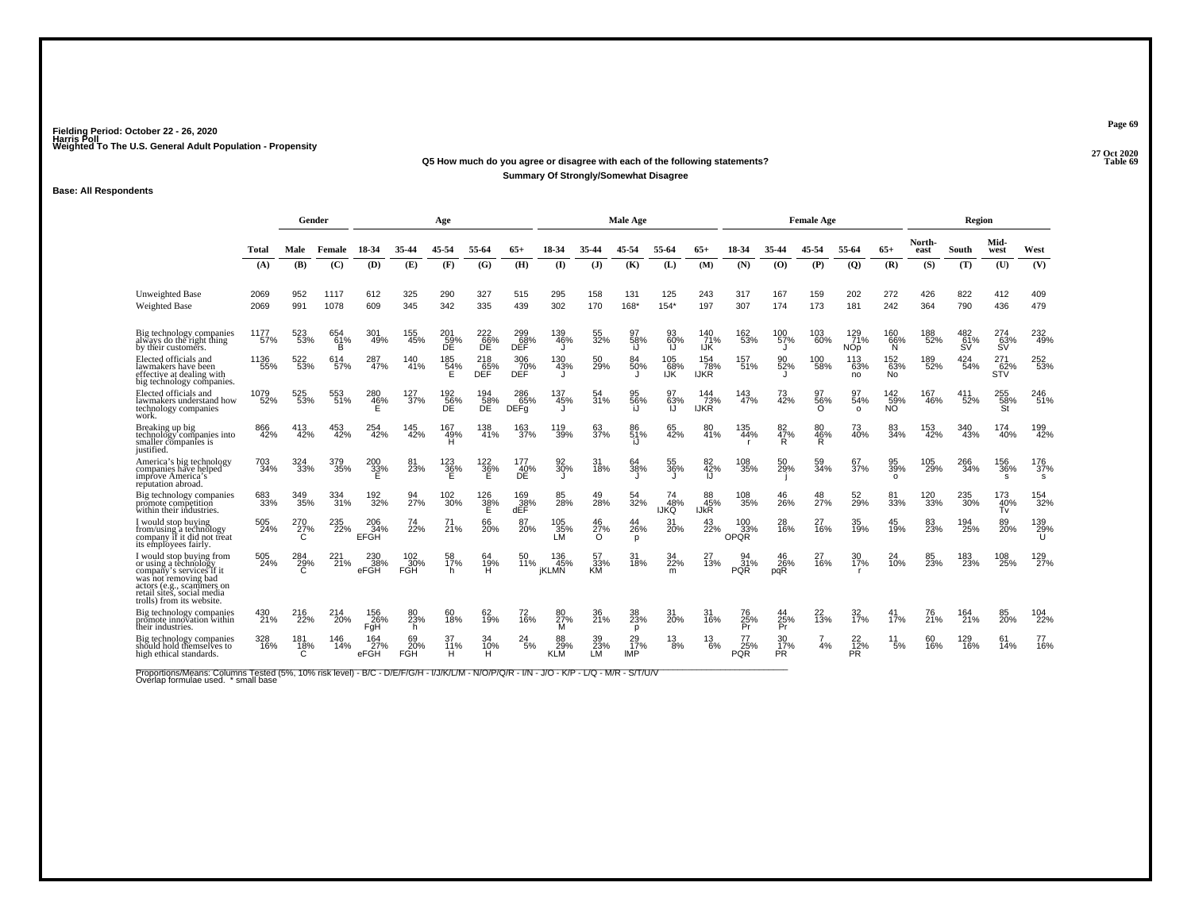Fielding Period: October 22 - 26, 2020
Harris Poll
Weighted To The U.S. General Adult Population - Propensity

27 Oct 2020
Table 69

**Q5 How much do you agree or disagree with each of the following statements?**
**Summary Of Strongly/Somewhat Disagree**

**Base: All Respondents**

| | Total | Gender | | Age | | | | | Male Age | | | | | Female Age | | | | | Region | | | |
|---|---|---|---|---|---|---|---|---|---|---|---|---|---|---|---|---|---|---|---|---|---|---|
| | | Male | Female | 18-34 | 35-44 | 45-54 | 55-64 | 65+ | 18-34 | 35-44 | 45-54 | 55-64 | 65+ | 18-34 | 35-44 | 45-54 | 55-64 | 65+ | North-east | South | Mid-west | West |
| | (A) | (B) | (C) | (D) | (E) | (F) | (G) | (H) | (I) | (J) | (K) | (L) | (M) | (N) | (O) | (P) | (Q) | (R) | (S) | (T) | (U) | (V) |
| Unweighted Base | 2069 | 952 | 1117 | 612 | 325 | 290 | 327 | 515 | 295 | 158 | 131 | 125 | 243 | 317 | 167 | 159 | 202 | 272 | 426 | 822 | 412 | 409 |
| Weighted Base | 2069 | 991 | 1078 | 609 | 345 | 342 | 335 | 439 | 302 | 170 | 168* | 154* | 197 | 307 | 174 | 173 | 181 | 242 | 364 | 790 | 436 | 479 |
| Big technology companies always do the right thing by their customers. | 1177 57% | 523 53% | 654 61% B | 301 49% | 155 45% | 201 59% DE | 222 66% DE | 299 68% DEF | 139 46% J | 55 32% | 97 58% iJ | 93 60% IJ | 140 71% IJK | 162 53% | 100 57% J | 103 60% | 129 71% NOp | 160 66% N | 188 52% | 482 61% SV | 274 63% SV | 232 49% |
| Elected officials and lawmakers have been effective at dealing with big technology companies. | 1136 55% | 522 53% | 614 57% | 287 47% | 140 41% | 185 54% E | 218 65% DEF | 306 70% DEF | 130 43% J | 50 29% | 84 50% J | 105 68% IJK | 154 78% IJKR | 157 51% | 90 52% J | 100 58% | 113 63% no | 152 63% No | 189 52% | 424 54% | 271 62% STV | 252 53% |
| Elected officials and lawmakers understand how technology companies work. | 1079 52% | 525 53% | 553 51% | 280 46% E | 127 37% | 192 56% DE | 194 58% DE | 286 65% DEFg | 137 45% J | 54 31% | 95 56% iJ | 97 63% IJ | 144 73% IJKR | 143 47% | 73 42% | 97 56% O | 97 54% o | 142 59% NO | 167 46% | 411 52% | 255 58% St | 246 51% |
| Breaking up big technology companies into smaller companies is justified. | 866 42% | 413 42% | 453 42% | 254 42% | 145 42% | 167 49% H | 138 41% | 163 37% | 119 39% | 63 37% | 86 51% iJ | 65 42% | 80 41% | 135 44% r | 82 47% R | 80 46% R | 73 40% | 83 34% | 153 42% | 340 43% | 174 40% | 199 42% |
| America's big technology companies have helped improve America's reputation abroad. | 703 34% | 324 33% | 379 35% | 200 33% E | 81 23% | 123 36% E | 122 36% E | 177 40% DE | 92 30% J | 31 18% | 64 38% J | 55 36% J | 82 42% IJ | 108 35% | 50 29% j | 59 34% | 67 37% | 95 39% o | 105 29% | 266 34% | 156 36% s | 176 37% s |
| Big technology companies promote competition within their industries. | 683 33% | 349 35% | 334 31% | 192 32% | 94 27% | 102 30% | 126 38% E | 169 38% dEF | 85 28% | 49 28% | 54 32% | 74 48% IJKQ | 88 45% IJkR | 108 35% | 46 26% | 48 27% | 52 29% | 81 33% | 120 33% | 235 30% | 173 40% Tv | 154 32% |
| I would stop buying from/using a technology company if it did not treat its employees fairly. | 505 24% | 270 27% C | 235 22% | 206 34% EFGH | 74 22% | 71 21% | 66 20% | 87 20% | 105 35% LM | 46 27% O | 44 26% p | 31 20% | 43 22% | 100 33% OPQR | 28 16% | 27 16% | 35 19% | 45 19% | 83 23% | 194 25% | 89 20% | 139 29% U |
| I would stop buying from or using a technology company's services if it was not removing bad actors (e.g., scammers on retail sites, social media trolls) from its website. | 505 24% | 284 29% C | 221 21% | 230 38% eFGH | 102 30% FGH | 58 17% h | 64 19% H | 50 11% | 136 45% jKLMN | 57 33% KM | 31 18% | 34 22% m | 27 13% | 94 31% PQR | 46 26% pqR | 27 16% | 30 17% r | 24 10% | 85 23% | 183 23% | 108 25% | 129 27% |
| Big technology companies promote innovation within their industries. | 430 21% | 216 22% | 214 20% | 156 26% FgH | 80 23% h | 60 18% | 62 19% | 72 16% | 80 27% M | 36 21% | 38 23% p | 31 20% | 31 16% | 76 25% Pr | 44 25% Pr | 22 13% | 32 17% | 41 17% | 76 21% | 164 21% | 85 20% | 104 22% |
| Big technology companies should hold themselves to high ethical standards. | 328 16% | 181 18% C | 146 14% | 164 27% eFGH | 69 20% FGH | 37 11% H | 34 10% H | 24 5% | 88 29% KLM | 39 23% LM | 29 17% lMP | 13 8% | 13 6% | 77 25% PQR | 30 17% PR | 7 4% | 22 12% PR | 11 5% | 60 16% | 129 16% | 61 14% | 77 16% |

Proportions/Means: Columns Tested (5%, 10% risk level) - B/C - D/E/F/G/H - I/J/K/L/M - N/O/P/Q/R - I/N - J/O - K/P - L/Q - M/R - S/T/U/V
Overlap formulae used. * small base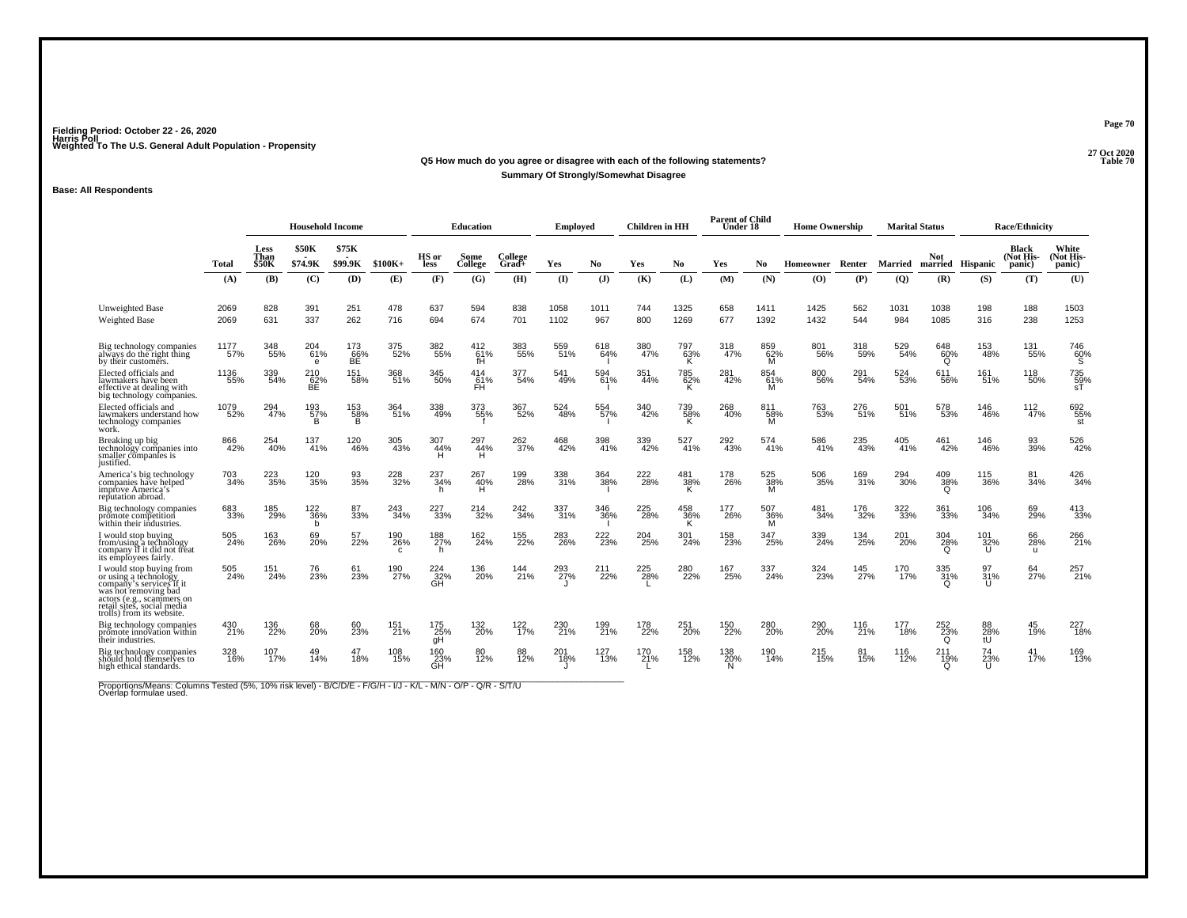Fielding Period: October 22 - 26, 2020
Harris Poll
Weighted To The U.S. General Adult Population - Propensity

27 Oct 2020
Table 70

**Q5 How much do you agree or disagree with each of the following statements?**
**Summary Of Strongly/Somewhat Disagree**

**Base: All Respondents**

| | Total | Household Income | | | | Education | | | Employed | | Children in HH | | Parent of Child Under 18 | | Home Ownership | | Marital Status | | Race/Ethnicity | | |
|---|---|---|---|---|---|---|---|---|---|---|---|---|---|---|---|---|---|---|---|---|---|
| | | Less Than $50K | $50K - $74.9K | $75K - $99.9K | $100K+ | HS or less | Some College | College Grad+ | Yes | No | Yes | No | Yes | No | Homeowner | Renter | Married | Not married | Hispanic | Black (Not Hispanic) | White (Not Hispanic) |
| | (A) | (B) | (C) | (D) | (E) | (F) | (G) | (H) | (I) | (J) | (K) | (L) | (M) | (N) | (O) | (P) | (Q) | (R) | (S) | (T) | (U) |
| Unweighted Base | 2069 | 828 | 391 | 251 | 478 | 637 | 594 | 838 | 1058 | 1011 | 744 | 1325 | 658 | 1411 | 1425 | 562 | 1031 | 1038 | 198 | 188 | 1503 |
| Weighted Base | 2069 | 631 | 337 | 262 | 716 | 694 | 674 | 701 | 1102 | 967 | 800 | 1269 | 677 | 1392 | 1432 | 544 | 984 | 1085 | 316 | 238 | 1253 |
| Big technology companies always do the right thing by their customers. | 1177 57% | 348 55% | 204 61% e | 173 66% BE | 375 52% | 382 55% | 412 61% fH | 383 55% | 559 51% | 618 64% I | 380 47% | 797 63% K | 318 47% | 859 62% M | 801 56% | 318 59% | 529 54% | 648 60% Q | 153 48% | 131 55% | 746 60% S |
| Elected officials and lawmakers have been effective at dealing with big technology companies. | 1136 55% | 339 54% | 210 62% BE | 151 58% | 368 51% | 345 50% | 414 61% FH | 377 54% | 541 49% | 594 61% I | 351 44% | 785 62% K | 281 42% | 854 61% M | 800 56% | 291 54% | 524 53% | 611 56% | 161 51% | 118 50% | 735 59% sT |
| Elected officials and lawmakers understand how technology companies work. | 1079 52% | 294 47% | 193 57% B | 153 58% B | 364 51% | 338 49% | 373 55% f | 367 52% | 524 48% | 554 57% I | 340 42% | 739 58% K | 268 40% | 811 58% M | 763 53% | 276 51% | 501 51% | 578 53% | 146 46% | 112 47% | 692 55% st |
| Breaking up big technology companies into smaller companies is justified. | 866 42% | 254 40% | 137 41% | 120 46% | 305 43% | 307 44% H | 297 44% H | 262 37% | 468 42% | 398 41% | 339 42% | 527 41% | 292 43% | 574 41% | 586 41% | 235 43% | 405 41% | 461 42% | 146 46% | 93 39% | 526 42% |
| America's big technology companies have helped improve America's reputation abroad. | 703 34% | 223 35% | 120 35% | 93 35% | 228 32% | 237 34% h | 267 40% H | 199 28% | 338 31% | 364 38% I | 222 28% | 481 38% K | 178 26% | 525 38% M | 506 35% | 169 31% | 294 30% | 409 38% Q | 115 36% | 81 34% | 426 34% |
| Big technology companies promote competition within their industries. | 683 33% | 185 29% | 122 36% b | 87 33% | 243 34% | 227 33% | 214 32% | 242 34% | 337 31% | 346 36% I | 225 28% | 458 36% K | 177 26% | 507 36% M | 481 34% | 176 32% | 322 33% | 361 33% | 106 34% | 69 29% | 413 33% |
| I would stop buying from/using a technology company if it did not treat its employees fairly. | 505 24% | 163 26% | 69 20% | 57 22% | 190 26% c | 188 27% h | 162 24% | 155 22% | 283 26% | 222 23% | 204 25% | 301 24% | 158 23% | 347 25% | 339 24% | 134 25% | 201 20% | 304 28% Q | 101 32% U | 66 28% u | 266 21% |
| I would stop buying from or using a technology company's services if it was not removing bad actors (e.g., scammers on retail sites, social media trolls) from its website. | 505 24% | 151 24% | 76 23% | 61 23% | 190 27% | 224 32% GH | 136 20% | 144 21% | 293 27% J | 211 22% | 225 28% L | 280 22% | 167 25% | 337 24% | 324 23% | 145 27% | 170 17% | 335 31% Q | 97 31% U | 64 27% | 257 21% |
| Big technology companies promote innovation within their industries. | 430 21% | 136 22% | 68 20% | 60 23% | 151 21% | 175 25% gH | 132 20% | 122 17% | 230 21% | 199 21% | 178 22% | 251 20% | 150 22% | 280 20% | 290 20% | 116 21% | 177 18% | 252 23% Q | 88 28% tU | 45 19% | 227 18% |
| Big technology companies should hold themselves to high ethical standards. | 328 16% | 107 17% | 49 14% | 47 18% | 108 15% | 160 23% GH | 80 12% | 88 12% | 201 18% J | 127 13% | 170 21% L | 158 12% | 138 20% N | 190 14% | 215 15% | 81 15% | 116 12% | 211 19% Q | 74 23% U | 41 17% | 169 13% |

Proportions/Means: Columns Tested (5%, 10% risk level) - B/C/D/E - F/G/H - I/J - K/L - M/N - O/P - Q/R - S/T/U
Overlap formulae used.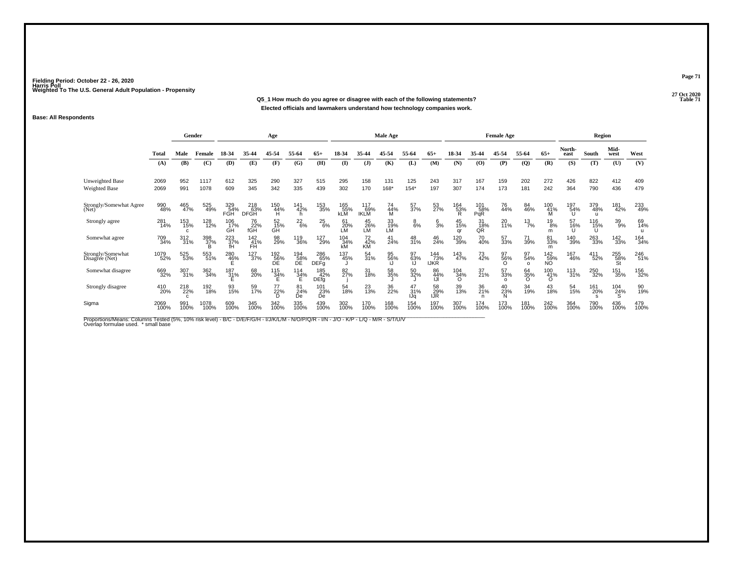Fielding Period: October 22 - 26, 2020
Harris Poll
Weighted To The U.S. General Adult Population - Propensity

27 Oct 2020
Table 71

**Q5_1 How much do you agree or disagree with each of the following statements?**

**Elected officials and lawmakers understand how technology companies work.**

**Base: All Respondents**

| | Total | Gender | | Age | | | | | Male Age | | | | | Female Age | | | | | Region | | | |
|---|---|---|---|---|---|---|---|---|---|---|---|---|---|---|---|---|---|---|---|---|---|---|
| | Total | Male | Female | 18-34 | 35-44 | 45-54 | 55-64 | 65+ | 18-34 | 35-44 | 45-54 | 55-64 | 65+ | 18-34 | 35-44 | 45-54 | 55-64 | 65+ | North-east | South | Mid-west | West |
| | (A) | (B) | (C) | (D) | (E) | (F) | (G) | (H) | (I) | (J) | (K) | (L) | (M) | (N) | (O) | (P) | (Q) | (R) | (S) | (T) | (U) | (V) |
| Unweighted Base | 2069 | 952 | 1117 | 612 | 325 | 290 | 327 | 515 | 295 | 158 | 131 | 125 | 243 | 317 | 167 | 159 | 202 | 272 | 426 | 822 | 412 | 409 |
| Weighted Base | 2069 | 991 | 1078 | 609 | 345 | 342 | 335 | 439 | 302 | 170 | 168* | 154* | 197 | 307 | 174 | 173 | 181 | 242 | 364 | 790 | 436 | 479 |
| Strongly/Somewhat Agree (Net) | 990 48% | 465 47% | 525 49% | 329 54% FGH | 218 63% DFGH | 150 44% H | 141 42% h | 153 35% | 165 55% kLM | 117 69% IKLM | 74 44% M | 57 37% | 53 27% | 164 53% R | 101 58% PqR | 76 44% | 84 46% | 100 41% M | 197 54% U | 379 48% u | 181 42% | 233 49% |
| Strongly agree | 281 14% | 153 15% c | 128 12% | 106 17% GH | 76 22% fGH | 52 15% GH | 22 6% | 25 6% | 61 20% LM | 45 26% LM | 33 19% LM | 8 6% | 6 3% | 45 15% qr | 31 18% QR | 20 11% | 13 7% | 19 8% m | 57 16% U | 116 15% U | 39 9% | 69 14% u |
| Somewhat agree | 709 34% | 312 31% | 398 37% B | 223 37% fH | 142 41% FH | 98 29% | 119 36% | 127 29% | 104 34% kM | 72 42% KM | 41 24% | 48 31% | 46 24% | 120 39% | 70 40% | 57 33% | 71 39% | 81 33% m | 140 39% | 263 33% | 142 33% | 164 34% |
| Strongly/Somewhat Disagree (Net) | 1079 52% | 525 53% | 553 51% | 280 46% E | 127 37% | 192 56% DE | 194 58% DE | 286 65% DEFg | 137 45% J | 54 31% | 95 56% iJ | 97 63% IJ | 144 73% IJKR | 143 47% | 73 42% | 97 56% O | 97 54% o | 142 59% NO | 167 46% | 411 52% | 255 58% St | 246 51% |
| Somewhat disagree | 669 32% | 307 31% | 362 34% | 187 31% E | 68 20% | 115 34% E | 114 34% E | 185 42% DEfg | 82 27% j | 31 18% | 58 35% J | 50 32% J | 86 44% IJl | 104 34% O | 37 21% | 57 33% o | 64 35% O | 100 41% O | 113 31% | 250 32% | 151 35% | 156 32% |
| Strongly disagree | 410 20% | 218 22% c | 192 18% | 93 15% | 59 17% | 77 22% D | 81 24% De | 101 23% De | 54 18% | 23 13% | 36 22% | 47 31% IJq | 58 29% IJR | 39 13% | 36 21% n | 40 23% N | 34 19% | 43 18% | 54 15% | 161 20% s | 104 24% S | 90 19% |
| Sigma | 2069 100% | 991 100% | 1078 100% | 609 100% | 345 100% | 342 100% | 335 100% | 439 100% | 302 100% | 170 100% | 168 100% | 154 100% | 197 100% | 307 100% | 174 100% | 173 100% | 181 100% | 242 100% | 364 100% | 790 100% | 436 100% | 479 100% |

Proportions/Means: Columns Tested (5%, 10% risk level) - B/C - D/E/F/G/H - I/J/K/L/M - N/O/P/Q/R - I/N - J/O - K/P - L/Q - M/R - S/T/U/V
Overlap formulae used. * small base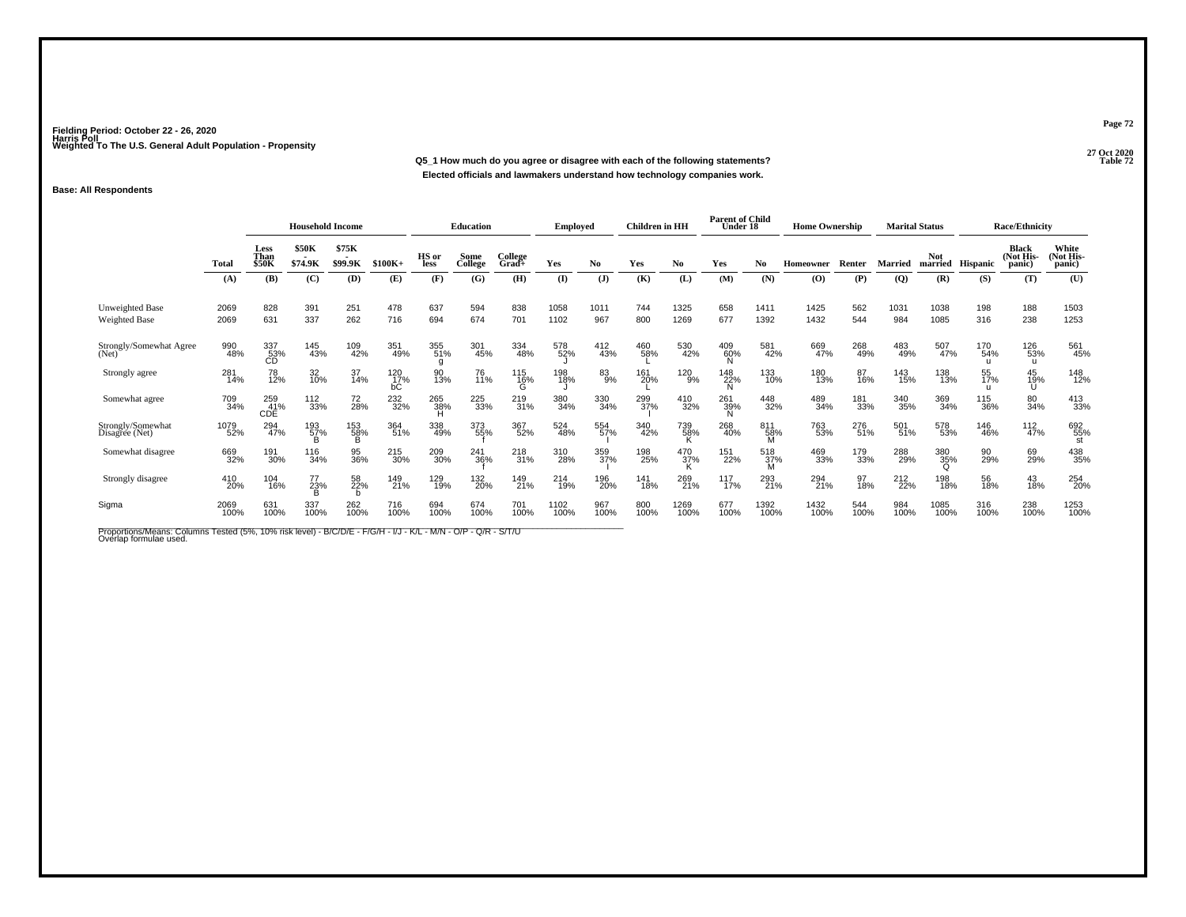Fielding Period: October 22 - 26, 2020
Harris Poll
Weighted To The U.S. General Adult Population - Propensity

27 Oct 2020
Table 72

**Q5_1 How much do you agree or disagree with each of the following statements?**
**Elected officials and lawmakers understand how technology companies work.**

**Base: All Respondents**

| | Total | Household Income | | | | Education | | | Employed | | Children in HH | | Parent of Child Under 18 | | Home Ownership | | Marital Status | | Race/Ethnicity | | |
|---|---|---|---|---|---|---|---|---|---|---|---|---|---|---|---|---|---|---|---|---|---|
| | Total | Less Than $50K | $50K - $74.9K | $75K - $99.9K | $100K+ | HS or less | Some College | College Grad+ | Yes | No | Yes | No | Yes | No | Homeowner | Renter | Married | Not married | Hispanic | Black (Not Hispanic) | White (Not Hispanic) |
| | (A) | (B) | (C) | (D) | (E) | (F) | (G) | (H) | (I) | (J) | (K) | (L) | (M) | (N) | (O) | (P) | (Q) | (R) | (S) | (T) | (U) |
| Unweighted Base | 2069 | 828 | 391 | 251 | 478 | 637 | 594 | 838 | 1058 | 1011 | 744 | 1325 | 658 | 1411 | 1425 | 562 | 1031 | 1038 | 198 | 188 | 1503 |
| Weighted Base | 2069 | 631 | 337 | 262 | 716 | 694 | 674 | 701 | 1102 | 967 | 800 | 1269 | 677 | 1392 | 1432 | 544 | 984 | 1085 | 316 | 238 | 1253 |
| Strongly/Somewhat Agree (Net) | 990 48% | 337 53% CD | 145 43% | 109 42% | 351 49% | 355 51% g | 301 45% | 334 48% | 578 52% J | 412 43% | 460 58% L | 530 42% | 409 60% N | 581 42% | 669 47% | 268 49% | 483 49% | 507 47% | 170 54% u | 126 53% u | 561 45% |
| Strongly agree | 281 14% | 78 12% | 32 10% | 37 14% | 120 17% bC | 90 13% | 76 11% | 115 16% G | 198 18% J | 83 9% | 161 20% L | 120 9% | 148 22% N | 133 10% | 180 13% | 87 16% | 143 15% | 138 13% | 55 17% u | 45 19% U | 148 12% |
| Somewhat agree | 709 34% | 259 41% CDE | 112 33% | 72 28% | 232 32% | 265 38% H | 225 33% | 219 31% | 380 34% | 330 34% | 299 37% l | 410 32% | 261 39% N | 448 32% | 489 34% | 181 33% | 340 35% | 369 34% | 115 36% | 80 34% | 413 33% |
| Strongly/Somewhat Disagree (Net) | 1079 52% | 294 47% | 193 57% B | 153 58% B | 364 51% | 338 49% | 373 55% f | 367 52% | 524 48% | 554 57% I | 340 42% | 739 58% K | 268 40% | 811 58% M | 763 53% | 276 51% | 501 51% | 578 53% | 146 46% | 112 47% | 692 55% st |
| Somewhat disagree | 669 32% | 191 30% | 116 34% | 95 36% | 215 30% | 209 30% | 241 36% f | 218 31% | 310 28% | 359 37% I | 198 25% | 470 37% K | 151 22% | 518 37% M | 469 33% | 179 33% | 288 29% | 380 35% Q | 90 29% | 69 29% | 438 35% |
| Strongly disagree | 410 20% | 104 16% | 77 23% B | 58 22% b | 149 21% | 129 19% | 132 20% | 149 21% | 214 19% | 196 20% | 141 18% | 269 21% | 117 17% | 293 21% | 294 21% | 97 18% | 212 22% | 198 18% | 56 18% | 43 18% | 254 20% |
| Sigma | 2069 100% | 631 100% | 337 100% | 262 100% | 716 100% | 694 100% | 674 100% | 701 100% | 1102 100% | 967 100% | 800 100% | 1269 100% | 677 100% | 1392 100% | 1432 100% | 544 100% | 984 100% | 1085 100% | 316 100% | 238 100% | 1253 100% |

Proportions/Means: Columns Tested (5%, 10% risk level) - B/C/D/E - F/G/H - I/J - K/L - M/N - O/P - Q/R - S/T/U
Overlap formulae used.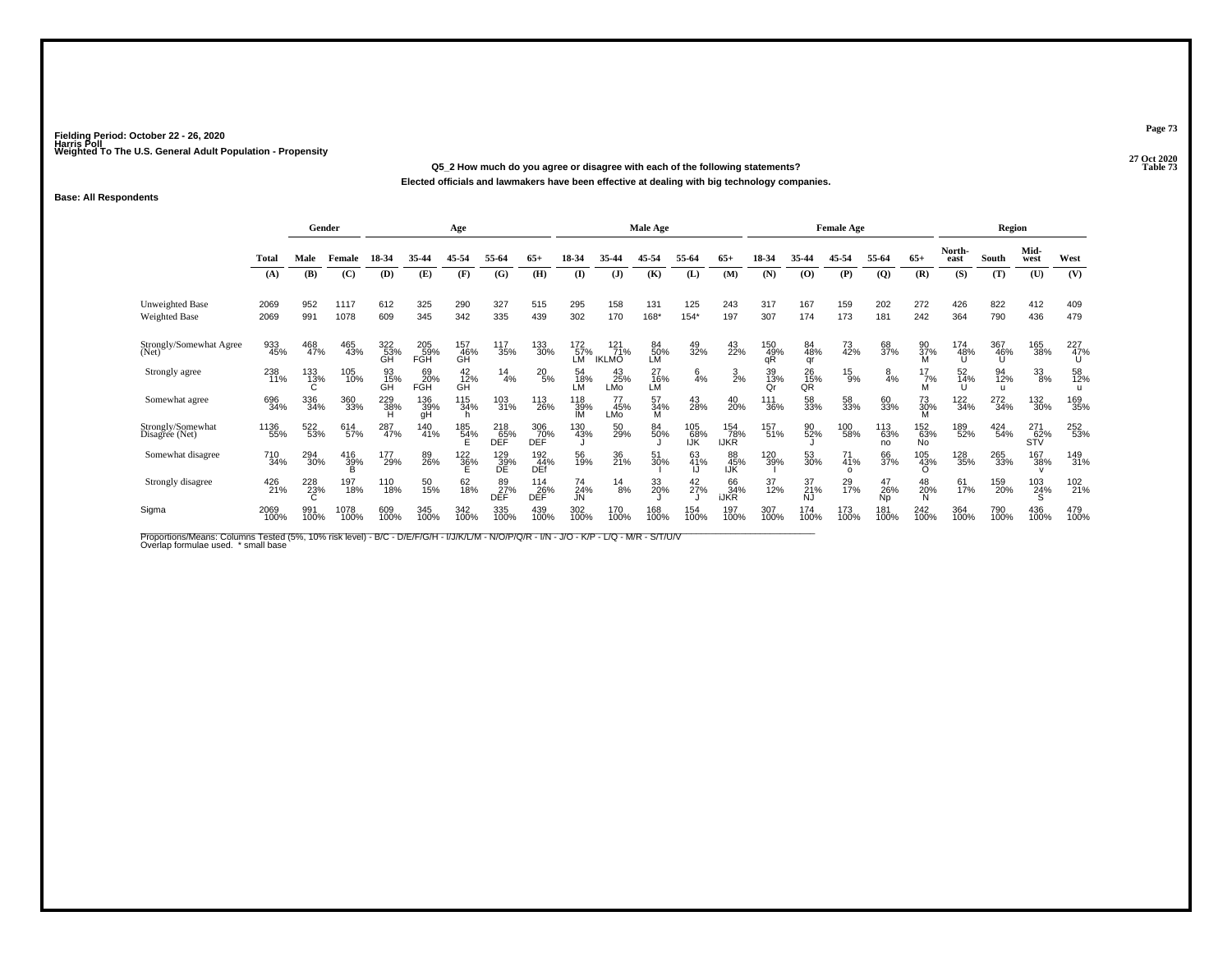Fielding Period: October 22 - 26, 2020
Harris Poll
Weighted To The U.S. General Adult Population - Propensity

27 Oct 2020
Table 73

**Q5_2 How much do you agree or disagree with each of the following statements?**
**Elected officials and lawmakers have been effective at dealing with big technology companies.**

**Base: All Respondents**

| | Total | Gender | | Age | | | | | Male Age | | | | | Female Age | | | | | Region | | | |
|---|---|---|---|---|---|---|---|---|---|---|---|---|---|---|---|---|---|---|---|---|---|---|
| | Total | Male | Female | 18-34 | 35-44 | 45-54 | 55-64 | 65+ | 18-34 | 35-44 | 45-54 | 55-64 | 65+ | 18-34 | 35-44 | 45-54 | 55-64 | 65+ | North-east | South | Mid-west | West |
| | (A) | (B) | (C) | (D) | (E) | (F) | (G) | (H) | (I) | (J) | (K) | (L) | (M) | (N) | (O) | (P) | (Q) | (R) | (S) | (T) | (U) | (V) |
| Unweighted Base | 2069 | 952 | 1117 | 612 | 325 | 290 | 327 | 515 | 295 | 158 | 131 | 125 | 243 | 317 | 167 | 159 | 202 | 272 | 426 | 822 | 412 | 409 |
| Weighted Base | 2069 | 991 | 1078 | 609 | 345 | 342 | 335 | 439 | 302 | 170 | 168* | 154* | 197 | 307 | 174 | 173 | 181 | 242 | 364 | 790 | 436 | 479 |
| Strongly/Somewhat Agree (Net) | 933 45% | 468 47% | 465 43% | 322 53% GH | 205 59% FGH | 157 46% GH | 117 35% | 133 30% | 172 57% LM | 121 71% IKLMO | 84 50% LM | 49 32% | 43 22% | 150 49% qR | 84 48% qr | 73 42% | 68 37% | 90 37% M | 174 48% U | 367 46% U | 165 38% | 227 47% U |
| Strongly agree | 238 11% | 133 13% C | 105 10% | 93 15% GH | 69 20% FGH | 42 12% GH | 14 4% | 20 5% | 54 18% LM | 43 25% LMo | 27 16% LM | 6 4% | 3 2% | 39 13% Qr | 26 15% QR | 15 9% | 8 4% | 17 7% M | 52 14% U | 94 12% u | 33 8% | 58 12% u |
| Somewhat agree | 696 34% | 336 34% | 360 33% | 229 38% H | 136 39% gH | 115 34% h | 103 31% | 113 26% | 118 39% IM | 77 45% LMo | 57 34% M | 43 28% | 40 20% | 111 36% | 58 33% | 58 33% | 60 33% | 73 30% M | 122 34% | 272 34% | 132 30% | 169 35% |
| Strongly/Somewhat Disagree (Net) | 1136 55% | 522 53% | 614 57% | 287 47% | 140 41% | 185 54% E | 218 65% DEF | 306 70% DEF | 130 43% J | 50 29% | 84 50% J | 105 68% IJK | 154 78% IJKR | 157 51% | 90 52% J | 100 58% | 113 63% no | 152 63% No | 189 52% | 424 54% | 271 62% STV | 252 53% |
| Somewhat disagree | 710 34% | 294 30% | 416 39% B | 177 29% | 89 26% | 122 36% E | 129 39% DE | 192 44% DEf | 56 19% | 36 21% | 51 30% I | 63 41% IJ | 88 45% IJK | 120 39% I | 53 30% | 71 41% o | 66 37% | 105 43% O | 128 35% | 265 33% | 167 38% v | 149 31% |
| Strongly disagree | 426 21% | 228 23% C | 197 18% | 110 18% | 50 15% | 62 18% | 89 27% DEF | 114 26% DEF | 74 24% JN | 14 8% | 33 20% J | 42 27% J | 66 34% iJKR | 37 12% | 37 21% NJ | 29 17% | 47 26% Np | 48 20% N | 61 17% | 159 20% | 103 24% S | 102 21% |
| Sigma | 2069 100% | 991 100% | 1078 100% | 609 100% | 345 100% | 342 100% | 335 100% | 439 100% | 302 100% | 170 100% | 168 100% | 154 100% | 197 100% | 307 100% | 174 100% | 173 100% | 181 100% | 242 100% | 364 100% | 790 100% | 436 100% | 479 100% |

Proportions/Means: Columns Tested (5%, 10% risk level) - B/C - D/E/F/G/H - I/J/K/L/M - N/O/P/Q/R - I/N - J/O - K/P - L/Q - M/R - S/T/U/V
Overlap formulae used. * small base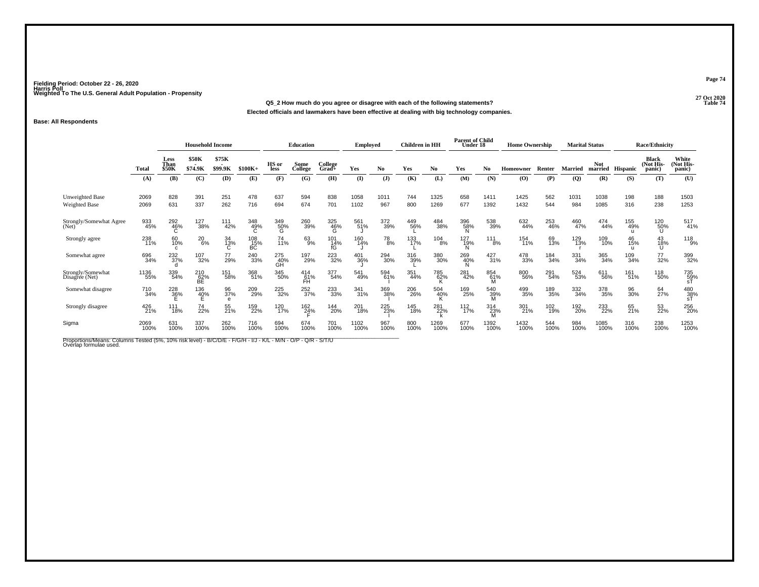Fielding Period: October 22 - 26, 2020
Harris Poll
Weighted To The U.S. General Adult Population - Propensity

27 Oct 2020
Table 74

**Q5_2 How much do you agree or disagree with each of the following statements?**
**Elected officials and lawmakers have been effective at dealing with big technology companies.**

**Base: All Respondents**

| | Total | Household Income | | | | Education | | | Employed | | Children in HH | | Parent of Child Under 18 | | Home Ownership | | Marital Status | | Race/Ethnicity | | |
|---|---|---|---|---|---|---|---|---|---|---|---|---|---|---|---|---|---|---|---|---|---|
| | Total | Less Than $50K | $50K - $74.9K | $75K - $99.9K | $100K+ | HS or less | Some College | College Grad+ | Yes | No | Yes | No | Yes | No | Homeowner | Renter | Married | Not married | Hispanic | Black (Not Hispanic) | White (Not Hispanic) |
| | (A) | (B) | (C) | (D) | (E) | (F) | (G) | (H) | (I) | (J) | (K) | (L) | (M) | (N) | (O) | (P) | (Q) | (R) | (S) | (T) | (U) |
| Unweighted Base | 2069 | 828 | 391 | 251 | 478 | 637 | 594 | 838 | 1058 | 1011 | 744 | 1325 | 658 | 1411 | 1425 | 562 | 1031 | 1038 | 198 | 188 | 1503 |
| Weighted Base | 2069 | 631 | 337 | 262 | 716 | 694 | 674 | 701 | 1102 | 967 | 800 | 1269 | 677 | 1392 | 1432 | 544 | 984 | 1085 | 316 | 238 | 1253 |
| Strongly/Somewhat Agree (Net) | 933 45% | 292 46% C | 127 38% | 111 42% | 348 49% C | 349 50% G | 260 39% | 325 46% G | 561 51% J | 372 39% | 449 56% L | 484 38% | 396 58% N | 538 39% | 632 44% | 253 46% | 460 47% | 474 44% | 155 49% u | 120 50% U | 517 41% |
| Strongly agree | 238 11% | 60 10% c | 20 6% | 34 13% C | 108 15% BC | 74 11% | 63 9% | 101 14% fG | 160 14% J | 78 8% | 133 17% L | 104 8% | 127 19% N | 111 8% | 154 11% | 69 13% | 129 13% r | 109 10% | 46 15% u | 43 18% U | 118 9% |
| Somewhat agree | 696 34% | 232 37% d | 107 32% | 77 29% | 240 33% | 275 40% GH | 197 29% | 223 32% | 401 36% J | 294 30% | 316 39% L | 380 30% | 269 40% N | 427 31% | 478 33% | 184 34% | 331 34% | 365 34% | 109 34% | 77 32% | 399 32% |
| Strongly/Somewhat Disagree (Net) | 1136 55% | 339 54% | 210 62% BE | 151 58% | 368 51% | 345 50% | 414 61% FH | 377 54% | 541 49% | 594 61% I | 351 44% | 785 62% K | 281 42% | 854 61% M | 800 56% | 291 54% | 524 53% | 611 56% | 161 51% | 118 50% | 735 59% sT |
| Somewhat disagree | 710 34% | 228 36% E | 136 40% E | 96 37% e | 209 29% | 225 32% | 252 37% | 233 33% | 341 31% | 369 38% I | 206 26% | 504 40% K | 169 25% | 540 39% M | 499 35% | 189 35% | 332 34% | 378 35% | 96 30% | 64 27% | 480 38% sT |
| Strongly disagree | 426 21% | 111 18% | 74 22% | 55 21% | 159 22% | 120 17% | 162 24% F | 144 20% | 201 18% | 225 23% I | 145 18% | 281 22% k | 112 17% | 314 23% M | 301 21% | 102 19% | 192 20% | 233 22% | 65 21% | 53 22% | 256 20% |
| Sigma | 2069 100% | 631 100% | 337 100% | 262 100% | 716 100% | 694 100% | 674 100% | 701 100% | 1102 100% | 967 100% | 800 100% | 1269 100% | 677 100% | 1392 100% | 1432 100% | 544 100% | 984 100% | 1085 100% | 316 100% | 238 100% | 1253 100% |

Proportions/Means: Columns Tested (5%, 10% risk level) - B/C/D/E - F/G/H - I/J - K/L - M/N - O/P - Q/R - S/T/U
Overlap formulae used.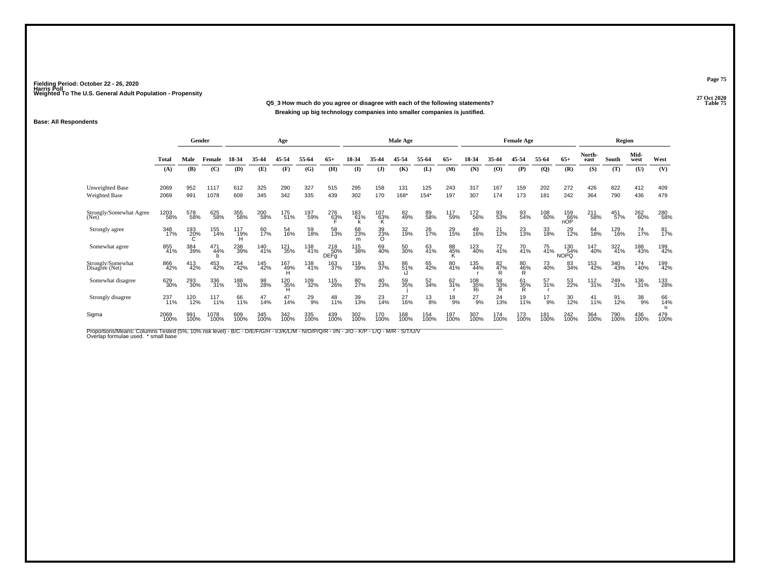Fielding Period: October 22 - 26, 2020
Harris Poll
Weighted To The U.S. General Adult Population - Propensity

27 Oct 2020
Table 75

**Q5_3 How much do you agree or disagree with each of the following statements?**
**Breaking up big technology companies into smaller companies is justified.**

**Base: All Respondents**

| | Total | Gender | | Age | | | | | Male Age | | | | | Female Age | | | | | Region | | | |
|---|---|---|---|---|---|---|---|---|---|---|---|---|---|---|---|---|---|---|---|---|---|---|
| | Total | Male | Female | 18-34 | 35-44 | 45-54 | 55-64 | 65+ | 18-34 | 35-44 | 45-54 | 55-64 | 65+ | 18-34 | 35-44 | 45-54 | 55-64 | 65+ | North-east | South | Mid-west | West |
| | (A) | (B) | (C) | (D) | (E) | (F) | (G) | (H) | (I) | (J) | (K) | (L) | (M) | (N) | (O) | (P) | (Q) | (R) | (S) | (T) | (U) | (V) |
| Unweighted Base | 2069 | 952 | 1117 | 612 | 325 | 290 | 327 | 515 | 295 | 158 | 131 | 125 | 243 | 317 | 167 | 159 | 202 | 272 | 426 | 822 | 412 | 409 |
| Weighted Base | 2069 | 991 | 1078 | 609 | 345 | 342 | 335 | 439 | 302 | 170 | 168* | 154* | 197 | 307 | 174 | 173 | 181 | 242 | 364 | 790 | 436 | 479 |
| Strongly/Somewhat Agree (Net) | 1203 58% | 578 58% | 625 58% | 355 58% | 200 58% | 175 51% | 197 59% | 276 63% F | 183 61% k | 107 63% K | 82 49% | 89 58% | 117 59% | 172 56% | 93 53% | 93 54% | 108 60% | 159 66% nOP | 211 58% | 451 57% | 262 60% | 280 58% |
| Strongly agree | 348 17% | 193 20% C | 155 14% | 117 19% H | 60 17% | 54 16% | 59 18% | 58 13% | 68 23% m | 39 23% O | 32 19% | 26 17% | 29 15% | 49 16% | 21 12% | 23 13% | 33 18% | 29 12% | 64 18% | 129 16% | 74 17% | 81 17% |
| Somewhat agree | 855 41% | 384 39% | 471 44% b | 238 39% | 140 41% | 121 35% | 138 41% | 218 50% DEFg | 115 38% | 69 40% | 50 30% | 63 41% | 88 45% K | 123 40% | 72 41% | 70 41% | 75 41% | 130 54% NOPQ | 147 40% | 322 41% | 188 43% | 199 42% |
| Strongly/Somewhat Disagree (Net) | 866 42% | 413 42% | 453 42% | 254 42% | 145 42% | 167 49% H | 138 41% | 163 37% | 119 39% | 63 37% | 86 51% iJ | 65 42% | 80 41% | 135 44% r | 82 47% R | 80 46% R | 73 40% | 83 34% | 153 42% | 340 43% | 174 40% | 199 42% |
| Somewhat disagree | 629 30% | 293 30% | 336 31% | 188 31% | 98 28% | 120 35% H | 109 32% | 115 26% | 80 27% | 40 23% | 59 35% j | 52 34% | 62 31% r | 108 35% Ri | 58 33% R | 61 35% R | 57 31% r | 53 22% | 112 31% | 249 31% | 136 31% | 133 28% |
| Strongly disagree | 237 11% | 120 12% | 117 11% | 66 11% | 47 14% | 47 14% | 29 9% | 48 11% | 39 13% | 23 14% | 27 16% | 13 8% | 18 9% | 27 9% | 24 13% | 19 11% | 17 9% | 30 12% | 41 11% | 91 12% | 38 9% | 66 14% u |
| Sigma | 2069 100% | 991 100% | 1078 100% | 609 100% | 345 100% | 342 100% | 335 100% | 439 100% | 302 100% | 170 100% | 168 100% | 154 100% | 197 100% | 307 100% | 174 100% | 173 100% | 181 100% | 242 100% | 364 100% | 790 100% | 436 100% | 479 100% |

Proportions/Means: Columns Tested (5%, 10% risk level) - B/C - D/E/F/G/H - I/J/K/L/M - N/O/P/Q/R - I/N - J/O - K/P - L/Q - M/R - S/T/U/V
Overlap formulae used. * small base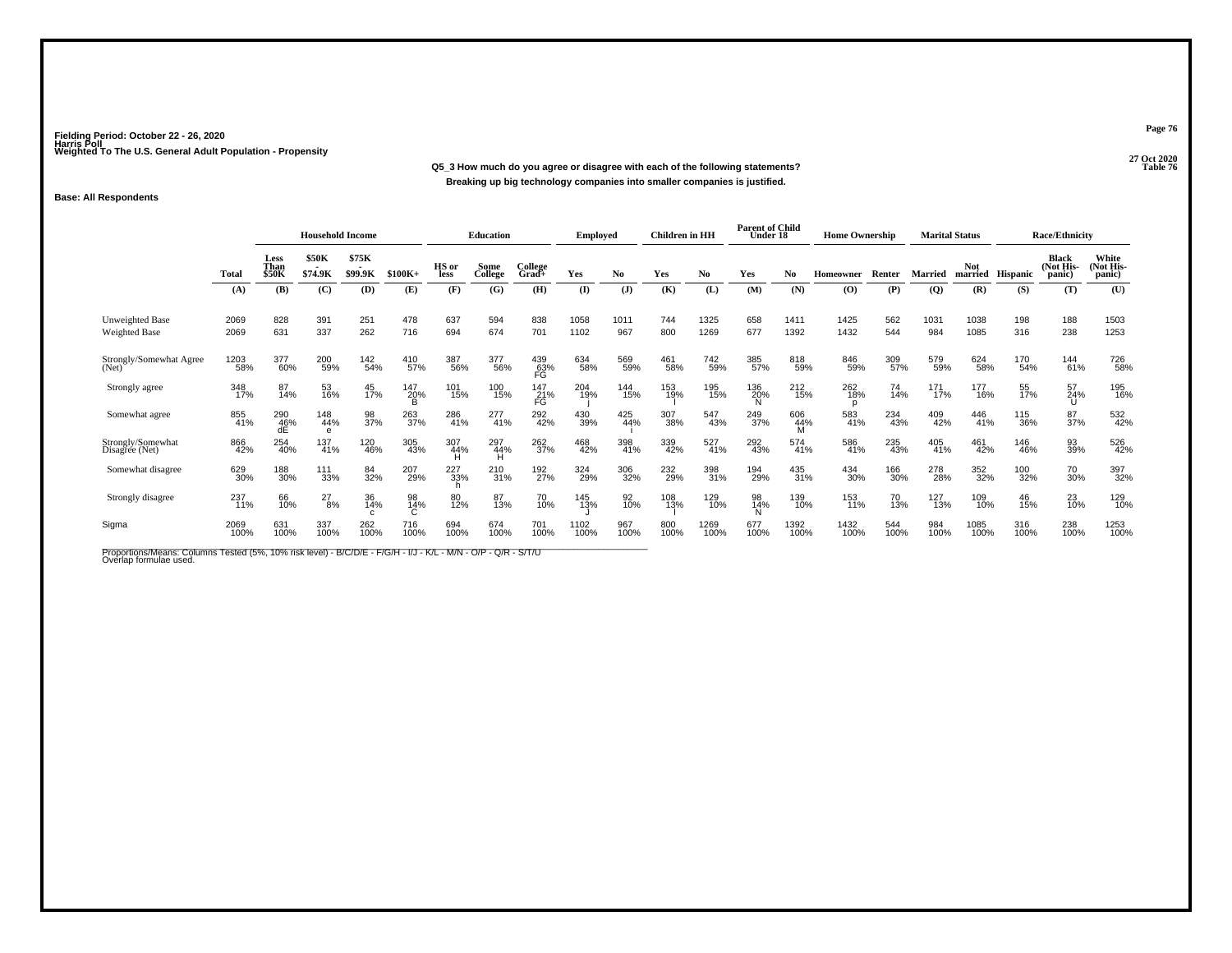Fielding Period: October 22 - 26, 2020
Harris Poll
Weighted To The U.S. General Adult Population - Propensity

27 Oct 2020
Table 76

**Q5_3 How much do you agree or disagree with each of the following statements?**
**Breaking up big technology companies into smaller companies is justified.**

**Base: All Respondents**

| | Total | Household Income | | | | Education | | | Employed | | Children in HH | | Parent of Child Under 18 | | Home Ownership | | Marital Status | | Race/Ethnicity | | |
|---|---|---|---|---|---|---|---|---|---|---|---|---|---|---|---|---|---|---|---|---|---|
| | | Less Than $50K | $50K - $74.9K | $75K - $99.9K | $100K+ | HS or less | Some College | College Grad+ | Yes | No | Yes | No | Yes | No | Homeowner | Renter | Married | Not married | Hispanic | Black (Not Hispanic) | White (Not Hispanic) |
| | (A) | (B) | (C) | (D) | (E) | (F) | (G) | (H) | (I) | (J) | (K) | (L) | (M) | (N) | (O) | (P) | (Q) | (R) | (S) | (T) | (U) |
| Unweighted Base | 2069 | 828 | 391 | 251 | 478 | 637 | 594 | 838 | 1058 | 1011 | 744 | 1325 | 658 | 1411 | 1425 | 562 | 1031 | 1038 | 198 | 188 | 1503 |
| Weighted Base | 2069 | 631 | 337 | 262 | 716 | 694 | 674 | 701 | 1102 | 967 | 800 | 1269 | 677 | 1392 | 1432 | 544 | 984 | 1085 | 316 | 238 | 1253 |
| Strongly/Somewhat Agree (Net) | 1203 58% | 377 60% | 200 59% | 142 54% | 410 57% | 387 56% | 377 56% | 439 63% FG | 634 58% | 569 59% | 461 58% | 742 59% | 385 57% | 818 59% | 846 59% | 309 57% | 579 59% | 624 58% | 170 54% | 144 61% | 726 58% |
| Strongly agree | 348 17% | 87 14% | 53 16% | 45 17% | 147 20% B | 101 15% | 100 15% | 147 21% FG | 204 19% j | 144 15% | 153 19% l | 195 15% | 136 20% N | 212 15% | 262 18% p | 74 14% | 171 17% | 177 16% | 55 17% | 57 24% U | 195 16% |
| Somewhat agree | 855 41% | 290 46% dE | 148 44% e | 98 37% | 263 37% | 286 41% | 277 41% | 292 42% | 430 39% | 425 44% i | 307 38% | 547 43% | 249 37% | 606 44% M | 583 41% | 234 43% | 409 42% | 446 41% | 115 36% | 87 37% | 532 42% |
| Strongly/Somewhat Disagree (Net) | 866 42% | 254 40% | 137 41% | 120 46% | 305 43% | 307 44% H | 297 44% H | 262 37% | 468 42% | 398 41% | 339 42% | 527 41% | 292 43% | 574 41% | 586 41% | 235 43% | 405 41% | 461 42% | 146 46% | 93 39% | 526 42% |
| Somewhat disagree | 629 30% | 188 30% | 111 33% | 84 32% | 207 29% | 227 33% h | 210 31% | 192 27% | 324 29% | 306 32% | 232 29% | 398 31% | 194 29% | 435 31% | 434 30% | 166 30% | 278 28% | 352 32% | 100 32% | 70 30% | 397 32% |
| Strongly disagree | 237 11% | 66 10% | 27 8% | 36 14% c | 98 14% C | 80 12% | 87 13% | 70 10% | 145 13% J | 92 10% | 108 13% l | 129 10% | 98 14% N | 139 10% | 153 11% | 70 13% | 127 13% | 109 10% | 46 15% | 23 10% | 129 10% |
| Sigma | 2069 100% | 631 100% | 337 100% | 262 100% | 716 100% | 694 100% | 674 100% | 701 100% | 1102 100% | 967 100% | 800 100% | 1269 100% | 677 100% | 1392 100% | 1432 100% | 544 100% | 984 100% | 1085 100% | 316 100% | 238 100% | 1253 100% |

Proportions/Means: Columns Tested (5%, 10% risk level) - B/C/D/E - F/G/H - I/J - K/L - M/N - O/P - Q/R - S/T/U
Overlap formulae used.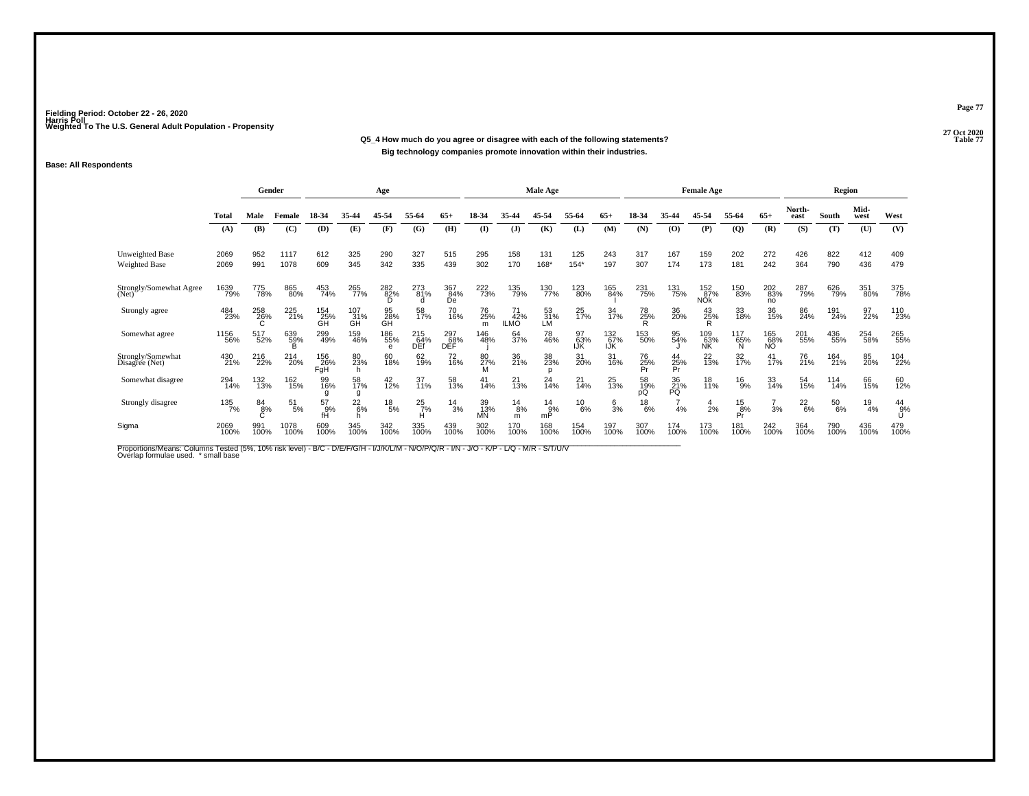Fielding Period: October 22 - 26, 2020
Harris Poll
Weighted To The U.S. General Adult Population - Propensity

27 Oct 2020
Table 77

**Q5_4 How much do you agree or disagree with each of the following statements?**
**Big technology companies promote innovation within their industries.**

**Base: All Respondents**

| | Total | Gender | | Age | | | | | Male Age | | | | | Female Age | | | | | Region | | | |
|---|---|---|---|---|---|---|---|---|---|---|---|---|---|---|---|---|---|---|---|---|---|---|
| | Total | Male | Female | 18-34 | 35-44 | 45-54 | 55-64 | 65+ | 18-34 | 35-44 | 45-54 | 55-64 | 65+ | 18-34 | 35-44 | 45-54 | 55-64 | 65+ | North-east | South | Mid-west | West |
| | (A) | (B) | (C) | (D) | (E) | (F) | (G) | (H) | (I) | (J) | (K) | (L) | (M) | (N) | (O) | (P) | (Q) | (R) | (S) | (T) | (U) | (V) |
| Unweighted Base | 2069 | 952 | 1117 | 612 | 325 | 290 | 327 | 515 | 295 | 158 | 131 | 125 | 243 | 317 | 167 | 159 | 202 | 272 | 426 | 822 | 412 | 409 |
| Weighted Base | 2069 | 991 | 1078 | 609 | 345 | 342 | 335 | 439 | 302 | 170 | 168* | 154* | 197 | 307 | 174 | 173 | 181 | 242 | 364 | 790 | 436 | 479 |
| Strongly/Somewhat Agree (Net) | 1639 79% | 775 78% | 865 80% | 453 74% | 265 77% | 282 82% D | 273 81% d | 367 84% De | 222 73% | 135 79% | 130 77% | 123 80% | 165 84% I | 231 75% | 131 75% | 152 87% NOk | 150 83% | 202 83% no | 287 79% | 626 79% | 351 80% | 375 78% |
| Strongly agree | 484 23% | 258 26% C | 225 21% | 154 25% GH | 107 31% GH | 95 28% GH | 58 17% | 70 16% | 76 25% m | 71 42% ILMO | 53 31% LM | 25 17% | 34 17% | 78 25% R | 36 20% | 43 25% R | 33 18% | 36 15% | 86 24% | 191 24% | 97 22% | 110 23% |
| Somewhat agree | 1156 56% | 517 52% | 639 59% B | 299 49% | 159 46% | 186 55% e | 215 64% DEf | 297 68% DEF | 146 48% j | 64 37% | 78 46% | 97 63% IJK | 132 67% IJK | 153 50% | 95 54% J | 109 63% NK | 117 65% N | 165 68% NO | 201 55% | 436 55% | 254 58% | 265 55% |
| Strongly/Somewhat Disagree (Net) | 430 21% | 216 22% | 214 20% | 156 26% FgH | 80 23% h | 60 18% | 62 19% | 72 16% | 80 27% M | 36 21% | 38 23% p | 31 20% | 31 16% | 76 25% Pr | 44 25% Pr | 22 13% | 32 17% | 41 17% | 76 21% | 164 21% | 85 20% | 104 22% |
| Somewhat disagree | 294 14% | 132 13% | 162 15% | 99 16% g | 58 17% g | 42 12% | 37 11% | 58 13% | 41 14% | 21 13% | 24 14% | 21 14% | 25 13% | 58 19% pQ | 36 21% PQ | 18 11% | 16 9% | 33 14% | 54 15% | 114 14% | 66 15% | 60 12% |
| Strongly disagree | 135 7% | 84 8% C | 51 5% | 57 9% fH | 22 6% h | 18 5% | 25 7% H | 14 3% | 39 13% MN | 14 8% m | 14 9% mP | 10 6% | 6 3% | 18 6% | 7 4% | 4 2% | 15 8% Pr | 7 3% | 22 6% | 50 6% | 19 4% | 44 9% U |
| Sigma | 2069 100% | 991 100% | 1078 100% | 609 100% | 345 100% | 342 100% | 335 100% | 439 100% | 302 100% | 170 100% | 168 100% | 154 100% | 197 100% | 307 100% | 174 100% | 173 100% | 181 100% | 242 100% | 364 100% | 790 100% | 436 100% | 479 100% |

Proportions/Means: Columns Tested (5%, 10% risk level) - B/C - D/E/F/G/H - I/J/K/L/M - N/O/P/Q/R - I/N - J/O - K/P - L/Q - M/R - S/T/U/V
Overlap formulae used. * small base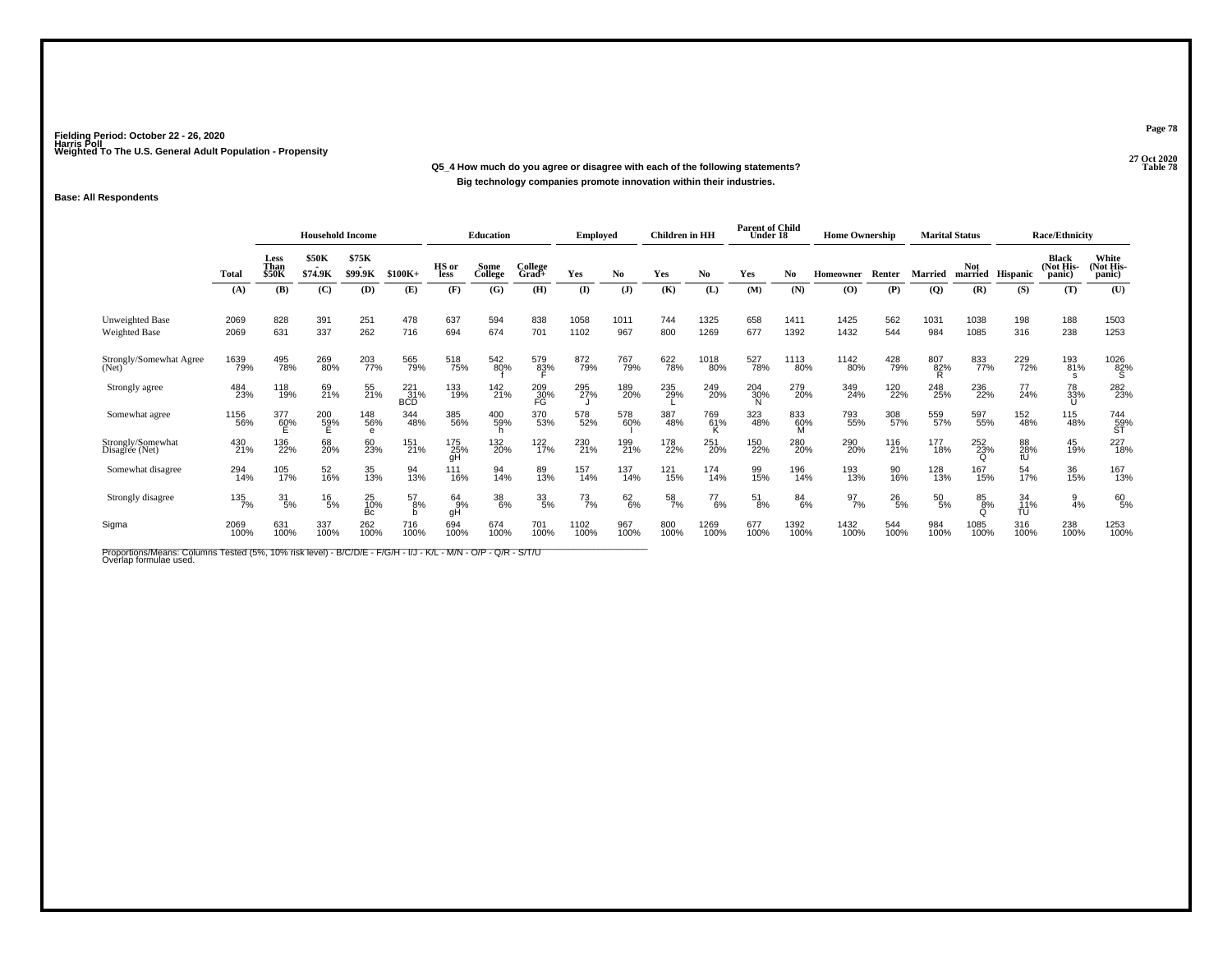Fielding Period: October 22 - 26, 2020
Harris Poll
Weighted To The U.S. General Adult Population - Propensity

27 Oct 2020
Table 78

**Q5_4 How much do you agree or disagree with each of the following statements?**
**Big technology companies promote innovation within their industries.**

**Base: All Respondents**

| | | Household Income | | | | Education | | | Employed | | Children in HH | | Parent of Child Under 18 | | Home Ownership | | Marital Status | | Race/Ethnicity | | |
|---|---|---|---|---|---|---|---|---|---|---|---|---|---|---|---|---|---|---|---|---|---|
| | Total | Less Than $50K | $50K - $74.9K | $75K - $99.9K | $100K+ | HS or less | Some College | College Grad+ | Yes | No | Yes | No | Yes | No | Homeowner | Renter | Married | Not married | Hispanic | Black (Not His-panic) | White (Not His-panic) |
| | (A) | (B) | (C) | (D) | (E) | (F) | (G) | (H) | (I) | (J) | (K) | (L) | (M) | (N) | (O) | (P) | (Q) | (R) | (S) | (T) | (U) |
| Unweighted Base | 2069 | 828 | 391 | 251 | 478 | 637 | 594 | 838 | 1058 | 1011 | 744 | 1325 | 658 | 1411 | 1425 | 562 | 1031 | 1038 | 198 | 188 | 1503 |
| Weighted Base | 2069 | 631 | 337 | 262 | 716 | 694 | 674 | 701 | 1102 | 967 | 800 | 1269 | 677 | 1392 | 1432 | 544 | 984 | 1085 | 316 | 238 | 1253 |
| Strongly/Somewhat Agree (Net) | 1639 79% | 495 78% | 269 80% | 203 77% | 565 79% | 518 75% | 542 80% f | 579 83% F | 872 79% | 767 79% | 622 78% | 1018 80% | 527 78% | 1113 80% | 1142 80% | 428 79% | 807 82% R | 833 77% | 229 72% | 193 81% s | 1026 82% S |
| Strongly agree | 484 23% | 118 19% | 69 21% | 55 21% | 221 31% BCD | 133 19% | 142 21% | 209 30% FG | 295 27% J | 189 20% | 235 29% L | 249 20% | 204 30% N | 279 20% | 349 24% | 120 22% | 248 25% | 236 22% | 77 24% | 78 33% U | 282 23% |
| Somewhat agree | 1156 56% | 377 60% E | 200 59% E | 148 56% e | 344 48% | 385 56% | 400 59% h | 370 53% | 578 52% | 578 60% I | 387 48% | 769 61% K | 323 48% | 833 60% M | 793 55% | 308 57% | 559 57% | 597 55% | 152 48% | 115 48% | 744 59% ST |
| Strongly/Somewhat Disagree (Net) | 430 21% | 136 22% | 68 20% | 60 23% | 151 21% | 175 25% gH | 132 20% | 122 17% | 230 21% | 199 21% | 178 22% | 251 20% | 150 22% | 280 20% | 290 20% | 116 21% | 177 18% | 252 23% Q | 88 28% tU | 45 19% | 227 18% |
| Somewhat disagree | 294 14% | 105 17% | 52 16% | 35 13% | 94 13% | 111 16% | 94 14% | 89 13% | 157 14% | 137 14% | 121 15% | 174 14% | 99 15% | 196 14% | 193 13% | 90 16% | 128 13% | 167 15% | 54 17% | 36 15% | 167 13% |
| Strongly disagree | 135 7% | 31 5% | 16 5% | 25 10% Bc | 57 8% b | 64 9% gH | 38 6% | 33 5% | 73 7% | 62 6% | 58 7% | 77 6% | 51 8% | 84 6% | 97 7% | 26 5% | 50 5% | 85 8% Q | 34 11% TU | 9 4% | 60 5% |
| Sigma | 2069 100% | 631 100% | 337 100% | 262 100% | 716 100% | 694 100% | 674 100% | 701 100% | 1102 100% | 967 100% | 800 100% | 1269 100% | 677 100% | 1392 100% | 1432 100% | 544 100% | 984 100% | 1085 100% | 316 100% | 238 100% | 1253 100% |

Proportions/Means: Columns Tested (5%, 10% risk level) - B/C/D/E - F/G/H - I/J - K/L - M/N - O/P - Q/R - S/T/U
Overlap formulae used.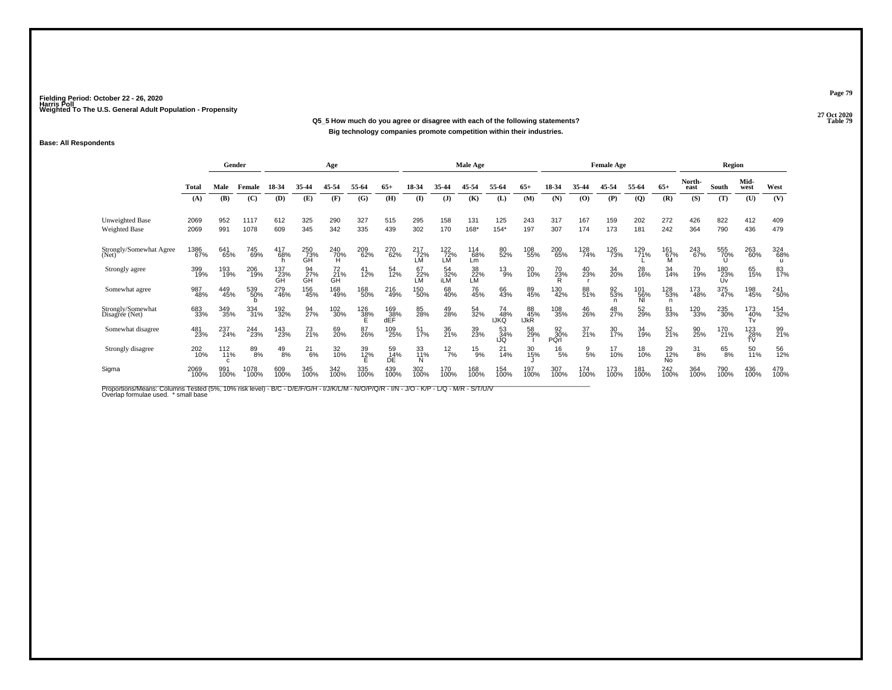Fielding Period: October 22 - 26, 2020
Harris Poll
Weighted To The U.S. General Adult Population - Propensity

27 Oct 2020
Table 79

**Q5_5 How much do you agree or disagree with each of the following statements?**
**Big technology companies promote competition within their industries.**

**Base: All Respondents**

| | Total | Gender | | Age | | | | | Male Age | | | | | Female Age | | | | | Region | | | |
|---|---|---|---|---|---|---|---|---|---|---|---|---|---|---|---|---|---|---|---|---|---|---|
| | Total | Male | Female | 18-34 | 35-44 | 45-54 | 55-64 | 65+ | 18-34 | 35-44 | 45-54 | 55-64 | 65+ | 18-34 | 35-44 | 45-54 | 55-64 | 65+ | North-east | South | Mid-west | West |
| | (A) | (B) | (C) | (D) | (E) | (F) | (G) | (H) | (I) | (J) | (K) | (L) | (M) | (N) | (O) | (P) | (Q) | (R) | (S) | (T) | (U) | (V) |
| Unweighted Base | 2069 | 952 | 1117 | 612 | 325 | 290 | 327 | 515 | 295 | 158 | 131 | 125 | 243 | 317 | 167 | 159 | 202 | 272 | 426 | 822 | 412 | 409 |
| Weighted Base | 2069 | 991 | 1078 | 609 | 345 | 342 | 335 | 439 | 302 | 170 | 168* | 154* | 197 | 307 | 174 | 173 | 181 | 242 | 364 | 790 | 436 | 479 |
| Strongly/Somewhat Agree (Net) | 1386 67% | 641 65% | 745 69% | 417 68% h | 250 73% GH | 240 70% H | 209 62% | 270 62% | 217 72% LM | 122 72% LM | 114 68% Lm | 80 52% | 108 55% | 200 65% | 128 74% | 126 73% | 129 71% L | 161 67% M | 243 67% | 555 70% U | 263 60% | 324 68% u |
| Strongly agree | 399 19% | 193 19% | 206 19% | 137 23% GH | 94 27% GH | 72 21% GH | 41 12% | 54 12% | 67 22% LM | 54 32% iLM | 38 22% LM | 13 9% | 20 10% | 70 23% R | 40 23% r | 34 20% | 28 16% | 34 14% | 70 19% | 180 23% Uv | 65 15% | 83 17% |
| Somewhat agree | 987 48% | 449 45% | 539 50% b | 279 46% | 156 45% | 168 49% | 168 50% | 216 49% | 150 50% | 68 40% | 76 45% | 66 43% | 89 45% | 130 42% | 88 51% | 92 53% n | 101 56% Nl | 128 53% n | 173 48% | 375 47% | 198 45% | 241 50% |
| Strongly/Somewhat Disagree (Net) | 683 33% | 349 35% | 334 31% | 192 32% | 94 27% | 102 30% | 126 38% E | 169 38% dEF | 85 28% | 49 28% | 54 32% | 74 48% IJKQ | 88 45% IJkR | 108 35% | 46 26% | 48 27% | 52 29% | 81 33% | 120 33% | 235 30% | 173 40% Tv | 154 32% |
| Somewhat disagree | 481 23% | 237 24% | 244 23% | 143 23% | 73 21% | 69 20% | 87 26% | 109 25% | 51 17% | 36 21% | 39 23% | 53 34% IJQ | 58 29% I | 92 30% PQrl | 37 21% | 30 17% | 34 19% | 52 21% | 90 25% | 170 21% | 123 28% TV | 99 21% |
| Strongly disagree | 202 10% | 112 11% c | 89 8% | 49 8% | 21 6% | 32 10% | 39 12% E | 59 14% DE | 33 11% N | 12 7% | 15 9% | 21 14% | 30 15% J | 16 5% | 9 5% | 17 10% | 18 10% | 29 12% No | 31 8% | 65 8% | 50 11% | 56 12% |
| Sigma | 2069 100% | 991 100% | 1078 100% | 609 100% | 345 100% | 342 100% | 335 100% | 439 100% | 302 100% | 170 100% | 168 100% | 154 100% | 197 100% | 307 100% | 174 100% | 173 100% | 181 100% | 242 100% | 364 100% | 790 100% | 436 100% | 479 100% |

Proportions/Means: Columns Tested (5%, 10% risk level) - B/C - D/E/F/G/H - I/J/K/L/M - N/O/P/Q/R - I/N - J/O - K/P - L/Q - M/R - S/T/U/V
Overlap formulae used. * small base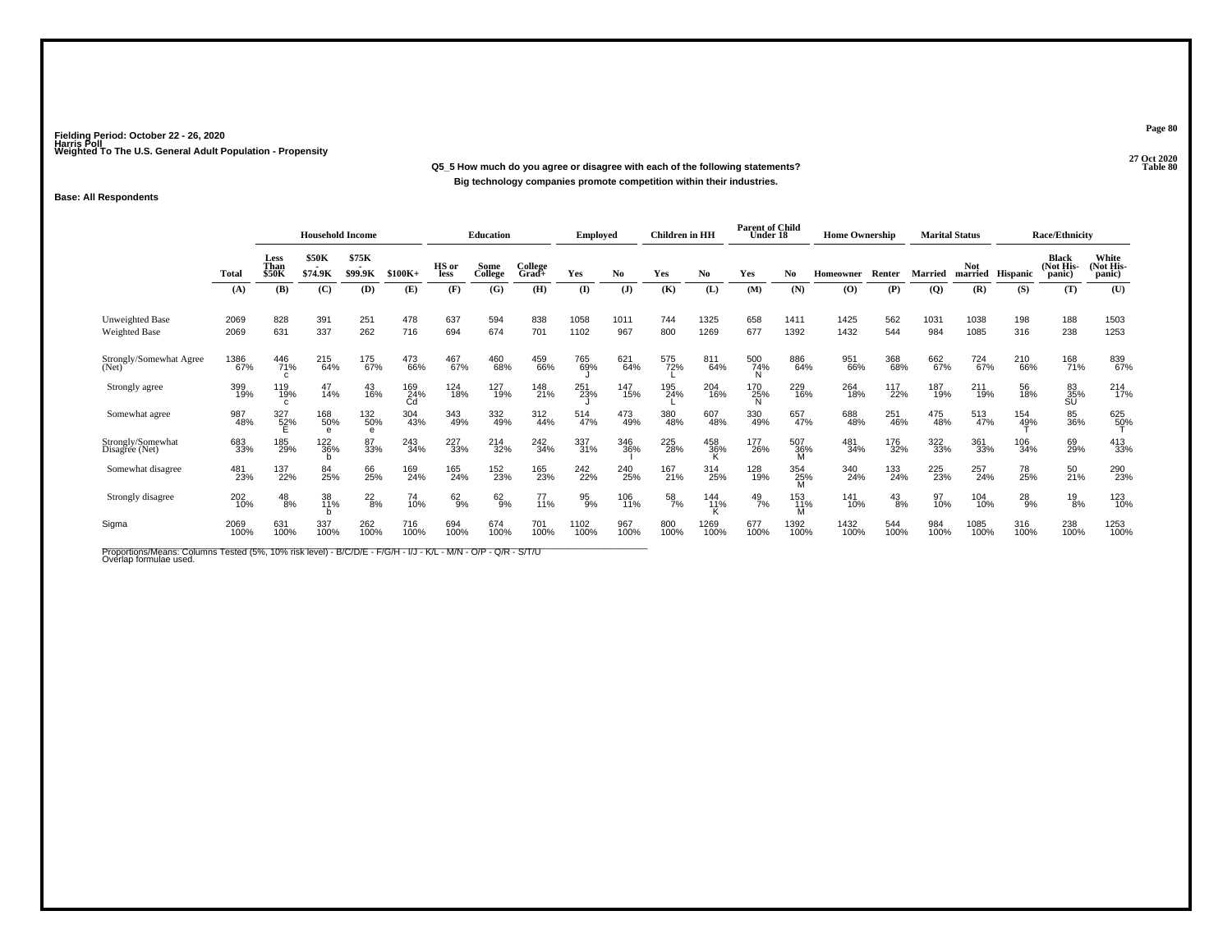Fielding Period: October 22 - 26, 2020
Harris Poll
Weighted To The U.S. General Adult Population - Propensity

27 Oct 2020
Table 80

**Q5_5 How much do you agree or disagree with each of the following statements?**
**Big technology companies promote competition within their industries.**

**Base: All Respondents**

| | Total | Household Income | | | | Education | | | Employed | | Children in HH | | Parent of Child Under 18 | | Home Ownership | | Marital Status | | Race/Ethnicity | | |
|---|---|---|---|---|---|---|---|---|---|---|---|---|---|---|---|---|---|---|---|---|---|
| | | Less Than $50K | $50K - $74.9K | $75K - $99.9K | $100K+ | HS or less | Some College | College Grad+ | Yes | No | Yes | No | Yes | No | Homeowner | Renter | Married | Not married | Hispanic | Black (Not Hispanic) | White (Not Hispanic) |
| | (A) | (B) | (C) | (D) | (E) | (F) | (G) | (H) | (I) | (J) | (K) | (L) | (M) | (N) | (O) | (P) | (Q) | (R) | (S) | (T) | (U) |
| Unweighted Base | 2069 | 828 | 391 | 251 | 478 | 637 | 594 | 838 | 1058 | 1011 | 744 | 1325 | 658 | 1411 | 1425 | 562 | 1031 | 1038 | 198 | 188 | 1503 |
| Weighted Base | 2069 | 631 | 337 | 262 | 716 | 694 | 674 | 701 | 1102 | 967 | 800 | 1269 | 677 | 1392 | 1432 | 544 | 984 | 1085 | 316 | 238 | 1253 |
| Strongly/Somewhat Agree (Net) | 1386<br>67% | 446<br>71%<br>c | 215<br>64% | 175<br>67% | 473<br>66% | 467<br>67% | 460<br>68% | 459<br>66% | 765<br>69%<br>J | 621<br>64% | 575<br>72%<br>L | 811<br>64% | 500<br>74%<br>N | 886<br>64% | 951<br>66% | 368<br>68% | 662<br>67% | 724<br>67% | 210<br>66% | 168<br>71% | 839<br>67% |
| Strongly agree | 399<br>19% | 119<br>19%<br>c | 47<br>14% | 43<br>16% | 169<br>24%<br>Cd | 124<br>18% | 127<br>19% | 148<br>21% | 251<br>23%<br>J | 147<br>15% | 195<br>24%<br>L | 204<br>16% | 170<br>25%<br>N | 229<br>16% | 264<br>18% | 117<br>22% | 187<br>19% | 211<br>19% | 56<br>18% | 83<br>35%<br>SU | 214<br>17% |
| Somewhat agree | 987<br>48% | 327<br>52%<br>E | 168<br>50%<br>e | 132<br>50%<br>e | 304<br>43% | 343<br>49% | 332<br>49% | 312<br>44% | 514<br>47% | 473<br>49% | 380<br>48% | 607<br>48% | 330<br>49% | 657<br>47% | 688<br>48% | 251<br>46% | 475<br>48% | 513<br>47% | 154<br>49%<br>T | 85<br>36% | 625<br>50%<br>T |
| Strongly/Somewhat Disagree (Net) | 683<br>33% | 185<br>29% | 122<br>36%<br>b | 87<br>33% | 243<br>34% | 227<br>33% | 214<br>32% | 242<br>34% | 337<br>31% | 346<br>36%<br>I | 225<br>28% | 458<br>36%<br>K | 177<br>26% | 507<br>36%<br>M | 481<br>34% | 176<br>32% | 322<br>33% | 361<br>33% | 106<br>34% | 69<br>29% | 413<br>33% |
| Somewhat disagree | 481<br>23% | 137<br>22% | 84<br>25% | 66<br>25% | 169<br>24% | 165<br>24% | 152<br>23% | 165<br>23% | 242<br>22% | 240<br>25% | 167<br>21% | 314<br>25% | 128<br>19% | 354<br>25%<br>M | 340<br>24% | 133<br>24% | 225<br>23% | 257<br>24% | 78<br>25% | 50<br>21% | 290<br>23% |
| Strongly disagree | 202<br>10% | 48<br>8% | 38<br>11%<br>b | 22<br>8% | 74<br>10% | 62<br>9% | 62<br>9% | 77<br>11% | 95<br>9% | 106<br>11% | 58<br>7% | 144<br>11%<br>K | 49<br>7% | 153<br>11%<br>M | 141<br>10% | 43<br>8% | 97<br>10% | 104<br>10% | 28<br>9% | 19<br>8% | 123<br>10% |
| Sigma | 2069<br>100% | 631<br>100% | 337<br>100% | 262<br>100% | 716<br>100% | 694<br>100% | 674<br>100% | 701<br>100% | 1102<br>100% | 967<br>100% | 800<br>100% | 1269<br>100% | 677<br>100% | 1392<br>100% | 1432<br>100% | 544<br>100% | 984<br>100% | 1085<br>100% | 316<br>100% | 238<br>100% | 1253<br>100% |

Proportions/Means: Columns Tested (5%, 10% risk level) - B/C/D/E - F/G/H - I/J - K/L - M/N - O/P - Q/R - S/T/U
Overlap formulae used.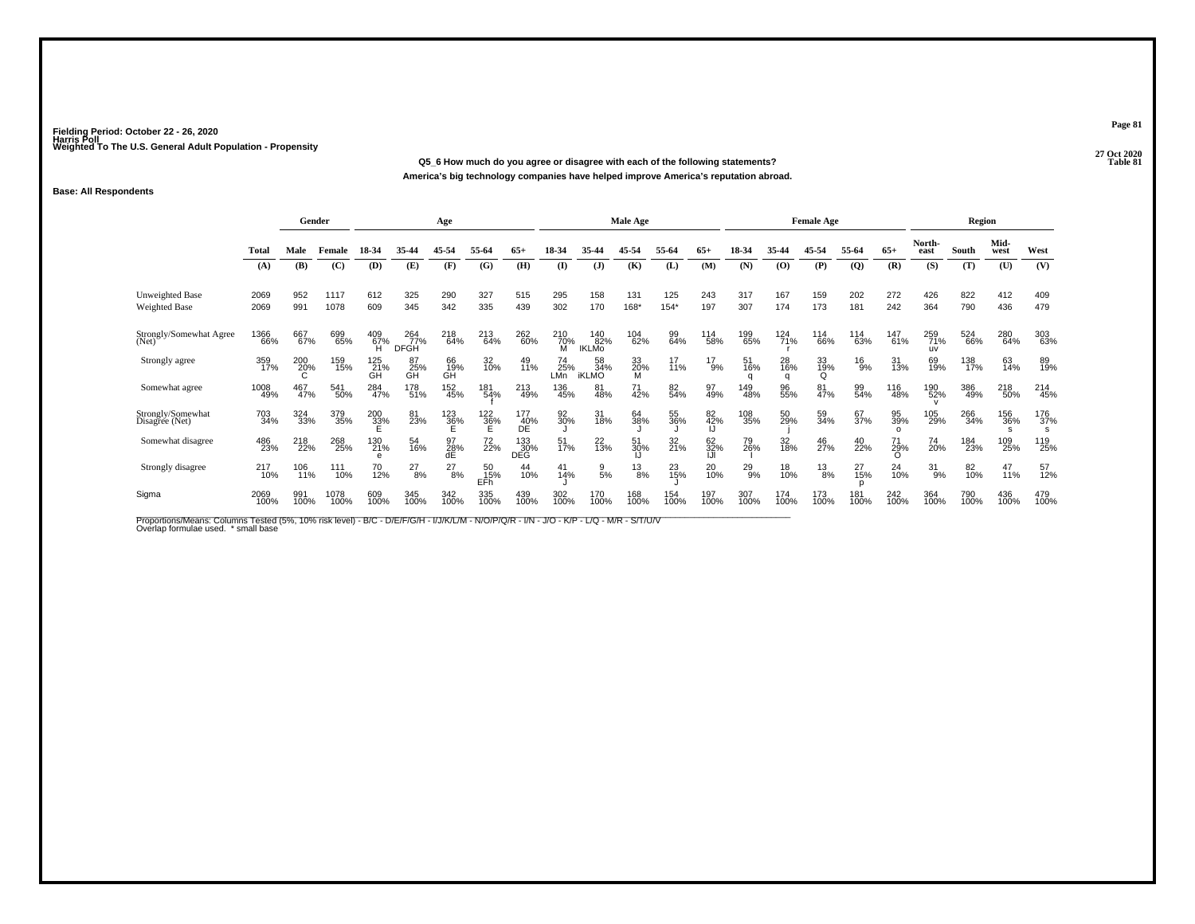Fielding Period: October 22 - 26, 2020
Harris Poll
Weighted To The U.S. General Adult Population - Propensity

27 Oct 2020
Table 81

**Q5_6 How much do you agree or disagree with each of the following statements?**
**America's big technology companies have helped improve America's reputation abroad.**

**Base: All Respondents**

| | Total | Gender | | Age | | | | | Male Age | | | | | Female Age | | | | | Region | | | |
|---|---|---|---|---|---|---|---|---|---|---|---|---|---|---|---|---|---|---|---|---|---|---|
| | Total | Male | Female | 18-34 | 35-44 | 45-54 | 55-64 | 65+ | 18-34 | 35-44 | 45-54 | 55-64 | 65+ | 18-34 | 35-44 | 45-54 | 55-64 | 65+ | North-east | South | Mid-west | West |
| | (A) | (B) | (C) | (D) | (E) | (F) | (G) | (H) | (I) | (J) | (K) | (L) | (M) | (N) | (O) | (P) | (Q) | (R) | (S) | (T) | (U) | (V) |
| Unweighted Base | 2069 | 952 | 1117 | 612 | 325 | 290 | 327 | 515 | 295 | 158 | 131 | 125 | 243 | 317 | 167 | 159 | 202 | 272 | 426 | 822 | 412 | 409 |
| Weighted Base | 2069 | 991 | 1078 | 609 | 345 | 342 | 335 | 439 | 302 | 170 | 168* | 154* | 197 | 307 | 174 | 173 | 181 | 242 | 364 | 790 | 436 | 479 |
| Strongly/Somewhat Agree (Net) | 1366 66% | 667 67% | 699 65% | 409 67% H | 264 77% DFGH | 218 64% | 213 64% | 262 60% | 210 70% M | 140 82% IKLMo | 104 62% | 99 64% | 114 58% | 199 65% | 124 71% r | 114 66% | 114 63% | 147 61% | 259 71% uv | 524 66% | 280 64% | 303 63% |
| Strongly agree | 359 17% | 200 20% C | 159 15% | 125 21% GH | 87 25% GH | 66 19% GH | 32 10% | 49 11% | 74 25% LMn | 58 34% iKLMO | 33 20% M | 17 11% | 17 9% | 51 16% q | 28 16% q | 33 19% Q | 16 9% | 31 13% | 69 19% | 138 17% | 63 14% | 89 19% |
| Somewhat agree | 1008 49% | 467 47% | 541 50% | 284 47% | 178 51% | 152 45% | 181 54% f | 213 49% | 136 45% | 81 48% | 71 42% | 82 54% | 97 49% | 149 48% | 96 55% | 81 47% | 99 54% | 116 48% | 190 52% v | 386 49% | 218 50% | 214 45% |
| Strongly/Somewhat Disagree (Net) | 703 34% | 324 33% | 379 35% | 200 33% E | 81 23% | 123 36% E | 122 36% E | 177 40% DE | 92 30% J | 31 18% | 64 38% J | 55 36% J | 82 42% IJ | 108 35% | 50 29% j | 59 34% | 67 37% | 95 39% o | 105 29% | 266 34% | 156 36% s | 176 37% s |
| Somewhat disagree | 486 23% | 218 22% | 268 25% | 130 21% e | 54 16% | 97 28% dE | 72 22% | 133 30% DEG | 51 17% | 22 13% | 51 30% IJ | 32 21% | 62 32% IJl | 79 26% l | 32 18% | 46 27% | 40 22% | 71 29% O | 74 20% | 184 23% | 109 25% | 119 25% |
| Strongly disagree | 217 10% | 106 11% | 111 10% | 70 12% | 27 8% | 27 8% | 50 15% EFh | 44 10% | 41 14% J | 9 5% | 13 8% | 23 15% J | 20 10% | 29 9% | 18 10% | 13 8% | 27 15% p | 24 10% | 31 9% | 82 10% | 47 11% | 57 12% |
| Sigma | 2069 100% | 991 100% | 1078 100% | 609 100% | 345 100% | 342 100% | 335 100% | 439 100% | 302 100% | 170 100% | 168 100% | 154 100% | 197 100% | 307 100% | 174 100% | 173 100% | 181 100% | 242 100% | 364 100% | 790 100% | 436 100% | 479 100% |

Proportions/Means: Columns Tested (5%, 10% risk level) - B/C - D/E/F/G/H - I/J/K/L/M - N/O/P/Q/R - I/N - J/O - K/P - L/Q - M/R - S/T/U/V
Overlap formulae used. * small base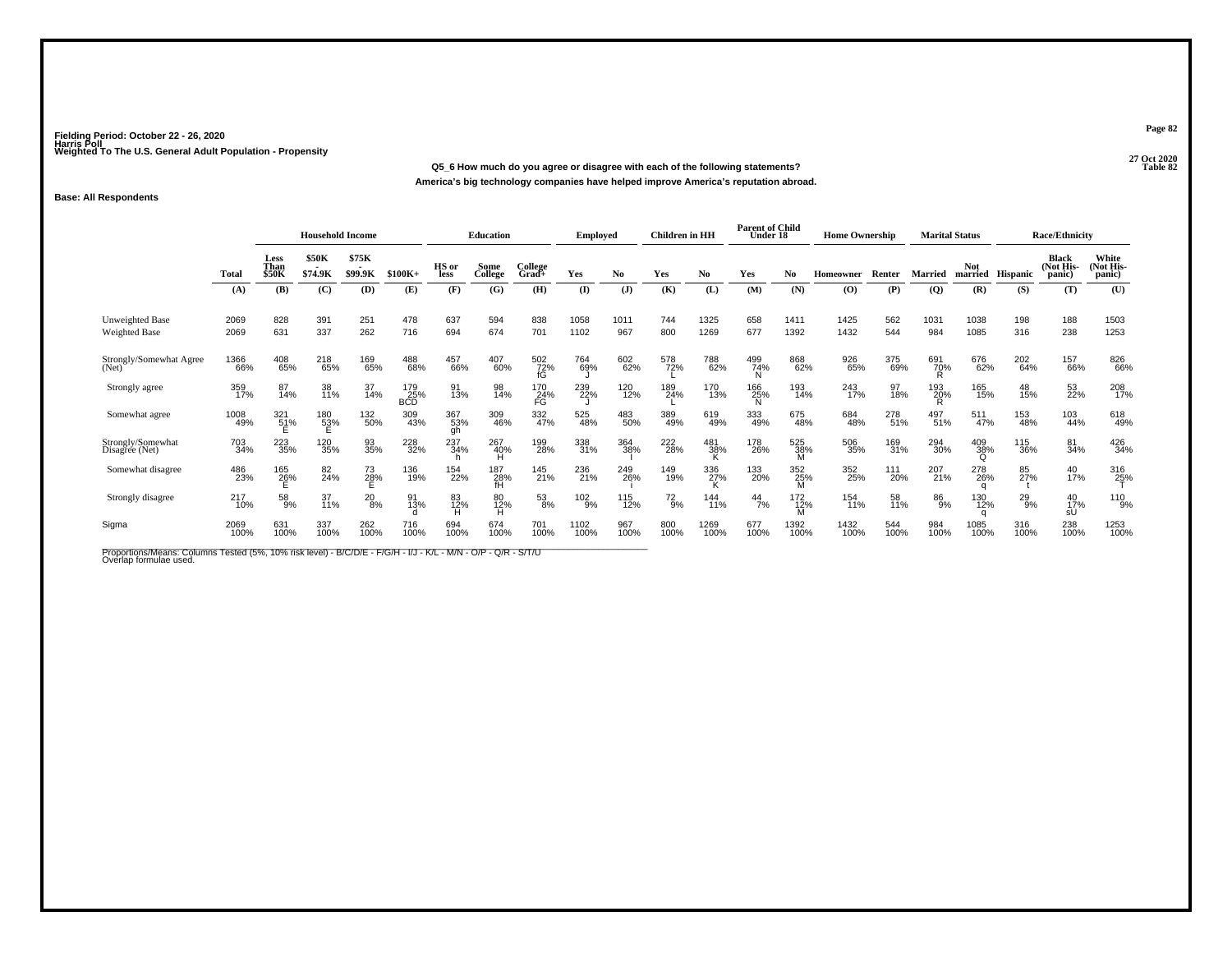Fielding Period: October 22 - 26, 2020
Harris Poll
Weighted To The U.S. General Adult Population - Propensity

27 Oct 2020
Table 82

**Q5_6 How much do you agree or disagree with each of the following statements?**
**America's big technology companies have helped improve America's reputation abroad.**

**Base: All Respondents**

| | Total | Household Income | | | | Education | | | Employed | | Children in HH | | Parent of Child Under 18 | | Home Ownership | | Marital Status | | Race/Ethnicity | | |
|---|---|---|---|---|---|---|---|---|---|---|---|---|---|---|---|---|---|---|---|---|---|
| | Total | Less Than $50K | $50K - $74.9K | $75K - $99.9K | $100K+ | HS or less | Some College | College Grad+ | Yes | No | Yes | No | Yes | No | Homeowner | Renter | Married | Not married | Hispanic | Black (Not Hispanic) | White (Not Hispanic) |
| | (A) | (B) | (C) | (D) | (E) | (F) | (G) | (H) | (I) | (J) | (K) | (L) | (M) | (N) | (O) | (P) | (Q) | (R) | (S) | (T) | (U) |
| Unweighted Base | 2069 | 828 | 391 | 251 | 478 | 637 | 594 | 838 | 1058 | 1011 | 744 | 1325 | 658 | 1411 | 1425 | 562 | 1031 | 1038 | 198 | 188 | 1503 |
| Weighted Base | 2069 | 631 | 337 | 262 | 716 | 694 | 674 | 701 | 1102 | 967 | 800 | 1269 | 677 | 1392 | 1432 | 544 | 984 | 1085 | 316 | 238 | 1253 |
| Strongly/Somewhat Agree (Net) | 1366 66% | 408 65% | 218 65% | 169 65% | 488 68% | 457 66% | 407 60% | 502 72% fG | 764 69% J | 602 62% | 578 72% L | 788 62% | 499 74% N | 868 62% | 926 65% | 375 69% | 691 70% R | 676 62% | 202 64% | 157 66% | 826 66% |
| Strongly agree | 359 17% | 87 14% | 38 11% | 37 14% | 179 25% BCD | 91 13% | 98 14% | 170 24% FG | 239 22% J | 120 12% | 189 24% L | 170 13% | 166 25% N | 193 14% | 243 17% | 97 18% | 193 20% R | 165 15% | 48 15% | 53 22% | 208 17% |
| Somewhat agree | 1008 49% | 321 51% E | 180 53% E | 132 50% | 309 43% | 367 53% gh | 309 46% | 332 47% | 525 48% | 483 50% | 389 49% | 619 49% | 333 49% | 675 48% | 684 48% | 278 51% | 497 51% | 511 47% | 153 48% | 103 44% | 618 49% |
| Strongly/Somewhat Disagree (Net) | 703 34% | 223 35% | 120 35% | 93 35% | 228 32% | 237 34% h | 267 40% H | 199 28% | 338 31% | 364 38% I | 222 28% | 481 38% K | 178 26% | 525 38% M | 506 35% | 169 31% | 294 30% | 409 38% Q | 115 36% | 81 34% | 426 34% |
| Somewhat disagree | 486 23% | 165 26% E | 82 24% | 73 28% E | 136 19% | 154 22% | 187 28% fH | 145 21% | 236 21% | 249 26% i | 149 19% | 336 27% K | 133 20% | 352 25% M | 352 25% | 111 20% | 207 21% | 278 26% q | 85 27% t | 40 17% | 316 25% T |
| Strongly disagree | 217 10% | 58 9% | 37 11% | 20 8% | 91 13% d | 83 12% H | 80 12% H | 53 8% | 102 9% | 115 12% | 72 9% | 144 11% | 44 7% | 172 12% M | 154 11% | 58 11% | 86 9% | 130 12% q | 29 9% | 40 17% sU | 110 9% |
| Sigma | 2069 100% | 631 100% | 337 100% | 262 100% | 716 100% | 694 100% | 674 100% | 701 100% | 1102 100% | 967 100% | 800 100% | 1269 100% | 677 100% | 1392 100% | 1432 100% | 544 100% | 984 100% | 1085 100% | 316 100% | 238 100% | 1253 100% |

Proportions/Means: Columns Tested (5%, 10% risk level) - B/C/D/E - F/G/H - I/J - K/L - M/N - O/P - Q/R - S/T/U
Overlap formulae used.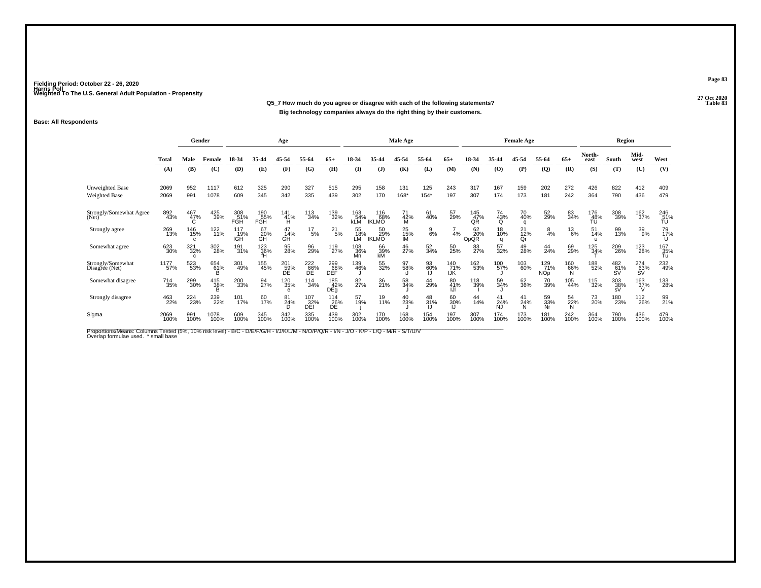Fielding Period: October 22 - 26, 2020
Harris Poll
Weighted To The U.S. General Adult Population - Propensity

27 Oct 2020
Table 83

**Q5_7 How much do you agree or disagree with each of the following statements?**
**Big technology companies always do the right thing by their customers.**

**Base: All Respondents**

| | Total | Gender | | Age | | | | | Male Age | | | | | Female Age | | | | | Region | | | |
|---|---|---|---|---|---|---|---|---|---|---|---|---|---|---|---|---|---|---|---|---|---|---|
| | Total | Male | Female | 18-34 | 35-44 | 45-54 | 55-64 | 65+ | 18-34 | 35-44 | 45-54 | 55-64 | 65+ | 18-34 | 35-44 | 45-54 | 55-64 | 65+ | North-east | South | Mid-west | West |
| | (A) | (B) | (C) | (D) | (E) | (F) | (G) | (H) | (I) | (J) | (K) | (L) | (M) | (N) | (O) | (P) | (Q) | (R) | (S) | (T) | (U) | (V) |
| Unweighted Base | 2069 | 952 | 1117 | 612 | 325 | 290 | 327 | 515 | 295 | 158 | 131 | 125 | 243 | 317 | 167 | 159 | 202 | 272 | 426 | 822 | 412 | 409 |
| Weighted Base | 2069 | 991 | 1078 | 609 | 345 | 342 | 335 | 439 | 302 | 170 | 168* | 154* | 197 | 307 | 174 | 173 | 181 | 242 | 364 | 790 | 436 | 479 |
| Strongly/Somewhat Agree (Net) | 892 43% | 467 47% C | 425 39% | 308 51% FGH | 190 55% FGH | 141 41% H | 113 34% | 139 32% | 163 54% kLM | 116 68% IKLMO | 71 42% M | 61 40% | 57 29% | 145 47% QR | 74 43% Q | 70 40% q | 52 29% | 83 34% | 176 48% TU | 308 39% | 162 37% | 246 51% TU |
| Strongly agree | 269 13% | 146 15% c | 122 11% | 117 19% fGH | 67 20% GH | 47 14% GH | 17 5% | 21 5% | 55 18% LM | 50 29% IKLMO | 25 15% lM | 9 6% | 7 4% | 62 20% OpQR | 18 10% q | 21 12% Qr | 8 4% | 13 6% | 51 14% u | 99 13% | 39 9% | 79 17% U |
| Somewhat agree | 623 30% | 321 32% c | 302 28% | 191 31% | 123 36% fH | 95 28% | 96 29% | 119 27% | 108 36% Mn | 66 39% kM | 46 27% | 52 34% | 50 25% | 83 27% | 57 32% | 49 28% | 44 24% | 69 29% | 125 34% T | 209 26% | 123 28% | 167 35% Tu |
| Strongly/Somewhat Disagree (Net) | 1177 57% | 523 53% | 654 61% B | 301 49% | 155 45% | 201 59% DE | 222 66% DE | 299 68% DEF | 139 46% J | 55 32% | 97 58% iJ | 93 60% IJ | 140 71% IJK | 162 53% | 100 57% J | 103 60% | 129 71% NOp | 160 66% N | 188 52% | 482 61% SV | 274 63% SV | 232 49% |
| Somewhat disagree | 714 35% | 299 30% | 415 38% B | 200 33% | 94 27% | 120 35% e | 114 34% | 185 42% DEg | 82 27% | 36 21% | 58 34% J | 44 29% | 80 41% IJl | 118 39% I | 59 34% J | 62 36% | 70 39% | 105 44% | 115 32% | 303 38% sV | 163 37% V | 133 28% |
| Strongly disagree | 463 22% | 224 23% | 239 22% | 101 17% | 60 17% | 81 24% D | 107 32% DEf | 114 26% DE | 57 19% j | 19 11% | 40 23% J | 48 31% IJ | 60 30% IJ | 44 14% | 41 24% NJ | 41 24% N | 59 33% Nr | 54 22% N | 73 20% | 180 23% | 112 26% | 99 21% |
| Sigma | 2069 100% | 991 100% | 1078 100% | 609 100% | 345 100% | 342 100% | 335 100% | 439 100% | 302 100% | 170 100% | 168 100% | 154 100% | 197 100% | 307 100% | 174 100% | 173 100% | 181 100% | 242 100% | 364 100% | 790 100% | 436 100% | 479 100% |

Proportions/Means: Columns Tested (5%, 10% risk level) - B/C - D/E/F/G/H - I/J/K/L/M - N/O/P/Q/R - I/N - J/O - K/P - L/Q - M/R - S/T/U/V
Overlap formulae used. * small base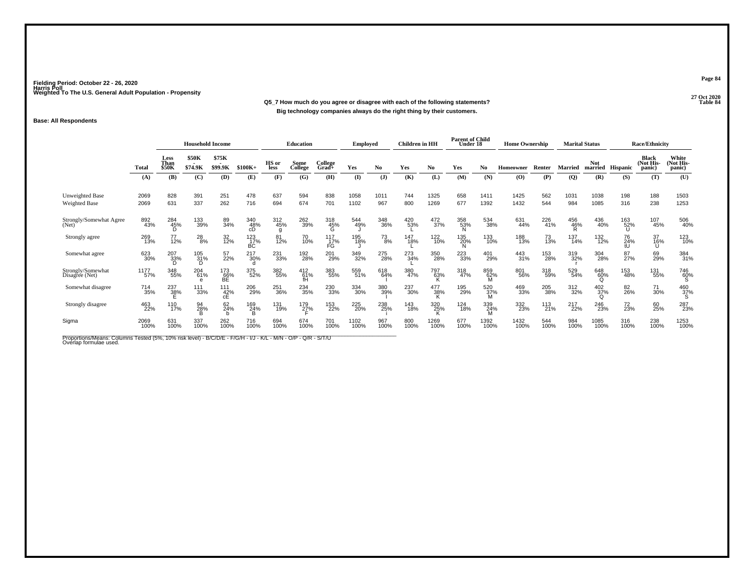Fielding Period: October 22 - 26, 2020
Harris Poll
Weighted To The U.S. General Adult Population - Propensity

27 Oct 2020
Table 84

**Q5_7 How much do you agree or disagree with each of the following statements?**
**Big technology companies always do the right thing by their customers.**

**Base: All Respondents**

| | | Household Income | | | | Education | | | Employed | | Children in HH | | Parent of Child Under 18 | | Home Ownership | | Marital Status | | Race/Ethnicity | | |
|---|---|---|---|---|---|---|---|---|---|---|---|---|---|---|---|---|---|---|---|---|---|
| | Total | Less Than $50K | $50K - $74.9K | $75K - $99.9K | $100K+ | HS or less | Some College | College Grad+ | Yes | No | Yes | No | Yes | No | Homeowner | Renter | Married | Not married | Hispanic | Black (Not Hispanic) | White (Not Hispanic) |
| | (A) | (B) | (C) | (D) | (E) | (F) | (G) | (H) | (I) | (J) | (K) | (L) | (M) | (N) | (O) | (P) | (Q) | (R) | (S) | (T) | (U) |
| Unweighted Base | 2069 | 828 | 391 | 251 | 478 | 637 | 594 | 838 | 1058 | 1011 | 744 | 1325 | 658 | 1411 | 1425 | 562 | 1031 | 1038 | 198 | 188 | 1503 |
| Weighted Base | 2069 | 631 | 337 | 262 | 716 | 694 | 674 | 701 | 1102 | 967 | 800 | 1269 | 677 | 1392 | 1432 | 544 | 984 | 1085 | 316 | 238 | 1253 |
| Strongly/Somewhat Agree (Net) | 892 43% | 284 45% D | 133 39% | 89 34% | 340 48% cD | 312 45% g | 262 39% | 318 45% G | 544 49% J | 348 36% | 420 53% L | 472 37% | 358 53% N | 534 38% | 631 44% | 226 41% | 456 46% R | 436 40% | 163 52% U | 107 45% | 506 40% |
| Strongly agree | 269 13% | 77 12% | 28 8% | 32 12% | 123 17% BC | 81 12% | 70 10% | 117 17% FG | 195 18% J | 73 8% | 147 18% L | 122 10% | 135 20% N | 133 10% | 188 13% | 73 13% | 137 14% | 132 12% | 76 24% tU | 37 16% U | 123 10% |
| Somewhat agree | 623 30% | 207 33% D | 105 31% D | 57 22% | 217 30% d | 231 33% | 192 28% | 201 29% | 349 32% | 275 28% | 273 34% L | 350 28% | 223 33% | 401 29% | 443 31% | 153 28% | 319 32% r | 304 28% | 87 27% | 69 29% | 384 31% |
| Strongly/Somewhat Disagree (Net) | 1177 57% | 348 55% | 204 61% e | 173 66% BE | 375 52% | 382 55% | 412 61% fH | 383 55% | 559 51% | 618 64% I | 380 47% | 797 63% K | 318 47% | 859 62% M | 801 56% | 318 59% | 529 54% | 648 60% Q | 153 48% | 131 55% | 746 60% S |
| Somewhat disagree | 714 35% | 237 38% E | 111 33% | 111 42% cE | 206 29% | 251 36% | 234 35% | 230 33% | 334 30% | 380 39% I | 237 30% | 477 38% K | 195 29% | 520 37% M | 469 33% | 205 38% | 312 32% | 402 37% Q | 82 26% | 71 30% | 460 37% S |
| Strongly disagree | 463 22% | 110 17% | 94 28% B | 62 24% b | 169 24% B | 131 19% | 179 27% F | 153 22% | 225 20% | 238 25% i | 143 18% | 320 25% K | 124 18% | 339 24% M | 332 23% | 113 21% | 217 22% | 246 23% | 72 23% | 60 25% | 287 23% |
| Sigma | 2069 100% | 631 100% | 337 100% | 262 100% | 716 100% | 694 100% | 674 100% | 701 100% | 1102 100% | 967 100% | 800 100% | 1269 100% | 677 100% | 1392 100% | 1432 100% | 544 100% | 984 100% | 1085 100% | 316 100% | 238 100% | 1253 100% |

Proportions/Means: Columns Tested (5%, 10% risk level) - B/C/D/E - F/G/H - I/J - K/L - M/N - O/P - Q/R - S/T/U
Overlap formulae used.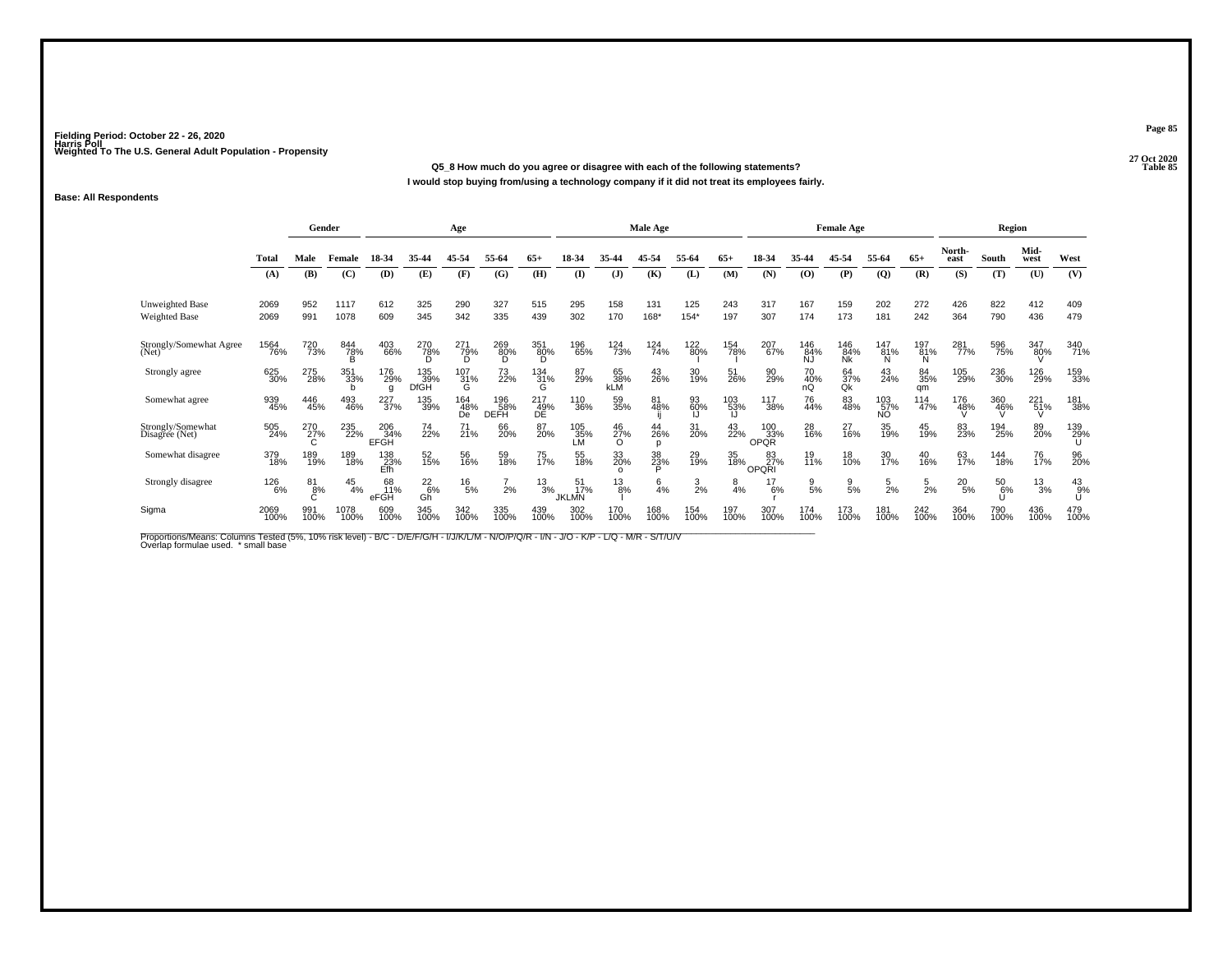Fielding Period: October 22 - 26, 2020
Harris Poll
Weighted To The U.S. General Adult Population - Propensity

27 Oct 2020
Table 85

**Q5_8 How much do you agree or disagree with each of the following statements?**
**I would stop buying from/using a technology company if it did not treat its employees fairly.**

**Base: All Respondents**

| | Total | Gender | | Age | | | | | Male Age | | | | | Female Age | | | | | Region | | | |
|---|---|---|---|---|---|---|---|---|---|---|---|---|---|---|---|---|---|---|---|---|---|---|
| | Total | Male | Female | 18-34 | 35-44 | 45-54 | 55-64 | 65+ | 18-34 | 35-44 | 45-54 | 55-64 | 65+ | 18-34 | 35-44 | 45-54 | 55-64 | 65+ | North-east | South | Mid-west | West |
| | (A) | (B) | (C) | (D) | (E) | (F) | (G) | (H) | (I) | (J) | (K) | (L) | (M) | (N) | (O) | (P) | (Q) | (R) | (S) | (T) | (U) | (V) |
| Unweighted Base | 2069 | 952 | 1117 | 612 | 325 | 290 | 327 | 515 | 295 | 158 | 131 | 125 | 243 | 317 | 167 | 159 | 202 | 272 | 426 | 822 | 412 | 409 |
| Weighted Base | 2069 | 991 | 1078 | 609 | 345 | 342 | 335 | 439 | 302 | 170 | 168* | 154* | 197 | 307 | 174 | 173 | 181 | 242 | 364 | 790 | 436 | 479 |
| Strongly/Somewhat Agree (Net) | 1564 76% | 720 73% | 844 78% B | 403 66% | 270 78% D | 271 79% D | 269 80% D | 351 80% D | 196 65% | 124 73% | 124 74% | 122 80% I | 154 78% I | 207 67% | 146 84% NJ | 146 84% Nk | 147 81% N | 197 81% N | 281 77% | 596 75% | 347 80% V | 340 71% |
| Strongly agree | 625 30% | 275 28% | 351 33% b | 176 29% g | 135 39% DfGH | 107 31% G | 73 22% | 134 31% G | 87 29% | 65 38% kLM | 43 26% | 30 19% | 51 26% | 90 29% | 70 40% nQ | 64 37% Qk | 43 24% | 84 35% qm | 105 29% | 236 30% | 126 29% | 159 33% |
| Somewhat agree | 939 45% | 446 45% | 493 46% | 227 37% | 135 39% | 164 48% De | 196 58% DEFH | 217 49% DE | 110 36% | 59 35% | 81 48% ij | 93 60% IJ | 103 53% IJ | 117 38% | 76 44% | 83 48% | 103 57% NO | 114 47% | 176 48% V | 360 46% V | 221 51% V | 181 38% |
| Strongly/Somewhat Disagree (Net) | 505 24% | 270 27% C | 235 22% | 206 34% EFGH | 74 22% | 71 21% | 66 20% | 87 20% | 105 35% LM | 46 27% O | 44 26% p | 31 20% | 43 22% | 100 33% OPQR | 28 16% | 27 16% | 35 19% | 45 19% | 83 23% | 194 25% | 89 20% | 139 29% U |
| Somewhat disagree | 379 18% | 189 19% | 189 18% | 138 23% Efh | 52 15% | 56 16% | 59 18% | 75 17% | 55 18% | 33 20% o | 38 23% P | 29 19% | 35 18% | 83 27% OPQRI | 19 11% | 18 10% | 30 17% | 40 16% | 63 17% | 144 18% | 76 17% | 96 20% |
| Strongly disagree | 126 6% | 81 8% C | 45 4% | 68 11% eFGH | 22 6% Gh | 16 5% | 7 2% | 13 3% | 51 17% JKLMN | 13 8% I | 6 4% | 3 2% | 8 4% | 17 6% r | 9 5% | 9 5% | 5 2% | 5 2% | 20 5% | 50 6% U | 13 3% | 43 9% U |
| Sigma | 2069 100% | 991 100% | 1078 100% | 609 100% | 345 100% | 342 100% | 335 100% | 439 100% | 302 100% | 170 100% | 168 100% | 154 100% | 197 100% | 307 100% | 174 100% | 173 100% | 181 100% | 242 100% | 364 100% | 790 100% | 436 100% | 479 100% |

Proportions/Means: Columns Tested (5%, 10% risk level) - B/C - D/E/F/G/H - I/J/K/L/M - N/O/P/Q/R - I/N - J/O - K/P - L/Q - M/R - S/T/U/V
Overlap formulae used. * small base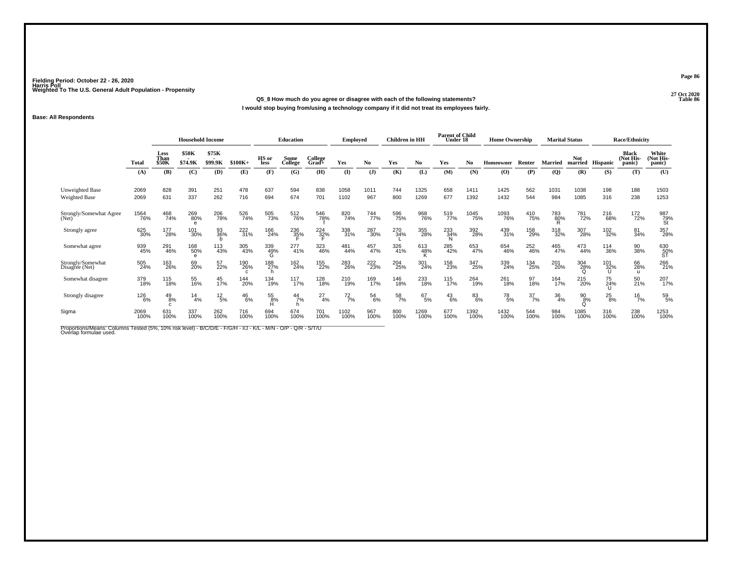Fielding Period: October 22 - 26, 2020
Harris Poll
Weighted To The U.S. General Adult Population - Propensity

27 Oct 2020
Table 86

Q5_8 How much do you agree or disagree with each of the following statements?
I would stop buying from/using a technology company if it did not treat its employees fairly.

Base: All Respondents

| | Total | Household Income | | | | Education | | | Employed | | Children in HH | | Parent of Child Under 18 | | Home Ownership | | Marital Status | | Race/Ethnicity | | |
|---|---|---|---|---|---|---|---|---|---|---|---|---|---|---|---|---|---|---|---|---|---|
| | | Less Than $50K | $50K - $74.9K | $75K - $99.9K | $100K+ | HS or less | Some College | College Grad+ | Yes | No | Yes | No | Yes | No | Homeowner | Renter | Married | Not married | Hispanic | Black (Not Hispanic) | White (Not Hispanic) |
| | (A) | (B) | (C) | (D) | (E) | (F) | (G) | (H) | (I) | (J) | (K) | (L) | (M) | (N) | (O) | (P) | (Q) | (R) | (S) | (T) | (U) |
| Unweighted Base | 2069 | 828 | 391 | 251 | 478 | 637 | 594 | 838 | 1058 | 1011 | 744 | 1325 | 658 | 1411 | 1425 | 562 | 1031 | 1038 | 198 | 188 | 1503 |
| Weighted Base | 2069 | 631 | 337 | 262 | 716 | 694 | 674 | 701 | 1102 | 967 | 800 | 1269 | 677 | 1392 | 1432 | 544 | 984 | 1085 | 316 | 238 | 1253 |
| Strongly/Somewhat Agree (Net) | 1564 76% | 468 74% | 269 80% e | 206 78% | 526 74% | 505 73% | 512 76% | 546 78% f | 820 74% | 744 77% | 596 75% | 968 76% | 519 77% | 1045 75% | 1093 76% | 410 75% | 783 80% R | 781 72% | 216 68% | 172 72% | 987 79% St |
| Strongly agree | 625 30% | 177 28% | 101 30% | 93 36% b | 222 31% | 166 24% | 236 35% F | 224 32% F | 338 31% | 287 30% | 270 34% L | 355 28% | 233 34% N | 392 28% | 439 31% | 158 29% | 318 32% | 307 28% | 102 32% | 81 34% | 357 28% |
| Somewhat agree | 939 45% | 291 46% | 168 50% e | 113 43% | 305 43% | 339 49% G | 277 41% | 323 46% | 481 44% | 457 47% | 326 41% | 613 48% K | 285 42% | 653 47% | 654 46% | 252 46% | 465 47% | 473 44% | 114 36% | 90 38% | 630 50% ST |
| Strongly/Somewhat Disagree (Net) | 505 24% | 163 26% | 69 20% | 57 22% | 190 26% c | 188 27% h | 162 24% | 155 22% | 283 26% | 222 23% | 204 25% | 301 24% | 158 23% | 347 25% | 339 24% | 134 25% | 201 20% | 304 28% Q | 101 32% U | 66 28% u | 266 21% |
| Somewhat disagree | 379 18% | 115 18% | 55 16% | 45 17% | 144 20% | 134 19% | 117 17% | 128 18% | 210 19% | 169 17% | 146 18% | 233 18% | 115 17% | 264 19% | 261 18% | 97 18% | 164 17% | 215 20% | 75 24% U | 50 21% | 207 17% |
| Strongly disagree | 126 6% | 49 8% c | 14 4% | 12 5% | 46 6% | 55 8% H | 44 7% h | 27 4% | 72 7% | 54 6% | 58 7% | 67 5% | 43 6% | 83 6% | 78 5% | 37 7% | 36 4% | 90 8% Q | 25 8% | 16 7% | 59 5% |
| Sigma | 2069 100% | 631 100% | 337 100% | 262 100% | 716 100% | 694 100% | 674 100% | 701 100% | 1102 100% | 967 100% | 800 100% | 1269 100% | 677 100% | 1392 100% | 1432 100% | 544 100% | 984 100% | 1085 100% | 316 100% | 238 100% | 1253 100% |

Proportions/Means: Columns Tested (5%, 10% risk level) - B/C/D/E - F/G/H - I/J - K/L - M/N - O/P - Q/R - S/T/U
Overlap formulae used.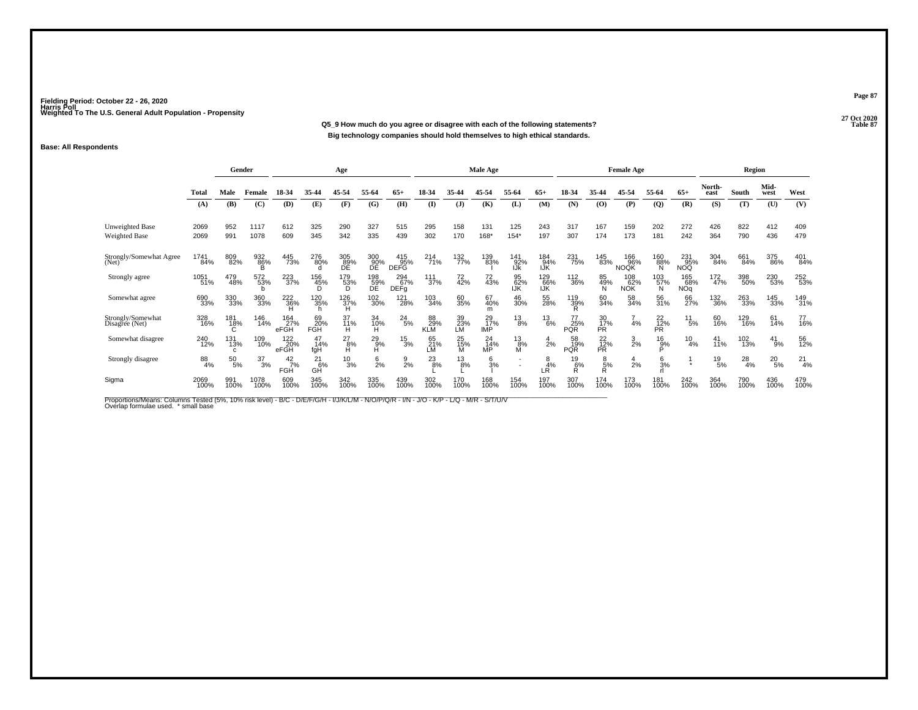Fielding Period: October 22 - 26, 2020
Harris Poll
Weighted To The U.S. General Adult Population - Propensity

27 Oct 2020
Table 87

**Q5_9 How much do you agree or disagree with each of the following statements?**
**Big technology companies should hold themselves to high ethical standards.**

**Base: All Respondents**

| | Total | Gender | | Age | | | | | Male Age | | | | | Female Age | | | | | Region | | | |
|---|---|---|---|---|---|---|---|---|---|---|---|---|---|---|---|---|---|---|---|---|---|---|
| | Total | Male | Female | 18-34 | 35-44 | 45-54 | 55-64 | 65+ | 18-34 | 35-44 | 45-54 | 55-64 | 65+ | 18-34 | 35-44 | 45-54 | 55-64 | 65+ | North-east | South | Mid-west | West |
| | (A) | (B) | (C) | (D) | (E) | (F) | (G) | (H) | (I) | (J) | (K) | (L) | (M) | (N) | (O) | (P) | (Q) | (R) | (S) | (T) | (U) | (V) |
| Unweighted Base | 2069 | 952 | 1117 | 612 | 325 | 290 | 327 | 515 | 295 | 158 | 131 | 125 | 243 | 317 | 167 | 159 | 202 | 272 | 426 | 822 | 412 | 409 |
| Weighted Base | 2069 | 991 | 1078 | 609 | 345 | 342 | 335 | 439 | 302 | 170 | 168* | 154* | 197 | 307 | 174 | 173 | 181 | 242 | 364 | 790 | 436 | 479 |
| Strongly/Somewhat Agree (Net) | 1741 84% | 809 82% | 932 86% B | 445 73% | 276 80% d | 305 89% DE | 300 90% DE | 415 95% DEFG | 214 71% | 132 77% | 139 83% I | 141 92% IJk | 184 94% IJK | 231 75% | 145 83% | 166 96% NOQK | 160 88% N | 231 95% NOQ | 304 84% | 661 84% | 375 86% | 401 84% |
| Strongly agree | 1051 51% | 479 48% | 572 53% b | 223 37% | 156 45% D | 179 53% D | 198 59% DE | 294 67% DEFg | 111 37% | 72 42% | 72 43% | 95 62% IJK | 129 66% IJK | 112 36% | 85 49% N | 108 62% NOK | 103 57% N | 165 68% NOq | 172 47% | 398 50% | 230 53% | 252 53% |
| Somewhat agree | 690 33% | 330 33% | 360 33% | 222 36% H | 120 35% h | 126 37% H | 102 30% | 121 28% | 103 34% | 60 35% | 67 40% m | 46 30% | 55 28% | 119 39% R | 60 34% | 58 34% | 56 31% | 66 27% | 132 36% | 263 33% | 145 33% | 149 31% |
| Strongly/Somewhat Disagree (Net) | 328 16% | 181 18% C | 146 14% | 164 27% eFGH | 69 20% FGH | 37 11% H | 34 10% H | 24 5% | 88 29% KLM | 39 23% LM | 29 17% IMP | 13 8% | 13 6% | 77 25% PQR | 30 17% PR | 7 4% | 22 12% PR | 11 5% | 60 16% | 129 16% | 61 14% | 77 16% |
| Somewhat disagree | 240 12% | 131 13% c | 109 10% | 122 20% eFGH | 47 14% fgH | 27 8% H | 29 9% H | 15 3% | 65 21% LM | 25 15% M | 24 14% MP | 13 8% M | 4 2% | 58 19% PQR | 22 12% PR | 3 2% | 16 9% P | 10 4% | 41 11% | 102 13% | 41 9% | 56 12% |
| Strongly disagree | 88 4% | 50 5% | 37 3% | 42 7% FGH | 21 6% GH | 10 3% | 6 2% | 9 2% | 23 8% L | 13 8% L | 6 3% l | - - | 8 4% LR | 19 6% R | 8 5% R | 4 2% | 6 3% rl | 1 * | 19 5% | 28 4% | 20 5% | 21 4% |
| Sigma | 2069 100% | 991 100% | 1078 100% | 609 100% | 345 100% | 342 100% | 335 100% | 439 100% | 302 100% | 170 100% | 168 100% | 154 100% | 197 100% | 307 100% | 174 100% | 173 100% | 181 100% | 242 100% | 364 100% | 790 100% | 436 100% | 479 100% |

Proportions/Means: Columns Tested (5%, 10% risk level) - B/C - D/E/F/G/H - I/J/K/L/M - N/O/P/Q/R - I/N - J/O - K/P - L/Q - M/R - S/T/U/V
Overlap formulae used. * small base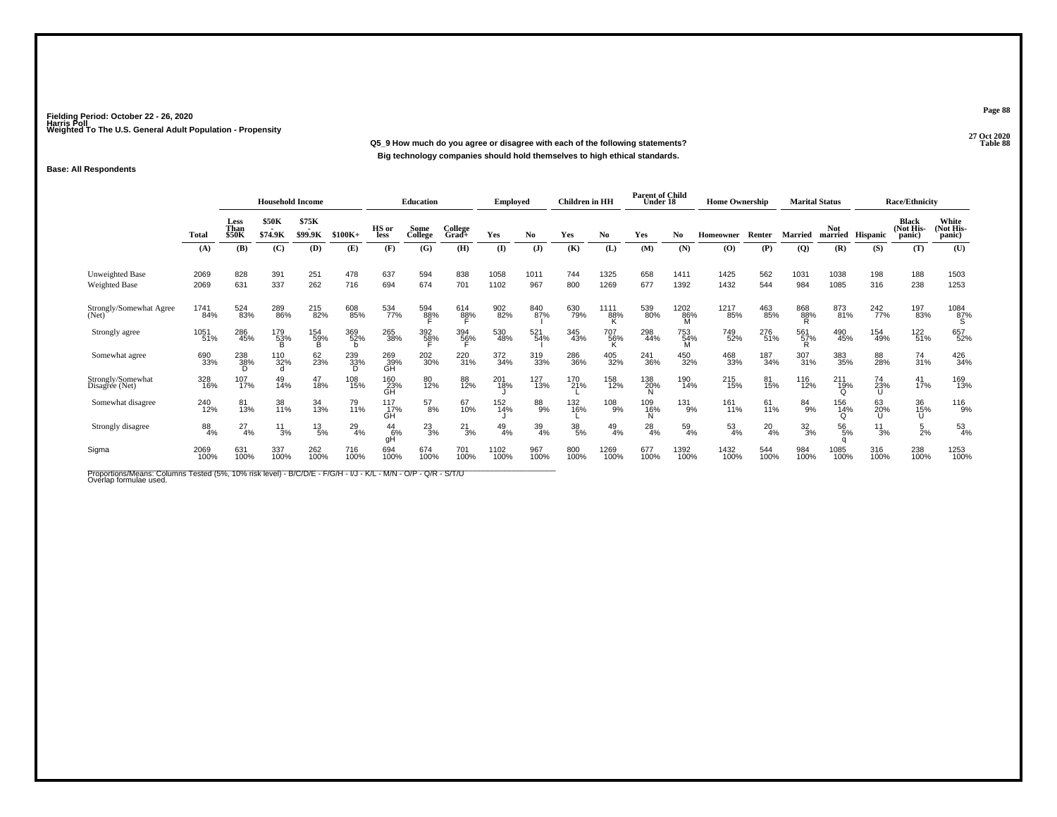Fielding Period: October 22 - 26, 2020
Harris Poll
Weighted To The U.S. General Adult Population - Propensity

27 Oct 2020
Table 88

**Q5_9 How much do you agree or disagree with each of the following statements?**
**Big technology companies should hold themselves to high ethical standards.**

**Base: All Respondents**

| | Total | Household Income | | | | Education | | | Employed | | Children in HH | | Parent of Child Under 18 | | Home Ownership | | Marital Status | | Race/Ethnicity | | |
|---|---|---|---|---|---|---|---|---|---|---|---|---|---|---|---|---|---|---|---|---|---|
| | Total | Less Than $50K | $50K - $74.9K | $75K - $99.9K | $100K+ | HS or less | Some College | College Grad+ | Yes | No | Yes | No | Yes | No | Homeowner | Renter | Married | Not married | Hispanic | Black (Not Hispanic) | White (Not Hispanic) |
| | (A) | (B) | (C) | (D) | (E) | (F) | (G) | (H) | (I) | (J) | (K) | (L) | (M) | (N) | (O) | (P) | (Q) | (R) | (S) | (T) | (U) |
| Unweighted Base | 2069 | 828 | 391 | 251 | 478 | 637 | 594 | 838 | 1058 | 1011 | 744 | 1325 | 658 | 1411 | 1425 | 562 | 1031 | 1038 | 198 | 188 | 1503 |
| Weighted Base | 2069 | 631 | 337 | 262 | 716 | 694 | 674 | 701 | 1102 | 967 | 800 | 1269 | 677 | 1392 | 1432 | 544 | 984 | 1085 | 316 | 238 | 1253 |
| Strongly/Somewhat Agree (Net) | 1741 84% | 524 83% | 289 86% | 215 82% | 608 85% | 534 77% | 594 88% F | 614 88% F | 902 82% | 840 87% I | 630 79% | 1111 88% K | 539 80% | 1202 86% M | 1217 85% | 463 85% | 868 88% R | 873 81% | 242 77% | 197 83% | 1084 87% S |
| Strongly agree | 1051 51% | 286 45% | 179 53% B | 154 59% B | 369 52% b | 265 38% | 392 58% F | 394 56% F | 530 48% | 521 54% I | 345 43% | 707 56% K | 298 44% | 753 54% M | 749 52% | 276 51% | 561 57% R | 490 45% | 154 49% | 122 51% | 657 52% |
| Somewhat agree | 690 33% | 238 38% D | 110 32% d | 62 23% | 239 33% D | 269 39% GH | 202 30% | 220 31% | 372 34% | 319 33% | 286 36% | 405 32% | 241 36% | 450 32% | 468 33% | 187 34% | 307 31% | 383 35% | 88 28% | 74 31% | 426 34% |
| Strongly/Somewhat Disagree (Net) | 328 16% | 107 17% | 49 14% | 47 18% | 108 15% | 160 23% GH | 80 12% | 88 12% | 201 18% J | 127 13% | 170 21% L | 158 12% | 138 20% N | 190 14% | 215 15% | 81 15% | 116 12% | 211 19% Q | 74 23% U | 41 17% | 169 13% |
| Somewhat disagree | 240 12% | 81 13% | 38 11% | 34 13% | 79 11% | 117 17% GH | 57 8% | 67 10% | 152 14% J | 88 9% | 132 16% L | 108 9% | 109 16% N | 131 9% | 161 11% | 61 11% | 84 9% | 156 14% Q | 63 20% U | 36 15% U | 116 9% |
| Strongly disagree | 88 4% | 27 4% | 11 3% | 13 5% | 29 4% | 44 6% gH | 23 3% | 21 3% | 49 4% | 39 4% | 38 5% | 49 4% | 28 4% | 59 4% | 53 4% | 20 4% | 32 3% | 56 5% q | 11 3% | 5 2% | 53 4% |
| Sigma | 2069 100% | 631 100% | 337 100% | 262 100% | 716 100% | 694 100% | 674 100% | 701 100% | 1102 100% | 967 100% | 800 100% | 1269 100% | 677 100% | 1392 100% | 1432 100% | 544 100% | 984 100% | 1085 100% | 316 100% | 238 100% | 1253 100% |

Proportions/Means: Columns Tested (5%, 10% risk level) - B/C/D/E - F/G/H - I/J - K/L - M/N - O/P - Q/R - S/T/U
Overlap formulae used.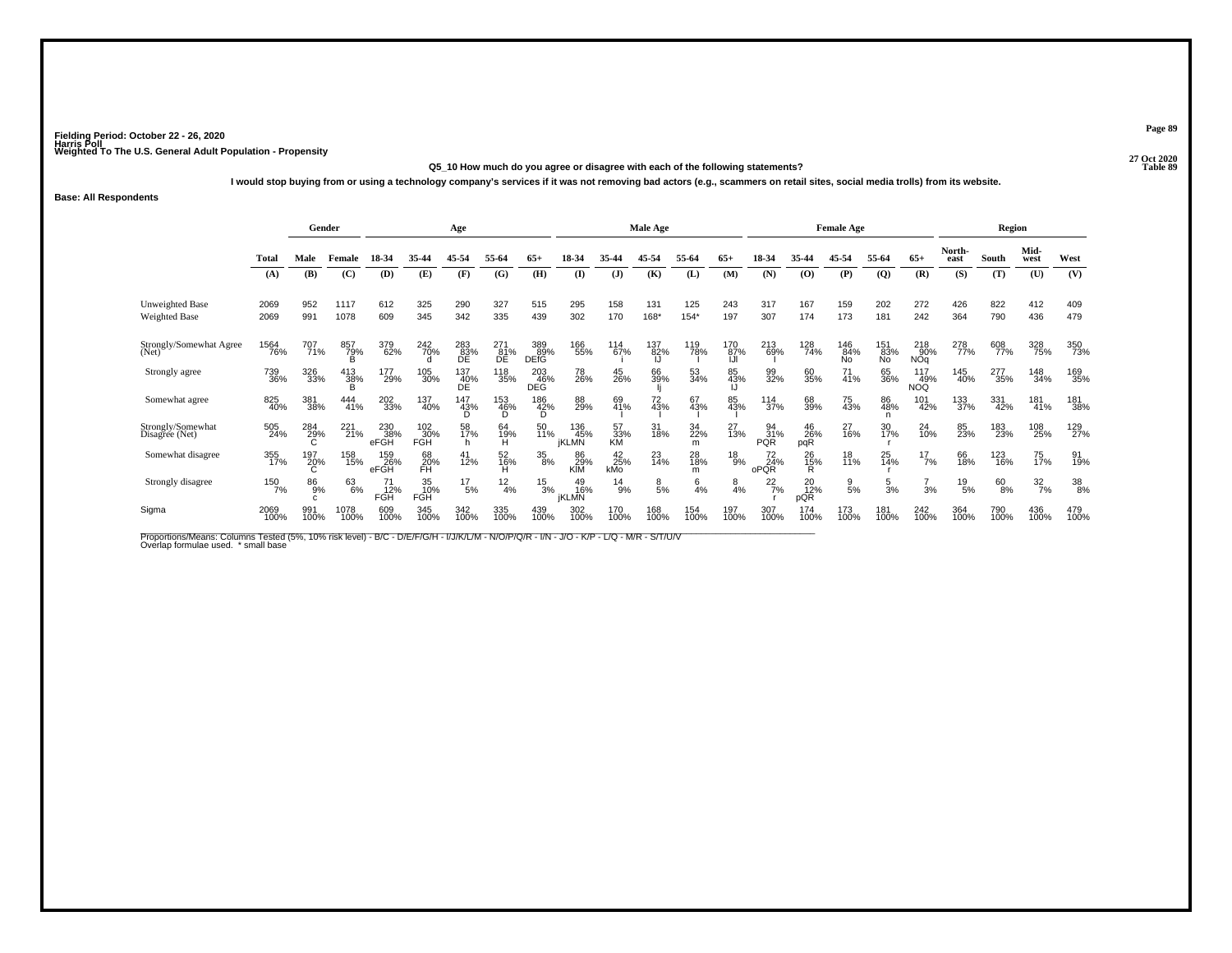Fielding Period: October 22 - 26, 2020
Harris Poll
Weighted To The U.S. General Adult Population - Propensity

27 Oct 2020
Table 89

**Q5_10 How much do you agree or disagree with each of the following statements?**

**I would stop buying from or using a technology company's services if it was not removing bad actors (e.g., scammers on retail sites, social media trolls) from its website.**

**Base: All Respondents**

| | Total | Gender | | Age | | | | | Male Age | | | | | Female Age | | | | | Region | | | |
|---|---|---|---|---|---|---|---|---|---|---|---|---|---|---|---|---|---|---|---|---|---|---|
| | Total | Male | Female | 18-34 | 35-44 | 45-54 | 55-64 | 65+ | 18-34 | 35-44 | 45-54 | 55-64 | 65+ | 18-34 | 35-44 | 45-54 | 55-64 | 65+ | North-east | South | Mid-west | West |
| | (A) | (B) | (C) | (D) | (E) | (F) | (G) | (H) | (I) | (J) | (K) | (L) | (M) | (N) | (O) | (P) | (Q) | (R) | (S) | (T) | (U) | (V) |
| Unweighted Base | 2069 | 952 | 1117 | 612 | 325 | 290 | 327 | 515 | 295 | 158 | 131 | 125 | 243 | 317 | 167 | 159 | 202 | 272 | 426 | 822 | 412 | 409 |
| Weighted Base | 2069 | 991 | 1078 | 609 | 345 | 342 | 335 | 439 | 302 | 170 | 168* | 154* | 197 | 307 | 174 | 173 | 181 | 242 | 364 | 790 | 436 | 479 |
| Strongly/Somewhat Agree (Net) | 1564 76% | 707 71% | 857 79% B | 379 62% | 242 70% d | 283 83% DE | 271 81% DE | 389 89% DEfG | 166 55% | 114 67% i | 137 82% IJ | 119 78% I | 170 87% IJl | 213 69% I | 128 74% | 146 84% No | 151 83% No | 218 90% NOq | 278 77% | 608 77% | 328 75% | 350 73% |
| Strongly agree | 739 36% | 326 33% | 413 38% B | 177 29% | 105 30% | 137 40% DE | 118 35% | 203 46% DEG | 78 26% | 45 26% | 66 39% Ij | 53 34% | 85 43% IJ | 99 32% | 60 35% | 71 41% | 65 36% | 117 49% NOQ | 145 40% | 277 35% | 148 34% | 169 35% |
| Somewhat agree | 825 40% | 381 38% | 444 41% | 202 33% | 137 40% | 147 43% D | 153 46% D | 186 42% D | 88 29% | 69 41% I | 72 43% I | 67 43% I | 85 43% I | 114 37% | 68 39% | 75 43% | 86 48% n | 101 42% | 133 37% | 331 42% | 181 41% | 181 38% |
| Strongly/Somewhat Disagree (Net) | 505 24% | 284 29% C | 221 21% | 230 38% eFGH | 102 30% FGH | 58 17% h | 64 19% H | 50 11% | 136 45% jKLMN | 57 33% KM | 31 18% | 34 22% m | 27 13% | 94 31% PQR | 46 26% pqR | 27 16% | 30 17% r | 24 10% | 85 23% | 183 23% | 108 25% | 129 27% |
| Somewhat disagree | 355 17% | 197 20% C | 158 15% | 159 26% eFGH | 68 20% FH | 41 12% | 52 16% H | 35 8% | 86 29% KlM | 42 25% kMo | 23 14% | 28 18% m | 18 9% | 72 24% oPQR | 26 15% R | 18 11% | 25 14% r | 17 7% | 66 18% | 123 16% | 75 17% | 91 19% |
| Strongly disagree | 150 7% | 86 9% c | 63 6% | 71 12% FGH | 35 10% FGH | 17 5% | 12 4% | 15 3% | 49 16% jKLMN | 14 9% | 8 5% | 6 4% | 8 4% | 22 7% r | 20 12% pQR | 9 5% | 5 3% | 7 3% | 19 5% | 60 8% | 32 7% | 38 8% |
| Sigma | 2069 100% | 991 100% | 1078 100% | 609 100% | 345 100% | 342 100% | 335 100% | 439 100% | 302 100% | 170 100% | 168 100% | 154 100% | 197 100% | 307 100% | 174 100% | 173 100% | 181 100% | 242 100% | 364 100% | 790 100% | 436 100% | 479 100% |

Proportions/Means: Columns Tested (5%, 10% risk level) - B/C - D/E/F/G/H - I/J/K/L/M - N/O/P/Q/R - I/N - J/O - K/P - L/Q - M/R - S/T/U/V
Overlap formulae used. * small base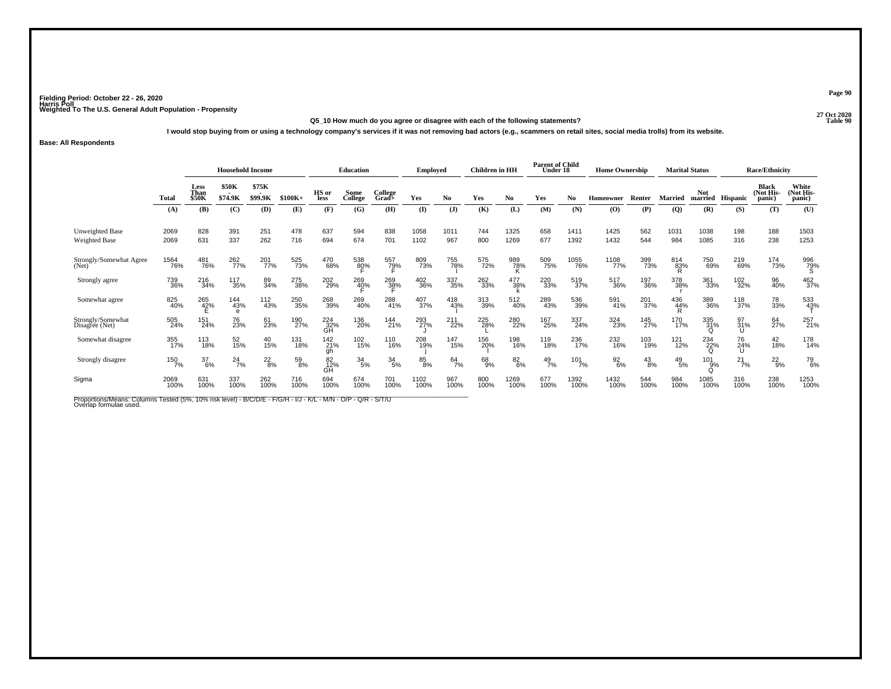Fielding Period: October 22 - 26, 2020
Harris Poll
Weighted To The U.S. General Adult Population - Propensity

27 Oct 2020
Table 90

Q5_10 How much do you agree or disagree with each of the following statements?

I would stop buying from or using a technology company's services if it was not removing bad actors (e.g., scammers on retail sites, social media trolls) from its website.

Base: All Respondents

| | Total | Household Income | | | | Education | | | Employed | | Children in HH | | Parent of Child Under 18 | | Home Ownership | | Marital Status | | Race/Ethnicity | | |
|---|---|---|---|---|---|---|---|---|---|---|---|---|---|---|---|---|---|---|---|---|---|
| | | Less Than $50K | $50K - $74.9K | $75K - $99.9K | $100K+ | HS or less | Some College | College Grad+ | Yes | No | Yes | No | Yes | No | Homeowner | Renter | Married | Not married | Hispanic | Black (Not Hispanic) | White (Not Hispanic) |
| | (A) | (B) | (C) | (D) | (E) | (F) | (G) | (H) | (I) | (J) | (K) | (L) | (M) | (N) | (O) | (P) | (Q) | (R) | (S) | (T) | (U) |
| Unweighted Base | 2069 | 828 | 391 | 251 | 478 | 637 | 594 | 838 | 1058 | 1011 | 744 | 1325 | 658 | 1411 | 1425 | 562 | 1031 | 1038 | 198 | 188 | 1503 |
| Weighted Base | 2069 | 631 | 337 | 262 | 716 | 694 | 674 | 701 | 1102 | 967 | 800 | 1269 | 677 | 1392 | 1432 | 544 | 984 | 1085 | 316 | 238 | 1253 |
| Strongly/Somewhat Agree (Net) | 1564 76% | 481 76% | 262 77% | 201 77% | 525 73% | 470 68% | 538 80% F | 557 79% F | 809 73% | 755 78% I | 575 72% | 989 78% K | 509 75% | 1055 76% | 1108 77% | 399 73% | 814 83% R | 750 69% | 219 69% | 174 73% | 996 79% S |
| Strongly agree | 739 36% | 216 34% | 117 35% | 89 34% | 275 38% | 202 29% | 269 40% F | 269 38% F | 402 36% | 337 35% | 262 33% | 477 38% k | 220 33% | 519 37% | 517 36% | 197 36% | 378 38% r | 361 33% | 102 32% | 96 40% | 462 37% |
| Somewhat agree | 825 40% | 265 42% E | 144 43% e | 112 43% | 250 35% | 268 39% | 269 40% | 288 41% | 407 37% | 418 43% I | 313 39% | 512 40% | 289 43% | 536 39% | 591 41% | 201 37% | 436 44% R | 389 36% | 118 37% | 78 33% | 533 43% T |
| Strongly/Somewhat Disagree (Net) | 505 24% | 151 24% | 76 23% | 61 23% | 190 27% | 224 32% GH | 136 20% | 144 21% | 293 27% J | 211 22% | 225 28% L | 280 22% | 167 25% | 337 24% | 324 23% | 145 27% | 170 17% | 335 31% Q | 97 31% U | 64 27% | 257 21% |
| Somewhat disagree | 355 17% | 113 18% | 52 15% | 40 15% | 131 18% | 142 21% gh | 102 15% | 110 16% | 208 19% j | 147 15% | 156 20% l | 198 16% | 119 18% | 236 17% | 232 16% | 103 19% | 121 12% | 234 22% Q | 76 24% U | 42 18% | 178 14% |
| Strongly disagree | 150 7% | 37 6% | 24 7% | 22 8% | 59 8% | 82 12% GH | 34 5% | 34 5% | 85 8% | 64 7% | 68 9% | 82 6% | 49 7% | 101 7% | 92 6% | 43 8% | 49 5% | 101 9% Q | 21 7% | 22 9% | 79 6% |
| Sigma | 2069 100% | 631 100% | 337 100% | 262 100% | 716 100% | 694 100% | 674 100% | 701 100% | 1102 100% | 967 100% | 800 100% | 1269 100% | 677 100% | 1392 100% | 1432 100% | 544 100% | 984 100% | 1085 100% | 316 100% | 238 100% | 1253 100% |

Proportions/Means: Columns Tested (5%, 10% risk level) - B/C/D/E - F/G/H - I/J - K/L - M/N - O/P - Q/R - S/T/U
Overlap formulae used.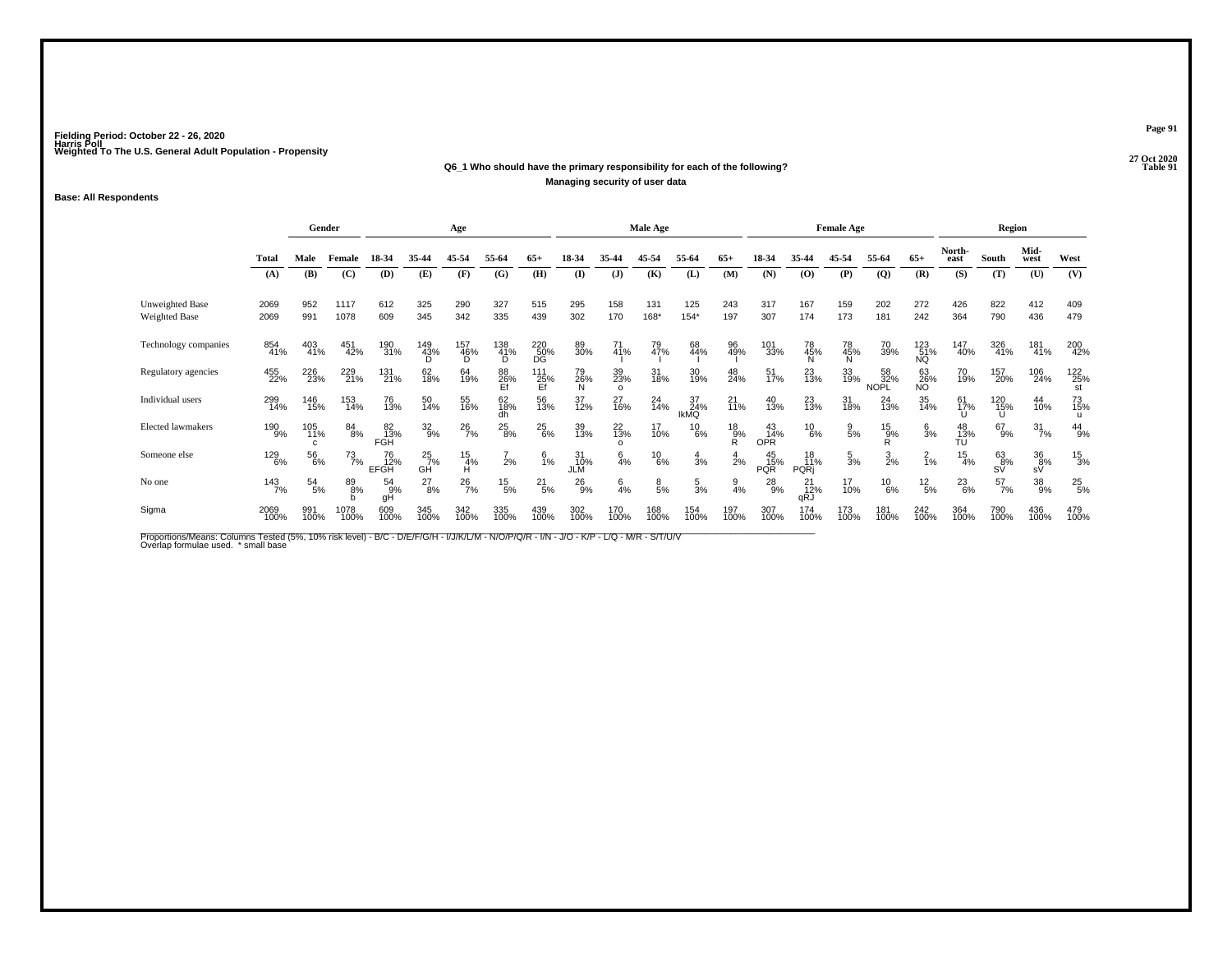Fielding Period: October 22 - 26, 2020
Harris Poll
Weighted To The U.S. General Adult Population - Propensity

27 Oct 2020
Table 91

**Q6_1 Who should have the primary responsibility for each of the following?**

**Managing security of user data**

**Base: All Respondents**

| | Total | Gender | | Age | | | | | Male Age | | | | | Female Age | | | | | Region | | | |
|---|---|---|---|---|---|---|---|---|---|---|---|---|---|---|---|---|---|---|---|---|---|---|
| | | Male | Female | 18-34 | 35-44 | 45-54 | 55-64 | 65+ | 18-34 | 35-44 | 45-54 | 55-64 | 65+ | 18-34 | 35-44 | 45-54 | 55-64 | 65+ | North-east | South | Mid-west | West |
| | (A) | (B) | (C) | (D) | (E) | (F) | (G) | (H) | (I) | (J) | (K) | (L) | (M) | (N) | (O) | (P) | (Q) | (R) | (S) | (T) | (U) | (V) |
| Unweighted Base | 2069 | 952 | 1117 | 612 | 325 | 290 | 327 | 515 | 295 | 158 | 131 | 125 | 243 | 317 | 167 | 159 | 202 | 272 | 426 | 822 | 412 | 409 |
| Weighted Base | 2069 | 991 | 1078 | 609 | 345 | 342 | 335 | 439 | 302 | 170 | 168* | 154* | 197 | 307 | 174 | 173 | 181 | 242 | 364 | 790 | 436 | 479 |
| Technology companies | 854 41% | 403 41% | 451 42% | 190 31% | 149 43% D | 157 46% D | 138 41% D | 220 50% DG | 89 30% | 71 41% I | 79 47% I | 68 44% I | 96 49% I | 101 33% | 78 45% N | 78 45% N | 70 39% | 123 51% NQ | 147 40% | 326 41% | 181 41% | 200 42% |
| Regulatory agencies | 455 22% | 226 23% | 229 21% | 131 21% | 62 18% | 64 19% | 88 26% Ef | 111 25% Ef | 79 26% N | 39 23% o | 31 18% | 30 19% | 48 24% | 51 17% | 23 13% | 33 19% | 58 32% NOPL | 63 26% NO | 70 19% | 157 20% | 106 24% | 122 25% st |
| Individual users | 299 14% | 146 15% | 153 14% | 76 13% | 50 14% | 55 16% | 62 18% dh | 56 13% | 37 12% | 27 16% | 24 14% | 37 24% IkMQ | 21 11% | 40 13% | 23 13% | 31 18% | 24 13% | 35 14% | 61 17% U | 120 15% U | 44 10% | 73 15% u |
| Elected lawmakers | 190 9% | 105 11% c | 84 8% | 82 13% FGH | 32 9% | 26 7% | 25 8% | 25 6% | 39 13% | 22 13% o | 17 10% | 10 6% | 18 9% R | 43 14% OPR | 10 6% | 9 5% | 15 9% R | 6 3% | 48 13% TU | 67 9% | 31 7% | 44 9% |
| Someone else | 129 6% | 56 6% | 73 7% | 76 12% EFGH | 25 7% GH | 15 4% H | 7 2% | 6 1% | 31 10% JLM | 6 4% | 10 6% | 4 3% | 4 2% | 45 15% PQR | 18 11% PQRj | 5 3% | 3 2% | 2 1% | 15 4% | 63 8% SV | 36 8% sV | 15 3% |
| No one | 143 7% | 54 5% | 89 8% b | 54 9% gH | 27 8% | 26 7% | 15 5% | 21 5% | 26 9% | 6 4% | 8 5% | 5 3% | 9 4% | 28 9% | 21 12% qRJ | 17 10% | 10 6% | 12 5% | 23 6% | 57 7% | 38 9% | 25 5% |
| Sigma | 2069 100% | 991 100% | 1078 100% | 609 100% | 345 100% | 342 100% | 335 100% | 439 100% | 302 100% | 170 100% | 168 100% | 154 100% | 197 100% | 307 100% | 174 100% | 173 100% | 181 100% | 242 100% | 364 100% | 790 100% | 436 100% | 479 100% |

Proportions/Means: Columns Tested (5%, 10% risk level) - B/C - D/E/F/G/H - I/J/K/L/M - N/O/P/Q/R - I/N - J/O - K/P - L/Q - M/R - S/T/U/V
Overlap formulae used. * small base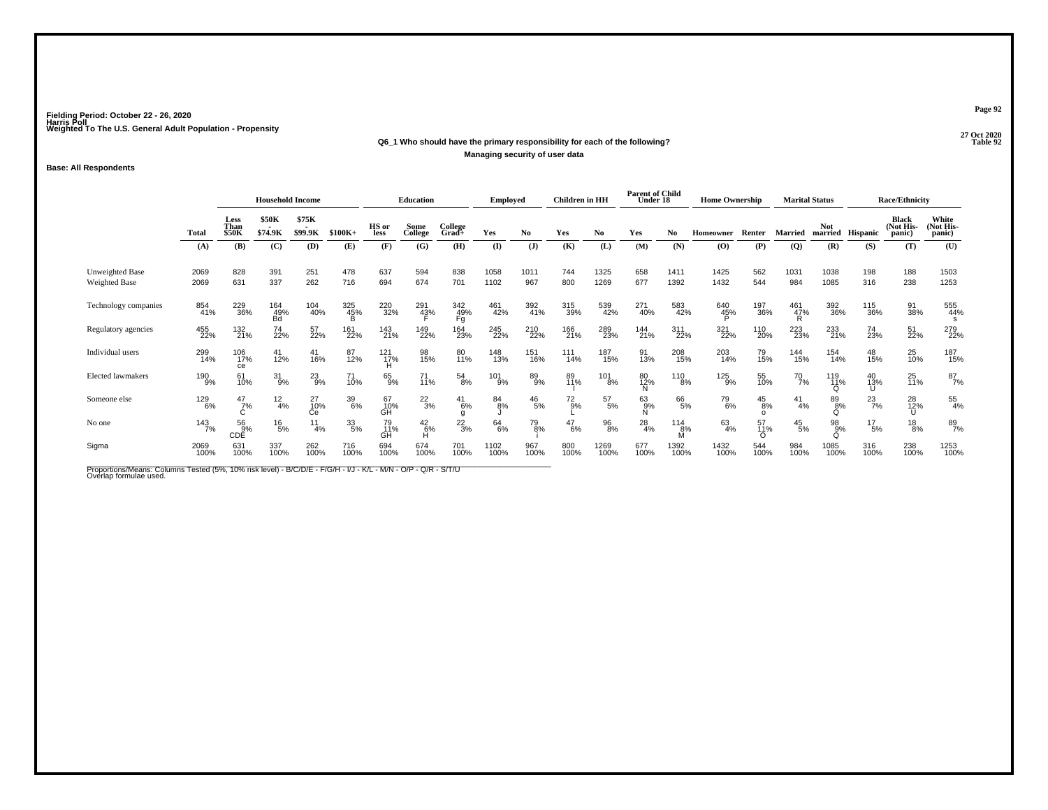Fielding Period: October 22 - 26, 2020
Harris Poll
Weighted To The U.S. General Adult Population - Propensity

27 Oct 2020
Table 92

**Q6_1 Who should have the primary responsibility for each of the following?**

**Managing security of user data**

**Base: All Respondents**

| | Total | Household Income | | | | Education | | | Employed | | Children in HH | | Parent of Child Under 18 | | Home Ownership | | Marital Status | | Race/Ethnicity | | |
|---|---|---|---|---|---|---|---|---|---|---|---|---|---|---|---|---|---|---|---|---|---|
| | | Less Than $50K | $50K - $74.9K | $75K - $99.9K | $100K+ | HS or less | Some College | College Grad+ | Yes | No | Yes | No | Yes | No | Homeowner | Renter | Married | Not married | Hispanic | Black (Not His-panic) | White (Not His-panic) |
| | (A) | (B) | (C) | (D) | (E) | (F) | (G) | (H) | (I) | (J) | (K) | (L) | (M) | (N) | (O) | (P) | (Q) | (R) | (S) | (T) | (U) |
| Unweighted Base | 2069 | 828 | 391 | 251 | 478 | 637 | 594 | 838 | 1058 | 1011 | 744 | 1325 | 658 | 1411 | 1425 | 562 | 1031 | 1038 | 198 | 188 | 1503 |
| Weighted Base | 2069 | 631 | 337 | 262 | 716 | 694 | 674 | 701 | 1102 | 967 | 800 | 1269 | 677 | 1392 | 1432 | 544 | 984 | 1085 | 316 | 238 | 1253 |
| Technology companies | 854 41% | 229 36% | 164 49% Bd | 104 40% | 325 45% B | 220 32% | 291 43% F | 342 49% Fg | 461 42% | 392 41% | 315 39% | 539 42% | 271 40% | 583 42% | 640 45% P | 197 36% | 461 47% R | 392 36% | 115 36% | 91 38% | 555 44% s |
| Regulatory agencies | 455 22% | 132 21% | 74 22% | 57 22% | 161 22% | 143 21% | 149 22% | 164 23% | 245 22% | 210 22% | 166 21% | 289 23% | 144 21% | 311 22% | 321 22% | 110 20% | 223 23% | 233 21% | 74 23% | 51 22% | 279 22% |
| Individual users | 299 14% | 106 17% ce | 41 12% | 41 16% | 87 12% | 121 17% H | 98 15% | 80 11% | 148 13% | 151 16% | 111 14% | 187 15% | 91 13% | 208 15% | 203 14% | 79 15% | 144 15% | 154 14% | 48 15% | 25 10% | 187 15% |
| Elected lawmakers | 190 9% | 61 10% | 31 9% | 23 9% | 71 10% | 65 9% | 71 11% | 54 8% | 101 9% | 89 9% | 89 11% I | 101 8% | 80 12% N | 110 8% | 125 9% | 55 10% | 70 7% | 119 11% Q | 40 13% U | 25 11% | 87 7% |
| Someone else | 129 6% | 47 7% C | 12 4% | 27 10% Ce | 39 6% | 67 10% GH | 22 3% | 41 6% g | 84 8% J | 46 5% | 72 9% L | 57 5% | 63 9% N | 66 5% | 79 6% | 45 8% o | 41 4% | 89 8% Q | 23 7% | 28 12% U | 55 4% |
| No one | 143 7% | 56 9% CDE | 16 5% | 11 4% | 33 5% | 79 11% GH | 42 6% H | 22 3% | 64 6% | 79 8% i | 47 6% | 96 8% | 28 4% | 114 8% M | 63 4% | 57 11% O | 45 5% | 98 9% Q | 17 5% | 18 8% | 89 7% |
| Sigma | 2069 100% | 631 100% | 337 100% | 262 100% | 716 100% | 694 100% | 674 100% | 701 100% | 1102 100% | 967 100% | 800 100% | 1269 100% | 677 100% | 1392 100% | 1432 100% | 544 100% | 984 100% | 1085 100% | 316 100% | 238 100% | 1253 100% |

Proportions/Means: Columns Tested (5%, 10% risk level) - B/C/D/E - F/G/H - I/J - K/L - M/N - O/P - Q/R - S/T/U
Overlap formulae used.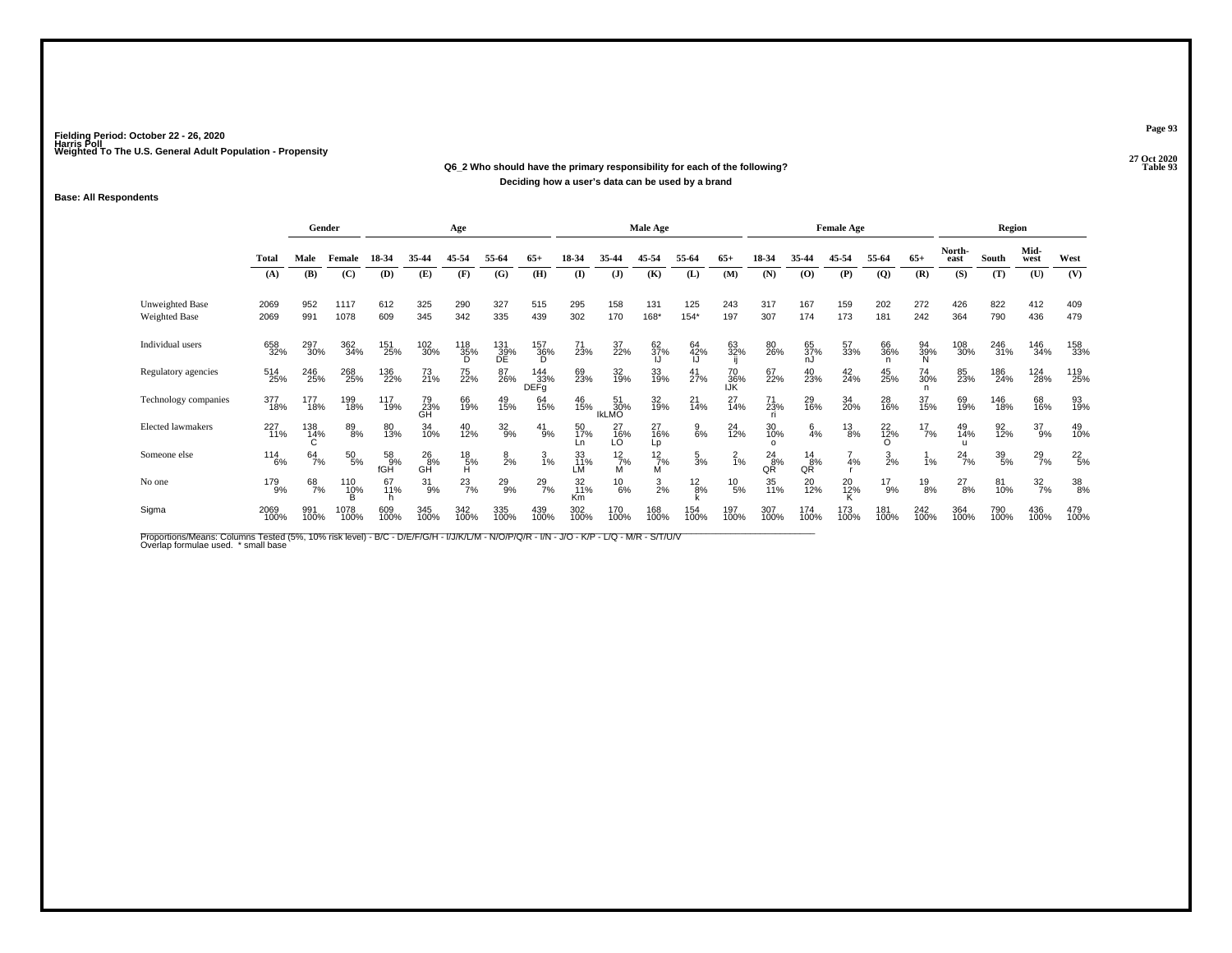Fielding Period: October 22 - 26, 2020
Harris Poll
Weighted To The U.S. General Adult Population - Propensity

27 Oct 2020
Table 93

**Q6_2 Who should have the primary responsibility for each of the following?**
**Deciding how a user's data can be used by a brand**

**Base: All Respondents**

| | Total | Gender | | Age | | | | | Male Age | | | | | Female Age | | | | | Region | | | |
|---|---|---|---|---|---|---|---|---|---|---|---|---|---|---|---|---|---|---|---|---|---|---|
| | | Male | Female | 18-34 | 35-44 | 45-54 | 55-64 | 65+ | 18-34 | 35-44 | 45-54 | 55-64 | 65+ | 18-34 | 35-44 | 45-54 | 55-64 | 65+ | North-east | South | Mid-west | West |
| | (A) | (B) | (C) | (D) | (E) | (F) | (G) | (H) | (I) | (J) | (K) | (L) | (M) | (N) | (O) | (P) | (Q) | (R) | (S) | (T) | (U) | (V) |
| Unweighted Base | 2069 | 952 | 1117 | 612 | 325 | 290 | 327 | 515 | 295 | 158 | 131 | 125 | 243 | 317 | 167 | 159 | 202 | 272 | 426 | 822 | 412 | 409 |
| Weighted Base | 2069 | 991 | 1078 | 609 | 345 | 342 | 335 | 439 | 302 | 170 | 168* | 154* | 197 | 307 | 174 | 173 | 181 | 242 | 364 | 790 | 436 | 479 |
| Individual users | 658 32% | 297 30% | 362 34% | 151 25% | 102 30% | 118 35% D | 131 39% DE | 157 36% D | 71 23% | 37 22% | 62 37% IJ | 64 42% IJ | 63 32% ij | 80 26% | 65 37% nJ | 57 33% | 66 36% n | 94 39% N | 108 30% | 246 31% | 146 34% | 158 33% |
| Regulatory agencies | 514 25% | 246 25% | 268 25% | 136 22% | 73 21% | 75 22% | 87 26% | 144 33% DEFg | 69 23% | 32 19% | 33 19% | 41 27% | 70 36% IJK | 67 22% | 40 23% | 42 24% | 45 25% | 74 30% n | 85 23% | 186 24% | 124 28% | 119 25% |
| Technology companies | 377 18% | 177 18% | 199 18% | 117 19% | 79 23% GH | 66 19% | 49 15% | 64 15% | 46 15% | 51 30% IkLMO | 32 19% | 21 14% | 27 14% | 71 23% ri | 29 16% | 34 20% | 28 16% | 37 15% | 69 19% | 146 18% | 68 16% | 93 19% |
| Elected lawmakers | 227 11% | 138 14% C | 89 8% | 80 13% | 34 10% | 40 12% | 32 9% | 41 9% | 50 17% Ln | 27 16% LO | 27 16% Lp | 9 6% | 24 12% | 30 10% o | 6 4% | 13 8% | 22 12% O | 17 7% | 49 14% u | 92 12% | 37 9% | 49 10% |
| Someone else | 114 6% | 64 7% | 50 5% | 58 9% fGH | 26 8% GH | 18 5% H | 8 2% | 3 1% | 33 11% LM | 12 7% M | 12 7% M | 5 3% | 2 1% | 24 8% QR | 14 8% QR | 7 4% r | 3 2% | 1 1% | 24 7% | 39 5% | 29 7% | 22 5% |
| No one | 179 9% | 68 7% | 110 10% B | 67 11% h | 31 9% | 23 7% | 29 9% | 29 7% | 32 11% Km | 10 6% | 3 2% | 12 8% k | 10 5% | 35 11% | 20 12% | 20 12% K | 17 9% | 19 8% | 27 8% | 81 10% | 32 7% | 38 8% |
| Sigma | 2069 100% | 991 100% | 1078 100% | 609 100% | 345 100% | 342 100% | 335 100% | 439 100% | 302 100% | 170 100% | 168 100% | 154 100% | 197 100% | 307 100% | 174 100% | 173 100% | 181 100% | 242 100% | 364 100% | 790 100% | 436 100% | 479 100% |

Proportions/Means: Columns Tested (5%, 10% risk level) - B/C - D/E/F/G/H - I/J/K/L/M - N/O/P/Q/R - I/N - J/O - K/P - L/Q - M/R - S/T/U/V
Overlap formulae used. * small base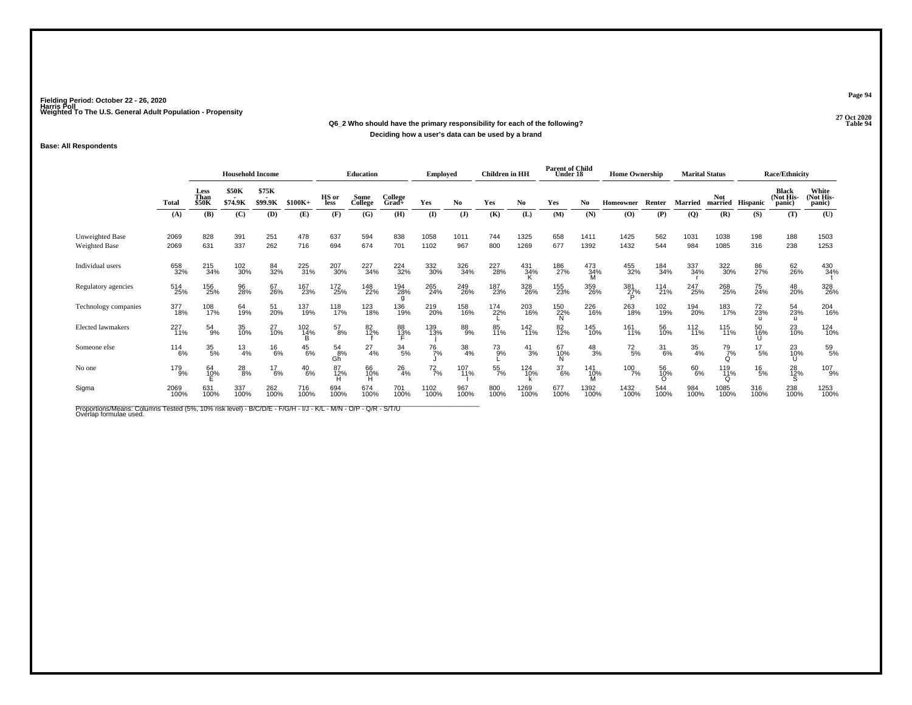Fielding Period: October 22 - 26, 2020
Harris Poll
Weighted To The U.S. General Adult Population - Propensity

27 Oct 2020
Table 94

**Q6_2 Who should have the primary responsibility for each of the following?**
**Deciding how a user's data can be used by a brand**

**Base: All Respondents**

| | Total | Household Income: Less Than $50K | Household Income: $50K - $74.9K | Household Income: $75K - $99.9K | Household Income: $100K+ | Education: HS or less | Education: Some College | Education: College Grad+ | Employed: Yes | Employed: No | Children in HH: Yes | Children in HH: No | Parent of Child Under 18: Yes | Parent of Child Under 18: No | Home Ownership: Homeowner | Home Ownership: Renter | Marital Status: Married | Marital Status: Not married | Race/Ethnicity: Hispanic | Race/Ethnicity: Black (Not His-panic) | Race/Ethnicity: White (Not His-panic) |
|---|---|---|---|---|---|---|---|---|---|---|---|---|---|---|---|---|---|---|---|---|---|
| | (A) | (B) | (C) | (D) | (E) | (F) | (G) | (H) | (I) | (J) | (K) | (L) | (M) | (N) | (O) | (P) | (Q) | (R) | (S) | (T) | (U) |
| Unweighted Base | 2069 | 828 | 391 | 251 | 478 | 637 | 594 | 838 | 1058 | 1011 | 744 | 1325 | 658 | 1411 | 1425 | 562 | 1031 | 1038 | 198 | 188 | 1503 |
| Weighted Base | 2069 | 631 | 337 | 262 | 716 | 694 | 674 | 701 | 1102 | 967 | 800 | 1269 | 677 | 1392 | 1432 | 544 | 984 | 1085 | 316 | 238 | 1253 |
| Individual users | 658<br>32% | 215<br>34% | 102<br>30% | 84<br>32% | 225<br>31% | 207<br>30% | 227<br>34% | 224<br>32% | 332<br>30% | 326<br>34% | 227<br>28% | 431<br>34%<br>K | 186<br>27% | 473<br>34%<br>M | 455<br>32% | 184<br>34% | 337<br>34%<br>r | 322<br>30% | 86<br>27% | 62<br>26% | 430<br>34%<br>t |
| Regulatory agencies | 514<br>25% | 156<br>25% | 96<br>28% | 67<br>26% | 167<br>23% | 172<br>25% | 148<br>22% | 194<br>28%<br>g | 265<br>24% | 249<br>26% | 187<br>23% | 328<br>26% | 155<br>23% | 359<br>26% | 381<br>27%<br>P | 114<br>21% | 247<br>25% | 268<br>25% | 75<br>24% | 48<br>20% | 328<br>26% |
| Technology companies | 377<br>18% | 108<br>17% | 64<br>19% | 51<br>20% | 137<br>19% | 118<br>17% | 123<br>18% | 136<br>19% | 219<br>20% | 158<br>16% | 174<br>22%<br>L | 203<br>16% | 150<br>22%<br>N | 226<br>16% | 263<br>18% | 102<br>19% | 194<br>20% | 183<br>17% | 72<br>23%<br>u | 54<br>23%<br>u | 204<br>16% |
| Elected lawmakers | 227<br>11% | 54<br>9% | 35<br>10% | 27<br>10% | 102<br>14%<br>B | 57<br>8% | 82<br>12%<br>f | 88<br>13%<br>F | 139<br>13%<br>j | 88<br>9% | 85<br>11% | 142<br>11% | 82<br>12% | 145<br>10% | 161<br>11% | 56<br>10% | 112<br>11% | 115<br>11% | 50<br>16%<br>U | 23<br>10% | 124<br>10% |
| Someone else | 114<br>6% | 35<br>5% | 13<br>4% | 16<br>6% | 45<br>6% | 54<br>8%<br>Gh | 27<br>4% | 34<br>5% | 76<br>7%<br>J | 38<br>4% | 73<br>9%<br>L | 41<br>3% | 67<br>10%<br>N | 48<br>3% | 72<br>5% | 31<br>6% | 35<br>4% | 79<br>7%<br>Q | 17<br>5% | 23<br>10%<br>U | 59<br>5% |
| No one | 179<br>9% | 64<br>10%<br>E | 28<br>8% | 17<br>6% | 40<br>6% | 87<br>12%<br>H | 66<br>10%<br>H | 26<br>4% | 72<br>7% | 107<br>11%<br>I | 55<br>7% | 124<br>10%<br>k | 37<br>6% | 141<br>10%<br>M | 100<br>7% | 56<br>10%<br>O | 60<br>6% | 119<br>11%<br>Q | 16<br>5% | 28<br>12%<br>S | 107<br>9% |
| Sigma | 2069<br>100% | 631<br>100% | 337<br>100% | 262<br>100% | 716<br>100% | 694<br>100% | 674<br>100% | 701<br>100% | 1102<br>100% | 967<br>100% | 800<br>100% | 1269<br>100% | 677<br>100% | 1392<br>100% | 1432<br>100% | 544<br>100% | 984<br>100% | 1085<br>100% | 316<br>100% | 238<br>100% | 1253<br>100% |

Proportions/Means: Columns Tested (5%, 10% risk level) - B/C/D/E - F/G/H - I/J - K/L - M/N - O/P - Q/R - S/T/U
Overlap formulae used.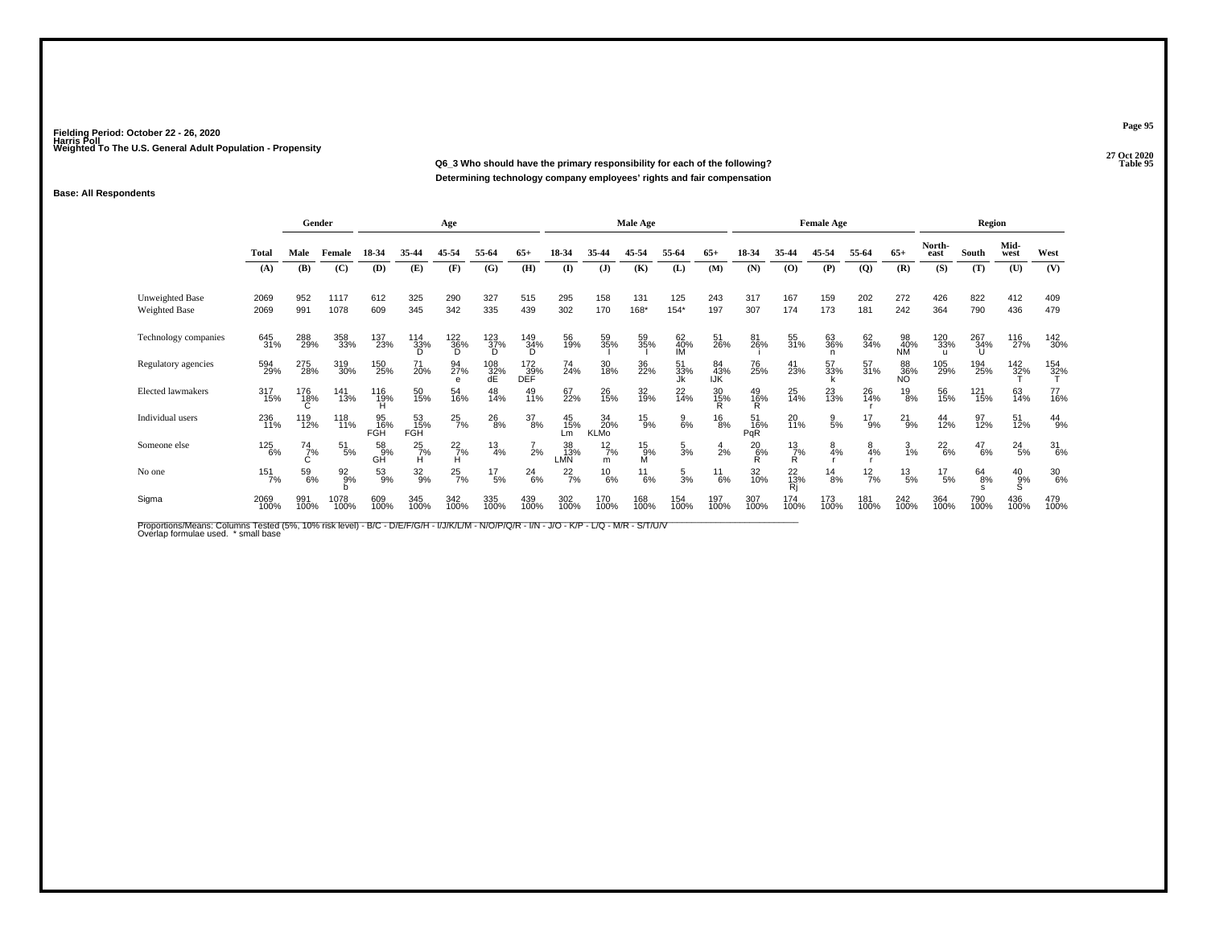Fielding Period: October 22 - 26, 2020
Harris Poll
Weighted To The U.S. General Adult Population - Propensity

27 Oct 2020
Table 95

**Q6_3 Who should have the primary responsibility for each of the following?**
**Determining technology company employees' rights and fair compensation**

**Base: All Respondents**

| | Total | Gender | | Age | | | | | Male Age | | | | | Female Age | | | | | Region | | | |
|---|---|---|---|---|---|---|---|---|---|---|---|---|---|---|---|---|---|---|---|---|---|---|
| | | Male | Female | 18-34 | 35-44 | 45-54 | 55-64 | 65+ | 18-34 | 35-44 | 45-54 | 55-64 | 65+ | 18-34 | 35-44 | 45-54 | 55-64 | 65+ | North-east | South | Mid-west | West |
| | (A) | (B) | (C) | (D) | (E) | (F) | (G) | (H) | (I) | (J) | (K) | (L) | (M) | (N) | (O) | (P) | (Q) | (R) | (S) | (T) | (U) | (V) |
| Unweighted Base | 2069 | 952 | 1117 | 612 | 325 | 290 | 327 | 515 | 295 | 158 | 131 | 125 | 243 | 317 | 167 | 159 | 202 | 272 | 426 | 822 | 412 | 409 |
| Weighted Base | 2069 | 991 | 1078 | 609 | 345 | 342 | 335 | 439 | 302 | 170 | 168* | 154* | 197 | 307 | 174 | 173 | 181 | 242 | 364 | 790 | 436 | 479 |
| Technology companies | 645 31% | 288 29% | 358 33% | 137 23% | 114 33% D | 122 36% D | 123 37% D | 149 34% D | 56 19% | 59 35% I | 59 35% I | 62 40% IM | 51 26% | 81 26% i | 55 31% | 63 36% n | 62 34% | 98 40% NM | 120 33% u | 267 34% U | 116 27% | 142 30% |
| Regulatory agencies | 594 29% | 275 28% | 319 30% | 150 25% | 71 20% | 94 27% e | 108 32% dE | 172 39% DEF | 74 24% | 30 18% | 36 22% | 51 33% Jk | 84 43% IJK | 76 25% | 41 23% | 57 33% k | 57 31% | 88 36% NO | 105 29% | 194 25% | 142 32% T | 154 32% T |
| Elected lawmakers | 317 15% | 176 18% C | 141 13% | 116 19% H | 50 15% | 54 16% | 48 14% | 49 11% | 67 22% | 26 15% | 32 19% | 22 14% | 30 15% R | 49 16% R | 25 14% | 23 13% | 26 14% r | 19 8% | 56 15% | 121 15% | 63 14% | 77 16% |
| Individual users | 236 11% | 119 12% | 118 11% | 95 16% FGH | 53 15% FGH | 25 7% | 26 8% | 37 8% | 45 15% Lm | 34 20% KLMo | 15 9% | 9 6% | 16 8% | 51 16% PqR | 20 11% | 9 5% | 17 9% | 21 9% | 44 12% | 97 12% | 51 12% | 44 9% |
| Someone else | 125 6% | 74 7% C | 51 5% | 58 9% GH | 25 7% H | 22 7% H | 13 4% | 7 2% | 38 13% LMN | 12 7% m | 15 9% M | 5 3% | 4 2% | 20 6% R | 13 7% R | 8 4% r | 8 4% r | 3 1% | 22 6% | 47 6% | 24 5% | 31 6% |
| No one | 151 7% | 59 6% | 92 9% b | 53 9% | 32 9% | 25 7% | 17 5% | 24 6% | 22 7% | 10 6% | 11 6% | 5 3% | 11 6% | 32 10% | 22 13% Rj | 14 8% | 12 7% | 13 5% | 17 5% | 64 8% s | 40 9% S | 30 6% |
| Sigma | 2069 100% | 991 100% | 1078 100% | 609 100% | 345 100% | 342 100% | 335 100% | 439 100% | 302 100% | 170 100% | 168 100% | 154 100% | 197 100% | 307 100% | 174 100% | 173 100% | 181 100% | 242 100% | 364 100% | 790 100% | 436 100% | 479 100% |

Proportions/Means: Columns Tested (5%, 10% risk level) - B/C - D/E/F/G/H - I/J/K/L/M - N/O/P/Q/R - I/N - J/O - K/P - L/Q - M/R - S/T/U/V
Overlap formulae used. * small base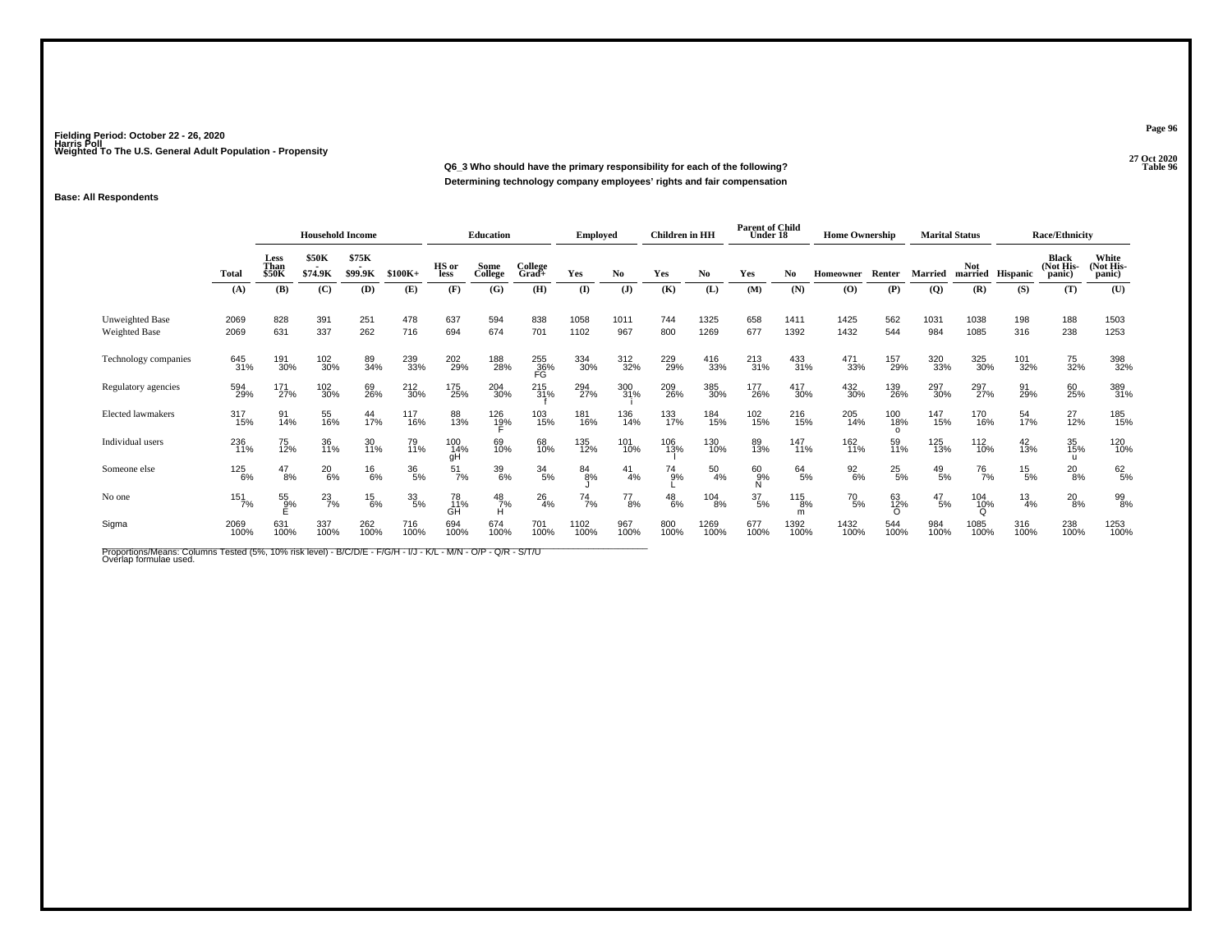Fielding Period: October 22 - 26, 2020
Harris Poll
Weighted To The U.S. General Adult Population - Propensity

27 Oct 2020
Table 96

**Q6_3 Who should have the primary responsibility for each of the following?**
**Determining technology company employees' rights and fair compensation**

**Base: All Respondents**

| | Total | Household Income | | | | Education | | | Employed | | Children in HH | | Parent of Child Under 18 | | Home Ownership | | Marital Status | | Race/Ethnicity | | |
|---|---|---|---|---|---|---|---|---|---|---|---|---|---|---|---|---|---|---|---|---|---|
| | | Less Than $50K | $50K - $74.9K | $75K - $99.9K | $100K+ | HS or less | Some College | College Grad+ | Yes | No | Yes | No | Yes | No | Homeowner | Renter | Married | Not married | Hispanic | Black (Not Hispanic) | White (Not Hispanic) |
| | (A) | (B) | (C) | (D) | (E) | (F) | (G) | (H) | (I) | (J) | (K) | (L) | (M) | (N) | (O) | (P) | (Q) | (R) | (S) | (T) | (U) |
| Unweighted Base | 2069 | 828 | 391 | 251 | 478 | 637 | 594 | 838 | 1058 | 1011 | 744 | 1325 | 658 | 1411 | 1425 | 562 | 1031 | 1038 | 198 | 188 | 1503 |
| Weighted Base | 2069 | 631 | 337 | 262 | 716 | 694 | 674 | 701 | 1102 | 967 | 800 | 1269 | 677 | 1392 | 1432 | 544 | 984 | 1085 | 316 | 238 | 1253 |
| Technology companies | 645 | 191 | 102 | 89 | 239 | 202 | 188 | 255 | 334 | 312 | 229 | 416 | 213 | 433 | 471 | 157 | 320 | 325 | 101 | 75 | 398 |
| | 31% | 30% | 30% | 34% | 33% | 29% | 28% | 36% FG | 30% | 32% | 29% | 33% | 31% | 31% | 33% | 29% | 33% | 30% | 32% | 32% | 32% |
| Regulatory agencies | 594 | 171 | 102 | 69 | 212 | 175 | 204 | 215 | 294 | 300 | 209 | 385 | 177 | 417 | 432 | 139 | 297 | 297 | 91 | 60 | 389 |
| | 29% | 27% | 30% | 26% | 30% | 25% | 30% | 31% f | 27% | 31% i | 26% | 30% | 26% | 30% | 30% | 26% | 30% | 27% | 29% | 25% | 31% |
| Elected lawmakers | 317 | 91 | 55 | 44 | 117 | 88 | 126 | 103 | 181 | 136 | 133 | 184 | 102 | 216 | 205 | 100 | 147 | 170 | 54 | 27 | 185 |
| | 15% | 14% | 16% | 17% | 16% | 13% | 19% F | 15% | 16% | 14% | 17% | 15% | 15% | 15% | 14% | 18% o | 15% | 16% | 17% | 12% | 15% |
| Individual users | 236 | 75 | 36 | 30 | 79 | 100 | 69 | 68 | 135 | 101 | 106 | 130 | 89 | 147 | 162 | 59 | 125 | 112 | 42 | 35 | 120 |
| | 11% | 12% | 11% | 11% | 11% | 14% gH | 10% | 10% | 12% | 10% | 13% l | 10% | 13% | 11% | 11% | 11% | 13% | 10% | 13% | 15% u | 10% |
| Someone else | 125 | 47 | 20 | 16 | 36 | 51 | 39 | 34 | 84 | 41 | 74 | 50 | 60 | 64 | 92 | 25 | 49 | 76 | 15 | 20 | 62 |
| | 6% | 8% | 6% | 6% | 5% | 7% | 6% | 5% | 8% J | 4% | 9% L | 4% | 9% N | 5% | 6% | 5% | 5% | 7% | 5% | 8% | 5% |
| No one | 151 | 55 | 23 | 15 | 33 | 78 | 48 | 26 | 74 | 77 | 48 | 104 | 37 | 115 | 70 | 63 | 47 | 104 | 13 | 20 | 99 |
| | 7% | 9% E | 7% | 6% | 5% | 11% GH | 7% H | 4% | 7% | 8% | 6% | 8% | 5% | 8% m | 5% | 12% O | 5% | 10% Q | 4% | 8% | 8% |
| Sigma | 2069 | 631 | 337 | 262 | 716 | 694 | 674 | 701 | 1102 | 967 | 800 | 1269 | 677 | 1392 | 1432 | 544 | 984 | 1085 | 316 | 238 | 1253 |
| | 100% | 100% | 100% | 100% | 100% | 100% | 100% | 100% | 100% | 100% | 100% | 100% | 100% | 100% | 100% | 100% | 100% | 100% | 100% | 100% | 100% |

Proportions/Means: Columns Tested (5%, 10% risk level) - B/C/D/E - F/G/H - I/J - K/L - M/N - O/P - Q/R - S/T/U
Overlap formulae used.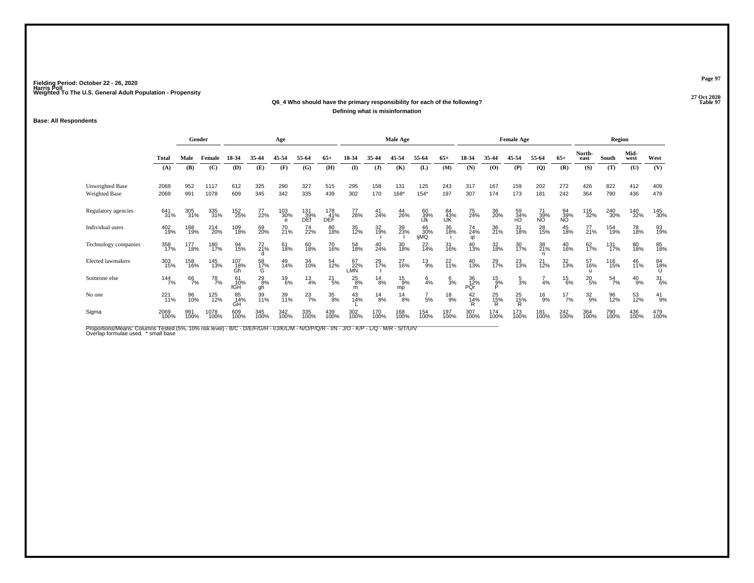Fielding Period: October 22 - 26, 2020
Harris Poll
Weighted To The U.S. General Adult Population - Propensity

27 Oct 2020
Table 97

**Q6_4 Who should have the primary responsibility for each of the following?**
**Defining what is misinformation**

**Base: All Respondents**

| | Total | Gender | | Age | | | | | Male Age | | | | | Female Age | | | | | Region | | | |
|---|---|---|---|---|---|---|---|---|---|---|---|---|---|---|---|---|---|---|---|---|---|---|
| | Total | Male | Female | 18-34 | 35-44 | 45-54 | 55-64 | 65+ | 18-34 | 35-44 | 45-54 | 55-64 | 65+ | 18-34 | 35-44 | 45-54 | 55-64 | 65+ | North-east | South | Mid-west | West |
| | (A) | (B) | (C) | (D) | (E) | (F) | (G) | (H) | (I) | (J) | (K) | (L) | (M) | (N) | (O) | (P) | (Q) | (R) | (S) | (T) | (U) | (V) |
| Unweighted Base | 2069 | 952 | 1117 | 612 | 325 | 290 | 327 | 515 | 295 | 158 | 131 | 125 | 243 | 317 | 167 | 159 | 202 | 272 | 426 | 822 | 412 | 409 |
| Weighted Base | 2069 | 991 | 1078 | 609 | 345 | 342 | 335 | 439 | 302 | 170 | 168* | 154* | 197 | 307 | 174 | 173 | 181 | 242 | 364 | 790 | 436 | 479 |
| Regulatory agencies | 641 31% | 305 31% | 335 31% | 152 25% | 77 22% | 103 30% e | 131 39% DEf | 178 41% DEF | 77 26% | 41 24% | 44 26% | 60 39% IJk | 84 43% IJK | 75 24% | 36 20% | 59 34% nO | 71 39% NO | 94 39% NO | 116 32% | 240 30% | 140 32% | 145 30% |
| Individual users | 402 19% | 188 19% | 214 20% | 109 18% | 69 20% | 70 21% | 74 22% | 80 18% | 35 12% | 32 19% i | 39 23% I | 46 30% IjMQ | 36 18% i | 74 24% ql | 36 21% | 31 18% | 28 15% | 45 18% | 77 21% | 154 19% | 78 18% | 93 19% |
| Technology companies | 358 17% | 177 18% | 180 17% | 94 15% | 72 21% d | 61 18% | 60 18% | 70 16% | 54 18% | 40 24% | 30 18% | 22 14% | 31 16% | 40 13% | 32 18% | 30 17% | 38 21% n | 40 16% | 62 17% | 131 17% | 80 18% | 85 18% |
| Elected lawmakers | 303 15% | 158 16% | 145 13% | 107 18% Gh | 58 17% G | 49 14% | 34 10% | 54 12% | 67 22% LMN | 29 17% I | 27 16% | 13 9% | 22 11% | 40 13% | 29 17% | 23 13% | 21 12% | 32 13% | 57 16% u | 116 15% | 46 11% | 84 18% U |
| Someone else | 144 7% | 66 7% | 78 7% | 61 10% fGH | 29 8% gh | 19 6% | 13 4% | 21 5% | 25 8% m | 14 8% | 15 9% mp | 6 4% | 6 3% | 36 12% PQr | 15 9% P | 5 3% | 7 4% | 15 6% | 20 5% | 54 7% | 40 9% | 31 6% |
| No one | 221 11% | 96 10% | 125 12% | 85 14% GH | 39 11% | 39 11% | 23 7% | 35 8% | 43 14% L | 14 8% | 14 8% | 7 5% | 18 9% | 42 14% R | 25 15% R | 25 15% R | 16 9% | 17 7% | 32 9% | 96 12% | 53 12% | 41 9% |
| Sigma | 2069 100% | 991 100% | 1078 100% | 609 100% | 345 100% | 342 100% | 335 100% | 439 100% | 302 100% | 170 100% | 168 100% | 154 100% | 197 100% | 307 100% | 174 100% | 173 100% | 181 100% | 242 100% | 364 100% | 790 100% | 436 100% | 479 100% |

Proportions/Means: Columns Tested (5%, 10% risk level) - B/C - D/E/F/G/H - I/J/K/L/M - N/O/P/Q/R - I/N - J/O - K/P - L/Q - M/R - S/T/U/V
Overlap formulae used. * small base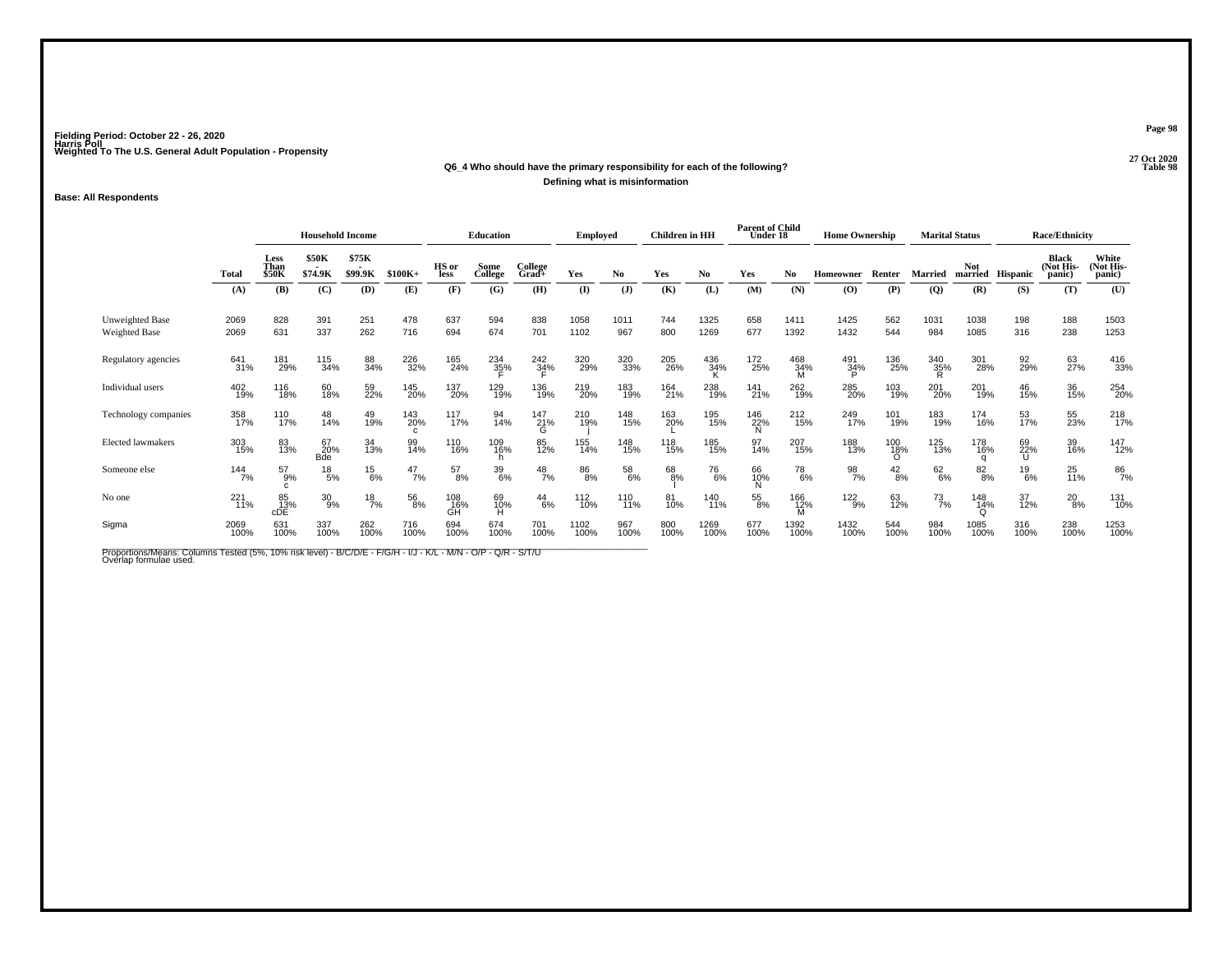Fielding Period: October 22 - 26, 2020
Harris Poll
Weighted To The U.S. General Adult Population - Propensity

27 Oct 2020
Table 98

**Q6_4 Who should have the primary responsibility for each of the following?**
**Defining what is misinformation**

**Base: All Respondents**

| | Total | Household Income: Less Than $50K | Household Income: $50K - $74.9K | Household Income: $75K - $99.9K | Household Income: $100K+ | Education: HS or less | Education: Some College | Education: College Grad+ | Employed: Yes | Employed: No | Children in HH: Yes | Children in HH: No | Parent of Child Under 18: Yes | Parent of Child Under 18: No | Home Ownership: Homeowner | Home Ownership: Renter | Marital Status: Married | Marital Status: Not married | Race/Ethnicity: Hispanic | Race/Ethnicity: Black (Not His-panic) | Race/Ethnicity: White (Not His-panic) |
|---|---|---|---|---|---|---|---|---|---|---|---|---|---|---|---|---|---|---|---|---|---|
| | (A) | (B) | (C) | (D) | (E) | (F) | (G) | (H) | (I) | (J) | (K) | (L) | (M) | (N) | (O) | (P) | (Q) | (R) | (S) | (T) | (U) |
| Unweighted Base | 2069 | 828 | 391 | 251 | 478 | 637 | 594 | 838 | 1058 | 1011 | 744 | 1325 | 658 | 1411 | 1425 | 562 | 1031 | 1038 | 198 | 188 | 1503 |
| Weighted Base | 2069 | 631 | 337 | 262 | 716 | 694 | 674 | 701 | 1102 | 967 | 800 | 1269 | 677 | 1392 | 1432 | 544 | 984 | 1085 | 316 | 238 | 1253 |
| Regulatory agencies | 641<br>31% | 181<br>29% | 115<br>34% | 88<br>34% | 226<br>32% | 165<br>24% | 234<br>35%<br>F | 242<br>34%<br>F | 320<br>29% | 320<br>33% | 205<br>26% | 436<br>34%<br>K | 172<br>25% | 468<br>34%<br>M | 491<br>34%<br>P | 136<br>25% | 340<br>35%<br>R | 301<br>28% | 92<br>29% | 63<br>27% | 416<br>33% |
| Individual users | 402<br>19% | 116<br>18% | 60<br>18% | 59<br>22% | 145<br>20% | 137<br>20% | 129<br>19% | 136<br>19% | 219<br>20% | 183<br>19% | 164<br>21% | 238<br>19% | 141<br>21% | 262<br>19% | 285<br>20% | 103<br>19% | 201<br>20% | 201<br>19% | 46<br>15% | 36<br>15% | 254<br>20% |
| Technology companies | 358<br>17% | 110<br>17% | 48<br>14% | 49<br>19% | 143<br>20%<br>c | 117<br>17% | 94<br>14% | 147<br>21%<br>G | 210<br>19%<br>j | 148<br>15% | 163<br>20%<br>L | 195<br>15% | 146<br>22%<br>N | 212<br>15% | 249<br>17% | 101<br>19% | 183<br>19% | 174<br>16% | 53<br>17% | 55<br>23% | 218<br>17% |
| Elected lawmakers | 303<br>15% | 83<br>13% | 67<br>20%<br>Bde | 34<br>13% | 99<br>14% | 110<br>16% | 109<br>16%<br>h | 85<br>12% | 155<br>14% | 148<br>15% | 118<br>15% | 185<br>15% | 97<br>14% | 207<br>15% | 188<br>13% | 100<br>18%<br>O | 125<br>13% | 178<br>16%<br>q | 69<br>22%<br>U | 39<br>16% | 147<br>12% |
| Someone else | 144<br>7% | 57<br>9%<br>c | 18<br>5% | 15<br>6% | 47<br>7% | 57<br>8% | 39<br>6% | 48<br>7% | 86<br>8% | 58<br>6% | 68<br>8%<br>l | 76<br>6% | 66<br>10%<br>N | 78<br>6% | 98<br>7% | 42<br>8% | 62<br>6% | 82<br>8% | 19<br>6% | 25<br>11% | 86<br>7% |
| No one | 221<br>11% | 85<br>13%<br>cDE | 30<br>9% | 18<br>7% | 56<br>8% | 108<br>16%<br>GH | 69<br>10%<br>H | 44<br>6% | 112<br>10% | 110<br>11% | 81<br>10% | 140<br>11% | 55<br>8% | 166<br>12%<br>M | 122<br>9% | 63<br>12% | 73<br>7% | 148<br>14%<br>Q | 37<br>12% | 20<br>8% | 131<br>10% |
| Sigma | 2069<br>100% | 631<br>100% | 337<br>100% | 262<br>100% | 716<br>100% | 694<br>100% | 674<br>100% | 701<br>100% | 1102<br>100% | 967<br>100% | 800<br>100% | 1269<br>100% | 677<br>100% | 1392<br>100% | 1432<br>100% | 544<br>100% | 984<br>100% | 1085<br>100% | 316<br>100% | 238<br>100% | 1253<br>100% |

Proportions/Means: Columns Tested (5%, 10% risk level) - B/C/D/E - F/G/H - I/J - K/L - M/N - O/P - Q/R - S/T/U
Overlap formulae used.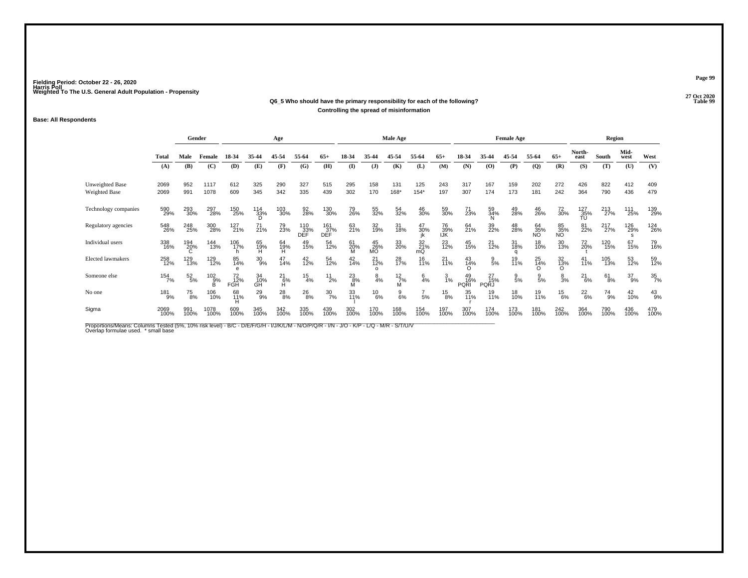Fielding Period: October 22 - 26, 2020
Harris Poll
Weighted To The U.S. General Adult Population - Propensity

27 Oct 2020
Table 99

**Q6_5 Who should have the primary responsibility for each of the following?**
**Controlling the spread of misinformation**

**Base: All Respondents**

| | Total | Gender | | Age | | | | | Male Age | | | | | Female Age | | | | | Region | | | |
|---|---|---|---|---|---|---|---|---|---|---|---|---|---|---|---|---|---|---|---|---|---|---|
| | Total | Male | Female | 18-34 | 35-44 | 45-54 | 55-64 | 65+ | 18-34 | 35-44 | 45-54 | 55-64 | 65+ | 18-34 | 35-44 | 45-54 | 55-64 | 65+ | North-east | South | Mid-west | West |
| | (A) | (B) | (C) | (D) | (E) | (F) | (G) | (H) | (I) | (J) | (K) | (L) | (M) | (N) | (O) | (P) | (Q) | (R) | (S) | (T) | (U) | (V) |
| Unweighted Base | 2069 | 952 | 1117 | 612 | 325 | 290 | 327 | 515 | 295 | 158 | 131 | 125 | 243 | 317 | 167 | 159 | 202 | 272 | 426 | 822 | 412 | 409 |
| Weighted Base | 2069 | 991 | 1078 | 609 | 345 | 342 | 335 | 439 | 302 | 170 | 168* | 154* | 197 | 307 | 174 | 173 | 181 | 242 | 364 | 790 | 436 | 479 |
| Technology companies | 590 29% | 293 30% | 297 28% | 150 25% | 114 33% D | 103 30% | 92 28% | 130 30% | 79 26% | 55 32% | 54 32% | 46 30% | 59 30% | 71 23% | 59 34% N | 49 28% | 46 26% | 72 30% | 127 35% TU | 213 27% | 111 25% | 139 29% |
| Regulatory agencies | 548 26% | 248 25% | 300 28% | 127 21% | 71 21% | 79 23% | 110 33% DEF | 161 37% DEF | 63 21% | 32 19% | 31 18% | 47 30% jk | 76 39% IJK | 64 21% | 39 22% | 48 28% | 64 35% NO | 85 35% NO | 81 22% | 217 27% | 126 29% s | 124 26% |
| Individual users | 338 16% | 194 20% C | 144 13% | 106 17% h | 65 19% H | 64 19% H | 49 15% | 54 12% | 61 20% M | 45 26% MO | 33 20% | 32 21% mQ | 23 12% | 45 15% | 21 12% | 31 18% q | 18 10% | 30 13% | 72 20% t | 120 15% | 67 15% | 79 16% |
| Elected lawmakers | 258 12% | 129 13% | 129 12% | 85 14% e | 30 9% | 47 14% | 42 12% | 54 12% | 42 14% | 21 12% o | 28 17% | 16 11% | 21 11% | 43 14% O | 9 5% | 19 11% | 25 14% O | 32 13% O | 41 11% | 105 13% | 53 12% | 59 12% |
| Someone else | 154 7% | 52 5% | 102 9% B | 72 12% FGH | 34 10% GH | 21 6% H | 15 4% | 11 2% | 23 8% M | 8 4% | 12 7% M | 6 4% | 3 1% | 49 16% PQRI | 27 15% PQRJ | 9 5% | 9 5% | 8 3% | 21 6% | 61 8% | 37 9% | 35 7% |
| No one | 181 9% | 75 8% | 106 10% | 68 11% H | 29 9% | 28 8% | 26 8% | 30 7% | 33 11% I | 10 6% | 9 6% | 7 5% | 15 8% | 35 11% r | 19 11% | 18 10% | 19 11% | 15 6% | 22 6% | 74 9% | 42 10% | 43 9% |
| Sigma | 2069 100% | 991 100% | 1078 100% | 609 100% | 345 100% | 342 100% | 335 100% | 439 100% | 302 100% | 170 100% | 168 100% | 154 100% | 197 100% | 307 100% | 174 100% | 173 100% | 181 100% | 242 100% | 364 100% | 790 100% | 436 100% | 479 100% |

Proportions/Means: Columns Tested (5%, 10% risk level) - B/C - D/E/F/G/H - I/J/K/L/M - N/O/P/Q/R - I/N - J/O - K/P - L/Q - M/R - S/T/U/V
Overlap formulae used. * small base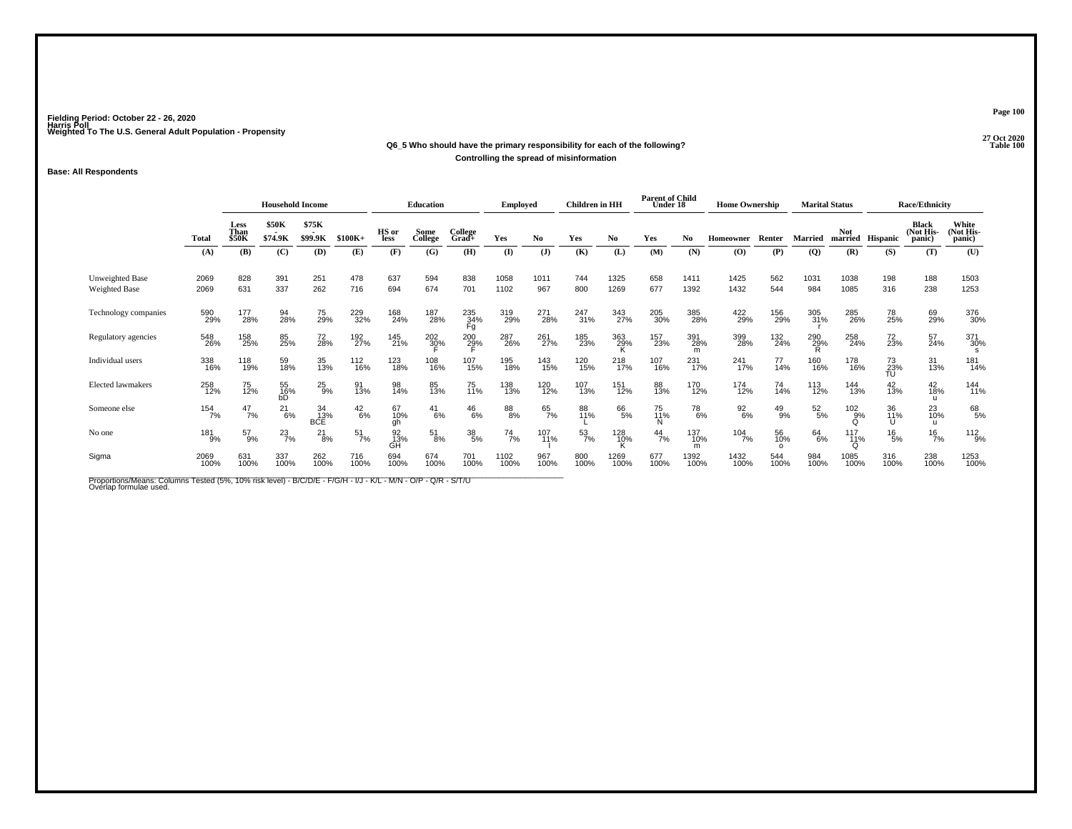Fielding Period: October 22 - 26, 2020
Harris Poll
Weighted To The U.S. General Adult Population - Propensity

27 Oct 2020
Table 100

**Q6_5 Who should have the primary responsibility for each of the following?**
**Controlling the spread of misinformation**

**Base: All Respondents**

| | Total | Household Income: Less Than $50K | $50K - $74.9K | $75K - $99.9K | $100K+ | Education: HS or less | Some College | College Grad+ | Employed: Yes | No | Children in HH: Yes | No | Parent of Child Under 18: Yes | No | Home Ownership: Homeowner | Renter | Marital Status: Married | Not married | Race/Ethnicity: Hispanic | Black (Not Hispanic) | White (Not Hispanic) |
|---|---|---|---|---|---|---|---|---|---|---|---|---|---|---|---|---|---|---|---|---|---|
| | (A) | (B) | (C) | (D) | (E) | (F) | (G) | (H) | (I) | (J) | (K) | (L) | (M) | (N) | (O) | (P) | (Q) | (R) | (S) | (T) | (U) |
| Unweighted Base | 2069 | 828 | 391 | 251 | 478 | 637 | 594 | 838 | 1058 | 1011 | 744 | 1325 | 658 | 1411 | 1425 | 562 | 1031 | 1038 | 198 | 188 | 1503 |
| Weighted Base | 2069 | 631 | 337 | 262 | 716 | 694 | 674 | 701 | 1102 | 967 | 800 | 1269 | 677 | 1392 | 1432 | 544 | 984 | 1085 | 316 | 238 | 1253 |
| Technology companies | 590 29% | 177 28% | 94 28% | 75 29% | 229 32% | 168 24% | 187 28% | 235 34% Fg | 319 29% | 271 28% | 247 31% | 343 27% | 205 30% | 385 28% | 422 29% | 156 29% | 305 31% r | 285 26% | 78 25% | 69 29% | 376 30% |
| Regulatory agencies | 548 26% | 158 25% | 85 25% | 72 28% | 192 27% | 145 21% | 202 30% F | 200 29% F | 287 26% | 261 27% | 185 23% | 363 29% K | 157 23% | 391 28% m | 399 28% | 132 24% | 290 29% R | 258 24% | 72 23% | 57 24% | 371 30% s |
| Individual users | 338 16% | 118 19% | 59 18% | 35 13% | 112 16% | 123 18% | 108 16% | 107 15% | 195 18% | 143 15% | 120 15% | 218 17% | 107 16% | 231 17% | 241 17% | 77 14% | 160 16% | 178 16% | 73 23% TU | 31 13% | 181 14% |
| Elected lawmakers | 258 12% | 75 12% | 55 16% bD | 25 9% | 91 13% | 98 14% | 85 13% | 75 11% | 138 13% | 120 12% | 107 13% | 151 12% | 88 13% | 170 12% | 174 12% | 74 14% | 113 12% | 144 13% | 42 13% | 42 18% u | 144 11% |
| Someone else | 154 7% | 47 7% | 21 6% | 34 13% BCE | 42 6% | 67 10% gh | 41 6% | 46 6% | 88 8% | 65 7% | 88 11% L | 66 5% | 75 11% N | 78 6% | 92 6% | 49 9% | 52 5% | 102 9% Q | 36 11% U | 23 10% u | 68 5% |
| No one | 181 9% | 57 9% | 23 7% | 21 8% | 51 7% | 92 13% GH | 51 8% | 38 5% | 74 7% | 107 11% I | 53 7% | 128 10% K | 44 7% | 137 10% m | 104 7% | 56 10% o | 64 6% | 117 11% Q | 16 5% | 16 7% | 112 9% |
| Sigma | 2069 100% | 631 100% | 337 100% | 262 100% | 716 100% | 694 100% | 674 100% | 701 100% | 1102 100% | 967 100% | 800 100% | 1269 100% | 677 100% | 1392 100% | 1432 100% | 544 100% | 984 100% | 1085 100% | 316 100% | 238 100% | 1253 100% |

Proportions/Means: Columns Tested (5%, 10% risk level) - B/C/D/E - F/G/H - I/J - K/L - M/N - O/P - Q/R - S/T/U
Overlap formulae used.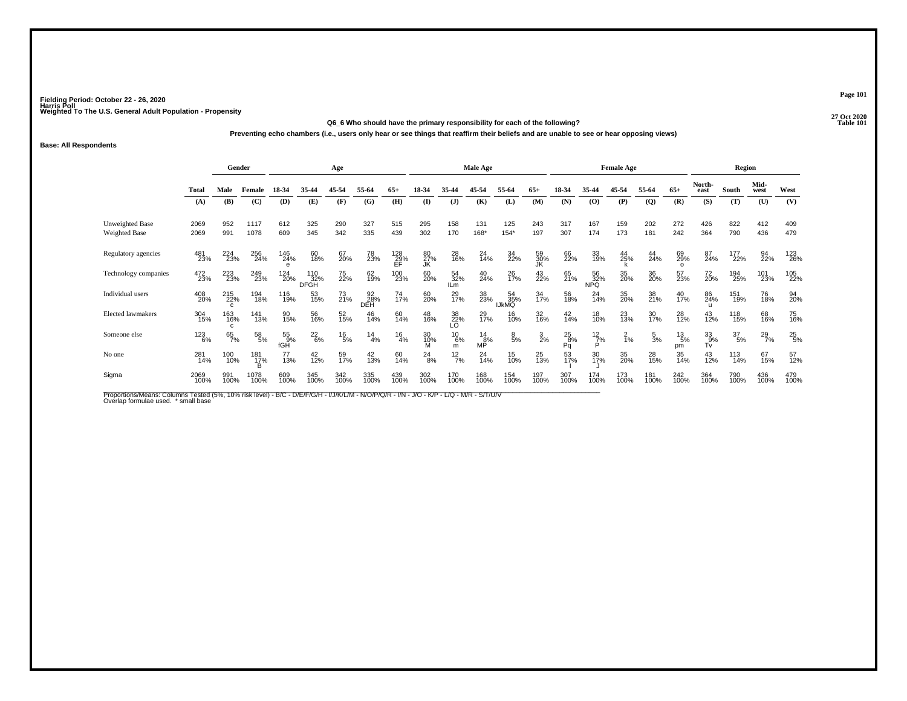Fielding Period: October 22 - 26, 2020
Harris Poll
Weighted To The U.S. General Adult Population - Propensity

27 Oct 2020
Table 101

**Q6_6 Who should have the primary responsibility for each of the following?**

**Preventing echo chambers (i.e., users only hear or see things that reaffirm their beliefs and are unable to see or hear opposing views)**

**Base: All Respondents**

| | Total | Gender | | Age | | | | | Male Age | | | | | Female Age | | | | | Region | | | |
|---|---|---|---|---|---|---|---|---|---|---|---|---|---|---|---|---|---|---|---|---|---|---|
| | Total | Male | Female | 18-34 | 35-44 | 45-54 | 55-64 | 65+ | 18-34 | 35-44 | 45-54 | 55-64 | 65+ | 18-34 | 35-44 | 45-54 | 55-64 | 65+ | North-east | South | Mid-west | West |
| | (A) | (B) | (C) | (D) | (E) | (F) | (G) | (H) | (I) | (J) | (K) | (L) | (M) | (N) | (O) | (P) | (Q) | (R) | (S) | (T) | (U) | (V) |
| Unweighted Base | 2069 | 952 | 1117 | 612 | 325 | 290 | 327 | 515 | 295 | 158 | 131 | 125 | 243 | 317 | 167 | 159 | 202 | 272 | 426 | 822 | 412 | 409 |
| Weighted Base | 2069 | 991 | 1078 | 609 | 345 | 342 | 335 | 439 | 302 | 170 | 168* | 154* | 197 | 307 | 174 | 173 | 181 | 242 | 364 | 790 | 436 | 479 |
| Regulatory agencies | 481 23% | 224 23% | 256 24% | 146 24% e | 60 18% | 67 20% | 78 23% | 128 29% EF | 80 27% JK | 28 16% | 24 14% | 34 22% | 59 30% JK | 66 22% | 33 19% | 44 25% k | 44 24% | 69 29% o | 87 24% | 177 22% | 94 22% | 123 26% |
| Technology companies | 472 23% | 223 23% | 249 23% | 124 20% | 110 32% DFGH | 75 22% | 62 19% | 100 23% | 60 20% | 54 32% ILm | 40 24% | 26 17% | 43 22% | 65 21% | 56 32% NPQ | 35 20% | 36 20% | 57 23% | 72 20% | 194 25% | 101 23% | 105 22% |
| Individual users | 408 20% | 215 22% c | 194 18% | 116 19% | 53 15% | 73 21% | 92 28% DEH | 74 17% | 60 20% | 29 17% | 38 23% | 54 35% IJkMQ | 34 17% | 56 18% | 24 14% | 35 20% | 38 21% | 40 17% | 86 24% u | 151 19% | 76 18% | 94 20% |
| Elected lawmakers | 304 15% | 163 16% c | 141 13% | 90 15% | 56 16% | 52 15% | 46 14% | 60 14% | 48 16% | 38 22% LO | 29 17% | 16 10% | 32 16% | 42 14% | 18 10% | 23 13% | 30 17% | 28 12% | 43 12% | 118 15% | 68 16% | 75 16% |
| Someone else | 123 6% | 65 7% | 58 5% | 55 9% fGH | 22 6% | 16 5% | 14 4% | 16 4% | 30 10% M | 10 6% m | 14 8% MP | 8 5% | 3 2% | 25 8% Pq | 12 7% P | 2 1% | 5 3% | 13 5% pm | 33 9% Tv | 37 5% | 29 7% | 25 5% |
| No one | 281 14% | 100 10% | 181 17% B | 77 13% | 42 12% | 59 17% | 42 13% | 60 14% | 24 8% | 12 7% | 24 14% | 15 10% | 25 13% | 53 17% I | 30 17% J | 35 20% | 28 15% | 35 14% | 43 12% | 113 14% | 67 15% | 57 12% |
| Sigma | 2069 100% | 991 100% | 1078 100% | 609 100% | 345 100% | 342 100% | 335 100% | 439 100% | 302 100% | 170 100% | 168 100% | 154 100% | 197 100% | 307 100% | 174 100% | 173 100% | 181 100% | 242 100% | 364 100% | 790 100% | 436 100% | 479 100% |

Proportions/Means: Columns Tested (5%, 10% risk level) - B/C - D/E/F/G/H - I/J/K/L/M - N/O/P/Q/R - I/N - J/O - K/P - L/Q - M/R - S/T/U/V
Overlap formulae used. * small base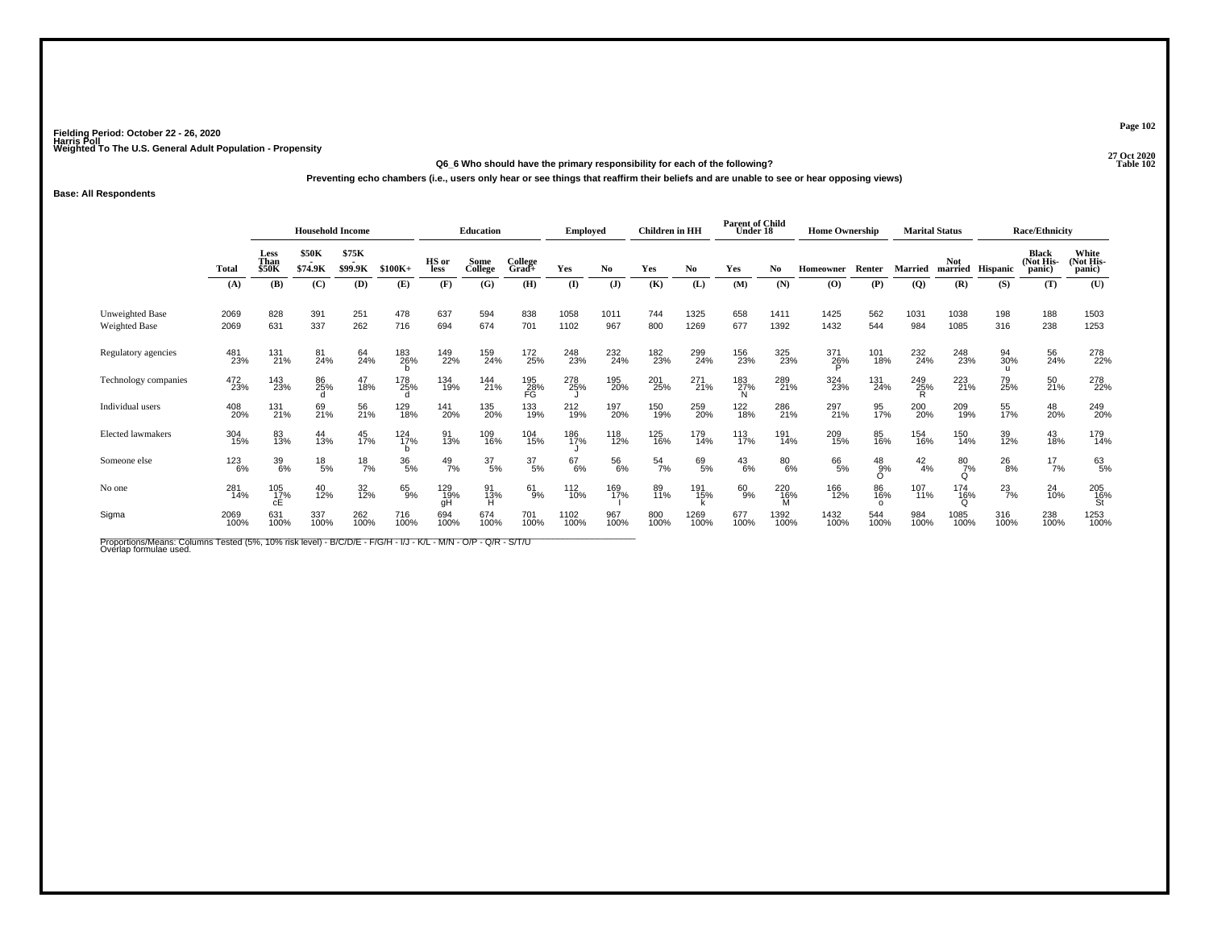Fielding Period: October 22 - 26, 2020
Harris Poll
Weighted To The U.S. General Adult Population - Propensity

27 Oct 2020
Table 102

**Q6_6 Who should have the primary responsibility for each of the following?**

**Preventing echo chambers (i.e., users only hear or see things that reaffirm their beliefs and are unable to see or hear opposing views)**

**Base: All Respondents**

| | | Household Income | | | | Education | | | Employed | | Children in HH | | Parent of Child Under 18 | | Home Ownership | | Marital Status | | Race/Ethnicity | | |
|---|---|---|---|---|---|---|---|---|---|---|---|---|---|---|---|---|---|---|---|---|---|
| | Total | Less Than $50K | $50K - $74.9K | $75K - $99.9K | $100K+ | HS or less | Some College | College Grad+ | Yes | No | Yes | No | Yes | No | Homeowner | Renter | Married | Not married | Hispanic | Black (Not Hispanic) | White (Not Hispanic) |
| | (A) | (B) | (C) | (D) | (E) | (F) | (G) | (H) | (I) | (J) | (K) | (L) | (M) | (N) | (O) | (P) | (Q) | (R) | (S) | (T) | (U) |
| Unweighted Base | 2069 | 828 | 391 | 251 | 478 | 637 | 594 | 838 | 1058 | 1011 | 744 | 1325 | 658 | 1411 | 1425 | 562 | 1031 | 1038 | 198 | 188 | 1503 |
| Weighted Base | 2069 | 631 | 337 | 262 | 716 | 694 | 674 | 701 | 1102 | 967 | 800 | 1269 | 677 | 1392 | 1432 | 544 | 984 | 1085 | 316 | 238 | 1253 |
| Regulatory agencies | 481<br>23% | 131<br>21% | 81<br>24% | 64<br>24% | 183<br>26%<br>b | 149<br>22% | 159<br>24% | 172<br>25% | 248<br>23% | 232<br>24% | 182<br>23% | 299<br>24% | 156<br>23% | 325<br>23% | 371<br>26%<br>P | 101<br>18% | 232<br>24% | 248<br>23% | 94<br>30%<br>u | 56<br>24% | 278<br>22% |
| Technology companies | 472<br>23% | 143<br>23% | 86<br>25%<br>d | 47<br>18% | 178<br>25%<br>d | 134<br>19% | 144<br>21% | 195<br>28%<br>FG | 278<br>25%<br>J | 195<br>20% | 201<br>25% | 271<br>21% | 183<br>27%<br>N | 289<br>21% | 324<br>23% | 131<br>24% | 249<br>25%<br>R | 223<br>21% | 79<br>25% | 50<br>21% | 278<br>22% |
| Individual users | 408<br>20% | 131<br>21% | 69<br>21% | 56<br>21% | 129<br>18% | 141<br>20% | 135<br>20% | 133<br>19% | 212<br>19% | 197<br>20% | 150<br>19% | 259<br>20% | 122<br>18% | 286<br>21% | 297<br>21% | 95<br>17% | 200<br>20% | 209<br>19% | 55<br>17% | 48<br>20% | 249<br>20% |
| Elected lawmakers | 304<br>15% | 83<br>13% | 44<br>13% | 45<br>17% | 124<br>17%<br>b | 91<br>13% | 109<br>16% | 104<br>15% | 186<br>17%<br>J | 118<br>12% | 125<br>16% | 179<br>14% | 113<br>17% | 191<br>14% | 209<br>15% | 85<br>16% | 154<br>16% | 150<br>14% | 39<br>12% | 43<br>18% | 179<br>14% |
| Someone else | 123<br>6% | 39<br>6% | 18<br>5% | 18<br>7% | 36<br>5% | 49<br>7% | 37<br>5% | 37<br>5% | 67<br>6% | 56<br>6% | 54<br>7% | 69<br>5% | 43<br>6% | 80<br>6% | 66<br>5% | 48<br>9%<br>O | 42<br>4% | 80<br>7%<br>Q | 26<br>8% | 17<br>7% | 63<br>5% |
| No one | 281<br>14% | 105<br>17%<br>cE | 40<br>12% | 32<br>12% | 65<br>9% | 129<br>19%<br>gH | 91<br>13%<br>H | 61<br>9% | 112<br>10% | 169<br>17%<br>I | 89<br>11% | 191<br>15%<br>k | 60<br>9% | 220<br>16%<br>M | 166<br>12% | 86<br>16%<br>o | 107<br>11% | 174<br>16%<br>Q | 23<br>7% | 24<br>10% | 205<br>16%<br>St |
| Sigma | 2069<br>100% | 631<br>100% | 337<br>100% | 262<br>100% | 716<br>100% | 694<br>100% | 674<br>100% | 701<br>100% | 1102<br>100% | 967<br>100% | 800<br>100% | 1269<br>100% | 677<br>100% | 1392<br>100% | 1432<br>100% | 544<br>100% | 984<br>100% | 1085<br>100% | 316<br>100% | 238<br>100% | 1253<br>100% |

Proportions/Means: Columns Tested (5%, 10% risk level) - B/C/D/E - F/G/H - I/J - K/L - M/N - O/P - Q/R - S/T/U
Overlap formulae used.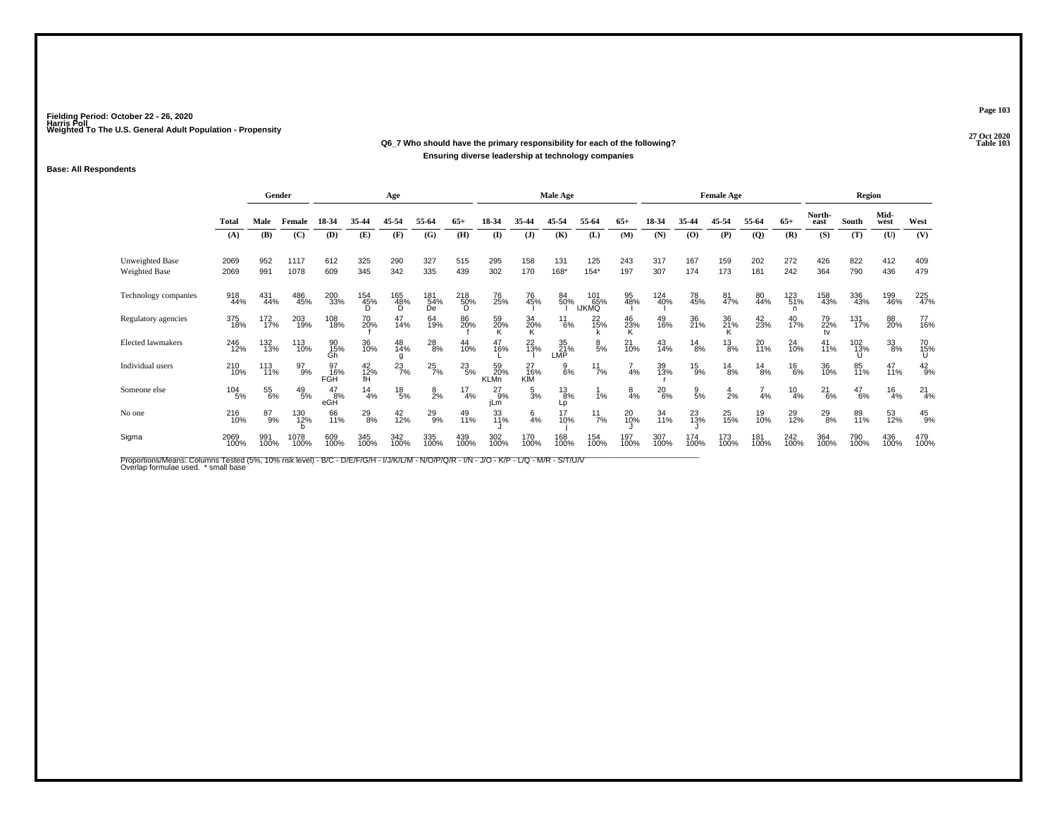Fielding Period: October 22 - 26, 2020
Harris Poll
Weighted To The U.S. General Adult Population - Propensity

27 Oct 2020
Table 103

**Q6_7 Who should have the primary responsibility for each of the following?**
**Ensuring diverse leadership at technology companies**

**Base: All Respondents**

| | Total | Gender | | Age | | | | | Male Age | | | | | Female Age | | | | | Region | | | |
|---|---|---|---|---|---|---|---|---|---|---|---|---|---|---|---|---|---|---|---|---|---|---|
| | Total | Male | Female | 18-34 | 35-44 | 45-54 | 55-64 | 65+ | 18-34 | 35-44 | 45-54 | 55-64 | 65+ | 18-34 | 35-44 | 45-54 | 55-64 | 65+ | North-east | South | Mid-west | West |
| | (A) | (B) | (C) | (D) | (E) | (F) | (G) | (H) | (I) | (J) | (K) | (L) | (M) | (N) | (O) | (P) | (Q) | (R) | (S) | (T) | (U) | (V) |
| Unweighted Base | 2069 | 952 | 1117 | 612 | 325 | 290 | 327 | 515 | 295 | 158 | 131 | 125 | 243 | 317 | 167 | 159 | 202 | 272 | 426 | 822 | 412 | 409 |
| Weighted Base | 2069 | 991 | 1078 | 609 | 345 | 342 | 335 | 439 | 302 | 170 | 168* | 154* | 197 | 307 | 174 | 173 | 181 | 242 | 364 | 790 | 436 | 479 |
| Technology companies | 918<br>44% | 431<br>44% | 486<br>45% | 200<br>33% | 154<br>45%<br>D | 165<br>48%<br>D | 181<br>54%<br>De | 218<br>50%<br>D | 76<br>25% | 76<br>45%<br>I | 84<br>50%<br>I | 101<br>65%<br>IJKMQ | 95<br>48%<br>I | 124<br>40% | 78<br>45% | 81<br>47% | 80<br>44% | 123<br>51%<br>n | 158<br>43% | 336<br>43% | 199<br>46% | 225<br>47% |
| Regulatory agencies | 375<br>18% | 172<br>17% | 203<br>19% | 108<br>18% | 70<br>20%<br>f | 47<br>14% | 64<br>19% | 86<br>20%<br>f | 59<br>20%<br>K | 34<br>20%<br>K | 11<br>6% | 22<br>15%<br>k | 46<br>23%<br>K | 49<br>16% | 36<br>21% | 36<br>21%<br>K | 42<br>23% | 40<br>17% | 79<br>22%<br>tv | 131<br>17% | 88<br>20% | 77<br>16% |
| Elected lawmakers | 246<br>12% | 132<br>13% | 113<br>10% | 90<br>15%<br>Gh | 36<br>10% | 48<br>14%<br>g | 28<br>8% | 44<br>10% | 47<br>16%<br>L | 22<br>13%<br>l | 35<br>21%<br>LMP | 8<br>5% | 21<br>10% | 43<br>14% | 14<br>8% | 13<br>8% | 20<br>11% | 24<br>10% | 41<br>11% | 102<br>13%<br>U | 33<br>8% | 70<br>15%<br>U |
| Individual users | 210<br>10% | 113<br>11% | 97<br>9% | 97<br>16%<br>FGH | 42<br>12%<br>fH | 23<br>7% | 25<br>7% | 23<br>5% | 59<br>20%<br>KLMn | 27<br>16%<br>KlM | 9<br>6% | 11<br>7% | 7<br>4% | 39<br>13%<br>r | 15<br>9% | 14<br>8% | 14<br>8% | 16<br>6% | 36<br>10% | 85<br>11% | 47<br>11% | 42<br>9% |
| Someone else | 104<br>5% | 55<br>6% | 49<br>5% | 47<br>8%<br>eGH | 14<br>4% | 18<br>5% | 8<br>2% | 17<br>4% | 27<br>9%<br>jLm | 5<br>3% | 13<br>8%<br>Lp | 1<br>1% | 8<br>4% | 20<br>6% | 9<br>5% | 4<br>2% | 7<br>4% | 10<br>4% | 21<br>6% | 47<br>6% | 16<br>4% | 21<br>4% |
| No one | 216<br>10% | 87<br>9% | 130<br>12%<br>b | 66<br>11% | 29<br>8% | 42<br>12% | 29<br>9% | 49<br>11% | 33<br>11%<br>J | 6<br>4% | 17<br>10%<br>j | 11<br>7% | 20<br>10%<br>J | 34<br>11% | 23<br>13%<br>J | 25<br>15% | 19<br>10% | 29<br>12% | 29<br>8% | 89<br>11% | 53<br>12% | 45<br>9% |
| Sigma | 2069<br>100% | 991<br>100% | 1078<br>100% | 609<br>100% | 345<br>100% | 342<br>100% | 335<br>100% | 439<br>100% | 302<br>100% | 170<br>100% | 168<br>100% | 154<br>100% | 197<br>100% | 307<br>100% | 174<br>100% | 173<br>100% | 181<br>100% | 242<br>100% | 364<br>100% | 790<br>100% | 436<br>100% | 479<br>100% |

Proportions/Means: Columns Tested (5%, 10% risk level) - B/C - D/E/F/G/H - I/J/K/L/M - N/O/P/Q/R - I/N - J/O - K/P - L/Q - M/R - S/T/U/V
Overlap formulae used. * small base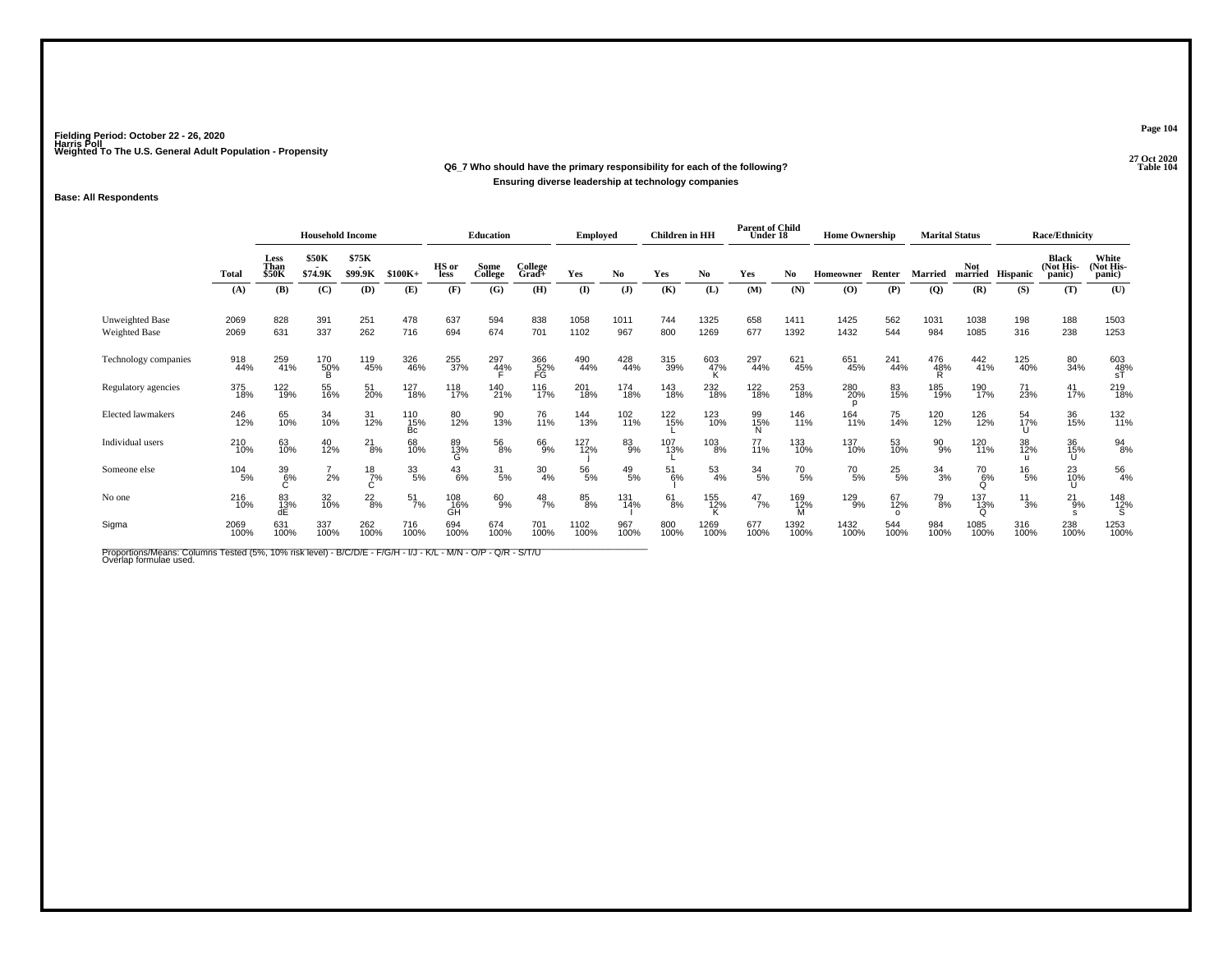Fielding Period: October 22 - 26, 2020
Harris Poll
Weighted To The U.S. General Adult Population - Propensity

27 Oct 2020
Table 104

**Q6_7 Who should have the primary responsibility for each of the following?**
**Ensuring diverse leadership at technology companies**

**Base: All Respondents**

| | Total | Household Income: Less Than $50K | Household Income: $50K - $74.9K | Household Income: $75K - $99.9K | Household Income: $100K+ | Education: HS or less | Education: Some College | Education: College Grad+ | Employed: Yes | Employed: No | Children in HH: Yes | Children in HH: No | Parent of Child Under 18: Yes | Parent of Child Under 18: No | Home Ownership: Homeowner | Home Ownership: Renter | Marital Status: Married | Marital Status: Not married | Race/Ethnicity: Hispanic | Race/Ethnicity: Black (Not Hispanic) | Race/Ethnicity: White (Not Hispanic) |
|---|---|---|---|---|---|---|---|---|---|---|---|---|---|---|---|---|---|---|---|---|---|
| | (A) | (B) | (C) | (D) | (E) | (F) | (G) | (H) | (I) | (J) | (K) | (L) | (M) | (N) | (O) | (P) | (Q) | (R) | (S) | (T) | (U) |
| Unweighted Base | 2069 | 828 | 391 | 251 | 478 | 637 | 594 | 838 | 1058 | 1011 | 744 | 1325 | 658 | 1411 | 1425 | 562 | 1031 | 1038 | 198 | 188 | 1503 |
| Weighted Base | 2069 | 631 | 337 | 262 | 716 | 694 | 674 | 701 | 1102 | 967 | 800 | 1269 | 677 | 1392 | 1432 | 544 | 984 | 1085 | 316 | 238 | 1253 |
| Technology companies | 918 44% | 259 41% | 170 50% B | 119 45% | 326 46% | 255 37% | 297 44% F | 366 52% FG | 490 44% | 428 44% | 315 39% | 603 47% K | 297 44% | 621 45% | 651 45% | 241 44% | 476 48% R | 442 41% | 125 40% | 80 34% | 603 48% sT |
| Regulatory agencies | 375 18% | 122 19% | 55 16% | 51 20% | 127 18% | 118 17% | 140 21% | 116 17% | 201 18% | 174 18% | 143 18% | 232 18% | 122 18% | 253 18% | 280 20% p | 83 15% | 185 19% | 190 17% | 71 23% | 41 17% | 219 18% |
| Elected lawmakers | 246 12% | 65 10% | 34 10% | 31 12% | 110 15% Bc | 80 12% | 90 13% | 76 11% | 144 13% | 102 11% | 122 15% L | 123 10% | 99 15% N | 146 11% | 164 11% | 75 14% | 120 12% | 126 12% | 54 17% U | 36 15% | 132 11% |
| Individual users | 210 10% | 63 10% | 40 12% | 21 8% | 68 10% | 89 13% G | 56 8% | 66 9% | 127 12% j | 83 9% | 107 13% L | 103 8% | 77 11% | 133 10% | 137 10% | 53 10% | 90 9% | 120 11% | 38 12% u | 36 15% U | 94 8% |
| Someone else | 104 5% | 39 6% C | 7 2% | 18 7% C | 33 5% | 43 6% | 31 5% | 30 4% | 56 5% | 49 5% | 51 6% I | 53 4% | 34 5% | 70 5% | 70 5% | 25 5% | 34 3% | 70 6% Q | 16 5% | 23 10% U | 56 4% |
| No one | 216 10% | 83 13% dE | 32 10% | 22 8% | 51 7% | 108 16% GH | 60 9% | 48 7% | 85 8% | 131 14% I | 61 8% | 155 12% K | 47 7% | 169 12% M | 129 9% | 67 12% o | 79 8% | 137 13% Q | 11 3% | 21 9% s | 148 12% S |
| Sigma | 2069 100% | 631 100% | 337 100% | 262 100% | 716 100% | 694 100% | 674 100% | 701 100% | 1102 100% | 967 100% | 800 100% | 1269 100% | 677 100% | 1392 100% | 1432 100% | 544 100% | 984 100% | 1085 100% | 316 100% | 238 100% | 1253 100% |

Proportions/Means: Columns Tested (5%, 10% risk level) - B/C/D/E - F/G/H - I/J - K/L - M/N - O/P - Q/R - S/T/U
Overlap formulae used.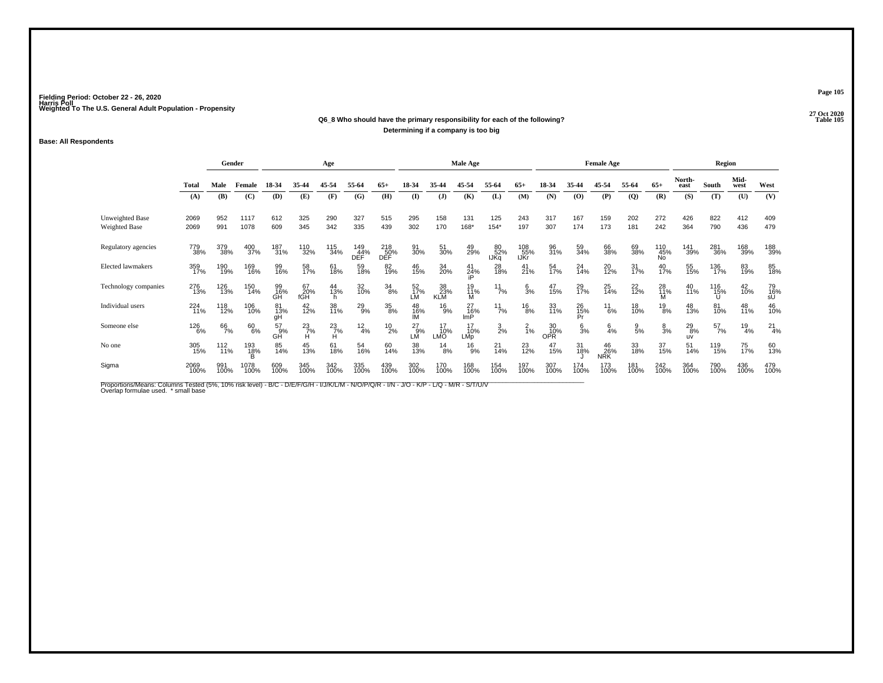Fielding Period: October 22 - 26, 2020
Harris Poll
Weighted To The U.S. General Adult Population - Propensity

27 Oct 2020
Table 105

**Q6_8 Who should have the primary responsibility for each of the following?**
**Determining if a company is too big**

**Base: All Respondents**

| | Total | Gender | | Age | | | | | Male Age | | | | | Female Age | | | | | Region | | | |
|---|---|---|---|---|---|---|---|---|---|---|---|---|---|---|---|---|---|---|---|---|---|---|
| | Total | Male | Female | 18-34 | 35-44 | 45-54 | 55-64 | 65+ | 18-34 | 35-44 | 45-54 | 55-64 | 65+ | 18-34 | 35-44 | 45-54 | 55-64 | 65+ | North-east | South | Mid-west | West |
| | (A) | (B) | (C) | (D) | (E) | (F) | (G) | (H) | (I) | (J) | (K) | (L) | (M) | (N) | (O) | (P) | (Q) | (R) | (S) | (T) | (U) | (V) |
| Unweighted Base | 2069 | 952 | 1117 | 612 | 325 | 290 | 327 | 515 | 295 | 158 | 131 | 125 | 243 | 317 | 167 | 159 | 202 | 272 | 426 | 822 | 412 | 409 |
| Weighted Base | 2069 | 991 | 1078 | 609 | 345 | 342 | 335 | 439 | 302 | 170 | 168* | 154* | 197 | 307 | 174 | 173 | 181 | 242 | 364 | 790 | 436 | 479 |
| Regulatory agencies | 779 38% | 379 38% | 400 37% | 187 31% | 110 32% | 115 34% | 149 44% DEF | 218 50% DEF | 91 30% | 51 30% | 49 29% | 80 52% IJKq | 108 55% IJKr | 96 31% | 59 34% | 66 38% | 69 38% | 110 45% No | 141 39% | 281 36% | 168 39% | 188 39% |
| Elected lawmakers | 359 17% | 190 19% | 169 16% | 99 16% | 58 17% | 61 18% | 59 18% | 82 19% | 46 15% | 34 20% | 41 24% iP | 28 18% | 41 21% | 54 17% | 24 14% | 20 12% | 31 17% | 40 17% | 55 15% | 136 17% | 83 19% | 85 18% |
| Technology companies | 276 13% | 126 13% | 150 14% | 99 16% GH | 67 20% fGH | 44 13% h | 32 10% | 34 8% | 52 17% LM | 38 23% KLM | 19 11% M | 11 7% | 6 3% | 47 15% | 29 17% | 25 14% | 22 12% | 28 11% M | 40 11% | 116 15% U | 42 10% | 79 16% sU |
| Individual users | 224 11% | 118 12% | 106 10% | 81 13% gH | 42 12% | 38 11% | 29 9% | 35 8% | 48 16% lM | 16 9% | 27 16% lmP | 11 7% | 16 8% | 33 11% | 26 15% Pr | 11 6% | 18 10% | 19 8% | 48 13% | 81 10% | 48 11% | 46 10% |
| Someone else | 126 6% | 66 7% | 60 6% | 57 9% GH | 23 7% H | 23 7% H | 12 4% | 10 2% | 27 9% LM | 17 10% LMO | 17 10% LMp | 3 2% | 2 1% | 30 10% OPR | 6 3% | 6 4% | 9 5% | 8 3% | 29 8% uv | 57 7% | 19 4% | 21 4% |
| No one | 305 15% | 112 11% | 193 18% B | 85 14% | 45 13% | 61 18% | 54 16% | 60 14% | 38 13% | 14 8% | 16 9% | 21 14% | 23 12% | 47 15% | 31 18% J | 46 26% NRK | 33 18% | 37 15% | 51 14% | 119 15% | 75 17% | 60 13% |
| Sigma | 2069 100% | 991 100% | 1078 100% | 609 100% | 345 100% | 342 100% | 335 100% | 439 100% | 302 100% | 170 100% | 168 100% | 154 100% | 197 100% | 307 100% | 174 100% | 173 100% | 181 100% | 242 100% | 364 100% | 790 100% | 436 100% | 479 100% |

Proportions/Means: Columns Tested (5%, 10% risk level) - B/C - D/E/F/G/H - I/J/K/L/M - N/O/P/Q/R - I/N - J/O - K/P - L/Q - M/R - S/T/U/V
Overlap formulae used. * small base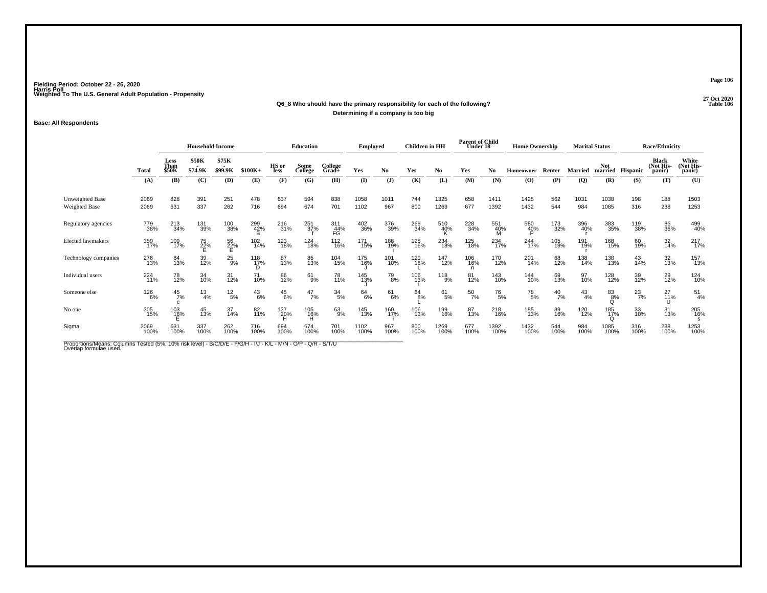Fielding Period: October 22 - 26, 2020
Harris Poll
Weighted To The U.S. General Adult Population - Propensity

27 Oct 2020
Table 106

**Q6_8 Who should have the primary responsibility for each of the following?**

**Determining if a company is too big**

**Base: All Respondents**

| | Total | Household Income | | | | Education | | | Employed | | Children in HH | | Parent of Child Under 18 | | Home Ownership | | Marital Status | | Race/Ethnicity | | |
|---|---|---|---|---|---|---|---|---|---|---|---|---|---|---|---|---|---|---|---|---|---|
| | Total | Less Than $50K | $50K - $74.9K | $75K - $99.9K | $100K+ | HS or less | Some College | College Grad+ | Yes | No | Yes | No | Yes | No | Homeowner | Renter | Married | Not married | Hispanic | Black (Not Hispanic) | White (Not Hispanic) |
| | (A) | (B) | (C) | (D) | (E) | (F) | (G) | (H) | (I) | (J) | (K) | (L) | (M) | (N) | (O) | (P) | (Q) | (R) | (S) | (T) | (U) |
| Unweighted Base | 2069 | 828 | 391 | 251 | 478 | 637 | 594 | 838 | 1058 | 1011 | 744 | 1325 | 658 | 1411 | 1425 | 562 | 1031 | 1038 | 198 | 188 | 1503 |
| Weighted Base | 2069 | 631 | 337 | 262 | 716 | 694 | 674 | 701 | 1102 | 967 | 800 | 1269 | 677 | 1392 | 1432 | 544 | 984 | 1085 | 316 | 238 | 1253 |
| Regulatory agencies | 779 38% | 213 34% | 131 39% | 100 38% | 299 42% B | 216 31% | 251 37% f | 311 44% FG | 402 36% | 376 39% | 269 34% | 510 40% K | 228 34% | 551 40% M | 580 40% P | 173 32% | 396 40% r | 383 35% | 119 38% | 86 36% | 499 40% |
| Elected lawmakers | 359 17% | 109 17% | 75 22% E | 56 22% E | 102 14% | 123 18% | 124 18% | 112 16% | 171 15% | 188 19% i | 125 16% | 234 18% | 125 18% | 234 17% | 244 17% | 105 19% | 191 19% r | 168 15% | 60 19% | 32 14% | 217 17% |
| Technology companies | 276 13% | 84 13% | 39 12% | 25 9% | 118 17% D | 87 13% | 85 13% | 104 15% | 175 16% J | 101 10% | 129 16% L | 147 12% | 106 16% n | 170 12% | 201 14% | 68 12% | 138 14% | 138 13% | 43 14% | 32 13% | 157 13% |
| Individual users | 224 11% | 78 12% | 34 10% | 31 12% | 71 10% | 86 12% | 61 9% | 78 11% | 145 13% J | 79 8% | 106 13% L | 118 9% | 81 12% | 143 10% | 144 10% | 69 13% | 97 10% | 128 12% | 39 12% | 29 12% | 124 10% |
| Someone else | 126 6% | 45 7% c | 13 4% | 12 5% | 43 6% | 45 6% | 47 7% | 34 5% | 64 6% | 61 6% | 64 8% L | 61 5% | 50 7% | 76 5% | 78 5% | 40 7% | 43 4% | 83 8% Q | 23 7% | 27 11% U | 51 4% |
| No one | 305 15% | 103 16% E | 45 13% | 37 14% | 82 11% | 137 20% H | 105 16% H | 63 9% | 145 13% | 160 17% i | 106 13% | 199 16% | 87 13% | 218 16% | 185 13% | 89 16% | 120 12% | 185 17% Q | 33 10% | 31 13% | 205 16% s |
| Sigma | 2069 100% | 631 100% | 337 100% | 262 100% | 716 100% | 694 100% | 674 100% | 701 100% | 1102 100% | 967 100% | 800 100% | 1269 100% | 677 100% | 1392 100% | 1432 100% | 544 100% | 984 100% | 1085 100% | 316 100% | 238 100% | 1253 100% |

Proportions/Means: Columns Tested (5%, 10% risk level) - B/C/D/E - F/G/H - I/J - K/L - M/N - O/P - Q/R - S/T/U
Overlap formulae used.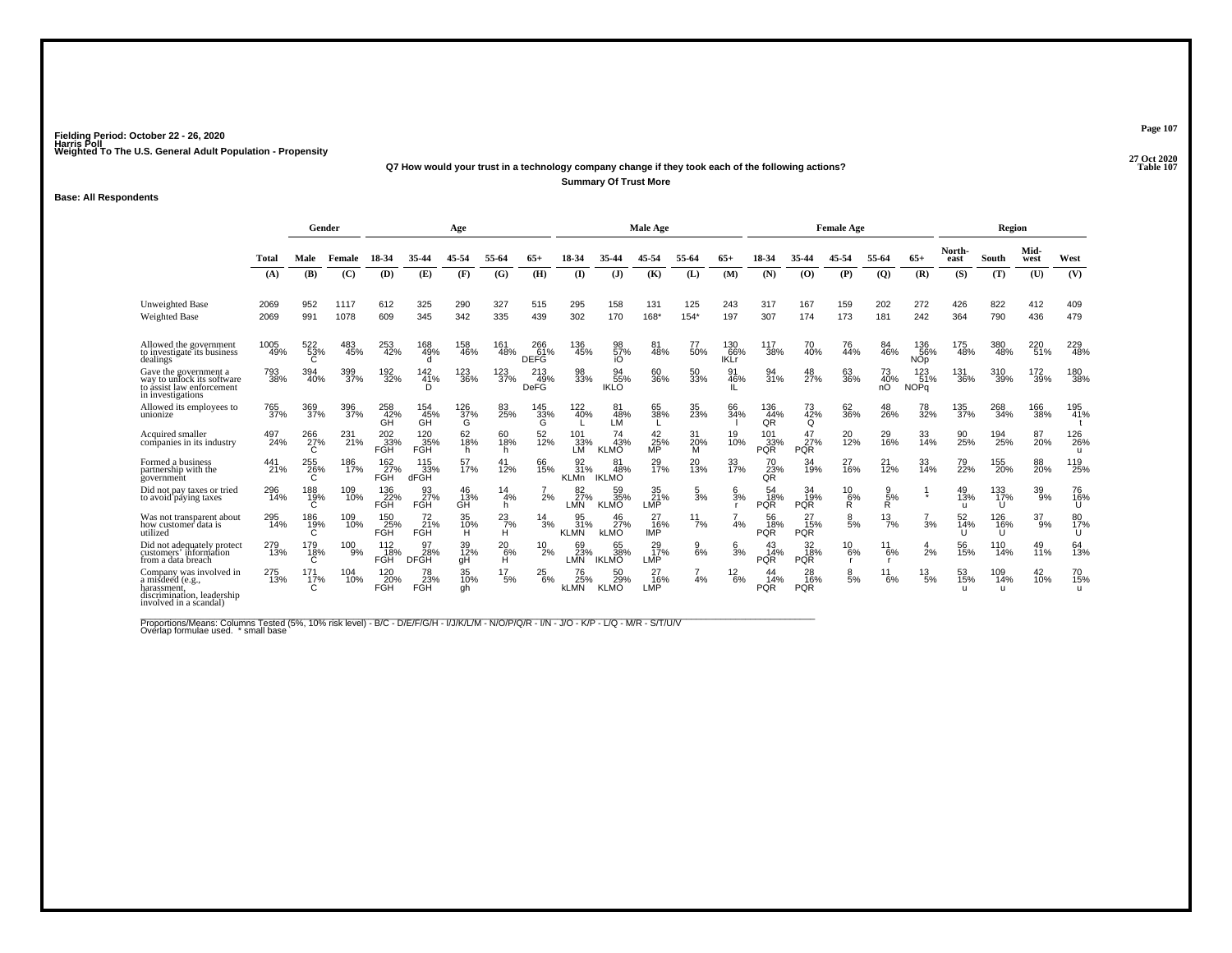Fielding Period: October 22 - 26, 2020
Harris Poll
Weighted To The U.S. General Adult Population - Propensity

27 Oct 2020
Table 107

**Q7 How would your trust in a technology company change if they took each of the following actions?**
**Summary Of Trust More**

**Base: All Respondents**

| | Total | Gender | | Age | | | | | Male Age | | | | | Female Age | | | | | Region | | | |
|---|---|---|---|---|---|---|---|---|---|---|---|---|---|---|---|---|---|---|---|---|---|---|
| | Total | Male | Female | 18-34 | 35-44 | 45-54 | 55-64 | 65+ | 18-34 | 35-44 | 45-54 | 55-64 | 65+ | 18-34 | 35-44 | 45-54 | 55-64 | 65+ | North-east | South | Mid-west | West |
| | (A) | (B) | (C) | (D) | (E) | (F) | (G) | (H) | (I) | (J) | (K) | (L) | (M) | (N) | (O) | (P) | (Q) | (R) | (S) | (T) | (U) | (V) |
| Unweighted Base | 2069 | 952 | 1117 | 612 | 325 | 290 | 327 | 515 | 295 | 158 | 131 | 125 | 243 | 317 | 167 | 159 | 202 | 272 | 426 | 822 | 412 | 409 |
| Weighted Base | 2069 | 991 | 1078 | 609 | 345 | 342 | 335 | 439 | 302 | 170 | 168* | 154* | 197 | 307 | 174 | 173 | 181 | 242 | 364 | 790 | 436 | 479 |
| Allowed the government to investigate its business dealings | 1005 49% | 522 53% C | 483 45% | 253 42% | 168 49% d | 158 46% | 161 48% | 266 61% DEFG | 136 45% | 98 57% iO | 81 48% | 77 50% | 130 66% IKLr | 117 38% | 70 40% | 76 44% | 84 46% | 136 56% NOp | 175 48% | 380 48% | 220 51% | 229 48% |
| Gave the government a way to unlock its software to assist law enforcement in investigations | 793 38% | 394 40% | 399 37% | 192 32% | 142 41% D | 123 36% | 123 37% | 213 49% DeFG | 98 33% | 94 55% IKLO | 60 36% | 50 33% | 91 46% IL | 94 31% | 48 27% | 63 36% | 73 40% nO | 123 51% NOPq | 131 36% | 310 39% | 172 39% | 180 38% |
| Allowed its employees to unionize | 765 37% | 369 37% | 396 37% | 258 42% GH | 154 45% GH | 126 37% G | 83 25% | 145 33% G | 122 40% L | 81 48% LM | 65 38% L | 35 23% | 66 34% l | 136 44% QR | 73 42% Q | 62 36% | 48 26% | 78 32% | 135 37% | 268 34% | 166 38% | 195 41% t |
| Acquired smaller companies in its industry | 497 24% | 266 27% C | 231 21% | 202 33% FGH | 120 35% FGH | 62 18% h | 60 18% h | 52 12% | 101 33% LM | 74 43% KLMO | 42 25% MP | 31 20% M | 19 10% | 101 33% PQR | 47 27% PQR | 20 12% | 29 16% | 33 14% | 90 25% | 194 25% | 87 20% | 126 26% u |
| Formed a business partnership with the government | 441 21% | 255 26% C | 186 17% | 162 27% FGH | 115 33% dFGH | 57 17% | 41 12% | 66 15% | 92 31% KLMn | 81 48% IKLMO | 29 17% | 20 13% | 33 17% | 70 23% QR | 34 19% | 27 16% | 21 12% | 33 14% | 79 22% | 155 20% | 88 20% | 119 25% |
| Did not pay taxes or tried to avoid paying taxes | 296 14% | 188 19% C | 109 10% | 136 22% FGH | 93 27% FGH | 46 13% GH | 14 4% h | 7 2% | 82 27% LMN | 59 35% KLMO | 35 21% LMP | 5 3% | 6 3% r | 54 18% PQR | 34 19% PQR | 10 6% R | 9 5% R | 1 * | 49 13% u | 133 17% U | 39 9% | 76 16% U |
| Was not transparent about how customer data is utilized | 295 14% | 186 19% C | 109 10% | 150 25% FGH | 72 21% FGH | 35 10% H | 23 7% H | 14 3% | 95 31% KLMN | 46 27% kLMO | 27 16% lMP | 11 7% | 7 4% | 56 18% PQR | 27 15% PQR | 8 5% | 13 7% | 7 3% | 52 14% U | 126 16% U | 37 9% | 80 17% U |
| Did not adequately protect customers' information from a data breach | 279 13% | 179 18% C | 100 9% | 112 18% FGH | 97 28% DFGH | 39 12% gH | 20 6% H | 10 2% | 69 23% LMN | 65 38% IKLMO | 29 17% LMP | 9 6% | 6 3% | 43 14% PQR | 32 18% PQR | 10 6% r | 11 6% r | 4 2% | 56 15% | 110 14% | 49 11% | 64 13% |
| Company was involved in a misdeed (e.g., harassment, discrimination, leadership involved in a scandal) | 275 13% | 171 17% C | 104 10% | 120 20% FGH | 78 23% FGH | 35 10% gh | 17 5% | 25 6% | 76 25% kLMN | 50 29% KLMO | 27 16% LMP | 7 4% | 12 6% | 44 14% PQR | 28 16% PQR | 8 5% | 11 6% | 13 5% | 53 15% u | 109 14% u | 42 10% | 70 15% u |

Proportions/Means: Columns Tested (5%, 10% risk level) - B/C - D/E/F/G/H - I/J/K/L/M - N/O/P/Q/R - I/N - J/O - K/P - L/Q - M/R - S/T/U/V
Overlap formulae used. * small base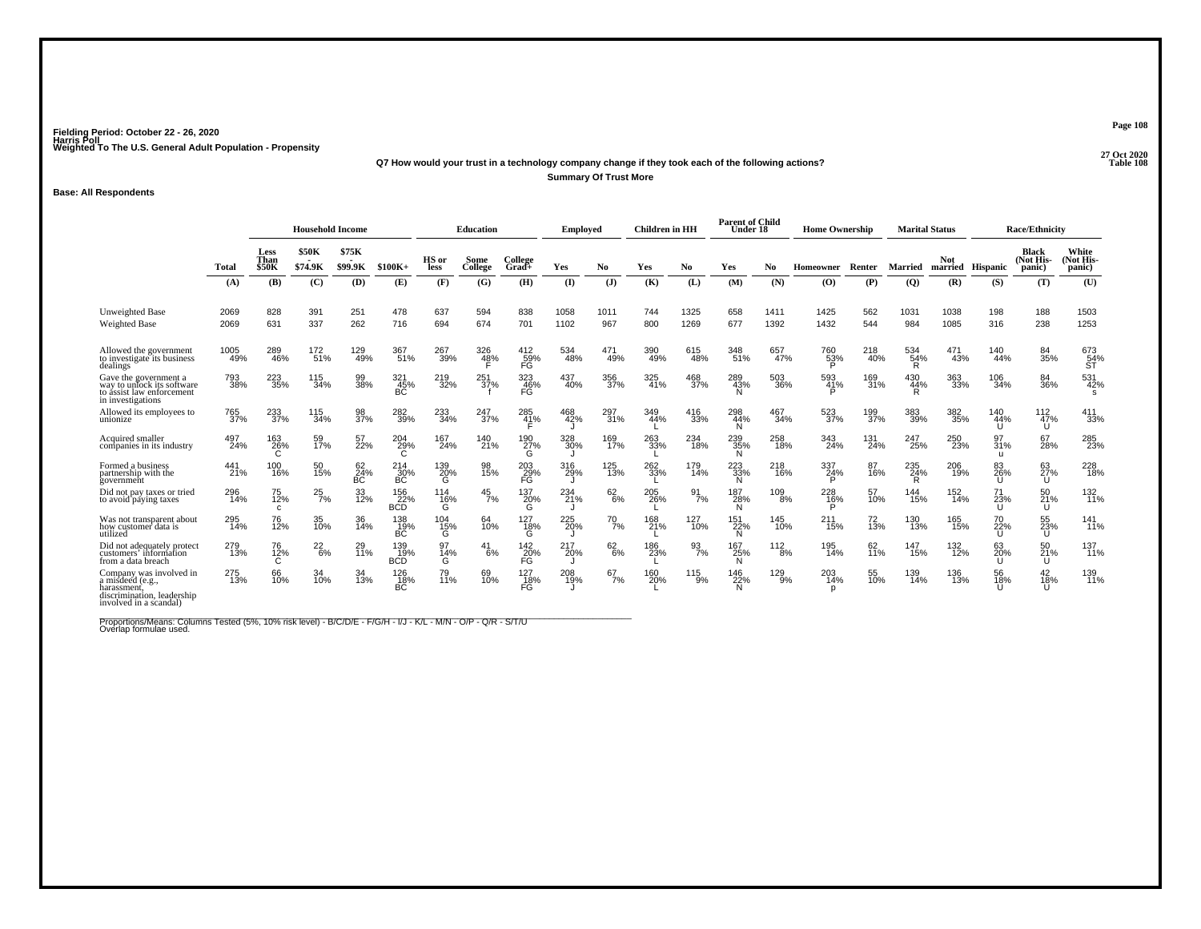Fielding Period: October 22 - 26, 2020
Harris Poll
Weighted To The U.S. General Adult Population - Propensity

27 Oct 2020
Table 108

**Q7 How would your trust in a technology company change if they took each of the following actions?**

**Summary Of Trust More**

**Base: All Respondents**

| | | Household Income | | | | Education | | | Employed | | Children in HH | | Parent of Child Under 18 | | Home Ownership | | Marital Status | | Race/Ethnicity | | |
|---|---|---|---|---|---|---|---|---|---|---|---|---|---|---|---|---|---|---|---|---|---|
| | Total | Less Than $50K | $50K - $74.9K | $75K - $99.9K | $100K+ | HS or less | Some College | College Grad+ | Yes | No | Yes | No | Yes | No | Homeowner | Renter | Married | Not married | Hispanic | Black (Not Hispanic) | White (Not Hispanic) |
| | (A) | (B) | (C) | (D) | (E) | (F) | (G) | (H) | (I) | (J) | (K) | (L) | (M) | (N) | (O) | (P) | (Q) | (R) | (S) | (T) | (U) |
| Unweighted Base | 2069 | 828 | 391 | 251 | 478 | 637 | 594 | 838 | 1058 | 1011 | 744 | 1325 | 658 | 1411 | 1425 | 562 | 1031 | 1038 | 198 | 188 | 1503 |
| Weighted Base | 2069 | 631 | 337 | 262 | 716 | 694 | 674 | 701 | 1102 | 967 | 800 | 1269 | 677 | 1392 | 1432 | 544 | 984 | 1085 | 316 | 238 | 1253 |
| Allowed the government to investigate its business dealings | 1005 49% | 289 46% | 172 51% | 129 49% | 367 51% | 267 39% | 326 48% F | 412 59% FG | 534 48% | 471 49% | 390 49% | 615 48% | 348 51% | 657 47% | 760 53% P | 218 40% | 534 54% R | 471 43% | 140 44% | 84 35% | 673 54% ST |
| Gave the government a way to unlock its software to assist law enforcement in investigations | 793 38% | 223 35% | 115 34% | 99 38% | 321 45% BC | 219 32% | 251 37% f | 323 46% FG | 437 40% | 356 37% | 325 41% | 468 37% | 289 43% N | 503 36% | 593 41% P | 169 31% | 430 44% R | 363 33% | 106 34% | 84 36% | 531 42% s |
| Allowed its employees to unionize | 765 37% | 233 37% | 115 34% | 98 37% | 282 39% | 233 34% | 247 37% | 285 41% F | 468 42% J | 297 31% | 349 44% L | 416 33% | 298 44% N | 467 34% | 523 37% | 199 37% | 383 39% | 382 35% | 140 44% U | 112 47% U | 411 33% |
| Acquired smaller companies in its industry | 497 24% | 163 26% C | 59 17% | 57 22% | 204 29% C | 167 24% | 140 21% | 190 27% G | 328 30% J | 169 17% | 263 33% L | 234 18% | 239 35% N | 258 18% | 343 24% | 131 24% | 247 25% | 250 23% | 97 31% u | 67 28% | 285 23% |
| Formed a business partnership with the government | 441 21% | 100 16% | 50 15% | 62 24% BC | 214 30% BC | 139 20% G | 98 15% | 203 29% FG | 316 29% J | 125 13% | 262 33% L | 179 14% | 223 33% N | 218 16% | 337 24% P | 87 16% | 235 24% R | 206 19% | 83 26% U | 63 27% U | 228 18% |
| Did not pay taxes or tried to avoid paying taxes | 296 14% | 75 12% c | 25 7% | 33 12% | 156 22% BCD | 114 16% G | 45 7% | 137 20% G | 234 21% J | 62 6% | 205 26% L | 91 7% | 187 28% N | 109 8% | 228 16% P | 57 10% | 144 15% | 152 14% | 71 23% U | 50 21% U | 132 11% |
| Was not transparent about how customer data is utilized | 295 14% | 76 12% | 35 10% | 36 14% | 138 19% BC | 104 15% G | 64 10% | 127 18% G | 225 20% J | 70 7% | 168 21% L | 127 10% | 151 22% N | 145 10% | 211 15% | 72 13% | 130 13% | 165 15% | 70 22% U | 55 23% U | 141 11% |
| Did not adequately protect customers' information from a data breach | 279 13% | 76 12% C | 22 6% | 29 11% | 139 19% BCD | 97 14% G | 41 6% | 142 20% FG | 217 20% J | 62 6% | 186 23% L | 93 7% | 167 25% N | 112 8% | 195 14% | 62 11% | 147 15% | 132 12% | 63 20% U | 50 21% U | 137 11% |
| Company was involved in a misdeed (e.g., harassment, discrimination, leadership involved in a scandal) | 275 13% | 66 10% | 34 10% | 34 13% | 126 18% BC | 79 11% | 69 10% | 127 18% FG | 208 19% J | 67 7% | 160 20% L | 115 9% | 146 22% N | 129 9% | 203 14% p | 55 10% | 139 14% | 136 13% | 56 18% U | 42 18% U | 139 11% |

Proportions/Means: Columns Tested (5%, 10% risk level) - B/C/D/E - F/G/H - I/J - K/L - M/N - O/P - Q/R - S/T/U
Overlap formulae used.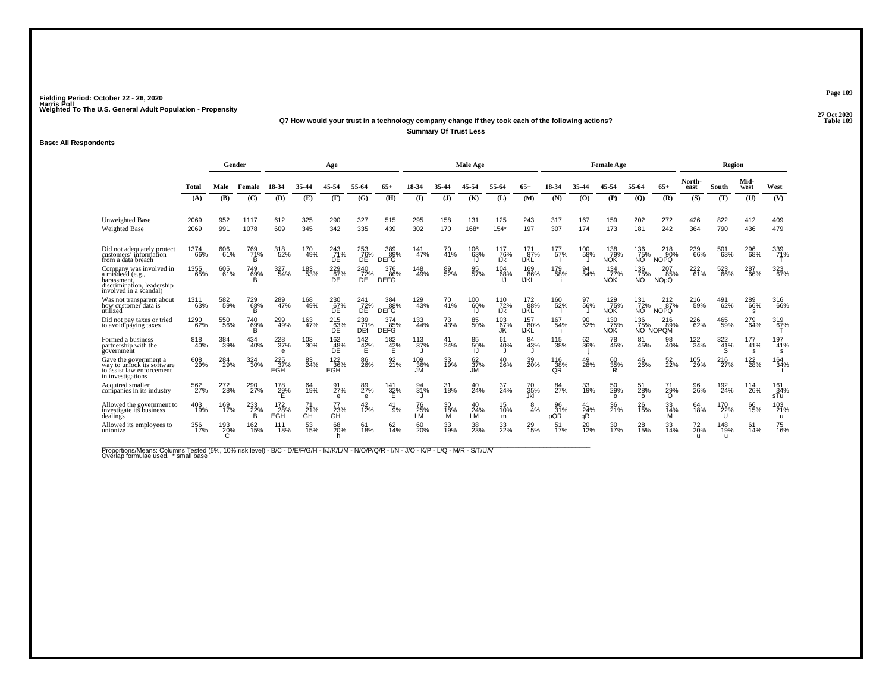Fielding Period: October 22 - 26, 2020
Harris Poll
Weighted To The U.S. General Adult Population - Propensity

27 Oct 2020
Table 109

### Q7 How would your trust in a technology company change if they took each of the following actions?
### Summary Of Trust Less

**Base: All Respondents**

| | Total | Gender | | Age | | | | | Male Age | | | | | Female Age | | | | | Region | | | |
|---|---|---|---|---|---|---|---|---|---|---|---|---|---|---|---|---|---|---|---|---|---|---|
| | Total | Male | Female | 18-34 | 35-44 | 45-54 | 55-64 | 65+ | 18-34 | 35-44 | 45-54 | 55-64 | 65+ | 18-34 | 35-44 | 45-54 | 55-64 | 65+ | North-east | South | Mid-west | West |
| | (A) | (B) | (C) | (D) | (E) | (F) | (G) | (H) | (I) | (J) | (K) | (L) | (M) | (N) | (O) | (P) | (Q) | (R) | (S) | (T) | (U) | (V) |
| Unweighted Base | 2069 | 952 | 1117 | 612 | 325 | 290 | 327 | 515 | 295 | 158 | 131 | 125 | 243 | 317 | 167 | 159 | 202 | 272 | 426 | 822 | 412 | 409 |
| Weighted Base | 2069 | 991 | 1078 | 609 | 345 | 342 | 335 | 439 | 302 | 170 | 168* | 154* | 197 | 307 | 174 | 173 | 181 | 242 | 364 | 790 | 436 | 479 |
| Did not adequately protect customers' information from a data breach | 1374 66% | 606 61% | 769 71% B | 318 52% | 170 49% | 243 71% DE | 253 76% DE | 389 89% DEFG | 141 47% | 70 41% | 106 63% IJ | 117 76% IJk | 171 87% IJKL | 177 57% I | 100 58% J | 138 79% NOK | 136 75% NO | 218 90% NOPQ | 239 66% | 501 63% | 296 68% | 339 71% T |
| Company was involved in a misdeed (e.g., harassment, discrimination, leadership involved in a scandal) | 1355 65% | 605 61% | 749 69% B | 327 54% | 183 53% | 229 67% DE | 240 72% DE | 376 86% DEFG | 148 49% | 89 52% | 95 57% | 104 68% IJ | 169 86% IJKL | 179 58% i | 94 54% | 134 77% NOK | 136 75% NO | 207 85% NOpQ | 222 61% | 523 66% | 287 66% | 323 67% |
| Was not transparent about how customer data is utilized | 1311 63% | 582 59% | 729 68% B | 289 47% | 168 49% | 230 67% DE | 241 72% DE | 384 88% DEFG | 129 43% | 70 41% | 100 60% IJ | 110 72% IJk | 172 88% IJKL | 160 52% i | 97 56% J | 129 75% NOK | 131 72% NO | 212 87% NOPQ | 216 59% | 491 62% | 289 66% s | 316 66% |
| Did not pay taxes or tried to avoid paying taxes | 1290 62% | 550 56% | 740 69% B | 299 49% | 163 47% | 215 63% DE | 239 71% DEf | 374 85% DEFG | 133 44% | 73 43% | 85 50% | 103 67% IJK | 157 80% IJKL | 167 54% i | 90 52% | 130 75% NOK | 136 75% NO | 216 89% NOPQM | 226 62% | 465 59% | 279 64% | 319 67% T |
| Formed a business partnership with the government | 818 40% | 384 39% | 434 40% | 228 37% e | 103 30% | 162 48% DE | 142 42% E | 182 42% E | 113 37% J | 41 24% | 85 50% IJ | 61 40% J | 84 43% J | 115 38% | 62 36% j | 78 45% | 81 45% | 98 40% | 122 34% | 322 41% S | 177 41% s | 197 41% s |
| Gave the government a way to unlock its software to assist law enforcement in investigations | 608 29% | 284 29% | 324 30% | 225 37% EGH | 83 24% | 122 36% EGH | 86 26% | 92 21% | 109 36% JM | 33 19% | 62 37% JM | 40 26% | 39 20% | 116 38% QR | 49 28% | 60 35% R | 46 25% | 52 22% | 105 29% | 216 27% | 122 28% | 164 34% t |
| Acquired smaller companies in its industry | 562 27% | 272 28% | 290 27% | 178 29% E | 64 19% | 91 27% e | 89 27% e | 141 32% E | 94 31% J | 31 18% | 40 24% | 37 24% | 70 35% Jkl | 84 27% | 33 19% | 50 29% o | 51 28% o | 71 29% O | 96 26% | 192 24% | 114 26% | 161 34% sTu |
| Allowed the government to investigate its business dealings | 403 19% | 169 17% | 233 22% B | 172 28% EGH | 71 21% GH | 77 23% GH | 42 12% | 41 9% | 76 25% LM | 30 18% M | 40 24% LM | 15 10% m | 8 4% | 96 31% pQR | 41 24% qR | 36 21% | 26 15% | 33 14% M | 64 18% | 170 22% U | 66 15% | 103 21% u |
| Allowed its employees to unionize | 356 17% | 193 20% C | 162 15% | 111 18% | 53 15% | 68 20% h | 61 18% | 62 14% | 60 20% | 33 19% | 38 23% | 33 22% | 29 15% | 51 17% | 20 12% | 30 17% | 28 15% | 33 14% | 72 20% u | 148 19% u | 61 14% | 75 16% |

Proportions/Means: Columns Tested (5%, 10% risk level) - B/C - D/E/F/G/H - I/J/K/L/M - N/O/P/Q/R - I/N - J/O - K/P - L/Q - M/R - S/T/U/V
Overlap formulae used. * small base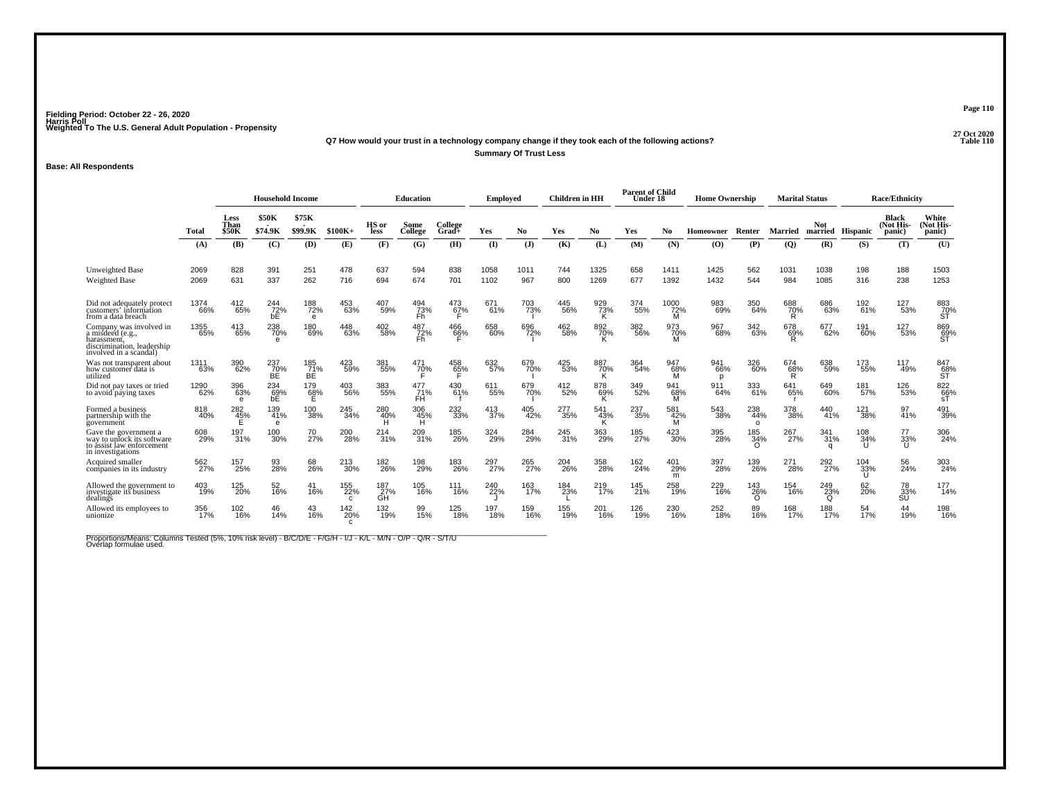Fielding Period: October 22 - 26, 2020
Harris Poll
Weighted To The U.S. General Adult Population - Propensity

27 Oct 2020
Table 110

**Q7 How would your trust in a technology company change if they took each of the following actions?**

**Summary Of Trust Less**

**Base: All Respondents**

| | Total | Household Income | | | | Education | | | Employed | | Children in HH | | Parent of Child Under 18 | | Home Ownership | | Marital Status | | Race/Ethnicity | | |
|---|---|---|---|---|---|---|---|---|---|---|---|---|---|---|---|---|---|---|---|---|---|
| | | Less Than $50K | $50K - $74.9K | $75K - $99.9K | $100K+ | HS or less | Some College | College Grad+ | Yes | No | Yes | No | Yes | No | Homeowner | Renter | Married | Not married | Hispanic | Black (Not Hispanic) | White (Not Hispanic) |
| | (A) | (B) | (C) | (D) | (E) | (F) | (G) | (H) | (I) | (J) | (K) | (L) | (M) | (N) | (O) | (P) | (Q) | (R) | (S) | (T) | (U) |
| Unweighted Base | 2069 | 828 | 391 | 251 | 478 | 637 | 594 | 838 | 1058 | 1011 | 744 | 1325 | 658 | 1411 | 1425 | 562 | 1031 | 1038 | 198 | 188 | 1503 |
| Weighted Base | 2069 | 631 | 337 | 262 | 716 | 694 | 674 | 701 | 1102 | 967 | 800 | 1269 | 677 | 1392 | 1432 | 544 | 984 | 1085 | 316 | 238 | 1253 |
| Did not adequately protect customers' information from a data breach | 1374 66% | 412 65% | 244 72% bE | 188 72% e | 453 63% | 407 59% | 494 73% Fh | 473 67% F | 671 61% | 703 73% I | 445 56% | 929 73% K | 374 55% | 1000 72% M | 983 69% | 350 64% | 688 70% R | 686 63% | 192 61% | 127 53% | 883 70% ST |
| Company was involved in a misdeed (e.g., harassment, discrimination, leadership involved in a scandal) | 1355 65% | 413 65% | 238 70% e | 180 69% | 448 63% | 402 58% | 487 72% Fh | 466 66% F | 658 60% | 696 72% I | 462 58% | 892 70% K | 382 56% | 973 70% M | 967 68% | 342 63% | 678 69% R | 677 62% | 191 60% | 127 53% | 869 69% ST |
| Was not transparent about how customer data is utilized | 1311 63% | 390 62% | 237 70% BE | 185 71% BE | 423 59% | 381 55% | 471 70% F | 458 65% F | 632 57% | 679 70% I | 425 53% | 887 70% K | 364 54% | 947 68% M | 941 66% p | 326 60% | 674 68% R | 638 59% | 173 55% | 117 49% | 847 68% ST |
| Did not pay taxes or tried to avoid paying taxes | 1290 62% | 396 63% e | 234 69% bE | 179 68% E | 403 56% | 383 55% | 477 71% FH | 430 61% f | 611 55% | 679 70% I | 412 52% | 878 69% K | 349 52% | 941 68% M | 911 64% | 333 61% | 641 65% r | 649 60% | 181 57% | 126 53% | 822 66% sT |
| Formed a business partnership with the government | 818 40% | 282 45% E | 139 41% e | 100 38% | 245 34% | 280 40% H | 306 45% H | 232 33% | 413 37% | 405 42% | 277 35% | 541 43% K | 237 35% | 581 42% M | 543 38% | 238 44% o | 378 38% | 440 41% | 121 38% | 97 41% | 491 39% |
| Gave the government a way to unlock its software to assist law enforcement in investigations | 608 29% | 197 31% | 100 30% | 70 27% | 200 28% | 214 31% | 209 31% | 185 26% | 324 29% | 284 29% | 245 31% | 363 29% | 185 27% | 423 30% | 395 28% | 185 34% O | 267 27% | 341 31% q | 108 34% U | 77 33% U | 306 24% |
| Acquired smaller companies in its industry | 562 27% | 157 25% | 93 28% | 68 26% | 213 30% | 182 26% | 198 29% | 183 26% | 297 27% | 265 27% | 204 26% | 358 28% | 162 24% | 401 29% m | 397 28% | 139 26% | 271 28% | 292 27% | 104 33% U | 56 24% | 303 24% |
| Allowed the government to investigate its business dealings | 403 19% | 125 20% | 52 16% | 41 16% | 155 22% c | 187 27% GH | 105 16% | 111 16% | 240 22% J | 163 17% | 184 23% L | 219 17% | 145 21% | 258 19% | 229 16% | 143 26% O | 154 16% | 249 23% Q | 62 20% | 78 33% SU | 177 14% |
| Allowed its employees to unionize | 356 17% | 102 16% | 46 14% | 43 16% | 142 20% c | 132 19% | 99 15% | 125 18% | 197 18% | 159 16% | 155 19% | 201 16% | 126 19% | 230 16% | 252 18% | 89 16% | 168 17% | 188 17% | 54 17% | 44 19% | 198 16% |

Proportions/Means: Columns Tested (5%, 10% risk level) - B/C/D/E - F/G/H - I/J - K/L - M/N - O/P - Q/R - S/T/U
Overlap formulae used.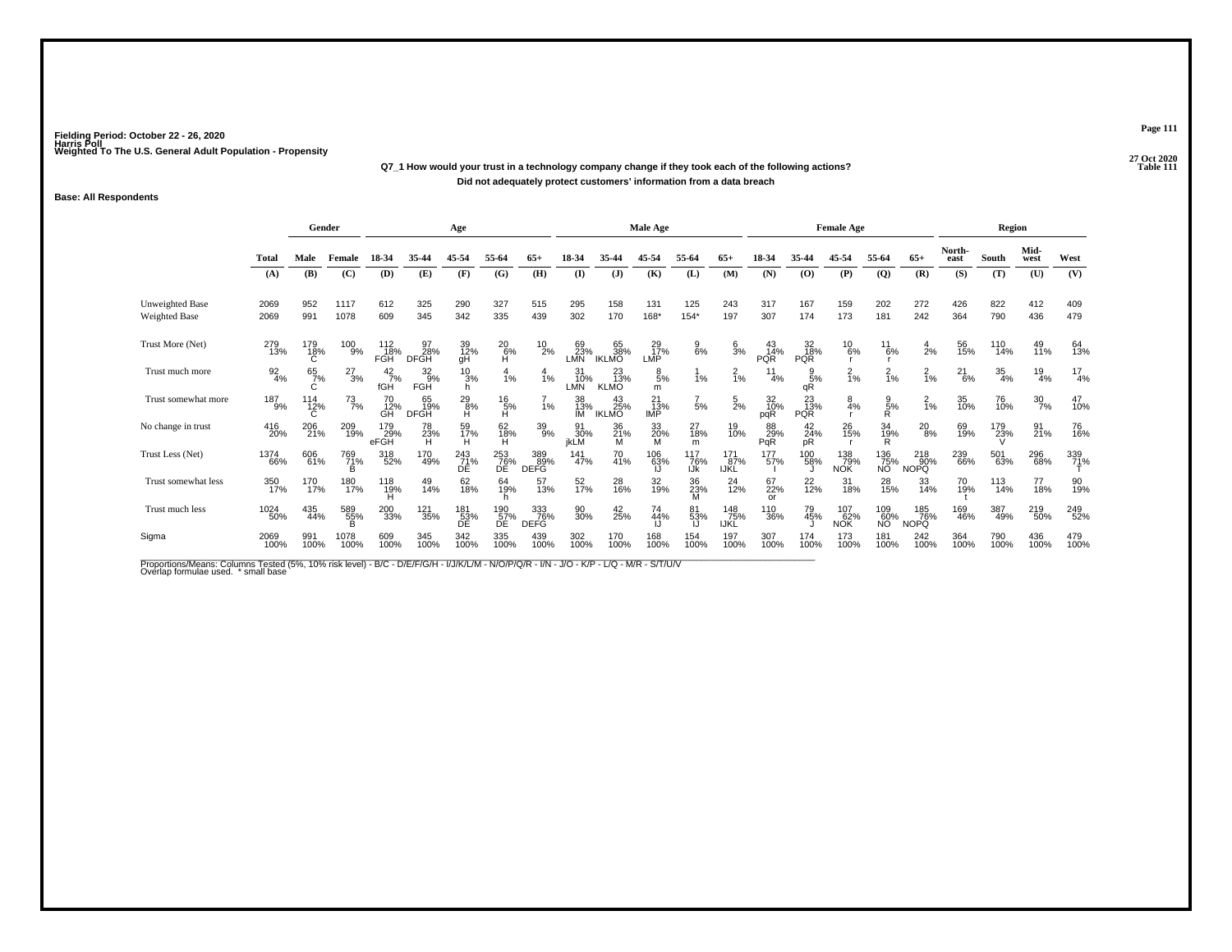Fielding Period: October 22 - 26, 2020
Harris Poll
Weighted To The U.S. General Adult Population - Propensity

27 Oct 2020
Table 111

**Q7_1 How would your trust in a technology company change if they took each of the following actions?**
**Did not adequately protect customers' information from a data breach**

**Base: All Respondents**

| | Total | Gender | | Age | | | | | Male Age | | | | | Female Age | | | | | Region | | | |
|---|---|---|---|---|---|---|---|---|---|---|---|---|---|---|---|---|---|---|---|---|---|---|
| | Total | Male | Female | 18-34 | 35-44 | 45-54 | 55-64 | 65+ | 18-34 | 35-44 | 45-54 | 55-64 | 65+ | 18-34 | 35-44 | 45-54 | 55-64 | 65+ | North-east | South | Mid-west | West |
| | (A) | (B) | (C) | (D) | (E) | (F) | (G) | (H) | (I) | (J) | (K) | (L) | (M) | (N) | (O) | (P) | (Q) | (R) | (S) | (T) | (U) | (V) |
| Unweighted Base | 2069 | 952 | 1117 | 612 | 325 | 290 | 327 | 515 | 295 | 158 | 131 | 125 | 243 | 317 | 167 | 159 | 202 | 272 | 426 | 822 | 412 | 409 |
| Weighted Base | 2069 | 991 | 1078 | 609 | 345 | 342 | 335 | 439 | 302 | 170 | 168* | 154* | 197 | 307 | 174 | 173 | 181 | 242 | 364 | 790 | 436 | 479 |
| Trust More (Net) | 279 13% | 179 18% C | 100 9% | 112 18% FGH | 97 28% DFGH | 39 12% gH | 20 6% H | 10 2% | 69 23% LMN | 65 38% IKLMO | 29 17% LMP | 9 6% | 6 3% | 43 14% PQR | 32 18% PQR | 10 6% r | 11 6% r | 4 2% | 56 15% | 110 14% | 49 11% | 64 13% |
| Trust much more | 92 4% | 65 7% C | 27 3% | 42 7% fGH | 32 9% FGH | 10 3% h | 4 1% | 4 1% | 31 10% LMN | 23 13% KLMO | 8 5% m | 1 1% | 2 1% | 11 4% | 9 5% qR | 2 1% | 2 1% | 2 1% | 21 6% | 35 4% | 19 4% | 17 4% |
| Trust somewhat more | 187 9% | 114 12% C | 73 7% | 70 12% GH | 65 19% DFGH | 29 8% H | 16 5% H | 7 1% | 38 13% IM | 43 25% IKLMO | 21 13% IMP | 7 5% | 5 2% | 32 10% pqR | 23 13% PQR | 8 4% r | 9 5% R | 2 1% | 35 10% | 76 10% | 30 7% | 47 10% |
| No change in trust | 416 20% | 206 21% | 209 19% | 179 29% eFGH | 78 23% H | 59 17% H | 62 18% H | 39 9% | 91 30% jkLM | 36 21% M | 33 20% M | 27 18% m | 19 10% | 88 29% PqR | 42 24% pR | 26 15% r | 34 19% R | 20 8% | 69 19% | 179 23% V | 91 21% | 76 16% |
| Trust Less (Net) | 1374 66% | 606 61% | 769 71% B | 318 52% | 170 49% | 243 71% DE | 253 76% DE | 389 89% DEFG | 141 47% | 70 41% | 106 63% IJ | 117 76% IJk | 171 87% IJKL | 177 57% I | 100 58% J | 138 79% NOK | 136 75% NO | 218 90% NOPQ | 239 66% | 501 63% | 296 68% | 339 71% T |
| Trust somewhat less | 350 17% | 170 17% | 180 17% | 118 19% H | 49 14% | 62 18% | 64 19% h | 57 13% | 52 17% | 28 16% | 32 19% | 36 23% M | 24 12% | 67 22% or | 22 12% | 31 18% | 28 15% | 33 14% | 70 19% t | 113 14% | 77 18% | 90 19% |
| Trust much less | 1024 50% | 435 44% | 589 55% B | 200 33% | 121 35% | 181 53% DE | 190 57% DE | 333 76% DEFG | 90 30% | 42 25% | 74 44% IJ | 81 53% IJ | 148 75% IJKL | 110 36% | 79 45% J | 107 62% NOK | 109 60% NO | 185 76% NOPQ | 169 46% | 387 49% | 219 50% | 249 52% |
| Sigma | 2069 100% | 991 100% | 1078 100% | 609 100% | 345 100% | 342 100% | 335 100% | 439 100% | 302 100% | 170 100% | 168 100% | 154 100% | 197 100% | 307 100% | 174 100% | 173 100% | 181 100% | 242 100% | 364 100% | 790 100% | 436 100% | 479 100% |

Proportions/Means: Columns Tested (5%, 10% risk level) - B/C - D/E/F/G/H - I/J/K/L/M - N/O/P/Q/R - I/N - J/O - K/P - L/Q - M/R - S/T/U/V
Overlap formulae used. * small base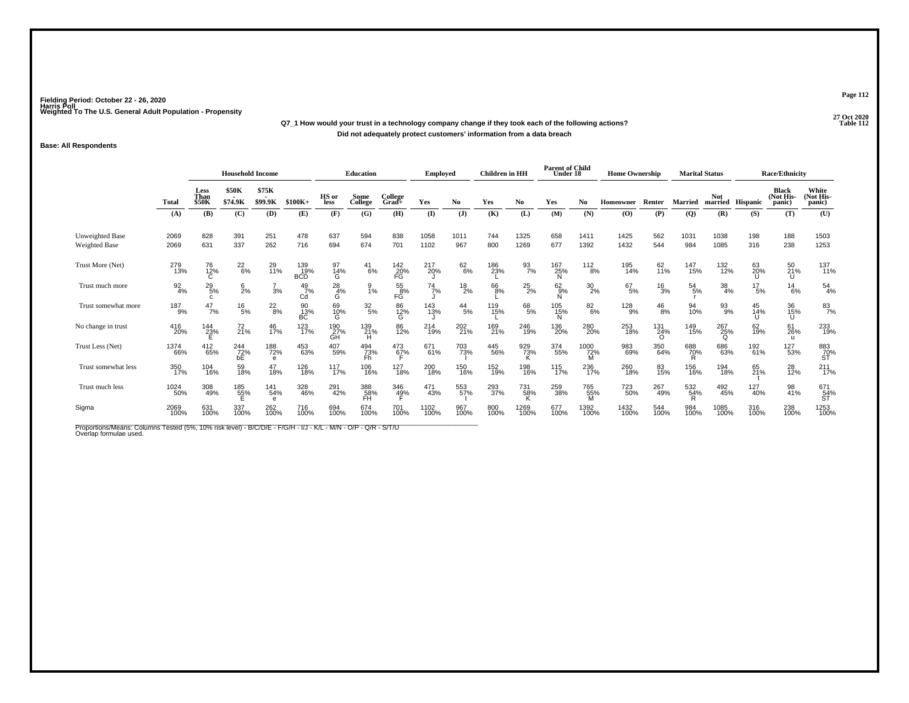Fielding Period: October 22 - 26, 2020
Harris Poll
Weighted To The U.S. General Adult Population - Propensity

27 Oct 2020
Table 112

**Q7_1 How would your trust in a technology company change if they took each of the following actions?**
**Did not adequately protect customers' information from a data breach**

**Base: All Respondents**

| | Total | Household Income: Less Than $50K | Household Income: $50K - $74.9K | Household Income: $75K - $99.9K | Household Income: $100K+ | Education: HS or less | Education: Some College | Education: College Grad+ | Employed: Yes | Employed: No | Children in HH: Yes | Children in HH: No | Parent of Child Under 18: Yes | Parent of Child Under 18: No | Home Ownership: Homeowner | Home Ownership: Renter | Marital Status: Married | Marital Status: Not married | Race/Ethnicity: Hispanic | Race/Ethnicity: Black (Not His-panic) | Race/Ethnicity: White (Not His-panic) |
|---|---|---|---|---|---|---|---|---|---|---|---|---|---|---|---|---|---|---|---|---|---|
| | (A) | (B) | (C) | (D) | (E) | (F) | (G) | (H) | (I) | (J) | (K) | (L) | (M) | (N) | (O) | (P) | (Q) | (R) | (S) | (T) | (U) |
| Unweighted Base | 2069 | 828 | 391 | 251 | 478 | 637 | 594 | 838 | 1058 | 1011 | 744 | 1325 | 658 | 1411 | 1425 | 562 | 1031 | 1038 | 198 | 188 | 1503 |
| Weighted Base | 2069 | 631 | 337 | 262 | 716 | 694 | 674 | 701 | 1102 | 967 | 800 | 1269 | 677 | 1392 | 1432 | 544 | 984 | 1085 | 316 | 238 | 1253 |
| Trust More (Net) | 279 13% | 76 12% C | 22 6% | 29 11% | 139 19% BCD | 97 14% G | 41 6% | 142 20% FG | 217 20% J | 62 6% | 186 23% L | 93 7% | 167 25% N | 112 8% | 195 14% | 62 11% | 147 15% | 132 12% | 63 20% U | 50 21% U | 137 11% |
| Trust much more | 92 4% | 29 5% c | 6 2% | 7 3% | 49 7% Cd | 28 4% G | 9 1% | 55 8% FG | 74 7% J | 18 2% | 66 8% L | 25 2% | 62 9% N | 30 2% | 67 5% | 16 3% | 54 5% r | 38 4% | 17 5% | 14 6% | 54 4% |
| Trust somewhat more | 187 9% | 47 7% | 16 5% | 22 8% | 90 13% BC | 69 10% G | 32 5% | 86 12% G | 143 13% J | 44 5% | 119 15% L | 68 5% | 105 15% N | 82 6% | 128 9% | 46 8% | 94 10% | 93 9% | 45 14% U | 36 15% U | 83 7% |
| No change in trust | 416 20% | 144 23% E | 72 21% | 46 17% | 123 17% | 190 27% GH | 139 21% H | 86 12% | 214 19% | 202 21% | 169 21% | 246 19% | 136 20% | 280 20% | 253 18% | 131 24% O | 149 15% | 267 25% Q | 62 19% | 61 26% u | 233 19% |
| Trust Less (Net) | 1374 66% | 412 65% | 244 72% bE | 188 72% e | 453 63% | 407 59% | 494 73% Fh | 473 67% F | 671 61% | 703 73% I | 445 56% | 929 73% K | 374 55% | 1000 72% M | 983 69% | 350 64% | 688 70% R | 686 63% | 192 61% | 127 53% | 883 70% ST |
| Trust somewhat less | 350 17% | 104 16% | 59 18% | 47 18% | 126 18% | 117 17% | 106 16% | 127 18% | 200 18% | 150 16% | 152 19% | 198 16% | 115 17% | 236 17% | 260 18% | 83 15% | 156 16% | 194 18% | 65 21% t | 28 12% | 211 17% |
| Trust much less | 1024 50% | 308 49% | 185 55% E | 141 54% e | 328 46% | 291 42% | 388 58% FH | 346 49% F | 471 43% | 553 57% I | 293 37% | 731 58% K | 259 38% | 765 55% M | 723 50% | 267 49% | 532 54% R | 492 45% | 127 40% | 98 41% | 671 54% ST |
| Sigma | 2069 100% | 631 100% | 337 100% | 262 100% | 716 100% | 694 100% | 674 100% | 701 100% | 1102 100% | 967 100% | 800 100% | 1269 100% | 677 100% | 1392 100% | 1432 100% | 544 100% | 984 100% | 1085 100% | 316 100% | 238 100% | 1253 100% |

Proportions/Means: Columns Tested (5%, 10% risk level) - B/C/D/E - F/G/H - I/J - K/L - M/N - O/P - Q/R - S/T/U
Overlap formulae used.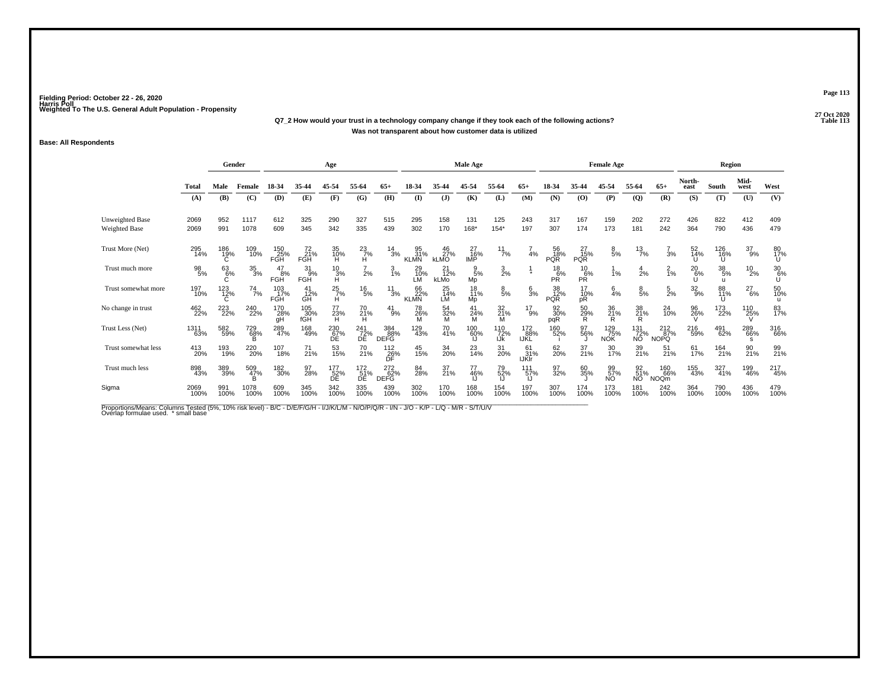Fielding Period: October 22 - 26, 2020
Harris Poll
Weighted To The U.S. General Adult Population - Propensity

27 Oct 2020
Table 113

**Q7_2 How would your trust in a technology company change if they took each of the following actions?**

**Was not transparent about how customer data is utilized**

**Base: All Respondents**

| | Total | Gender | | Age | | | | | Male Age | | | | | Female Age | | | | | Region | | | |
|---|---|---|---|---|---|---|---|---|---|---|---|---|---|---|---|---|---|---|---|---|---|---|
| | | Male | Female | 18-34 | 35-44 | 45-54 | 55-64 | 65+ | 18-34 | 35-44 | 45-54 | 55-64 | 65+ | 18-34 | 35-44 | 45-54 | 55-64 | 65+ | North-east | South | Mid-west | West |
| | (A) | (B) | (C) | (D) | (E) | (F) | (G) | (H) | (I) | (J) | (K) | (L) | (M) | (N) | (O) | (P) | (Q) | (R) | (S) | (T) | (U) | (V) |
| Unweighted Base | 2069 | 952 | 1117 | 612 | 325 | 290 | 327 | 515 | 295 | 158 | 131 | 125 | 243 | 317 | 167 | 159 | 202 | 272 | 426 | 822 | 412 | 409 |
| Weighted Base | 2069 | 991 | 1078 | 609 | 345 | 342 | 335 | 439 | 302 | 170 | 168* | 154* | 197 | 307 | 174 | 173 | 181 | 242 | 364 | 790 | 436 | 479 |
| Trust More (Net) | 295 14% | 186 19% C | 109 10% | 150 25% FGH | 72 21% FGH | 35 10% H | 23 7% H | 14 3% | 95 31% KLMN | 46 27% kLMO | 27 16% IMP | 11 7% | 7 4% | 56 18% PQR | 27 15% PQR | 8 5% | 13 7% | 7 3% | 52 14% U | 126 16% U | 37 9% | 80 17% U |
| Trust much more | 98 5% | 63 6% C | 35 3% | 47 8% FGH | 31 9% FGH | 10 3% H | 7 2% | 3 1% | 29 10% LM | 21 12% kLMo | 9 5% Mp | 3 2% | 1 * | 18 6% PR | 10 6% PR | 1 1% | 4 2% | 2 1% | 20 6% U | 38 5% u | 10 2% | 30 6% U |
| Trust somewhat more | 197 10% | 123 12% C | 74 7% | 103 17% FGH | 41 12% GH | 25 7% H | 16 5% | 11 3% | 66 22% KLMN | 25 14% LM | 18 11% Mp | 8 5% | 6 3% | 38 12% PQR | 17 10% pR | 6 4% | 8 5% | 5 2% | 32 9% | 88 11% U | 27 6% | 50 10% u |
| No change in trust | 462 22% | 223 22% | 240 22% | 170 28% gH | 105 30% fGH | 77 23% H | 70 21% H | 41 9% | 78 26% M | 54 32% M | 41 24% M | 32 21% M | 17 9% | 92 30% pqR | 50 29% R | 36 21% R | 38 21% R | 24 10% | 96 26% V | 173 22% | 110 25% V | 83 17% |
| Trust Less (Net) | 1311 63% | 582 59% | 729 68% B | 289 47% | 168 49% | 230 67% DE | 241 72% DE | 384 88% DEFG | 129 43% | 70 41% | 100 60% IJ | 110 72% IJk | 172 88% IJKL | 160 52% | 97 56% | 129 75% NOK | 131 72% NO | 212 87% NOPQ | 216 59% | 491 62% | 289 66% s | 316 66% |
| Trust somewhat less | 413 20% | 193 19% | 220 20% | 107 18% | 71 21% | 53 15% | 70 21% | 112 26% DF | 45 15% | 34 20% | 23 14% | 31 20% | 61 31% IJKlr | 62 20% | 37 21% | 30 17% | 39 21% | 51 21% | 61 17% | 164 21% | 90 21% | 99 21% |
| Trust much less | 898 43% | 389 39% | 509 47% B | 182 30% | 97 28% | 177 52% DE | 172 51% DE | 272 62% DEFG | 84 28% | 37 21% | 77 46% IJ | 79 52% IJ | 111 57% IJ | 97 32% | 60 35% J | 99 57% NO | 92 51% NO | 160 66% NOQm | 155 43% | 327 41% | 199 46% | 217 45% |
| Sigma | 2069 100% | 991 100% | 1078 100% | 609 100% | 345 100% | 342 100% | 335 100% | 439 100% | 302 100% | 170 100% | 168 100% | 154 100% | 197 100% | 307 100% | 174 100% | 173 100% | 181 100% | 242 100% | 364 100% | 790 100% | 436 100% | 479 100% |

Proportions/Means: Columns Tested (5%, 10% risk level) - B/C - D/E/F/G/H - I/J/K/L/M - N/O/P/Q/R - I/N - J/O - K/P - L/Q - M/R - S/T/U/V
Overlap formulae used. * small base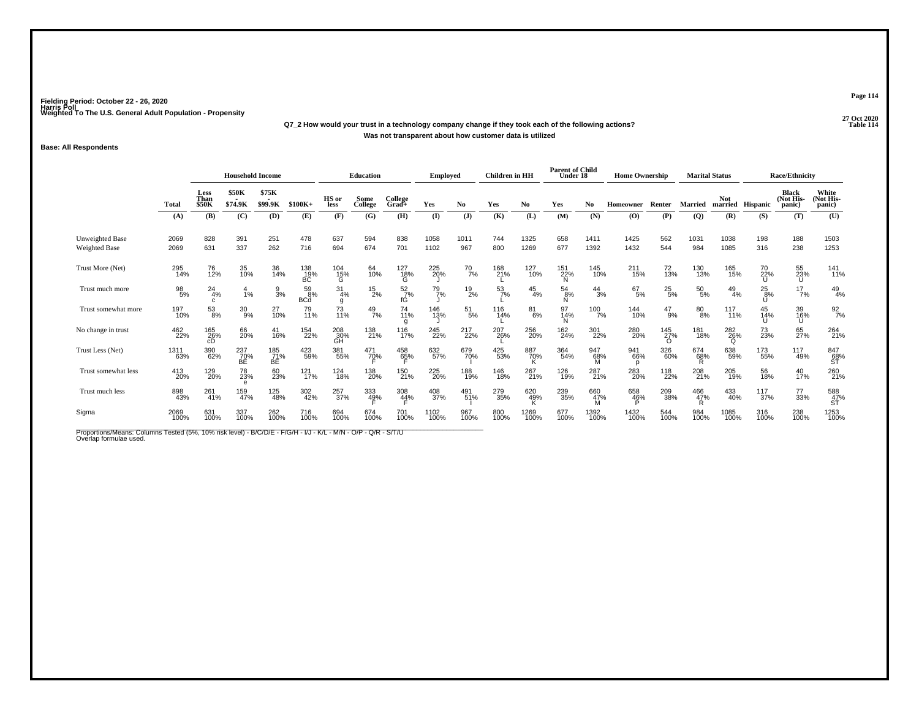Fielding Period: October 22 - 26, 2020
Harris Poll
Weighted To The U.S. General Adult Population - Propensity

27 Oct 2020
Table 114

**Q7_2 How would your trust in a technology company change if they took each of the following actions?**

**Was not transparent about how customer data is utilized**

**Base: All Respondents**

| | | Household Income | | | | Education | | | Employed | | Children in HH | | Parent of Child Under 18 | | Home Ownership | | Marital Status | | Race/Ethnicity | | |
|---|---|---|---|---|---|---|---|---|---|---|---|---|---|---|---|---|---|---|---|---|---|
| | Total | Less Than $50K | $50K - $74.9K | $75K - $99.9K | $100K+ | HS or less | Some College | College Grad+ | Yes | No | Yes | No | Yes | No | Homeowner | Renter | Married | Not married | Hispanic | Black (Not His-panic) | White (Not His-panic) |
| | (A) | (B) | (C) | (D) | (E) | (F) | (G) | (H) | (I) | (J) | (K) | (L) | (M) | (N) | (O) | (P) | (Q) | (R) | (S) | (T) | (U) |
| Unweighted Base | 2069 | 828 | 391 | 251 | 478 | 637 | 594 | 838 | 1058 | 1011 | 744 | 1325 | 658 | 1411 | 1425 | 562 | 1031 | 1038 | 198 | 188 | 1503 |
| Weighted Base | 2069 | 631 | 337 | 262 | 716 | 694 | 674 | 701 | 1102 | 967 | 800 | 1269 | 677 | 1392 | 1432 | 544 | 984 | 1085 | 316 | 238 | 1253 |
| Trust More (Net) | 295 14% | 76 12% | 35 10% | 36 14% | 138 19% BC | 104 15% G | 64 10% | 127 18% G | 225 20% J | 70 7% | 168 21% L | 127 10% | 151 22% N | 145 10% | 211 15% | 72 13% | 130 13% | 165 15% | 70 22% U | 55 23% U | 141 11% |
| Trust much more | 98 5% | 24 4% c | 4 1% | 9 3% | 59 8% BCd | 31 4% g | 15 2% | 52 7% fG | 79 7% J | 19 2% | 53 7% L | 45 4% | 54 8% N | 44 3% | 67 5% | 25 5% | 50 5% | 49 4% | 25 8% U | 17 7% | 49 4% |
| Trust somewhat more | 197 10% | 53 8% | 30 9% | 27 10% | 79 11% | 73 11% | 49 7% | 74 11% g | 146 13% J | 51 5% | 116 14% L | 81 6% | 97 14% N | 100 7% | 144 10% | 47 9% | 80 8% | 117 11% | 45 14% U | 39 16% U | 92 7% |
| No change in trust | 462 22% | 165 26% cD | 66 20% | 41 16% | 154 22% | 208 30% GH | 138 21% | 116 17% | 245 22% | 217 22% | 207 26% L | 256 20% | 162 24% | 301 22% | 280 20% | 145 27% O | 181 18% | 282 26% Q | 73 23% | 65 27% | 264 21% |
| Trust Less (Net) | 1311 63% | 390 62% | 237 70% BE | 185 71% BE | 423 59% | 381 55% | 471 70% F | 458 65% F | 632 57% | 679 70% I | 425 53% | 887 70% K | 364 54% | 947 68% M | 941 66% p | 326 60% | 674 68% R | 638 59% | 173 55% | 117 49% | 847 68% ST |
| Trust somewhat less | 413 20% | 129 20% | 78 23% e | 60 23% | 121 17% | 124 18% | 138 20% | 150 21% | 225 20% | 188 19% | 146 18% | 267 21% | 126 19% | 287 21% | 283 20% | 118 22% | 208 21% | 205 19% | 56 18% | 40 17% | 260 21% |
| Trust much less | 898 43% | 261 41% | 159 47% | 125 48% | 302 42% | 257 37% | 333 49% F | 308 44% F | 408 37% | 491 51% I | 279 35% | 620 49% K | 239 35% | 660 47% M | 658 46% P | 209 38% | 466 47% R | 433 40% | 117 37% | 77 33% | 588 47% ST |
| Sigma | 2069 100% | 631 100% | 337 100% | 262 100% | 716 100% | 694 100% | 674 100% | 701 100% | 1102 100% | 967 100% | 800 100% | 1269 100% | 677 100% | 1392 100% | 1432 100% | 544 100% | 984 100% | 1085 100% | 316 100% | 238 100% | 1253 100% |

Proportions/Means: Columns Tested (5%, 10% risk level) - B/C/D/E - F/G/H - I/J - K/L - M/N - O/P - Q/R - S/T/U
Overlap formulae used.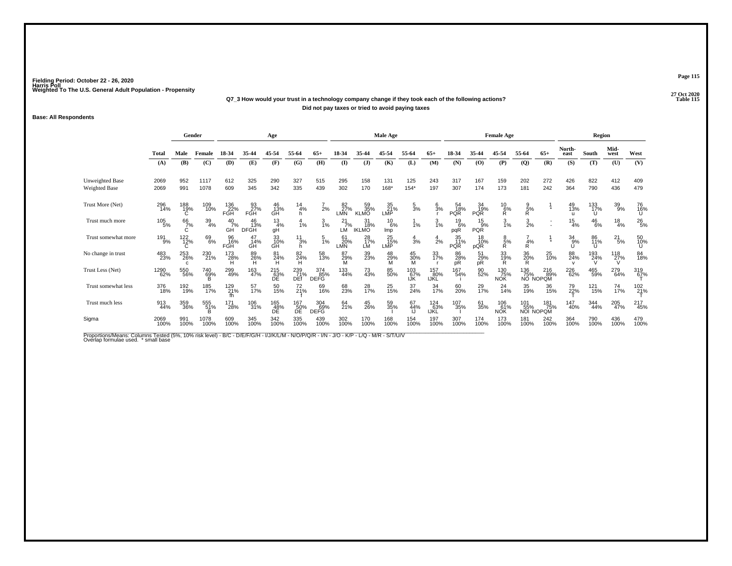Fielding Period: October 22 - 26, 2020
Harris Poll
Weighted To The U.S. General Adult Population - Propensity

27 Oct 2020
Table 115

**Q7_3 How would your trust in a technology company change if they took each of the following actions?**
**Did not pay taxes or tried to avoid paying taxes**

**Base: All Respondents**

| | Total | Gender | | Age | | | | | Male Age | | | | | Female Age | | | | | Region | | | |
|---|---|---|---|---|---|---|---|---|---|---|---|---|---|---|---|---|---|---|---|---|---|---|
| | Total | Male | Female | 18-34 | 35-44 | 45-54 | 55-64 | 65+ | 18-34 | 35-44 | 45-54 | 55-64 | 65+ | 18-34 | 35-44 | 45-54 | 55-64 | 65+ | North-east | South | Mid-west | West |
| | (A) | (B) | (C) | (D) | (E) | (F) | (G) | (H) | (I) | (J) | (K) | (L) | (M) | (N) | (O) | (P) | (Q) | (R) | (S) | (T) | (U) | (V) |
| Unweighted Base | 2069 | 952 | 1117 | 612 | 325 | 290 | 327 | 515 | 295 | 158 | 131 | 125 | 243 | 317 | 167 | 159 | 202 | 272 | 426 | 822 | 412 | 409 |
| Weighted Base | 2069 | 991 | 1078 | 609 | 345 | 342 | 335 | 439 | 302 | 170 | 168* | 154* | 197 | 307 | 174 | 173 | 181 | 242 | 364 | 790 | 436 | 479 |
| Trust More (Net) | 296 14% | 188 19% C | 109 10% | 136 22% FGH | 93 27% FGH | 46 13% GH | 14 4% h | 7 2% | 82 27% LMN | 59 35% KLMO | 35 21% LMP | 5 3% | 6 3% r | 54 18% PQR | 34 19% PQR | 10 6% R | 9 5% R | 1 * | 49 13% u | 133 17% U | 39 9% | 76 16% U |
| Trust much more | 105 5% | 66 7% C | 39 4% | 40 7% GH | 46 13% DFGH | 13 4% gH | 4 1% | 3 1% | 21 7% LM | 31 18% IKLMO | 10 6% lmp | 1 1% | 3 1% | 19 6% pqR | 15 9% PQR | 3 1% | 3 2% | - - | 15 4% | 46 6% | 18 4% | 26 5% |
| Trust somewhat more | 191 9% | 122 12% C | 69 6% | 96 16% FGH | 47 14% GH | 33 10% GH | 11 3% h | 5 1% | 61 20% LMN | 28 17% LM | 25 15% LMP | 4 3% | 4 2% | 35 11% PQR | 18 10% pQR | 8 5% R | 7 4% R | 1 * | 34 9% U | 86 11% U | 21 5% | 50 10% U |
| No change in trust | 483 23% | 253 26% c | 230 21% | 173 28% H | 89 26% H | 81 24% H | 82 24% H | 58 13% | 87 29% M | 39 23% | 48 29% M | 45 30% M | 33 17% r | 86 28% pR | 51 29% pR | 33 19% R | 36 20% R | 25 10% | 88 24% v | 193 24% V | 118 27% V | 84 18% |
| Trust Less (Net) | 1290 62% | 550 56% | 740 69% B | 299 49% | 163 47% | 215 63% DE | 239 71% DEf | 374 85% DEFG | 133 44% | 73 43% | 85 50% | 103 67% IJK | 157 80% IJKL | 167 54% i | 90 52% | 130 75% NOK | 136 75% NO | 216 89% NOPQM | 226 62% | 465 59% | 279 64% | 319 67% T |
| Trust somewhat less | 376 18% | 192 19% | 185 17% | 129 21% fh | 57 17% | 50 15% | 72 21% f | 69 16% | 68 23% | 28 17% | 25 15% | 37 24% | 34 17% | 60 20% | 29 17% | 24 14% | 35 19% | 36 15% | 79 22% T | 121 15% | 74 17% | 102 21% T |
| Trust much less | 913 44% | 359 36% | 555 51% B | 171 28% | 106 31% | 165 48% DE | 167 50% DE | 304 69% DEFG | 64 21% | 45 26% | 59 35% I | 67 44% IJ | 124 63% IJKL | 107 35% I | 61 35% | 106 61% NOK | 101 55% NOI | 181 75% NOPQM | 147 40% | 344 44% | 205 47% | 217 45% |
| Sigma | 2069 100% | 991 100% | 1078 100% | 609 100% | 345 100% | 342 100% | 335 100% | 439 100% | 302 100% | 170 100% | 168 100% | 154 100% | 197 100% | 307 100% | 174 100% | 173 100% | 181 100% | 242 100% | 364 100% | 790 100% | 436 100% | 479 100% |

Proportions/Means: Columns Tested (5%, 10% risk level) - B/C - D/E/F/G/H - I/J/K/L/M - N/O/P/Q/R - I/N - J/O - K/P - L/Q - M/R - S/T/U/V
Overlap formulae used. * small base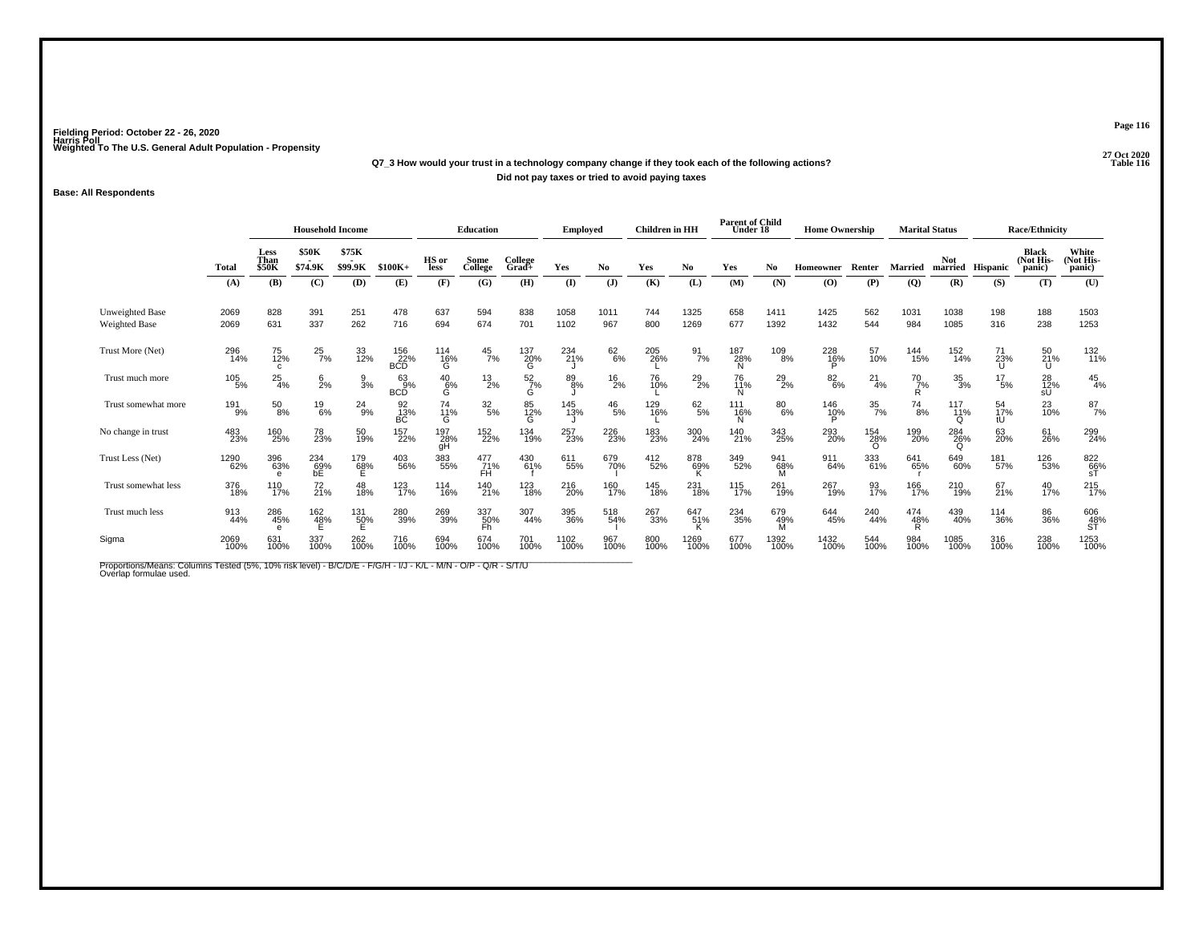Fielding Period: October 22 - 26, 2020
Harris Poll
Weighted To The U.S. General Adult Population - Propensity

27 Oct 2020
Table 116

**Q7_3 How would your trust in a technology company change if they took each of the following actions?**

**Did not pay taxes or tried to avoid paying taxes**

**Base: All Respondents**

| | Total | Household Income | | | | Education | | | Employed | | Children in HH | | Parent of Child Under 18 | | Home Ownership | | Marital Status | | Race/Ethnicity | | |
|---|---|---|---|---|---|---|---|---|---|---|---|---|---|---|---|---|---|---|---|---|---|
| | | Less Than $50K | $50K - $74.9K | $75K - $99.9K | $100K+ | HS or less | Some College | College Grad+ | Yes | No | Yes | No | Yes | No | Homeowner | Renter | Married | Not married | Hispanic | Black (Not Hispanic) | White (Not Hispanic) |
| | (A) | (B) | (C) | (D) | (E) | (F) | (G) | (H) | (I) | (J) | (K) | (L) | (M) | (N) | (O) | (P) | (Q) | (R) | (S) | (T) | (U) |
| Unweighted Base | 2069 | 828 | 391 | 251 | 478 | 637 | 594 | 838 | 1058 | 1011 | 744 | 1325 | 658 | 1411 | 1425 | 562 | 1031 | 1038 | 198 | 188 | 1503 |
| Weighted Base | 2069 | 631 | 337 | 262 | 716 | 694 | 674 | 701 | 1102 | 967 | 800 | 1269 | 677 | 1392 | 1432 | 544 | 984 | 1085 | 316 | 238 | 1253 |
| Trust More (Net) | 296 14% | 75 12% c | 25 7% | 33 12% | 156 22% BCD | 114 16% G | 45 7% | 137 20% G | 234 21% J | 62 6% | 205 26% L | 91 7% | 187 28% N | 109 8% | 228 16% P | 57 10% | 144 15% | 152 14% | 71 23% U | 50 21% U | 132 11% |
| Trust much more | 105 5% | 25 4% | 6 2% | 9 3% | 63 9% BCD | 40 6% G | 13 2% | 52 7% G | 89 8% J | 16 2% | 76 10% L | 29 2% | 76 11% N | 29 2% | 82 6% | 21 4% | 70 7% R | 35 3% | 17 5% | 28 12% sU | 45 4% |
| Trust somewhat more | 191 9% | 50 8% | 19 6% | 24 9% | 92 13% BC | 74 11% G | 32 5% | 85 12% G | 145 13% J | 46 5% | 129 16% L | 62 5% | 111 16% N | 80 6% | 146 10% P | 35 7% | 74 8% | 117 11% Q | 54 17% tU | 23 10% | 87 7% |
| No change in trust | 483 23% | 160 25% | 78 23% | 50 19% | 157 22% | 197 28% gH | 152 22% | 134 19% | 257 23% | 226 23% | 183 23% | 300 24% | 140 21% | 343 25% | 293 20% | 154 28% O | 199 20% | 284 26% Q | 63 20% | 61 26% | 299 24% |
| Trust Less (Net) | 1290 62% | 396 63% e | 234 69% bE | 179 68% E | 403 56% | 383 55% | 477 71% FH | 430 61% f | 611 55% | 679 70% I | 412 52% | 878 69% K | 349 52% | 941 68% M | 911 64% | 333 61% | 641 65% r | 649 60% | 181 57% | 126 53% | 822 66% sT |
| Trust somewhat less | 376 18% | 110 17% | 72 21% | 48 18% | 123 17% | 114 16% | 140 21% | 123 18% | 216 20% | 160 17% | 145 18% | 231 18% | 115 17% | 261 19% | 267 19% | 93 17% | 166 17% | 210 19% | 67 21% | 40 17% | 215 17% |
| Trust much less | 913 44% | 286 45% e | 162 48% E | 131 50% E | 280 39% | 269 39% | 337 50% Fh | 307 44% | 395 36% | 518 54% I | 267 33% | 647 51% K | 234 35% | 679 49% M | 644 45% | 240 44% | 474 48% R | 439 40% | 114 36% | 86 36% | 606 48% ST |
| Sigma | 2069 100% | 631 100% | 337 100% | 262 100% | 716 100% | 694 100% | 674 100% | 701 100% | 1102 100% | 967 100% | 800 100% | 1269 100% | 677 100% | 1392 100% | 1432 100% | 544 100% | 984 100% | 1085 100% | 316 100% | 238 100% | 1253 100% |

Proportions/Means: Columns Tested (5%, 10% risk level) - B/C/D/E - F/G/H - I/J - K/L - M/N - O/P - Q/R - S/T/U
Overlap formulae used.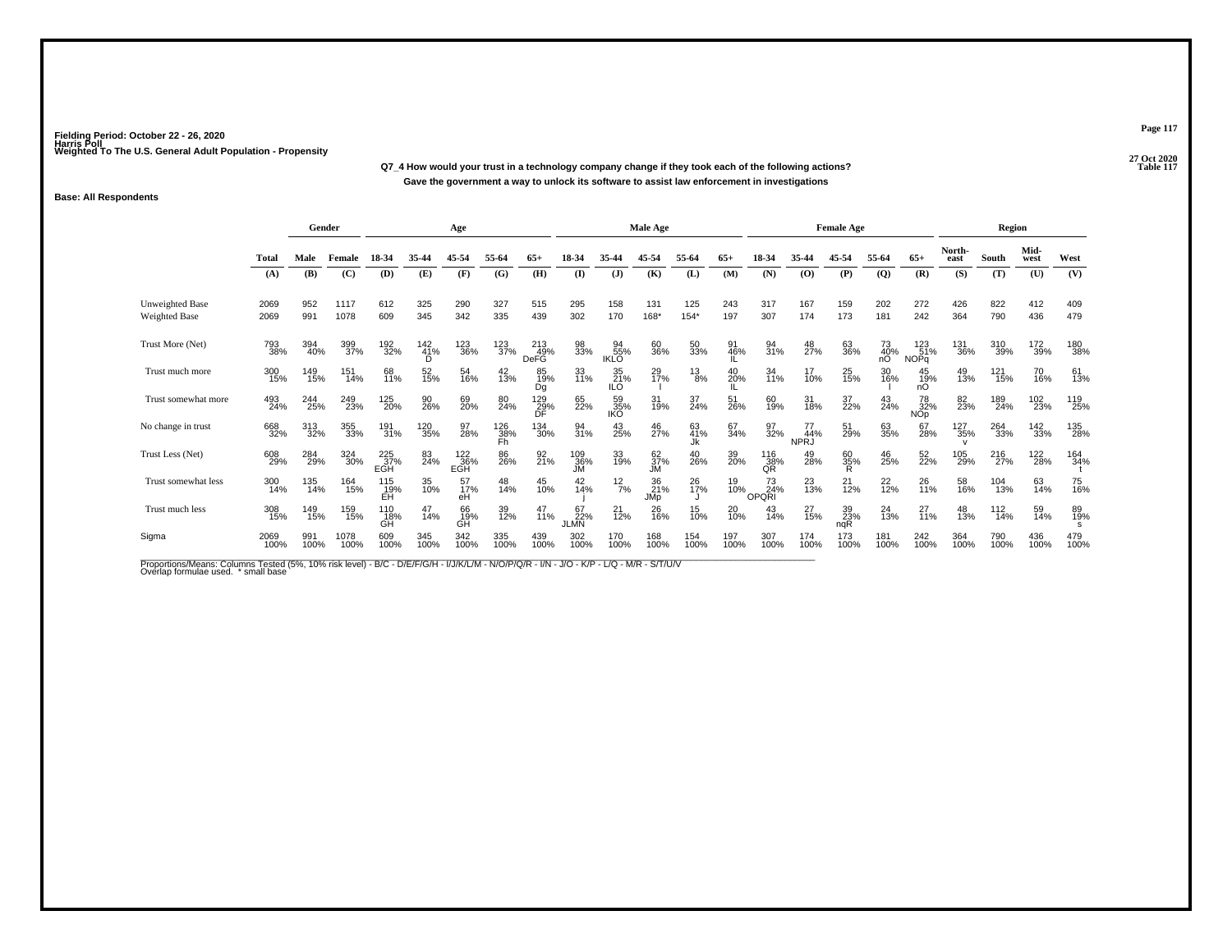Fielding Period: October 22 - 26, 2020
Harris Poll
Weighted To The U.S. General Adult Population - Propensity

27 Oct 2020
Table 117

**Q7_4 How would your trust in a technology company change if they took each of the following actions?**
**Gave the government a way to unlock its software to assist law enforcement in investigations**

**Base: All Respondents**

| | Total | Gender | | Age | | | | | Male Age | | | | | Female Age | | | | | Region | | | |
|---|---|---|---|---|---|---|---|---|---|---|---|---|---|---|---|---|---|---|---|---|---|---|
| | Total | Male | Female | 18-34 | 35-44 | 45-54 | 55-64 | 65+ | 18-34 | 35-44 | 45-54 | 55-64 | 65+ | 18-34 | 35-44 | 45-54 | 55-64 | 65+ | North-east | South | Mid-west | West |
| | (A) | (B) | (C) | (D) | (E) | (F) | (G) | (H) | (I) | (J) | (K) | (L) | (M) | (N) | (O) | (P) | (Q) | (R) | (S) | (T) | (U) | (V) |
| Unweighted Base | 2069 | 952 | 1117 | 612 | 325 | 290 | 327 | 515 | 295 | 158 | 131 | 125 | 243 | 317 | 167 | 159 | 202 | 272 | 426 | 822 | 412 | 409 |
| Weighted Base | 2069 | 991 | 1078 | 609 | 345 | 342 | 335 | 439 | 302 | 170 | 168* | 154* | 197 | 307 | 174 | 173 | 181 | 242 | 364 | 790 | 436 | 479 |
| Trust More (Net) | 793 38% | 394 40% | 399 37% | 192 32% | 142 41% D | 123 36% | 123 37% | 213 49% DeFG | 98 33% | 94 55% IKLO | 60 36% | 50 33% | 91 46% IL | 94 31% | 48 27% | 63 36% | 73 40% nO | 123 51% NOPq | 131 36% | 310 39% | 172 39% | 180 38% |
| Trust much more | 300 15% | 149 15% | 151 14% | 68 11% | 52 15% | 54 16% | 42 13% | 85 19% Dg | 33 11% | 35 21% ILO | 29 17% l | 13 8% | 40 20% IL | 34 11% | 17 10% | 25 15% | 30 16% l | 45 19% nO | 49 13% | 121 15% | 70 16% | 61 13% |
| Trust somewhat more | 493 24% | 244 25% | 249 23% | 125 20% | 90 26% | 69 20% | 80 24% | 129 29% DF | 65 22% | 59 35% IKO | 31 19% | 37 24% | 51 26% | 60 19% | 31 18% | 37 22% | 43 24% | 78 32% NOp | 82 23% | 189 24% | 102 23% | 119 25% |
| No change in trust | 668 32% | 313 32% | 355 33% | 191 31% | 120 35% | 97 28% | 126 38% Fh | 134 30% | 94 31% | 43 25% | 46 27% | 63 41% Jk | 67 34% | 97 32% | 77 44% NPRJ | 51 29% | 63 35% | 67 28% | 127 35% v | 264 33% | 142 33% | 135 28% |
| Trust Less (Net) | 608 29% | 284 29% | 324 30% | 225 37% EGH | 83 24% | 122 36% EGH | 86 26% | 92 21% | 109 36% JM | 33 19% | 62 37% JM | 40 26% | 39 20% | 116 38% QR | 49 28% | 60 35% R | 46 25% | 52 22% | 105 29% | 216 27% | 122 28% | 164 34% t |
| Trust somewhat less | 300 14% | 135 14% | 164 15% | 115 19% EH | 35 10% | 57 17% eH | 48 14% | 45 10% | 42 14% j | 12 7% | 36 21% JMp | 26 17% J | 19 10% | 73 24% OPQRI | 23 13% | 21 12% | 22 12% | 26 11% | 58 16% | 104 13% | 63 14% | 75 16% |
| Trust much less | 308 15% | 149 15% | 159 15% | 110 18% GH | 47 14% | 66 19% GH | 39 12% | 47 11% | 67 22% JLMN | 21 12% | 26 16% | 15 10% | 20 10% | 43 14% | 27 15% | 39 23% nqR | 24 13% | 27 11% | 48 13% | 112 14% | 59 14% | 89 19% s |
| Sigma | 2069 100% | 991 100% | 1078 100% | 609 100% | 345 100% | 342 100% | 335 100% | 439 100% | 302 100% | 170 100% | 168 100% | 154 100% | 197 100% | 307 100% | 174 100% | 173 100% | 181 100% | 242 100% | 364 100% | 790 100% | 436 100% | 479 100% |

Proportions/Means: Columns Tested (5%, 10% risk level) - B/C - D/E/F/G/H - I/J/K/L/M - N/O/P/Q/R - I/N - J/O - K/P - L/Q - M/R - S/T/U/V
Overlap formulae used. * small base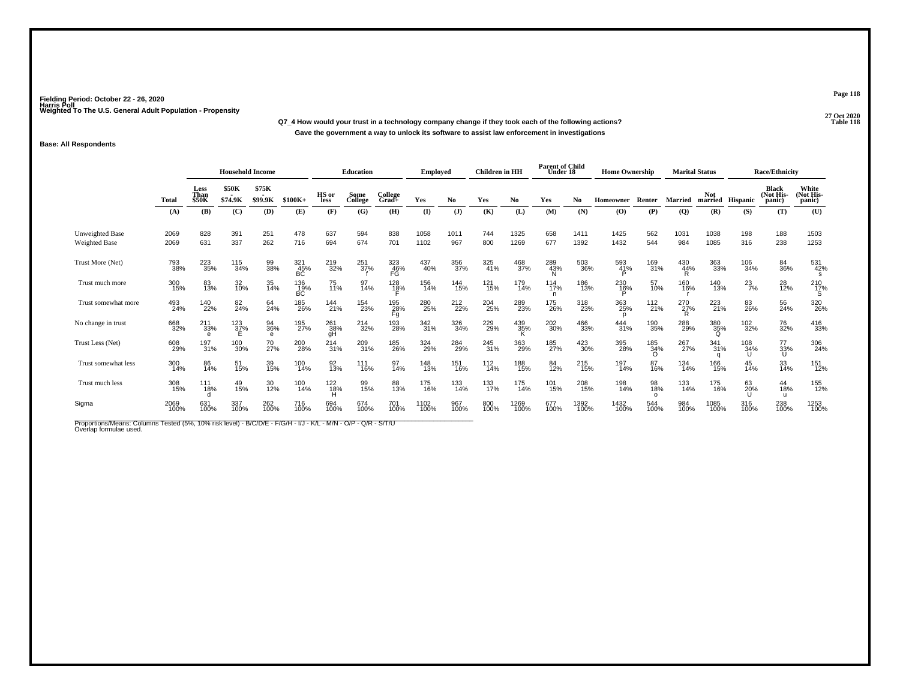Fielding Period: October 22 - 26, 2020
Harris Poll
Weighted To The U.S. General Adult Population - Propensity

27 Oct 2020
Table 118

**Q7_4 How would your trust in a technology company change if they took each of the following actions?**
**Gave the government a way to unlock its software to assist law enforcement in investigations**

**Base: All Respondents**

| | | Household Income | | | | Education | | | Employed | | Children in HH | | Parent of Child Under 18 | | Home Ownership | | Marital Status | | Race/Ethnicity | | |
|---|---|---|---|---|---|---|---|---|---|---|---|---|---|---|---|---|---|---|---|---|---|
| | Total | Less Than $50K | $50K - $74.9K | $75K - $99.9K | $100K+ | HS or less | Some College | College Grad+ | Yes | No | Yes | No | Yes | No | Homeowner | Renter | Married | Not married | Hispanic | Black (Not Hispanic) | White (Not Hispanic) |
| | (A) | (B) | (C) | (D) | (E) | (F) | (G) | (H) | (I) | (J) | (K) | (L) | (M) | (N) | (O) | (P) | (Q) | (R) | (S) | (T) | (U) |
| Unweighted Base | 2069 | 828 | 391 | 251 | 478 | 637 | 594 | 838 | 1058 | 1011 | 744 | 1325 | 658 | 1411 | 1425 | 562 | 1031 | 1038 | 198 | 188 | 1503 |
| Weighted Base | 2069 | 631 | 337 | 262 | 716 | 694 | 674 | 701 | 1102 | 967 | 800 | 1269 | 677 | 1392 | 1432 | 544 | 984 | 1085 | 316 | 238 | 1253 |
| Trust More (Net) | 793 38% | 223 35% | 115 34% | 99 38% | 321 45% BC | 219 32% | 251 37% f | 323 46% FG | 437 40% | 356 37% | 325 41% | 468 37% | 289 43% N | 503 36% | 593 41% P | 169 31% | 430 44% R | 363 33% | 106 34% | 84 36% | 531 42% s |
| Trust much more | 300 15% | 83 13% | 32 10% | 35 14% | 136 19% BC | 75 11% | 97 14% | 128 18% F | 156 14% | 144 15% | 121 15% | 179 14% | 114 17% n | 186 13% | 230 16% P | 57 10% | 160 16% r | 140 13% | 23 7% | 28 12% | 210 17% S |
| Trust somewhat more | 493 24% | 140 22% | 82 24% | 64 24% | 185 26% | 144 21% | 154 23% | 195 28% Fg | 280 25% | 212 22% | 204 25% | 289 23% | 175 26% | 318 23% | 363 25% p | 112 21% | 270 27% R | 223 21% | 83 26% | 56 24% | 320 26% |
| No change in trust | 668 32% | 211 33% e | 123 37% E | 94 36% e | 195 27% | 261 38% gH | 214 32% | 193 28% | 342 31% | 326 34% | 229 29% | 439 35% K | 202 30% | 466 33% | 444 31% | 190 35% | 288 29% | 380 35% Q | 102 32% | 76 32% | 416 33% |
| Trust Less (Net) | 608 29% | 197 31% | 100 30% | 70 27% | 200 28% | 214 31% | 209 31% | 185 26% | 324 29% | 284 29% | 245 31% | 363 29% | 185 27% | 423 30% | 395 28% | 185 34% O | 267 27% | 341 31% q | 108 34% U | 77 33% U | 306 24% |
| Trust somewhat less | 300 14% | 86 14% | 51 15% | 39 15% | 100 14% | 92 13% | 111 16% | 97 14% | 148 13% | 151 16% | 112 14% | 188 15% | 84 12% | 215 15% | 197 14% | 87 16% | 134 14% | 166 15% | 45 14% | 33 14% | 151 12% |
| Trust much less | 308 15% | 111 18% d | 49 15% | 30 12% | 100 14% | 122 18% H | 99 15% | 88 13% | 175 16% | 133 14% | 133 17% | 175 14% | 101 15% | 208 15% | 198 14% | 98 18% o | 133 14% | 175 16% | 63 20% U | 44 18% u | 155 12% |
| Sigma | 2069 100% | 631 100% | 337 100% | 262 100% | 716 100% | 694 100% | 674 100% | 701 100% | 1102 100% | 967 100% | 800 100% | 1269 100% | 677 100% | 1392 100% | 1432 100% | 544 100% | 984 100% | 1085 100% | 316 100% | 238 100% | 1253 100% |

Proportions/Means: Columns Tested (5%, 10% risk level) - B/C/D/E - F/G/H - I/J - K/L - M/N - O/P - Q/R - S/T/U
Overlap formulae used.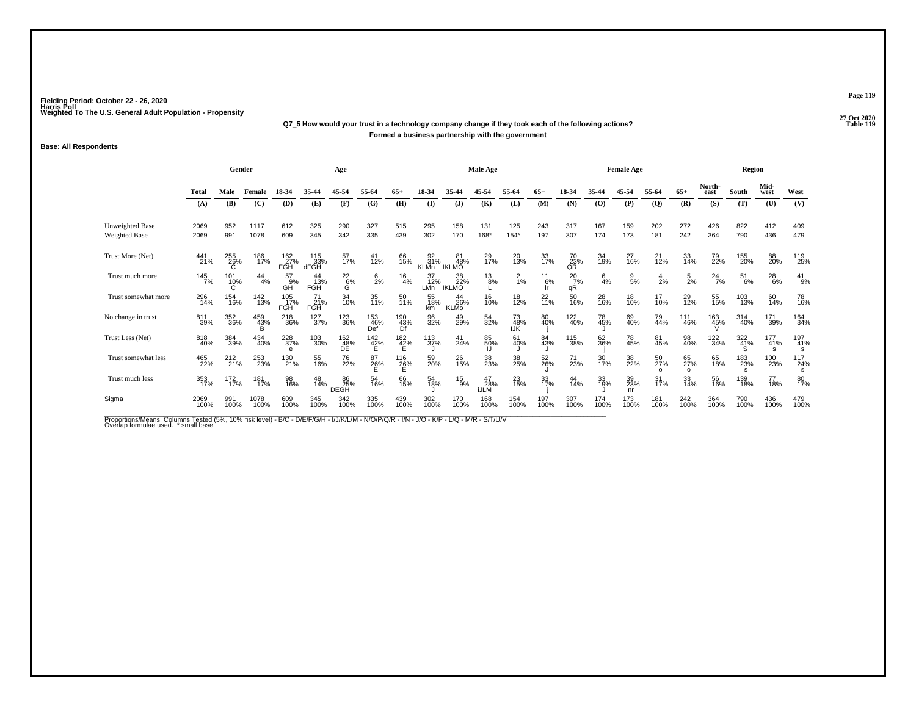Fielding Period: October 22 - 26, 2020
Harris Poll
Weighted To The U.S. General Adult Population - Propensity

27 Oct 2020
Table 119

**Q7_5 How would your trust in a technology company change if they took each of the following actions?**
**Formed a business partnership with the government**

**Base: All Respondents**

| | Total | Gender | | Age | | | | | Male Age | | | | | Female Age | | | | | Region | | | |
|---|---|---|---|---|---|---|---|---|---|---|---|---|---|---|---|---|---|---|---|---|---|---|
| | Total | Male | Female | 18-34 | 35-44 | 45-54 | 55-64 | 65+ | 18-34 | 35-44 | 45-54 | 55-64 | 65+ | 18-34 | 35-44 | 45-54 | 55-64 | 65+ | North-east | South | Mid-west | West |
| | (A) | (B) | (C) | (D) | (E) | (F) | (G) | (H) | (I) | (J) | (K) | (L) | (M) | (N) | (O) | (P) | (Q) | (R) | (S) | (T) | (U) | (V) |
| Unweighted Base | 2069 | 952 | 1117 | 612 | 325 | 290 | 327 | 515 | 295 | 158 | 131 | 125 | 243 | 317 | 167 | 159 | 202 | 272 | 426 | 822 | 412 | 409 |
| Weighted Base | 2069 | 991 | 1078 | 609 | 345 | 342 | 335 | 439 | 302 | 170 | 168* | 154* | 197 | 307 | 174 | 173 | 181 | 242 | 364 | 790 | 436 | 479 |
| Trust More (Net) | 441 21% | 255 26% C | 186 17% | 162 27% FGH | 115 33% dFGH | 57 17% | 41 12% | 66 15% | 92 31% KLMn | 81 48% IKLMO | 29 17% | 20 13% | 33 17% | 70 23% QR | 34 19% | 27 16% | 21 12% | 33 14% | 79 22% | 155 20% | 88 20% | 119 25% |
| Trust much more | 145 7% | 101 10% C | 44 4% | 57 9% GH | 44 13% FGH | 22 6% G | 6 2% | 16 4% | 37 12% LMn | 38 22% IKLMO | 13 8% L | 2 1% | 11 6% lr | 20 7% qR | 6 4% | 9 5% | 4 2% | 5 2% | 24 7% | 51 6% | 28 6% | 41 9% |
| Trust somewhat more | 296 14% | 154 16% | 142 13% | 105 17% FGH | 71 21% FGH | 34 10% | 35 11% | 50 11% | 55 18% km | 44 26% KLMo | 16 10% | 18 12% | 22 11% | 50 16% | 28 16% | 18 10% | 17 10% | 29 12% | 55 15% | 103 13% | 60 14% | 78 16% |
| No change in trust | 811 39% | 352 36% | 459 43% B | 218 36% | 127 37% | 123 36% | 153 46% Def | 190 43% Df | 96 32% | 49 29% | 54 32% | 73 48% IJK | 80 40% j | 122 40% | 78 45% J | 69 40% | 79 44% | 111 46% | 163 45% V | 314 40% | 171 39% | 164 34% |
| Trust Less (Net) | 818 40% | 384 39% | 434 40% | 228 37% e | 103 30% | 162 48% DE | 142 42% E | 182 42% E | 113 37% J | 41 24% | 85 50% IJ | 61 40% J | 84 43% J | 115 38% | 62 36% j | 78 45% | 81 45% | 98 40% | 122 34% | 322 41% S | 177 41% s | 197 41% s |
| Trust somewhat less | 465 22% | 212 21% | 253 23% | 130 21% | 55 16% | 76 22% | 87 26% E | 116 26% E | 59 20% | 26 15% | 38 23% | 38 25% | 52 26% J | 71 23% | 30 17% | 38 22% | 50 27% o | 65 27% o | 65 18% | 183 23% s | 100 23% | 117 24% s |
| Trust much less | 353 17% | 172 17% | 181 17% | 98 16% | 48 14% | 86 25% DEGH | 54 16% | 66 15% | 54 18% J | 15 9% | 47 28% iJLM | 23 15% | 33 17% j | 44 14% | 33 19% J | 39 23% nr | 31 17% | 33 14% | 56 16% | 139 18% | 77 18% | 80 17% |
| Sigma | 2069 100% | 991 100% | 1078 100% | 609 100% | 345 100% | 342 100% | 335 100% | 439 100% | 302 100% | 170 100% | 168 100% | 154 100% | 197 100% | 307 100% | 174 100% | 173 100% | 181 100% | 242 100% | 364 100% | 790 100% | 436 100% | 479 100% |

Proportions/Means: Columns Tested (5%, 10% risk level) - B/C - D/E/F/G/H - I/J/K/L/M - N/O/P/Q/R - I/N - J/O - K/P - L/Q - M/R - S/T/U/V
Overlap formulae used. * small base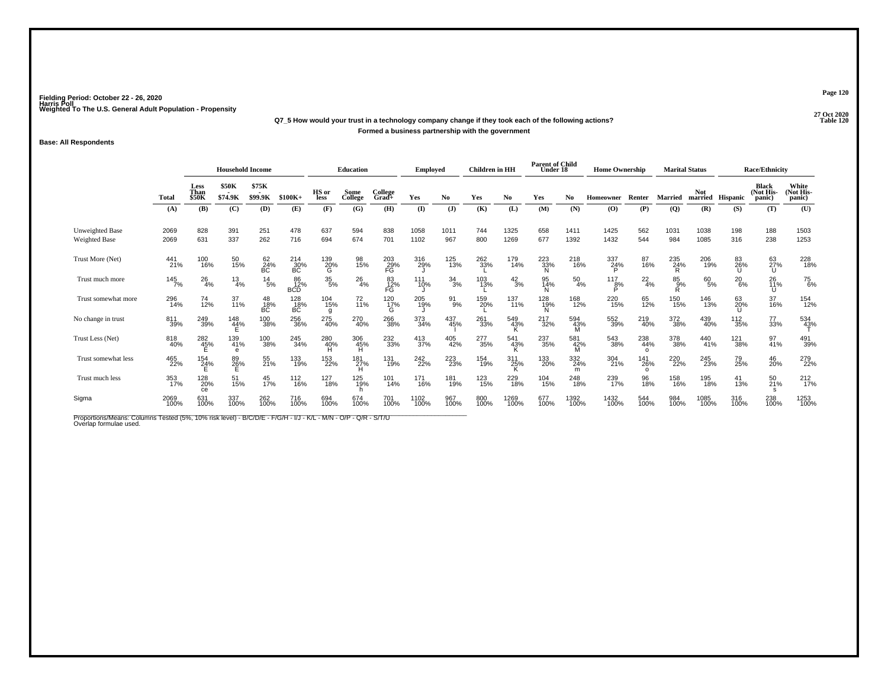Fielding Period: October 22 - 26, 2020
Harris Poll
Weighted To The U.S. General Adult Population - Propensity

27 Oct 2020
Table 120

**Q7_5 How would your trust in a technology company change if they took each of the following actions?**
**Formed a business partnership with the government**

**Base: All Respondents**

| | Total | Household Income | | | | Education | | | Employed | | Children in HH | | Parent of Child Under 18 | | Home Ownership | | Marital Status | | Race/Ethnicity | | |
|---|---|---|---|---|---|---|---|---|---|---|---|---|---|---|---|---|---|---|---|---|---|
| | Total | Less Than $50K | $50K - $74.9K | $75K - $99.9K | $100K+ | HS or less | Some College | College Grad+ | Yes | No | Yes | No | Yes | No | Homeowner | Renter | Married | Not married | Hispanic | Black (Not Hispanic) | White (Not Hispanic) |
| | (A) | (B) | (C) | (D) | (E) | (F) | (G) | (H) | (I) | (J) | (K) | (L) | (M) | (N) | (O) | (P) | (Q) | (R) | (S) | (T) | (U) |
| Unweighted Base | 2069 | 828 | 391 | 251 | 478 | 637 | 594 | 838 | 1058 | 1011 | 744 | 1325 | 658 | 1411 | 1425 | 562 | 1031 | 1038 | 198 | 188 | 1503 |
| Weighted Base | 2069 | 631 | 337 | 262 | 716 | 694 | 674 | 701 | 1102 | 967 | 800 | 1269 | 677 | 1392 | 1432 | 544 | 984 | 1085 | 316 | 238 | 1253 |
| Trust More (Net) | 441 21% | 100 16% | 50 15% | 62 24% BC | 214 30% BC | 139 20% G | 98 15% | 203 29% FG | 316 29% J | 125 13% | 262 33% L | 179 14% | 223 33% N | 218 16% | 337 24% P | 87 16% | 235 24% R | 206 19% | 83 26% U | 63 27% U | 228 18% |
| Trust much more | 145 7% | 26 4% | 13 4% | 14 5% | 86 12% BCD | 35 5% | 26 4% | 83 12% FG | 111 10% J | 34 3% | 103 13% L | 42 3% | 95 14% N | 50 4% | 117 8% P | 22 4% | 85 9% R | 60 5% | 20 6% | 26 11% U | 75 6% |
| Trust somewhat more | 296 14% | 74 12% | 37 11% | 48 18% BC | 128 18% BC | 104 15% g | 72 11% | 120 17% G | 205 19% J | 91 9% | 159 20% L | 137 11% | 128 19% N | 168 12% | 220 15% | 65 12% | 150 15% | 146 13% | 63 20% U | 37 16% | 154 12% |
| No change in trust | 811 39% | 249 39% | 148 44% E | 100 38% | 256 36% | 275 40% | 270 40% | 266 38% | 373 34% | 437 45% I | 261 33% | 549 43% K | 217 32% | 594 43% M | 552 39% | 219 40% | 372 38% | 439 40% | 112 35% | 77 33% | 534 43% T |
| Trust Less (Net) | 818 40% | 282 45% E | 139 41% e | 100 38% | 245 34% | 280 40% H | 306 45% H | 232 33% | 413 37% | 405 42% | 277 35% | 541 43% K | 237 35% | 581 42% M | 543 38% | 238 44% o | 378 38% | 440 41% | 121 38% | 97 41% | 491 39% |
| Trust somewhat less | 465 22% | 154 24% E | 89 26% E | 55 21% | 133 19% | 153 22% | 181 27% H | 131 19% | 242 22% | 223 23% | 154 19% | 311 25% K | 133 20% | 332 24% m | 304 21% | 141 26% o | 220 22% | 245 23% | 79 25% | 46 20% | 279 22% |
| Trust much less | 353 17% | 128 20% ce | 51 15% | 45 17% | 112 16% | 127 18% | 125 19% h | 101 14% | 171 16% | 181 19% | 123 15% | 229 18% | 104 15% | 248 18% | 239 17% | 96 18% | 158 16% | 195 18% | 41 13% | 50 21% s | 212 17% |
| Sigma | 2069 100% | 631 100% | 337 100% | 262 100% | 716 100% | 694 100% | 674 100% | 701 100% | 1102 100% | 967 100% | 800 100% | 1269 100% | 677 100% | 1392 100% | 1432 100% | 544 100% | 984 100% | 1085 100% | 316 100% | 238 100% | 1253 100% |

Proportions/Means: Columns Tested (5%, 10% risk level) - B/C/D/E - F/G/H - I/J - K/L - M/N - O/P - Q/R - S/T/U
Overlap formulae used.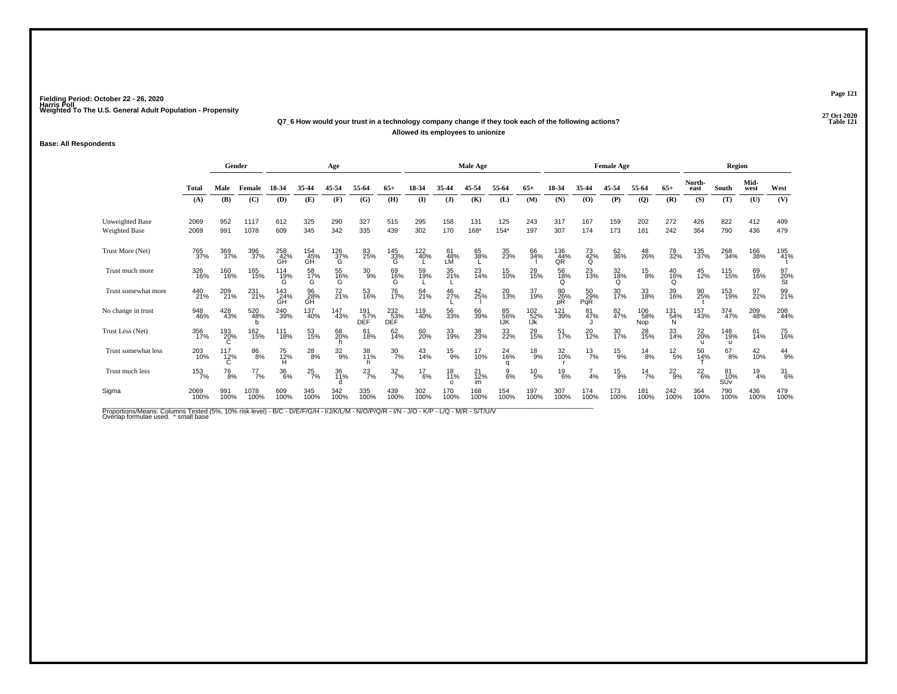Fielding Period: October 22 - 26, 2020
Harris Poll
Weighted To The U.S. General Adult Population - Propensity

27 Oct 2020
Table 121

**Q7_6 How would your trust in a technology company change if they took each of the following actions?**
**Allowed its employees to unionize**

**Base: All Respondents**

| | Total | Gender | | Age | | | | | Male Age | | | | | Female Age | | | | | Region | | | |
|---|---|---|---|---|---|---|---|---|---|---|---|---|---|---|---|---|---|---|---|---|---|---|
| | Total | Male | Female | 18-34 | 35-44 | 45-54 | 55-64 | 65+ | 18-34 | 35-44 | 45-54 | 55-64 | 65+ | 18-34 | 35-44 | 45-54 | 55-64 | 65+ | North-east | South | Mid-west | West |
| | (A) | (B) | (C) | (D) | (E) | (F) | (G) | (H) | (I) | (J) | (K) | (L) | (M) | (N) | (O) | (P) | (Q) | (R) | (S) | (T) | (U) | (V) |
| Unweighted Base | 2069 | 952 | 1117 | 612 | 325 | 290 | 327 | 515 | 295 | 158 | 131 | 125 | 243 | 317 | 167 | 159 | 202 | 272 | 426 | 822 | 412 | 409 |
| Weighted Base | 2069 | 991 | 1078 | 609 | 345 | 342 | 335 | 439 | 302 | 170 | 168* | 154* | 197 | 307 | 174 | 173 | 181 | 242 | 364 | 790 | 436 | 479 |
| Trust More (Net) | 765 37% | 369 37% | 396 37% | 258 42% GH | 154 45% GH | 126 37% G | 83 25% | 145 33% G | 122 40% L | 81 48% LM | 65 38% L | 35 23% | 66 34% I | 136 44% QR | 73 42% Q | 62 36% | 48 26% | 78 32% | 135 37% | 268 34% | 166 38% | 195 41% t |
| Trust much more | 326 16% | 160 16% | 165 15% | 114 19% G | 58 17% G | 55 16% G | 30 9% | 69 16% G | 59 19% L | 35 21% L | 23 14% | 15 10% | 29 15% | 56 18% Q | 23 13% | 32 18% Q | 15 8% | 40 16% Q | 45 12% | 115 15% | 69 16% | 97 20% St |
| Trust somewhat more | 440 21% | 209 21% | 231 21% | 143 24% GH | 96 28% GH | 72 21% | 53 16% | 76 17% | 64 21% | 46 27% L | 42 25% l | 20 13% | 37 19% | 80 26% pR | 50 29% PqR | 30 17% | 33 18% | 39 16% | 90 25% t | 153 19% | 97 22% | 99 21% |
| No change in trust | 948 46% | 428 43% | 520 48% b | 240 39% | 137 40% | 147 43% | 191 57% DEF | 232 53% DEF | 119 40% | 56 33% | 66 39% | 85 56% IJK | 102 52% IJk | 121 39% | 81 47% J | 82 47% | 106 58% Nop | 131 54% N | 157 43% | 374 47% | 209 48% | 208 44% |
| Trust Less (Net) | 356 17% | 193 20% C | 162 15% | 111 18% | 53 15% | 68 20% h | 61 18% | 62 14% | 60 20% | 33 19% | 38 23% | 33 22% | 29 15% | 51 17% | 20 12% | 30 17% | 28 15% | 33 14% | 72 20% u | 148 19% u | 61 14% | 75 16% |
| Trust somewhat less | 203 10% | 117 12% C | 86 8% | 75 12% H | 28 8% | 32 9% | 38 11% h | 30 7% | 43 14% | 15 9% | 17 10% | 24 16% q | 18 9% | 32 10% r | 13 7% | 15 9% | 14 8% | 12 5% | 50 14% T | 67 8% | 42 10% | 44 9% |
| Trust much less | 153 7% | 76 8% | 77 7% | 36 6% | 25 7% | 36 11% d | 23 7% | 32 7% | 17 6% | 18 11% o | 21 12% im | 9 6% | 10 5% | 19 6% | 7 4% | 15 9% | 14 7% | 22 9% | 22 6% | 81 10% SUv | 19 4% | 31 6% |
| Sigma | 2069 100% | 991 100% | 1078 100% | 609 100% | 345 100% | 342 100% | 335 100% | 439 100% | 302 100% | 170 100% | 168 100% | 154 100% | 197 100% | 307 100% | 174 100% | 173 100% | 181 100% | 242 100% | 364 100% | 790 100% | 436 100% | 479 100% |

Proportions/Means: Columns Tested (5%, 10% risk level) - B/C - D/E/F/G/H - I/J/K/L/M - N/O/P/Q/R - I/N - J/O - K/P - L/Q - M/R - S/T/U/V
Overlap formulae used. * small base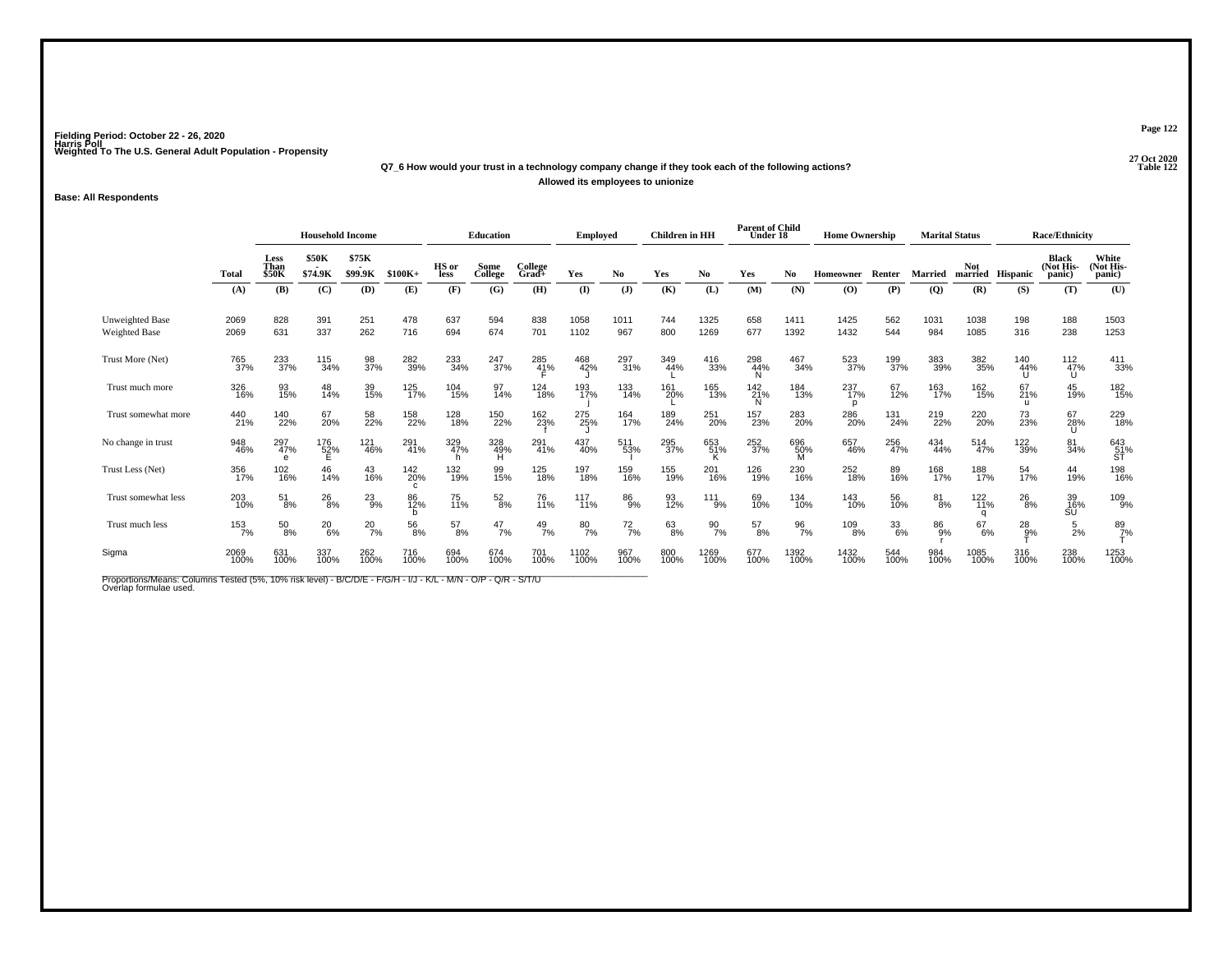Fielding Period: October 22 - 26, 2020
Harris Poll
Weighted To The U.S. General Adult Population - Propensity

27 Oct 2020
Table 122

**Q7_6 How would your trust in a technology company change if they took each of the following actions?**
**Allowed its employees to unionize**

**Base: All Respondents**

| | Total | Household Income: Less Than $50K | Household Income: $50K - $74.9K | Household Income: $75K - $99.9K | Household Income: $100K+ | Education: HS or less | Education: Some College | Education: College Grad+ | Employed: Yes | Employed: No | Children in HH: Yes | Children in HH: No | Parent of Child Under 18: Yes | Parent of Child Under 18: No | Home Ownership: Homeowner | Home Ownership: Renter | Marital Status: Married | Marital Status: Not married | Race/Ethnicity: Hispanic | Race/Ethnicity: Black (Not Hispanic) | Race/Ethnicity: White (Not Hispanic) |
|---|---|---|---|---|---|---|---|---|---|---|---|---|---|---|---|---|---|---|---|---|---|
| | (A) | (B) | (C) | (D) | (E) | (F) | (G) | (H) | (I) | (J) | (K) | (L) | (M) | (N) | (O) | (P) | (Q) | (R) | (S) | (T) | (U) |
| Unweighted Base | 2069 | 828 | 391 | 251 | 478 | 637 | 594 | 838 | 1058 | 1011 | 744 | 1325 | 658 | 1411 | 1425 | 562 | 1031 | 1038 | 198 | 188 | 1503 |
| Weighted Base | 2069 | 631 | 337 | 262 | 716 | 694 | 674 | 701 | 1102 | 967 | 800 | 1269 | 677 | 1392 | 1432 | 544 | 984 | 1085 | 316 | 238 | 1253 |
| Trust More (Net) | 765 37% | 233 37% | 115 34% | 98 37% | 282 39% | 233 34% | 247 37% | 285 41% F | 468 42% J | 297 31% | 349 44% L | 416 33% | 298 44% N | 467 34% | 523 37% | 199 37% | 383 39% | 382 35% | 140 44% U | 112 47% U | 411 33% |
| Trust much more | 326 16% | 93 15% | 48 14% | 39 15% | 125 17% | 104 15% | 97 14% | 124 18% | 193 17% j | 133 14% | 161 20% L | 165 13% | 142 21% N | 184 13% | 237 17% p | 67 12% | 163 17% | 162 15% | 67 21% u | 45 19% | 182 15% |
| Trust somewhat more | 440 21% | 140 22% | 67 20% | 58 22% | 158 22% | 128 18% | 150 22% | 162 23% f | 275 25% J | 164 17% | 189 24% | 251 20% | 157 23% | 283 20% | 286 20% | 131 24% | 219 22% | 220 20% | 73 23% | 67 28% U | 229 18% |
| No change in trust | 948 46% | 297 47% e | 176 52% E | 121 46% | 291 41% | 329 47% h | 328 49% H | 291 41% | 437 40% | 511 53% I | 295 37% | 653 51% K | 252 37% | 696 50% M | 657 46% | 256 47% | 434 44% | 514 47% | 122 39% | 81 34% | 643 51% ST |
| Trust Less (Net) | 356 17% | 102 16% | 46 14% | 43 16% | 142 20% c | 132 19% | 99 15% | 125 18% | 197 18% | 159 16% | 155 19% | 201 16% | 126 19% | 230 16% | 252 18% | 89 16% | 168 17% | 188 17% | 54 17% | 44 19% | 198 16% |
| Trust somewhat less | 203 10% | 51 8% | 26 8% | 23 9% | 86 12% b | 75 11% | 52 8% | 76 11% | 117 11% | 86 9% | 93 12% | 111 9% | 69 10% | 134 10% | 143 10% | 56 10% | 81 8% | 122 11% q | 26 8% | 39 16% SU | 109 9% |
| Trust much less | 153 7% | 50 8% | 20 6% | 20 7% | 56 8% | 57 8% | 47 7% | 49 7% | 80 7% | 72 7% | 63 8% | 90 7% | 57 8% | 96 7% | 109 8% | 33 6% | 86 9% r | 67 6% | 28 9% T | 5 2% | 89 7% T |
| Sigma | 2069 100% | 631 100% | 337 100% | 262 100% | 716 100% | 694 100% | 674 100% | 701 100% | 1102 100% | 967 100% | 800 100% | 1269 100% | 677 100% | 1392 100% | 1432 100% | 544 100% | 984 100% | 1085 100% | 316 100% | 238 100% | 1253 100% |

Proportions/Means: Columns Tested (5%, 10% risk level) - B/C/D/E - F/G/H - I/J - K/L - M/N - O/P - Q/R - S/T/U
Overlap formulae used.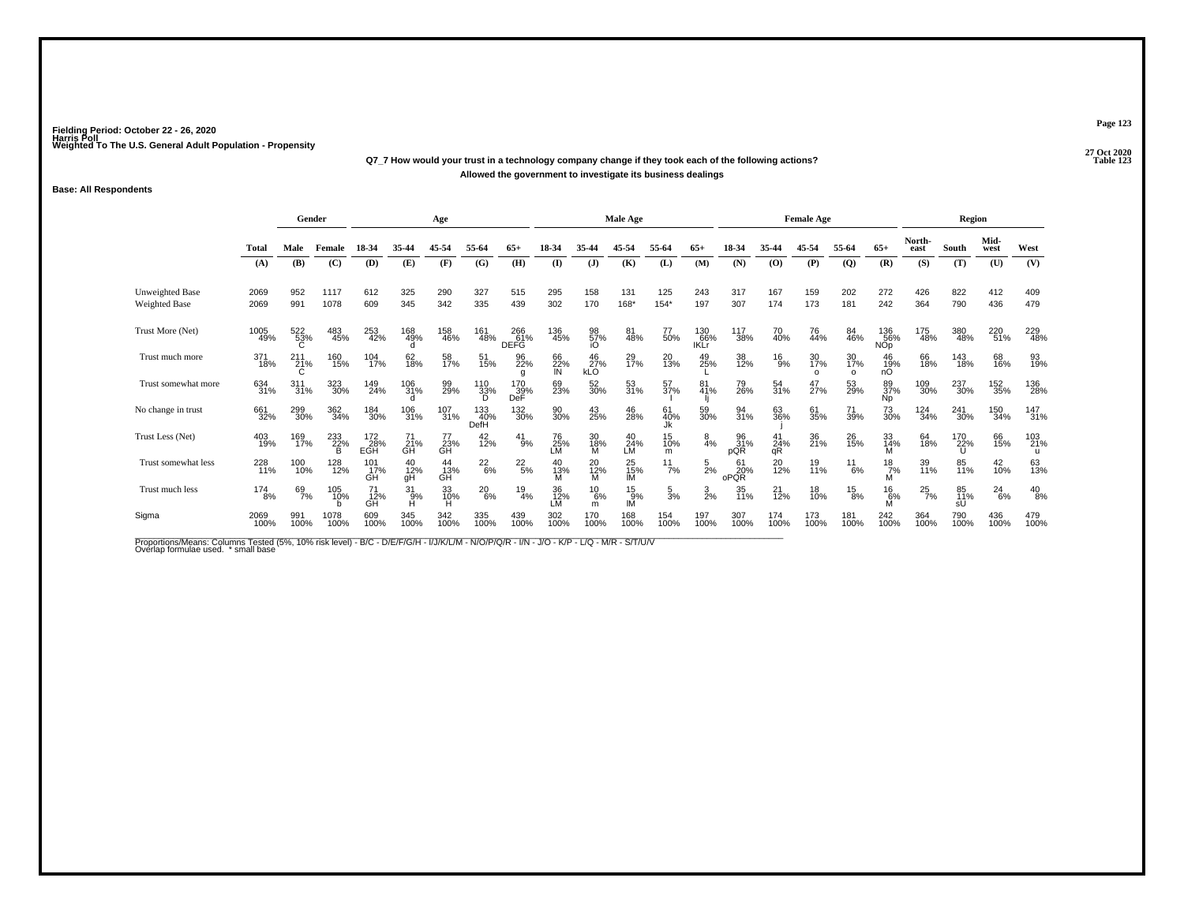Fielding Period: October 22 - 26, 2020
Harris Poll
Weighted To The U.S. General Adult Population - Propensity

27 Oct 2020
Table 123

**Q7_7 How would your trust in a technology company change if they took each of the following actions?**
**Allowed the government to investigate its business dealings**

**Base: All Respondents**

| | Total | Gender | | Age | | | | | Male Age | | | | | Female Age | | | | | Region | | | |
|---|---|---|---|---|---|---|---|---|---|---|---|---|---|---|---|---|---|---|---|---|---|---|
| | Total | Male | Female | 18-34 | 35-44 | 45-54 | 55-64 | 65+ | 18-34 | 35-44 | 45-54 | 55-64 | 65+ | 18-34 | 35-44 | 45-54 | 55-64 | 65+ | North-east | South | Mid-west | West |
| | (A) | (B) | (C) | (D) | (E) | (F) | (G) | (H) | (I) | (J) | (K) | (L) | (M) | (N) | (O) | (P) | (Q) | (R) | (S) | (T) | (U) | (V) |
| Unweighted Base | 2069 | 952 | 1117 | 612 | 325 | 290 | 327 | 515 | 295 | 158 | 131 | 125 | 243 | 317 | 167 | 159 | 202 | 272 | 426 | 822 | 412 | 409 |
| Weighted Base | 2069 | 991 | 1078 | 609 | 345 | 342 | 335 | 439 | 302 | 170 | 168* | 154* | 197 | 307 | 174 | 173 | 181 | 242 | 364 | 790 | 436 | 479 |
| Trust More (Net) | 1005 49% | 522 53% C | 483 45% | 253 42% | 168 49% d | 158 46% | 161 48% | 266 61% DEFG | 136 45% | 98 57% iO | 81 48% | 77 50% | 130 66% IKLr | 117 38% | 70 40% | 76 44% | 84 46% | 136 56% NOp | 175 48% | 380 48% | 220 51% | 229 48% |
| Trust much more | 371 18% | 211 21% C | 160 15% | 104 17% | 62 18% | 58 17% | 51 15% | 96 22% g | 66 22% IN | 46 27% kLO | 29 17% | 20 13% | 49 25% L | 38 12% | 16 9% | 30 17% o | 30 17% o | 46 19% nO | 66 18% | 143 18% | 68 16% | 93 19% |
| Trust somewhat more | 634 31% | 311 31% | 323 30% | 149 24% | 106 31% d | 99 29% | 110 33% D | 170 39% DeF | 69 23% | 52 30% | 53 31% | 57 37% I | 81 41% Ij | 79 26% | 54 31% | 47 27% | 53 29% | 89 37% Np | 109 30% | 237 30% | 152 35% | 136 28% |
| No change in trust | 661 32% | 299 30% | 362 34% | 184 30% | 106 31% | 107 31% | 133 40% DefH | 132 30% | 90 30% | 43 25% | 46 28% | 61 40% Jk | 59 30% | 94 31% | 63 36% j | 61 35% | 71 39% | 73 30% | 124 34% | 241 30% | 150 34% | 147 31% |
| Trust Less (Net) | 403 19% | 169 17% | 233 22% B | 172 28% EGH | 71 21% GH | 77 23% GH | 42 12% | 41 9% | 76 25% LM | 30 18% M | 40 24% LM | 15 10% m | 8 4% | 96 31% pQR | 41 24% qR | 36 21% | 26 15% | 33 14% M | 64 18% | 170 22% U | 66 15% | 103 21% u |
| Trust somewhat less | 228 11% | 100 10% | 128 12% | 101 17% GH | 40 12% gH | 44 13% GH | 22 6% | 22 5% | 40 13% M | 20 12% M | 25 15% lM | 11 7% | 5 2% | 61 20% oPQR | 20 12% | 19 11% | 11 6% | 18 7% M | 39 11% | 85 11% | 42 10% | 63 13% |
| Trust much less | 174 8% | 69 7% | 105 10% b | 71 12% GH | 31 9% H | 33 10% H | 20 6% | 19 4% | 36 12% LM | 10 6% m | 15 9% lM | 5 3% | 3 2% | 35 11% | 21 12% | 18 10% | 15 8% | 16 6% M | 25 7% | 85 11% sU | 24 6% | 40 8% |
| Sigma | 2069 100% | 991 100% | 1078 100% | 609 100% | 345 100% | 342 100% | 335 100% | 439 100% | 302 100% | 170 100% | 168 100% | 154 100% | 197 100% | 307 100% | 174 100% | 173 100% | 181 100% | 242 100% | 364 100% | 790 100% | 436 100% | 479 100% |

Proportions/Means: Columns Tested (5%, 10% risk level) - B/C - D/E/F/G/H - I/J/K/L/M - N/O/P/Q/R - I/N - J/O - K/P - L/Q - M/R - S/T/U/V
Overlap formulae used. * small base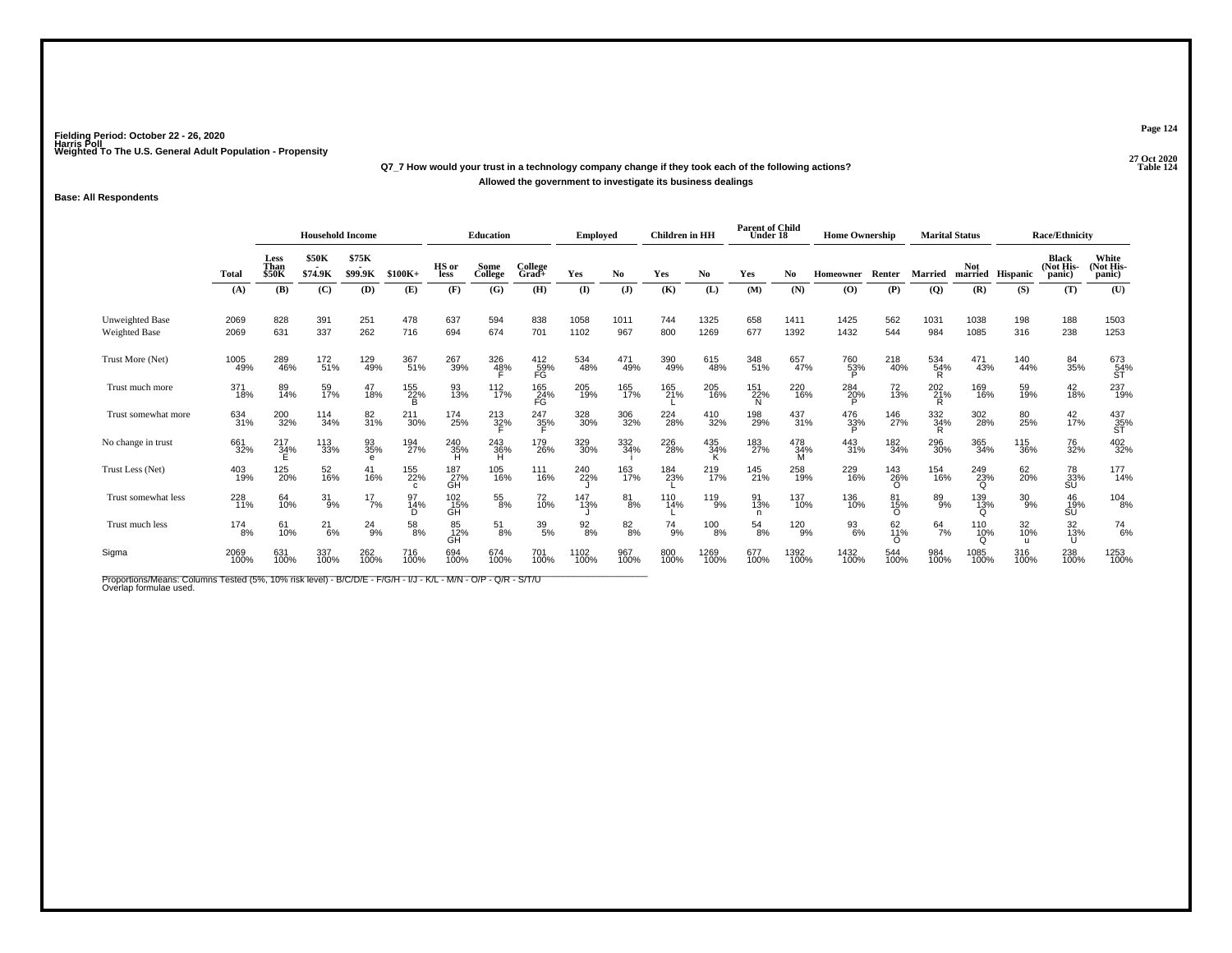Fielding Period: October 22 - 26, 2020
Harris Poll
Weighted To The U.S. General Adult Population - Propensity

27 Oct 2020
Table 124

**Q7_7 How would your trust in a technology company change if they took each of the following actions?**
**Allowed the government to investigate its business dealings**

**Base: All Respondents**

| | Total | Household Income | | | | Education | | | Employed | | Children in HH | | Parent of Child Under 18 | | Home Ownership | | Marital Status | | Race/Ethnicity | | |
|---|---|---|---|---|---|---|---|---|---|---|---|---|---|---|---|---|---|---|---|---|---|
| | Total | Less Than $50K | $50K - $74.9K | $75K - $99.9K | $100K+ | HS or less | Some College | College Grad+ | Yes | No | Yes | No | Yes | No | Homeowner | Renter | Married | Not married | Hispanic | Black (Not His-panic) | White (Not His-panic) |
| | (A) | (B) | (C) | (D) | (E) | (F) | (G) | (H) | (I) | (J) | (K) | (L) | (M) | (N) | (O) | (P) | (Q) | (R) | (S) | (T) | (U) |
| Unweighted Base | 2069 | 828 | 391 | 251 | 478 | 637 | 594 | 838 | 1058 | 1011 | 744 | 1325 | 658 | 1411 | 1425 | 562 | 1031 | 1038 | 198 | 188 | 1503 |
| Weighted Base | 2069 | 631 | 337 | 262 | 716 | 694 | 674 | 701 | 1102 | 967 | 800 | 1269 | 677 | 1392 | 1432 | 544 | 984 | 1085 | 316 | 238 | 1253 |
| Trust More (Net) | 1005 49% | 289 46% | 172 51% | 129 49% | 367 51% | 267 39% | 326 48% F | 412 59% FG | 534 48% | 471 49% | 390 49% | 615 48% | 348 51% | 657 47% | 760 53% P | 218 40% | 534 54% R | 471 43% | 140 44% | 84 35% | 673 54% ST |
| Trust much more | 371 18% | 89 14% | 59 17% | 47 18% | 155 22% B | 93 13% | 112 17% | 165 24% FG | 205 19% | 165 17% | 165 21% L | 205 16% | 151 22% N | 220 16% | 284 20% P | 72 13% | 202 21% R | 169 16% | 59 19% | 42 18% | 237 19% |
| Trust somewhat more | 634 31% | 200 32% | 114 34% | 82 31% | 211 30% | 174 25% | 213 32% F | 247 35% F | 328 30% | 306 32% | 224 28% | 410 32% | 198 29% | 437 31% | 476 33% P | 146 27% | 332 34% R | 302 28% | 80 25% | 42 17% | 437 35% ST |
| No change in trust | 661 32% | 217 34% E | 113 33% | 93 35% e | 194 27% | 240 35% H | 243 36% H | 179 26% | 329 30% | 332 34% i | 226 28% | 435 34% K | 183 27% | 478 34% M | 443 31% | 182 34% | 296 30% | 365 34% | 115 36% | 76 32% | 402 32% |
| Trust Less (Net) | 403 19% | 125 20% | 52 16% | 41 16% | 155 22% c | 187 27% GH | 105 16% | 111 16% | 240 22% J | 163 17% | 184 23% L | 219 17% | 145 21% | 258 19% | 229 16% | 143 26% O | 154 16% | 249 23% Q | 62 20% | 78 33% SU | 177 14% |
| Trust somewhat less | 228 11% | 64 10% | 31 9% | 17 7% | 97 14% D | 102 15% GH | 55 8% | 72 10% | 147 13% J | 81 8% | 110 14% L | 119 9% | 91 13% n | 137 10% | 136 10% | 81 15% O | 89 9% | 139 13% Q | 30 9% | 46 19% SU | 104 8% |
| Trust much less | 174 8% | 61 10% | 21 6% | 24 9% | 58 8% | 85 12% GH | 51 8% | 39 5% | 92 8% | 82 8% | 74 9% | 100 8% | 54 8% | 120 9% | 93 6% | 62 11% O | 64 7% | 110 10% Q | 32 10% u | 32 13% U | 74 6% |
| Sigma | 2069 100% | 631 100% | 337 100% | 262 100% | 716 100% | 694 100% | 674 100% | 701 100% | 1102 100% | 967 100% | 800 100% | 1269 100% | 677 100% | 1392 100% | 1432 100% | 544 100% | 984 100% | 1085 100% | 316 100% | 238 100% | 1253 100% |

Proportions/Means: Columns Tested (5%, 10% risk level) - B/C/D/E - F/G/H - I/J - K/L - M/N - O/P - Q/R - S/T/U
Overlap formulae used.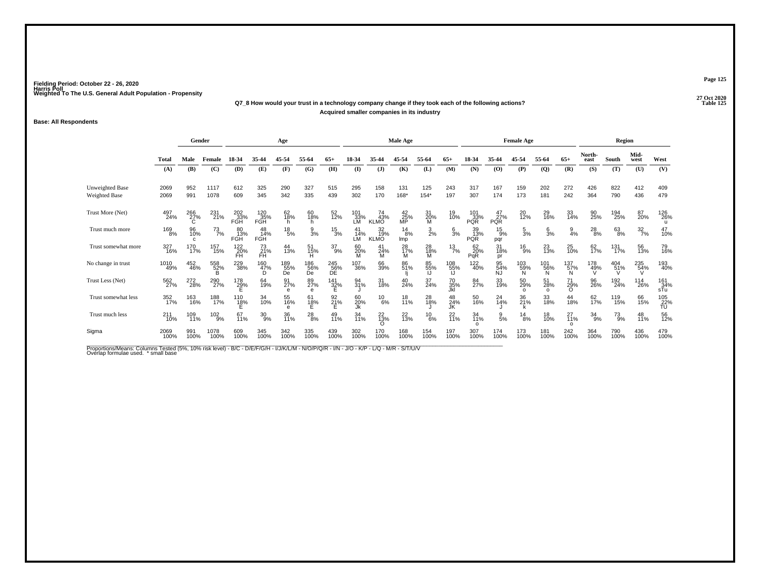Fielding Period: October 22 - 26, 2020
Harris Poll
Weighted To The U.S. General Adult Population - Propensity

27 Oct 2020
Table 125

**Q7_8 How would your trust in a technology company change if they took each of the following actions?**
**Acquired smaller companies in its industry**

**Base: All Respondents**

| | Total | Gender | | Age | | | | | Male Age | | | | | Female Age | | | | | Region | | | |
|---|---|---|---|---|---|---|---|---|---|---|---|---|---|---|---|---|---|---|---|---|---|---|
| | Total | Male | Female | 18-34 | 35-44 | 45-54 | 55-64 | 65+ | 18-34 | 35-44 | 45-54 | 55-64 | 65+ | 18-34 | 35-44 | 45-54 | 55-64 | 65+ | North-east | South | Mid-west | West |
| | (A) | (B) | (C) | (D) | (E) | (F) | (G) | (H) | (I) | (J) | (K) | (L) | (M) | (N) | (O) | (P) | (Q) | (R) | (S) | (T) | (U) | (V) |
| Unweighted Base | 2069 | 952 | 1117 | 612 | 325 | 290 | 327 | 515 | 295 | 158 | 131 | 125 | 243 | 317 | 167 | 159 | 202 | 272 | 426 | 822 | 412 | 409 |
| Weighted Base | 2069 | 991 | 1078 | 609 | 345 | 342 | 335 | 439 | 302 | 170 | 168* | 154* | 197 | 307 | 174 | 173 | 181 | 242 | 364 | 790 | 436 | 479 |
| Trust More (Net) | 497 24% | 266 27% C | 231 21% | 202 33% FGH | 120 35% FGH | 62 18% h | 60 18% h | 52 12% | 101 33% LM | 74 43% KLMO | 42 25% MP | 31 20% M | 19 10% | 101 33% PQR | 47 27% PQR | 20 12% | 29 16% | 33 14% | 90 25% | 194 25% | 87 20% | 126 26% u |
| Trust much more | 169 8% | 96 10% c | 73 7% | 80 13% FGH | 48 14% FGH | 18 5% | 9 3% | 15 3% | 41 14% LM | 32 19% KLMO | 14 8% lmp | 3 2% | 6 3% | 39 13% PQR | 15 9% pqr | 5 3% | 6 3% | 9 4% | 28 8% | 63 8% | 32 7% | 47 10% |
| Trust somewhat more | 327 16% | 170 17% | 157 15% | 122 20% FH | 73 21% FH | 44 13% | 51 15% H | 37 9% | 60 20% M | 41 24% M | 28 17% M | 28 18% M | 13 7% | 62 20% PqR | 31 18% pr | 16 9% | 23 13% | 25 10% | 62 17% | 131 17% | 56 13% | 79 16% |
| No change in trust | 1010 49% | 452 46% | 558 52% B | 229 38% | 160 47% D | 189 55% De | 186 56% De | 245 56% DE | 107 36% | 66 39% | 86 51% Ij | 85 55% IJ | 108 55% IJ | 122 40% | 95 54% NJ | 103 59% N | 101 56% N | 137 57% N | 178 49% V | 404 51% V | 235 54% V | 193 40% |
| Trust Less (Net) | 562 27% | 272 28% | 290 27% | 178 29% E | 64 19% | 91 27% e | 89 27% e | 141 32% E | 94 31% J | 31 18% | 40 24% | 37 24% | 70 35% Jkl | 84 27% | 33 19% | 50 29% o | 51 28% o | 71 29% O | 96 26% | 192 24% | 114 26% | 161 34% sTu |
| Trust somewhat less | 352 17% | 163 16% | 188 17% | 110 18% E | 34 10% | 55 16% e | 61 18% E | 92 21% E | 60 20% Jk | 10 6% | 18 11% | 28 18% J | 48 24% JK | 50 16% | 24 14% J | 36 21% k | 33 18% | 44 18% | 62 17% | 119 15% | 66 15% | 105 22% TU |
| Trust much less | 211 10% | 109 11% | 102 9% | 67 11% | 30 9% | 36 11% | 28 8% | 49 11% | 34 11% | 22 13% O | 22 13% | 10 6% | 22 11% | 34 11% o | 9 5% | 14 8% | 18 10% | 27 11% o | 34 9% | 73 9% | 48 11% | 56 12% |
| Sigma | 2069 100% | 991 100% | 1078 100% | 609 100% | 345 100% | 342 100% | 335 100% | 439 100% | 302 100% | 170 100% | 168 100% | 154 100% | 197 100% | 307 100% | 174 100% | 173 100% | 181 100% | 242 100% | 364 100% | 790 100% | 436 100% | 479 100% |

Proportions/Means: Columns Tested (5%, 10% risk level) - B/C - D/E/F/G/H - I/J/K/L/M - N/O/P/Q/R - I/N - J/O - K/P - L/Q - M/R - S/T/U/V
Overlap formulae used. * small base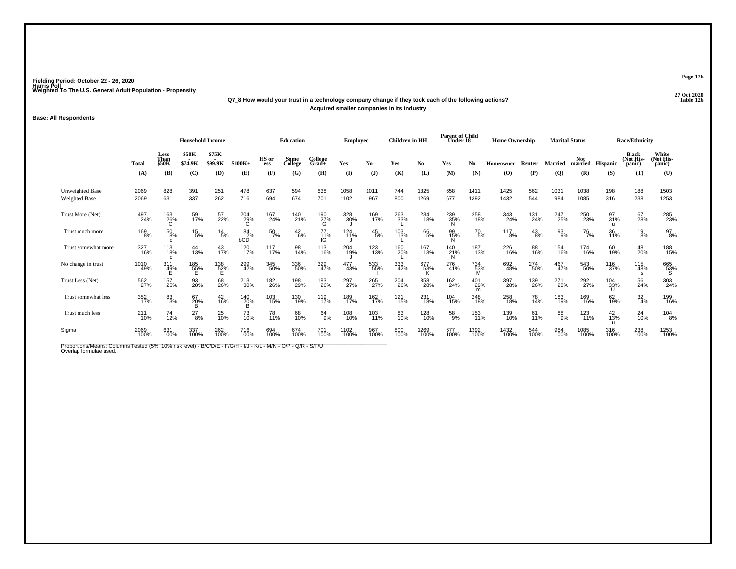Fielding Period: October 22 - 26, 2020
Harris Poll
Weighted To The U.S. General Adult Population - Propensity

27 Oct 2020
Table 126

**Q7_8 How would your trust in a technology company change if they took each of the following actions?**
**Acquired smaller companies in its industry**

**Base: All Respondents**

| | Total | Household Income: Less Than $50K | Household Income: $50K - $74.9K | Household Income: $75K - $99.9K | Household Income: $100K+ | Education: HS or less | Education: Some College | Education: College Grad+ | Employed: Yes | Employed: No | Children in HH: Yes | Children in HH: No | Parent of Child Under 18: Yes | Parent of Child Under 18: No | Home Ownership: Homeowner | Home Ownership: Renter | Marital Status: Married | Marital Status: Not married | Race/Ethnicity: Hispanic | Race/Ethnicity: Black (Not His-panic) | Race/Ethnicity: White (Not His-panic) |
|---|---|---|---|---|---|---|---|---|---|---|---|---|---|---|---|---|---|---|---|---|---|
| | (A) | (B) | (C) | (D) | (E) | (F) | (G) | (H) | (I) | (J) | (K) | (L) | (M) | (N) | (O) | (P) | (Q) | (R) | (S) | (T) | (U) |
| Unweighted Base | 2069 | 828 | 391 | 251 | 478 | 637 | 594 | 838 | 1058 | 1011 | 744 | 1325 | 658 | 1411 | 1425 | 562 | 1031 | 1038 | 198 | 188 | 1503 |
| Weighted Base | 2069 | 631 | 337 | 262 | 716 | 694 | 674 | 701 | 1102 | 967 | 800 | 1269 | 677 | 1392 | 1432 | 544 | 984 | 1085 | 316 | 238 | 1253 |
| Trust More (Net) | 497 24% | 163 26% C | 59 17% | 57 22% | 204 29% C | 167 24% | 140 21% | 190 27% G | 328 30% J | 169 17% | 263 33% L | 234 18% | 239 35% N | 258 18% | 343 24% | 131 24% | 247 25% | 250 23% | 97 31% u | 67 28% | 285 23% |
| Trust much more | 169 8% | 50 8% c | 15 5% | 14 5% | 84 12% bCD | 50 7% | 42 6% | 77 11% fG | 124 11% J | 45 5% | 103 13% L | 66 5% | 99 15% N | 70 5% | 117 8% | 43 8% | 93 9% | 76 7% | 36 11% | 19 8% | 97 8% |
| Trust somewhat more | 327 16% | 113 18% c | 44 13% | 43 17% | 120 17% | 117 17% | 98 14% | 113 16% | 204 19% J | 123 13% | 160 20% L | 167 13% | 140 21% N | 187 13% | 226 16% | 88 16% | 154 16% | 174 16% | 60 19% | 48 20% | 188 15% |
| No change in trust | 1010 49% | 311 49% E | 185 55% E | 138 52% E | 299 42% | 345 50% | 336 50% | 329 47% | 477 43% | 533 55% I | 333 42% | 677 53% K | 276 41% | 734 53% M | 692 48% | 274 50% | 467 47% | 543 50% | 116 37% | 115 48% s | 665 53% S |
| Trust Less (Net) | 562 27% | 157 25% | 93 28% | 68 26% | 213 30% | 182 26% | 198 29% | 183 26% | 297 27% | 265 27% | 204 26% | 358 28% | 162 24% | 401 29% m | 397 28% | 139 26% | 271 28% | 292 27% | 104 33% U | 56 24% | 303 24% |
| Trust somewhat less | 352 17% | 83 13% | 67 20% B | 42 16% | 140 20% B | 103 15% | 130 19% | 119 17% | 189 17% | 162 17% | 121 15% | 231 18% | 104 15% | 248 18% | 258 18% | 78 14% | 183 19% | 169 16% | 62 19% | 32 14% | 199 16% |
| Trust much less | 211 10% | 74 12% | 27 8% | 25 10% | 73 10% | 78 11% | 68 10% | 64 9% | 108 10% | 103 11% | 83 10% | 128 10% | 58 9% | 153 11% | 139 10% | 61 11% | 88 9% | 123 11% | 42 13% u | 24 10% | 104 8% |
| Sigma | 2069 100% | 631 100% | 337 100% | 262 100% | 716 100% | 694 100% | 674 100% | 701 100% | 1102 100% | 967 100% | 800 100% | 1269 100% | 677 100% | 1392 100% | 1432 100% | 544 100% | 984 100% | 1085 100% | 316 100% | 238 100% | 1253 100% |

Proportions/Means: Columns Tested (5%, 10% risk level) - B/C/D/E - F/G/H - I/J - K/L - M/N - O/P - Q/R - S/T/U
Overlap formulae used.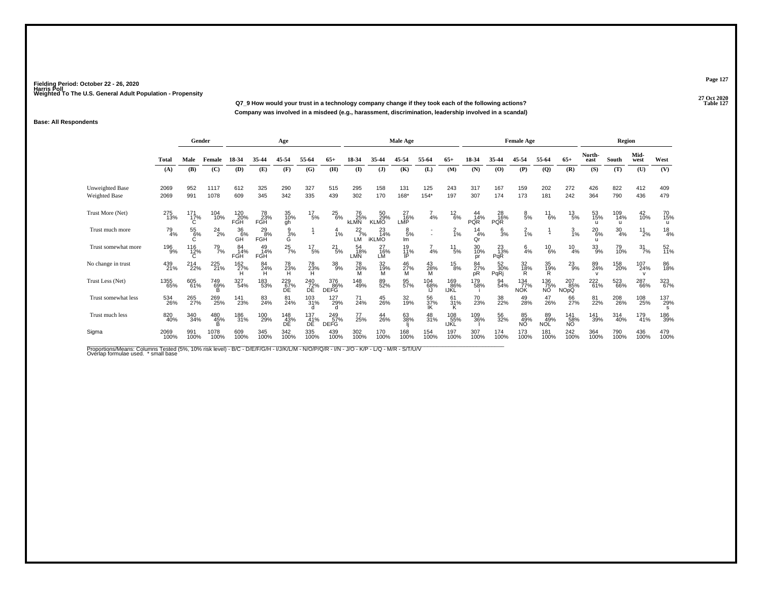Fielding Period: October 22 - 26, 2020
Harris Poll
Weighted To The U.S. General Adult Population - Propensity

27 Oct 2020
Table 127

**Q7_9 How would your trust in a technology company change if they took each of the following actions?**
**Company was involved in a misdeed (e.g., harassment, discrimination, leadership involved in a scandal)**

**Base: All Respondents**

| | Total | Gender | | Age | | | | | Male Age | | | | | Female Age | | | | | Region | | | |
|---|---|---|---|---|---|---|---|---|---|---|---|---|---|---|---|---|---|---|---|---|---|---|
| | Total | Male | Female | 18-34 | 35-44 | 45-54 | 55-64 | 65+ | 18-34 | 35-44 | 45-54 | 55-64 | 65+ | 18-34 | 35-44 | 45-54 | 55-64 | 65+ | North-east | South | Mid-west | West |
| | (A) | (B) | (C) | (D) | (E) | (F) | (G) | (H) | (I) | (J) | (K) | (L) | (M) | (N) | (O) | (P) | (Q) | (R) | (S) | (T) | (U) | (V) |
| Unweighted Base | 2069 | 952 | 1117 | 612 | 325 | 290 | 327 | 515 | 295 | 158 | 131 | 125 | 243 | 317 | 167 | 159 | 202 | 272 | 426 | 822 | 412 | 409 |
| Weighted Base | 2069 | 991 | 1078 | 609 | 345 | 342 | 335 | 439 | 302 | 170 | 168* | 154* | 197 | 307 | 174 | 173 | 181 | 242 | 364 | 790 | 436 | 479 |
| Trust More (Net) | 275 13% | 171 17% C | 104 10% | 120 20% FGH | 78 23% FGH | 35 10% gh | 17 5% | 25 6% | 76 25% kLMN | 50 29% KLMO | 27 16% LMP | 7 4% | 12 6% | 44 14% PQR | 28 16% PQR | 8 5% | 11 6% | 13 5% | 53 15% u | 109 14% u | 42 10% | 70 15% u |
| Trust much more | 79 4% | 55 6% C | 24 2% | 36 6% GH | 29 8% FGH | 9 3% G | 1 * | 4 1% | 22 7% LM | 23 14% iKLMO | 8 5% lm | - - | 2 1% | 14 4% Qr | 6 3% | 2 1% | 1 * | 3 1% | 20 6% u | 30 4% | 11 2% | 18 4% |
| Trust somewhat more | 196 9% | 116 12% C | 79 7% | 84 14% FGH | 49 14% FGH | 25 7% | 17 5% | 21 5% | 54 18% LMN | 27 16% LM | 19 11% lP | 7 4% | 11 5% | 30 10% pr | 23 13% PqR | 6 4% | 10 6% | 10 4% | 33 9% | 79 10% | 31 7% | 52 11% |
| No change in trust | 439 21% | 214 22% | 225 21% | 162 27% H | 84 24% H | 78 23% H | 78 23% H | 38 9% | 78 26% M | 32 19% M | 46 27% M | 43 28% M | 15 8% | 84 27% pR | 52 30% PqRj | 32 18% R | 35 19% R | 23 9% | 89 24% v | 158 20% | 107 24% v | 86 18% |
| Trust Less (Net) | 1355 65% | 605 61% | 749 69% B | 327 54% | 183 53% | 229 67% DE | 240 72% DE | 376 86% DEFG | 148 49% | 89 52% | 95 57% | 104 68% IJ | 169 86% IJKL | 179 58% i | 94 54% | 134 77% NOK | 136 75% NO | 207 85% NOpQ | 222 61% | 523 66% | 287 66% | 323 67% |
| Trust somewhat less | 534 26% | 265 27% | 269 25% | 141 23% | 83 24% | 81 24% | 103 31% d | 127 29% d | 71 24% | 45 26% | 32 19% | 56 37% IK | 61 31% K | 70 23% | 38 22% | 49 28% | 47 26% | 66 27% | 81 22% | 208 26% | 108 25% | 137 29% s |
| Trust much less | 820 40% | 340 34% | 480 45% B | 186 31% | 100 29% | 148 43% DE | 137 41% DE | 249 57% DEFG | 77 25% | 44 26% | 63 38% Ij | 48 31% | 108 55% IJKL | 109 36% I | 56 32% | 85 49% NO | 89 49% NOL | 141 58% NO | 141 39% | 314 40% | 179 41% | 186 39% |
| Sigma | 2069 100% | 991 100% | 1078 100% | 609 100% | 345 100% | 342 100% | 335 100% | 439 100% | 302 100% | 170 100% | 168 100% | 154 100% | 197 100% | 307 100% | 174 100% | 173 100% | 181 100% | 242 100% | 364 100% | 790 100% | 436 100% | 479 100% |

Proportions/Means: Columns Tested (5%, 10% risk level) - B/C - D/E/F/G/H - I/J/K/L/M - N/O/P/Q/R - I/N - J/O - K/P - L/Q - M/R - S/T/U/V
Overlap formulae used. * small base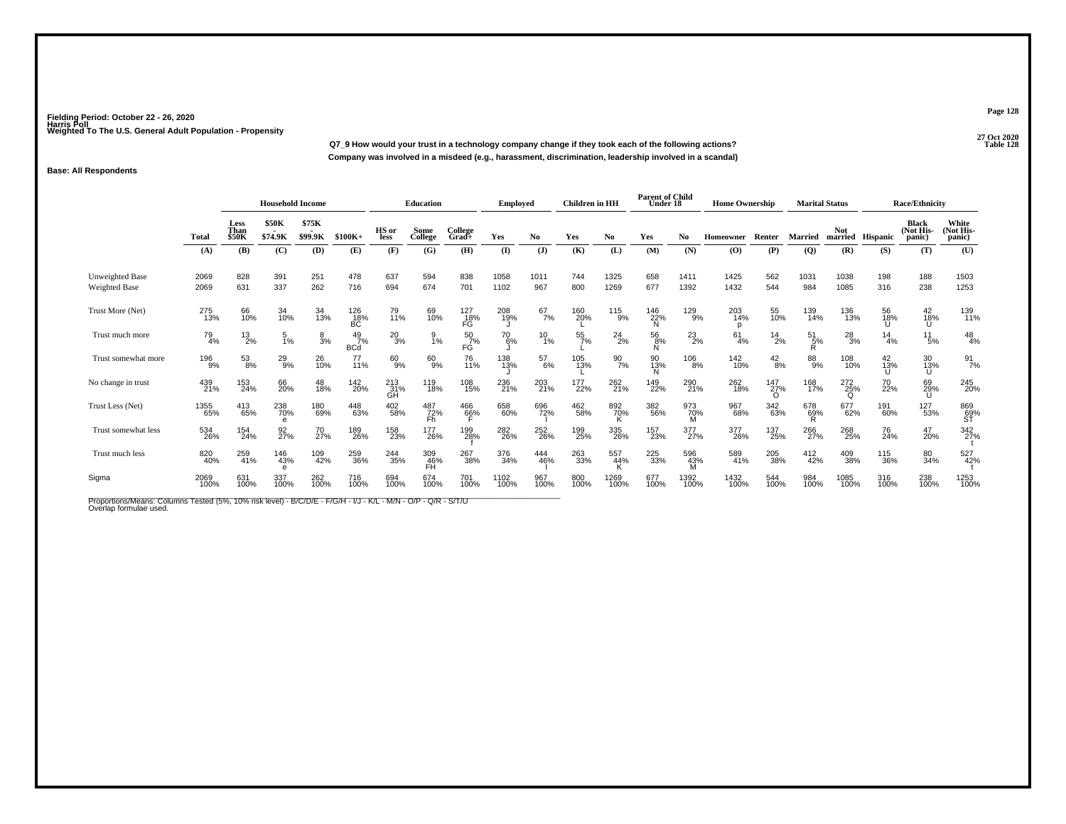Fielding Period: October 22 - 26, 2020
Harris Poll
Weighted To The U.S. General Adult Population - Propensity

27 Oct 2020
Table 128

**Q7_9 How would your trust in a technology company change if they took each of the following actions?**
**Company was involved in a misdeed (e.g., harassment, discrimination, leadership involved in a scandal)**

**Base: All Respondents**

| | Total | Household Income | | | | Education | | | Employed | | Children in HH | | Parent of Child Under 18 | | Home Ownership | | Marital Status | | Race/Ethnicity | | |
|---|---|---|---|---|---|---|---|---|---|---|---|---|---|---|---|---|---|---|---|---|---|
| | Total | Less Than $50K | $50K - $74.9K | $75K - $99.9K | $100K+ | HS or less | Some College | College Grad+ | Yes | No | Yes | No | Yes | No | Homeowner | Renter | Married | Not married | Hispanic | Black (Not Hispanic) | White (Not Hispanic) |
| | (A) | (B) | (C) | (D) | (E) | (F) | (G) | (H) | (I) | (J) | (K) | (L) | (M) | (N) | (O) | (P) | (Q) | (R) | (S) | (T) | (U) |
| Unweighted Base | 2069 | 828 | 391 | 251 | 478 | 637 | 594 | 838 | 1058 | 1011 | 744 | 1325 | 658 | 1411 | 1425 | 562 | 1031 | 1038 | 198 | 188 | 1503 |
| Weighted Base | 2069 | 631 | 337 | 262 | 716 | 694 | 674 | 701 | 1102 | 967 | 800 | 1269 | 677 | 1392 | 1432 | 544 | 984 | 1085 | 316 | 238 | 1253 |
| Trust More (Net) | 275<br>13% | 66<br>10% | 34<br>10% | 34<br>13% | 126<br>18%<br>BC | 79<br>11% | 69<br>10% | 127<br>18%<br>FG | 208<br>19%<br>J | 67<br>7% | 160<br>20%<br>L | 115<br>9% | 146<br>22%<br>N | 129<br>9% | 203<br>14%<br>p | 55<br>10% | 139<br>14% | 136<br>13% | 56<br>18%<br>U | 42<br>18%<br>U | 139<br>11% |
| Trust much more | 79<br>4% | 13<br>2% | 5<br>1% | 8<br>3% | 49<br>7%<br>BCd | 20<br>3% | 9<br>1% | 50<br>7%<br>FG | 70<br>6%<br>J | 10<br>1% | 55<br>7%<br>L | 24<br>2% | 56<br>8%<br>N | 23<br>2% | 61<br>4% | 14<br>2% | 51<br>5%<br>R | 28<br>3% | 14<br>4% | 11<br>5% | 48<br>4% |
| Trust somewhat more | 196<br>9% | 53<br>8% | 29<br>9% | 26<br>10% | 77<br>11% | 60<br>9% | 60<br>9% | 76<br>11% | 138<br>13%<br>J | 57<br>6% | 105<br>13%<br>L | 90<br>7% | 90<br>13%<br>N | 106<br>8% | 142<br>10% | 42<br>8% | 88<br>9% | 108<br>10% | 42<br>13%<br>U | 30<br>13%<br>U | 91<br>7% |
| No change in trust | 439<br>21% | 153<br>24% | 66<br>20% | 48<br>18% | 142<br>20% | 213<br>31%<br>GH | 119<br>18% | 108<br>15% | 236<br>21% | 203<br>21% | 177<br>22% | 262<br>21% | 149<br>22% | 290<br>21% | 262<br>18% | 147<br>27%<br>O | 168<br>17% | 272<br>25%<br>Q | 70<br>22% | 69<br>29%<br>U | 245<br>20% |
| Trust Less (Net) | 1355<br>65% | 413<br>65% | 238<br>70%<br>e | 180<br>69% | 448<br>63% | 402<br>58% | 487<br>72%<br>Fh | 466<br>66%<br>F | 658<br>60% | 696<br>72%<br>I | 462<br>58% | 892<br>70%<br>K | 382<br>56% | 973<br>70%<br>M | 967<br>68% | 342<br>63% | 678<br>69%<br>R | 677<br>62% | 191<br>60% | 127<br>53% | 869<br>69%<br>ST |
| Trust somewhat less | 534<br>26% | 154<br>24% | 92<br>27% | 70<br>27% | 189<br>26% | 158<br>23% | 177<br>26% | 199<br>28%<br>f | 282<br>26% | 252<br>26% | 199<br>25% | 335<br>26% | 157<br>23% | 377<br>27% | 377<br>26% | 137<br>25% | 266<br>27% | 268<br>25% | 76<br>24% | 47<br>20% | 342<br>27%<br>t |
| Trust much less | 820<br>40% | 259<br>41% | 146<br>43%<br>e | 109<br>42% | 259<br>36% | 244<br>35% | 309<br>46%<br>FH | 267<br>38% | 376<br>34% | 444<br>46%<br>I | 263<br>33% | 557<br>44%<br>K | 225<br>33% | 596<br>43%<br>M | 589<br>41% | 205<br>38% | 412<br>42% | 409<br>38% | 115<br>36% | 80<br>34% | 527<br>42%<br>t |
| Sigma | 2069<br>100% | 631<br>100% | 337<br>100% | 262<br>100% | 716<br>100% | 694<br>100% | 674<br>100% | 701<br>100% | 1102<br>100% | 967<br>100% | 800<br>100% | 1269<br>100% | 677<br>100% | 1392<br>100% | 1432<br>100% | 544<br>100% | 984<br>100% | 1085<br>100% | 316<br>100% | 238<br>100% | 1253<br>100% |

Proportions/Means: Columns Tested (5%, 10% risk level) - B/C/D/E - F/G/H - I/J - K/L - M/N - O/P - Q/R - S/T/U
Overlap formulae used.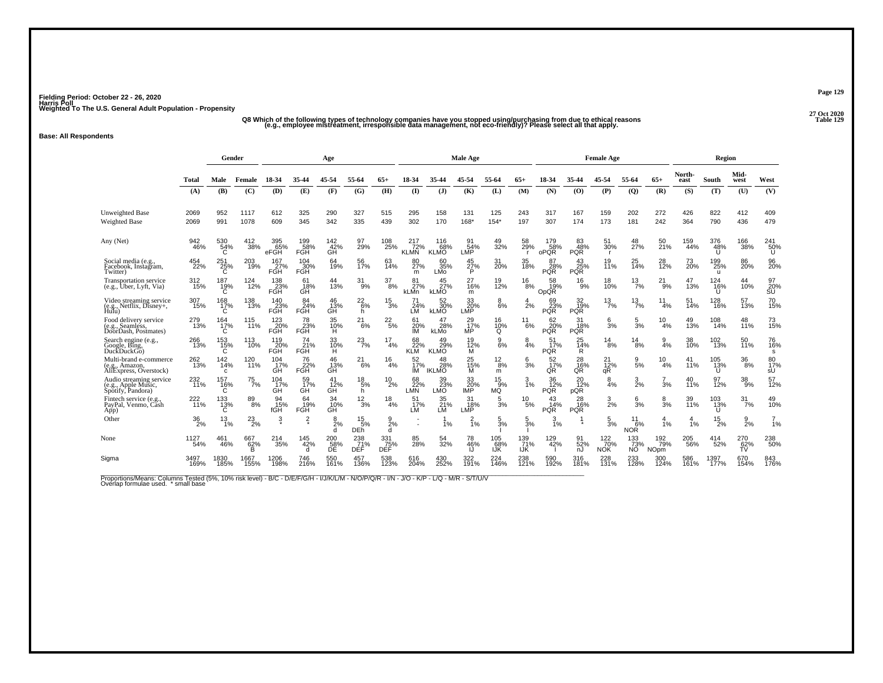Fielding Period: October 22 - 26, 2020
Harris Poll
Weighted To The U.S. General Adult Population - Propensity

27 Oct 2020
Table 129

**Q8 Which of the following types of technology companies have you stopped using/purchasing from due to ethical reasons (e.g., employee mistreatment, irresponsible data management, not eco-friendly)? Please select all that apply.**

**Base: All Respondents**

| | Total | Gender | | Age | | | | | Male Age | | | | | Female Age | | | | | Region | | | |
|---|---|---|---|---|---|---|---|---|---|---|---|---|---|---|---|---|---|---|---|---|---|---|
| | Total | Male | Female | 18-34 | 35-44 | 45-54 | 55-64 | 65+ | 18-34 | 35-44 | 45-54 | 55-64 | 65+ | 18-34 | 35-44 | 45-54 | 55-64 | 65+ | North-east | South | Mid-west | West |
| | (A) | (B) | (C) | (D) | (E) | (F) | (G) | (H) | (I) | (J) | (K) | (L) | (M) | (N) | (O) | (P) | (Q) | (R) | (S) | (T) | (U) | (V) |
| Unweighted Base | 2069 | 952 | 1117 | 612 | 325 | 290 | 327 | 515 | 295 | 158 | 131 | 125 | 243 | 317 | 167 | 159 | 202 | 272 | 426 | 822 | 412 | 409 |
| Weighted Base | 2069 | 991 | 1078 | 609 | 345 | 342 | 335 | 439 | 302 | 170 | 168* | 154* | 197 | 307 | 174 | 173 | 181 | 242 | 364 | 790 | 436 | 479 |
| Any (Net) | 942 46% | 530 54% C | 412 38% | 395 65% eFGH | 199 58% FGH | 142 42% GH | 97 29% | 108 25% | 217 72% KLMN | 116 68% KLMO | 91 54% LMP | 49 32% | 58 29% r | 179 58% oPQR | 83 48% PQR | 51 30% r | 48 27% | 50 21% | 159 44% | 376 48% U | 166 38% | 241 50% U |
| Social media (e.g., Facebook, Instagram, Twitter) | 454 22% | 251 25% C | 203 19% | 167 27% FGH | 104 30% FGH | 64 19% | 56 17% | 63 14% | 80 27% m | 60 35% LMo | 45 27% P | 31 20% | 35 18% | 87 28% PQR | 43 25% PQR | 19 11% | 25 14% | 28 12% | 73 20% | 199 25% u | 86 20% | 96 20% |
| Transportation service (e.g., Uber, Lyft, Via) | 312 15% | 187 19% C | 124 12% | 138 23% FGH | 61 18% GH | 44 13% | 31 9% | 37 8% | 81 27% kLMn | 45 27% kLMO | 27 16% m | 19 12% | 16 8% | 58 19% OpQR | 16 9% | 18 10% | 13 7% | 21 9% | 47 13% | 124 16% U | 44 10% | 97 20% SU |
| Video streaming service (e.g., Netflix, Disney+, Hulu) | 307 15% | 168 17% C | 138 13% | 140 23% FGH | 84 24% FGH | 46 13% GH | 22 6% h | 15 3% | 71 24% LM | 52 30% kLMO | 33 20% LMP | 8 6% | 4 2% | 69 23% PQR | 32 19% PQR | 13 7% | 13 7% | 11 4% | 51 14% | 128 16% | 57 13% | 70 15% |
| Food delivery service (e.g., Seamless, DoorDash, Postmates) | 279 13% | 164 17% C | 115 11% | 123 20% FGH | 78 23% FGH | 35 10% H | 21 6% | 22 5% | 61 20% IM | 47 28% kLMo | 29 17% MP | 16 10% Q | 11 6% | 62 20% PQR | 31 18% PQR | 6 3% | 5 3% | 10 4% | 49 13% | 108 14% | 48 11% | 73 15% |
| Search engine (e.g., Google, Bing, DuckDuckGo) | 266 13% | 153 15% C | 113 10% | 119 20% FGH | 74 21% FGH | 33 10% H | 23 7% | 17 4% | 68 22% KLM | 49 29% KLMO | 19 12% M | 9 6% | 8 4% | 51 17% PQR | 25 14% R | 14 8% | 14 8% | 9 4% | 38 10% | 102 13% | 50 11% | 76 16% s |
| Multi-brand e-commerce (e.g., Amazon, AliExpress, Overstock) | 262 13% | 142 14% c | 120 11% | 104 17% GH | 76 22% FGH | 46 13% GH | 21 6% | 16 4% | 52 17% lM | 48 28% IKLMO | 25 15% M | 12 8% m | 6 3% | 52 17% QR | 28 16% QR | 21 12% qR | 9 5% | 10 4% | 41 11% | 105 13% U | 36 8% | 80 17% sU |
| Audio streaming service (e.g., Apple Music, Spotify, Pandora) | 232 11% | 157 16% C | 75 7% | 104 17% GH | 59 17% GH | 41 12% GH | 18 5% h | 10 2% | 68 22% LMN | 39 23% LMO | 33 20% IMP | 15 9% MQ | 3 1% | 36 12% PQR | 20 12% pQR | 8 4% | 3 2% | 7 3% | 40 11% | 97 12% | 38 9% | 57 12% |
| Fintech service (e.g., PayPal, Venmo, Cash App) | 222 11% | 133 13% C | 89 8% | 94 15% fGH | 64 19% FGH | 34 10% GH | 12 3% | 18 4% | 51 17% LM | 35 21% LM | 31 18% LMP | 5 3% | 10 5% | 43 14% PQR | 28 16% PQR | 3 2% | 6 3% | 8 3% | 39 11% | 103 13% U | 31 7% | 49 10% |
| Other | 36 2% | 13 1% | 23 2% | 3 * | 2 * | 8 2% d | 15 5% DEh | 9 2% d | - - | 1 1% | 2 1% | 5 3% | 5 3% I | 3 1% | 1 * | 5 3% | 11 6% NOR | 4 1% | 4 1% | 15 2% | 9 2% | 7 1% |
| None | 1127 54% | 461 46% | 667 62% B | 214 35% | 145 42% d | 200 58% DE | 238 71% DEF | 331 75% DEF | 85 28% | 54 32% | 78 46% IJ | 105 68% IJK | 139 71% IJK | 129 42% | 91 52% nJ | 122 70% NOK | 133 73% NO | 192 79% NOpm | 205 56% | 414 52% | 270 62% TV | 238 50% |
| Sigma | 3497 169% | 1830 185% | 1667 155% | 1206 198% | 746 216% | 550 161% | 457 136% | 538 123% | 616 204% | 430 252% | 322 191% | 224 146% | 238 121% | 590 192% | 316 181% | 228 131% | 233 128% | 300 124% | 586 161% | 1397 177% | 670 154% | 843 176% |

Proportions/Means: Columns Tested (5%, 10% risk level) - B/C - D/E/F/G/H - I/J/K/L/M - N/O/P/Q/R - I/N - J/O - K/P - L/Q - M/R - S/T/U/V
Overlap formulae used. * small base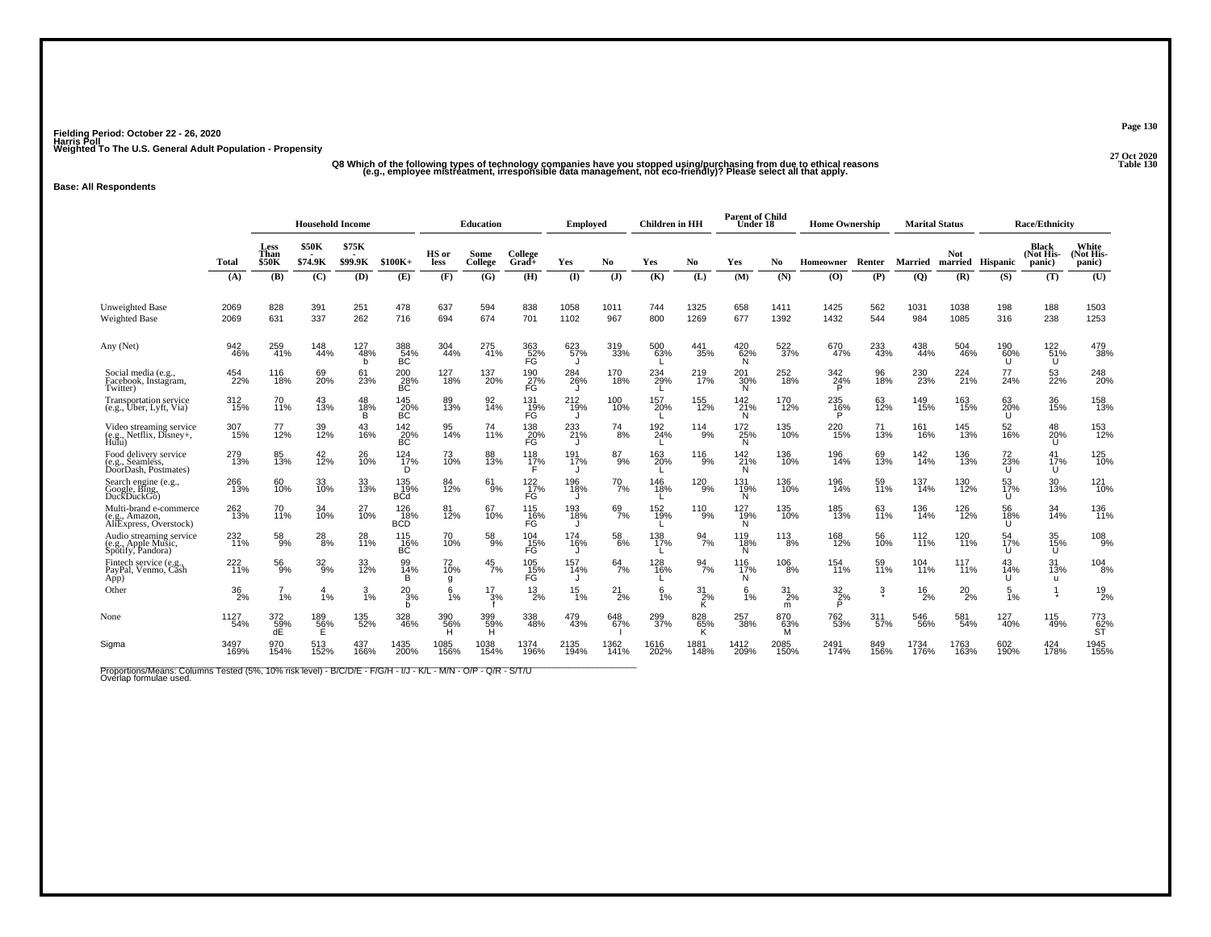Fielding Period: October 22 - 26, 2020
Harris Poll
Weighted To The U.S. General Adult Population - Propensity

27 Oct 2020
Table 130

Q8 Which of the following types of technology companies have you stopped using/purchasing from due to ethical reasons (e.g., employee mistreatment, irresponsible data management, not eco-friendly)? Please select all that apply.

Base: All Respondents

| | Total | Household Income: Less Than $50K | Household Income: $50K - $74.9K | Household Income: $75K - $99.9K | Household Income: $100K+ | Education: HS or less | Education: Some College | Education: College Grad+ | Employed: Yes | Employed: No | Children in HH: Yes | Children in HH: No | Parent of Child Under 18: Yes | Parent of Child Under 18: No | Home Ownership: Homeowner | Home Ownership: Renter | Marital Status: Married | Marital Status: Not married | Race/Ethnicity: Hispanic | Race/Ethnicity: Black (Not His-panic) | Race/Ethnicity: White (Not His-panic) |
|---|---|---|---|---|---|---|---|---|---|---|---|---|---|---|---|---|---|---|---|---|---|
| | (A) | (B) | (C) | (D) | (E) | (F) | (G) | (H) | (I) | (J) | (K) | (L) | (M) | (N) | (O) | (P) | (Q) | (R) | (S) | (T) | (U) |
| Unweighted Base | 2069 | 828 | 391 | 251 | 478 | 637 | 594 | 838 | 1058 | 1011 | 744 | 1325 | 658 | 1411 | 1425 | 562 | 1031 | 1038 | 198 | 188 | 1503 |
| Weighted Base | 2069 | 631 | 337 | 262 | 716 | 694 | 674 | 701 | 1102 | 967 | 800 | 1269 | 677 | 1392 | 1432 | 544 | 984 | 1085 | 316 | 238 | 1253 |
| Any (Net) | 942 46% | 259 41% | 148 44% | 127 48% b | 388 54% BC | 304 44% | 275 41% | 363 52% FG | 623 57% J | 319 33% | 500 63% L | 441 35% | 420 62% N | 522 37% | 670 47% | 233 43% | 438 44% | 504 46% | 190 60% U | 122 51% U | 479 38% |
| Social media (e.g., Facebook, Instagram, Twitter) | 454 22% | 116 18% | 69 20% | 61 23% | 200 28% BC | 127 18% | 137 20% | 190 27% FG | 284 26% J | 170 18% | 234 29% L | 219 17% | 201 30% N | 252 18% | 342 24% P | 96 18% | 230 23% | 224 21% | 77 24% | 53 22% | 248 20% |
| Transportation service (e.g., Uber, Lyft, Via) | 312 15% | 70 11% | 43 13% | 48 18% B | 145 20% BC | 89 13% | 92 14% | 131 19% FG | 212 19% J | 100 10% | 157 20% L | 155 12% | 142 21% N | 170 12% | 235 16% P | 63 12% | 149 15% | 163 15% | 63 20% U | 36 15% | 158 13% |
| Video streaming service (e.g., Netflix, Disney+, Hulu) | 307 15% | 77 12% | 39 12% | 43 16% | 142 20% BC | 95 14% | 74 11% | 138 20% FG | 233 21% J | 74 8% | 192 24% L | 114 9% | 172 25% N | 135 10% | 220 15% | 71 13% | 161 16% | 145 13% | 52 16% | 48 20% U | 153 12% |
| Food delivery service (e.g., Seamless, DoorDash, Postmates) | 279 13% | 85 13% | 42 12% | 26 10% | 124 17% D | 73 10% | 88 13% | 118 17% F | 191 17% J | 87 9% | 163 20% L | 116 9% | 142 21% N | 136 10% | 196 14% | 69 13% | 142 14% | 136 13% | 72 23% U | 41 17% U | 125 10% |
| Search engine (e.g., Google, Bing, DuckDuckGo) | 266 13% | 60 10% | 33 10% | 33 13% | 135 19% BCd | 84 12% | 61 9% | 122 17% FG | 196 18% J | 70 7% | 146 18% L | 120 9% | 131 19% N | 136 10% | 196 14% | 59 11% | 137 14% | 130 12% | 53 17% U | 30 13% | 121 10% |
| Multi-brand e-commerce (e.g., Amazon, AliExpress, Overstock) | 262 13% | 70 11% | 34 10% | 27 10% | 126 18% BCD | 81 12% | 67 10% | 115 16% FG | 193 18% J | 69 7% | 152 19% L | 110 9% | 127 19% N | 135 10% | 185 13% | 63 11% | 136 14% | 126 12% | 56 18% U | 34 14% | 136 11% |
| Audio streaming service (e.g., Apple Music, Spotify, Pandora) | 232 11% | 58 9% | 28 8% | 28 11% | 115 16% BC | 70 10% | 58 9% | 104 15% FG | 174 16% J | 58 6% | 138 17% L | 94 7% | 119 18% N | 113 8% | 168 12% | 56 10% | 112 11% | 120 11% | 54 17% U | 35 15% U | 108 9% |
| Fintech service (e.g., PayPal, Venmo, Cash App) | 222 11% | 56 9% | 32 9% | 33 12% | 99 14% B | 72 10% g | 45 7% | 105 15% FG | 157 14% J | 64 7% | 128 16% L | 94 7% | 116 17% N | 106 8% | 154 11% | 59 11% | 104 11% | 117 11% | 43 14% U | 31 13% u | 104 8% |
| Other | 36 2% | 7 1% | 4 1% | 3 1% | 20 3% b | 6 1% | 17 3% f | 13 2% | 15 1% | 21 2% | 6 1% | 31 2% K | 6 1% | 31 2% m | 32 2% P | 3 * | 16 2% | 20 2% | 5 1% | 1 * | 19 2% |
| None | 1127 54% | 372 59% dE | 189 56% E | 135 52% | 328 46% | 390 56% H | 399 59% H | 338 48% | 479 43% | 648 67% I | 299 37% | 828 65% K | 257 38% | 870 63% M | 762 53% | 311 57% | 546 56% | 581 54% | 127 40% | 115 49% | 773 62% ST |
| Sigma | 3497 169% | 970 154% | 513 152% | 437 166% | 1435 200% | 1085 156% | 1038 154% | 1374 196% | 2135 194% | 1362 141% | 1616 202% | 1881 148% | 1412 209% | 2085 150% | 2491 174% | 849 156% | 1734 176% | 1763 163% | 602 190% | 424 178% | 1945 155% |

Proportions/Means: Columns Tested (5%, 10% risk level) - B/C/D/E - F/G/H - I/J - K/L - M/N - O/P - Q/R - S/T/U
Overlap formulae used.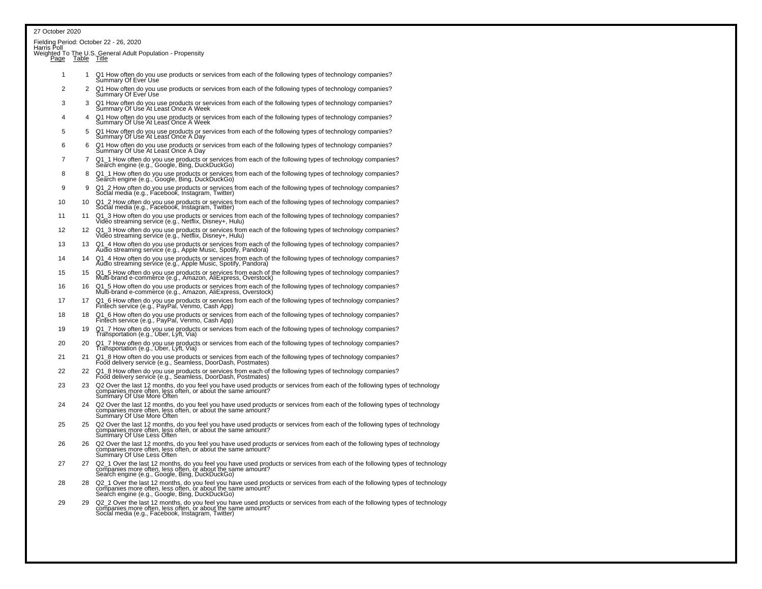27 October 2020

Fielding Period: October 22 - 26, 2020
Harris Poll
Weighted To The U.S. General Adult Population - Propensity

| Page | Table | Title |
|---|---|---|
| 1 | 1 | Q1 How often do you use products or services from each of the following types of technology companies? Summary Of Ever Use |
| 2 | 2 | Q1 How often do you use products or services from each of the following types of technology companies? Summary Of Ever Use |
| 3 | 3 | Q1 How often do you use products or services from each of the following types of technology companies? Summary Of Use At Least Once A Week |
| 4 | 4 | Q1 How often do you use products or services from each of the following types of technology companies? Summary Of Use At Least Once A Week |
| 5 | 5 | Q1 How often do you use products or services from each of the following types of technology companies? Summary Of Use At Least Once A Day |
| 6 | 6 | Q1 How often do you use products or services from each of the following types of technology companies? Summary Of Use At Least Once A Day |
| 7 | 7 | Q1_1 How often do you use products or services from each of the following types of technology companies? Search engine (e.g., Google, Bing, DuckDuckGo) |
| 8 | 8 | Q1_1 How often do you use products or services from each of the following types of technology companies? Search engine (e.g., Google, Bing, DuckDuckGo) |
| 9 | 9 | Q1_2 How often do you use products or services from each of the following types of technology companies? Social media (e.g., Facebook, Instagram, Twitter) |
| 10 | 10 | Q1_2 How often do you use products or services from each of the following types of technology companies? Social media (e.g., Facebook, Instagram, Twitter) |
| 11 | 11 | Q1_3 How often do you use products or services from each of the following types of technology companies? Video streaming service (e.g., Netflix, Disney+, Hulu) |
| 12 | 12 | Q1_3 How often do you use products or services from each of the following types of technology companies? Video streaming service (e.g., Netflix, Disney+, Hulu) |
| 13 | 13 | Q1_4 How often do you use products or services from each of the following types of technology companies? Audio streaming service (e.g., Apple Music, Spotify, Pandora) |
| 14 | 14 | Q1_4 How often do you use products or services from each of the following types of technology companies? Audio streaming service (e.g., Apple Music, Spotify, Pandora) |
| 15 | 15 | Q1_5 How often do you use products or services from each of the following types of technology companies? Multi-brand e-commerce (e.g., Amazon, AliExpress, Overstock) |
| 16 | 16 | Q1_5 How often do you use products or services from each of the following types of technology companies? Multi-brand e-commerce (e.g., Amazon, AliExpress, Overstock) |
| 17 | 17 | Q1_6 How often do you use products or services from each of the following types of technology companies? Fintech service (e.g., PayPal, Venmo, Cash App) |
| 18 | 18 | Q1_6 How often do you use products or services from each of the following types of technology companies? Fintech service (e.g., PayPal, Venmo, Cash App) |
| 19 | 19 | Q1_7 How often do you use products or services from each of the following types of technology companies? Transportation (e.g., Uber, Lyft, Via) |
| 20 | 20 | Q1_7 How often do you use products or services from each of the following types of technology companies? Transportation (e.g., Uber, Lyft, Via) |
| 21 | 21 | Q1_8 How often do you use products or services from each of the following types of technology companies? Food delivery service (e.g., Seamless, DoorDash, Postmates) |
| 22 | 22 | Q1_8 How often do you use products or services from each of the following types of technology companies? Food delivery service (e.g., Seamless, DoorDash, Postmates) |
| 23 | 23 | Q2 Over the last 12 months, do you feel you have used products or services from each of the following types of technology companies more often, less often, or about the same amount? Summary Of Use More Often |
| 24 | 24 | Q2 Over the last 12 months, do you feel you have used products or services from each of the following types of technology companies more often, less often, or about the same amount? Summary Of Use More Often |
| 25 | 25 | Q2 Over the last 12 months, do you feel you have used products or services from each of the following types of technology companies more often, less often, or about the same amount? Summary Of Use Less Often |
| 26 | 26 | Q2 Over the last 12 months, do you feel you have used products or services from each of the following types of technology companies more often, less often, or about the same amount? Summary Of Use Less Often |
| 27 | 27 | Q2_1 Over the last 12 months, do you feel you have used products or services from each of the following types of technology companies more often, less often, or about the same amount? Search engine (e.g., Google, Bing, DuckDuckGo) |
| 28 | 28 | Q2_1 Over the last 12 months, do you feel you have used products or services from each of the following types of technology companies more often, less often, or about the same amount? Search engine (e.g., Google, Bing, DuckDuckGo) |
| 29 | 29 | Q2_2 Over the last 12 months, do you feel you have used products or services from each of the following types of technology companies more often, less often, or about the same amount? Social media (e.g., Facebook, Instagram, Twitter) |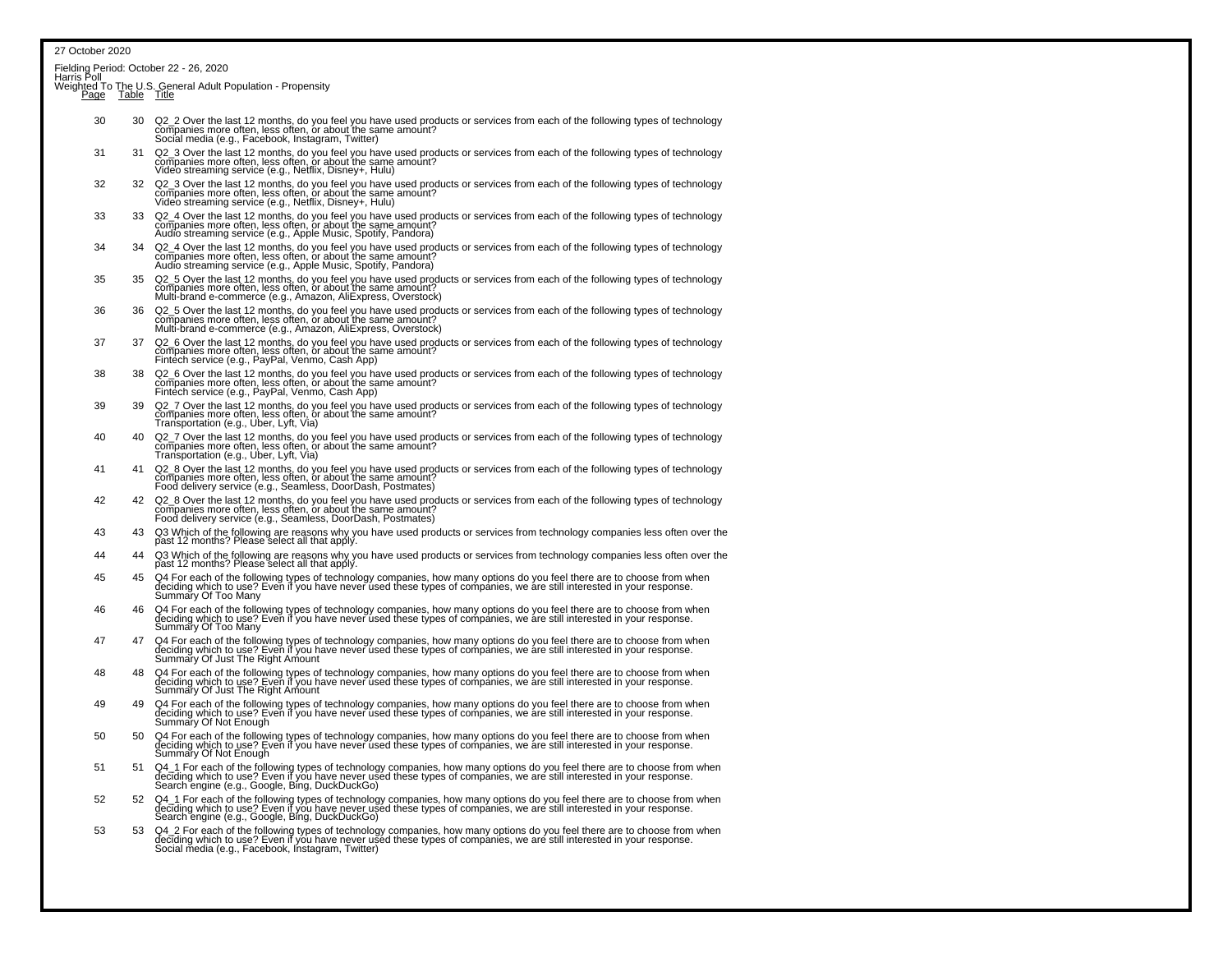27 October 2020

Fielding Period: October 22 - 26, 2020
Harris Poll
Weighted To The U.S. General Adult Population - Propensity

| Page | Table | Title |
|---|---|---|
| 30 | 30 | Q2_2 Over the last 12 months, do you feel you have used products or services from each of the following types of technology companies more often, less often, or about the same amount? Social media (e.g., Facebook, Instagram, Twitter) |
| 31 | 31 | Q2_3 Over the last 12 months, do you feel you have used products or services from each of the following types of technology companies more often, less often, or about the same amount? Video streaming service (e.g., Netflix, Disney+, Hulu) |
| 32 | 32 | Q2_3 Over the last 12 months, do you feel you have used products or services from each of the following types of technology companies more often, less often, or about the same amount? Video streaming service (e.g., Netflix, Disney+, Hulu) |
| 33 | 33 | Q2_4 Over the last 12 months, do you feel you have used products or services from each of the following types of technology companies more often, less often, or about the same amount? Audio streaming service (e.g., Apple Music, Spotify, Pandora) |
| 34 | 34 | Q2_4 Over the last 12 months, do you feel you have used products or services from each of the following types of technology companies more often, less often, or about the same amount? Audio streaming service (e.g., Apple Music, Spotify, Pandora) |
| 35 | 35 | Q2_5 Over the last 12 months, do you feel you have used products or services from each of the following types of technology companies more often, less often, or about the same amount? Multi-brand e-commerce (e.g., Amazon, AliExpress, Overstock) |
| 36 | 36 | Q2_5 Over the last 12 months, do you feel you have used products or services from each of the following types of technology companies more often, less often, or about the same amount? Multi-brand e-commerce (e.g., Amazon, AliExpress, Overstock) |
| 37 | 37 | Q2_6 Over the last 12 months, do you feel you have used products or services from each of the following types of technology companies more often, less often, or about the same amount? Fintech service (e.g., PayPal, Venmo, Cash App) |
| 38 | 38 | Q2_6 Over the last 12 months, do you feel you have used products or services from each of the following types of technology companies more often, less often, or about the same amount? Fintech service (e.g., PayPal, Venmo, Cash App) |
| 39 | 39 | Q2_7 Over the last 12 months, do you feel you have used products or services from each of the following types of technology companies more often, less often, or about the same amount? Transportation (e.g., Uber, Lyft, Via) |
| 40 | 40 | Q2_7 Over the last 12 months, do you feel you have used products or services from each of the following types of technology companies more often, less often, or about the same amount? Transportation (e.g., Uber, Lyft, Via) |
| 41 | 41 | Q2_8 Over the last 12 months, do you feel you have used products or services from each of the following types of technology companies more often, less often, or about the same amount? Food delivery service (e.g., Seamless, DoorDash, Postmates) |
| 42 | 42 | Q2_8 Over the last 12 months, do you feel you have used products or services from each of the following types of technology companies more often, less often, or about the same amount? Food delivery service (e.g., Seamless, DoorDash, Postmates) |
| 43 | 43 | Q3 Which of the following are reasons why you have used products or services from technology companies less often over the past 12 months? Please select all that apply. |
| 44 | 44 | Q3 Which of the following are reasons why you have used products or services from technology companies less often over the past 12 months? Please select all that apply. |
| 45 | 45 | Q4 For each of the following types of technology companies, how many options do you feel there are to choose from when deciding which to use? Even if you have never used these types of companies, we are still interested in your response. Summary Of Too Many |
| 46 | 46 | Q4 For each of the following types of technology companies, how many options do you feel there are to choose from when deciding which to use? Even if you have never used these types of companies, we are still interested in your response. Summary Of Too Many |
| 47 | 47 | Q4 For each of the following types of technology companies, how many options do you feel there are to choose from when deciding which to use? Even if you have never used these types of companies, we are still interested in your response. Summary Of Just The Right Amount |
| 48 | 48 | Q4 For each of the following types of technology companies, how many options do you feel there are to choose from when deciding which to use? Even if you have never used these types of companies, we are still interested in your response. Summary Of Just The Right Amount |
| 49 | 49 | Q4 For each of the following types of technology companies, how many options do you feel there are to choose from when deciding which to use? Even if you have never used these types of companies, we are still interested in your response. Summary Of Not Enough |
| 50 | 50 | Q4 For each of the following types of technology companies, how many options do you feel there are to choose from when deciding which to use? Even if you have never used these types of companies, we are still interested in your response. Summary Of Not Enough |
| 51 | 51 | Q4_1 For each of the following types of technology companies, how many options do you feel there are to choose from when deciding which to use? Even if you have never used these types of companies, we are still interested in your response. Search engine (e.g., Google, Bing, DuckDuckGo) |
| 52 | 52 | Q4_1 For each of the following types of technology companies, how many options do you feel there are to choose from when deciding which to use? Even if you have never used these types of companies, we are still interested in your response. Search engine (e.g., Google, Bing, DuckDuckGo) |
| 53 | 53 | Q4_2 For each of the following types of technology companies, how many options do you feel there are to choose from when deciding which to use? Even if you have never used these types of companies, we are still interested in your response. Social media (e.g., Facebook, Instagram, Twitter) |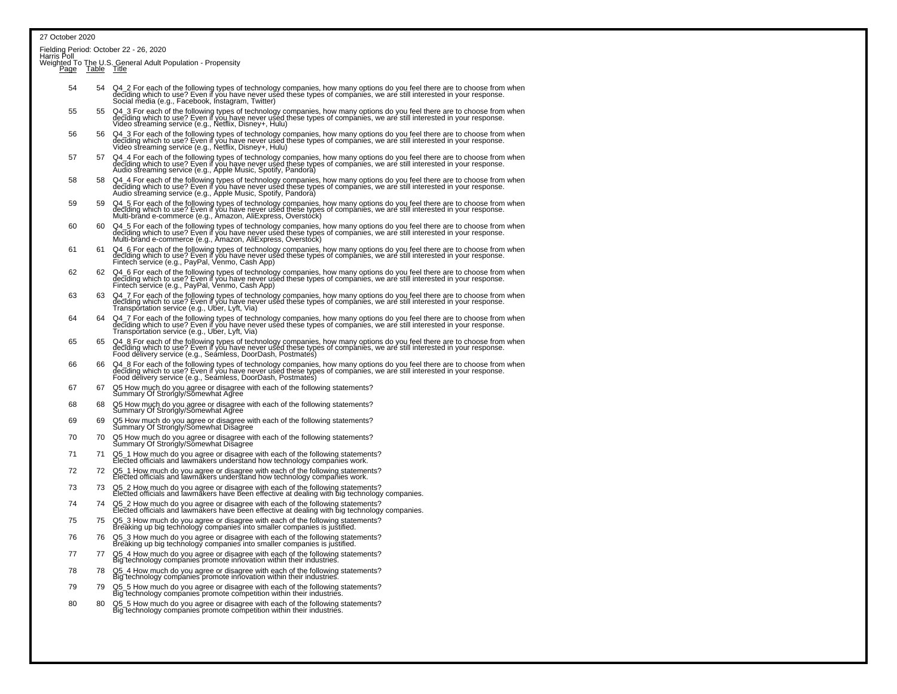27 October 2020

Fielding Period: October 22 - 26, 2020
Harris Poll
Weighted To The U.S. General Adult Population - Propensity

| Page | Table | Title |
|---|---|---|
| 54 | 54 | Q4_2 For each of the following types of technology companies, how many options do you feel there are to choose from when deciding which to use? Even if you have never used these types of companies, we are still interested in your response. Social media (e.g., Facebook, Instagram, Twitter) |
| 55 | 55 | Q4_3 For each of the following types of technology companies, how many options do you feel there are to choose from when deciding which to use? Even if you have never used these types of companies, we are still interested in your response. Video streaming service (e.g., Netflix, Disney+, Hulu) |
| 56 | 56 | Q4_3 For each of the following types of technology companies, how many options do you feel there are to choose from when deciding which to use? Even if you have never used these types of companies, we are still interested in your response. Video streaming service (e.g., Netflix, Disney+, Hulu) |
| 57 | 57 | Q4_4 For each of the following types of technology companies, how many options do you feel there are to choose from when deciding which to use? Even if you have never used these types of companies, we are still interested in your response. Audio streaming service (e.g., Apple Music, Spotify, Pandora) |
| 58 | 58 | Q4_4 For each of the following types of technology companies, how many options do you feel there are to choose from when deciding which to use? Even if you have never used these types of companies, we are still interested in your response. Audio streaming service (e.g., Apple Music, Spotify, Pandora) |
| 59 | 59 | Q4_5 For each of the following types of technology companies, how many options do you feel there are to choose from when deciding which to use? Even if you have never used these types of companies, we are still interested in your response. Multi-brand e-commerce (e.g., Amazon, AliExpress, Overstock) |
| 60 | 60 | Q4_5 For each of the following types of technology companies, how many options do you feel there are to choose from when deciding which to use? Even if you have never used these types of companies, we are still interested in your response. Multi-brand e-commerce (e.g., Amazon, AliExpress, Overstock) |
| 61 | 61 | Q4_6 For each of the following types of technology companies, how many options do you feel there are to choose from when deciding which to use? Even if you have never used these types of companies, we are still interested in your response. Fintech service (e.g., PayPal, Venmo, Cash App) |
| 62 | 62 | Q4_6 For each of the following types of technology companies, how many options do you feel there are to choose from when deciding which to use? Even if you have never used these types of companies, we are still interested in your response. Fintech service (e.g., PayPal, Venmo, Cash App) |
| 63 | 63 | Q4_7 For each of the following types of technology companies, how many options do you feel there are to choose from when deciding which to use? Even if you have never used these types of companies, we are still interested in your response. Transportation service (e.g., Uber, Lyft, Via) |
| 64 | 64 | Q4_7 For each of the following types of technology companies, how many options do you feel there are to choose from when deciding which to use? Even if you have never used these types of companies, we are still interested in your response. Transportation service (e.g., Uber, Lyft, Via) |
| 65 | 65 | Q4_8 For each of the following types of technology companies, how many options do you feel there are to choose from when deciding which to use? Even if you have never used these types of companies, we are still interested in your response. Food delivery service (e.g., Seamless, DoorDash, Postmates) |
| 66 | 66 | Q4_8 For each of the following types of technology companies, how many options do you feel there are to choose from when deciding which to use? Even if you have never used these types of companies, we are still interested in your response. Food delivery service (e.g., Seamless, DoorDash, Postmates) |
| 67 | 67 | Q5 How much do you agree or disagree with each of the following statements? Summary Of Strongly/Somewhat Agree |
| 68 | 68 | Q5 How much do you agree or disagree with each of the following statements? Summary Of Strongly/Somewhat Agree |
| 69 | 69 | Q5 How much do you agree or disagree with each of the following statements? Summary Of Strongly/Somewhat Disagree |
| 70 | 70 | Q5 How much do you agree or disagree with each of the following statements? Summary Of Strongly/Somewhat Disagree |
| 71 | 71 | Q5_1 How much do you agree or disagree with each of the following statements? Elected officials and lawmakers understand how technology companies work. |
| 72 | 72 | Q5_1 How much do you agree or disagree with each of the following statements? Elected officials and lawmakers understand how technology companies work. |
| 73 | 73 | Q5_2 How much do you agree or disagree with each of the following statements? Elected officials and lawmakers have been effective at dealing with big technology companies. |
| 74 | 74 | Q5_2 How much do you agree or disagree with each of the following statements? Elected officials and lawmakers have been effective at dealing with big technology companies. |
| 75 | 75 | Q5_3 How much do you agree or disagree with each of the following statements? Breaking up big technology companies into smaller companies is justified. |
| 76 | 76 | Q5_3 How much do you agree or disagree with each of the following statements? Breaking up big technology companies into smaller companies is justified. |
| 77 | 77 | Q5_4 How much do you agree or disagree with each of the following statements? Big technology companies promote innovation within their industries. |
| 78 | 78 | Q5_4 How much do you agree or disagree with each of the following statements? Big technology companies promote innovation within their industries. |
| 79 | 79 | Q5_5 How much do you agree or disagree with each of the following statements? Big technology companies promote competition within their industries. |
| 80 | 80 | Q5_5 How much do you agree or disagree with each of the following statements? Big technology companies promote competition within their industries. |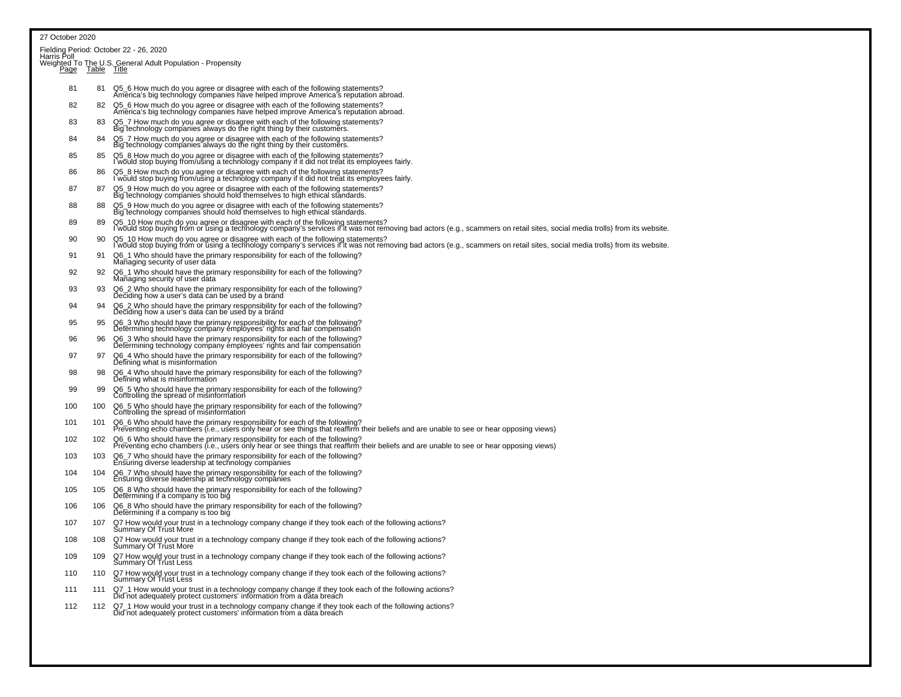27 October 2020

Fielding Period: October 22 - 26, 2020
Harris Poll
Weighted To The U.S. General Adult Population - Propensity

| Page | Table | Title |
|---|---|---|
| 81 | 81 | Q5_6 How much do you agree or disagree with each of the following statements? America's big technology companies have helped improve America's reputation abroad. |
| 82 | 82 | Q5_6 How much do you agree or disagree with each of the following statements? America's big technology companies have helped improve America's reputation abroad. |
| 83 | 83 | Q5_7 How much do you agree or disagree with each of the following statements? Big technology companies always do the right thing by their customers. |
| 84 | 84 | Q5_7 How much do you agree or disagree with each of the following statements? Big technology companies always do the right thing by their customers. |
| 85 | 85 | Q5_8 How much do you agree or disagree with each of the following statements? I would stop buying from/using a technology company if it did not treat its employees fairly. |
| 86 | 86 | Q5_8 How much do you agree or disagree with each of the following statements? I would stop buying from/using a technology company if it did not treat its employees fairly. |
| 87 | 87 | Q5_9 How much do you agree or disagree with each of the following statements? Big technology companies should hold themselves to high ethical standards. |
| 88 | 88 | Q5_9 How much do you agree or disagree with each of the following statements? Big technology companies should hold themselves to high ethical standards. |
| 89 | 89 | Q5_10 How much do you agree or disagree with each of the following statements? I would stop buying from or using a technology company's services if it was not removing bad actors (e.g., scammers on retail sites, social media trolls) from its website. |
| 90 | 90 | Q5_10 How much do you agree or disagree with each of the following statements? I would stop buying from or using a technology company's services if it was not removing bad actors (e.g., scammers on retail sites, social media trolls) from its website. |
| 91 | 91 | Q6_1 Who should have the primary responsibility for each of the following? Managing security of user data |
| 92 | 92 | Q6_1 Who should have the primary responsibility for each of the following? Managing security of user data |
| 93 | 93 | Q6_2 Who should have the primary responsibility for each of the following? Deciding how a user's data can be used by a brand |
| 94 | 94 | Q6_2 Who should have the primary responsibility for each of the following? Deciding how a user's data can be used by a brand |
| 95 | 95 | Q6_3 Who should have the primary responsibility for each of the following? Determining technology company employees' rights and fair compensation |
| 96 | 96 | Q6_3 Who should have the primary responsibility for each of the following? Determining technology company employees' rights and fair compensation |
| 97 | 97 | Q6_4 Who should have the primary responsibility for each of the following? Defining what is misinformation |
| 98 | 98 | Q6_4 Who should have the primary responsibility for each of the following? Defining what is misinformation |
| 99 | 99 | Q6_5 Who should have the primary responsibility for each of the following? Controlling the spread of misinformation |
| 100 | 100 | Q6_5 Who should have the primary responsibility for each of the following? Controlling the spread of misinformation |
| 101 | 101 | Q6_6 Who should have the primary responsibility for each of the following? Preventing echo chambers (i.e., users only hear or see things that reaffirm their beliefs and are unable to see or hear opposing views) |
| 102 | 102 | Q6_6 Who should have the primary responsibility for each of the following? Preventing echo chambers (i.e., users only hear or see things that reaffirm their beliefs and are unable to see or hear opposing views) |
| 103 | 103 | Q6_7 Who should have the primary responsibility for each of the following? Ensuring diverse leadership at technology companies |
| 104 | 104 | Q6_7 Who should have the primary responsibility for each of the following? Ensuring diverse leadership at technology companies |
| 105 | 105 | Q6_8 Who should have the primary responsibility for each of the following? Determining if a company is too big |
| 106 | 106 | Q6_8 Who should have the primary responsibility for each of the following? Determining if a company is too big |
| 107 | 107 | Q7 How would your trust in a technology company change if they took each of the following actions? Summary Of Trust More |
| 108 | 108 | Q7 How would your trust in a technology company change if they took each of the following actions? Summary Of Trust More |
| 109 | 109 | Q7 How would your trust in a technology company change if they took each of the following actions? Summary Of Trust Less |
| 110 | 110 | Q7 How would your trust in a technology company change if they took each of the following actions? Summary Of Trust Less |
| 111 | 111 | Q7_1 How would your trust in a technology company change if they took each of the following actions? Did not adequately protect customers' information from a data breach |
| 112 | 112 | Q7_1 How would your trust in a technology company change if they took each of the following actions? Did not adequately protect customers' information from a data breach |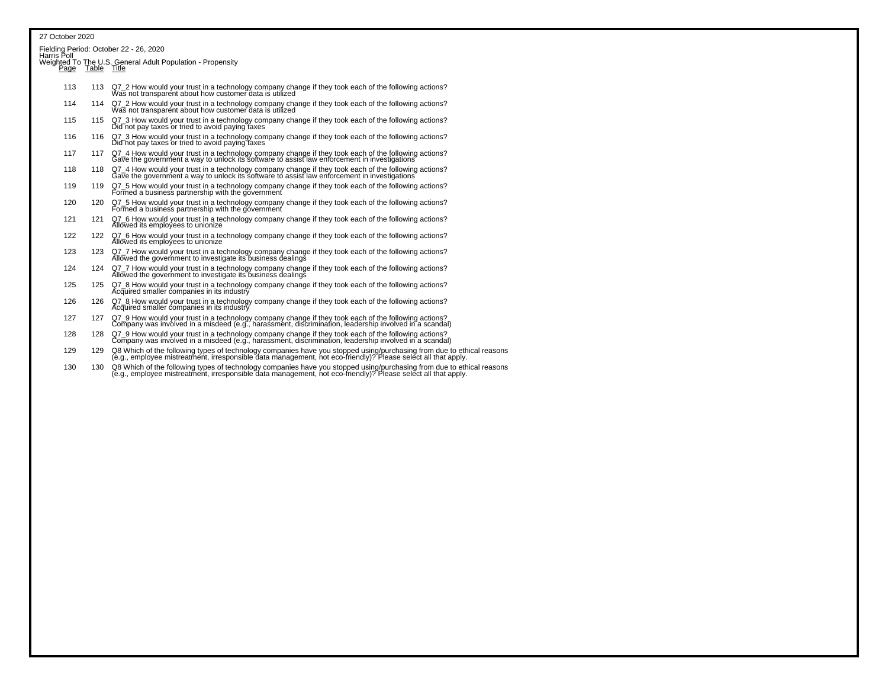27 October 2020

Fielding Period: October 22 - 26, 2020
Harris Poll
Weighted To The U.S. General Adult Population - Propensity

| Page | Table | Title |
|---|---|---|
| 113 | 113 | Q7_2 How would your trust in a technology company change if they took each of the following actions? Was not transparent about how customer data is utilized |
| 114 | 114 | Q7_2 How would your trust in a technology company change if they took each of the following actions? Was not transparent about how customer data is utilized |
| 115 | 115 | Q7_3 How would your trust in a technology company change if they took each of the following actions? Did not pay taxes or tried to avoid paying taxes |
| 116 | 116 | Q7_3 How would your trust in a technology company change if they took each of the following actions? Did not pay taxes or tried to avoid paying taxes |
| 117 | 117 | Q7_4 How would your trust in a technology company change if they took each of the following actions? Gave the government a way to unlock its software to assist law enforcement in investigations |
| 118 | 118 | Q7_4 How would your trust in a technology company change if they took each of the following actions? Gave the government a way to unlock its software to assist law enforcement in investigations |
| 119 | 119 | Q7_5 How would your trust in a technology company change if they took each of the following actions? Formed a business partnership with the government |
| 120 | 120 | Q7_5 How would your trust in a technology company change if they took each of the following actions? Formed a business partnership with the government |
| 121 | 121 | Q7_6 How would your trust in a technology company change if they took each of the following actions? Allowed its employees to unionize |
| 122 | 122 | Q7_6 How would your trust in a technology company change if they took each of the following actions? Allowed its employees to unionize |
| 123 | 123 | Q7_7 How would your trust in a technology company change if they took each of the following actions? Allowed the government to investigate its business dealings |
| 124 | 124 | Q7_7 How would your trust in a technology company change if they took each of the following actions? Allowed the government to investigate its business dealings |
| 125 | 125 | Q7_8 How would your trust in a technology company change if they took each of the following actions? Acquired smaller companies in its industry |
| 126 | 126 | Q7_8 How would your trust in a technology company change if they took each of the following actions? Acquired smaller companies in its industry |
| 127 | 127 | Q7_9 How would your trust in a technology company change if they took each of the following actions? Company was involved in a misdeed (e.g., harassment, discrimination, leadership involved in a scandal) |
| 128 | 128 | Q7_9 How would your trust in a technology company change if they took each of the following actions? Company was involved in a misdeed (e.g., harassment, discrimination, leadership involved in a scandal) |
| 129 | 129 | Q8 Which of the following types of technology companies have you stopped using/purchasing from due to ethical reasons (e.g., employee mistreatment, irresponsible data management, not eco-friendly)? Please select all that apply. |
| 130 | 130 | Q8 Which of the following types of technology companies have you stopped using/purchasing from due to ethical reasons (e.g., employee mistreatment, irresponsible data management, not eco-friendly)? Please select all that apply. |